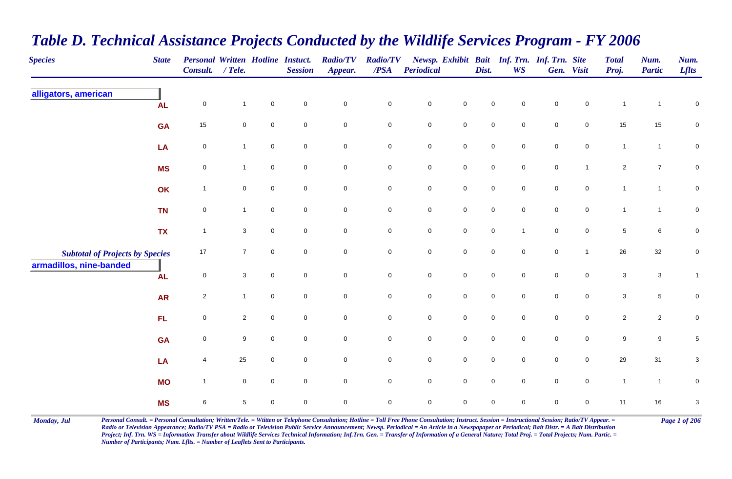# Table D. Technical Assistance Projects Conducted by the Wildlife Services Program - FY 2006

| Species | State | Personal Consult. | Written / Tele. | Hotline | Instuct. Session | Radio/TV Appear. | Radio/TV /PSA | Newsp. Periodical | Exhibit | Bait Dist. | Inf. Trn. WS | Inf. Trn. Gen. | Site Visit | Total Proj. | Num. Partic | Num. Lflts |
|---|---|---|---|---|---|---|---|---|---|---|---|---|---|---|---|---|
| **alligators, american** | | | | | | | | | | | | | | | | |
| | AL | 0 | 1 | 0 | 0 | 0 | 0 | 0 | 0 | 0 | 0 | 0 | 0 | 1 | 1 | 0 |
| | GA | 15 | 0 | 0 | 0 | 0 | 0 | 0 | 0 | 0 | 0 | 0 | 0 | 15 | 15 | 0 |
| | LA | 0 | 1 | 0 | 0 | 0 | 0 | 0 | 0 | 0 | 0 | 0 | 0 | 1 | 1 | 0 |
| | MS | 0 | 1 | 0 | 0 | 0 | 0 | 0 | 0 | 0 | 0 | 0 | 1 | 2 | 7 | 0 |
| | OK | 1 | 0 | 0 | 0 | 0 | 0 | 0 | 0 | 0 | 0 | 0 | 0 | 1 | 1 | 0 |
| | TN | 0 | 1 | 0 | 0 | 0 | 0 | 0 | 0 | 0 | 0 | 0 | 0 | 1 | 1 | 0 |
| | TX | 1 | 3 | 0 | 0 | 0 | 0 | 0 | 0 | 0 | 1 | 0 | 0 | 5 | 6 | 0 |
| *Subtotal of Projects by Species* | | 17 | 7 | 0 | 0 | 0 | 0 | 0 | 0 | 0 | 0 | 0 | 1 | 26 | 32 | 0 |
| **armadillos, nine-banded** | | | | | | | | | | | | | | | | |
| | AL | 0 | 3 | 0 | 0 | 0 | 0 | 0 | 0 | 0 | 0 | 0 | 0 | 3 | 3 | 1 |
| | AR | 2 | 1 | 0 | 0 | 0 | 0 | 0 | 0 | 0 | 0 | 0 | 0 | 3 | 5 | 0 |
| | FL | 0 | 2 | 0 | 0 | 0 | 0 | 0 | 0 | 0 | 0 | 0 | 0 | 2 | 2 | 0 |
| | GA | 0 | 9 | 0 | 0 | 0 | 0 | 0 | 0 | 0 | 0 | 0 | 0 | 9 | 9 | 5 |
| | LA | 4 | 25 | 0 | 0 | 0 | 0 | 0 | 0 | 0 | 0 | 0 | 0 | 29 | 31 | 3 |
| | MO | 1 | 0 | 0 | 0 | 0 | 0 | 0 | 0 | 0 | 0 | 0 | 0 | 1 | 1 | 0 |
| | MS | 6 | 5 | 0 | 0 | 0 | 0 | 0 | 0 | 0 | 0 | 0 | 0 | 11 | 16 | 3 |

*Personal Consult. = Personal Consultation; Written/Tele. = Wtitten or Telephone Consultation; Hotline = Toll Free Phone Consultation; Instruct. Session = Instructional Session; Ratio/TV Appear. = Radio or Television Appearance; Radio/TV PSA = Radio or Television Public Service Announcement; Newsp. Periodical = An Article in a Newspapaper or Periodical; Bait Distr. = A Bait Distribution Project; Inf. Trn. WS = Information Transfer about Wildlife Services Technical Information; Inf.Trn. Gen. = Transfer of Information of a General Nature; Total Proj. = Total Projects; Num. Partic. = Number of Participants; Num. Lflts. = Number of Leaflets Sent to Participants.*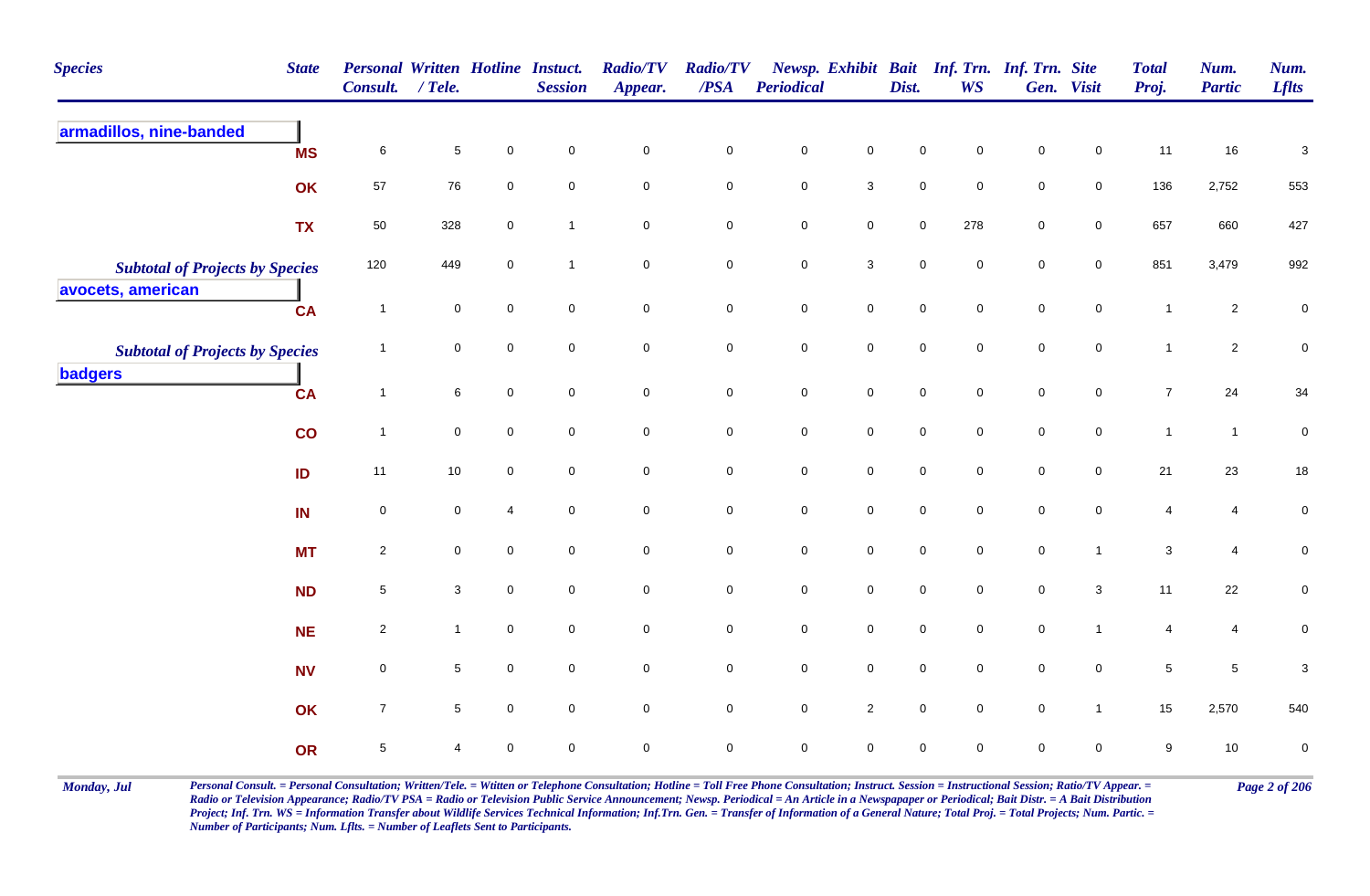| Species | State | Personal Consult. | Written / Tele. | Hotline | Instuct. Session | Radio/TV Appear. | Radio/TV /PSA | Newsp. Periodical | Exhibit | Bait Dist. | Inf. Trn. WS | Inf. Trn. Gen. | Site Visit | Total Proj. | Num. Partic | Num. Lflts |
|---|---|---|---|---|---|---|---|---|---|---|---|---|---|---|---|---|
| **armadillos, nine-banded** | | | | | | | | | | | | | | | | |
| | MS | 6 | 5 | 0 | 0 | 0 | 0 | 0 | 0 | 0 | 0 | 0 | 0 | 11 | 16 | 3 |
| | OK | 57 | 76 | 0 | 0 | 0 | 0 | 0 | 3 | 0 | 0 | 0 | 0 | 136 | 2,752 | 553 |
| | TX | 50 | 328 | 0 | 1 | 0 | 0 | 0 | 0 | 0 | 278 | 0 | 0 | 657 | 660 | 427 |
| *Subtotal of Projects by Species* | | 120 | 449 | 0 | 1 | 0 | 0 | 0 | 3 | 0 | 0 | 0 | 0 | 851 | 3,479 | 992 |
| **avocets, american** | | | | | | | | | | | | | | | | |
| | CA | 1 | 0 | 0 | 0 | 0 | 0 | 0 | 0 | 0 | 0 | 0 | 0 | 1 | 2 | 0 |
| *Subtotal of Projects by Species* | | 1 | 0 | 0 | 0 | 0 | 0 | 0 | 0 | 0 | 0 | 0 | 0 | 1 | 2 | 0 |
| **badgers** | | | | | | | | | | | | | | | | |
| | CA | 1 | 6 | 0 | 0 | 0 | 0 | 0 | 0 | 0 | 0 | 0 | 0 | 7 | 24 | 34 |
| | CO | 1 | 0 | 0 | 0 | 0 | 0 | 0 | 0 | 0 | 0 | 0 | 0 | 1 | 1 | 0 |
| | ID | 11 | 10 | 0 | 0 | 0 | 0 | 0 | 0 | 0 | 0 | 0 | 0 | 21 | 23 | 18 |
| | IN | 0 | 0 | 4 | 0 | 0 | 0 | 0 | 0 | 0 | 0 | 0 | 0 | 4 | 4 | 0 |
| | MT | 2 | 0 | 0 | 0 | 0 | 0 | 0 | 0 | 0 | 0 | 0 | 1 | 3 | 4 | 0 |
| | ND | 5 | 3 | 0 | 0 | 0 | 0 | 0 | 0 | 0 | 0 | 0 | 3 | 11 | 22 | 0 |
| | NE | 2 | 1 | 0 | 0 | 0 | 0 | 0 | 0 | 0 | 0 | 0 | 1 | 4 | 4 | 0 |
| | NV | 0 | 5 | 0 | 0 | 0 | 0 | 0 | 0 | 0 | 0 | 0 | 0 | 5 | 5 | 3 |
| | OK | 7 | 5 | 0 | 0 | 0 | 0 | 0 | 2 | 0 | 0 | 0 | 1 | 15 | 2,570 | 540 |
| | OR | 5 | 4 | 0 | 0 | 0 | 0 | 0 | 0 | 0 | 0 | 0 | 0 | 9 | 10 | 0 |

*Personal Consult. = Personal Consultation; Written/Tele. = Wtitten or Telephone Consultation; Hotline = Toll Free Phone Consultation; Instruct. Session = Instructional Session; Ratio/TV Appear. = Radio or Television Appearance; Radio/TV PSA = Radio or Television Public Service Announcement; Newsp. Periodical = An Article in a Newspapaper or Periodical; Bait Distr. = A Bait Distribution Project; Inf. Trn. WS = Information Transfer about Wildlife Services Technical Information; Inf.Trn. Gen. = Transfer of Information of a General Nature; Total Proj. = Total Projects; Num. Partic. = Number of Participants; Num. Lflts. = Number of Leaflets Sent to Participants.*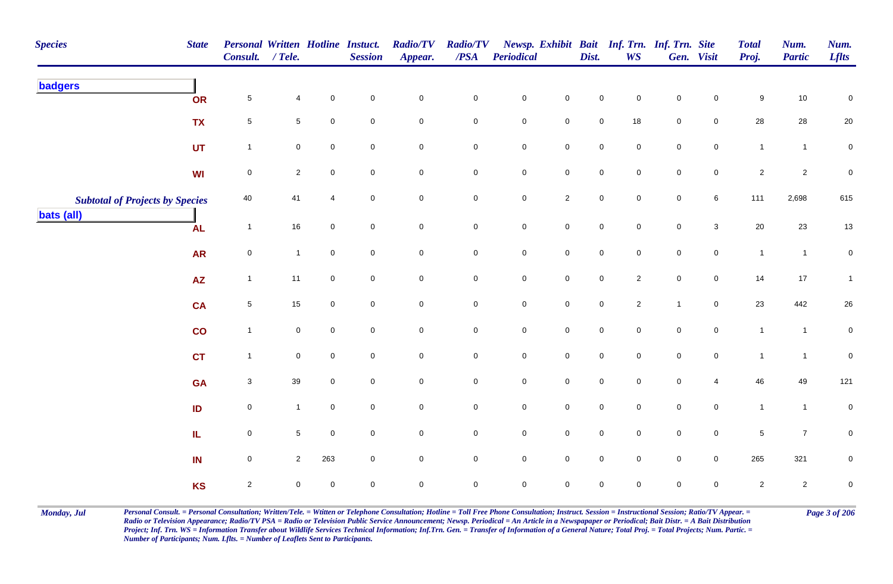| Species | State | Personal Consult. | Written / Tele. | Hotline | Instuct. Session | Radio/TV Appear. | Radio/TV /PSA | Newsp. Periodical | Exhibit | Bait Dist. | Inf. Trn. WS | Inf. Trn. Gen. | Site Visit | Total Proj. | Num. Partic | Num. Lflts |
|---|---|---|---|---|---|---|---|---|---|---|---|---|---|---|---|---|
| **badgers** | | | | | | | | | | | | | | | | |
| | OR | 5 | 4 | 0 | 0 | 0 | 0 | 0 | 0 | 0 | 0 | 0 | 0 | 9 | 10 | 0 |
| | TX | 5 | 5 | 0 | 0 | 0 | 0 | 0 | 0 | 0 | 18 | 0 | 0 | 28 | 28 | 20 |
| | UT | 1 | 0 | 0 | 0 | 0 | 0 | 0 | 0 | 0 | 0 | 0 | 0 | 1 | 1 | 0 |
| | WI | 0 | 2 | 0 | 0 | 0 | 0 | 0 | 0 | 0 | 0 | 0 | 0 | 2 | 2 | 0 |
| *Subtotal of Projects by Species* | | 40 | 41 | 4 | 0 | 0 | 0 | 0 | 2 | 0 | 0 | 0 | 6 | 111 | 2,698 | 615 |
| **bats (all)** | | | | | | | | | | | | | | | | |
| | AL | 1 | 16 | 0 | 0 | 0 | 0 | 0 | 0 | 0 | 0 | 0 | 3 | 20 | 23 | 13 |
| | AR | 0 | 1 | 0 | 0 | 0 | 0 | 0 | 0 | 0 | 0 | 0 | 0 | 1 | 1 | 0 |
| | AZ | 1 | 11 | 0 | 0 | 0 | 0 | 0 | 0 | 0 | 2 | 0 | 0 | 14 | 17 | 1 |
| | CA | 5 | 15 | 0 | 0 | 0 | 0 | 0 | 0 | 0 | 2 | 1 | 0 | 23 | 442 | 26 |
| | CO | 1 | 0 | 0 | 0 | 0 | 0 | 0 | 0 | 0 | 0 | 0 | 0 | 1 | 1 | 0 |
| | CT | 1 | 0 | 0 | 0 | 0 | 0 | 0 | 0 | 0 | 0 | 0 | 0 | 1 | 1 | 0 |
| | GA | 3 | 39 | 0 | 0 | 0 | 0 | 0 | 0 | 0 | 0 | 0 | 4 | 46 | 49 | 121 |
| | ID | 0 | 1 | 0 | 0 | 0 | 0 | 0 | 0 | 0 | 0 | 0 | 0 | 1 | 1 | 0 |
| | IL | 0 | 5 | 0 | 0 | 0 | 0 | 0 | 0 | 0 | 0 | 0 | 0 | 5 | 7 | 0 |
| | IN | 0 | 2 | 263 | 0 | 0 | 0 | 0 | 0 | 0 | 0 | 0 | 0 | 265 | 321 | 0 |
| | KS | 2 | 0 | 0 | 0 | 0 | 0 | 0 | 0 | 0 | 0 | 0 | 0 | 2 | 2 | 0 |

*Personal Consult. = Personal Consultation; Written/Tele. = Wtitten or Telephone Consultation; Hotline = Toll Free Phone Consultation; Instruct. Session = Instructional Session; Ratio/TV Appear. = Radio or Television Appearance; Radio/TV PSA = Radio or Television Public Service Announcement; Newsp. Periodical = An Article in a Newspapaper or Periodical; Bait Distr. = A Bait Distribution Project; Inf. Trn. WS = Information Transfer about Wildlife Services Technical Information; Inf.Trn. Gen. = Transfer of Information of a General Nature; Total Proj. = Total Projects; Num. Partic. = Number of Participants; Num. Lflts. = Number of Leaflets Sent to Participants.*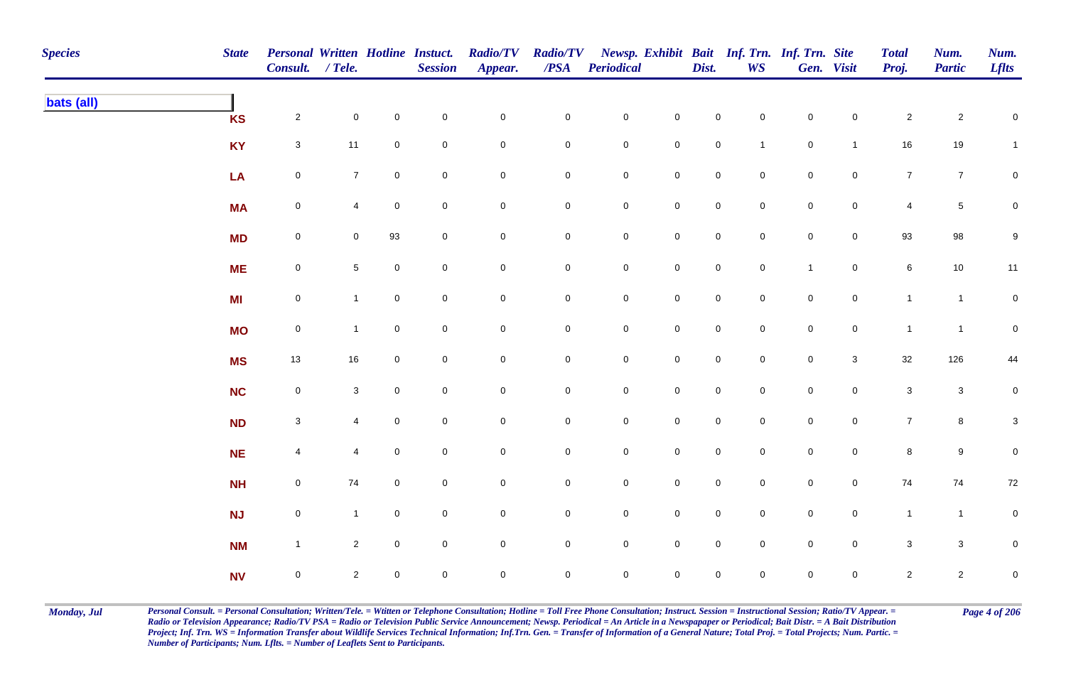| Species | State | Personal Consult. | Written / Tele. | Hotline | Instuct. Session | Radio/TV Appear. | Radio/TV /PSA | Newsp. Periodical | Exhibit | Bait Dist. | Inf. Trn. WS | Inf. Trn. Gen. | Site Visit | Total Proj. | Num. Partic | Num. Lflts |
|---|---|---|---|---|---|---|---|---|---|---|---|---|---|---|---|---|
| **bats (all)** | | | | | | | | | | | | | | | | |
| | KS | 2 | 0 | 0 | 0 | 0 | 0 | 0 | 0 | 0 | 0 | 0 | 0 | 2 | 2 | 0 |
| | KY | 3 | 11 | 0 | 0 | 0 | 0 | 0 | 0 | 0 | 1 | 0 | 1 | 16 | 19 | 1 |
| | LA | 0 | 7 | 0 | 0 | 0 | 0 | 0 | 0 | 0 | 0 | 0 | 0 | 7 | 7 | 0 |
| | MA | 0 | 4 | 0 | 0 | 0 | 0 | 0 | 0 | 0 | 0 | 0 | 0 | 4 | 5 | 0 |
| | MD | 0 | 0 | 93 | 0 | 0 | 0 | 0 | 0 | 0 | 0 | 0 | 0 | 93 | 98 | 9 |
| | ME | 0 | 5 | 0 | 0 | 0 | 0 | 0 | 0 | 0 | 0 | 1 | 0 | 6 | 10 | 11 |
| | MI | 0 | 1 | 0 | 0 | 0 | 0 | 0 | 0 | 0 | 0 | 0 | 0 | 1 | 1 | 0 |
| | MO | 0 | 1 | 0 | 0 | 0 | 0 | 0 | 0 | 0 | 0 | 0 | 0 | 1 | 1 | 0 |
| | MS | 13 | 16 | 0 | 0 | 0 | 0 | 0 | 0 | 0 | 0 | 0 | 3 | 32 | 126 | 44 |
| | NC | 0 | 3 | 0 | 0 | 0 | 0 | 0 | 0 | 0 | 0 | 0 | 0 | 3 | 3 | 0 |
| | ND | 3 | 4 | 0 | 0 | 0 | 0 | 0 | 0 | 0 | 0 | 0 | 0 | 7 | 8 | 3 |
| | NE | 4 | 4 | 0 | 0 | 0 | 0 | 0 | 0 | 0 | 0 | 0 | 0 | 8 | 9 | 0 |
| | NH | 0 | 74 | 0 | 0 | 0 | 0 | 0 | 0 | 0 | 0 | 0 | 0 | 74 | 74 | 72 |
| | NJ | 0 | 1 | 0 | 0 | 0 | 0 | 0 | 0 | 0 | 0 | 0 | 0 | 1 | 1 | 0 |
| | NM | 1 | 2 | 0 | 0 | 0 | 0 | 0 | 0 | 0 | 0 | 0 | 0 | 3 | 3 | 0 |
| | NV | 0 | 2 | 0 | 0 | 0 | 0 | 0 | 0 | 0 | 0 | 0 | 0 | 2 | 2 | 0 |

*Personal Consult. = Personal Consultation; Written/Tele. = Wtitten or Telephone Consultation; Hotline = Toll Free Phone Consultation; Instruct. Session = Instructional Session; Ratio/TV Appear. = Radio or Television Appearance; Radio/TV PSA = Radio or Television Public Service Announcement; Newsp. Periodical = An Article in a Newspapaper or Periodical; Bait Distr. = A Bait Distribution Project; Inf. Trn. WS = Information Transfer about Wildlife Services Technical Information; Inf.Trn. Gen. = Transfer of Information of a General Nature; Total Proj. = Total Projects; Num. Partic. = Number of Participants; Num. Lflts. = Number of Leaflets Sent to Participants.*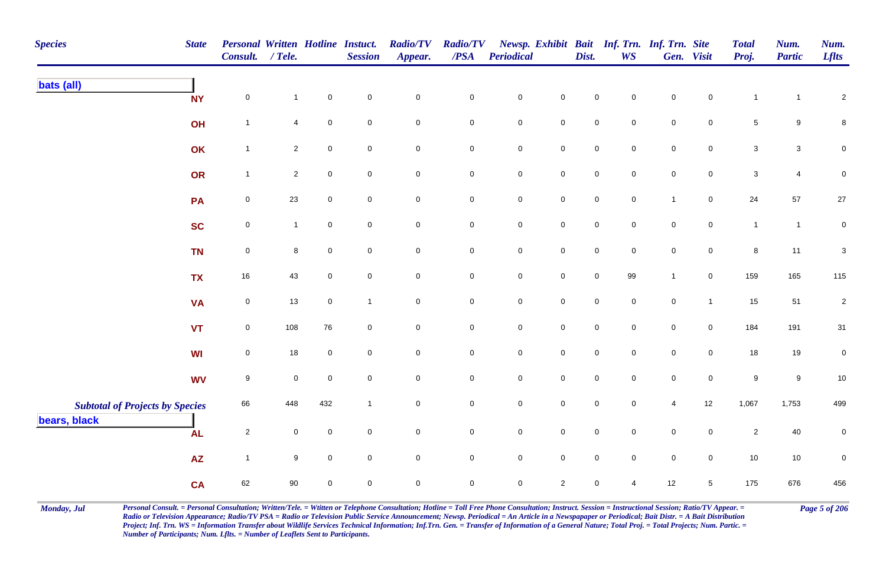| Species | State | Personal Consult. | Written / Tele. | Hotline | Instuct. Session | Radio/TV Appear. | Radio/TV /PSA | Newsp. Periodical | Exhibit | Bait Dist. | Inf. Trn. WS | Inf. Trn. Gen. | Site Visit | Total Proj. | Num. Partic | Num. Lflts |
|---|---|---|---|---|---|---|---|---|---|---|---|---|---|---|---|---|
| **bats (all)** | | | | | | | | | | | | | | | | |
| | NY | 0 | 1 | 0 | 0 | 0 | 0 | 0 | 0 | 0 | 0 | 0 | 0 | 1 | 1 | 2 |
| | OH | 1 | 4 | 0 | 0 | 0 | 0 | 0 | 0 | 0 | 0 | 0 | 0 | 5 | 9 | 8 |
| | OK | 1 | 2 | 0 | 0 | 0 | 0 | 0 | 0 | 0 | 0 | 0 | 0 | 3 | 3 | 0 |
| | OR | 1 | 2 | 0 | 0 | 0 | 0 | 0 | 0 | 0 | 0 | 0 | 0 | 3 | 4 | 0 |
| | PA | 0 | 23 | 0 | 0 | 0 | 0 | 0 | 0 | 0 | 0 | 1 | 0 | 24 | 57 | 27 |
| | SC | 0 | 1 | 0 | 0 | 0 | 0 | 0 | 0 | 0 | 0 | 0 | 0 | 1 | 1 | 0 |
| | TN | 0 | 8 | 0 | 0 | 0 | 0 | 0 | 0 | 0 | 0 | 0 | 0 | 8 | 11 | 3 |
| | TX | 16 | 43 | 0 | 0 | 0 | 0 | 0 | 0 | 0 | 99 | 1 | 0 | 159 | 165 | 115 |
| | VA | 0 | 13 | 0 | 1 | 0 | 0 | 0 | 0 | 0 | 0 | 0 | 1 | 15 | 51 | 2 |
| | VT | 0 | 108 | 76 | 0 | 0 | 0 | 0 | 0 | 0 | 0 | 0 | 0 | 184 | 191 | 31 |
| | WI | 0 | 18 | 0 | 0 | 0 | 0 | 0 | 0 | 0 | 0 | 0 | 0 | 18 | 19 | 0 |
| | WV | 9 | 0 | 0 | 0 | 0 | 0 | 0 | 0 | 0 | 0 | 0 | 0 | 9 | 9 | 10 |
| ***Subtotal of Projects by Species*** | | 66 | 448 | 432 | 1 | 0 | 0 | 0 | 0 | 0 | 0 | 4 | 12 | 1,067 | 1,753 | 499 |
| **bears, black** | | | | | | | | | | | | | | | | |
| | AL | 2 | 0 | 0 | 0 | 0 | 0 | 0 | 0 | 0 | 0 | 0 | 0 | 2 | 40 | 0 |
| | AZ | 1 | 9 | 0 | 0 | 0 | 0 | 0 | 0 | 0 | 0 | 0 | 0 | 10 | 10 | 0 |
| | CA | 62 | 90 | 0 | 0 | 0 | 0 | 0 | 2 | 0 | 4 | 12 | 5 | 175 | 676 | 456 |

*Personal Consult. = Personal Consultation; Written/Tele. = Wtitten or Telephone Consultation; Hotline = Toll Free Phone Consultation; Instruct. Session = Instructional Session; Ratio/TV Appear. = Radio or Television Appearance; Radio/TV PSA = Radio or Television Public Service Announcement; Newsp. Periodical = An Article in a Newspapaper or Periodical; Bait Distr. = A Bait Distribution Project; Inf. Trn. WS = Information Transfer about Wildlife Services Technical Information; Inf.Trn. Gen. = Transfer of Information of a General Nature; Total Proj. = Total Projects; Num. Partic. = Number of Participants; Num. Lflts. = Number of Leaflets Sent to Participants.*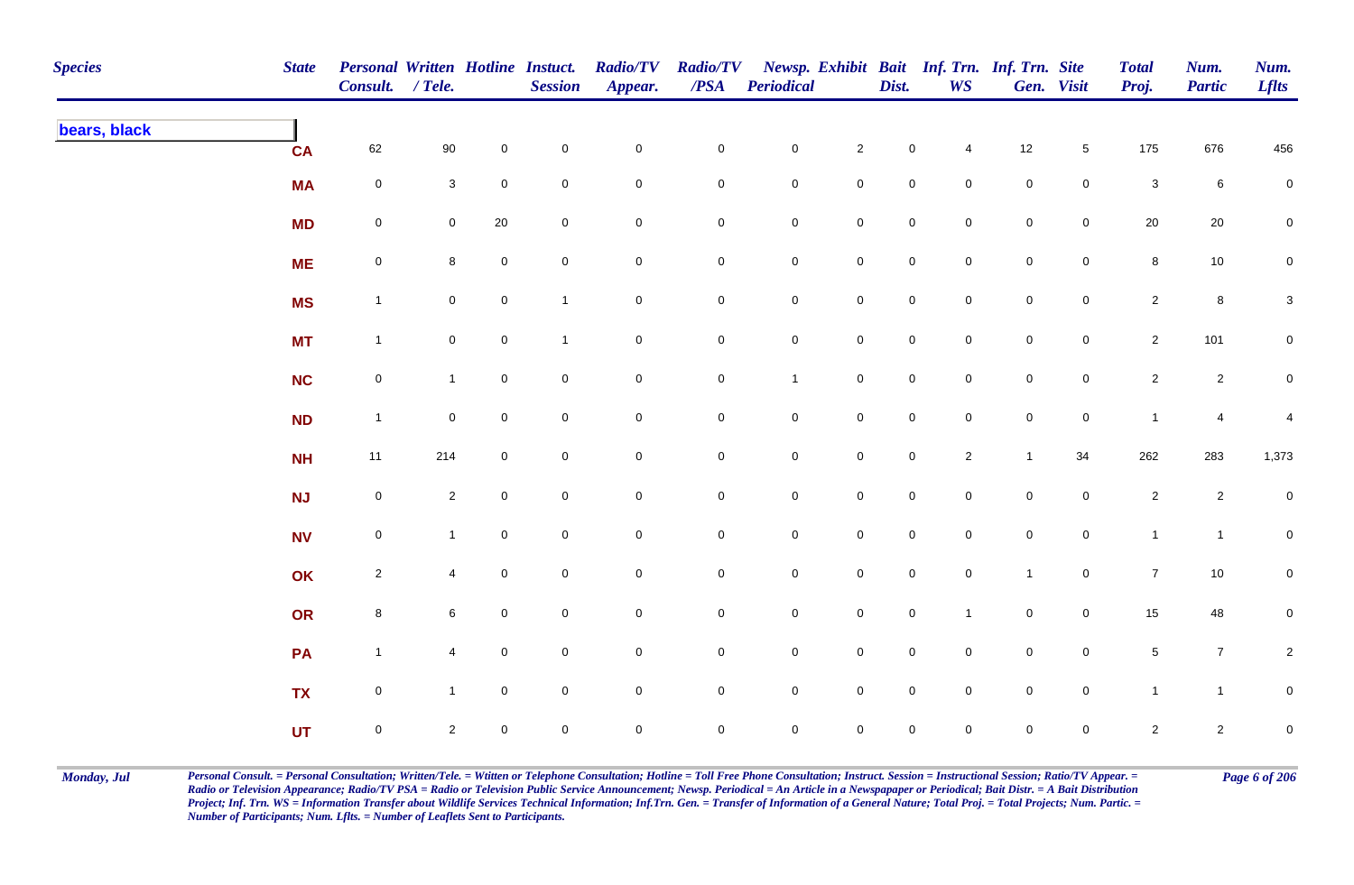| Species | State | Personal Consult. | Written / Tele. | Hotline | Instuct. Session | Radio/TV Appear. | Radio/TV /PSA | Newsp. Periodical | Exhibit | Bait Dist. | Inf. Trn. WS | Inf. Trn. Gen. | Site Visit | Total Proj. | Num. Partic | Num. Lflts |
|---|---|---|---|---|---|---|---|---|---|---|---|---|---|---|---|---|
| **bears, black** | | | | | | | | | | | | | | | | |
| | CA | 62 | 90 | 0 | 0 | 0 | 0 | 0 | 2 | 0 | 4 | 12 | 5 | 175 | 676 | 456 |
| | MA | 0 | 3 | 0 | 0 | 0 | 0 | 0 | 0 | 0 | 0 | 0 | 0 | 3 | 6 | 0 |
| | MD | 0 | 0 | 20 | 0 | 0 | 0 | 0 | 0 | 0 | 0 | 0 | 0 | 20 | 20 | 0 |
| | ME | 0 | 8 | 0 | 0 | 0 | 0 | 0 | 0 | 0 | 0 | 0 | 0 | 8 | 10 | 0 |
| | MS | 1 | 0 | 0 | 1 | 0 | 0 | 0 | 0 | 0 | 0 | 0 | 0 | 2 | 8 | 3 |
| | MT | 1 | 0 | 0 | 1 | 0 | 0 | 0 | 0 | 0 | 0 | 0 | 0 | 2 | 101 | 0 |
| | NC | 0 | 1 | 0 | 0 | 0 | 0 | 1 | 0 | 0 | 0 | 0 | 0 | 2 | 2 | 0 |
| | ND | 1 | 0 | 0 | 0 | 0 | 0 | 0 | 0 | 0 | 0 | 0 | 0 | 1 | 4 | 4 |
| | NH | 11 | 214 | 0 | 0 | 0 | 0 | 0 | 0 | 0 | 2 | 1 | 34 | 262 | 283 | 1,373 |
| | NJ | 0 | 2 | 0 | 0 | 0 | 0 | 0 | 0 | 0 | 0 | 0 | 0 | 2 | 2 | 0 |
| | NV | 0 | 1 | 0 | 0 | 0 | 0 | 0 | 0 | 0 | 0 | 0 | 0 | 1 | 1 | 0 |
| | OK | 2 | 4 | 0 | 0 | 0 | 0 | 0 | 0 | 0 | 0 | 1 | 0 | 7 | 10 | 0 |
| | OR | 8 | 6 | 0 | 0 | 0 | 0 | 0 | 0 | 0 | 1 | 0 | 0 | 15 | 48 | 0 |
| | PA | 1 | 4 | 0 | 0 | 0 | 0 | 0 | 0 | 0 | 0 | 0 | 0 | 5 | 7 | 2 |
| | TX | 0 | 1 | 0 | 0 | 0 | 0 | 0 | 0 | 0 | 0 | 0 | 0 | 1 | 1 | 0 |
| | UT | 0 | 2 | 0 | 0 | 0 | 0 | 0 | 0 | 0 | 0 | 0 | 0 | 2 | 2 | 0 |

*Personal Consult. = Personal Consultation; Written/Tele. = Wtitten or Telephone Consultation; Hotline = Toll Free Phone Consultation; Instruct. Session = Instructional Session; Ratio/TV Appear. = Radio or Television Appearance; Radio/TV PSA = Radio or Television Public Service Announcement; Newsp. Periodical = An Article in a Newspapaper or Periodical; Bait Distr. = A Bait Distribution Project; Inf. Trn. WS = Information Transfer about Wildlife Services Technical Information; Inf.Trn. Gen. = Transfer of Information of a General Nature; Total Proj. = Total Projects; Num. Partic. = Number of Participants; Num. Lflts. = Number of Leaflets Sent to Participants.*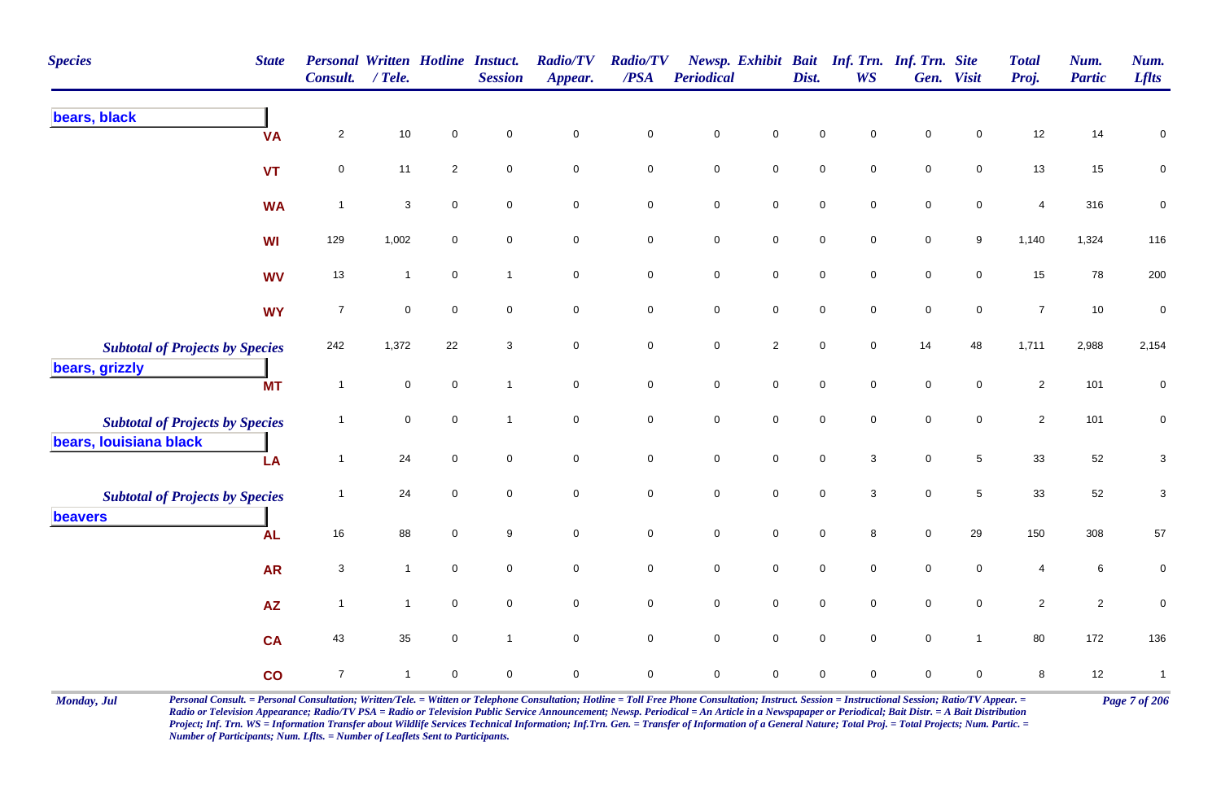| Species | State | Personal Consult. | Written / Tele. | Hotline | Instuct. Session | Radio/TV Appear. | Radio/TV /PSA | Newsp. Periodical | Exhibit | Bait Dist. | Inf. Trn. WS | Inf. Trn. Gen. | Site Visit | Total Proj. | Num. Partic | Num. Lflts |
|---|---|---|---|---|---|---|---|---|---|---|---|---|---|---|---|---|
| **bears, black** | | | | | | | | | | | | | | | | |
| | VA | 2 | 10 | 0 | 0 | 0 | 0 | 0 | 0 | 0 | 0 | 0 | 0 | 12 | 14 | 0 |
| | VT | 0 | 11 | 2 | 0 | 0 | 0 | 0 | 0 | 0 | 0 | 0 | 0 | 13 | 15 | 0 |
| | WA | 1 | 3 | 0 | 0 | 0 | 0 | 0 | 0 | 0 | 0 | 0 | 0 | 4 | 316 | 0 |
| | WI | 129 | 1,002 | 0 | 0 | 0 | 0 | 0 | 0 | 0 | 0 | 0 | 9 | 1,140 | 1,324 | 116 |
| | WV | 13 | 1 | 0 | 1 | 0 | 0 | 0 | 0 | 0 | 0 | 0 | 0 | 15 | 78 | 200 |
| | WY | 7 | 0 | 0 | 0 | 0 | 0 | 0 | 0 | 0 | 0 | 0 | 0 | 7 | 10 | 0 |
| *Subtotal of Projects by Species* | | 242 | 1,372 | 22 | 3 | 0 | 0 | 0 | 2 | 0 | 0 | 14 | 48 | 1,711 | 2,988 | 2,154 |
| **bears, grizzly** | | | | | | | | | | | | | | | | |
| | MT | 1 | 0 | 0 | 1 | 0 | 0 | 0 | 0 | 0 | 0 | 0 | 0 | 2 | 101 | 0 |
| *Subtotal of Projects by Species* | | 1 | 0 | 0 | 1 | 0 | 0 | 0 | 0 | 0 | 0 | 0 | 0 | 2 | 101 | 0 |
| **bears, louisiana black** | | | | | | | | | | | | | | | | |
| | LA | 1 | 24 | 0 | 0 | 0 | 0 | 0 | 0 | 0 | 3 | 0 | 5 | 33 | 52 | 3 |
| *Subtotal of Projects by Species* | | 1 | 24 | 0 | 0 | 0 | 0 | 0 | 0 | 0 | 3 | 0 | 5 | 33 | 52 | 3 |
| **beavers** | | | | | | | | | | | | | | | | |
| | AL | 16 | 88 | 0 | 9 | 0 | 0 | 0 | 0 | 0 | 8 | 0 | 29 | 150 | 308 | 57 |
| | AR | 3 | 1 | 0 | 0 | 0 | 0 | 0 | 0 | 0 | 0 | 0 | 0 | 4 | 6 | 0 |
| | AZ | 1 | 1 | 0 | 0 | 0 | 0 | 0 | 0 | 0 | 0 | 0 | 0 | 2 | 2 | 0 |
| | CA | 43 | 35 | 0 | 1 | 0 | 0 | 0 | 0 | 0 | 0 | 0 | 1 | 80 | 172 | 136 |
| | CO | 7 | 1 | 0 | 0 | 0 | 0 | 0 | 0 | 0 | 0 | 0 | 0 | 8 | 12 | 1 |

*Personal Consult. = Personal Consultation; Written/Tele. = Wtitten or Telephone Consultation; Hotline = Toll Free Phone Consultation; Instruct. Session = Instructional Session; Ratio/TV Appear. = Radio or Television Appearance; Radio/TV PSA = Radio or Television Public Service Announcement; Newsp. Periodical = An Article in a Newspapaper or Periodical; Bait Distr. = A Bait Distribution Project; Inf. Trn. WS = Information Transfer about Wildlife Services Technical Information; Inf.Trn. Gen. = Transfer of Information of a General Nature; Total Proj. = Total Projects; Num. Partic. = Number of Participants; Num. Lflts. = Number of Leaflets Sent to Participants.*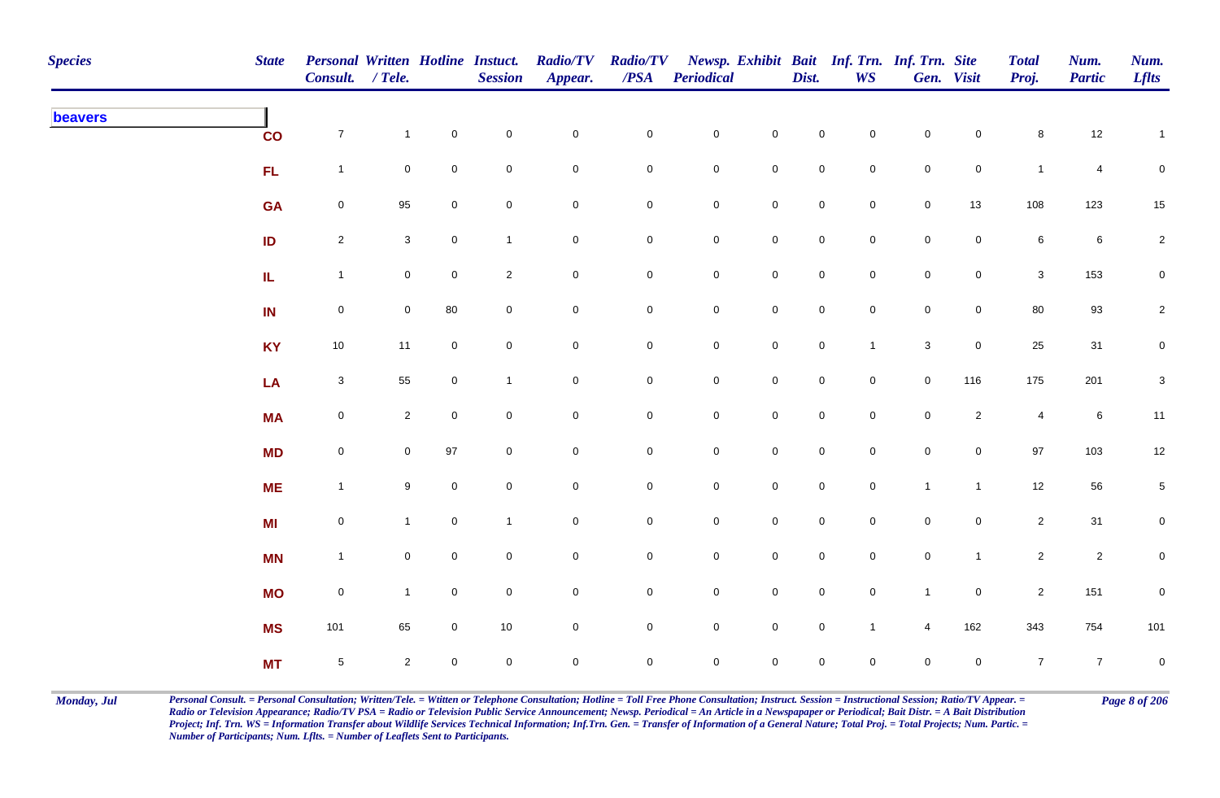| Species | State | Personal Consult. | Written / Tele. | Hotline | Instuct. Session | Radio/TV Appear. | Radio/TV /PSA | Newsp. Periodical | Exhibit | Bait Dist. | Inf. Trn. WS | Inf. Trn. Gen. | Site Visit | Total Proj. | Num. Partic | Num. Lflts |
|---|---|---|---|---|---|---|---|---|---|---|---|---|---|---|---|---|
| **beavers** | | | | | | | | | | | | | | | | |
| | CO | 7 | 1 | 0 | 0 | 0 | 0 | 0 | 0 | 0 | 0 | 0 | 0 | 8 | 12 | 1 |
| | FL | 1 | 0 | 0 | 0 | 0 | 0 | 0 | 0 | 0 | 0 | 0 | 0 | 1 | 4 | 0 |
| | GA | 0 | 95 | 0 | 0 | 0 | 0 | 0 | 0 | 0 | 0 | 0 | 13 | 108 | 123 | 15 |
| | ID | 2 | 3 | 0 | 1 | 0 | 0 | 0 | 0 | 0 | 0 | 0 | 0 | 6 | 6 | 2 |
| | IL | 1 | 0 | 0 | 2 | 0 | 0 | 0 | 0 | 0 | 0 | 0 | 0 | 3 | 153 | 0 |
| | IN | 0 | 0 | 80 | 0 | 0 | 0 | 0 | 0 | 0 | 0 | 0 | 0 | 80 | 93 | 2 |
| | KY | 10 | 11 | 0 | 0 | 0 | 0 | 0 | 0 | 0 | 1 | 3 | 0 | 25 | 31 | 0 |
| | LA | 3 | 55 | 0 | 1 | 0 | 0 | 0 | 0 | 0 | 0 | 0 | 116 | 175 | 201 | 3 |
| | MA | 0 | 2 | 0 | 0 | 0 | 0 | 0 | 0 | 0 | 0 | 0 | 2 | 4 | 6 | 11 |
| | MD | 0 | 0 | 97 | 0 | 0 | 0 | 0 | 0 | 0 | 0 | 0 | 0 | 97 | 103 | 12 |
| | ME | 1 | 9 | 0 | 0 | 0 | 0 | 0 | 0 | 0 | 0 | 1 | 1 | 12 | 56 | 5 |
| | MI | 0 | 1 | 0 | 1 | 0 | 0 | 0 | 0 | 0 | 0 | 0 | 0 | 2 | 31 | 0 |
| | MN | 1 | 0 | 0 | 0 | 0 | 0 | 0 | 0 | 0 | 0 | 0 | 1 | 2 | 2 | 0 |
| | MO | 0 | 1 | 0 | 0 | 0 | 0 | 0 | 0 | 0 | 0 | 1 | 0 | 2 | 151 | 0 |
| | MS | 101 | 65 | 0 | 10 | 0 | 0 | 0 | 0 | 0 | 1 | 4 | 162 | 343 | 754 | 101 |
| | MT | 5 | 2 | 0 | 0 | 0 | 0 | 0 | 0 | 0 | 0 | 0 | 0 | 7 | 7 | 0 |

*Personal Consult. = Personal Consultation; Written/Tele. = Wtitten or Telephone Consultation; Hotline = Toll Free Phone Consultation; Instruct. Session = Instructional Session; Ratio/TV Appear. = Radio or Television Appearance; Radio/TV PSA = Radio or Television Public Service Announcement; Newsp. Periodical = An Article in a Newspapaper or Periodical; Bait Distr. = A Bait Distribution Project; Inf. Trn. WS = Information Transfer about Wildlife Services Technical Information; Inf.Trn. Gen. = Transfer of Information of a General Nature; Total Proj. = Total Projects; Num. Partic. = Number of Participants; Num. Lflts. = Number of Leaflets Sent to Participants.*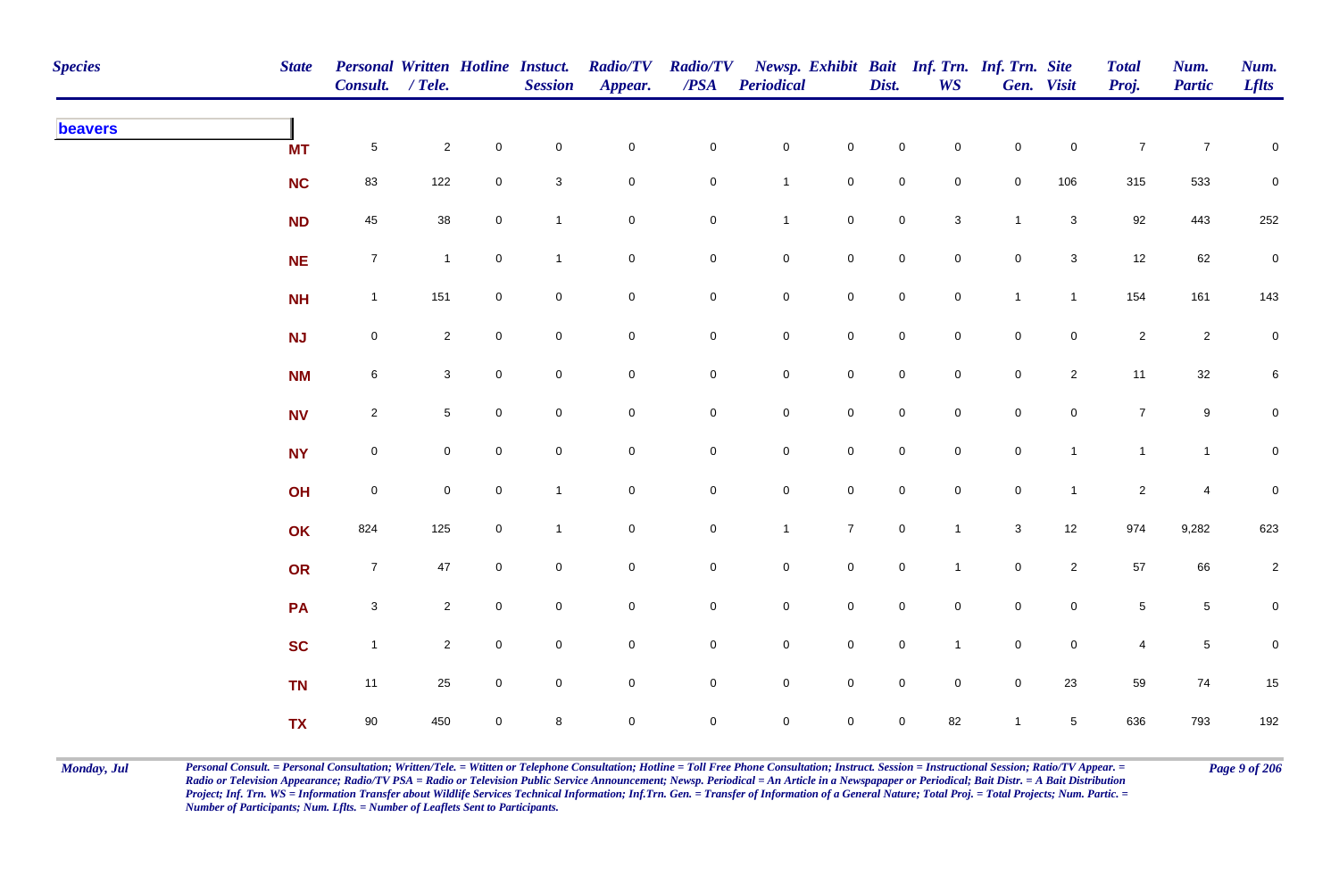| Species | State | Personal Consult. | Written / Tele. | Hotline | Instuct. Session | Radio/TV Appear. | Radio/TV /PSA | Newsp. Periodical | Exhibit | Bait Dist. | Inf. Trn. WS | Inf. Trn. Gen. | Site Visit | Total Proj. | Num. Partic | Num. Lflts |
|---|---|---|---|---|---|---|---|---|---|---|---|---|---|---|---|---|
| **beavers** | | | | | | | | | | | | | | | | |
| | MT | 5 | 2 | 0 | 0 | 0 | 0 | 0 | 0 | 0 | 0 | 0 | 0 | 7 | 7 | 0 |
| | NC | 83 | 122 | 0 | 3 | 0 | 0 | 1 | 0 | 0 | 0 | 0 | 106 | 315 | 533 | 0 |
| | ND | 45 | 38 | 0 | 1 | 0 | 0 | 1 | 0 | 0 | 3 | 1 | 3 | 92 | 443 | 252 |
| | NE | 7 | 1 | 0 | 1 | 0 | 0 | 0 | 0 | 0 | 0 | 0 | 3 | 12 | 62 | 0 |
| | NH | 1 | 151 | 0 | 0 | 0 | 0 | 0 | 0 | 0 | 0 | 1 | 1 | 154 | 161 | 143 |
| | NJ | 0 | 2 | 0 | 0 | 0 | 0 | 0 | 0 | 0 | 0 | 0 | 0 | 2 | 2 | 0 |
| | NM | 6 | 3 | 0 | 0 | 0 | 0 | 0 | 0 | 0 | 0 | 0 | 2 | 11 | 32 | 6 |
| | NV | 2 | 5 | 0 | 0 | 0 | 0 | 0 | 0 | 0 | 0 | 0 | 0 | 7 | 9 | 0 |
| | NY | 0 | 0 | 0 | 0 | 0 | 0 | 0 | 0 | 0 | 0 | 0 | 1 | 1 | 1 | 0 |
| | OH | 0 | 0 | 0 | 1 | 0 | 0 | 0 | 0 | 0 | 0 | 0 | 1 | 2 | 4 | 0 |
| | OK | 824 | 125 | 0 | 1 | 0 | 0 | 1 | 7 | 0 | 1 | 3 | 12 | 974 | 9,282 | 623 |
| | OR | 7 | 47 | 0 | 0 | 0 | 0 | 0 | 0 | 0 | 1 | 0 | 2 | 57 | 66 | 2 |
| | PA | 3 | 2 | 0 | 0 | 0 | 0 | 0 | 0 | 0 | 0 | 0 | 0 | 5 | 5 | 0 |
| | SC | 1 | 2 | 0 | 0 | 0 | 0 | 0 | 0 | 0 | 1 | 0 | 0 | 4 | 5 | 0 |
| | TN | 11 | 25 | 0 | 0 | 0 | 0 | 0 | 0 | 0 | 0 | 0 | 23 | 59 | 74 | 15 |
| | TX | 90 | 450 | 0 | 8 | 0 | 0 | 0 | 0 | 0 | 82 | 1 | 5 | 636 | 793 | 192 |

*Personal Consult. = Personal Consultation; Written/Tele. = Wtitten or Telephone Consultation; Hotline = Toll Free Phone Consultation; Instruct. Session = Instructional Session; Ratio/TV Appear. = Radio or Television Appearance; Radio/TV PSA = Radio or Television Public Service Announcement; Newsp. Periodical = An Article in a Newspapaper or Periodical; Bait Distr. = A Bait Distribution Project; Inf. Trn. WS = Information Transfer about Wildlife Services Technical Information; Inf.Trn. Gen. = Transfer of Information of a General Nature; Total Proj. = Total Projects; Num. Partic. = Number of Participants; Num. Lflts. = Number of Leaflets Sent to Participants.*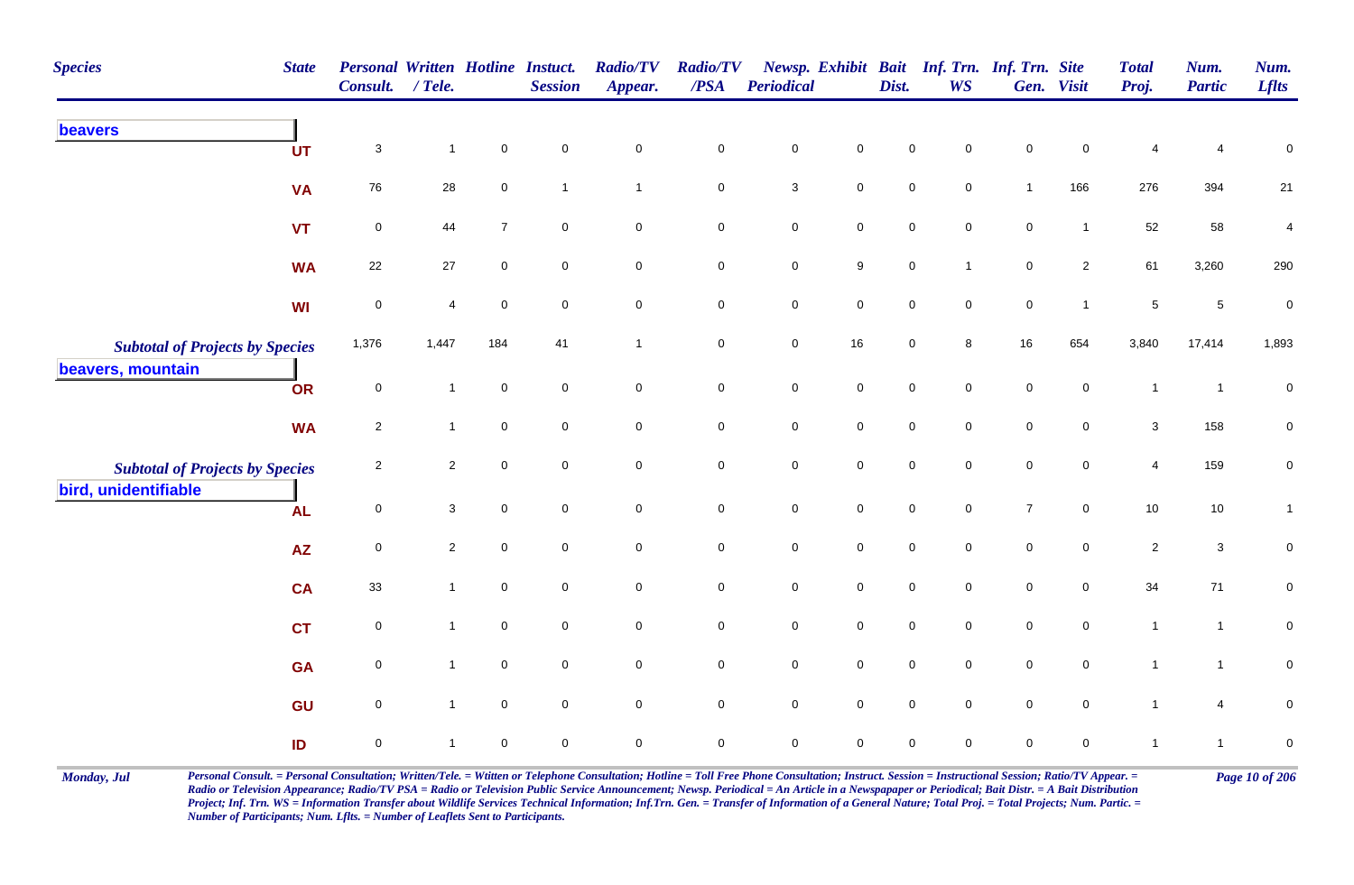| Species | State | Personal Consult. | Written / Tele. | Hotline | Instuct. Session | Radio/TV Appear. | Radio/TV /PSA | Newsp. Periodical | Exhibit | Bait Dist. | Inf. Trn. WS | Inf. Trn. Gen. | Site Visit | Total Proj. | Num. Partic | Num. Lflts |
|---|---|---|---|---|---|---|---|---|---|---|---|---|---|---|---|---|
| **beavers** | | | | | | | | | | | | | | | | |
| | UT | 3 | 1 | 0 | 0 | 0 | 0 | 0 | 0 | 0 | 0 | 0 | 0 | 4 | 4 | 0 |
| | VA | 76 | 28 | 0 | 1 | 1 | 0 | 3 | 0 | 0 | 0 | 1 | 166 | 276 | 394 | 21 |
| | VT | 0 | 44 | 7 | 0 | 0 | 0 | 0 | 0 | 0 | 0 | 0 | 1 | 52 | 58 | 4 |
| | WA | 22 | 27 | 0 | 0 | 0 | 0 | 0 | 9 | 0 | 1 | 0 | 2 | 61 | 3,260 | 290 |
| | WI | 0 | 4 | 0 | 0 | 0 | 0 | 0 | 0 | 0 | 0 | 0 | 1 | 5 | 5 | 0 |
| *Subtotal of Projects by Species* | | 1,376 | 1,447 | 184 | 41 | 1 | 0 | 0 | 16 | 0 | 8 | 16 | 654 | 3,840 | 17,414 | 1,893 |
| **beavers, mountain** | | | | | | | | | | | | | | | | |
| | OR | 0 | 1 | 0 | 0 | 0 | 0 | 0 | 0 | 0 | 0 | 0 | 0 | 1 | 1 | 0 |
| | WA | 2 | 1 | 0 | 0 | 0 | 0 | 0 | 0 | 0 | 0 | 0 | 0 | 3 | 158 | 0 |
| *Subtotal of Projects by Species* | | 2 | 2 | 0 | 0 | 0 | 0 | 0 | 0 | 0 | 0 | 0 | 0 | 4 | 159 | 0 |
| **bird, unidentifiable** | | | | | | | | | | | | | | | | |
| | AL | 0 | 3 | 0 | 0 | 0 | 0 | 0 | 0 | 0 | 0 | 7 | 0 | 10 | 10 | 1 |
| | AZ | 0 | 2 | 0 | 0 | 0 | 0 | 0 | 0 | 0 | 0 | 0 | 0 | 2 | 3 | 0 |
| | CA | 33 | 1 | 0 | 0 | 0 | 0 | 0 | 0 | 0 | 0 | 0 | 0 | 34 | 71 | 0 |
| | CT | 0 | 1 | 0 | 0 | 0 | 0 | 0 | 0 | 0 | 0 | 0 | 0 | 1 | 1 | 0 |
| | GA | 0 | 1 | 0 | 0 | 0 | 0 | 0 | 0 | 0 | 0 | 0 | 0 | 1 | 1 | 0 |
| | GU | 0 | 1 | 0 | 0 | 0 | 0 | 0 | 0 | 0 | 0 | 0 | 0 | 1 | 4 | 0 |
| | ID | 0 | 1 | 0 | 0 | 0 | 0 | 0 | 0 | 0 | 0 | 0 | 0 | 1 | 1 | 0 |

*Personal Consult. = Personal Consultation; Written/Tele. = Wtitten or Telephone Consultation; Hotline = Toll Free Phone Consultation; Instruct. Session = Instructional Session; Ratio/TV Appear. = Radio or Television Appearance; Radio/TV PSA = Radio or Television Public Service Announcement; Newsp. Periodical = An Article in a Newspaper or Periodical; Bait Distr. = A Bait Distribution Project; Inf. Trn. WS = Information Transfer about Wildlife Services Technical Information; Inf.Trn. Gen. = Transfer of Information of a General Nature; Total Proj. = Total Projects; Num. Partic. = Number of Participants; Num. Lflts. = Number of Leaflets Sent to Participants.*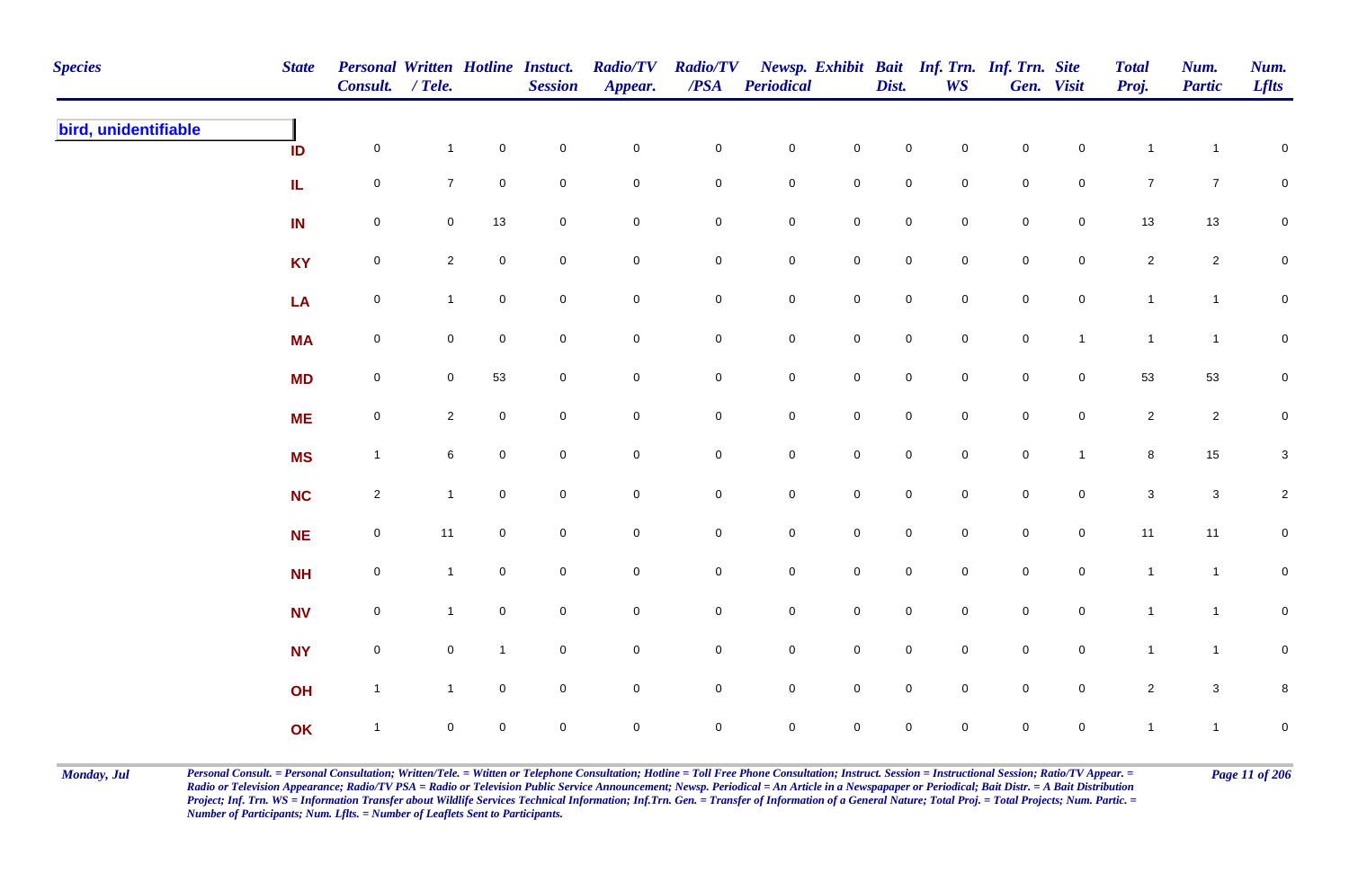| Species | State | Personal Consult. | Written / Tele. | Hotline | Instuct. Session | Radio/TV Appear. | Radio/TV /PSA | Newsp. Periodical | Exhibit | Bait Dist. | Inf. Trn. WS | Inf. Trn. Gen. | Site Visit | Total Proj. | Num. Partic | Num. Lflts |
|---|---|---|---|---|---|---|---|---|---|---|---|---|---|---|---|---|
| **bird, unidentifiable** | ID | 0 | 1 | 0 | 0 | 0 | 0 | 0 | 0 | 0 | 0 | 0 | 0 | 1 | 1 | 0 |
| | IL | 0 | 7 | 0 | 0 | 0 | 0 | 0 | 0 | 0 | 0 | 0 | 0 | 7 | 7 | 0 |
| | IN | 0 | 0 | 13 | 0 | 0 | 0 | 0 | 0 | 0 | 0 | 0 | 0 | 13 | 13 | 0 |
| | KY | 0 | 2 | 0 | 0 | 0 | 0 | 0 | 0 | 0 | 0 | 0 | 0 | 2 | 2 | 0 |
| | LA | 0 | 1 | 0 | 0 | 0 | 0 | 0 | 0 | 0 | 0 | 0 | 0 | 1 | 1 | 0 |
| | MA | 0 | 0 | 0 | 0 | 0 | 0 | 0 | 0 | 0 | 0 | 0 | 1 | 1 | 1 | 0 |
| | MD | 0 | 0 | 53 | 0 | 0 | 0 | 0 | 0 | 0 | 0 | 0 | 0 | 53 | 53 | 0 |
| | ME | 0 | 2 | 0 | 0 | 0 | 0 | 0 | 0 | 0 | 0 | 0 | 0 | 2 | 2 | 0 |
| | MS | 1 | 6 | 0 | 0 | 0 | 0 | 0 | 0 | 0 | 0 | 0 | 1 | 8 | 15 | 3 |
| | NC | 2 | 1 | 0 | 0 | 0 | 0 | 0 | 0 | 0 | 0 | 0 | 0 | 3 | 3 | 2 |
| | NE | 0 | 11 | 0 | 0 | 0 | 0 | 0 | 0 | 0 | 0 | 0 | 0 | 11 | 11 | 0 |
| | NH | 0 | 1 | 0 | 0 | 0 | 0 | 0 | 0 | 0 | 0 | 0 | 0 | 1 | 1 | 0 |
| | NV | 0 | 1 | 0 | 0 | 0 | 0 | 0 | 0 | 0 | 0 | 0 | 0 | 1 | 1 | 0 |
| | NY | 0 | 0 | 1 | 0 | 0 | 0 | 0 | 0 | 0 | 0 | 0 | 0 | 1 | 1 | 0 |
| | OH | 1 | 1 | 0 | 0 | 0 | 0 | 0 | 0 | 0 | 0 | 0 | 0 | 2 | 3 | 8 |
| | OK | 1 | 0 | 0 | 0 | 0 | 0 | 0 | 0 | 0 | 0 | 0 | 0 | 1 | 1 | 0 |

*Personal Consult. = Personal Consultation; Written/Tele. = Wtitten or Telephone Consultation; Hotline = Toll Free Phone Consultation; Instruct. Session = Instructional Session; Ratio/TV Appear. = Radio or Television Appearance; Radio/TV PSA = Radio or Television Public Service Announcement; Newsp. Periodical = An Article in a Newspapaper or Periodical; Bait Distr. = A Bait Distribution Project; Inf. Trn. WS = Information Transfer about Wildlife Services Technical Information; Inf.Trn. Gen. = Transfer of Information of a General Nature; Total Proj. = Total Projects; Num. Partic. = Number of Participants; Num. Lflts. = Number of Leaflets Sent to Participants.*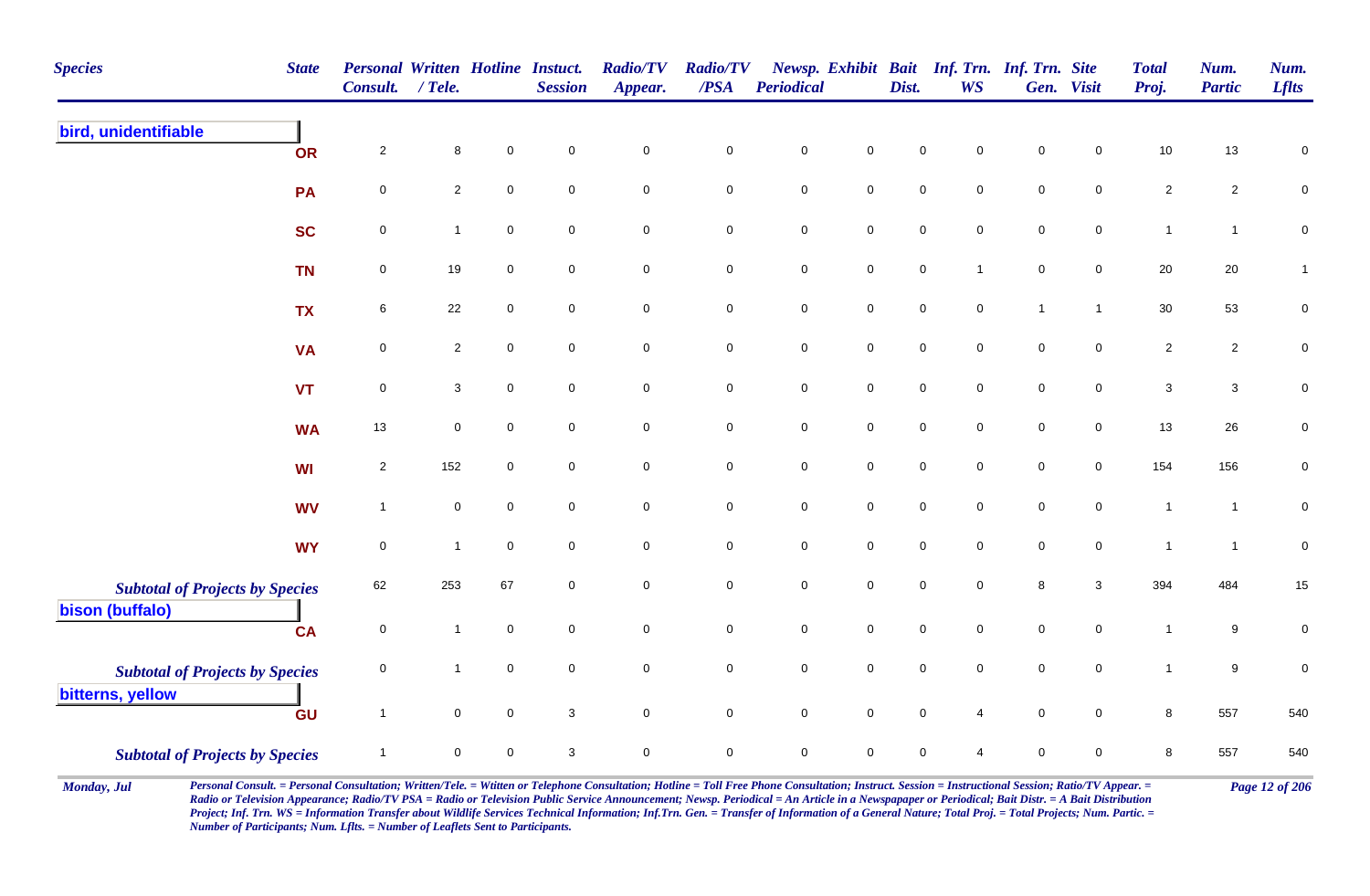| Species | State | Personal Consult. | Written / Tele. | Hotline | Instuct. Session | Radio/TV Appear. | Radio/TV /PSA | Newsp. Periodical | Exhibit | Bait Dist. | Inf. Trn. WS | Inf. Trn. Gen. | Site Visit | Total Proj. | Num. Partic | Num. Lflts |
|---|---|---|---|---|---|---|---|---|---|---|---|---|---|---|---|---|
| **bird, unidentifiable** | | | | | | | | | | | | | | | | |
| | OR | 2 | 8 | 0 | 0 | 0 | 0 | 0 | 0 | 0 | 0 | 0 | 0 | 10 | 13 | 0 |
| | PA | 0 | 2 | 0 | 0 | 0 | 0 | 0 | 0 | 0 | 0 | 0 | 0 | 2 | 2 | 0 |
| | SC | 0 | 1 | 0 | 0 | 0 | 0 | 0 | 0 | 0 | 0 | 0 | 0 | 1 | 1 | 0 |
| | TN | 0 | 19 | 0 | 0 | 0 | 0 | 0 | 0 | 0 | 1 | 0 | 0 | 20 | 20 | 1 |
| | TX | 6 | 22 | 0 | 0 | 0 | 0 | 0 | 0 | 0 | 0 | 1 | 1 | 30 | 53 | 0 |
| | VA | 0 | 2 | 0 | 0 | 0 | 0 | 0 | 0 | 0 | 0 | 0 | 0 | 2 | 2 | 0 |
| | VT | 0 | 3 | 0 | 0 | 0 | 0 | 0 | 0 | 0 | 0 | 0 | 0 | 3 | 3 | 0 |
| | WA | 13 | 0 | 0 | 0 | 0 | 0 | 0 | 0 | 0 | 0 | 0 | 0 | 13 | 26 | 0 |
| | WI | 2 | 152 | 0 | 0 | 0 | 0 | 0 | 0 | 0 | 0 | 0 | 0 | 154 | 156 | 0 |
| | WV | 1 | 0 | 0 | 0 | 0 | 0 | 0 | 0 | 0 | 0 | 0 | 0 | 1 | 1 | 0 |
| | WY | 0 | 1 | 0 | 0 | 0 | 0 | 0 | 0 | 0 | 0 | 0 | 0 | 1 | 1 | 0 |
| *Subtotal of Projects by Species* | | 62 | 253 | 67 | 0 | 0 | 0 | 0 | 0 | 0 | 0 | 8 | 3 | 394 | 484 | 15 |
| **bison (buffalo)** | | | | | | | | | | | | | | | | |
| | CA | 0 | 1 | 0 | 0 | 0 | 0 | 0 | 0 | 0 | 0 | 0 | 0 | 1 | 9 | 0 |
| *Subtotal of Projects by Species* | | 0 | 1 | 0 | 0 | 0 | 0 | 0 | 0 | 0 | 0 | 0 | 0 | 1 | 9 | 0 |
| **bitterns, yellow** | | | | | | | | | | | | | | | | |
| | GU | 1 | 0 | 0 | 3 | 0 | 0 | 0 | 0 | 0 | 4 | 0 | 0 | 8 | 557 | 540 |
| *Subtotal of Projects by Species* | | 1 | 0 | 0 | 3 | 0 | 0 | 0 | 0 | 0 | 4 | 0 | 0 | 8 | 557 | 540 |

Monday, Jul

*Personal Consult. = Personal Consultation; Written/Tele. = Wtitten or Telephone Consultation; Hotline = Toll Free Phone Consultation; Instruct. Session = Instructional Session; Ratio/TV Appear. = Radio or Television Appearance; Radio/TV PSA = Radio or Television Public Service Announcement; Newsp. Periodical = An Article in a Newspaper or Periodical; Bait Distr. = A Bait Distribution Project; Inf. Trn. WS = Information Transfer about Wildlife Services Technical Information; Inf.Trn. Gen. = Transfer of Information of a General Nature; Total Proj. = Total Projects; Num. Partic. = Number of Participants; Num. Lflts. = Number of Leaflets Sent to Participants.*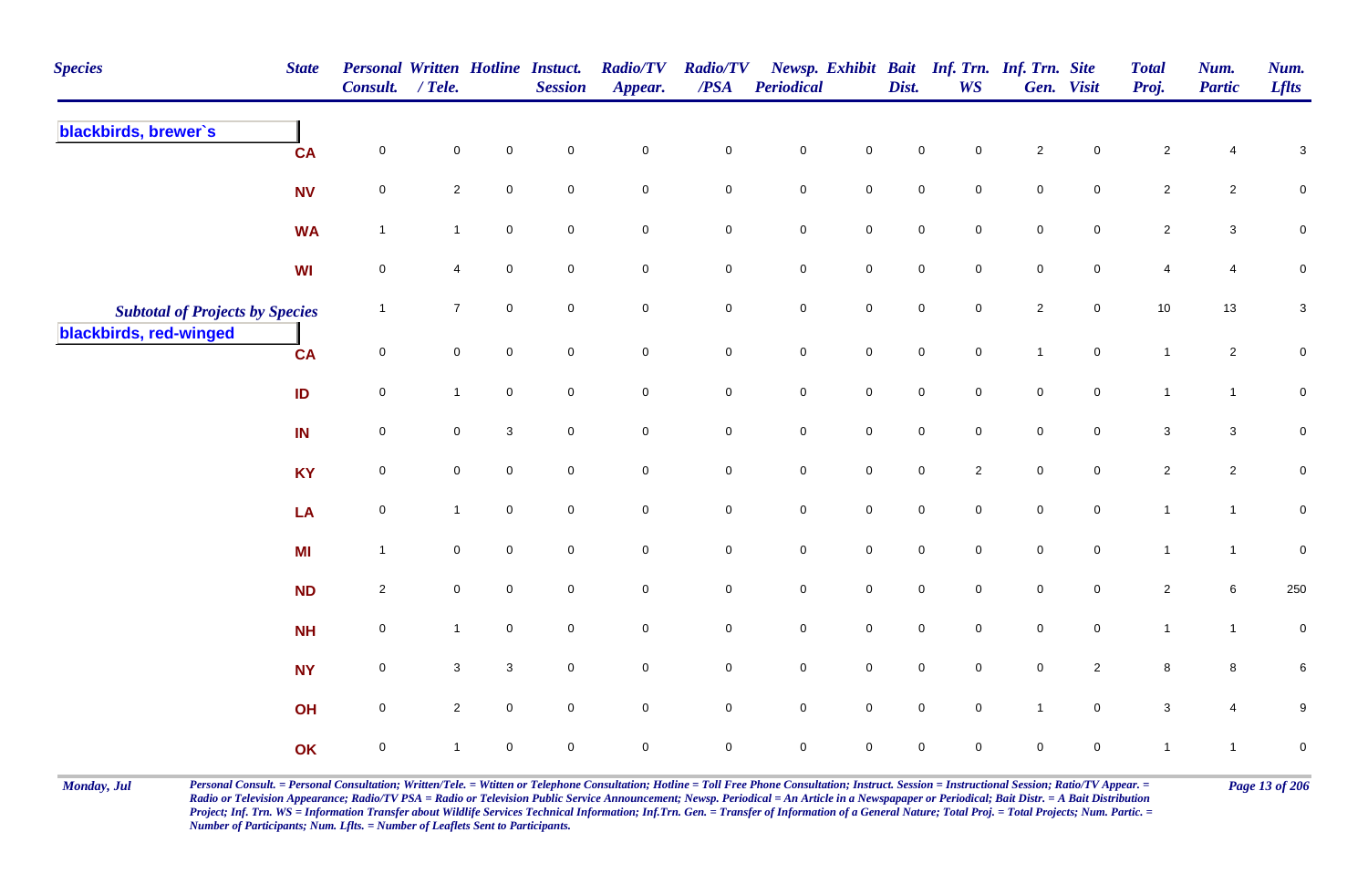| Species | State | Personal Consult. | Written / Tele. | Hotline | Instuct. Session | Radio/TV Appear. | Radio/TV /PSA | Newsp. Periodical | Exhibit | Bait Dist. | Inf. Trn. WS | Inf. Trn. Gen. | Site Visit | Total Proj. | Num. Partic | Num. Lflts |
|---|---|---|---|---|---|---|---|---|---|---|---|---|---|---|---|---|
| **blackbirds, brewer`s** | | | | | | | | | | | | | | | | |
| | CA | 0 | 0 | 0 | 0 | 0 | 0 | 0 | 0 | 0 | 0 | 2 | 0 | 2 | 4 | 3 |
| | NV | 0 | 2 | 0 | 0 | 0 | 0 | 0 | 0 | 0 | 0 | 0 | 0 | 2 | 2 | 0 |
| | WA | 1 | 1 | 0 | 0 | 0 | 0 | 0 | 0 | 0 | 0 | 0 | 0 | 2 | 3 | 0 |
| | WI | 0 | 4 | 0 | 0 | 0 | 0 | 0 | 0 | 0 | 0 | 0 | 0 | 4 | 4 | 0 |
| *Subtotal of Projects by Species* | | 1 | 7 | 0 | 0 | 0 | 0 | 0 | 0 | 0 | 0 | 2 | 0 | 10 | 13 | 3 |
| **blackbirds, red-winged** | | | | | | | | | | | | | | | | |
| | CA | 0 | 0 | 0 | 0 | 0 | 0 | 0 | 0 | 0 | 0 | 1 | 0 | 1 | 2 | 0 |
| | ID | 0 | 1 | 0 | 0 | 0 | 0 | 0 | 0 | 0 | 0 | 0 | 0 | 1 | 1 | 0 |
| | IN | 0 | 0 | 3 | 0 | 0 | 0 | 0 | 0 | 0 | 0 | 0 | 0 | 3 | 3 | 0 |
| | KY | 0 | 0 | 0 | 0 | 0 | 0 | 0 | 0 | 0 | 2 | 0 | 0 | 2 | 2 | 0 |
| | LA | 0 | 1 | 0 | 0 | 0 | 0 | 0 | 0 | 0 | 0 | 0 | 0 | 1 | 1 | 0 |
| | MI | 1 | 0 | 0 | 0 | 0 | 0 | 0 | 0 | 0 | 0 | 0 | 0 | 1 | 1 | 0 |
| | ND | 2 | 0 | 0 | 0 | 0 | 0 | 0 | 0 | 0 | 0 | 0 | 0 | 2 | 6 | 250 |
| | NH | 0 | 1 | 0 | 0 | 0 | 0 | 0 | 0 | 0 | 0 | 0 | 0 | 1 | 1 | 0 |
| | NY | 0 | 3 | 3 | 0 | 0 | 0 | 0 | 0 | 0 | 0 | 0 | 2 | 8 | 8 | 6 |
| | OH | 0 | 2 | 0 | 0 | 0 | 0 | 0 | 0 | 0 | 0 | 1 | 0 | 3 | 4 | 9 |
| | OK | 0 | 1 | 0 | 0 | 0 | 0 | 0 | 0 | 0 | 0 | 0 | 0 | 1 | 1 | 0 |

*Personal Consult. = Personal Consultation; Written/Tele. = Wtitten or Telephone Consultation; Hotline = Toll Free Phone Consultation; Instruct. Session = Instructional Session; Ratio/TV Appear. = Radio or Television Appearance; Radio/TV PSA = Radio or Television Public Service Announcement; Newsp. Periodical = An Article in a Newspapaper or Periodical; Bait Distr. = A Bait Distribution Project; Inf. Trn. WS = Information Transfer about Wildlife Services Technical Information; Inf.Trn. Gen. = Transfer of Information of a General Nature; Total Proj. = Total Projects; Num. Partic. = Number of Participants; Num. Lflts. = Number of Leaflets Sent to Participants.*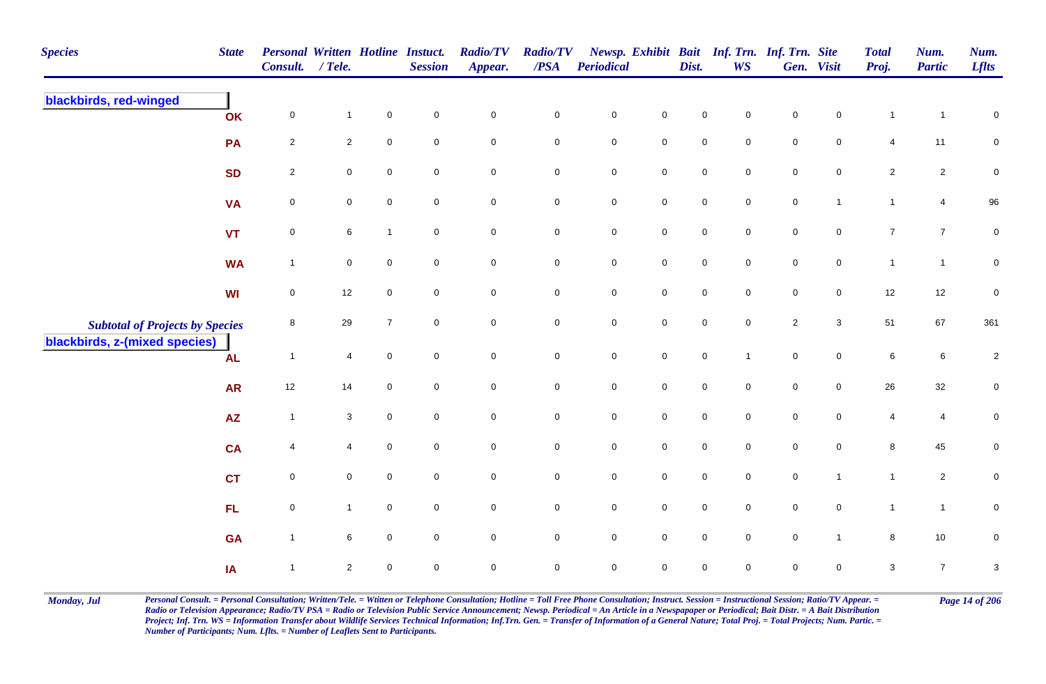| Species | State | Personal Consult. | Written / Tele. | Hotline | Instuct. Session | Radio/TV Appear. | Radio/TV /PSA | Newsp. Periodical | Exhibit | Bait Dist. | Inf. Trn. WS | Inf. Trn. Gen. | Site Visit | Total Proj. | Num. Partic | Num. Lflts |
|---|---|---|---|---|---|---|---|---|---|---|---|---|---|---|---|---|
| **blackbirds, red-winged** | | | | | | | | | | | | | | | | |
| | OK | 0 | 1 | 0 | 0 | 0 | 0 | 0 | 0 | 0 | 0 | 0 | 0 | 1 | 1 | 0 |
| | PA | 2 | 2 | 0 | 0 | 0 | 0 | 0 | 0 | 0 | 0 | 0 | 0 | 4 | 11 | 0 |
| | SD | 2 | 0 | 0 | 0 | 0 | 0 | 0 | 0 | 0 | 0 | 0 | 0 | 2 | 2 | 0 |
| | VA | 0 | 0 | 0 | 0 | 0 | 0 | 0 | 0 | 0 | 0 | 0 | 1 | 1 | 4 | 96 |
| | VT | 0 | 6 | 1 | 0 | 0 | 0 | 0 | 0 | 0 | 0 | 0 | 0 | 7 | 7 | 0 |
| | WA | 1 | 0 | 0 | 0 | 0 | 0 | 0 | 0 | 0 | 0 | 0 | 0 | 1 | 1 | 0 |
| | WI | 0 | 12 | 0 | 0 | 0 | 0 | 0 | 0 | 0 | 0 | 0 | 0 | 12 | 12 | 0 |
| *Subtotal of Projects by Species* | | 8 | 29 | 7 | 0 | 0 | 0 | 0 | 0 | 0 | 0 | 2 | 3 | 51 | 67 | 361 |
| **blackbirds, z-(mixed species)** | | | | | | | | | | | | | | | | |
| | AL | 1 | 4 | 0 | 0 | 0 | 0 | 0 | 0 | 0 | 1 | 0 | 0 | 6 | 6 | 2 |
| | AR | 12 | 14 | 0 | 0 | 0 | 0 | 0 | 0 | 0 | 0 | 0 | 0 | 26 | 32 | 0 |
| | AZ | 1 | 3 | 0 | 0 | 0 | 0 | 0 | 0 | 0 | 0 | 0 | 0 | 4 | 4 | 0 |
| | CA | 4 | 4 | 0 | 0 | 0 | 0 | 0 | 0 | 0 | 0 | 0 | 0 | 8 | 45 | 0 |
| | CT | 0 | 0 | 0 | 0 | 0 | 0 | 0 | 0 | 0 | 0 | 0 | 1 | 1 | 2 | 0 |
| | FL | 0 | 1 | 0 | 0 | 0 | 0 | 0 | 0 | 0 | 0 | 0 | 0 | 1 | 1 | 0 |
| | GA | 1 | 6 | 0 | 0 | 0 | 0 | 0 | 0 | 0 | 0 | 0 | 1 | 8 | 10 | 0 |
| | IA | 1 | 2 | 0 | 0 | 0 | 0 | 0 | 0 | 0 | 0 | 0 | 0 | 3 | 7 | 3 |

*Personal Consult. = Personal Consultation; Written/Tele. = Wtitten or Telephone Consultation; Hotline = Toll Free Phone Consultation; Instruct. Session = Instructional Session; Ratio/TV Appear. = Radio or Television Appearance; Radio/TV PSA = Radio or Television Public Service Announcement; Newsp. Periodical = An Article in a Newspapaper or Periodical; Bait Distr. = A Bait Distribution Project; Inf. Trn. WS = Information Transfer about Wildlife Services Technical Information; Inf.Trn. Gen. = Transfer of Information of a General Nature; Total Proj. = Total Projects; Num. Partic. = Number of Participants; Num. Lflts. = Number of Leaflets Sent to Participants.*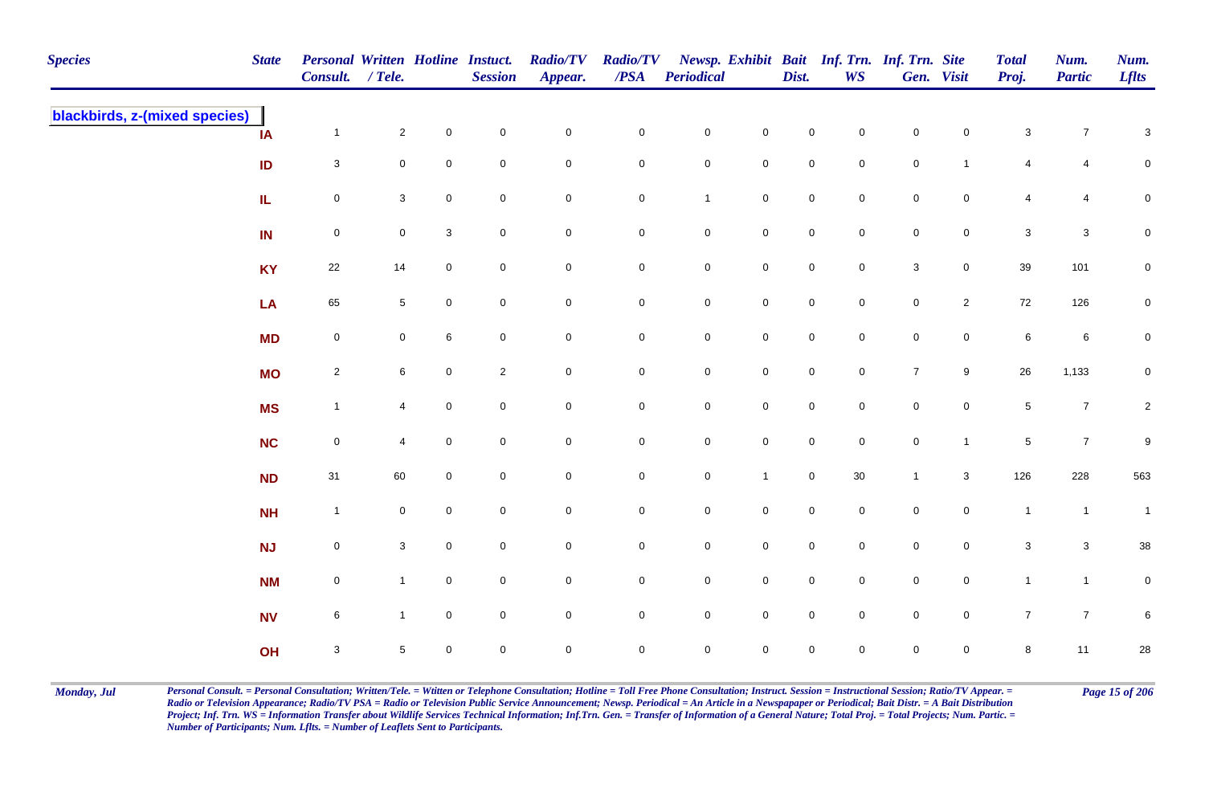| Species | State | Personal Consult. | Written / Tele. | Hotline | Instuct. Session | Radio/TV Appear. | Radio/TV /PSA | Newsp. Periodical | Exhibit | Bait Dist. | Inf. Trn. WS | Inf. Trn. Gen. | Site Visit | Total Proj. | Num. Partic | Num. Lflts |
|---|---|---|---|---|---|---|---|---|---|---|---|---|---|---|---|---|
| **blackbirds, z-(mixed species)** | IA | 1 | 2 | 0 | 0 | 0 | 0 | 0 | 0 | 0 | 0 | 0 | 0 | 3 | 7 | 3 |
| | ID | 3 | 0 | 0 | 0 | 0 | 0 | 0 | 0 | 0 | 0 | 0 | 1 | 4 | 4 | 0 |
| | IL | 0 | 3 | 0 | 0 | 0 | 0 | 1 | 0 | 0 | 0 | 0 | 0 | 4 | 4 | 0 |
| | IN | 0 | 0 | 3 | 0 | 0 | 0 | 0 | 0 | 0 | 0 | 0 | 0 | 3 | 3 | 0 |
| | KY | 22 | 14 | 0 | 0 | 0 | 0 | 0 | 0 | 0 | 0 | 3 | 0 | 39 | 101 | 0 |
| | LA | 65 | 5 | 0 | 0 | 0 | 0 | 0 | 0 | 0 | 0 | 0 | 2 | 72 | 126 | 0 |
| | MD | 0 | 0 | 6 | 0 | 0 | 0 | 0 | 0 | 0 | 0 | 0 | 0 | 6 | 6 | 0 |
| | MO | 2 | 6 | 0 | 2 | 0 | 0 | 0 | 0 | 0 | 0 | 7 | 9 | 26 | 1,133 | 0 |
| | MS | 1 | 4 | 0 | 0 | 0 | 0 | 0 | 0 | 0 | 0 | 0 | 0 | 5 | 7 | 2 |
| | NC | 0 | 4 | 0 | 0 | 0 | 0 | 0 | 0 | 0 | 0 | 0 | 1 | 5 | 7 | 9 |
| | ND | 31 | 60 | 0 | 0 | 0 | 0 | 0 | 1 | 0 | 30 | 1 | 3 | 126 | 228 | 563 |
| | NH | 1 | 0 | 0 | 0 | 0 | 0 | 0 | 0 | 0 | 0 | 0 | 0 | 1 | 1 | 1 |
| | NJ | 0 | 3 | 0 | 0 | 0 | 0 | 0 | 0 | 0 | 0 | 0 | 0 | 3 | 3 | 38 |
| | NM | 0 | 1 | 0 | 0 | 0 | 0 | 0 | 0 | 0 | 0 | 0 | 0 | 1 | 1 | 0 |
| | NV | 6 | 1 | 0 | 0 | 0 | 0 | 0 | 0 | 0 | 0 | 0 | 0 | 7 | 7 | 6 |
| | OH | 3 | 5 | 0 | 0 | 0 | 0 | 0 | 0 | 0 | 0 | 0 | 0 | 8 | 11 | 28 |

*Personal Consult. = Personal Consultation; Written/Tele. = Wtitten or Telephone Consultation; Hotline = Toll Free Phone Consultation; Instruct. Session = Instructional Session; Ratio/TV Appear. = Radio or Television Appearance; Radio/TV PSA = Radio or Television Public Service Announcement; Newsp. Periodical = An Article in a Newspapaper or Periodical; Bait Distr. = A Bait Distribution Project; Inf. Trn. WS = Information Transfer about Wildlife Services Technical Information; Inf.Trn. Gen. = Transfer of Information of a General Nature; Total Proj. = Total Projects; Num. Partic. = Number of Participants; Num. Lflts. = Number of Leaflets Sent to Participants.*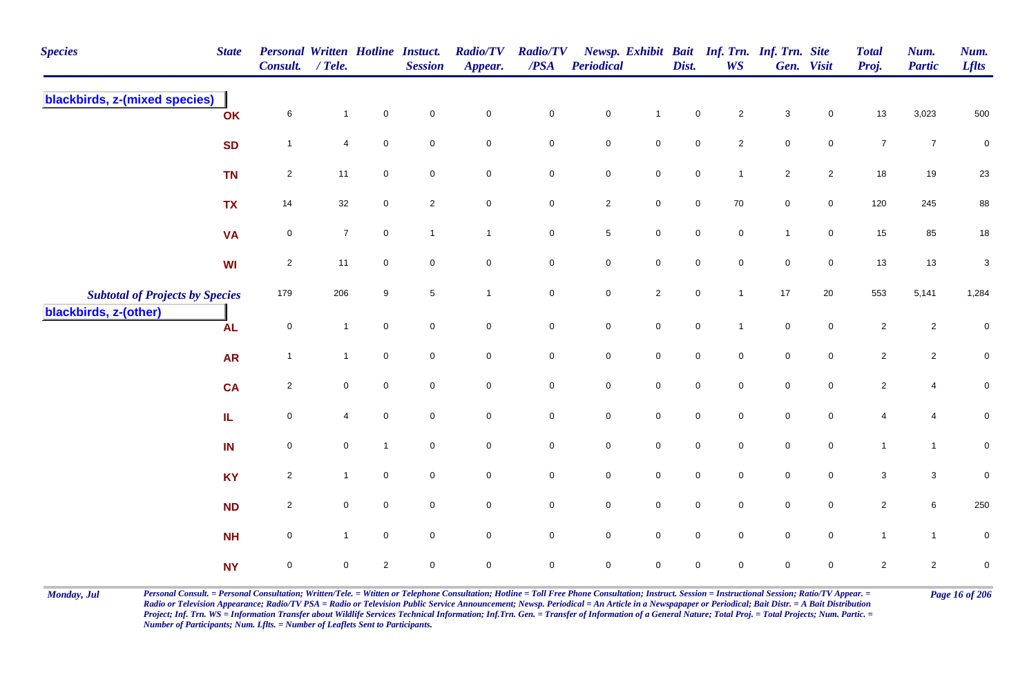| Species | State | Personal Consult. | Written / Tele. | Hotline | Instuct. Session | Radio/TV Appear. | Radio/TV /PSA | Newsp. Periodical | Exhibit | Bait Dist. | Inf. Trn. WS | Inf. Trn. Gen. | Site Visit | Total Proj. | Num. Partic | Num. Lflts |
|---|---|---|---|---|---|---|---|---|---|---|---|---|---|---|---|---|
| **blackbirds, z-(mixed species)** | | | | | | | | | | | | | | | | |
| | OK | 6 | 1 | 0 | 0 | 0 | 0 | 0 | 1 | 0 | 2 | 3 | 0 | 13 | 3,023 | 500 |
| | SD | 1 | 4 | 0 | 0 | 0 | 0 | 0 | 0 | 0 | 2 | 0 | 0 | 7 | 7 | 0 |
| | TN | 2 | 11 | 0 | 0 | 0 | 0 | 0 | 0 | 0 | 1 | 2 | 2 | 18 | 19 | 23 |
| | TX | 14 | 32 | 0 | 2 | 0 | 0 | 2 | 0 | 0 | 70 | 0 | 0 | 120 | 245 | 88 |
| | VA | 0 | 7 | 0 | 1 | 1 | 0 | 5 | 0 | 0 | 0 | 1 | 0 | 15 | 85 | 18 |
| | WI | 2 | 11 | 0 | 0 | 0 | 0 | 0 | 0 | 0 | 0 | 0 | 0 | 13 | 13 | 3 |
| ***Subtotal of Projects by Species*** | | 179 | 206 | 9 | 5 | 1 | 0 | 0 | 2 | 0 | 1 | 17 | 20 | 553 | 5,141 | 1,284 |
| **blackbirds, z-(other)** | | | | | | | | | | | | | | | | |
| | AL | 0 | 1 | 0 | 0 | 0 | 0 | 0 | 0 | 0 | 1 | 0 | 0 | 2 | 2 | 0 |
| | AR | 1 | 1 | 0 | 0 | 0 | 0 | 0 | 0 | 0 | 0 | 0 | 0 | 2 | 2 | 0 |
| | CA | 2 | 0 | 0 | 0 | 0 | 0 | 0 | 0 | 0 | 0 | 0 | 0 | 2 | 4 | 0 |
| | IL | 0 | 4 | 0 | 0 | 0 | 0 | 0 | 0 | 0 | 0 | 0 | 0 | 4 | 4 | 0 |
| | IN | 0 | 0 | 1 | 0 | 0 | 0 | 0 | 0 | 0 | 0 | 0 | 0 | 1 | 1 | 0 |
| | KY | 2 | 1 | 0 | 0 | 0 | 0 | 0 | 0 | 0 | 0 | 0 | 0 | 3 | 3 | 0 |
| | ND | 2 | 0 | 0 | 0 | 0 | 0 | 0 | 0 | 0 | 0 | 0 | 0 | 2 | 6 | 250 |
| | NH | 0 | 1 | 0 | 0 | 0 | 0 | 0 | 0 | 0 | 0 | 0 | 0 | 1 | 1 | 0 |
| | NY | 0 | 0 | 2 | 0 | 0 | 0 | 0 | 0 | 0 | 0 | 0 | 0 | 2 | 2 | 0 |

*Personal Consult. = Personal Consultation; Written/Tele. = Wtitten or Telephone Consultation; Hotline = Toll Free Phone Consultation; Instruct. Session = Instructional Session; Ratio/TV Appear. = Radio or Television Appearance; Radio/TV PSA = Radio or Television Public Service Announcement; Newsp. Periodical = An Article in a Newspapaper or Periodical; Bait Distr. = A Bait Distribution Project; Inf. Trn. WS = Information Transfer about Wildlife Services Technical Information; Inf.Trn. Gen. = Transfer of Information of a General Nature; Total Proj. = Total Projects; Num. Partic. = Number of Participants; Num. Lflts. = Number of Leaflets Sent to Participants.*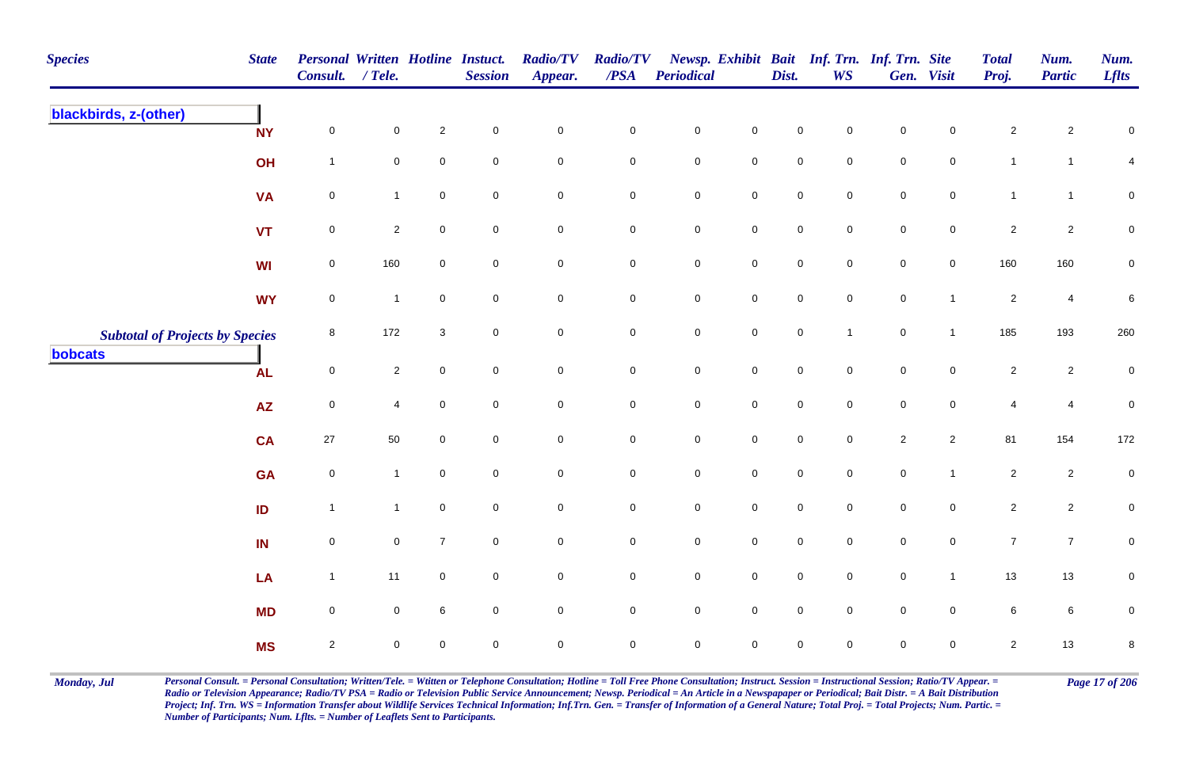| Species | State | Personal Consult. | Written / Tele. | Hotline | Instuct. Session | Radio/TV Appear. | Radio/TV /PSA | Newsp. Periodical | Exhibit | Bait Dist. | Inf. Trn. WS | Inf. Trn. Gen. | Site Visit | Total Proj. | Num. Partic | Num. Lflts |
|---|---|---|---|---|---|---|---|---|---|---|---|---|---|---|---|---|
| **blackbirds, z-(other)** | | | | | | | | | | | | | | | | |
| | NY | 0 | 0 | 2 | 0 | 0 | 0 | 0 | 0 | 0 | 0 | 0 | 0 | 2 | 2 | 0 |
| | OH | 1 | 0 | 0 | 0 | 0 | 0 | 0 | 0 | 0 | 0 | 0 | 0 | 1 | 1 | 4 |
| | VA | 0 | 1 | 0 | 0 | 0 | 0 | 0 | 0 | 0 | 0 | 0 | 0 | 1 | 1 | 0 |
| | VT | 0 | 2 | 0 | 0 | 0 | 0 | 0 | 0 | 0 | 0 | 0 | 0 | 2 | 2 | 0 |
| | WI | 0 | 160 | 0 | 0 | 0 | 0 | 0 | 0 | 0 | 0 | 0 | 0 | 160 | 160 | 0 |
| | WY | 0 | 1 | 0 | 0 | 0 | 0 | 0 | 0 | 0 | 0 | 0 | 1 | 2 | 4 | 6 |
| *Subtotal of Projects by Species* | | 8 | 172 | 3 | 0 | 0 | 0 | 0 | 0 | 0 | 1 | 0 | 1 | 185 | 193 | 260 |
| **bobcats** | | | | | | | | | | | | | | | | |
| | AL | 0 | 2 | 0 | 0 | 0 | 0 | 0 | 0 | 0 | 0 | 0 | 0 | 2 | 2 | 0 |
| | AZ | 0 | 4 | 0 | 0 | 0 | 0 | 0 | 0 | 0 | 0 | 0 | 0 | 4 | 4 | 0 |
| | CA | 27 | 50 | 0 | 0 | 0 | 0 | 0 | 0 | 0 | 0 | 2 | 2 | 81 | 154 | 172 |
| | GA | 0 | 1 | 0 | 0 | 0 | 0 | 0 | 0 | 0 | 0 | 0 | 1 | 2 | 2 | 0 |
| | ID | 1 | 1 | 0 | 0 | 0 | 0 | 0 | 0 | 0 | 0 | 0 | 0 | 2 | 2 | 0 |
| | IN | 0 | 0 | 7 | 0 | 0 | 0 | 0 | 0 | 0 | 0 | 0 | 0 | 7 | 7 | 0 |
| | LA | 1 | 11 | 0 | 0 | 0 | 0 | 0 | 0 | 0 | 0 | 0 | 1 | 13 | 13 | 0 |
| | MD | 0 | 0 | 6 | 0 | 0 | 0 | 0 | 0 | 0 | 0 | 0 | 0 | 6 | 6 | 0 |
| | MS | 2 | 0 | 0 | 0 | 0 | 0 | 0 | 0 | 0 | 0 | 0 | 0 | 2 | 13 | 8 |

*Personal Consult. = Personal Consultation; Written/Tele. = Wtitten or Telephone Consultation; Hotline = Toll Free Phone Consultation; Instruct. Session = Instructional Session; Ratio/TV Appear. = Radio or Television Appearance; Radio/TV PSA = Radio or Television Public Service Announcement; Newsp. Periodical = An Article in a Newspapaper or Periodical; Bait Distr. = A Bait Distribution Project; Inf. Trn. WS = Information Transfer about Wildlife Services Technical Information; Inf.Trn. Gen. = Transfer of Information of a General Nature; Total Proj. = Total Projects; Num. Partic. = Number of Participants; Num. Lflts. = Number of Leaflets Sent to Participants.*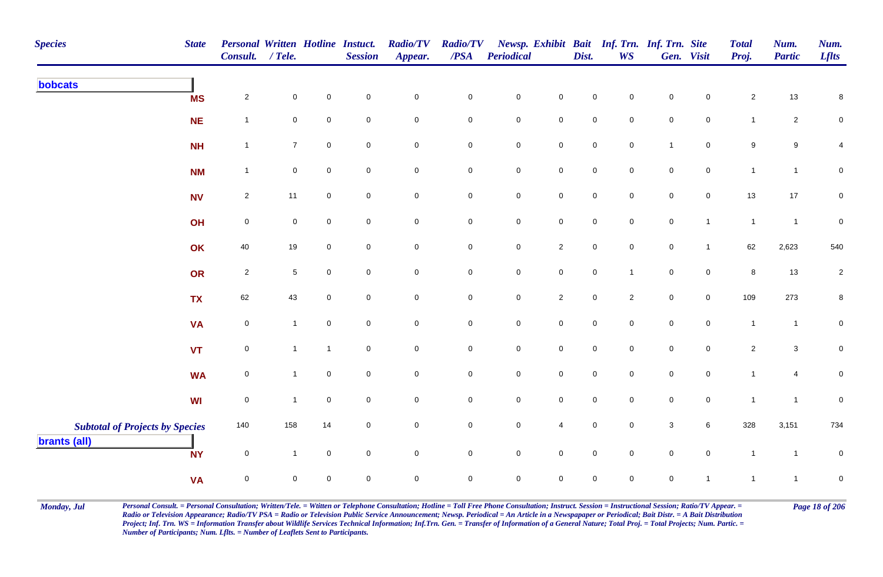| Species | State | Personal Consult. | Written / Tele. | Hotline | Instuct. Session | Radio/TV Appear. | Radio/TV /PSA | Newsp. Periodical | Exhibit | Bait Dist. | Inf. Trn. WS | Inf. Trn. Gen. | Site Visit | Total Proj. | Num. Partic | Num. Lflts |
|---|---|---|---|---|---|---|---|---|---|---|---|---|---|---|---|---|
| **bobcats** | | | | | | | | | | | | | | | | |
| | MS | 2 | 0 | 0 | 0 | 0 | 0 | 0 | 0 | 0 | 0 | 0 | 0 | 2 | 13 | 8 |
| | NE | 1 | 0 | 0 | 0 | 0 | 0 | 0 | 0 | 0 | 0 | 0 | 0 | 1 | 2 | 0 |
| | NH | 1 | 7 | 0 | 0 | 0 | 0 | 0 | 0 | 0 | 0 | 1 | 0 | 9 | 9 | 4 |
| | NM | 1 | 0 | 0 | 0 | 0 | 0 | 0 | 0 | 0 | 0 | 0 | 0 | 1 | 1 | 0 |
| | NV | 2 | 11 | 0 | 0 | 0 | 0 | 0 | 0 | 0 | 0 | 0 | 0 | 13 | 17 | 0 |
| | OH | 0 | 0 | 0 | 0 | 0 | 0 | 0 | 0 | 0 | 0 | 0 | 1 | 1 | 1 | 0 |
| | OK | 40 | 19 | 0 | 0 | 0 | 0 | 0 | 2 | 0 | 0 | 0 | 1 | 62 | 2,623 | 540 |
| | OR | 2 | 5 | 0 | 0 | 0 | 0 | 0 | 0 | 0 | 1 | 0 | 0 | 8 | 13 | 2 |
| | TX | 62 | 43 | 0 | 0 | 0 | 0 | 0 | 2 | 0 | 2 | 0 | 0 | 109 | 273 | 8 |
| | VA | 0 | 1 | 0 | 0 | 0 | 0 | 0 | 0 | 0 | 0 | 0 | 0 | 1 | 1 | 0 |
| | VT | 0 | 1 | 1 | 0 | 0 | 0 | 0 | 0 | 0 | 0 | 0 | 0 | 2 | 3 | 0 |
| | WA | 0 | 1 | 0 | 0 | 0 | 0 | 0 | 0 | 0 | 0 | 0 | 0 | 1 | 4 | 0 |
| | WI | 0 | 1 | 0 | 0 | 0 | 0 | 0 | 0 | 0 | 0 | 0 | 0 | 1 | 1 | 0 |
| ***Subtotal of Projects by Species*** | | 140 | 158 | 14 | 0 | 0 | 0 | 0 | 4 | 0 | 0 | 3 | 6 | 328 | 3,151 | 734 |
| **brants (all)** | | | | | | | | | | | | | | | | |
| | NY | 0 | 1 | 0 | 0 | 0 | 0 | 0 | 0 | 0 | 0 | 0 | 0 | 1 | 1 | 0 |
| | VA | 0 | 0 | 0 | 0 | 0 | 0 | 0 | 0 | 0 | 0 | 0 | 1 | 1 | 1 | 0 |

*Personal Consult. = Personal Consultation; Written/Tele. = Wtitten or Telephone Consultation; Hotline = Toll Free Phone Consultation; Instruct. Session = Instructional Session; Ratio/TV Appear. = Radio or Television Appearance; Radio/TV PSA = Radio or Television Public Service Announcement; Newsp. Periodical = An Article in a Newspapaper or Periodical; Bait Distr. = A Bait Distribution Project; Inf. Trn. WS = Information Transfer about Wildlife Services Technical Information; Inf.Trn. Gen. = Transfer of Information of a General Nature; Total Proj. = Total Projects; Num. Partic. = Number of Participants; Num. Lflts. = Number of Leaflets Sent to Participants.*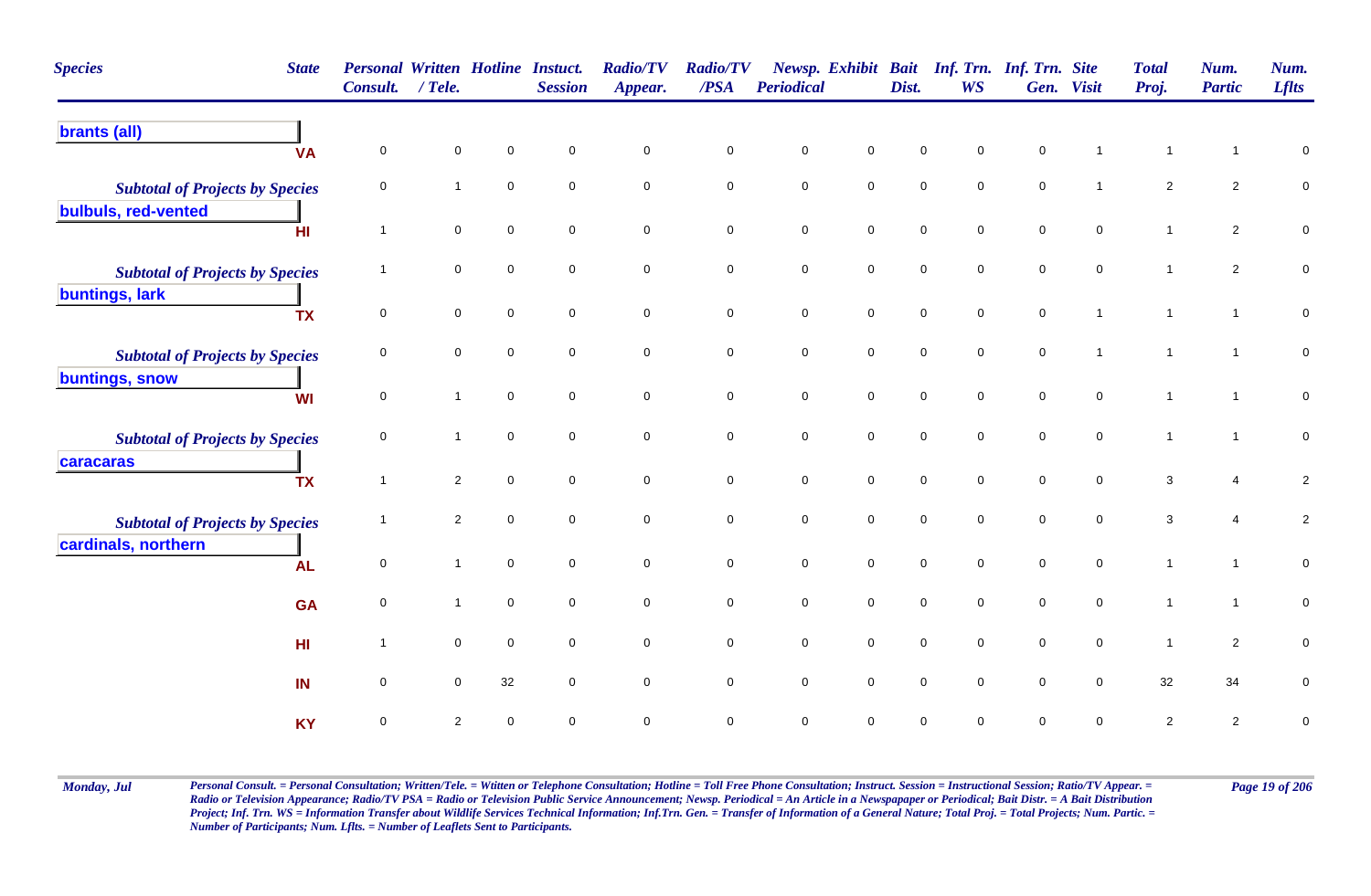| Species | State | Personal Consult. | Written / Tele. | Hotline | Instuct. Session | Radio/TV Appear. | Radio/TV /PSA | Newsp. Periodical | Exhibit | Bait Dist. | Inf. Trn. WS | Inf. Trn. Gen. | Site Visit | Total Proj. | Num. Partic | Num. Lflts |
|---|---|---|---|---|---|---|---|---|---|---|---|---|---|---|---|---|
| **brants (all)** | | | | | | | | | | | | | | | | |
| | VA | 0 | 0 | 0 | 0 | 0 | 0 | 0 | 0 | 0 | 0 | 0 | 1 | 1 | 1 | 0 |
| *Subtotal of Projects by Species* | | 0 | 1 | 0 | 0 | 0 | 0 | 0 | 0 | 0 | 0 | 0 | 1 | 2 | 2 | 0 |
| **bulbuls, red-vented** | | | | | | | | | | | | | | | | |
| | HI | 1 | 0 | 0 | 0 | 0 | 0 | 0 | 0 | 0 | 0 | 0 | 0 | 1 | 2 | 0 |
| *Subtotal of Projects by Species* | | 1 | 0 | 0 | 0 | 0 | 0 | 0 | 0 | 0 | 0 | 0 | 0 | 1 | 2 | 0 |
| **buntings, lark** | | | | | | | | | | | | | | | | |
| | TX | 0 | 0 | 0 | 0 | 0 | 0 | 0 | 0 | 0 | 0 | 0 | 1 | 1 | 1 | 0 |
| *Subtotal of Projects by Species* | | 0 | 0 | 0 | 0 | 0 | 0 | 0 | 0 | 0 | 0 | 0 | 1 | 1 | 1 | 0 |
| **buntings, snow** | | | | | | | | | | | | | | | | |
| | WI | 0 | 1 | 0 | 0 | 0 | 0 | 0 | 0 | 0 | 0 | 0 | 0 | 1 | 1 | 0 |
| *Subtotal of Projects by Species* | | 0 | 1 | 0 | 0 | 0 | 0 | 0 | 0 | 0 | 0 | 0 | 0 | 1 | 1 | 0 |
| **caracaras** | | | | | | | | | | | | | | | | |
| | TX | 1 | 2 | 0 | 0 | 0 | 0 | 0 | 0 | 0 | 0 | 0 | 0 | 3 | 4 | 2 |
| *Subtotal of Projects by Species* | | 1 | 2 | 0 | 0 | 0 | 0 | 0 | 0 | 0 | 0 | 0 | 0 | 3 | 4 | 2 |
| **cardinals, northern** | | | | | | | | | | | | | | | | |
| | AL | 0 | 1 | 0 | 0 | 0 | 0 | 0 | 0 | 0 | 0 | 0 | 0 | 1 | 1 | 0 |
| | GA | 0 | 1 | 0 | 0 | 0 | 0 | 0 | 0 | 0 | 0 | 0 | 0 | 1 | 1 | 0 |
| | HI | 1 | 0 | 0 | 0 | 0 | 0 | 0 | 0 | 0 | 0 | 0 | 0 | 1 | 2 | 0 |
| | IN | 0 | 0 | 32 | 0 | 0 | 0 | 0 | 0 | 0 | 0 | 0 | 0 | 32 | 34 | 0 |
| | KY | 0 | 2 | 0 | 0 | 0 | 0 | 0 | 0 | 0 | 0 | 0 | 0 | 2 | 2 | 0 |

*Personal Consult. = Personal Consultation; Written/Tele. = Wtitten or Telephone Consultation; Hotline = Toll Free Phone Consultation; Instruct. Session = Instructional Session; Ratio/TV Appear. = Radio or Television Appearance; Radio/TV PSA = Radio or Television Public Service Announcement; Newsp. Periodical = An Article in a Newspapaper or Periodical; Bait Distr. = A Bait Distribution Project; Inf. Trn. WS = Information Transfer about Wildlife Services Technical Information; Inf.Trn. Gen. = Transfer of Information of a General Nature; Total Proj. = Total Projects; Num. Partic. = Number of Participants; Num. Lflts. = Number of Leaflets Sent to Participants.*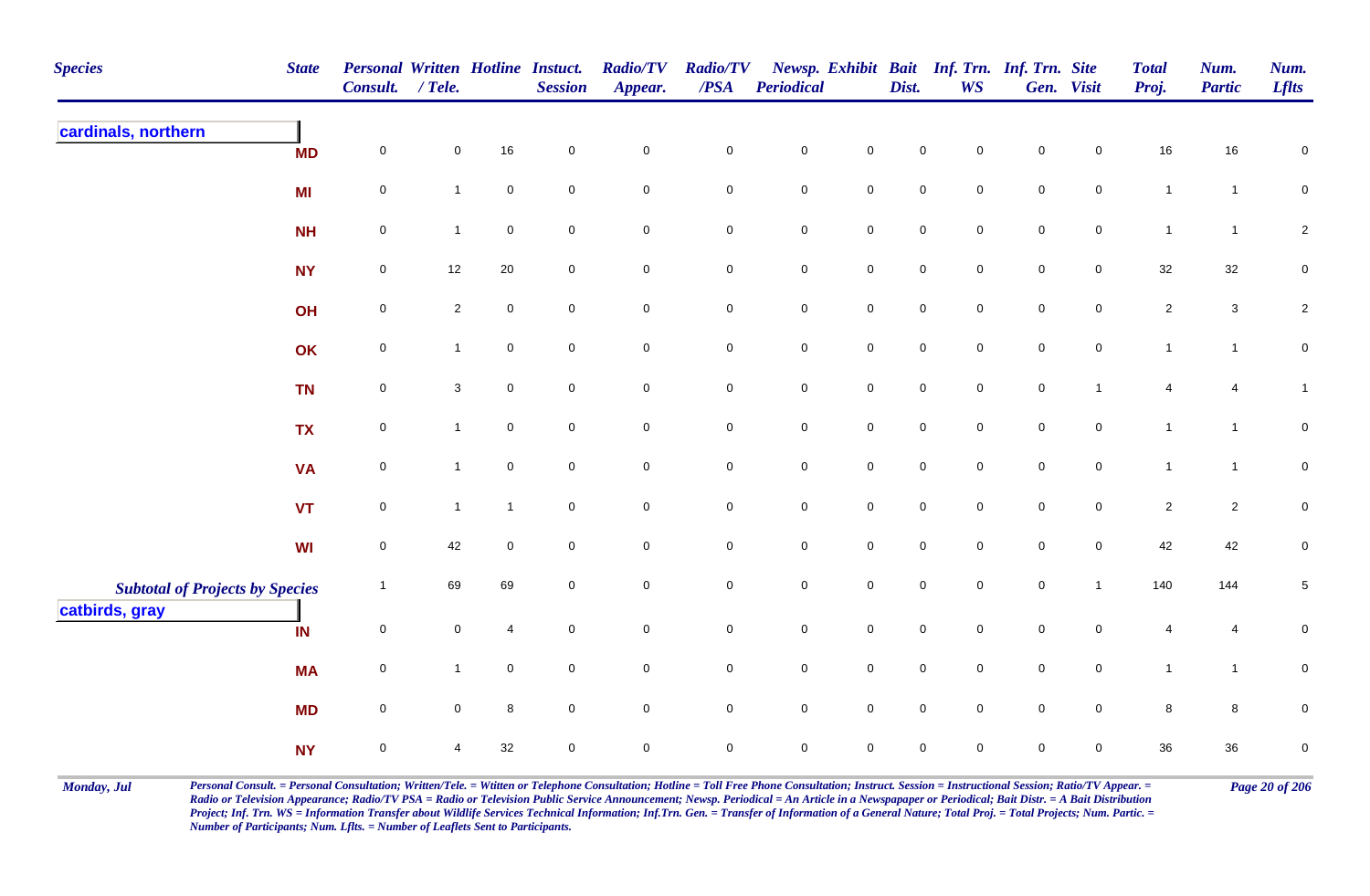| Species | State | Personal Consult. | Written / Tele. | Hotline | Instuct. Session | Radio/TV Appear. | Radio/TV /PSA | Newsp. Periodical | Exhibit | Bait Dist. | Inf. Trn. WS | Inf. Trn. Gen. | Site Visit | Total Proj. | Num. Partic | Num. Lflts |
|---|---|---|---|---|---|---|---|---|---|---|---|---|---|---|---|---|
| **cardinals, northern** | | | | | | | | | | | | | | | | |
| | MD | 0 | 0 | 16 | 0 | 0 | 0 | 0 | 0 | 0 | 0 | 0 | 0 | 16 | 16 | 0 |
| | MI | 0 | 1 | 0 | 0 | 0 | 0 | 0 | 0 | 0 | 0 | 0 | 0 | 1 | 1 | 0 |
| | NH | 0 | 1 | 0 | 0 | 0 | 0 | 0 | 0 | 0 | 0 | 0 | 0 | 1 | 1 | 2 |
| | NY | 0 | 12 | 20 | 0 | 0 | 0 | 0 | 0 | 0 | 0 | 0 | 0 | 32 | 32 | 0 |
| | OH | 0 | 2 | 0 | 0 | 0 | 0 | 0 | 0 | 0 | 0 | 0 | 0 | 2 | 3 | 2 |
| | OK | 0 | 1 | 0 | 0 | 0 | 0 | 0 | 0 | 0 | 0 | 0 | 0 | 1 | 1 | 0 |
| | TN | 0 | 3 | 0 | 0 | 0 | 0 | 0 | 0 | 0 | 0 | 0 | 1 | 4 | 4 | 1 |
| | TX | 0 | 1 | 0 | 0 | 0 | 0 | 0 | 0 | 0 | 0 | 0 | 0 | 1 | 1 | 0 |
| | VA | 0 | 1 | 0 | 0 | 0 | 0 | 0 | 0 | 0 | 0 | 0 | 0 | 1 | 1 | 0 |
| | VT | 0 | 1 | 1 | 0 | 0 | 0 | 0 | 0 | 0 | 0 | 0 | 0 | 2 | 2 | 0 |
| | WI | 0 | 42 | 0 | 0 | 0 | 0 | 0 | 0 | 0 | 0 | 0 | 0 | 42 | 42 | 0 |
| ***Subtotal of Projects by Species*** | | 1 | 69 | 69 | 0 | 0 | 0 | 0 | 0 | 0 | 0 | 0 | 1 | 140 | 144 | 5 |
| **catbirds, gray** | | | | | | | | | | | | | | | | |
| | IN | 0 | 0 | 4 | 0 | 0 | 0 | 0 | 0 | 0 | 0 | 0 | 0 | 4 | 4 | 0 |
| | MA | 0 | 1 | 0 | 0 | 0 | 0 | 0 | 0 | 0 | 0 | 0 | 0 | 1 | 1 | 0 |
| | MD | 0 | 0 | 8 | 0 | 0 | 0 | 0 | 0 | 0 | 0 | 0 | 0 | 8 | 8 | 0 |
| | NY | 0 | 4 | 32 | 0 | 0 | 0 | 0 | 0 | 0 | 0 | 0 | 0 | 36 | 36 | 0 |

*Personal Consult. = Personal Consultation; Written/Tele. = Wtitten or Telephone Consultation; Hotline = Toll Free Phone Consultation; Instruct. Session = Instructional Session; Ratio/TV Appear. = Radio or Television Appearance; Radio/TV PSA = Radio or Television Public Service Announcement; Newsp. Periodical = An Article in a Newspaper or Periodical; Bait Distr. = A Bait Distribution Project; Inf. Trn. WS = Information Transfer about Wildlife Services Technical Information; Inf.Trn. Gen. = Transfer of Information of a General Nature; Total Proj. = Total Projects; Num. Partic. = Number of Participants; Num. Lflts. = Number of Leaflets Sent to Participants.*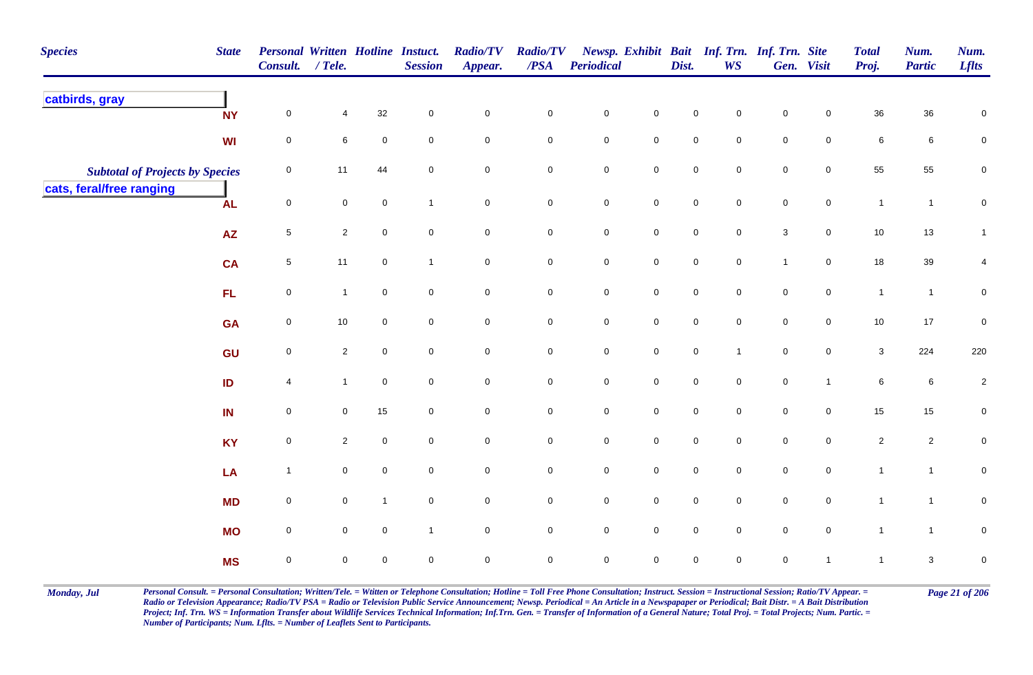| Species | State | Personal Consult. | Written / Tele. | Hotline | Instuct. Session | Radio/TV Appear. | Radio/TV /PSA | Newsp. Periodical | Exhibit | Bait Dist. | Inf. Trn. WS | Inf. Trn. Gen. | Site Visit | Total Proj. | Num. Partic | Num. Lflts |
|---|---|---|---|---|---|---|---|---|---|---|---|---|---|---|---|---|
| **catbirds, gray** | | | | | | | | | | | | | | | | |
| | NY | 0 | 4 | 32 | 0 | 0 | 0 | 0 | 0 | 0 | 0 | 0 | 0 | 36 | 36 | 0 |
| | WI | 0 | 6 | 0 | 0 | 0 | 0 | 0 | 0 | 0 | 0 | 0 | 0 | 6 | 6 | 0 |
| *Subtotal of Projects by Species* | | 0 | 11 | 44 | 0 | 0 | 0 | 0 | 0 | 0 | 0 | 0 | 0 | 55 | 55 | 0 |
| **cats, feral/free ranging** | | | | | | | | | | | | | | | | |
| | AL | 0 | 0 | 0 | 1 | 0 | 0 | 0 | 0 | 0 | 0 | 0 | 0 | 1 | 1 | 0 |
| | AZ | 5 | 2 | 0 | 0 | 0 | 0 | 0 | 0 | 0 | 0 | 3 | 0 | 10 | 13 | 1 |
| | CA | 5 | 11 | 0 | 1 | 0 | 0 | 0 | 0 | 0 | 0 | 1 | 0 | 18 | 39 | 4 |
| | FL | 0 | 1 | 0 | 0 | 0 | 0 | 0 | 0 | 0 | 0 | 0 | 0 | 1 | 1 | 0 |
| | GA | 0 | 10 | 0 | 0 | 0 | 0 | 0 | 0 | 0 | 0 | 0 | 0 | 10 | 17 | 0 |
| | GU | 0 | 2 | 0 | 0 | 0 | 0 | 0 | 0 | 0 | 1 | 0 | 0 | 3 | 224 | 220 |
| | ID | 4 | 1 | 0 | 0 | 0 | 0 | 0 | 0 | 0 | 0 | 0 | 1 | 6 | 6 | 2 |
| | IN | 0 | 0 | 15 | 0 | 0 | 0 | 0 | 0 | 0 | 0 | 0 | 0 | 15 | 15 | 0 |
| | KY | 0 | 2 | 0 | 0 | 0 | 0 | 0 | 0 | 0 | 0 | 0 | 0 | 2 | 2 | 0 |
| | LA | 1 | 0 | 0 | 0 | 0 | 0 | 0 | 0 | 0 | 0 | 0 | 0 | 1 | 1 | 0 |
| | MD | 0 | 0 | 1 | 0 | 0 | 0 | 0 | 0 | 0 | 0 | 0 | 0 | 1 | 1 | 0 |
| | MO | 0 | 0 | 0 | 1 | 0 | 0 | 0 | 0 | 0 | 0 | 0 | 0 | 1 | 1 | 0 |
| | MS | 0 | 0 | 0 | 0 | 0 | 0 | 0 | 0 | 0 | 0 | 0 | 1 | 1 | 3 | 0 |

*Personal Consult. = Personal Consultation; Written/Tele. = Wtitten or Telephone Consultation; Hotline = Toll Free Phone Consultation; Instruct. Session = Instructional Session; Ratio/TV Appear. = Radio or Television Appearance; Radio/TV PSA = Radio or Television Public Service Announcement; Newsp. Periodical = An Article in a Newspapaper or Periodical; Bait Distr. = A Bait Distribution Project; Inf. Trn. WS = Information Transfer about Wildlife Services Technical Information; Inf.Trn. Gen. = Transfer of Information of a General Nature; Total Proj. = Total Projects; Num. Partic. = Number of Participants; Num. Lflts. = Number of Leaflets Sent to Participants.*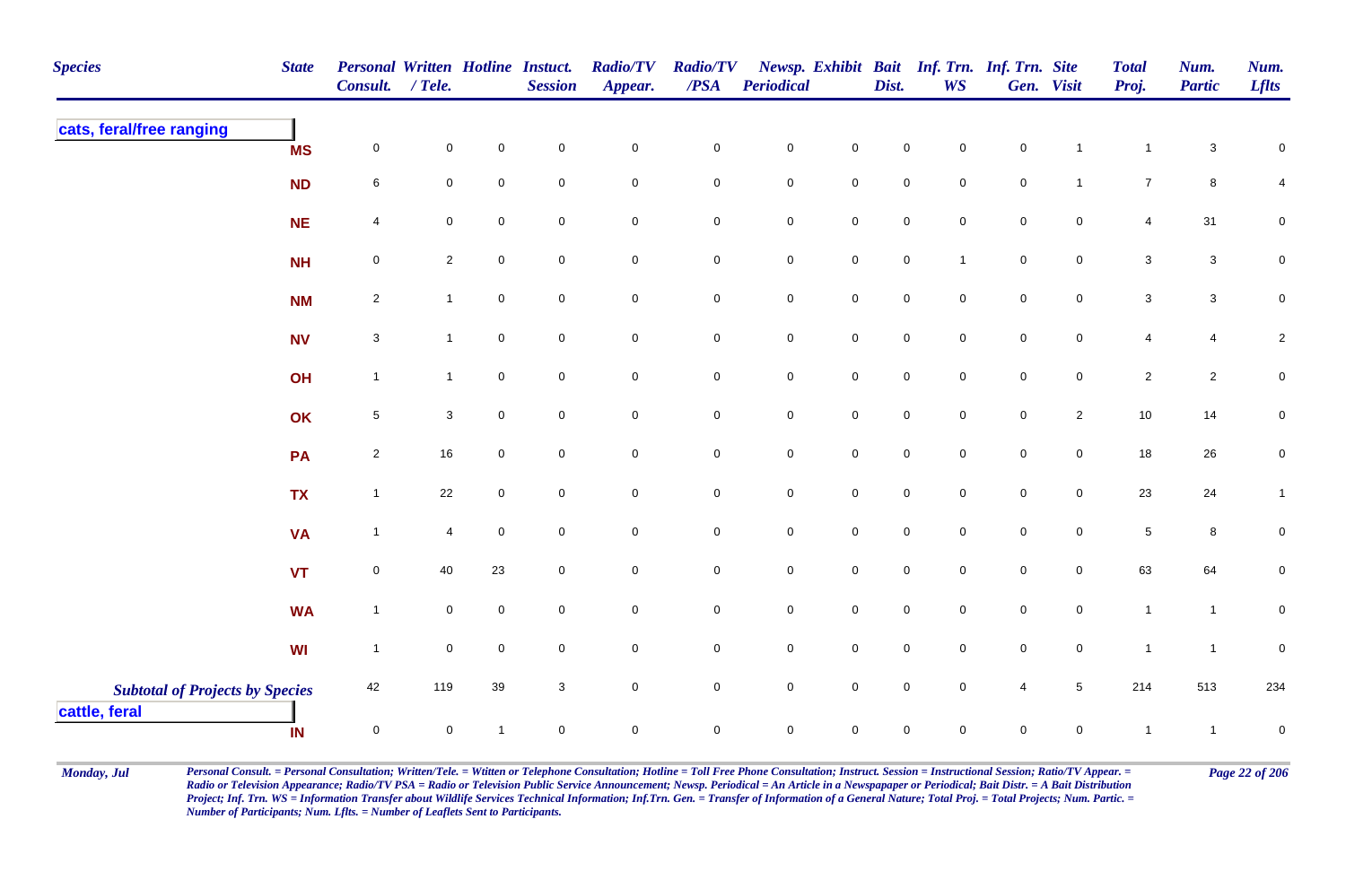| Species | State | Personal Consult. | Written / Tele. | Hotline | Instuct. Session | Radio/TV Appear. | Radio/TV /PSA | Newsp. Periodical | Exhibit | Bait Dist. | Inf. Trn. WS | Inf. Trn. Gen. | Site Visit | Total Proj. | Num. Partic | Num. Lflts |
|---|---|---|---|---|---|---|---|---|---|---|---|---|---|---|---|---|
| **cats, feral/free ranging** | | | | | | | | | | | | | | | | |
| | MS | 0 | 0 | 0 | 0 | 0 | 0 | 0 | 0 | 0 | 0 | 0 | 1 | 1 | 3 | 0 |
| | ND | 6 | 0 | 0 | 0 | 0 | 0 | 0 | 0 | 0 | 0 | 0 | 1 | 7 | 8 | 4 |
| | NE | 4 | 0 | 0 | 0 | 0 | 0 | 0 | 0 | 0 | 0 | 0 | 0 | 4 | 31 | 0 |
| | NH | 0 | 2 | 0 | 0 | 0 | 0 | 0 | 0 | 0 | 1 | 0 | 0 | 3 | 3 | 0 |
| | NM | 2 | 1 | 0 | 0 | 0 | 0 | 0 | 0 | 0 | 0 | 0 | 0 | 3 | 3 | 0 |
| | NV | 3 | 1 | 0 | 0 | 0 | 0 | 0 | 0 | 0 | 0 | 0 | 0 | 4 | 4 | 2 |
| | OH | 1 | 1 | 0 | 0 | 0 | 0 | 0 | 0 | 0 | 0 | 0 | 0 | 2 | 2 | 0 |
| | OK | 5 | 3 | 0 | 0 | 0 | 0 | 0 | 0 | 0 | 0 | 0 | 2 | 10 | 14 | 0 |
| | PA | 2 | 16 | 0 | 0 | 0 | 0 | 0 | 0 | 0 | 0 | 0 | 0 | 18 | 26 | 0 |
| | TX | 1 | 22 | 0 | 0 | 0 | 0 | 0 | 0 | 0 | 0 | 0 | 0 | 23 | 24 | 1 |
| | VA | 1 | 4 | 0 | 0 | 0 | 0 | 0 | 0 | 0 | 0 | 0 | 0 | 5 | 8 | 0 |
| | VT | 0 | 40 | 23 | 0 | 0 | 0 | 0 | 0 | 0 | 0 | 0 | 0 | 63 | 64 | 0 |
| | WA | 1 | 0 | 0 | 0 | 0 | 0 | 0 | 0 | 0 | 0 | 0 | 0 | 1 | 1 | 0 |
| | WI | 1 | 0 | 0 | 0 | 0 | 0 | 0 | 0 | 0 | 0 | 0 | 0 | 1 | 1 | 0 |
| ***Subtotal of Projects by Species*** | | 42 | 119 | 39 | 3 | 0 | 0 | 0 | 0 | 0 | 0 | 4 | 5 | 214 | 513 | 234 |
| **cattle, feral** | | | | | | | | | | | | | | | | |
| | IN | 0 | 0 | 1 | 0 | 0 | 0 | 0 | 0 | 0 | 0 | 0 | 0 | 1 | 1 | 0 |

*Personal Consult. = Personal Consultation; Written/Tele. = Wtitten or Telephone Consultation; Hotline = Toll Free Phone Consultation; Instruct. Session = Instructional Session; Ratio/TV Appear. = Radio or Television Appearance; Radio/TV PSA = Radio or Television Public Service Announcement; Newsp. Periodical = An Article in a Newspapaper or Periodical; Bait Distr. = A Bait Distribution Project; Inf. Trn. WS = Information Transfer about Wildlife Services Technical Information; Inf.Trn. Gen. = Transfer of Information of a General Nature; Total Proj. = Total Projects; Num. Partic. = Number of Participants; Num. Lflts. = Number of Leaflets Sent to Participants.*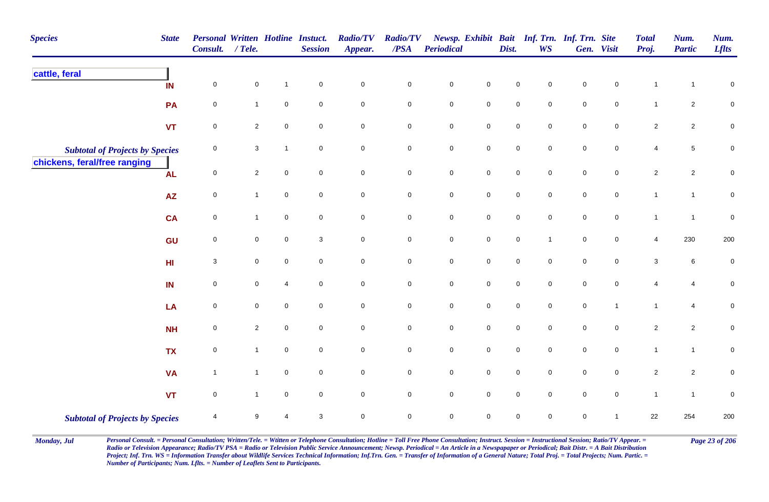| Species | State | Personal Consult. | Written / Tele. | Hotline | Instuct. Session | Radio/TV Appear. | Radio/TV /PSA | Newsp. Periodical | Exhibit | Bait Dist. | Inf. Trn. WS | Inf. Trn. Gen. | Site Visit | Total Proj. | Num. Partic | Num. Lflts |
|---|---|---|---|---|---|---|---|---|---|---|---|---|---|---|---|---|
| **cattle, feral** | | | | | | | | | | | | | | | | |
| | IN | 0 | 0 | 1 | 0 | 0 | 0 | 0 | 0 | 0 | 0 | 0 | 0 | 1 | 1 | 0 |
| | PA | 0 | 1 | 0 | 0 | 0 | 0 | 0 | 0 | 0 | 0 | 0 | 0 | 1 | 2 | 0 |
| | VT | 0 | 2 | 0 | 0 | 0 | 0 | 0 | 0 | 0 | 0 | 0 | 0 | 2 | 2 | 0 |
| *Subtotal of Projects by Species* | | 0 | 3 | 1 | 0 | 0 | 0 | 0 | 0 | 0 | 0 | 0 | 0 | 4 | 5 | 0 |
| **chickens, feral/free ranging** | | | | | | | | | | | | | | | | |
| | AL | 0 | 2 | 0 | 0 | 0 | 0 | 0 | 0 | 0 | 0 | 0 | 0 | 2 | 2 | 0 |
| | AZ | 0 | 1 | 0 | 0 | 0 | 0 | 0 | 0 | 0 | 0 | 0 | 0 | 1 | 1 | 0 |
| | CA | 0 | 1 | 0 | 0 | 0 | 0 | 0 | 0 | 0 | 0 | 0 | 0 | 1 | 1 | 0 |
| | GU | 0 | 0 | 0 | 3 | 0 | 0 | 0 | 0 | 0 | 1 | 0 | 0 | 4 | 230 | 200 |
| | HI | 3 | 0 | 0 | 0 | 0 | 0 | 0 | 0 | 0 | 0 | 0 | 0 | 3 | 6 | 0 |
| | IN | 0 | 0 | 4 | 0 | 0 | 0 | 0 | 0 | 0 | 0 | 0 | 0 | 4 | 4 | 0 |
| | LA | 0 | 0 | 0 | 0 | 0 | 0 | 0 | 0 | 0 | 0 | 0 | 1 | 1 | 4 | 0 |
| | NH | 0 | 2 | 0 | 0 | 0 | 0 | 0 | 0 | 0 | 0 | 0 | 0 | 2 | 2 | 0 |
| | TX | 0 | 1 | 0 | 0 | 0 | 0 | 0 | 0 | 0 | 0 | 0 | 0 | 1 | 1 | 0 |
| | VA | 1 | 1 | 0 | 0 | 0 | 0 | 0 | 0 | 0 | 0 | 0 | 0 | 2 | 2 | 0 |
| | VT | 0 | 1 | 0 | 0 | 0 | 0 | 0 | 0 | 0 | 0 | 0 | 0 | 1 | 1 | 0 |
| *Subtotal of Projects by Species* | | 4 | 9 | 4 | 3 | 0 | 0 | 0 | 0 | 0 | 0 | 0 | 1 | 22 | 254 | 200 |

*Personal Consult. = Personal Consultation; Written/Tele. = Wtitten or Telephone Consultation; Hotline = Toll Free Phone Consultation; Instruct. Session = Instructional Session; Ratio/TV Appear. = Radio or Television Appearance; Radio/TV PSA = Radio or Television Public Service Announcement; Newsp. Periodical = An Article in a Newspapaper or Periodical; Bait Distr. = A Bait Distribution Project; Inf. Trn. WS = Information Transfer about Wildlife Services Technical Information; Inf.Trn. Gen. = Transfer of Information of a General Nature; Total Proj. = Total Projects; Num. Partic. = Number of Participants; Num. Lflts. = Number of Leaflets Sent to Participants.*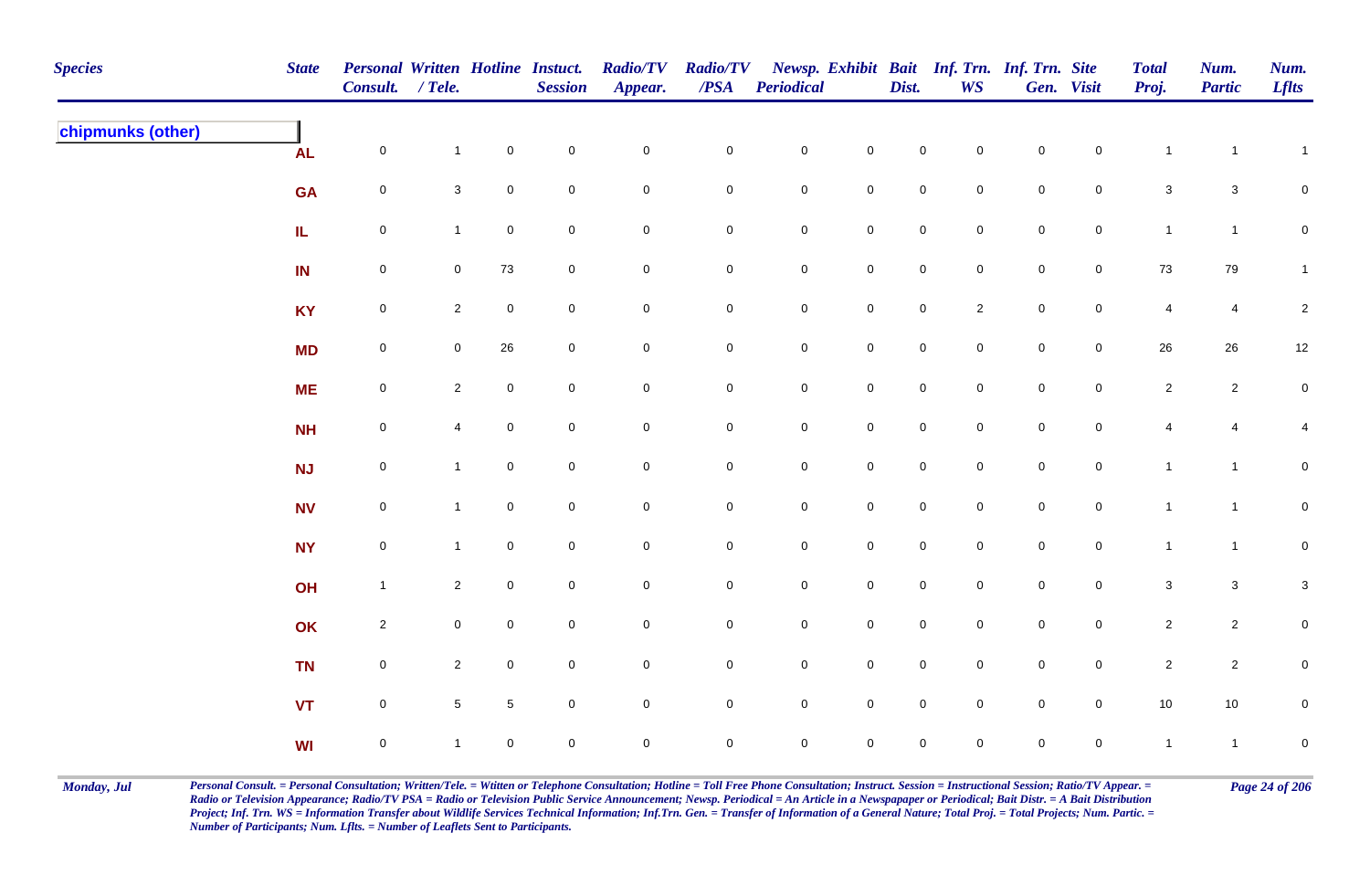| Species | State | Personal Consult. | Written / Tele. | Hotline | Instuct. Session | Radio/TV Appear. | Radio/TV /PSA | Newsp. Periodical | Exhibit | Bait Dist. | Inf. Trn. WS | Inf. Trn. Gen. | Site Visit | Total Proj. | Num. Partic | Num. Lflts |
|---|---|---|---|---|---|---|---|---|---|---|---|---|---|---|---|---|
| **chipmunks (other)** | | | | | | | | | | | | | | | | |
| | AL | 0 | 1 | 0 | 0 | 0 | 0 | 0 | 0 | 0 | 0 | 0 | 0 | 1 | 1 | 1 |
| | GA | 0 | 3 | 0 | 0 | 0 | 0 | 0 | 0 | 0 | 0 | 0 | 0 | 3 | 3 | 0 |
| | IL | 0 | 1 | 0 | 0 | 0 | 0 | 0 | 0 | 0 | 0 | 0 | 0 | 1 | 1 | 0 |
| | IN | 0 | 0 | 73 | 0 | 0 | 0 | 0 | 0 | 0 | 0 | 0 | 0 | 73 | 79 | 1 |
| | KY | 0 | 2 | 0 | 0 | 0 | 0 | 0 | 0 | 0 | 2 | 0 | 0 | 4 | 4 | 2 |
| | MD | 0 | 0 | 26 | 0 | 0 | 0 | 0 | 0 | 0 | 0 | 0 | 0 | 26 | 26 | 12 |
| | ME | 0 | 2 | 0 | 0 | 0 | 0 | 0 | 0 | 0 | 0 | 0 | 0 | 2 | 2 | 0 |
| | NH | 0 | 4 | 0 | 0 | 0 | 0 | 0 | 0 | 0 | 0 | 0 | 0 | 4 | 4 | 4 |
| | NJ | 0 | 1 | 0 | 0 | 0 | 0 | 0 | 0 | 0 | 0 | 0 | 0 | 1 | 1 | 0 |
| | NV | 0 | 1 | 0 | 0 | 0 | 0 | 0 | 0 | 0 | 0 | 0 | 0 | 1 | 1 | 0 |
| | NY | 0 | 1 | 0 | 0 | 0 | 0 | 0 | 0 | 0 | 0 | 0 | 0 | 1 | 1 | 0 |
| | OH | 1 | 2 | 0 | 0 | 0 | 0 | 0 | 0 | 0 | 0 | 0 | 0 | 3 | 3 | 3 |
| | OK | 2 | 0 | 0 | 0 | 0 | 0 | 0 | 0 | 0 | 0 | 0 | 0 | 2 | 2 | 0 |
| | TN | 0 | 2 | 0 | 0 | 0 | 0 | 0 | 0 | 0 | 0 | 0 | 0 | 2 | 2 | 0 |
| | VT | 0 | 5 | 5 | 0 | 0 | 0 | 0 | 0 | 0 | 0 | 0 | 0 | 10 | 10 | 0 |
| | WI | 0 | 1 | 0 | 0 | 0 | 0 | 0 | 0 | 0 | 0 | 0 | 0 | 1 | 1 | 0 |

*Personal Consult. = Personal Consultation; Written/Tele. = Wtitten or Telephone Consultation; Hotline = Toll Free Phone Consultation; Instruct. Session = Instructional Session; Ratio/TV Appear. = Radio or Television Appearance; Radio/TV PSA = Radio or Television Public Service Announcement; Newsp. Periodical = An Article in a Newspapaper or Periodical; Bait Distr. = A Bait Distribution Project; Inf. Trn. WS = Information Transfer about Wildlife Services Technical Information; Inf.Trn. Gen. = Transfer of Information of a General Nature; Total Proj. = Total Projects; Num. Partic. = Number of Participants; Num. Lflts. = Number of Leaflets Sent to Participants.*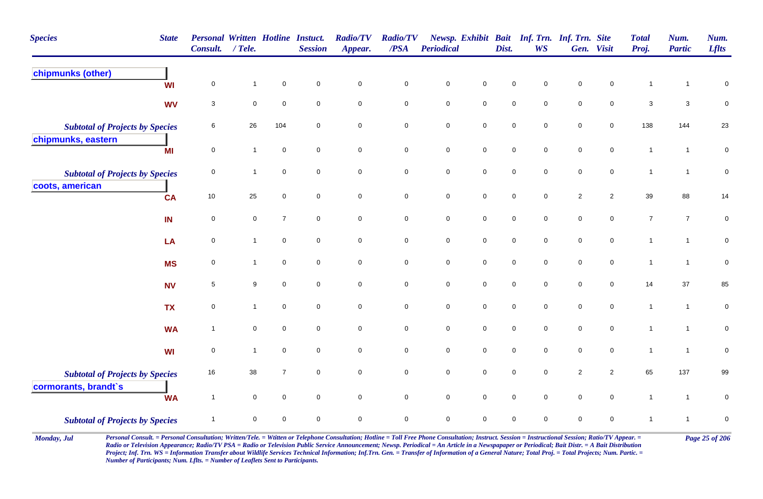| Species | State | Personal Consult. | Written / Tele. | Hotline | Instuct. Session | Radio/TV Appear. | Radio/TV /PSA | Newsp. Periodical | Exhibit | Bait Dist. | Inf. Trn. WS | Inf. Trn. Gen. | Site Visit | Total Proj. | Num. Partic | Num. Lflts |
|---|---|---|---|---|---|---|---|---|---|---|---|---|---|---|---|---|
| **chipmunks (other)** | | | | | | | | | | | | | | | | |
| | WI | 0 | 1 | 0 | 0 | 0 | 0 | 0 | 0 | 0 | 0 | 0 | 0 | 1 | 1 | 0 |
| | WV | 3 | 0 | 0 | 0 | 0 | 0 | 0 | 0 | 0 | 0 | 0 | 0 | 3 | 3 | 0 |
| *Subtotal of Projects by Species* | | 6 | 26 | 104 | 0 | 0 | 0 | 0 | 0 | 0 | 0 | 0 | 0 | 138 | 144 | 23 |
| **chipmunks, eastern** | | | | | | | | | | | | | | | | |
| | MI | 0 | 1 | 0 | 0 | 0 | 0 | 0 | 0 | 0 | 0 | 0 | 0 | 1 | 1 | 0 |
| *Subtotal of Projects by Species* | | 0 | 1 | 0 | 0 | 0 | 0 | 0 | 0 | 0 | 0 | 0 | 0 | 1 | 1 | 0 |
| **coots, american** | | | | | | | | | | | | | | | | |
| | CA | 10 | 25 | 0 | 0 | 0 | 0 | 0 | 0 | 0 | 0 | 2 | 2 | 39 | 88 | 14 |
| | IN | 0 | 0 | 7 | 0 | 0 | 0 | 0 | 0 | 0 | 0 | 0 | 0 | 7 | 7 | 0 |
| | LA | 0 | 1 | 0 | 0 | 0 | 0 | 0 | 0 | 0 | 0 | 0 | 0 | 1 | 1 | 0 |
| | MS | 0 | 1 | 0 | 0 | 0 | 0 | 0 | 0 | 0 | 0 | 0 | 0 | 1 | 1 | 0 |
| | NV | 5 | 9 | 0 | 0 | 0 | 0 | 0 | 0 | 0 | 0 | 0 | 0 | 14 | 37 | 85 |
| | TX | 0 | 1 | 0 | 0 | 0 | 0 | 0 | 0 | 0 | 0 | 0 | 0 | 1 | 1 | 0 |
| | WA | 1 | 0 | 0 | 0 | 0 | 0 | 0 | 0 | 0 | 0 | 0 | 0 | 1 | 1 | 0 |
| | WI | 0 | 1 | 0 | 0 | 0 | 0 | 0 | 0 | 0 | 0 | 0 | 0 | 1 | 1 | 0 |
| *Subtotal of Projects by Species* | | 16 | 38 | 7 | 0 | 0 | 0 | 0 | 0 | 0 | 0 | 2 | 2 | 65 | 137 | 99 |
| **cormorants, brandt`s** | | | | | | | | | | | | | | | | |
| | WA | 1 | 0 | 0 | 0 | 0 | 0 | 0 | 0 | 0 | 0 | 0 | 0 | 1 | 1 | 0 |
| *Subtotal of Projects by Species* | | 1 | 0 | 0 | 0 | 0 | 0 | 0 | 0 | 0 | 0 | 0 | 0 | 1 | 1 | 0 |

*Personal Consult. = Personal Consultation; Written/Tele. = Wtitten or Telephone Consultation; Hotline = Toll Free Phone Consultation; Instruct. Session = Instructional Session; Ratio/TV Appear. = Radio or Television Appearance; Radio/TV PSA = Radio or Television Public Service Announcement; Newsp. Periodical = An Article in a Newspapaper or Periodical; Bait Distr. = A Bait Distribution Project; Inf. Trn. WS = Information Transfer about Wildlife Services Technical Information; Inf.Trn. Gen. = Transfer of Information of a General Nature; Total Proj. = Total Projects; Num. Partic. = Number of Participants; Num. Lflts. = Number of Leaflets Sent to Participants.*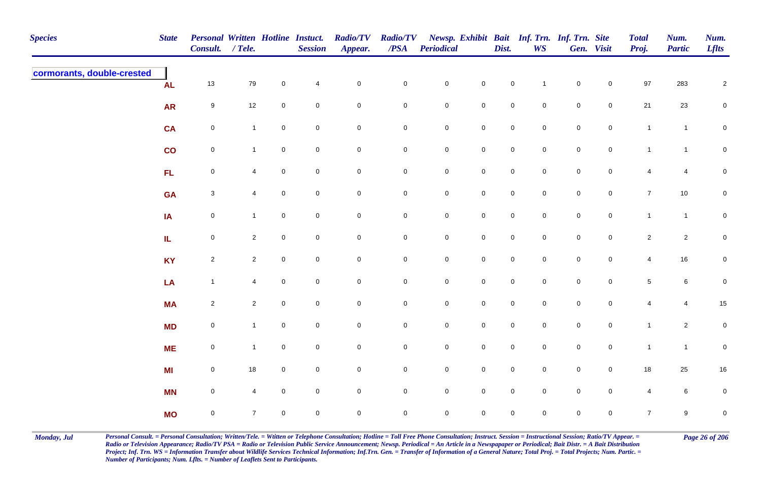| Species | State | Personal Consult. | Written / Tele. | Hotline | Instuct. Session | Radio/TV Appear. | Radio/TV /PSA | Newsp. Periodical | Exhibit | Bait Dist. | Inf. Trn. WS | Inf. Trn. Gen. | Site Visit | Total Proj. | Num. Partic | Num. Lflts |
|---|---|---|---|---|---|---|---|---|---|---|---|---|---|---|---|---|
| **cormorants, double-crested** | AL | 13 | 79 | 0 | 4 | 0 | 0 | 0 | 0 | 0 | 1 | 0 | 0 | 97 | 283 | 2 |
| | AR | 9 | 12 | 0 | 0 | 0 | 0 | 0 | 0 | 0 | 0 | 0 | 0 | 21 | 23 | 0 |
| | CA | 0 | 1 | 0 | 0 | 0 | 0 | 0 | 0 | 0 | 0 | 0 | 0 | 1 | 1 | 0 |
| | CO | 0 | 1 | 0 | 0 | 0 | 0 | 0 | 0 | 0 | 0 | 0 | 0 | 1 | 1 | 0 |
| | FL | 0 | 4 | 0 | 0 | 0 | 0 | 0 | 0 | 0 | 0 | 0 | 0 | 4 | 4 | 0 |
| | GA | 3 | 4 | 0 | 0 | 0 | 0 | 0 | 0 | 0 | 0 | 0 | 0 | 7 | 10 | 0 |
| | IA | 0 | 1 | 0 | 0 | 0 | 0 | 0 | 0 | 0 | 0 | 0 | 0 | 1 | 1 | 0 |
| | IL | 0 | 2 | 0 | 0 | 0 | 0 | 0 | 0 | 0 | 0 | 0 | 0 | 2 | 2 | 0 |
| | KY | 2 | 2 | 0 | 0 | 0 | 0 | 0 | 0 | 0 | 0 | 0 | 0 | 4 | 16 | 0 |
| | LA | 1 | 4 | 0 | 0 | 0 | 0 | 0 | 0 | 0 | 0 | 0 | 0 | 5 | 6 | 0 |
| | MA | 2 | 2 | 0 | 0 | 0 | 0 | 0 | 0 | 0 | 0 | 0 | 0 | 4 | 4 | 15 |
| | MD | 0 | 1 | 0 | 0 | 0 | 0 | 0 | 0 | 0 | 0 | 0 | 0 | 1 | 2 | 0 |
| | ME | 0 | 1 | 0 | 0 | 0 | 0 | 0 | 0 | 0 | 0 | 0 | 0 | 1 | 1 | 0 |
| | MI | 0 | 18 | 0 | 0 | 0 | 0 | 0 | 0 | 0 | 0 | 0 | 0 | 18 | 25 | 16 |
| | MN | 0 | 4 | 0 | 0 | 0 | 0 | 0 | 0 | 0 | 0 | 0 | 0 | 4 | 6 | 0 |
| | MO | 0 | 7 | 0 | 0 | 0 | 0 | 0 | 0 | 0 | 0 | 0 | 0 | 7 | 9 | 0 |

*Personal Consult. = Personal Consultation; Written/Tele. = Wtitten or Telephone Consultation; Hotline = Toll Free Phone Consultation; Instruct. Session = Instructional Session; Ratio/TV Appear. = Radio or Television Appearance; Radio/TV PSA = Radio or Television Public Service Announcement; Newsp. Periodical = An Article in a Newspapaper or Periodical; Bait Distr. = A Bait Distribution Project; Inf. Trn. WS = Information Transfer about Wildlife Services Technical Information; Inf.Trn. Gen. = Transfer of Information of a General Nature; Total Proj. = Total Projects; Num. Partic. = Number of Participants; Num. Lflts. = Number of Leaflets Sent to Participants.*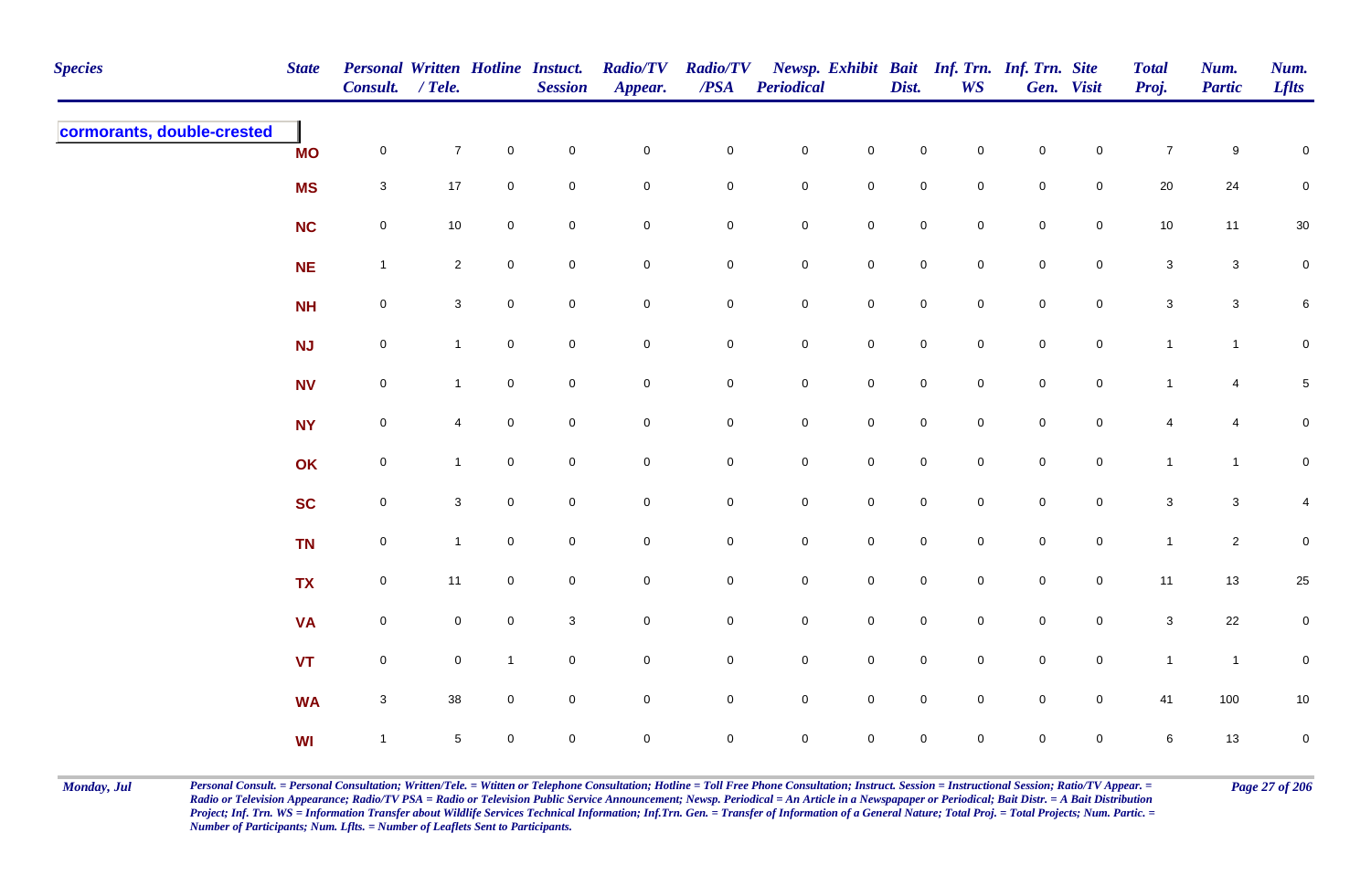| Species | State | Personal Consult. | Written / Tele. | Hotline | Instuct. Session | Radio/TV Appear. | Radio/TV /PSA | Newsp. Periodical | Exhibit | Bait Dist. | Inf. Trn. WS | Inf. Trn. Gen. | Site Visit | Total Proj. | Num. Partic | Num. Lflts |
|---|---|---|---|---|---|---|---|---|---|---|---|---|---|---|---|---|
| cormorants, double-crested | | | | | | | | | | | | | | | | |
| | MO | 0 | 7 | 0 | 0 | 0 | 0 | 0 | 0 | 0 | 0 | 0 | 0 | 7 | 9 | 0 |
| | MS | 3 | 17 | 0 | 0 | 0 | 0 | 0 | 0 | 0 | 0 | 0 | 0 | 20 | 24 | 0 |
| | NC | 0 | 10 | 0 | 0 | 0 | 0 | 0 | 0 | 0 | 0 | 0 | 0 | 10 | 11 | 30 |
| | NE | 1 | 2 | 0 | 0 | 0 | 0 | 0 | 0 | 0 | 0 | 0 | 0 | 3 | 3 | 0 |
| | NH | 0 | 3 | 0 | 0 | 0 | 0 | 0 | 0 | 0 | 0 | 0 | 0 | 3 | 3 | 6 |
| | NJ | 0 | 1 | 0 | 0 | 0 | 0 | 0 | 0 | 0 | 0 | 0 | 0 | 1 | 1 | 0 |
| | NV | 0 | 1 | 0 | 0 | 0 | 0 | 0 | 0 | 0 | 0 | 0 | 0 | 1 | 4 | 5 |
| | NY | 0 | 4 | 0 | 0 | 0 | 0 | 0 | 0 | 0 | 0 | 0 | 0 | 4 | 4 | 0 |
| | OK | 0 | 1 | 0 | 0 | 0 | 0 | 0 | 0 | 0 | 0 | 0 | 0 | 1 | 1 | 0 |
| | SC | 0 | 3 | 0 | 0 | 0 | 0 | 0 | 0 | 0 | 0 | 0 | 0 | 3 | 3 | 4 |
| | TN | 0 | 1 | 0 | 0 | 0 | 0 | 0 | 0 | 0 | 0 | 0 | 0 | 1 | 2 | 0 |
| | TX | 0 | 11 | 0 | 0 | 0 | 0 | 0 | 0 | 0 | 0 | 0 | 0 | 11 | 13 | 25 |
| | VA | 0 | 0 | 0 | 3 | 0 | 0 | 0 | 0 | 0 | 0 | 0 | 0 | 3 | 22 | 0 |
| | VT | 0 | 0 | 1 | 0 | 0 | 0 | 0 | 0 | 0 | 0 | 0 | 0 | 1 | 1 | 0 |
| | WA | 3 | 38 | 0 | 0 | 0 | 0 | 0 | 0 | 0 | 0 | 0 | 0 | 41 | 100 | 10 |
| | WI | 1 | 5 | 0 | 0 | 0 | 0 | 0 | 0 | 0 | 0 | 0 | 0 | 6 | 13 | 0 |

*Personal Consult. = Personal Consultation; Written/Tele. = Wtitten or Telephone Consultation; Hotline = Toll Free Phone Consultation; Instruct. Session = Instructional Session; Ratio/TV Appear. = Radio or Television Appearance; Radio/TV PSA = Radio or Television Public Service Announcement; Newsp. Periodical = An Article in a Newspapaper or Periodical; Bait Distr. = A Bait Distribution Project; Inf. Trn. WS = Information Transfer about Wildlife Services Technical Information; Inf.Trn. Gen. = Transfer of Information of a General Nature; Total Proj. = Total Projects; Num. Partic. = Number of Participants; Num. Lflts. = Number of Leaflets Sent to Participants.*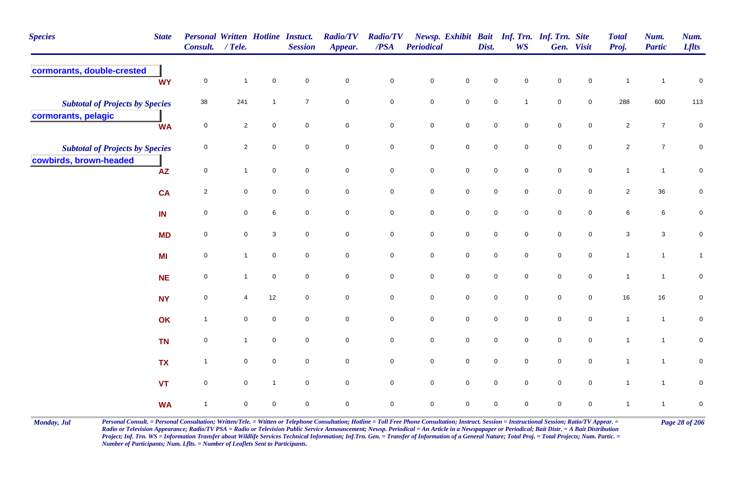| Species | State | Personal Consult. | Written / Tele. | Hotline | Instuct. Session | Radio/TV Appear. | Radio/TV /PSA | Newsp. Periodical | Exhibit | Bait Dist. | Inf. Trn. WS | Inf. Trn. Gen. | Site Visit | Total Proj. | Num. Partic | Num. Lflts |
|---|---|---|---|---|---|---|---|---|---|---|---|---|---|---|---|---|
| **cormorants, double-crested** | | | | | | | | | | | | | | | | |
| | WY | 0 | 1 | 0 | 0 | 0 | 0 | 0 | 0 | 0 | 0 | 0 | 0 | 1 | 1 | 0 |
| *Subtotal of Projects by Species* | | 38 | 241 | 1 | 7 | 0 | 0 | 0 | 0 | 0 | 1 | 0 | 0 | 288 | 600 | 113 |
| **cormorants, pelagic** | | | | | | | | | | | | | | | | |
| | WA | 0 | 2 | 0 | 0 | 0 | 0 | 0 | 0 | 0 | 0 | 0 | 0 | 2 | 7 | 0 |
| *Subtotal of Projects by Species* | | 0 | 2 | 0 | 0 | 0 | 0 | 0 | 0 | 0 | 0 | 0 | 0 | 2 | 7 | 0 |
| **cowbirds, brown-headed** | | | | | | | | | | | | | | | | |
| | AZ | 0 | 1 | 0 | 0 | 0 | 0 | 0 | 0 | 0 | 0 | 0 | 0 | 1 | 1 | 0 |
| | CA | 2 | 0 | 0 | 0 | 0 | 0 | 0 | 0 | 0 | 0 | 0 | 0 | 2 | 36 | 0 |
| | IN | 0 | 0 | 6 | 0 | 0 | 0 | 0 | 0 | 0 | 0 | 0 | 0 | 6 | 6 | 0 |
| | MD | 0 | 0 | 3 | 0 | 0 | 0 | 0 | 0 | 0 | 0 | 0 | 0 | 3 | 3 | 0 |
| | MI | 0 | 1 | 0 | 0 | 0 | 0 | 0 | 0 | 0 | 0 | 0 | 0 | 1 | 1 | 1 |
| | NE | 0 | 1 | 0 | 0 | 0 | 0 | 0 | 0 | 0 | 0 | 0 | 0 | 1 | 1 | 0 |
| | NY | 0 | 4 | 12 | 0 | 0 | 0 | 0 | 0 | 0 | 0 | 0 | 0 | 16 | 16 | 0 |
| | OK | 1 | 0 | 0 | 0 | 0 | 0 | 0 | 0 | 0 | 0 | 0 | 0 | 1 | 1 | 0 |
| | TN | 0 | 1 | 0 | 0 | 0 | 0 | 0 | 0 | 0 | 0 | 0 | 0 | 1 | 1 | 0 |
| | TX | 1 | 0 | 0 | 0 | 0 | 0 | 0 | 0 | 0 | 0 | 0 | 0 | 1 | 1 | 0 |
| | VT | 0 | 0 | 1 | 0 | 0 | 0 | 0 | 0 | 0 | 0 | 0 | 0 | 1 | 1 | 0 |
| | WA | 1 | 0 | 0 | 0 | 0 | 0 | 0 | 0 | 0 | 0 | 0 | 0 | 1 | 1 | 0 |

*Personal Consult. = Personal Consultation; Written/Tele. = Wtitten or Telephone Consultation; Hotline = Toll Free Phone Consultation; Instruct. Session = Instructional Session; Ratio/TV Appear. = Radio or Television Appearance; Radio/TV PSA = Radio or Television Public Service Announcement; Newsp. Periodical = An Article in a Newspapaper or Periodical; Bait Distr. = A Bait Distribution Project; Inf. Trn. WS = Information Transfer about Wildlife Services Technical Information; Inf.Trn. Gen. = Transfer of Information of a General Nature; Total Proj. = Total Projects; Num. Partic. = Number of Participants; Num. Lflts. = Number of Leaflets Sent to Participants.*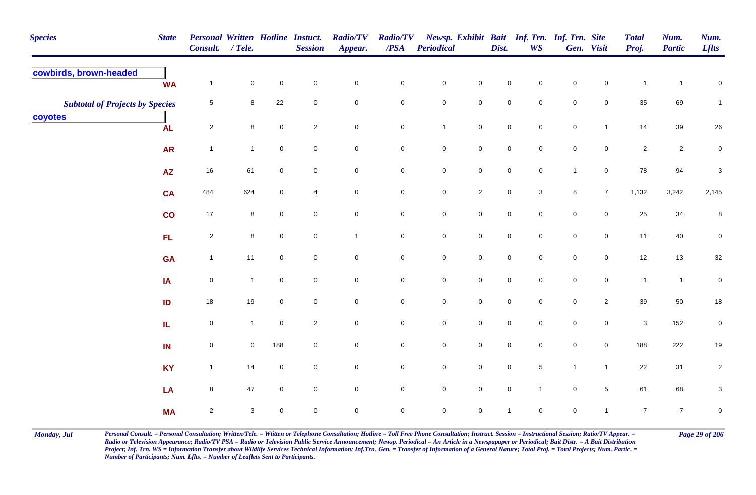| Species | State | Personal Consult. | Written / Tele. | Hotline | Instuct. Session | Radio/TV Appear. | Radio/TV /PSA | Newsp. Periodical | Exhibit | Bait Dist. | Inf. Trn. WS | Inf. Trn. Gen. | Site Visit | Total Proj. | Num. Partic | Num. Lflts |
|---|---|---|---|---|---|---|---|---|---|---|---|---|---|---|---|---|
| **cowbirds, brown-headed** | | | | | | | | | | | | | | | | |
| | WA | 1 | 0 | 0 | 0 | 0 | 0 | 0 | 0 | 0 | 0 | 0 | 0 | 1 | 1 | 0 |
| *Subtotal of Projects by Species* | | 5 | 8 | 22 | 0 | 0 | 0 | 0 | 0 | 0 | 0 | 0 | 0 | 35 | 69 | 1 |
| **coyotes** | | | | | | | | | | | | | | | | |
| | AL | 2 | 8 | 0 | 2 | 0 | 0 | 1 | 0 | 0 | 0 | 0 | 1 | 14 | 39 | 26 |
| | AR | 1 | 1 | 0 | 0 | 0 | 0 | 0 | 0 | 0 | 0 | 0 | 0 | 2 | 2 | 0 |
| | AZ | 16 | 61 | 0 | 0 | 0 | 0 | 0 | 0 | 0 | 0 | 1 | 0 | 78 | 94 | 3 |
| | CA | 484 | 624 | 0 | 4 | 0 | 0 | 0 | 2 | 0 | 3 | 8 | 7 | 1,132 | 3,242 | 2,145 |
| | CO | 17 | 8 | 0 | 0 | 0 | 0 | 0 | 0 | 0 | 0 | 0 | 0 | 25 | 34 | 8 |
| | FL | 2 | 8 | 0 | 0 | 1 | 0 | 0 | 0 | 0 | 0 | 0 | 0 | 11 | 40 | 0 |
| | GA | 1 | 11 | 0 | 0 | 0 | 0 | 0 | 0 | 0 | 0 | 0 | 0 | 12 | 13 | 32 |
| | IA | 0 | 1 | 0 | 0 | 0 | 0 | 0 | 0 | 0 | 0 | 0 | 0 | 1 | 1 | 0 |
| | ID | 18 | 19 | 0 | 0 | 0 | 0 | 0 | 0 | 0 | 0 | 0 | 2 | 39 | 50 | 18 |
| | IL | 0 | 1 | 0 | 2 | 0 | 0 | 0 | 0 | 0 | 0 | 0 | 0 | 3 | 152 | 0 |
| | IN | 0 | 0 | 188 | 0 | 0 | 0 | 0 | 0 | 0 | 0 | 0 | 0 | 188 | 222 | 19 |
| | KY | 1 | 14 | 0 | 0 | 0 | 0 | 0 | 0 | 0 | 5 | 1 | 1 | 22 | 31 | 2 |
| | LA | 8 | 47 | 0 | 0 | 0 | 0 | 0 | 0 | 0 | 1 | 0 | 5 | 61 | 68 | 3 |
| | MA | 2 | 3 | 0 | 0 | 0 | 0 | 0 | 0 | 1 | 0 | 0 | 1 | 7 | 7 | 0 |

*Personal Consult. = Personal Consultation; Written/Tele. = Wtitten or Telephone Consultation; Hotline = Toll Free Phone Consultation; Instruct. Session = Instructional Session; Ratio/TV Appear. = Radio or Television Appearance; Radio/TV PSA = Radio or Television Public Service Announcement; Newsp. Periodical = An Article in a Newspapaper or Periodical; Bait Distr. = A Bait Distribution Project; Inf. Trn. WS = Information Transfer about Wildlife Services Technical Information; Inf.Trn. Gen. = Transfer of Information of a General Nature; Total Proj. = Total Projects; Num. Partic. = Number of Participants; Num. Lflts. = Number of Leaflets Sent to Participants.*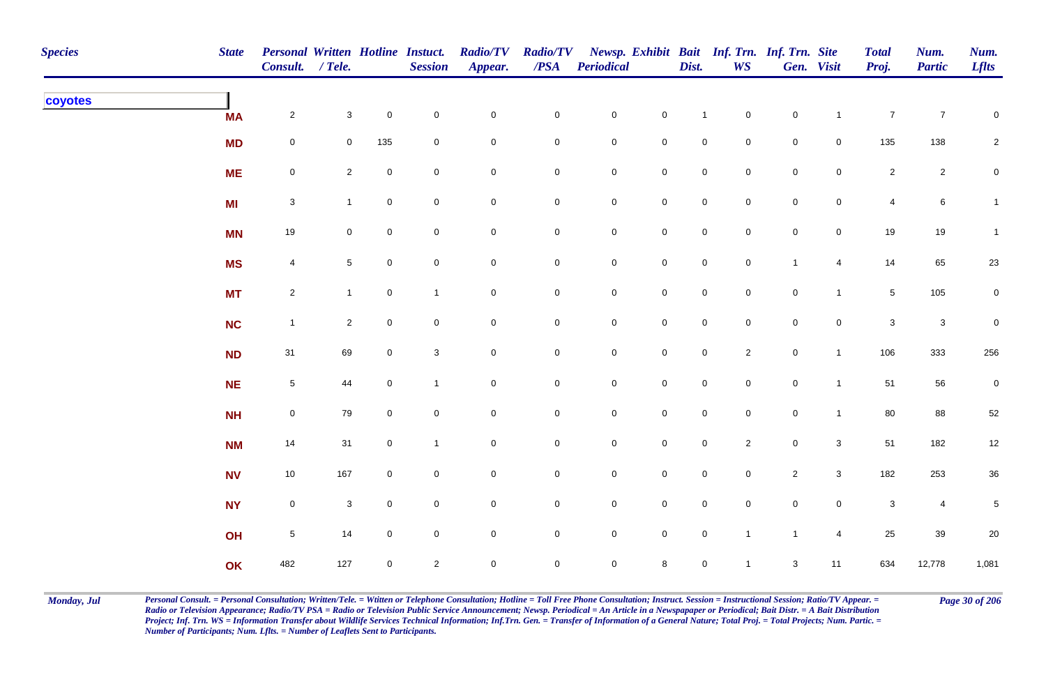| Species | State | Personal Consult. | Written / Tele. | Hotline | Instuct. Session | Radio/TV Appear. | Radio/TV /PSA | Newsp. Periodical | Exhibit | Bait Dist. | Inf. Trn. WS | Inf. Trn. Gen. | Site Visit | Total Proj. | Num. Partic | Num. Lflts |
|---|---|---|---|---|---|---|---|---|---|---|---|---|---|---|---|---|
| **coyotes** | | | | | | | | | | | | | | | | |
| | MA | 2 | 3 | 0 | 0 | 0 | 0 | 0 | 0 | 1 | 0 | 0 | 1 | 7 | 7 | 0 |
| | MD | 0 | 0 | 135 | 0 | 0 | 0 | 0 | 0 | 0 | 0 | 0 | 0 | 135 | 138 | 2 |
| | ME | 0 | 2 | 0 | 0 | 0 | 0 | 0 | 0 | 0 | 0 | 0 | 0 | 2 | 2 | 0 |
| | MI | 3 | 1 | 0 | 0 | 0 | 0 | 0 | 0 | 0 | 0 | 0 | 0 | 4 | 6 | 1 |
| | MN | 19 | 0 | 0 | 0 | 0 | 0 | 0 | 0 | 0 | 0 | 0 | 0 | 19 | 19 | 1 |
| | MS | 4 | 5 | 0 | 0 | 0 | 0 | 0 | 0 | 0 | 0 | 1 | 4 | 14 | 65 | 23 |
| | MT | 2 | 1 | 0 | 1 | 0 | 0 | 0 | 0 | 0 | 0 | 0 | 1 | 5 | 105 | 0 |
| | NC | 1 | 2 | 0 | 0 | 0 | 0 | 0 | 0 | 0 | 0 | 0 | 0 | 3 | 3 | 0 |
| | ND | 31 | 69 | 0 | 3 | 0 | 0 | 0 | 0 | 0 | 2 | 0 | 1 | 106 | 333 | 256 |
| | NE | 5 | 44 | 0 | 1 | 0 | 0 | 0 | 0 | 0 | 0 | 0 | 1 | 51 | 56 | 0 |
| | NH | 0 | 79 | 0 | 0 | 0 | 0 | 0 | 0 | 0 | 0 | 0 | 1 | 80 | 88 | 52 |
| | NM | 14 | 31 | 0 | 1 | 0 | 0 | 0 | 0 | 0 | 2 | 0 | 3 | 51 | 182 | 12 |
| | NV | 10 | 167 | 0 | 0 | 0 | 0 | 0 | 0 | 0 | 0 | 2 | 3 | 182 | 253 | 36 |
| | NY | 0 | 3 | 0 | 0 | 0 | 0 | 0 | 0 | 0 | 0 | 0 | 0 | 3 | 4 | 5 |
| | OH | 5 | 14 | 0 | 0 | 0 | 0 | 0 | 0 | 0 | 1 | 1 | 4 | 25 | 39 | 20 |
| | OK | 482 | 127 | 0 | 2 | 0 | 0 | 0 | 8 | 0 | 1 | 3 | 11 | 634 | 12,778 | 1,081 |

*Personal Consult. = Personal Consultation; Written/Tele. = Wtitten or Telephone Consultation; Hotline = Toll Free Phone Consultation; Instruct. Session = Instructional Session; Ratio/TV Appear. = Radio or Television Appearance; Radio/TV PSA = Radio or Television Public Service Announcement; Newsp. Periodical = An Article in a Newspapaper or Periodical; Bait Distr. = A Bait Distribution Project; Inf. Trn. WS = Information Transfer about Wildlife Services Technical Information; Inf.Trn. Gen. = Transfer of Information of a General Nature; Total Proj. = Total Projects; Num. Partic. = Number of Participants; Num. Lflts. = Number of Leaflets Sent to Participants.*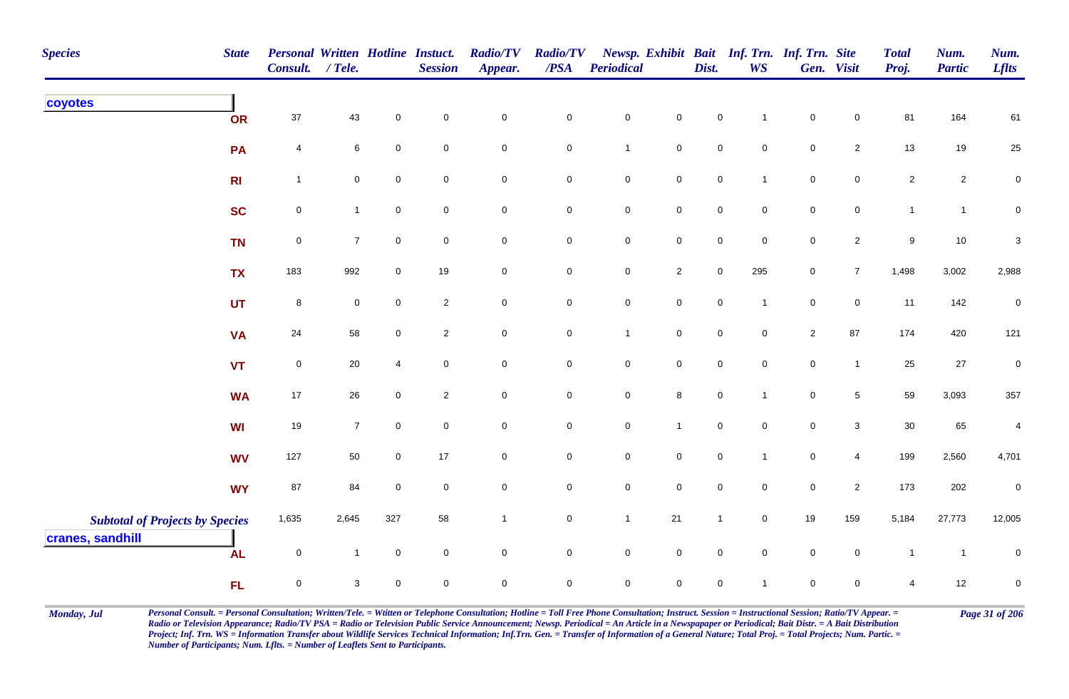| Species | State | Personal Consult. | Written / Tele. | Hotline | Instuct. Session | Radio/TV Appear. | Radio/TV /PSA | Newsp. Periodical | Exhibit | Bait Dist. | Inf. Trn. WS | Inf. Trn. Gen. | Site Visit | Total Proj. | Num. Partic | Num. Lflts |
|---|---|---|---|---|---|---|---|---|---|---|---|---|---|---|---|---|
| **coyotes** | OR | 37 | 43 | 0 | 0 | 0 | 0 | 0 | 0 | 0 | 1 | 0 | 0 | 81 | 164 | 61 |
| | PA | 4 | 6 | 0 | 0 | 0 | 0 | 1 | 0 | 0 | 0 | 0 | 2 | 13 | 19 | 25 |
| | RI | 1 | 0 | 0 | 0 | 0 | 0 | 0 | 0 | 0 | 1 | 0 | 0 | 2 | 2 | 0 |
| | SC | 0 | 1 | 0 | 0 | 0 | 0 | 0 | 0 | 0 | 0 | 0 | 0 | 1 | 1 | 0 |
| | TN | 0 | 7 | 0 | 0 | 0 | 0 | 0 | 0 | 0 | 0 | 0 | 2 | 9 | 10 | 3 |
| | TX | 183 | 992 | 0 | 19 | 0 | 0 | 0 | 2 | 0 | 295 | 0 | 7 | 1,498 | 3,002 | 2,988 |
| | UT | 8 | 0 | 0 | 2 | 0 | 0 | 0 | 0 | 0 | 1 | 0 | 0 | 11 | 142 | 0 |
| | VA | 24 | 58 | 0 | 2 | 0 | 0 | 1 | 0 | 0 | 0 | 2 | 87 | 174 | 420 | 121 |
| | VT | 0 | 20 | 4 | 0 | 0 | 0 | 0 | 0 | 0 | 0 | 0 | 1 | 25 | 27 | 0 |
| | WA | 17 | 26 | 0 | 2 | 0 | 0 | 0 | 8 | 0 | 1 | 0 | 5 | 59 | 3,093 | 357 |
| | WI | 19 | 7 | 0 | 0 | 0 | 0 | 0 | 1 | 0 | 0 | 0 | 3 | 30 | 65 | 4 |
| | WV | 127 | 50 | 0 | 17 | 0 | 0 | 0 | 0 | 0 | 1 | 0 | 4 | 199 | 2,560 | 4,701 |
| | WY | 87 | 84 | 0 | 0 | 0 | 0 | 0 | 0 | 0 | 0 | 0 | 2 | 173 | 202 | 0 |
| ***Subtotal of Projects by Species*** | | 1,635 | 2,645 | 327 | 58 | 1 | 0 | 1 | 21 | 1 | 0 | 19 | 159 | 5,184 | 27,773 | 12,005 |
| **cranes, sandhill** | AL | 0 | 1 | 0 | 0 | 0 | 0 | 0 | 0 | 0 | 0 | 0 | 0 | 1 | 1 | 0 |
| | FL | 0 | 3 | 0 | 0 | 0 | 0 | 0 | 0 | 0 | 1 | 0 | 0 | 4 | 12 | 0 |

*Personal Consult. = Personal Consultation; Written/Tele. = Wtitten or Telephone Consultation; Hotline = Toll Free Phone Consultation; Instruct. Session = Instructional Session; Ratio/TV Appear. = Radio or Television Appearance; Radio/TV PSA = Radio or Television Public Service Announcement; Newsp. Periodical = An Article in a Newspapaper or Periodical; Bait Distr. = A Bait Distribution Project; Inf. Trn. WS = Information Transfer about Wildlife Services Technical Information; Inf.Trn. Gen. = Transfer of Information of a General Nature; Total Proj. = Total Projects; Num. Partic. = Number of Participants; Num. Lflts. = Number of Leaflets Sent to Participants.*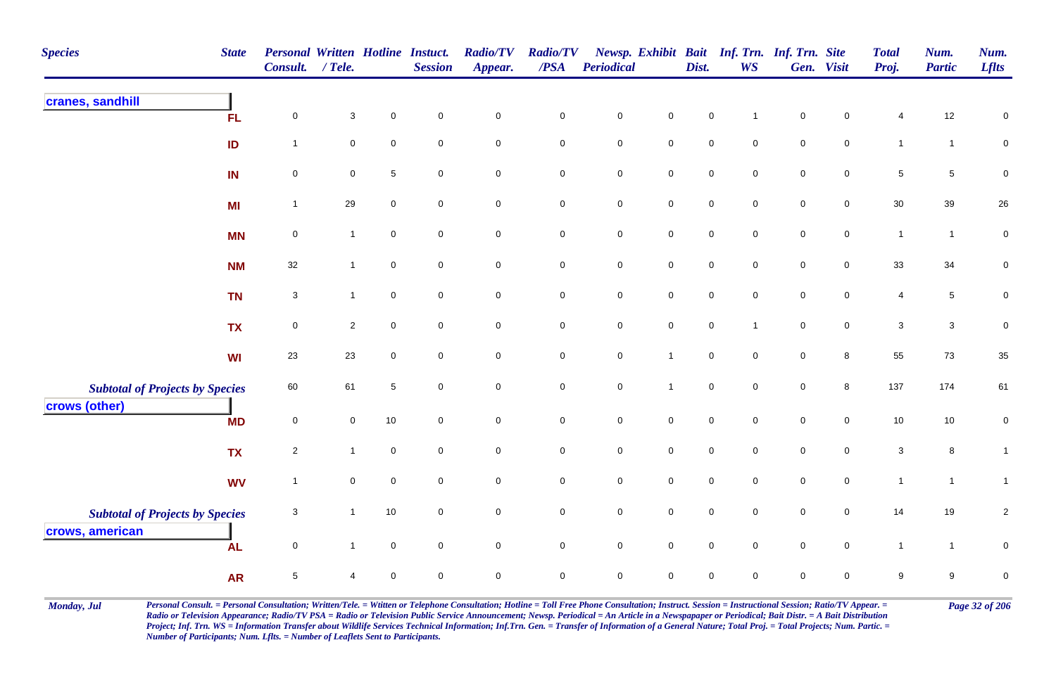| Species | State | Personal Consult. | Written / Tele. | Hotline | Instuct. Session | Radio/TV Appear. | Radio/TV /PSA | Newsp. Periodical | Exhibit | Bait Dist. | Inf. Trn. WS | Inf. Trn. Gen. | Site Visit | Total Proj. | Num. Partic | Num. Lflts |
|---|---|---|---|---|---|---|---|---|---|---|---|---|---|---|---|---|
| **cranes, sandhill** | | | | | | | | | | | | | | | | |
| | FL | 0 | 3 | 0 | 0 | 0 | 0 | 0 | 0 | 0 | 1 | 0 | 0 | 4 | 12 | 0 |
| | ID | 1 | 0 | 0 | 0 | 0 | 0 | 0 | 0 | 0 | 0 | 0 | 0 | 1 | 1 | 0 |
| | IN | 0 | 0 | 5 | 0 | 0 | 0 | 0 | 0 | 0 | 0 | 0 | 0 | 5 | 5 | 0 |
| | MI | 1 | 29 | 0 | 0 | 0 | 0 | 0 | 0 | 0 | 0 | 0 | 0 | 30 | 39 | 26 |
| | MN | 0 | 1 | 0 | 0 | 0 | 0 | 0 | 0 | 0 | 0 | 0 | 0 | 1 | 1 | 0 |
| | NM | 32 | 1 | 0 | 0 | 0 | 0 | 0 | 0 | 0 | 0 | 0 | 0 | 33 | 34 | 0 |
| | TN | 3 | 1 | 0 | 0 | 0 | 0 | 0 | 0 | 0 | 0 | 0 | 0 | 4 | 5 | 0 |
| | TX | 0 | 2 | 0 | 0 | 0 | 0 | 0 | 0 | 0 | 1 | 0 | 0 | 3 | 3 | 0 |
| | WI | 23 | 23 | 0 | 0 | 0 | 0 | 0 | 1 | 0 | 0 | 0 | 8 | 55 | 73 | 35 |
| *Subtotal of Projects by Species* | | 60 | 61 | 5 | 0 | 0 | 0 | 0 | 1 | 0 | 0 | 0 | 8 | 137 | 174 | 61 |
| **crows (other)** | | | | | | | | | | | | | | | | |
| | MD | 0 | 0 | 10 | 0 | 0 | 0 | 0 | 0 | 0 | 0 | 0 | 0 | 10 | 10 | 0 |
| | TX | 2 | 1 | 0 | 0 | 0 | 0 | 0 | 0 | 0 | 0 | 0 | 0 | 3 | 8 | 1 |
| | WV | 1 | 0 | 0 | 0 | 0 | 0 | 0 | 0 | 0 | 0 | 0 | 0 | 1 | 1 | 1 |
| *Subtotal of Projects by Species* | | 3 | 1 | 10 | 0 | 0 | 0 | 0 | 0 | 0 | 0 | 0 | 0 | 14 | 19 | 2 |
| **crows, american** | | | | | | | | | | | | | | | | |
| | AL | 0 | 1 | 0 | 0 | 0 | 0 | 0 | 0 | 0 | 0 | 0 | 0 | 1 | 1 | 0 |
| | AR | 5 | 4 | 0 | 0 | 0 | 0 | 0 | 0 | 0 | 0 | 0 | 0 | 9 | 9 | 0 |

*Personal Consult. = Personal Consultation; Written/Tele. = Wtitten or Telephone Consultation; Hotline = Toll Free Phone Consultation; Instruct. Session = Instructional Session; Ratio/TV Appear. = Radio or Television Appearance; Radio/TV PSA = Radio or Television Public Service Announcement; Newsp. Periodical = An Article in a Newspaper or Periodical; Bait Distr. = A Bait Distribution Project; Inf. Trn. WS = Information Transfer about Wildlife Services Technical Information; Inf.Trn. Gen. = Transfer of Information of a General Nature; Total Proj. = Total Projects; Num. Partic. = Number of Participants; Num. Lflts. = Number of Leaflets Sent to Participants.*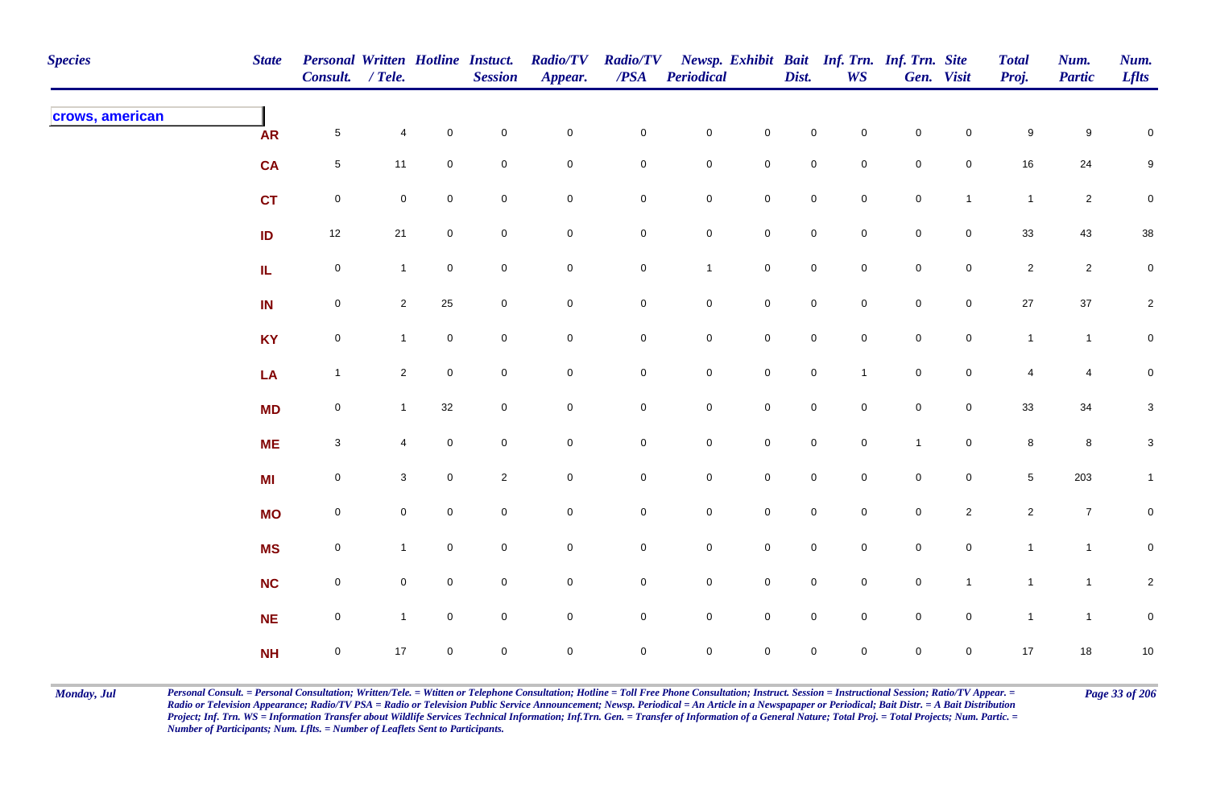| Species | State | Personal Consult. | Written / Tele. | Hotline | Instuct. Session | Radio/TV Appear. | Radio/TV /PSA | Newsp. Periodical | Exhibit | Bait Dist. | Inf. Trn. WS | Inf. Trn. Gen. | Site Visit | Total Proj. | Num. Partic | Num. Lflts |
|---|---|---|---|---|---|---|---|---|---|---|---|---|---|---|---|---|
| **crows, american** | | | | | | | | | | | | | | | | |
| | **AR** | 5 | 4 | 0 | 0 | 0 | 0 | 0 | 0 | 0 | 0 | 0 | 0 | 9 | 9 | 0 |
| | **CA** | 5 | 11 | 0 | 0 | 0 | 0 | 0 | 0 | 0 | 0 | 0 | 0 | 16 | 24 | 9 |
| | **CT** | 0 | 0 | 0 | 0 | 0 | 0 | 0 | 0 | 0 | 0 | 0 | 1 | 1 | 2 | 0 |
| | **ID** | 12 | 21 | 0 | 0 | 0 | 0 | 0 | 0 | 0 | 0 | 0 | 0 | 33 | 43 | 38 |
| | **IL** | 0 | 1 | 0 | 0 | 0 | 0 | 1 | 0 | 0 | 0 | 0 | 0 | 2 | 2 | 0 |
| | **IN** | 0 | 2 | 25 | 0 | 0 | 0 | 0 | 0 | 0 | 0 | 0 | 0 | 27 | 37 | 2 |
| | **KY** | 0 | 1 | 0 | 0 | 0 | 0 | 0 | 0 | 0 | 0 | 0 | 0 | 1 | 1 | 0 |
| | **LA** | 1 | 2 | 0 | 0 | 0 | 0 | 0 | 0 | 0 | 1 | 0 | 0 | 4 | 4 | 0 |
| | **MD** | 0 | 1 | 32 | 0 | 0 | 0 | 0 | 0 | 0 | 0 | 0 | 0 | 33 | 34 | 3 |
| | **ME** | 3 | 4 | 0 | 0 | 0 | 0 | 0 | 0 | 0 | 0 | 1 | 0 | 8 | 8 | 3 |
| | **MI** | 0 | 3 | 0 | 2 | 0 | 0 | 0 | 0 | 0 | 0 | 0 | 0 | 5 | 203 | 1 |
| | **MO** | 0 | 0 | 0 | 0 | 0 | 0 | 0 | 0 | 0 | 0 | 0 | 2 | 2 | 7 | 0 |
| | **MS** | 0 | 1 | 0 | 0 | 0 | 0 | 0 | 0 | 0 | 0 | 0 | 0 | 1 | 1 | 0 |
| | **NC** | 0 | 0 | 0 | 0 | 0 | 0 | 0 | 0 | 0 | 0 | 0 | 1 | 1 | 1 | 2 |
| | **NE** | 0 | 1 | 0 | 0 | 0 | 0 | 0 | 0 | 0 | 0 | 0 | 0 | 1 | 1 | 0 |
| | **NH** | 0 | 17 | 0 | 0 | 0 | 0 | 0 | 0 | 0 | 0 | 0 | 0 | 17 | 18 | 10 |

*Personal Consult. = Personal Consultation; Written/Tele. = Wtitten or Telephone Consultation; Hotline = Toll Free Phone Consultation; Instruct. Session = Instructional Session; Ratio/TV Appear. = Radio or Television Appearance; Radio/TV PSA = Radio or Television Public Service Announcement; Newsp. Periodical = An Article in a Newspapaper or Periodical; Bait Distr. = A Bait Distribution Project; Inf. Trn. WS = Information Transfer about Wildlife Services Technical Information; Inf.Trn. Gen. = Transfer of Information of a General Nature; Total Proj. = Total Projects; Num. Partic. = Number of Participants; Num. Lflts. = Number of Leaflets Sent to Participants.*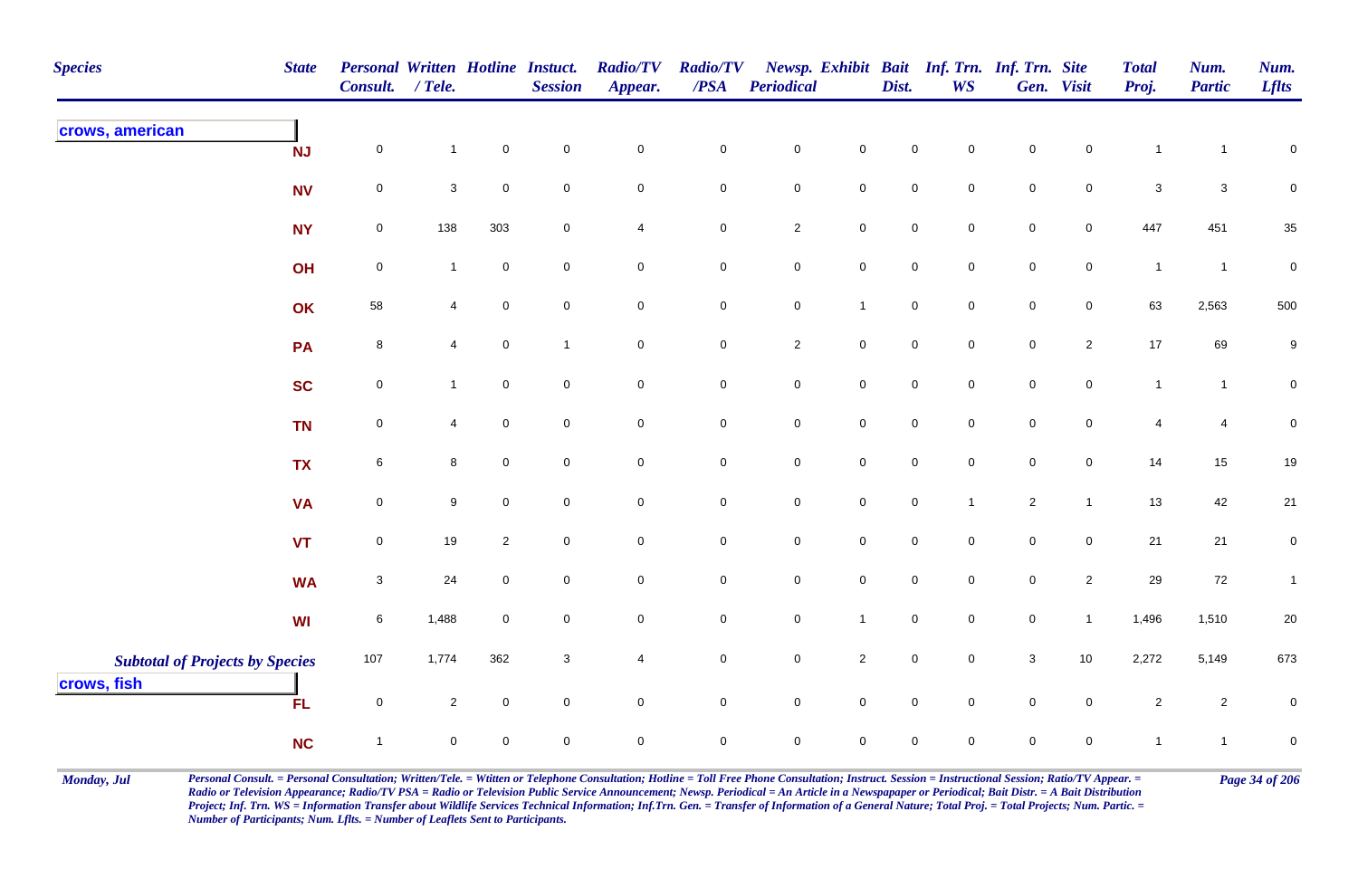| Species | State | Personal Consult. | Written / Tele. | Hotline | Instuct. Session | Radio/TV Appear. | Radio/TV /PSA | Newsp. Periodical | Exhibit | Bait Dist. | Inf. Trn. WS | Inf. Trn. Gen. | Site Visit | Total Proj. | Num. Partic | Num. Lflts |
|---|---|---|---|---|---|---|---|---|---|---|---|---|---|---|---|---|
| **crows, american** | | | | | | | | | | | | | | | | |
| | NJ | 0 | 1 | 0 | 0 | 0 | 0 | 0 | 0 | 0 | 0 | 0 | 0 | 1 | 1 | 0 |
| | NV | 0 | 3 | 0 | 0 | 0 | 0 | 0 | 0 | 0 | 0 | 0 | 0 | 3 | 3 | 0 |
| | NY | 0 | 138 | 303 | 0 | 4 | 0 | 2 | 0 | 0 | 0 | 0 | 0 | 447 | 451 | 35 |
| | OH | 0 | 1 | 0 | 0 | 0 | 0 | 0 | 0 | 0 | 0 | 0 | 0 | 1 | 1 | 0 |
| | OK | 58 | 4 | 0 | 0 | 0 | 0 | 0 | 1 | 0 | 0 | 0 | 0 | 63 | 2,563 | 500 |
| | PA | 8 | 4 | 0 | 1 | 0 | 0 | 2 | 0 | 0 | 0 | 0 | 2 | 17 | 69 | 9 |
| | SC | 0 | 1 | 0 | 0 | 0 | 0 | 0 | 0 | 0 | 0 | 0 | 0 | 1 | 1 | 0 |
| | TN | 0 | 4 | 0 | 0 | 0 | 0 | 0 | 0 | 0 | 0 | 0 | 0 | 4 | 4 | 0 |
| | TX | 6 | 8 | 0 | 0 | 0 | 0 | 0 | 0 | 0 | 0 | 0 | 0 | 14 | 15 | 19 |
| | VA | 0 | 9 | 0 | 0 | 0 | 0 | 0 | 0 | 0 | 1 | 2 | 1 | 13 | 42 | 21 |
| | VT | 0 | 19 | 2 | 0 | 0 | 0 | 0 | 0 | 0 | 0 | 0 | 0 | 21 | 21 | 0 |
| | WA | 3 | 24 | 0 | 0 | 0 | 0 | 0 | 0 | 0 | 0 | 0 | 2 | 29 | 72 | 1 |
| | WI | 6 | 1,488 | 0 | 0 | 0 | 0 | 0 | 1 | 0 | 0 | 0 | 1 | 1,496 | 1,510 | 20 |
| ***Subtotal of Projects by Species*** | | 107 | 1,774 | 362 | 3 | 4 | 0 | 0 | 2 | 0 | 0 | 3 | 10 | 2,272 | 5,149 | 673 |
| **crows, fish** | | | | | | | | | | | | | | | | |
| | FL | 0 | 2 | 0 | 0 | 0 | 0 | 0 | 0 | 0 | 0 | 0 | 0 | 2 | 2 | 0 |
| | NC | 1 | 0 | 0 | 0 | 0 | 0 | 0 | 0 | 0 | 0 | 0 | 0 | 1 | 1 | 0 |

*Personal Consult. = Personal Consultation; Written/Tele. = Wtitten or Telephone Consultation; Hotline = Toll Free Phone Consultation; Instruct. Session = Instructional Session; Ratio/TV Appear. = Radio or Television Appearance; Radio/TV PSA = Radio or Television Public Service Announcement; Newsp. Periodical = An Article in a Newspapaper or Periodical; Bait Distr. = A Bait Distribution Project; Inf. Trn. WS = Information Transfer about Wildlife Services Technical Information; Inf.Trn. Gen. = Transfer of Information of a General Nature; Total Proj. = Total Projects; Num. Partic. = Number of Participants; Num. Lflts. = Number of Leaflets Sent to Participants.*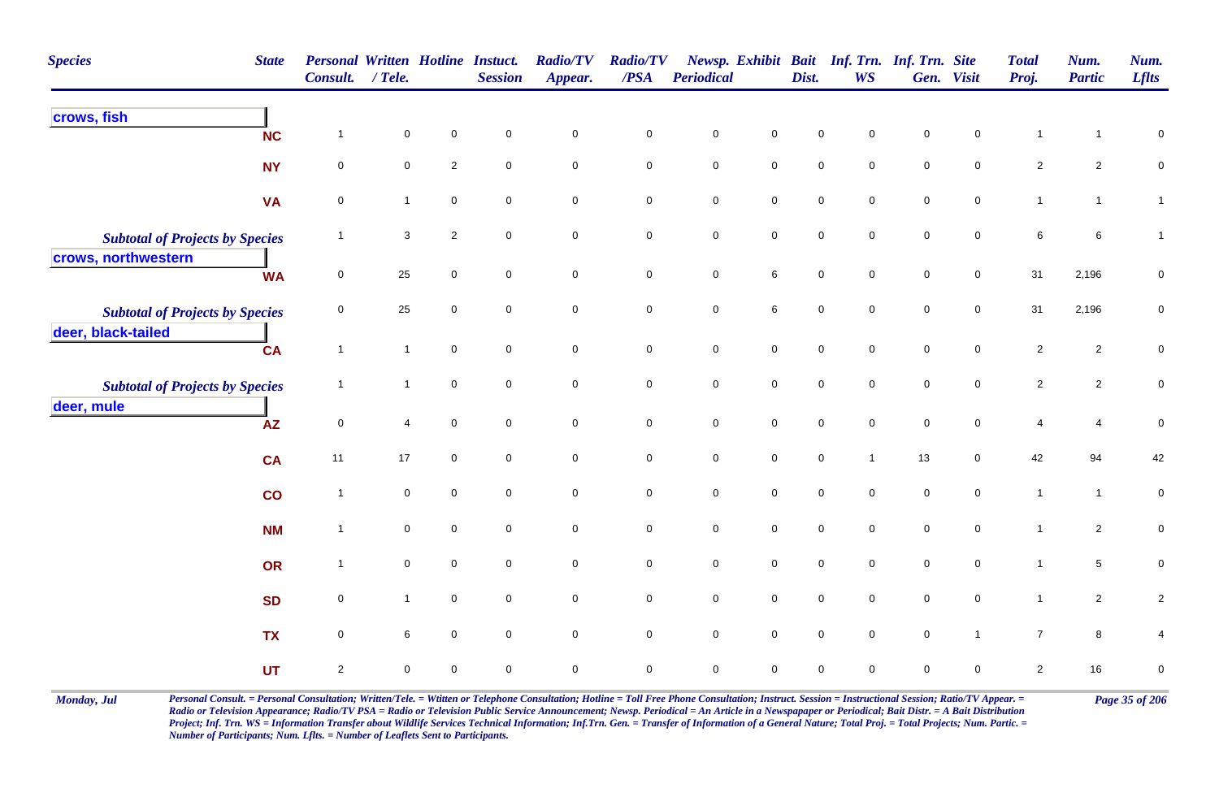| Species | State | Personal Consult. | Written / Tele. | Hotline | Instuct. Session | Radio/TV Appear. | Radio/TV /PSA | Newsp. Periodical | Exhibit | Bait Dist. | Inf. Trn. WS | Inf. Trn. Gen. | Site Visit | Total Proj. | Num. Partic | Num. Lflts |
|---|---|---|---|---|---|---|---|---|---|---|---|---|---|---|---|---|
| **crows, fish** | | | | | | | | | | | | | | | | |
| | NC | 1 | 0 | 0 | 0 | 0 | 0 | 0 | 0 | 0 | 0 | 0 | 0 | 1 | 1 | 0 |
| | NY | 0 | 0 | 2 | 0 | 0 | 0 | 0 | 0 | 0 | 0 | 0 | 0 | 2 | 2 | 0 |
| | VA | 0 | 1 | 0 | 0 | 0 | 0 | 0 | 0 | 0 | 0 | 0 | 0 | 1 | 1 | 1 |
| *Subtotal of Projects by Species* | | 1 | 3 | 2 | 0 | 0 | 0 | 0 | 0 | 0 | 0 | 0 | 0 | 6 | 6 | 1 |
| **crows, northwestern** | | | | | | | | | | | | | | | | |
| | WA | 0 | 25 | 0 | 0 | 0 | 0 | 0 | 6 | 0 | 0 | 0 | 0 | 31 | 2,196 | 0 |
| *Subtotal of Projects by Species* | | 0 | 25 | 0 | 0 | 0 | 0 | 0 | 6 | 0 | 0 | 0 | 0 | 31 | 2,196 | 0 |
| **deer, black-tailed** | | | | | | | | | | | | | | | | |
| | CA | 1 | 1 | 0 | 0 | 0 | 0 | 0 | 0 | 0 | 0 | 0 | 0 | 2 | 2 | 0 |
| *Subtotal of Projects by Species* | | 1 | 1 | 0 | 0 | 0 | 0 | 0 | 0 | 0 | 0 | 0 | 0 | 2 | 2 | 0 |
| **deer, mule** | | | | | | | | | | | | | | | | |
| | AZ | 0 | 4 | 0 | 0 | 0 | 0 | 0 | 0 | 0 | 0 | 0 | 0 | 4 | 4 | 0 |
| | CA | 11 | 17 | 0 | 0 | 0 | 0 | 0 | 0 | 0 | 1 | 13 | 0 | 42 | 94 | 42 |
| | CO | 1 | 0 | 0 | 0 | 0 | 0 | 0 | 0 | 0 | 0 | 0 | 0 | 1 | 1 | 0 |
| | NM | 1 | 0 | 0 | 0 | 0 | 0 | 0 | 0 | 0 | 0 | 0 | 0 | 1 | 2 | 0 |
| | OR | 1 | 0 | 0 | 0 | 0 | 0 | 0 | 0 | 0 | 0 | 0 | 0 | 1 | 5 | 0 |
| | SD | 0 | 1 | 0 | 0 | 0 | 0 | 0 | 0 | 0 | 0 | 0 | 0 | 1 | 2 | 2 |
| | TX | 0 | 6 | 0 | 0 | 0 | 0 | 0 | 0 | 0 | 0 | 0 | 1 | 7 | 8 | 4 |
| | UT | 2 | 0 | 0 | 0 | 0 | 0 | 0 | 0 | 0 | 0 | 0 | 0 | 2 | 16 | 0 |

*Monday, Jul*

*Personal Consult. = Personal Consultation; Written/Tele. = Wtitten or Telephone Consultation; Hotline = Toll Free Phone Consultation; Instruct. Session = Instructional Session; Ratio/TV Appear. = Radio or Television Appearance; Radio/TV PSA = Radio or Television Public Service Announcement; Newsp. Periodical = An Article in a Newspapaper or Periodical; Bait Distr. = A Bait Distribution Project; Inf. Trn. WS = Information Transfer about Wildlife Services Technical Information; Inf.Trn. Gen. = Transfer of Information of a General Nature; Total Proj. = Total Projects; Num. Partic. = Number of Participants; Num. Lflts. = Number of Leaflets Sent to Participants.*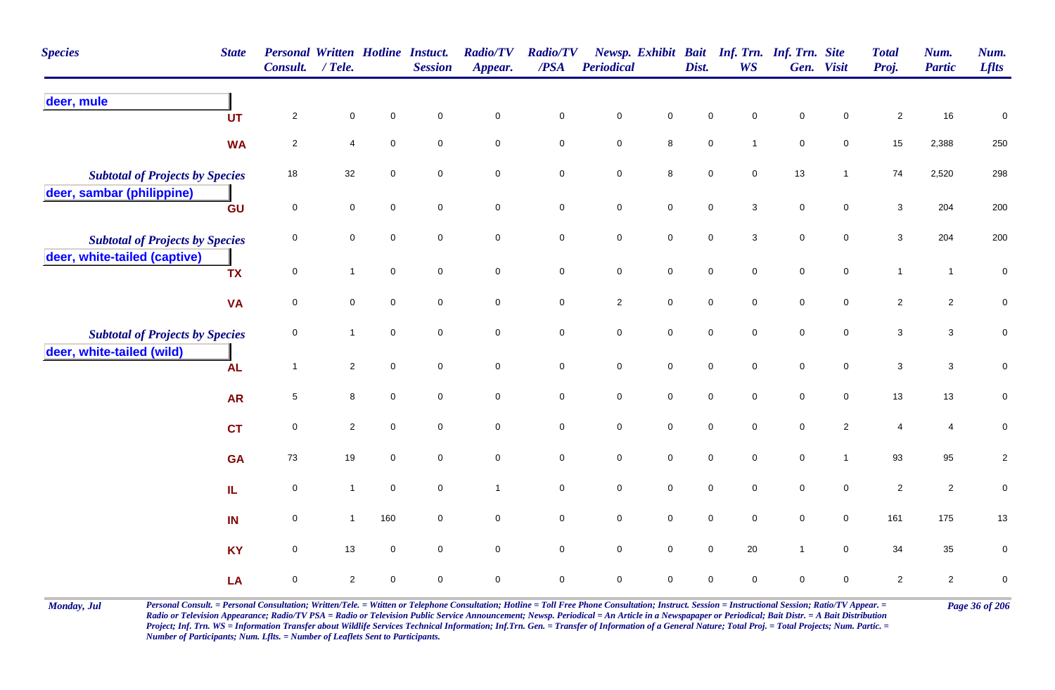| Species | State | Personal Consult. | Written / Tele. | Hotline | Instuct. Session | Radio/TV Appear. | Radio/TV /PSA | Newsp. Periodical | Exhibit | Bait Dist. | Inf. Trn. WS | Inf. Trn. Gen. | Site Visit | Total Proj. | Num. Partic | Num. Lflts |
|---|---|---|---|---|---|---|---|---|---|---|---|---|---|---|---|---|
| **deer, mule** | | | | | | | | | | | | | | | | |
| | UT | 2 | 0 | 0 | 0 | 0 | 0 | 0 | 0 | 0 | 0 | 0 | 0 | 2 | 16 | 0 |
| | WA | 2 | 4 | 0 | 0 | 0 | 0 | 0 | 8 | 0 | 1 | 0 | 0 | 15 | 2,388 | 250 |
| *Subtotal of Projects by Species* | | 18 | 32 | 0 | 0 | 0 | 0 | 0 | 8 | 0 | 0 | 13 | 1 | 74 | 2,520 | 298 |
| **deer, sambar (philippine)** | | | | | | | | | | | | | | | | |
| | GU | 0 | 0 | 0 | 0 | 0 | 0 | 0 | 0 | 0 | 3 | 0 | 0 | 3 | 204 | 200 |
| *Subtotal of Projects by Species* | | 0 | 0 | 0 | 0 | 0 | 0 | 0 | 0 | 0 | 3 | 0 | 0 | 3 | 204 | 200 |
| **deer, white-tailed (captive)** | | | | | | | | | | | | | | | | |
| | TX | 0 | 1 | 0 | 0 | 0 | 0 | 0 | 0 | 0 | 0 | 0 | 0 | 1 | 1 | 0 |
| | VA | 0 | 0 | 0 | 0 | 0 | 0 | 2 | 0 | 0 | 0 | 0 | 0 | 2 | 2 | 0 |
| *Subtotal of Projects by Species* | | 0 | 1 | 0 | 0 | 0 | 0 | 0 | 0 | 0 | 0 | 0 | 0 | 3 | 3 | 0 |
| **deer, white-tailed (wild)** | | | | | | | | | | | | | | | | |
| | AL | 1 | 2 | 0 | 0 | 0 | 0 | 0 | 0 | 0 | 0 | 0 | 0 | 3 | 3 | 0 |
| | AR | 5 | 8 | 0 | 0 | 0 | 0 | 0 | 0 | 0 | 0 | 0 | 0 | 13 | 13 | 0 |
| | CT | 0 | 2 | 0 | 0 | 0 | 0 | 0 | 0 | 0 | 0 | 0 | 2 | 4 | 4 | 0 |
| | GA | 73 | 19 | 0 | 0 | 0 | 0 | 0 | 0 | 0 | 0 | 0 | 1 | 93 | 95 | 2 |
| | IL | 0 | 1 | 0 | 0 | 1 | 0 | 0 | 0 | 0 | 0 | 0 | 0 | 2 | 2 | 0 |
| | IN | 0 | 1 | 160 | 0 | 0 | 0 | 0 | 0 | 0 | 0 | 0 | 0 | 161 | 175 | 13 |
| | KY | 0 | 13 | 0 | 0 | 0 | 0 | 0 | 0 | 0 | 20 | 1 | 0 | 34 | 35 | 0 |
| | LA | 0 | 2 | 0 | 0 | 0 | 0 | 0 | 0 | 0 | 0 | 0 | 0 | 2 | 2 | 0 |

Monday, Jul

*Personal Consult. = Personal Consultation; Written/Tele. = Wtitten or Telephone Consultation; Hotline = Toll Free Phone Consultation; Instruct. Session = Instructional Session; Ratio/TV Appear. = Radio or Television Appearance; Radio/TV PSA = Radio or Television Public Service Announcement; Newsp. Periodical = An Article in a Newspapaper or Periodical; Bait Distr. = A Bait Distribution Project; Inf. Trn. WS = Information Transfer about Wildlife Services Technical Information; Inf.Trn. Gen. = Transfer of Information of a General Nature; Total Proj. = Total Projects; Num. Partic. = Number of Participants; Num. Lflts. = Number of Leaflets Sent to Participants.*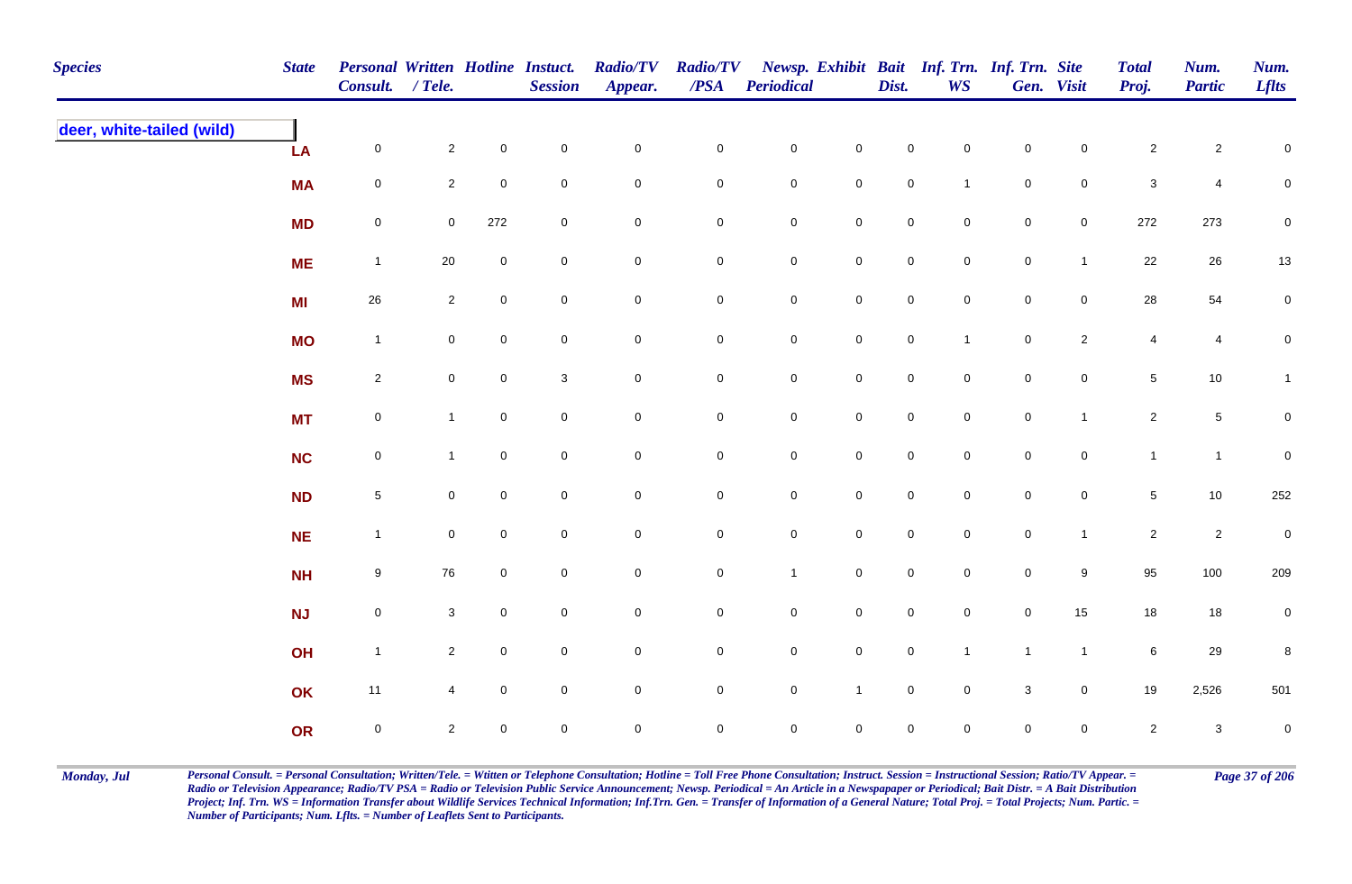| Species | State | Personal Consult. | Written / Tele. | Hotline | Instuct. Session | Radio/TV Appear. | Radio/TV /PSA | Newsp. Periodical | Exhibit | Bait Dist. | Inf. Trn. WS | Inf. Trn. Gen. | Site Visit | Total Proj. | Num. Partic | Num. Lflts |
|---|---|---|---|---|---|---|---|---|---|---|---|---|---|---|---|---|
| **deer, white-tailed (wild)** | | | | | | | | | | | | | | | | |
| | LA | 0 | 2 | 0 | 0 | 0 | 0 | 0 | 0 | 0 | 0 | 0 | 0 | 2 | 2 | 0 |
| | MA | 0 | 2 | 0 | 0 | 0 | 0 | 0 | 0 | 0 | 1 | 0 | 0 | 3 | 4 | 0 |
| | MD | 0 | 0 | 272 | 0 | 0 | 0 | 0 | 0 | 0 | 0 | 0 | 0 | 272 | 273 | 0 |
| | ME | 1 | 20 | 0 | 0 | 0 | 0 | 0 | 0 | 0 | 0 | 0 | 1 | 22 | 26 | 13 |
| | MI | 26 | 2 | 0 | 0 | 0 | 0 | 0 | 0 | 0 | 0 | 0 | 0 | 28 | 54 | 0 |
| | MO | 1 | 0 | 0 | 0 | 0 | 0 | 0 | 0 | 0 | 1 | 0 | 2 | 4 | 4 | 0 |
| | MS | 2 | 0 | 0 | 3 | 0 | 0 | 0 | 0 | 0 | 0 | 0 | 0 | 5 | 10 | 1 |
| | MT | 0 | 1 | 0 | 0 | 0 | 0 | 0 | 0 | 0 | 0 | 0 | 1 | 2 | 5 | 0 |
| | NC | 0 | 1 | 0 | 0 | 0 | 0 | 0 | 0 | 0 | 0 | 0 | 0 | 1 | 1 | 0 |
| | ND | 5 | 0 | 0 | 0 | 0 | 0 | 0 | 0 | 0 | 0 | 0 | 0 | 5 | 10 | 252 |
| | NE | 1 | 0 | 0 | 0 | 0 | 0 | 0 | 0 | 0 | 0 | 0 | 1 | 2 | 2 | 0 |
| | NH | 9 | 76 | 0 | 0 | 0 | 0 | 1 | 0 | 0 | 0 | 0 | 9 | 95 | 100 | 209 |
| | NJ | 0 | 3 | 0 | 0 | 0 | 0 | 0 | 0 | 0 | 0 | 0 | 15 | 18 | 18 | 0 |
| | OH | 1 | 2 | 0 | 0 | 0 | 0 | 0 | 0 | 0 | 1 | 1 | 1 | 6 | 29 | 8 |
| | OK | 11 | 4 | 0 | 0 | 0 | 0 | 0 | 1 | 0 | 0 | 3 | 0 | 19 | 2,526 | 501 |
| | OR | 0 | 2 | 0 | 0 | 0 | 0 | 0 | 0 | 0 | 0 | 0 | 0 | 2 | 3 | 0 |

*Personal Consult. = Personal Consultation; Written/Tele. = Wtitten or Telephone Consultation; Hotline = Toll Free Phone Consultation; Instruct. Session = Instructional Session; Ratio/TV Appear. = Radio or Television Appearance; Radio/TV PSA = Radio or Television Public Service Announcement; Newsp. Periodical = An Article in a Newspapaper or Periodical; Bait Distr. = A Bait Distribution Project; Inf. Trn. WS = Information Transfer about Wildlife Services Technical Information; Inf.Trn. Gen. = Transfer of Information of a General Nature; Total Proj. = Total Projects; Num. Partic. = Number of Participants; Num. Lflts. = Number of Leaflets Sent to Participants.*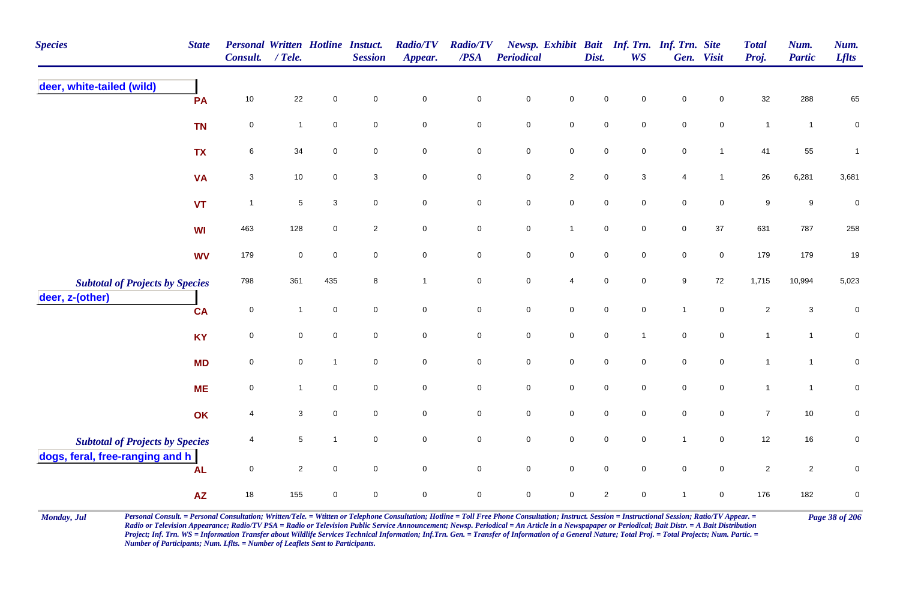| Species | State | Personal Consult. | Written / Tele. | Hotline | Instuct. Session | Radio/TV Appear. | Radio/TV /PSA | Newsp. Periodical | Exhibit | Bait Dist. | Inf. Trn. WS | Inf. Trn. Gen. | Site Visit | Total Proj. | Num. Partic | Num. Lflts |
|---|---|---|---|---|---|---|---|---|---|---|---|---|---|---|---|---|
| **deer, white-tailed (wild)** | | | | | | | | | | | | | | | | |
| | PA | 10 | 22 | 0 | 0 | 0 | 0 | 0 | 0 | 0 | 0 | 0 | 0 | 32 | 288 | 65 |
| | TN | 0 | 1 | 0 | 0 | 0 | 0 | 0 | 0 | 0 | 0 | 0 | 0 | 1 | 1 | 0 |
| | TX | 6 | 34 | 0 | 0 | 0 | 0 | 0 | 0 | 0 | 0 | 0 | 1 | 41 | 55 | 1 |
| | VA | 3 | 10 | 0 | 3 | 0 | 0 | 0 | 2 | 0 | 3 | 4 | 1 | 26 | 6,281 | 3,681 |
| | VT | 1 | 5 | 3 | 0 | 0 | 0 | 0 | 0 | 0 | 0 | 0 | 0 | 9 | 9 | 0 |
| | WI | 463 | 128 | 0 | 2 | 0 | 0 | 0 | 1 | 0 | 0 | 0 | 37 | 631 | 787 | 258 |
| | WV | 179 | 0 | 0 | 0 | 0 | 0 | 0 | 0 | 0 | 0 | 0 | 0 | 179 | 179 | 19 |
| *Subtotal of Projects by Species* | | 798 | 361 | 435 | 8 | 1 | 0 | 0 | 4 | 0 | 0 | 9 | 72 | 1,715 | 10,994 | 5,023 |
| **deer, z-(other)** | | | | | | | | | | | | | | | | |
| | CA | 0 | 1 | 0 | 0 | 0 | 0 | 0 | 0 | 0 | 0 | 1 | 0 | 2 | 3 | 0 |
| | KY | 0 | 0 | 0 | 0 | 0 | 0 | 0 | 0 | 0 | 1 | 0 | 0 | 1 | 1 | 0 |
| | MD | 0 | 0 | 1 | 0 | 0 | 0 | 0 | 0 | 0 | 0 | 0 | 0 | 1 | 1 | 0 |
| | ME | 0 | 1 | 0 | 0 | 0 | 0 | 0 | 0 | 0 | 0 | 0 | 0 | 1 | 1 | 0 |
| | OK | 4 | 3 | 0 | 0 | 0 | 0 | 0 | 0 | 0 | 0 | 0 | 0 | 7 | 10 | 0 |
| *Subtotal of Projects by Species* | | 4 | 5 | 1 | 0 | 0 | 0 | 0 | 0 | 0 | 0 | 1 | 0 | 12 | 16 | 0 |
| **dogs, feral, free-ranging and h** | | | | | | | | | | | | | | | | |
| | AL | 0 | 2 | 0 | 0 | 0 | 0 | 0 | 0 | 0 | 0 | 0 | 0 | 2 | 2 | 0 |
| | AZ | 18 | 155 | 0 | 0 | 0 | 0 | 0 | 0 | 2 | 0 | 1 | 0 | 176 | 182 | 0 |

*Personal Consult. = Personal Consultation; Written/Tele. = Wtitten or Telephone Consultation; Hotline = Toll Free Phone Consultation; Instruct. Session = Instructional Session; Ratio/TV Appear. = Radio or Television Appearance; Radio/TV PSA = Radio or Television Public Service Announcement; Newsp. Periodical = An Article in a Newspapaper or Periodical; Bait Distr. = A Bait Distribution Project; Inf. Trn. WS = Information Transfer about Wildlife Services Technical Information; Inf.Trn. Gen. = Transfer of Information of a General Nature; Total Proj. = Total Projects; Num. Partic. = Number of Participants; Num. Lflts. = Number of Leaflets Sent to Participants.*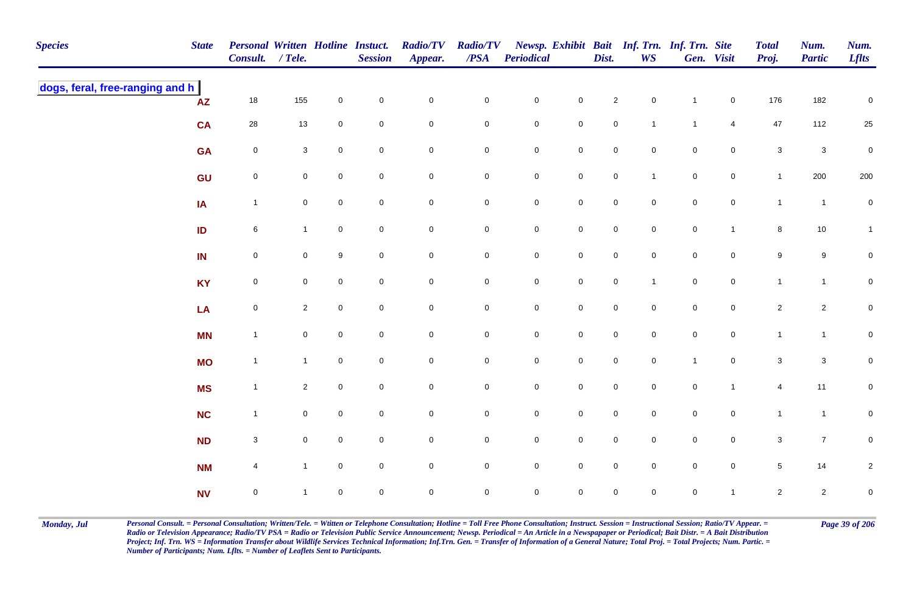| Species | State | Personal Consult. | Written / Tele. | Hotline | Instuct. Session | Radio/TV Appear. | Radio/TV /PSA | Newsp. Periodical | Exhibit | Bait Dist. | Inf. Trn. WS | Inf. Trn. Gen. | Site Visit | Total Proj. | Num. Partic | Num. Lflts |
|---|---|---|---|---|---|---|---|---|---|---|---|---|---|---|---|---|
| dogs, feral, free-ranging and h | AZ | 18 | 155 | 0 | 0 | 0 | 0 | 0 | 0 | 2 | 0 | 1 | 0 | 176 | 182 | 0 |
| | CA | 28 | 13 | 0 | 0 | 0 | 0 | 0 | 0 | 0 | 1 | 1 | 4 | 47 | 112 | 25 |
| | GA | 0 | 3 | 0 | 0 | 0 | 0 | 0 | 0 | 0 | 0 | 0 | 0 | 3 | 3 | 0 |
| | GU | 0 | 0 | 0 | 0 | 0 | 0 | 0 | 0 | 0 | 1 | 0 | 0 | 1 | 200 | 200 |
| | IA | 1 | 0 | 0 | 0 | 0 | 0 | 0 | 0 | 0 | 0 | 0 | 0 | 1 | 1 | 0 |
| | ID | 6 | 1 | 0 | 0 | 0 | 0 | 0 | 0 | 0 | 0 | 0 | 1 | 8 | 10 | 1 |
| | IN | 0 | 0 | 9 | 0 | 0 | 0 | 0 | 0 | 0 | 0 | 0 | 0 | 9 | 9 | 0 |
| | KY | 0 | 0 | 0 | 0 | 0 | 0 | 0 | 0 | 0 | 1 | 0 | 0 | 1 | 1 | 0 |
| | LA | 0 | 2 | 0 | 0 | 0 | 0 | 0 | 0 | 0 | 0 | 0 | 0 | 2 | 2 | 0 |
| | MN | 1 | 0 | 0 | 0 | 0 | 0 | 0 | 0 | 0 | 0 | 0 | 0 | 1 | 1 | 0 |
| | MO | 1 | 1 | 0 | 0 | 0 | 0 | 0 | 0 | 0 | 0 | 1 | 0 | 3 | 3 | 0 |
| | MS | 1 | 2 | 0 | 0 | 0 | 0 | 0 | 0 | 0 | 0 | 0 | 1 | 4 | 11 | 0 |
| | NC | 1 | 0 | 0 | 0 | 0 | 0 | 0 | 0 | 0 | 0 | 0 | 0 | 1 | 1 | 0 |
| | ND | 3 | 0 | 0 | 0 | 0 | 0 | 0 | 0 | 0 | 0 | 0 | 0 | 3 | 7 | 0 |
| | NM | 4 | 1 | 0 | 0 | 0 | 0 | 0 | 0 | 0 | 0 | 0 | 0 | 5 | 14 | 2 |
| | NV | 0 | 1 | 0 | 0 | 0 | 0 | 0 | 0 | 0 | 0 | 0 | 1 | 2 | 2 | 0 |

Monday, Jul

*Personal Consult. = Personal Consultation; Written/Tele. = Wtitten or Telephone Consultation; Hotline = Toll Free Phone Consultation; Instruct. Session = Instructional Session; Ratio/TV Appear. = Radio or Television Appearance; Radio/TV PSA = Radio or Television Public Service Announcement; Newsp. Periodical = An Article in a Newspapaper or Periodical; Bait Distr. = A Bait Distribution Project; Inf. Trn. WS = Information Transfer about Wildlife Services Technical Information; Inf.Trn. Gen. = Transfer of Information of a General Nature; Total Proj. = Total Projects; Num. Partic. = Number of Participants; Num. Lflts. = Number of Leaflets Sent to Participants.*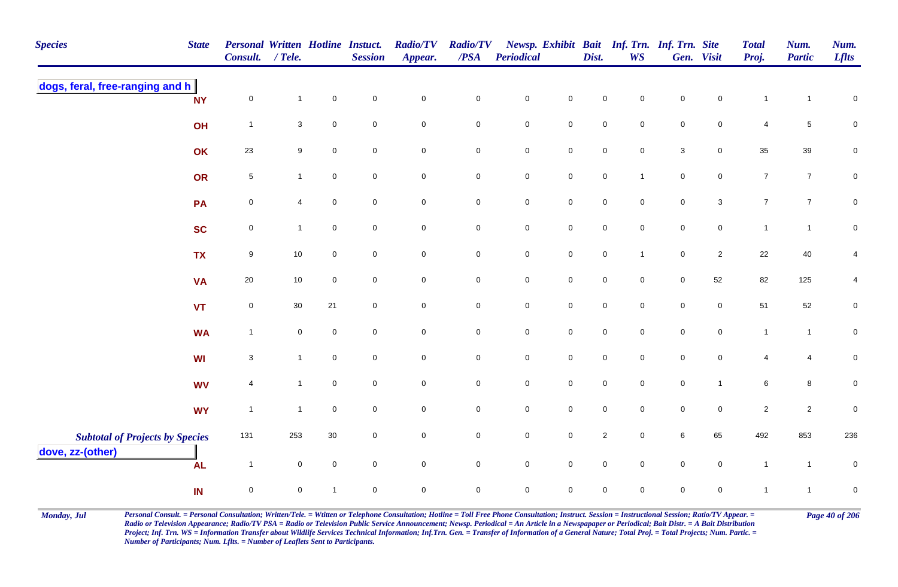| Species | State | Personal Consult. | Written / Tele. | Hotline | Instuct. Session | Radio/TV Appear. | Radio/TV /PSA | Newsp. Periodical | Exhibit | Bait Dist. | Inf. Trn. WS | Inf. Trn. Gen. | Site Visit | Total Proj. | Num. Partic | Num. Lflts |
|---|---|---|---|---|---|---|---|---|---|---|---|---|---|---|---|---|
| **dogs, feral, free-ranging and h** | | | | | | | | | | | | | | | | |
| | NY | 0 | 1 | 0 | 0 | 0 | 0 | 0 | 0 | 0 | 0 | 0 | 0 | 1 | 1 | 0 |
| | OH | 1 | 3 | 0 | 0 | 0 | 0 | 0 | 0 | 0 | 0 | 0 | 0 | 4 | 5 | 0 |
| | OK | 23 | 9 | 0 | 0 | 0 | 0 | 0 | 0 | 0 | 0 | 3 | 0 | 35 | 39 | 0 |
| | OR | 5 | 1 | 0 | 0 | 0 | 0 | 0 | 0 | 0 | 1 | 0 | 0 | 7 | 7 | 0 |
| | PA | 0 | 4 | 0 | 0 | 0 | 0 | 0 | 0 | 0 | 0 | 0 | 3 | 7 | 7 | 0 |
| | SC | 0 | 1 | 0 | 0 | 0 | 0 | 0 | 0 | 0 | 0 | 0 | 0 | 1 | 1 | 0 |
| | TX | 9 | 10 | 0 | 0 | 0 | 0 | 0 | 0 | 0 | 1 | 0 | 2 | 22 | 40 | 4 |
| | VA | 20 | 10 | 0 | 0 | 0 | 0 | 0 | 0 | 0 | 0 | 0 | 52 | 82 | 125 | 4 |
| | VT | 0 | 30 | 21 | 0 | 0 | 0 | 0 | 0 | 0 | 0 | 0 | 0 | 51 | 52 | 0 |
| | WA | 1 | 0 | 0 | 0 | 0 | 0 | 0 | 0 | 0 | 0 | 0 | 0 | 1 | 1 | 0 |
| | WI | 3 | 1 | 0 | 0 | 0 | 0 | 0 | 0 | 0 | 0 | 0 | 0 | 4 | 4 | 0 |
| | WV | 4 | 1 | 0 | 0 | 0 | 0 | 0 | 0 | 0 | 0 | 0 | 1 | 6 | 8 | 0 |
| | WY | 1 | 1 | 0 | 0 | 0 | 0 | 0 | 0 | 0 | 0 | 0 | 0 | 2 | 2 | 0 |
| ***Subtotal of Projects by Species*** | | 131 | 253 | 30 | 0 | 0 | 0 | 0 | 0 | 2 | 0 | 6 | 65 | 492 | 853 | 236 |
| **dove, zz-(other)** | | | | | | | | | | | | | | | | |
| | AL | 1 | 0 | 0 | 0 | 0 | 0 | 0 | 0 | 0 | 0 | 0 | 0 | 1 | 1 | 0 |
| | IN | 0 | 0 | 1 | 0 | 0 | 0 | 0 | 0 | 0 | 0 | 0 | 0 | 1 | 1 | 0 |

*Personal Consult. = Personal Consultation; Written/Tele. = Wtitten or Telephone Consultation; Hotline = Toll Free Phone Consultation; Instruct. Session = Instructional Session; Ratio/TV Appear. = Radio or Television Appearance; Radio/TV PSA = Radio or Television Public Service Announcement; Newsp. Periodical = An Article in a Newspapaper or Periodical; Bait Distr. = A Bait Distribution Project; Inf. Trn. WS = Information Transfer about Wildlife Services Technical Information; Inf.Trn. Gen. = Transfer of Information of a General Nature; Total Proj. = Total Projects; Num. Partic. = Number of Participants; Num. Lflts. = Number of Leaflets Sent to Participants.*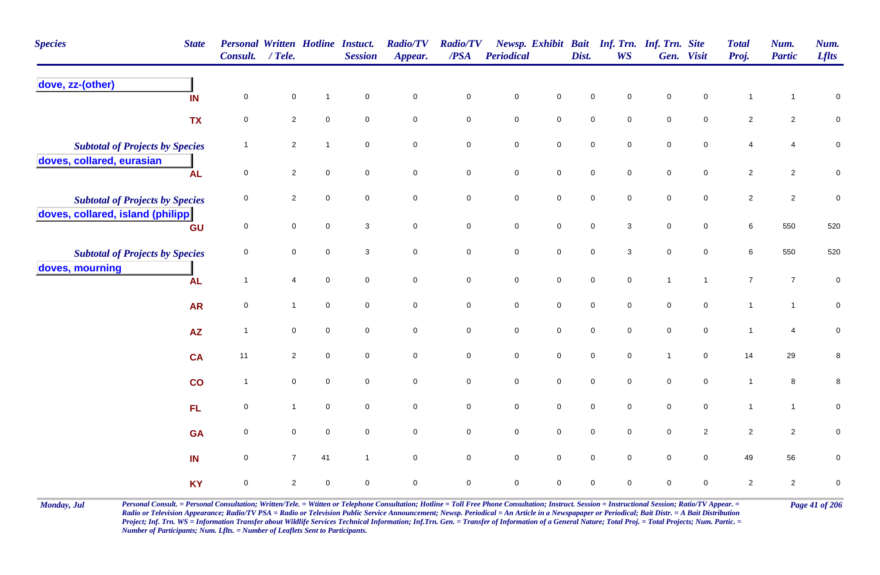| Species | State | Personal Consult. | Written / Tele. | Hotline | Instuct. Session | Radio/TV Appear. | Radio/TV /PSA | Newsp. Periodical | Exhibit | Bait Dist. | Inf. Trn. WS | Inf. Trn. Gen. | Site Visit | Total Proj. | Num. Partic | Num. Lflts |
|---|---|---|---|---|---|---|---|---|---|---|---|---|---|---|---|---|
| **dove, zz-(other)** | | | | | | | | | | | | | | | | |
| | IN | 0 | 0 | 1 | 0 | 0 | 0 | 0 | 0 | 0 | 0 | 0 | 0 | 1 | 1 | 0 |
| | TX | 0 | 2 | 0 | 0 | 0 | 0 | 0 | 0 | 0 | 0 | 0 | 0 | 2 | 2 | 0 |
| *Subtotal of Projects by Species* | | 1 | 2 | 1 | 0 | 0 | 0 | 0 | 0 | 0 | 0 | 0 | 0 | 4 | 4 | 0 |
| **doves, collared, eurasian** | | | | | | | | | | | | | | | | |
| | AL | 0 | 2 | 0 | 0 | 0 | 0 | 0 | 0 | 0 | 0 | 0 | 0 | 2 | 2 | 0 |
| *Subtotal of Projects by Species* | | 0 | 2 | 0 | 0 | 0 | 0 | 0 | 0 | 0 | 0 | 0 | 0 | 2 | 2 | 0 |
| **doves, collared, island (philipp** | | | | | | | | | | | | | | | | |
| | GU | 0 | 0 | 0 | 3 | 0 | 0 | 0 | 0 | 0 | 3 | 0 | 0 | 6 | 550 | 520 |
| *Subtotal of Projects by Species* | | 0 | 0 | 0 | 3 | 0 | 0 | 0 | 0 | 0 | 3 | 0 | 0 | 6 | 550 | 520 |
| **doves, mourning** | | | | | | | | | | | | | | | | |
| | AL | 1 | 4 | 0 | 0 | 0 | 0 | 0 | 0 | 0 | 0 | 1 | 1 | 7 | 7 | 0 |
| | AR | 0 | 1 | 0 | 0 | 0 | 0 | 0 | 0 | 0 | 0 | 0 | 0 | 1 | 1 | 0 |
| | AZ | 1 | 0 | 0 | 0 | 0 | 0 | 0 | 0 | 0 | 0 | 0 | 0 | 1 | 4 | 0 |
| | CA | 11 | 2 | 0 | 0 | 0 | 0 | 0 | 0 | 0 | 0 | 1 | 0 | 14 | 29 | 8 |
| | CO | 1 | 0 | 0 | 0 | 0 | 0 | 0 | 0 | 0 | 0 | 0 | 0 | 1 | 8 | 8 |
| | FL | 0 | 1 | 0 | 0 | 0 | 0 | 0 | 0 | 0 | 0 | 0 | 0 | 1 | 1 | 0 |
| | GA | 0 | 0 | 0 | 0 | 0 | 0 | 0 | 0 | 0 | 0 | 0 | 2 | 2 | 2 | 0 |
| | IN | 0 | 7 | 41 | 1 | 0 | 0 | 0 | 0 | 0 | 0 | 0 | 0 | 49 | 56 | 0 |
| | KY | 0 | 2 | 0 | 0 | 0 | 0 | 0 | 0 | 0 | 0 | 0 | 0 | 2 | 2 | 0 |

*Personal Consult. = Personal Consultation; Written/Tele. = Wtitten or Telephone Consultation; Hotline = Toll Free Phone Consultation; Instruct. Session = Instructional Session; Ratio/TV Appear. = Radio or Television Appearance; Radio/TV PSA = Radio or Television Public Service Announcement; Newsp. Periodical = An Article in a Newspapaper or Periodical; Bait Distr. = A Bait Distribution Project; Inf. Trn. WS = Information Transfer about Wildlife Services Technical Information; Inf.Trn. Gen. = Transfer of Information of a General Nature; Total Proj. = Total Projects; Num. Partic. = Number of Participants; Num. Lflts. = Number of Leaflets Sent to Participants.*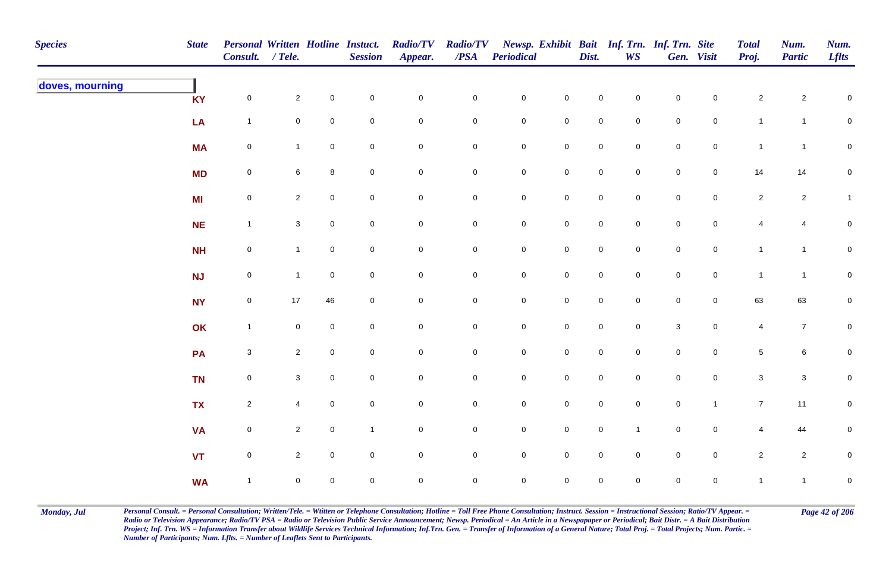| Species | State | Personal Consult. | Written / Tele. | Hotline | Instuct. Session | Radio/TV Appear. | Radio/TV /PSA | Newsp. Periodical | Exhibit | Bait Dist. | Inf. Trn. WS | Inf. Trn. Gen. | Site Visit | Total Proj. | Num. Partic | Num. Lflts |
|---|---|---|---|---|---|---|---|---|---|---|---|---|---|---|---|---|
| **doves, mourning** | | | | | | | | | | | | | | | | |
| | KY | 0 | 2 | 0 | 0 | 0 | 0 | 0 | 0 | 0 | 0 | 0 | 0 | 2 | 2 | 0 |
| | LA | 1 | 0 | 0 | 0 | 0 | 0 | 0 | 0 | 0 | 0 | 0 | 0 | 1 | 1 | 0 |
| | MA | 0 | 1 | 0 | 0 | 0 | 0 | 0 | 0 | 0 | 0 | 0 | 0 | 1 | 1 | 0 |
| | MD | 0 | 6 | 8 | 0 | 0 | 0 | 0 | 0 | 0 | 0 | 0 | 0 | 14 | 14 | 0 |
| | MI | 0 | 2 | 0 | 0 | 0 | 0 | 0 | 0 | 0 | 0 | 0 | 0 | 2 | 2 | 1 |
| | NE | 1 | 3 | 0 | 0 | 0 | 0 | 0 | 0 | 0 | 0 | 0 | 0 | 4 | 4 | 0 |
| | NH | 0 | 1 | 0 | 0 | 0 | 0 | 0 | 0 | 0 | 0 | 0 | 0 | 1 | 1 | 0 |
| | NJ | 0 | 1 | 0 | 0 | 0 | 0 | 0 | 0 | 0 | 0 | 0 | 0 | 1 | 1 | 0 |
| | NY | 0 | 17 | 46 | 0 | 0 | 0 | 0 | 0 | 0 | 0 | 0 | 0 | 63 | 63 | 0 |
| | OK | 1 | 0 | 0 | 0 | 0 | 0 | 0 | 0 | 0 | 0 | 3 | 0 | 4 | 7 | 0 |
| | PA | 3 | 2 | 0 | 0 | 0 | 0 | 0 | 0 | 0 | 0 | 0 | 0 | 5 | 6 | 0 |
| | TN | 0 | 3 | 0 | 0 | 0 | 0 | 0 | 0 | 0 | 0 | 0 | 0 | 3 | 3 | 0 |
| | TX | 2 | 4 | 0 | 0 | 0 | 0 | 0 | 0 | 0 | 0 | 0 | 1 | 7 | 11 | 0 |
| | VA | 0 | 2 | 0 | 1 | 0 | 0 | 0 | 0 | 0 | 1 | 0 | 0 | 4 | 44 | 0 |
| | VT | 0 | 2 | 0 | 0 | 0 | 0 | 0 | 0 | 0 | 0 | 0 | 0 | 2 | 2 | 0 |
| | WA | 1 | 0 | 0 | 0 | 0 | 0 | 0 | 0 | 0 | 0 | 0 | 0 | 1 | 1 | 0 |

*Personal Consult. = Personal Consultation; Written/Tele. = Wtitten or Telephone Consultation; Hotline = Toll Free Phone Consultation; Instruct. Session = Instructional Session; Ratio/TV Appear. = Radio or Television Appearance; Radio/TV PSA = Radio or Television Public Service Announcement; Newsp. Periodical = An Article in a Newspapaper or Periodical; Bait Distr. = A Bait Distribution Project; Inf. Trn. WS = Information Transfer about Wildlife Services Technical Information; Inf.Trn. Gen. = Transfer of Information of a General Nature; Total Proj. = Total Projects; Num. Partic. = Number of Participants; Num. Lflts. = Number of Leaflets Sent to Participants.*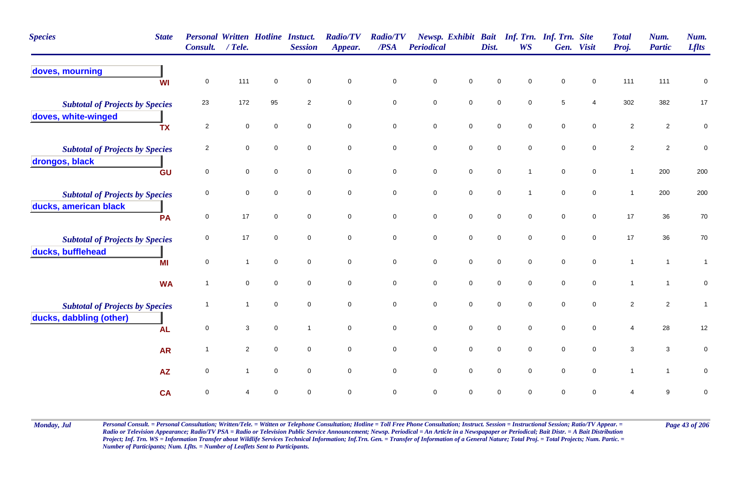| Species | State | Personal Consult. | Written / Tele. | Hotline | Instuct. Session | Radio/TV Appear. | Radio/TV /PSA | Newsp. Periodical | Exhibit | Bait Dist. | Inf. Trn. WS | Inf. Trn. Gen. | Site Visit | Total Proj. | Num. Partic | Num. Lflts |
|---|---|---|---|---|---|---|---|---|---|---|---|---|---|---|---|---|
| **doves, mourning** | | | | | | | | | | | | | | | | |
| | WI | 0 | 111 | 0 | 0 | 0 | 0 | 0 | 0 | 0 | 0 | 0 | 0 | 111 | 111 | 0 |
| *Subtotal of Projects by Species* | | 23 | 172 | 95 | 2 | 0 | 0 | 0 | 0 | 0 | 0 | 5 | 4 | 302 | 382 | 17 |
| **doves, white-winged** | | | | | | | | | | | | | | | | |
| | TX | 2 | 0 | 0 | 0 | 0 | 0 | 0 | 0 | 0 | 0 | 0 | 0 | 2 | 2 | 0 |
| *Subtotal of Projects by Species* | | 2 | 0 | 0 | 0 | 0 | 0 | 0 | 0 | 0 | 0 | 0 | 0 | 2 | 2 | 0 |
| **drongos, black** | | | | | | | | | | | | | | | | |
| | GU | 0 | 0 | 0 | 0 | 0 | 0 | 0 | 0 | 0 | 1 | 0 | 0 | 1 | 200 | 200 |
| *Subtotal of Projects by Species* | | 0 | 0 | 0 | 0 | 0 | 0 | 0 | 0 | 0 | 1 | 0 | 0 | 1 | 200 | 200 |
| **ducks, american black** | | | | | | | | | | | | | | | | |
| | PA | 0 | 17 | 0 | 0 | 0 | 0 | 0 | 0 | 0 | 0 | 0 | 0 | 17 | 36 | 70 |
| *Subtotal of Projects by Species* | | 0 | 17 | 0 | 0 | 0 | 0 | 0 | 0 | 0 | 0 | 0 | 0 | 17 | 36 | 70 |
| **ducks, bufflehead** | | | | | | | | | | | | | | | | |
| | MI | 0 | 1 | 0 | 0 | 0 | 0 | 0 | 0 | 0 | 0 | 0 | 0 | 1 | 1 | 1 |
| | WA | 1 | 0 | 0 | 0 | 0 | 0 | 0 | 0 | 0 | 0 | 0 | 0 | 1 | 1 | 0 |
| *Subtotal of Projects by Species* | | 1 | 1 | 0 | 0 | 0 | 0 | 0 | 0 | 0 | 0 | 0 | 0 | 2 | 2 | 1 |
| **ducks, dabbling (other)** | | | | | | | | | | | | | | | | |
| | AL | 0 | 3 | 0 | 1 | 0 | 0 | 0 | 0 | 0 | 0 | 0 | 0 | 4 | 28 | 12 |
| | AR | 1 | 2 | 0 | 0 | 0 | 0 | 0 | 0 | 0 | 0 | 0 | 0 | 3 | 3 | 0 |
| | AZ | 0 | 1 | 0 | 0 | 0 | 0 | 0 | 0 | 0 | 0 | 0 | 0 | 1 | 1 | 0 |
| | CA | 0 | 4 | 0 | 0 | 0 | 0 | 0 | 0 | 0 | 0 | 0 | 0 | 4 | 9 | 0 |

*Personal Consult. = Personal Consultation; Written/Tele. = Wtitten or Telephone Consultation; Hotline = Toll Free Phone Consultation; Instruct. Session = Instructional Session; Ratio/TV Appear. = Radio or Television Appearance; Radio/TV PSA = Radio or Television Public Service Announcement; Newsp. Periodical = An Article in a Newspapaper or Periodical; Bait Distr. = A Bait Distribution Project; Inf. Trn. WS = Information Transfer about Wildlife Services Technical Information; Inf.Trn. Gen. = Transfer of Information of a General Nature; Total Proj. = Total Projects; Num. Partic. = Number of Participants; Num. Lflts. = Number of Leaflets Sent to Participants.*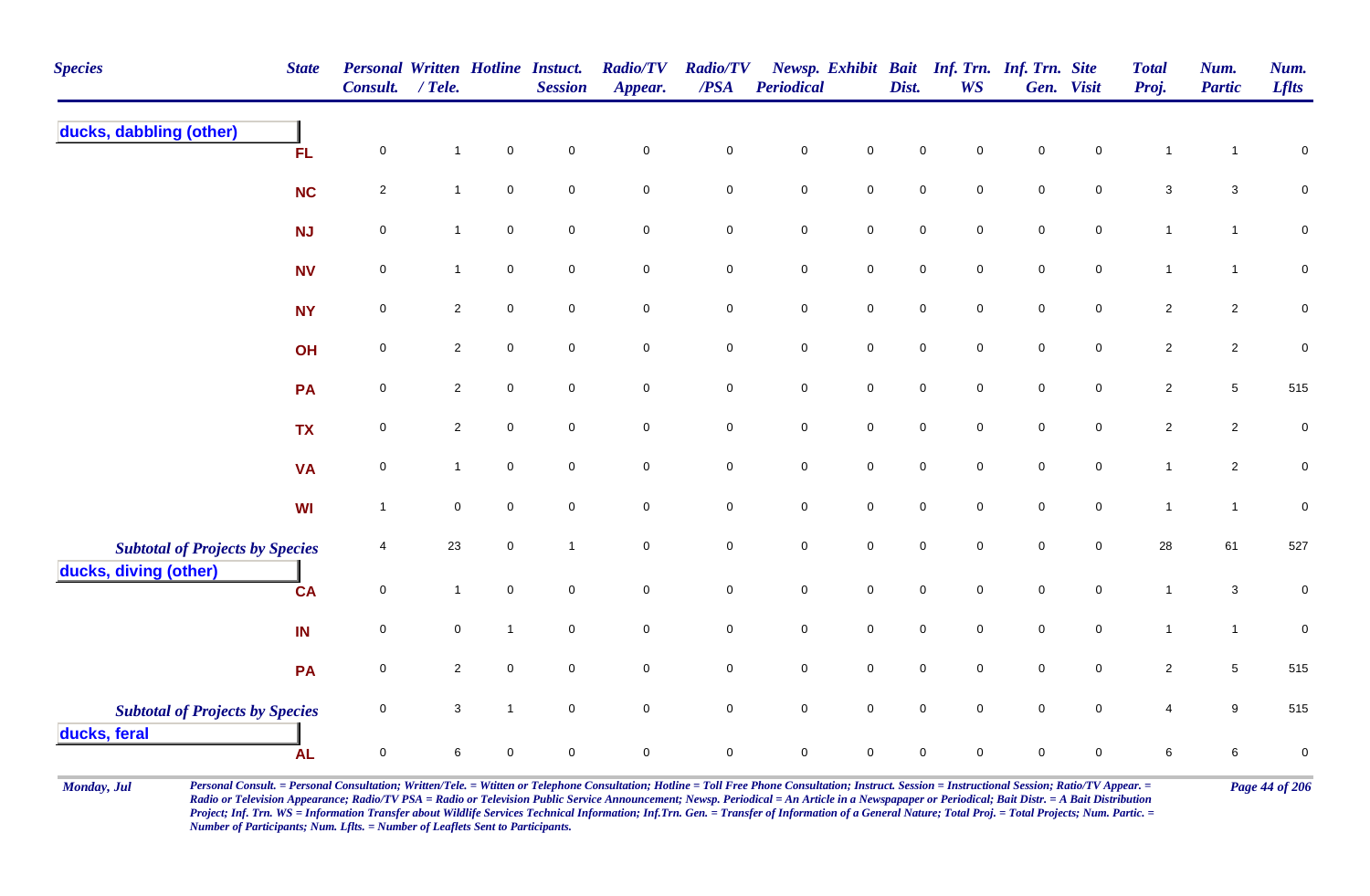| Species | State | Personal Consult. | Written / Tele. | Hotline | Instuct. Session | Radio/TV Appear. | Radio/TV /PSA | Newsp. Periodical | Exhibit | Bait Dist. | Inf. Trn. WS | Inf. Trn. Gen. | Site Visit | Total Proj. | Num. Partic | Num. Lflts |
|---|---|---|---|---|---|---|---|---|---|---|---|---|---|---|---|---|
| **ducks, dabbling (other)** | | | | | | | | | | | | | | | | |
| | FL | 0 | 1 | 0 | 0 | 0 | 0 | 0 | 0 | 0 | 0 | 0 | 0 | 1 | 1 | 0 |
| | NC | 2 | 1 | 0 | 0 | 0 | 0 | 0 | 0 | 0 | 0 | 0 | 0 | 3 | 3 | 0 |
| | NJ | 0 | 1 | 0 | 0 | 0 | 0 | 0 | 0 | 0 | 0 | 0 | 0 | 1 | 1 | 0 |
| | NV | 0 | 1 | 0 | 0 | 0 | 0 | 0 | 0 | 0 | 0 | 0 | 0 | 1 | 1 | 0 |
| | NY | 0 | 2 | 0 | 0 | 0 | 0 | 0 | 0 | 0 | 0 | 0 | 0 | 2 | 2 | 0 |
| | OH | 0 | 2 | 0 | 0 | 0 | 0 | 0 | 0 | 0 | 0 | 0 | 0 | 2 | 2 | 0 |
| | PA | 0 | 2 | 0 | 0 | 0 | 0 | 0 | 0 | 0 | 0 | 0 | 0 | 2 | 5 | 515 |
| | TX | 0 | 2 | 0 | 0 | 0 | 0 | 0 | 0 | 0 | 0 | 0 | 0 | 2 | 2 | 0 |
| | VA | 0 | 1 | 0 | 0 | 0 | 0 | 0 | 0 | 0 | 0 | 0 | 0 | 1 | 2 | 0 |
| | WI | 1 | 0 | 0 | 0 | 0 | 0 | 0 | 0 | 0 | 0 | 0 | 0 | 1 | 1 | 0 |
| ***Subtotal of Projects by Species*** | | 4 | 23 | 0 | 1 | 0 | 0 | 0 | 0 | 0 | 0 | 0 | 0 | 28 | 61 | 527 |
| **ducks, diving (other)** | | | | | | | | | | | | | | | | |
| | CA | 0 | 1 | 0 | 0 | 0 | 0 | 0 | 0 | 0 | 0 | 0 | 0 | 1 | 3 | 0 |
| | IN | 0 | 0 | 1 | 0 | 0 | 0 | 0 | 0 | 0 | 0 | 0 | 0 | 1 | 1 | 0 |
| | PA | 0 | 2 | 0 | 0 | 0 | 0 | 0 | 0 | 0 | 0 | 0 | 0 | 2 | 5 | 515 |
| ***Subtotal of Projects by Species*** | | 0 | 3 | 1 | 0 | 0 | 0 | 0 | 0 | 0 | 0 | 0 | 0 | 4 | 9 | 515 |
| **ducks, feral** | | | | | | | | | | | | | | | | |
| | AL | 0 | 6 | 0 | 0 | 0 | 0 | 0 | 0 | 0 | 0 | 0 | 0 | 6 | 6 | 0 |

*Personal Consult. = Personal Consultation; Written/Tele. = Wtitten or Telephone Consultation; Hotline = Toll Free Phone Consultation; Instruct. Session = Instructional Session; Ratio/TV Appear. = Radio or Television Appearance; Radio/TV PSA = Radio or Television Public Service Announcement; Newsp. Periodical = An Article in a Newspapaper or Periodical; Bait Distr. = A Bait Distribution Project; Inf. Trn. WS = Information Transfer about Wildlife Services Technical Information; Inf.Trn. Gen. = Transfer of Information of a General Nature; Total Proj. = Total Projects; Num. Partic. = Number of Participants; Num. Lflts. = Number of Leaflets Sent to Participants.*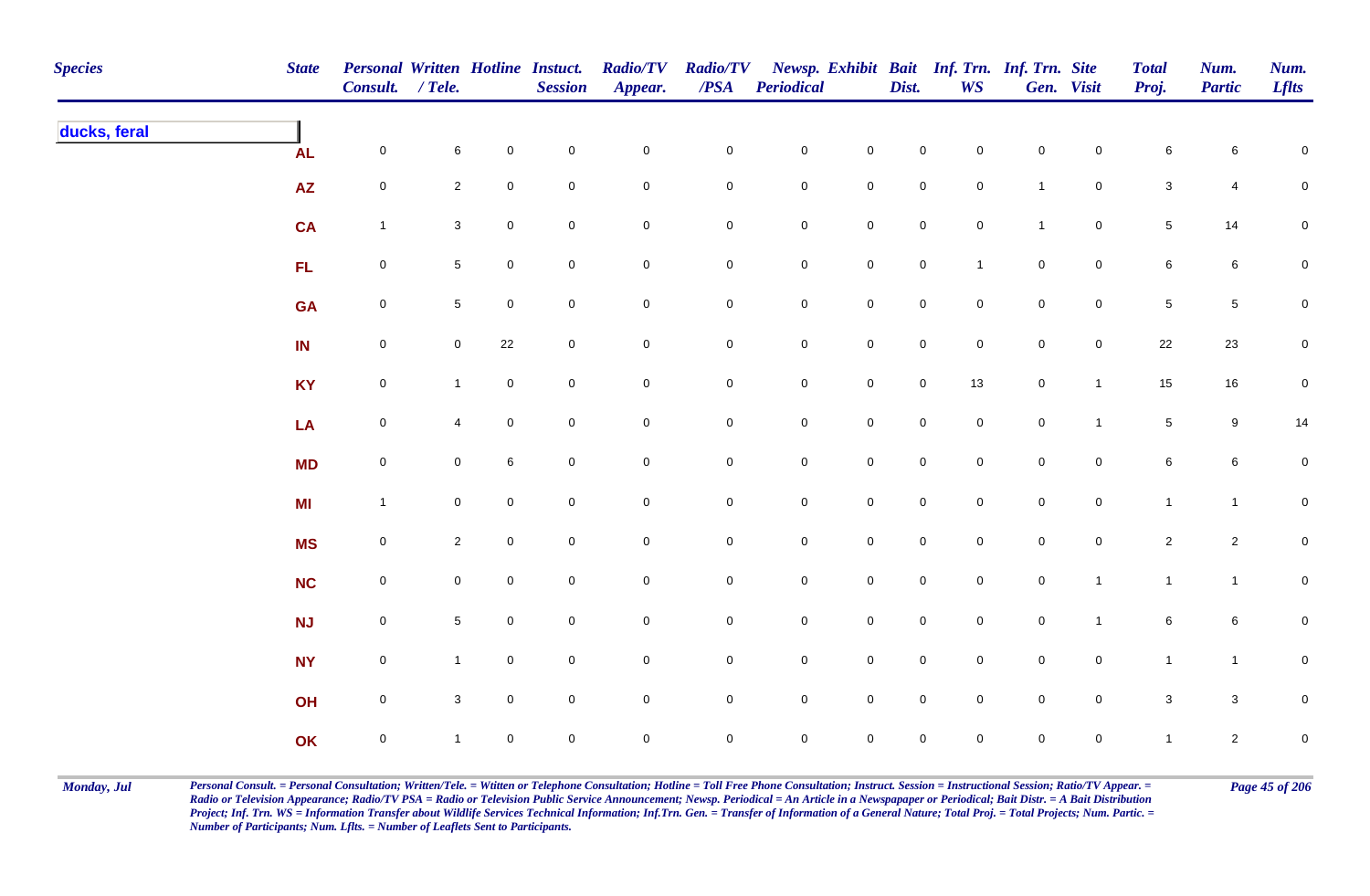| Species | State | Personal Consult. | Written / Tele. | Hotline | Instuct. Session | Radio/TV Appear. | Radio/TV /PSA | Newsp. Periodical | Exhibit | Bait Dist. | Inf. Trn. WS | Inf. Trn. Gen. | Site Visit | Total Proj. | Num. Partic | Num. Lflts |
|---|---|---|---|---|---|---|---|---|---|---|---|---|---|---|---|---|
| **ducks, feral** | | | | | | | | | | | | | | | | |
| | AL | 0 | 6 | 0 | 0 | 0 | 0 | 0 | 0 | 0 | 0 | 0 | 0 | 6 | 6 | 0 |
| | AZ | 0 | 2 | 0 | 0 | 0 | 0 | 0 | 0 | 0 | 0 | 1 | 0 | 3 | 4 | 0 |
| | CA | 1 | 3 | 0 | 0 | 0 | 0 | 0 | 0 | 0 | 0 | 1 | 0 | 5 | 14 | 0 |
| | FL | 0 | 5 | 0 | 0 | 0 | 0 | 0 | 0 | 0 | 1 | 0 | 0 | 6 | 6 | 0 |
| | GA | 0 | 5 | 0 | 0 | 0 | 0 | 0 | 0 | 0 | 0 | 0 | 0 | 5 | 5 | 0 |
| | IN | 0 | 0 | 22 | 0 | 0 | 0 | 0 | 0 | 0 | 0 | 0 | 0 | 22 | 23 | 0 |
| | KY | 0 | 1 | 0 | 0 | 0 | 0 | 0 | 0 | 0 | 13 | 0 | 1 | 15 | 16 | 0 |
| | LA | 0 | 4 | 0 | 0 | 0 | 0 | 0 | 0 | 0 | 0 | 0 | 1 | 5 | 9 | 14 |
| | MD | 0 | 0 | 6 | 0 | 0 | 0 | 0 | 0 | 0 | 0 | 0 | 0 | 6 | 6 | 0 |
| | MI | 1 | 0 | 0 | 0 | 0 | 0 | 0 | 0 | 0 | 0 | 0 | 0 | 1 | 1 | 0 |
| | MS | 0 | 2 | 0 | 0 | 0 | 0 | 0 | 0 | 0 | 0 | 0 | 0 | 2 | 2 | 0 |
| | NC | 0 | 0 | 0 | 0 | 0 | 0 | 0 | 0 | 0 | 0 | 0 | 1 | 1 | 1 | 0 |
| | NJ | 0 | 5 | 0 | 0 | 0 | 0 | 0 | 0 | 0 | 0 | 0 | 1 | 6 | 6 | 0 |
| | NY | 0 | 1 | 0 | 0 | 0 | 0 | 0 | 0 | 0 | 0 | 0 | 0 | 1 | 1 | 0 |
| | OH | 0 | 3 | 0 | 0 | 0 | 0 | 0 | 0 | 0 | 0 | 0 | 0 | 3 | 3 | 0 |
| | OK | 0 | 1 | 0 | 0 | 0 | 0 | 0 | 0 | 0 | 0 | 0 | 0 | 1 | 2 | 0 |

*Personal Consult. = Personal Consultation; Written/Tele. = Wtitten or Telephone Consultation; Hotline = Toll Free Phone Consultation; Instruct. Session = Instructional Session; Ratio/TV Appear. = Radio or Television Appearance; Radio/TV PSA = Radio or Television Public Service Announcement; Newsp. Periodical = An Article in a Newspapaper or Periodical; Bait Distr. = A Bait Distribution Project; Inf. Trn. WS = Information Transfer about Wildlife Services Technical Information; Inf.Trn. Gen. = Transfer of Information of a General Nature; Total Proj. = Total Projects; Num. Partic. = Number of Participants; Num. Lflts. = Number of Leaflets Sent to Participants.*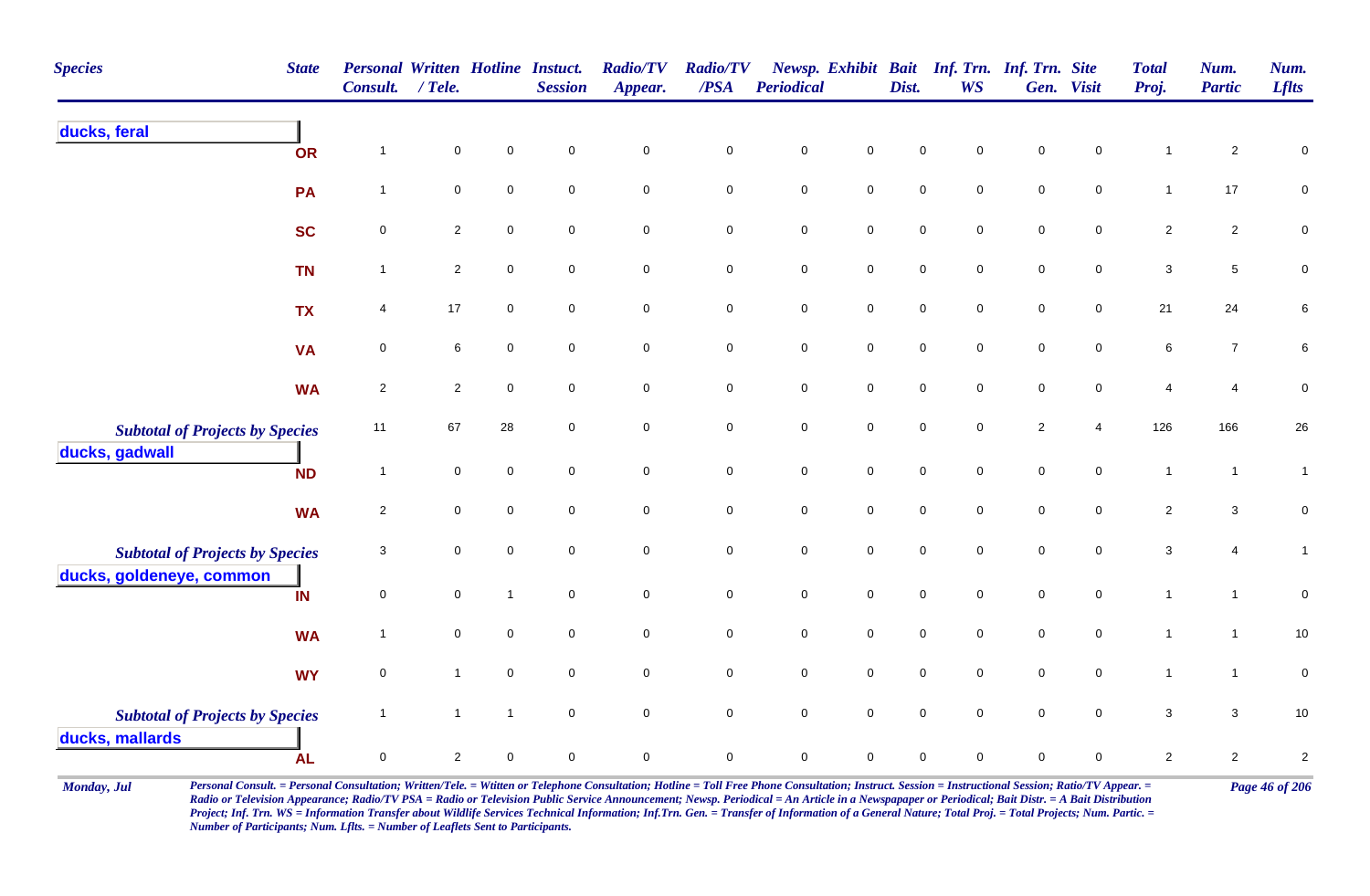| Species | State | Personal Consult. | Written / Tele. | Hotline | Instuct. Session | Radio/TV Appear. | Radio/TV /PSA | Newsp. Periodical | Exhibit | Bait Dist. | Inf. Trn. WS | Inf. Trn. Gen. | Site Visit | Total Proj. | Num. Partic | Num. Lflts |
|---|---|---|---|---|---|---|---|---|---|---|---|---|---|---|---|---|
| **ducks, feral** | | | | | | | | | | | | | | | | |
| | OR | 1 | 0 | 0 | 0 | 0 | 0 | 0 | 0 | 0 | 0 | 0 | 0 | 1 | 2 | 0 |
| | PA | 1 | 0 | 0 | 0 | 0 | 0 | 0 | 0 | 0 | 0 | 0 | 0 | 1 | 17 | 0 |
| | SC | 0 | 2 | 0 | 0 | 0 | 0 | 0 | 0 | 0 | 0 | 0 | 0 | 2 | 2 | 0 |
| | TN | 1 | 2 | 0 | 0 | 0 | 0 | 0 | 0 | 0 | 0 | 0 | 0 | 3 | 5 | 0 |
| | TX | 4 | 17 | 0 | 0 | 0 | 0 | 0 | 0 | 0 | 0 | 0 | 0 | 21 | 24 | 6 |
| | VA | 0 | 6 | 0 | 0 | 0 | 0 | 0 | 0 | 0 | 0 | 0 | 0 | 6 | 7 | 6 |
| | WA | 2 | 2 | 0 | 0 | 0 | 0 | 0 | 0 | 0 | 0 | 0 | 0 | 4 | 4 | 0 |
| *Subtotal of Projects by Species* | | 11 | 67 | 28 | 0 | 0 | 0 | 0 | 0 | 0 | 0 | 2 | 4 | 126 | 166 | 26 |
| **ducks, gadwall** | | | | | | | | | | | | | | | | |
| | ND | 1 | 0 | 0 | 0 | 0 | 0 | 0 | 0 | 0 | 0 | 0 | 0 | 1 | 1 | 1 |
| | WA | 2 | 0 | 0 | 0 | 0 | 0 | 0 | 0 | 0 | 0 | 0 | 0 | 2 | 3 | 0 |
| *Subtotal of Projects by Species* | | 3 | 0 | 0 | 0 | 0 | 0 | 0 | 0 | 0 | 0 | 0 | 0 | 3 | 4 | 1 |
| **ducks, goldeneye, common** | | | | | | | | | | | | | | | | |
| | IN | 0 | 0 | 1 | 0 | 0 | 0 | 0 | 0 | 0 | 0 | 0 | 0 | 1 | 1 | 0 |
| | WA | 1 | 0 | 0 | 0 | 0 | 0 | 0 | 0 | 0 | 0 | 0 | 0 | 1 | 1 | 10 |
| | WY | 0 | 1 | 0 | 0 | 0 | 0 | 0 | 0 | 0 | 0 | 0 | 0 | 1 | 1 | 0 |
| *Subtotal of Projects by Species* | | 1 | 1 | 1 | 0 | 0 | 0 | 0 | 0 | 0 | 0 | 0 | 0 | 3 | 3 | 10 |
| **ducks, mallards** | | | | | | | | | | | | | | | | |
| | AL | 0 | 2 | 0 | 0 | 0 | 0 | 0 | 0 | 0 | 0 | 0 | 0 | 2 | 2 | 2 |

*Personal Consult. = Personal Consultation; Written/Tele. = Wtitten or Telephone Consultation; Hotline = Toll Free Phone Consultation; Instruct. Session = Instructional Session; Ratio/TV Appear. = Radio or Television Appearance; Radio/TV PSA = Radio or Television Public Service Announcement; Newsp. Periodical = An Article in a Newspaper or Periodical; Bait Distr. = A Bait Distribution Project; Inf. Trn. WS = Information Transfer about Wildlife Services Technical Information; Inf.Trn. Gen. = Transfer of Information of a General Nature; Total Proj. = Total Projects; Num. Partic. = Number of Participants; Num. Lflts. = Number of Leaflets Sent to Participants.*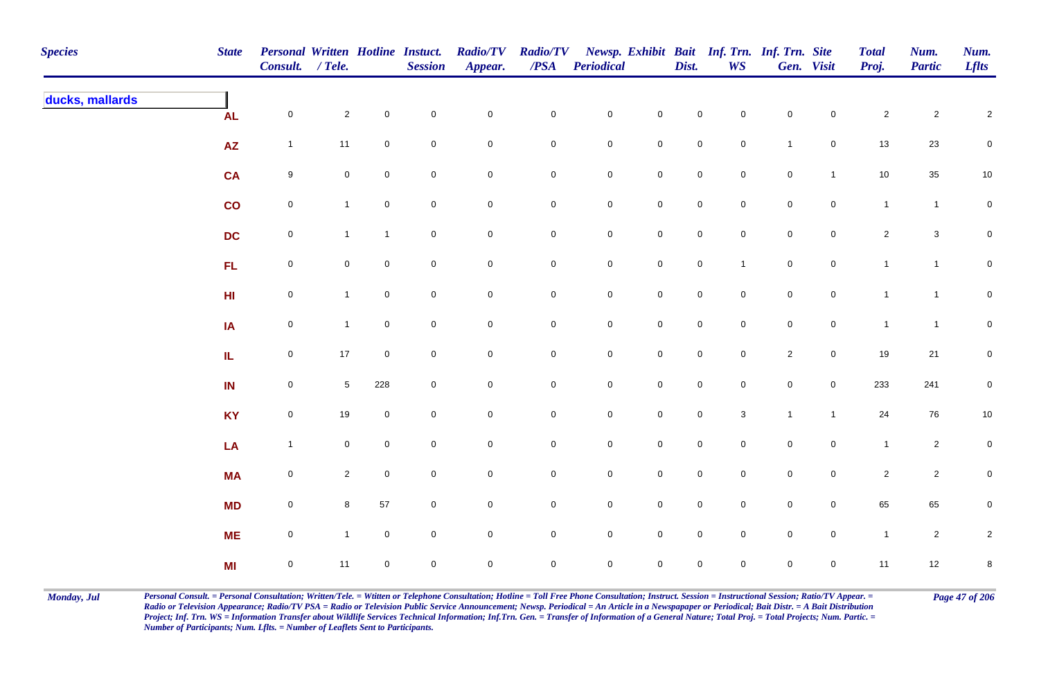| Species | State | Personal Consult. | Written / Tele. | Hotline | Instuct. Session | Radio/TV Appear. | Radio/TV /PSA | Newsp. Periodical | Exhibit | Bait Dist. | Inf. Trn. WS | Inf. Trn. Gen. | Site Visit | Total Proj. | Num. Partic | Num. Lflts |
|---|---|---|---|---|---|---|---|---|---|---|---|---|---|---|---|---|
| ducks, mallards | | | | | | | | | | | | | | | | |
| | AL | 0 | 2 | 0 | 0 | 0 | 0 | 0 | 0 | 0 | 0 | 0 | 0 | 2 | 2 | 2 |
| | AZ | 1 | 11 | 0 | 0 | 0 | 0 | 0 | 0 | 0 | 0 | 1 | 0 | 13 | 23 | 0 |
| | CA | 9 | 0 | 0 | 0 | 0 | 0 | 0 | 0 | 0 | 0 | 0 | 1 | 10 | 35 | 10 |
| | CO | 0 | 1 | 0 | 0 | 0 | 0 | 0 | 0 | 0 | 0 | 0 | 0 | 1 | 1 | 0 |
| | DC | 0 | 1 | 1 | 0 | 0 | 0 | 0 | 0 | 0 | 0 | 0 | 0 | 2 | 3 | 0 |
| | FL | 0 | 0 | 0 | 0 | 0 | 0 | 0 | 0 | 0 | 1 | 0 | 0 | 1 | 1 | 0 |
| | HI | 0 | 1 | 0 | 0 | 0 | 0 | 0 | 0 | 0 | 0 | 0 | 0 | 1 | 1 | 0 |
| | IA | 0 | 1 | 0 | 0 | 0 | 0 | 0 | 0 | 0 | 0 | 0 | 0 | 1 | 1 | 0 |
| | IL | 0 | 17 | 0 | 0 | 0 | 0 | 0 | 0 | 0 | 0 | 2 | 0 | 19 | 21 | 0 |
| | IN | 0 | 5 | 228 | 0 | 0 | 0 | 0 | 0 | 0 | 0 | 0 | 0 | 233 | 241 | 0 |
| | KY | 0 | 19 | 0 | 0 | 0 | 0 | 0 | 0 | 0 | 3 | 1 | 1 | 24 | 76 | 10 |
| | LA | 1 | 0 | 0 | 0 | 0 | 0 | 0 | 0 | 0 | 0 | 0 | 0 | 1 | 2 | 0 |
| | MA | 0 | 2 | 0 | 0 | 0 | 0 | 0 | 0 | 0 | 0 | 0 | 0 | 2 | 2 | 0 |
| | MD | 0 | 8 | 57 | 0 | 0 | 0 | 0 | 0 | 0 | 0 | 0 | 0 | 65 | 65 | 0 |
| | ME | 0 | 1 | 0 | 0 | 0 | 0 | 0 | 0 | 0 | 0 | 0 | 0 | 1 | 2 | 2 |
| | MI | 0 | 11 | 0 | 0 | 0 | 0 | 0 | 0 | 0 | 0 | 0 | 0 | 11 | 12 | 8 |

*Personal Consult. = Personal Consultation; Written/Tele. = Wtitten or Telephone Consultation; Hotline = Toll Free Phone Consultation; Instruct. Session = Instructional Session; Ratio/TV Appear. = Radio or Television Appearance; Radio/TV PSA = Radio or Television Public Service Announcement; Newsp. Periodical = An Article in a Newspapaper or Periodical; Bait Distr. = A Bait Distribution Project; Inf. Trn. WS = Information Transfer about Wildlife Services Technical Information; Inf.Trn. Gen. = Transfer of Information of a General Nature; Total Proj. = Total Projects; Num. Partic. = Number of Participants; Num. Lflts. = Number of Leaflets Sent to Participants.*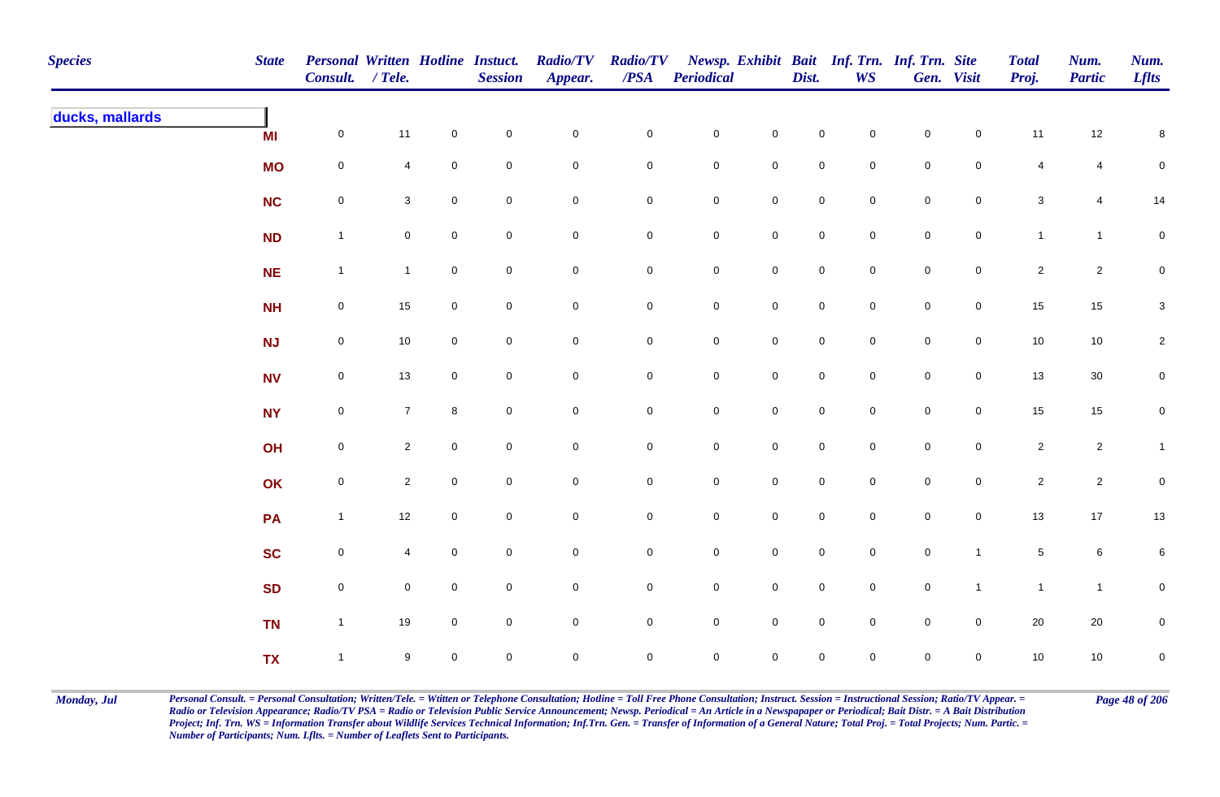| Species | State | Personal Consult. | Written / Tele. | Hotline | Instuct. Session | Radio/TV Appear. | Radio/TV /PSA | Newsp. Periodical | Exhibit | Bait Dist. | Inf. Trn. WS | Inf. Trn. Gen. | Site Visit | Total Proj. | Num. Partic | Num. Lflts |
|---|---|---|---|---|---|---|---|---|---|---|---|---|---|---|---|---|
| **ducks, mallards** | | | | | | | | | | | | | | | | |
| | MI | 0 | 11 | 0 | 0 | 0 | 0 | 0 | 0 | 0 | 0 | 0 | 0 | 11 | 12 | 8 |
| | MO | 0 | 4 | 0 | 0 | 0 | 0 | 0 | 0 | 0 | 0 | 0 | 0 | 4 | 4 | 0 |
| | NC | 0 | 3 | 0 | 0 | 0 | 0 | 0 | 0 | 0 | 0 | 0 | 0 | 3 | 4 | 14 |
| | ND | 1 | 0 | 0 | 0 | 0 | 0 | 0 | 0 | 0 | 0 | 0 | 0 | 1 | 1 | 0 |
| | NE | 1 | 1 | 0 | 0 | 0 | 0 | 0 | 0 | 0 | 0 | 0 | 0 | 2 | 2 | 0 |
| | NH | 0 | 15 | 0 | 0 | 0 | 0 | 0 | 0 | 0 | 0 | 0 | 0 | 15 | 15 | 3 |
| | NJ | 0 | 10 | 0 | 0 | 0 | 0 | 0 | 0 | 0 | 0 | 0 | 0 | 10 | 10 | 2 |
| | NV | 0 | 13 | 0 | 0 | 0 | 0 | 0 | 0 | 0 | 0 | 0 | 0 | 13 | 30 | 0 |
| | NY | 0 | 7 | 8 | 0 | 0 | 0 | 0 | 0 | 0 | 0 | 0 | 0 | 15 | 15 | 0 |
| | OH | 0 | 2 | 0 | 0 | 0 | 0 | 0 | 0 | 0 | 0 | 0 | 0 | 2 | 2 | 1 |
| | OK | 0 | 2 | 0 | 0 | 0 | 0 | 0 | 0 | 0 | 0 | 0 | 0 | 2 | 2 | 0 |
| | PA | 1 | 12 | 0 | 0 | 0 | 0 | 0 | 0 | 0 | 0 | 0 | 0 | 13 | 17 | 13 |
| | SC | 0 | 4 | 0 | 0 | 0 | 0 | 0 | 0 | 0 | 0 | 0 | 1 | 5 | 6 | 6 |
| | SD | 0 | 0 | 0 | 0 | 0 | 0 | 0 | 0 | 0 | 0 | 0 | 1 | 1 | 1 | 0 |
| | TN | 1 | 19 | 0 | 0 | 0 | 0 | 0 | 0 | 0 | 0 | 0 | 0 | 20 | 20 | 0 |
| | TX | 1 | 9 | 0 | 0 | 0 | 0 | 0 | 0 | 0 | 0 | 0 | 0 | 10 | 10 | 0 |

*Personal Consult. = Personal Consultation; Written/Tele. = Wtitten or Telephone Consultation; Hotline = Toll Free Phone Consultation; Instruct. Session = Instructional Session; Ratio/TV Appear. = Radio or Television Appearance; Radio/TV PSA = Radio or Television Public Service Announcement; Newsp. Periodical = An Article in a Newspapaper or Periodical; Bait Distr. = A Bait Distribution Project; Inf. Trn. WS = Information Transfer about Wildlife Services Technical Information; Inf.Trn. Gen. = Transfer of Information of a General Nature; Total Proj. = Total Projects; Num. Partic. = Number of Participants; Num. Lflts. = Number of Leaflets Sent to Participants.*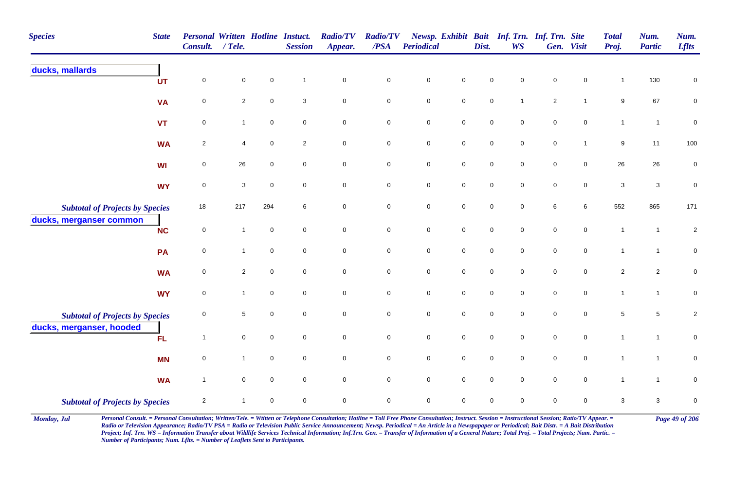| Species | State | Personal Consult. | Written / Tele. | Hotline | Instuct. Session | Radio/TV Appear. | Radio/TV /PSA | Newsp. Periodical | Exhibit | Bait Dist. | Inf. Trn. WS | Inf. Trn. Gen. | Site Visit | Total Proj. | Num. Partic | Num. Lflts |
|---|---|---|---|---|---|---|---|---|---|---|---|---|---|---|---|---|
| **ducks, mallards** | UT | 0 | 0 | 0 | 1 | 0 | 0 | 0 | 0 | 0 | 0 | 0 | 0 | 1 | 130 | 0 |
| | VA | 0 | 2 | 0 | 3 | 0 | 0 | 0 | 0 | 0 | 1 | 2 | 1 | 9 | 67 | 0 |
| | VT | 0 | 1 | 0 | 0 | 0 | 0 | 0 | 0 | 0 | 0 | 0 | 0 | 1 | 1 | 0 |
| | WA | 2 | 4 | 0 | 2 | 0 | 0 | 0 | 0 | 0 | 0 | 0 | 1 | 9 | 11 | 100 |
| | WI | 0 | 26 | 0 | 0 | 0 | 0 | 0 | 0 | 0 | 0 | 0 | 0 | 26 | 26 | 0 |
| | WY | 0 | 3 | 0 | 0 | 0 | 0 | 0 | 0 | 0 | 0 | 0 | 0 | 3 | 3 | 0 |
| *Subtotal of Projects by Species* | | 18 | 217 | 294 | 6 | 0 | 0 | 0 | 0 | 0 | 0 | 6 | 6 | 552 | 865 | 171 |
| **ducks, merganser common** | NC | 0 | 1 | 0 | 0 | 0 | 0 | 0 | 0 | 0 | 0 | 0 | 0 | 1 | 1 | 2 |
| | PA | 0 | 1 | 0 | 0 | 0 | 0 | 0 | 0 | 0 | 0 | 0 | 0 | 1 | 1 | 0 |
| | WA | 0 | 2 | 0 | 0 | 0 | 0 | 0 | 0 | 0 | 0 | 0 | 0 | 2 | 2 | 0 |
| | WY | 0 | 1 | 0 | 0 | 0 | 0 | 0 | 0 | 0 | 0 | 0 | 0 | 1 | 1 | 0 |
| *Subtotal of Projects by Species* | | 0 | 5 | 0 | 0 | 0 | 0 | 0 | 0 | 0 | 0 | 0 | 0 | 5 | 5 | 2 |
| **ducks, merganser, hooded** | FL | 1 | 0 | 0 | 0 | 0 | 0 | 0 | 0 | 0 | 0 | 0 | 0 | 1 | 1 | 0 |
| | MN | 0 | 1 | 0 | 0 | 0 | 0 | 0 | 0 | 0 | 0 | 0 | 0 | 1 | 1 | 0 |
| | WA | 1 | 0 | 0 | 0 | 0 | 0 | 0 | 0 | 0 | 0 | 0 | 0 | 1 | 1 | 0 |
| *Subtotal of Projects by Species* | | 2 | 1 | 0 | 0 | 0 | 0 | 0 | 0 | 0 | 0 | 0 | 0 | 3 | 3 | 0 |

*Personal Consult. = Personal Consultation; Written/Tele. = Wtitten or Telephone Consultation; Hotline = Toll Free Phone Consultation; Instruct. Session = Instructional Session; Ratio/TV Appear. = Radio or Television Appearance; Radio/TV PSA = Radio or Television Public Service Announcement; Newsp. Periodical = An Article in a Newspaper or Periodical; Bait Distr. = A Bait Distribution Project; Inf. Trn. WS = Information Transfer about Wildlife Services Technical Information; Inf.Trn. Gen. = Transfer of Information of a General Nature; Total Proj. = Total Projects; Num. Partic. = Number of Participants; Num. Lflts. = Number of Leaflets Sent to Participants.*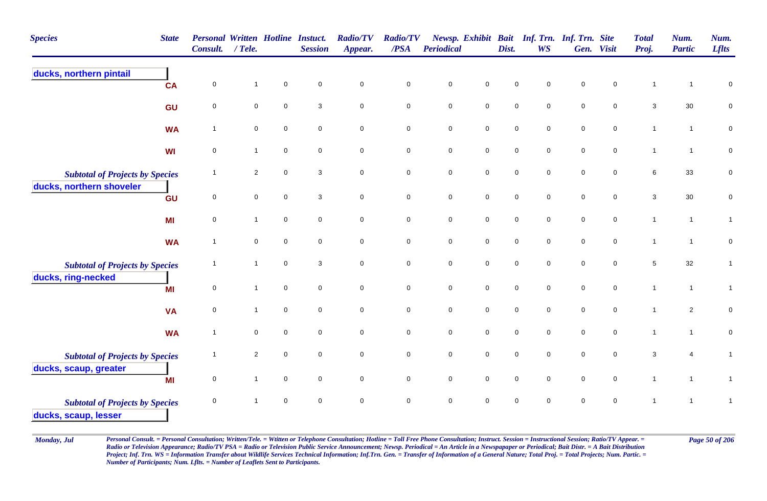| Species | State | Personal Consult. | Written / Tele. | Hotline | Instuct. Session | Radio/TV Appear. | Radio/TV /PSA | Newsp. Periodical | Exhibit | Bait Dist. | Inf. Trn. WS | Inf. Trn. Gen. | Site Visit | Total Proj. | Num. Partic | Num. Lflts |
|---|---|---|---|---|---|---|---|---|---|---|---|---|---|---|---|---|
| **ducks, northern pintail** | | | | | | | | | | | | | | | | |
| | CA | 0 | 1 | 0 | 0 | 0 | 0 | 0 | 0 | 0 | 0 | 0 | 0 | 1 | 1 | 0 |
| | GU | 0 | 0 | 0 | 3 | 0 | 0 | 0 | 0 | 0 | 0 | 0 | 0 | 3 | 30 | 0 |
| | WA | 1 | 0 | 0 | 0 | 0 | 0 | 0 | 0 | 0 | 0 | 0 | 0 | 1 | 1 | 0 |
| | WI | 0 | 1 | 0 | 0 | 0 | 0 | 0 | 0 | 0 | 0 | 0 | 0 | 1 | 1 | 0 |
| *Subtotal of Projects by Species* | | 1 | 2 | 0 | 3 | 0 | 0 | 0 | 0 | 0 | 0 | 0 | 0 | 6 | 33 | 0 |
| **ducks, northern shoveler** | | | | | | | | | | | | | | | | |
| | GU | 0 | 0 | 0 | 3 | 0 | 0 | 0 | 0 | 0 | 0 | 0 | 0 | 3 | 30 | 0 |
| | MI | 0 | 1 | 0 | 0 | 0 | 0 | 0 | 0 | 0 | 0 | 0 | 0 | 1 | 1 | 1 |
| | WA | 1 | 0 | 0 | 0 | 0 | 0 | 0 | 0 | 0 | 0 | 0 | 0 | 1 | 1 | 0 |
| *Subtotal of Projects by Species* | | 1 | 1 | 0 | 3 | 0 | 0 | 0 | 0 | 0 | 0 | 0 | 0 | 5 | 32 | 1 |
| **ducks, ring-necked** | | | | | | | | | | | | | | | | |
| | MI | 0 | 1 | 0 | 0 | 0 | 0 | 0 | 0 | 0 | 0 | 0 | 0 | 1 | 1 | 1 |
| | VA | 0 | 1 | 0 | 0 | 0 | 0 | 0 | 0 | 0 | 0 | 0 | 0 | 1 | 2 | 0 |
| | WA | 1 | 0 | 0 | 0 | 0 | 0 | 0 | 0 | 0 | 0 | 0 | 0 | 1 | 1 | 0 |
| *Subtotal of Projects by Species* | | 1 | 2 | 0 | 0 | 0 | 0 | 0 | 0 | 0 | 0 | 0 | 0 | 3 | 4 | 1 |
| **ducks, scaup, greater** | | | | | | | | | | | | | | | | |
| | MI | 0 | 1 | 0 | 0 | 0 | 0 | 0 | 0 | 0 | 0 | 0 | 0 | 1 | 1 | 1 |
| *Subtotal of Projects by Species* | | 0 | 1 | 0 | 0 | 0 | 0 | 0 | 0 | 0 | 0 | 0 | 0 | 1 | 1 | 1 |
| **ducks, scaup, lesser** | | | | | | | | | | | | | | | | |

*Personal Consult. = Personal Consultation; Written/Tele. = Wtitten or Telephone Consultation; Hotline = Toll Free Phone Consultation; Instruct. Session = Instructional Session; Ratio/TV Appear. = Radio or Television Appearance; Radio/TV PSA = Radio or Television Public Service Announcement; Newsp. Periodical = An Article in a Newspapaper or Periodical; Bait Distr. = A Bait Distribution Project; Inf. Trn. WS = Information Transfer about Wildlife Services Technical Information; Inf.Trn. Gen. = Transfer of Information of a General Nature; Total Proj. = Total Projects; Num. Partic. = Number of Participants; Num. Lflts. = Number of Leaflets Sent to Participants.*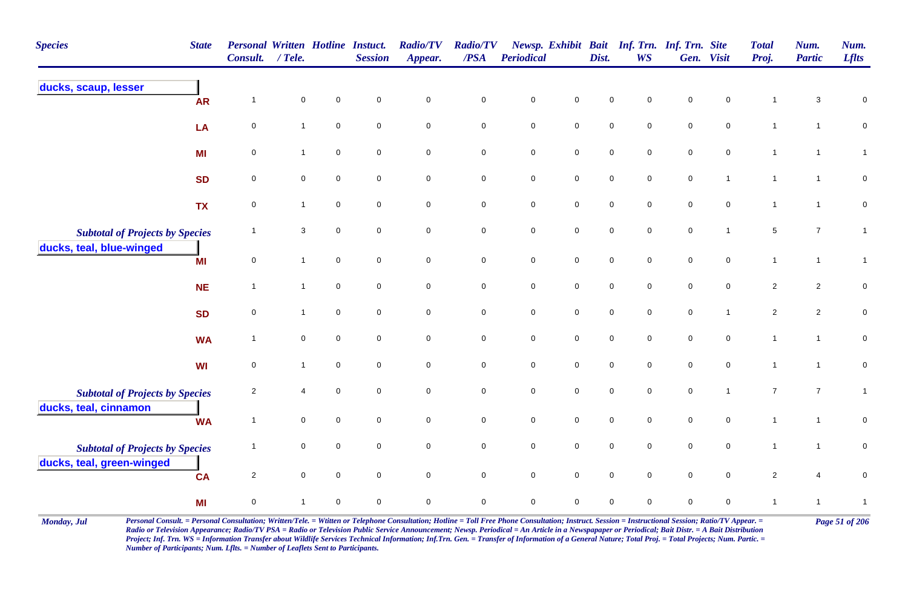| Species | State | Personal Consult. | Written / Tele. | Hotline | Instuct. Session | Radio/TV Appear. | Radio/TV /PSA | Newsp. Periodical | Exhibit | Bait Dist. | Inf. Trn. WS | Inf. Trn. Gen. | Site Visit | Total Proj. | Num. Partic | Num. Lflts |
|---|---|---|---|---|---|---|---|---|---|---|---|---|---|---|---|---|
| **ducks, scaup, lesser** | | | | | | | | | | | | | | | | |
| | AR | 1 | 0 | 0 | 0 | 0 | 0 | 0 | 0 | 0 | 0 | 0 | 0 | 1 | 3 | 0 |
| | LA | 0 | 1 | 0 | 0 | 0 | 0 | 0 | 0 | 0 | 0 | 0 | 0 | 1 | 1 | 0 |
| | MI | 0 | 1 | 0 | 0 | 0 | 0 | 0 | 0 | 0 | 0 | 0 | 0 | 1 | 1 | 1 |
| | SD | 0 | 0 | 0 | 0 | 0 | 0 | 0 | 0 | 0 | 0 | 0 | 1 | 1 | 1 | 0 |
| | TX | 0 | 1 | 0 | 0 | 0 | 0 | 0 | 0 | 0 | 0 | 0 | 0 | 1 | 1 | 0 |
| *Subtotal of Projects by Species* | | 1 | 3 | 0 | 0 | 0 | 0 | 0 | 0 | 0 | 0 | 0 | 1 | 5 | 7 | 1 |
| **ducks, teal, blue-winged** | | | | | | | | | | | | | | | | |
| | MI | 0 | 1 | 0 | 0 | 0 | 0 | 0 | 0 | 0 | 0 | 0 | 0 | 1 | 1 | 1 |
| | NE | 1 | 1 | 0 | 0 | 0 | 0 | 0 | 0 | 0 | 0 | 0 | 0 | 2 | 2 | 0 |
| | SD | 0 | 1 | 0 | 0 | 0 | 0 | 0 | 0 | 0 | 0 | 0 | 1 | 2 | 2 | 0 |
| | WA | 1 | 0 | 0 | 0 | 0 | 0 | 0 | 0 | 0 | 0 | 0 | 0 | 1 | 1 | 0 |
| | WI | 0 | 1 | 0 | 0 | 0 | 0 | 0 | 0 | 0 | 0 | 0 | 0 | 1 | 1 | 0 |
| *Subtotal of Projects by Species* | | 2 | 4 | 0 | 0 | 0 | 0 | 0 | 0 | 0 | 0 | 0 | 1 | 7 | 7 | 1 |
| **ducks, teal, cinnamon** | | | | | | | | | | | | | | | | |
| | WA | 1 | 0 | 0 | 0 | 0 | 0 | 0 | 0 | 0 | 0 | 0 | 0 | 1 | 1 | 0 |
| *Subtotal of Projects by Species* | | 1 | 0 | 0 | 0 | 0 | 0 | 0 | 0 | 0 | 0 | 0 | 0 | 1 | 1 | 0 |
| **ducks, teal, green-winged** | | | | | | | | | | | | | | | | |
| | CA | 2 | 0 | 0 | 0 | 0 | 0 | 0 | 0 | 0 | 0 | 0 | 0 | 2 | 4 | 0 |
| | MI | 0 | 1 | 0 | 0 | 0 | 0 | 0 | 0 | 0 | 0 | 0 | 0 | 1 | 1 | 1 |

*Personal Consult. = Personal Consultation; Written/Tele. = Wtitten or Telephone Consultation; Hotline = Toll Free Phone Consultation; Instruct. Session = Instructional Session; Ratio/TV Appear. = Radio or Television Appearance; Radio/TV PSA = Radio or Television Public Service Announcement; Newsp. Periodical = An Article in a Newspapaper or Periodical; Bait Distr. = A Bait Distribution Project; Inf. Trn. WS = Information Transfer about Wildlife Services Technical Information; Inf.Trn. Gen. = Transfer of Information of a General Nature; Total Proj. = Total Projects; Num. Partic. = Number of Participants; Num. Lflts. = Number of Leaflets Sent to Participants.*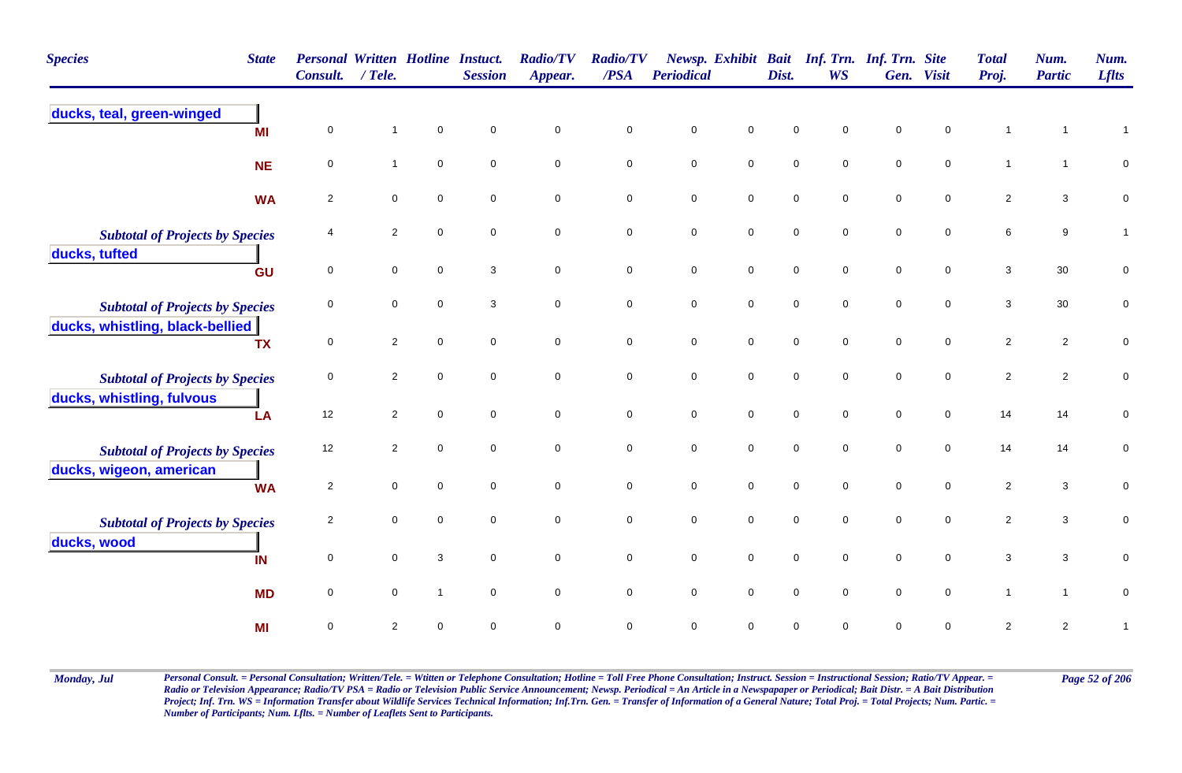| Species | State | Personal Consult. | Written / Tele. | Hotline | Instuct. Session | Radio/TV Appear. | Radio/TV /PSA | Newsp. Periodical | Exhibit | Bait Dist. | Inf. Trn. WS | Inf. Trn. Gen. | Site Visit | Total Proj. | Num. Partic | Num. Lflts |
|---|---|---|---|---|---|---|---|---|---|---|---|---|---|---|---|---|
| **ducks, teal, green-winged** | | | | | | | | | | | | | | | | |
| | MI | 0 | 1 | 0 | 0 | 0 | 0 | 0 | 0 | 0 | 0 | 0 | 0 | 1 | 1 | 1 |
| | NE | 0 | 1 | 0 | 0 | 0 | 0 | 0 | 0 | 0 | 0 | 0 | 0 | 1 | 1 | 0 |
| | WA | 2 | 0 | 0 | 0 | 0 | 0 | 0 | 0 | 0 | 0 | 0 | 0 | 2 | 3 | 0 |
| *Subtotal of Projects by Species* | | 4 | 2 | 0 | 0 | 0 | 0 | 0 | 0 | 0 | 0 | 0 | 0 | 6 | 9 | 1 |
| **ducks, tufted** | | | | | | | | | | | | | | | | |
| | GU | 0 | 0 | 0 | 3 | 0 | 0 | 0 | 0 | 0 | 0 | 0 | 0 | 3 | 30 | 0 |
| *Subtotal of Projects by Species* | | 0 | 0 | 0 | 3 | 0 | 0 | 0 | 0 | 0 | 0 | 0 | 0 | 3 | 30 | 0 |
| **ducks, whistling, black-bellied** | | | | | | | | | | | | | | | | |
| | TX | 0 | 2 | 0 | 0 | 0 | 0 | 0 | 0 | 0 | 0 | 0 | 0 | 2 | 2 | 0 |
| *Subtotal of Projects by Species* | | 0 | 2 | 0 | 0 | 0 | 0 | 0 | 0 | 0 | 0 | 0 | 0 | 2 | 2 | 0 |
| **ducks, whistling, fulvous** | | | | | | | | | | | | | | | | |
| | LA | 12 | 2 | 0 | 0 | 0 | 0 | 0 | 0 | 0 | 0 | 0 | 0 | 14 | 14 | 0 |
| *Subtotal of Projects by Species* | | 12 | 2 | 0 | 0 | 0 | 0 | 0 | 0 | 0 | 0 | 0 | 0 | 14 | 14 | 0 |
| **ducks, wigeon, american** | | | | | | | | | | | | | | | | |
| | WA | 2 | 0 | 0 | 0 | 0 | 0 | 0 | 0 | 0 | 0 | 0 | 0 | 2 | 3 | 0 |
| *Subtotal of Projects by Species* | | 2 | 0 | 0 | 0 | 0 | 0 | 0 | 0 | 0 | 0 | 0 | 0 | 2 | 3 | 0 |
| **ducks, wood** | | | | | | | | | | | | | | | | |
| | IN | 0 | 0 | 3 | 0 | 0 | 0 | 0 | 0 | 0 | 0 | 0 | 0 | 3 | 3 | 0 |
| | MD | 0 | 0 | 1 | 0 | 0 | 0 | 0 | 0 | 0 | 0 | 0 | 0 | 1 | 1 | 0 |
| | MI | 0 | 2 | 0 | 0 | 0 | 0 | 0 | 0 | 0 | 0 | 0 | 0 | 2 | 2 | 1 |

*Personal Consult. = Personal Consultation; Written/Tele. = Wtitten or Telephone Consultation; Hotline = Toll Free Phone Consultation; Instruct. Session = Instructional Session; Ratio/TV Appear. = Radio or Television Appearance; Radio/TV PSA = Radio or Television Public Service Announcement; Newsp. Periodical = An Article in a Newspapaper or Periodical; Bait Distr. = A Bait Distribution Project; Inf. Trn. WS = Information Transfer about Wildlife Services Technical Information; Inf.Trn. Gen. = Transfer of Information of a General Nature; Total Proj. = Total Projects; Num. Partic. = Number of Participants; Num. Lflts. = Number of Leaflets Sent to Participants.*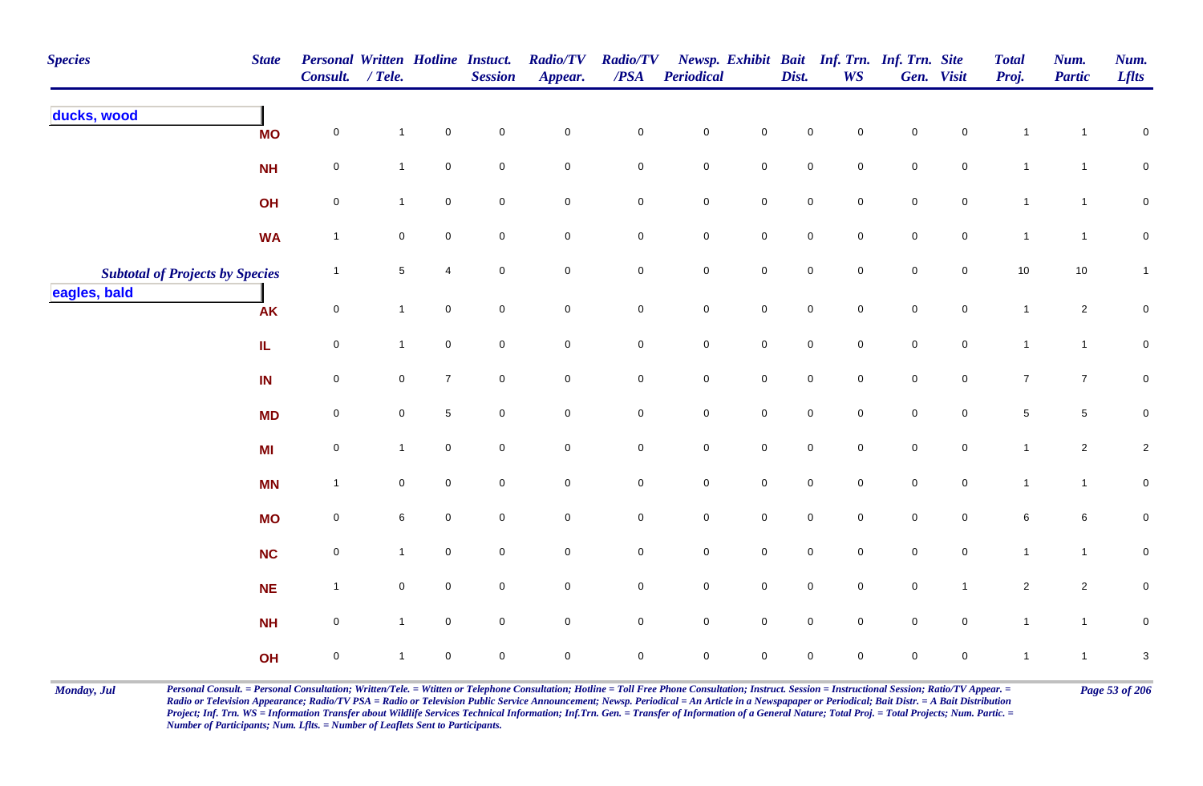| Species | State | Personal Consult. | Written / Tele. | Hotline | Instuct. Session | Radio/TV Appear. | Radio/TV /PSA | Newsp. Periodical | Exhibit | Bait Dist. | Inf. Trn. WS | Inf. Trn. Gen. | Site Visit | Total Proj. | Num. Partic | Num. Lflts |
|---|---|---|---|---|---|---|---|---|---|---|---|---|---|---|---|---|
| **ducks, wood** | | | | | | | | | | | | | | | | |
| | MO | 0 | 1 | 0 | 0 | 0 | 0 | 0 | 0 | 0 | 0 | 0 | 0 | 1 | 1 | 0 |
| | NH | 0 | 1 | 0 | 0 | 0 | 0 | 0 | 0 | 0 | 0 | 0 | 0 | 1 | 1 | 0 |
| | OH | 0 | 1 | 0 | 0 | 0 | 0 | 0 | 0 | 0 | 0 | 0 | 0 | 1 | 1 | 0 |
| | WA | 1 | 0 | 0 | 0 | 0 | 0 | 0 | 0 | 0 | 0 | 0 | 0 | 1 | 1 | 0 |
| *Subtotal of Projects by Species* | | 1 | 5 | 4 | 0 | 0 | 0 | 0 | 0 | 0 | 0 | 0 | 0 | 10 | 10 | 1 |
| **eagles, bald** | | | | | | | | | | | | | | | | |
| | AK | 0 | 1 | 0 | 0 | 0 | 0 | 0 | 0 | 0 | 0 | 0 | 0 | 1 | 2 | 0 |
| | IL | 0 | 1 | 0 | 0 | 0 | 0 | 0 | 0 | 0 | 0 | 0 | 0 | 1 | 1 | 0 |
| | IN | 0 | 0 | 7 | 0 | 0 | 0 | 0 | 0 | 0 | 0 | 0 | 0 | 7 | 7 | 0 |
| | MD | 0 | 0 | 5 | 0 | 0 | 0 | 0 | 0 | 0 | 0 | 0 | 0 | 5 | 5 | 0 |
| | MI | 0 | 1 | 0 | 0 | 0 | 0 | 0 | 0 | 0 | 0 | 0 | 0 | 1 | 2 | 2 |
| | MN | 1 | 0 | 0 | 0 | 0 | 0 | 0 | 0 | 0 | 0 | 0 | 0 | 1 | 1 | 0 |
| | MO | 0 | 6 | 0 | 0 | 0 | 0 | 0 | 0 | 0 | 0 | 0 | 0 | 6 | 6 | 0 |
| | NC | 0 | 1 | 0 | 0 | 0 | 0 | 0 | 0 | 0 | 0 | 0 | 0 | 1 | 1 | 0 |
| | NE | 1 | 0 | 0 | 0 | 0 | 0 | 0 | 0 | 0 | 0 | 0 | 1 | 2 | 2 | 0 |
| | NH | 0 | 1 | 0 | 0 | 0 | 0 | 0 | 0 | 0 | 0 | 0 | 0 | 1 | 1 | 0 |
| | OH | 0 | 1 | 0 | 0 | 0 | 0 | 0 | 0 | 0 | 0 | 0 | 0 | 1 | 1 | 3 |

*Personal Consult. = Personal Consultation; Written/Tele. = Wtitten or Telephone Consultation; Hotline = Toll Free Phone Consultation; Instruct. Session = Instructional Session; Ratio/TV Appear. = Radio or Television Appearance; Radio/TV PSA = Radio or Television Public Service Announcement; Newsp. Periodical = An Article in a Newspapaper or Periodical; Bait Distr. = A Bait Distribution Project; Inf. Trn. WS = Information Transfer about Wildlife Services Technical Information; Inf.Trn. Gen. = Transfer of Information of a General Nature; Total Proj. = Total Projects; Num. Partic. = Number of Participants; Num. Lflts. = Number of Leaflets Sent to Participants.*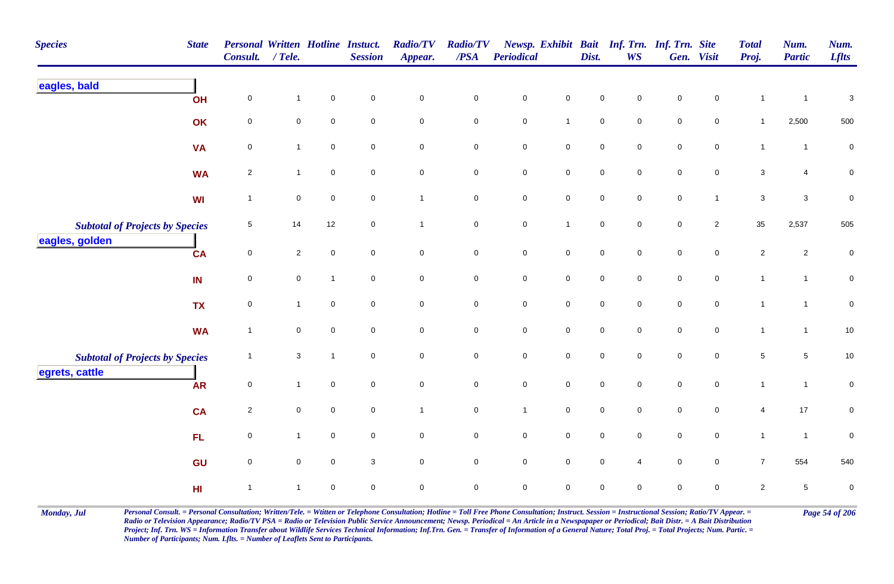| Species | State | Personal Consult. | Written / Tele. | Hotline | Instuct. Session | Radio/TV Appear. | Radio/TV /PSA | Newsp. Periodical | Exhibit | Bait Dist. | Inf. Trn. WS | Inf. Trn. Gen. | Site Visit | Total Proj. | Num. Partic | Num. Lflts |
|---|---|---|---|---|---|---|---|---|---|---|---|---|---|---|---|---|
| **eagles, bald** | | | | | | | | | | | | | | | | |
| | OH | 0 | 1 | 0 | 0 | 0 | 0 | 0 | 0 | 0 | 0 | 0 | 0 | 1 | 1 | 3 |
| | OK | 0 | 0 | 0 | 0 | 0 | 0 | 0 | 1 | 0 | 0 | 0 | 0 | 1 | 2,500 | 500 |
| | VA | 0 | 1 | 0 | 0 | 0 | 0 | 0 | 0 | 0 | 0 | 0 | 0 | 1 | 1 | 0 |
| | WA | 2 | 1 | 0 | 0 | 0 | 0 | 0 | 0 | 0 | 0 | 0 | 0 | 3 | 4 | 0 |
| | WI | 1 | 0 | 0 | 0 | 1 | 0 | 0 | 0 | 0 | 0 | 0 | 1 | 3 | 3 | 0 |
| *Subtotal of Projects by Species* | | 5 | 14 | 12 | 0 | 1 | 0 | 0 | 1 | 0 | 0 | 0 | 2 | 35 | 2,537 | 505 |
| **eagles, golden** | | | | | | | | | | | | | | | | |
| | CA | 0 | 2 | 0 | 0 | 0 | 0 | 0 | 0 | 0 | 0 | 0 | 0 | 2 | 2 | 0 |
| | IN | 0 | 0 | 1 | 0 | 0 | 0 | 0 | 0 | 0 | 0 | 0 | 0 | 1 | 1 | 0 |
| | TX | 0 | 1 | 0 | 0 | 0 | 0 | 0 | 0 | 0 | 0 | 0 | 0 | 1 | 1 | 0 |
| | WA | 1 | 0 | 0 | 0 | 0 | 0 | 0 | 0 | 0 | 0 | 0 | 0 | 1 | 1 | 10 |
| *Subtotal of Projects by Species* | | 1 | 3 | 1 | 0 | 0 | 0 | 0 | 0 | 0 | 0 | 0 | 0 | 5 | 5 | 10 |
| **egrets, cattle** | | | | | | | | | | | | | | | | |
| | AR | 0 | 1 | 0 | 0 | 0 | 0 | 0 | 0 | 0 | 0 | 0 | 0 | 1 | 1 | 0 |
| | CA | 2 | 0 | 0 | 0 | 1 | 0 | 1 | 0 | 0 | 0 | 0 | 0 | 4 | 17 | 0 |
| | FL | 0 | 1 | 0 | 0 | 0 | 0 | 0 | 0 | 0 | 0 | 0 | 0 | 1 | 1 | 0 |
| | GU | 0 | 0 | 0 | 3 | 0 | 0 | 0 | 0 | 0 | 4 | 0 | 0 | 7 | 554 | 540 |
| | HI | 1 | 1 | 0 | 0 | 0 | 0 | 0 | 0 | 0 | 0 | 0 | 0 | 2 | 5 | 0 |

*Personal Consult. = Personal Consultation; Written/Tele. = Wtitten or Telephone Consultation; Hotline = Toll Free Phone Consultation; Instruct. Session = Instructional Session; Ratio/TV Appear. = Radio or Television Appearance; Radio/TV PSA = Radio or Television Public Service Announcement; Newsp. Periodical = An Article in a Newspapaper or Periodical; Bait Distr. = A Bait Distribution Project; Inf. Trn. WS = Information Transfer about Wildlife Services Technical Information; Inf.Trn. Gen. = Transfer of Information of a General Nature; Total Proj. = Total Projects; Num. Partic. = Number of Participants; Num. Lflts. = Number of Leaflets Sent to Participants.*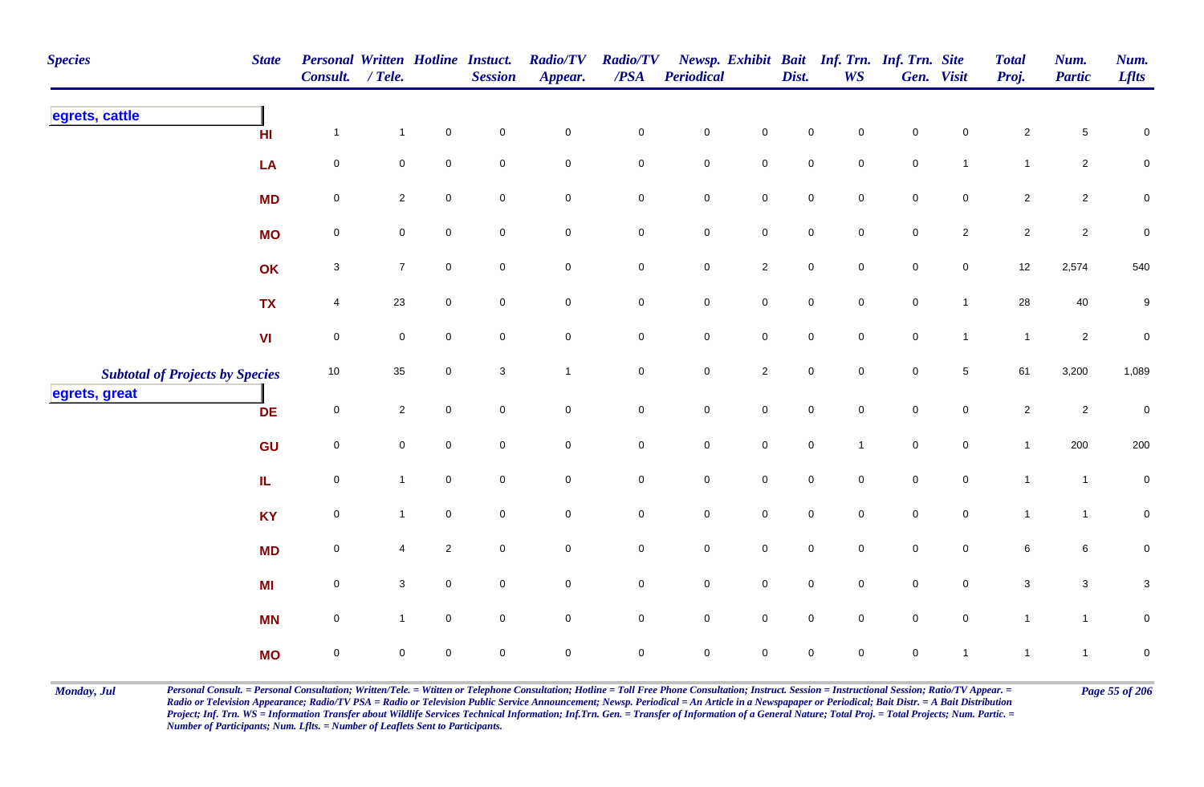| Species | State | Personal Consult. | Written / Tele. | Hotline | Instuct. Session | Radio/TV Appear. | Radio/TV /PSA | Newsp. Periodical | Exhibit | Bait Dist. | Inf. Trn. WS | Inf. Trn. Gen. | Site Visit | Total Proj. | Num. Partic | Num. Lflts |
|---|---|---|---|---|---|---|---|---|---|---|---|---|---|---|---|---|
| **egrets, cattle** | | | | | | | | | | | | | | | | |
| | HI | 1 | 1 | 0 | 0 | 0 | 0 | 0 | 0 | 0 | 0 | 0 | 0 | 2 | 5 | 0 |
| | LA | 0 | 0 | 0 | 0 | 0 | 0 | 0 | 0 | 0 | 0 | 0 | 1 | 1 | 2 | 0 |
| | MD | 0 | 2 | 0 | 0 | 0 | 0 | 0 | 0 | 0 | 0 | 0 | 0 | 2 | 2 | 0 |
| | MO | 0 | 0 | 0 | 0 | 0 | 0 | 0 | 0 | 0 | 0 | 0 | 2 | 2 | 2 | 0 |
| | OK | 3 | 7 | 0 | 0 | 0 | 0 | 0 | 2 | 0 | 0 | 0 | 0 | 12 | 2,574 | 540 |
| | TX | 4 | 23 | 0 | 0 | 0 | 0 | 0 | 0 | 0 | 0 | 0 | 1 | 28 | 40 | 9 |
| | VI | 0 | 0 | 0 | 0 | 0 | 0 | 0 | 0 | 0 | 0 | 0 | 1 | 1 | 2 | 0 |
| *Subtotal of Projects by Species* | | 10 | 35 | 0 | 3 | 1 | 0 | 0 | 2 | 0 | 0 | 0 | 5 | 61 | 3,200 | 1,089 |
| **egrets, great** | | | | | | | | | | | | | | | | |
| | DE | 0 | 2 | 0 | 0 | 0 | 0 | 0 | 0 | 0 | 0 | 0 | 0 | 2 | 2 | 0 |
| | GU | 0 | 0 | 0 | 0 | 0 | 0 | 0 | 0 | 0 | 1 | 0 | 0 | 1 | 200 | 200 |
| | IL | 0 | 1 | 0 | 0 | 0 | 0 | 0 | 0 | 0 | 0 | 0 | 0 | 1 | 1 | 0 |
| | KY | 0 | 1 | 0 | 0 | 0 | 0 | 0 | 0 | 0 | 0 | 0 | 0 | 1 | 1 | 0 |
| | MD | 0 | 4 | 2 | 0 | 0 | 0 | 0 | 0 | 0 | 0 | 0 | 0 | 6 | 6 | 0 |
| | MI | 0 | 3 | 0 | 0 | 0 | 0 | 0 | 0 | 0 | 0 | 0 | 0 | 3 | 3 | 3 |
| | MN | 0 | 1 | 0 | 0 | 0 | 0 | 0 | 0 | 0 | 0 | 0 | 0 | 1 | 1 | 0 |
| | MO | 0 | 0 | 0 | 0 | 0 | 0 | 0 | 0 | 0 | 0 | 0 | 1 | 1 | 1 | 0 |

*Personal Consult. = Personal Consultation; Written/Tele. = Wtitten or Telephone Consultation; Hotline = Toll Free Phone Consultation; Instruct. Session = Instructional Session; Ratio/TV Appear. = Radio or Television Appearance; Radio/TV PSA = Radio or Television Public Service Announcement; Newsp. Periodical = An Article in a Newspapaper or Periodical; Bait Distr. = A Bait Distribution Project; Inf. Trn. WS = Information Transfer about Wildlife Services Technical Information; Inf.Trn. Gen. = Transfer of Information of a General Nature; Total Proj. = Total Projects; Num. Partic. = Number of Participants; Num. Lflts. = Number of Leaflets Sent to Participants.*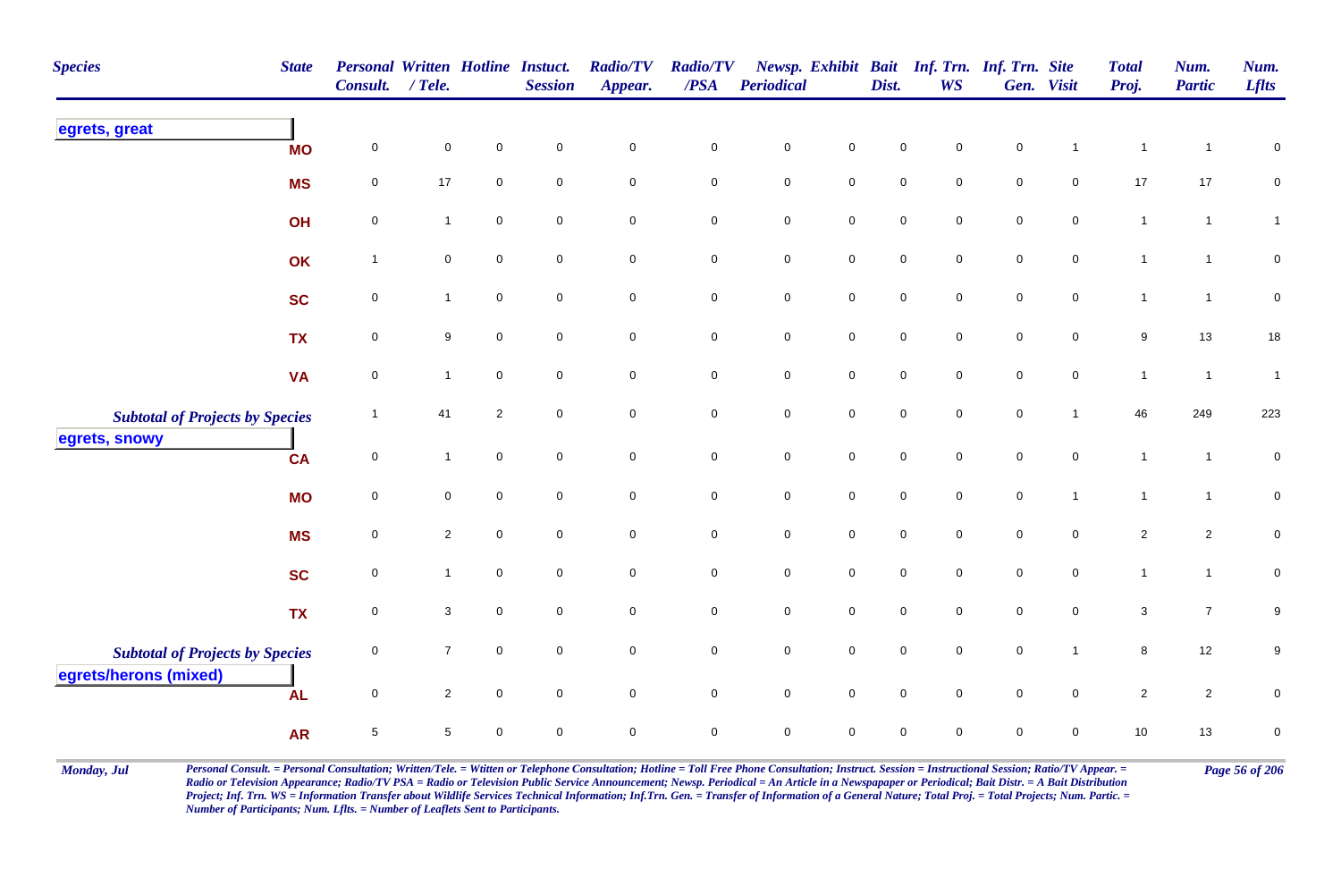| Species | State | Personal Consult. | Written / Tele. | Hotline | Instuct. Session | Radio/TV Appear. | Radio/TV /PSA | Newsp. Periodical | Exhibit | Bait Dist. | Inf. Trn. WS | Inf. Trn. Gen. | Site Visit | Total Proj. | Num. Partic | Num. Lflts |
|---|---|---|---|---|---|---|---|---|---|---|---|---|---|---|---|---|
| **egrets, great** | | | | | | | | | | | | | | | | |
| | MO | 0 | 0 | 0 | 0 | 0 | 0 | 0 | 0 | 0 | 0 | 0 | 1 | 1 | 1 | 0 |
| | MS | 0 | 17 | 0 | 0 | 0 | 0 | 0 | 0 | 0 | 0 | 0 | 0 | 17 | 17 | 0 |
| | OH | 0 | 1 | 0 | 0 | 0 | 0 | 0 | 0 | 0 | 0 | 0 | 0 | 1 | 1 | 1 |
| | OK | 1 | 0 | 0 | 0 | 0 | 0 | 0 | 0 | 0 | 0 | 0 | 0 | 1 | 1 | 0 |
| | SC | 0 | 1 | 0 | 0 | 0 | 0 | 0 | 0 | 0 | 0 | 0 | 0 | 1 | 1 | 0 |
| | TX | 0 | 9 | 0 | 0 | 0 | 0 | 0 | 0 | 0 | 0 | 0 | 0 | 9 | 13 | 18 |
| | VA | 0 | 1 | 0 | 0 | 0 | 0 | 0 | 0 | 0 | 0 | 0 | 0 | 1 | 1 | 1 |
| *Subtotal of Projects by Species* | | 1 | 41 | 2 | 0 | 0 | 0 | 0 | 0 | 0 | 0 | 0 | 1 | 46 | 249 | 223 |
| **egrets, snowy** | | | | | | | | | | | | | | | | |
| | CA | 0 | 1 | 0 | 0 | 0 | 0 | 0 | 0 | 0 | 0 | 0 | 0 | 1 | 1 | 0 |
| | MO | 0 | 0 | 0 | 0 | 0 | 0 | 0 | 0 | 0 | 0 | 0 | 1 | 1 | 1 | 0 |
| | MS | 0 | 2 | 0 | 0 | 0 | 0 | 0 | 0 | 0 | 0 | 0 | 0 | 2 | 2 | 0 |
| | SC | 0 | 1 | 0 | 0 | 0 | 0 | 0 | 0 | 0 | 0 | 0 | 0 | 1 | 1 | 0 |
| | TX | 0 | 3 | 0 | 0 | 0 | 0 | 0 | 0 | 0 | 0 | 0 | 0 | 3 | 7 | 9 |
| *Subtotal of Projects by Species* | | 0 | 7 | 0 | 0 | 0 | 0 | 0 | 0 | 0 | 0 | 0 | 1 | 8 | 12 | 9 |
| **egrets/herons (mixed)** | | | | | | | | | | | | | | | | |
| | AL | 0 | 2 | 0 | 0 | 0 | 0 | 0 | 0 | 0 | 0 | 0 | 0 | 2 | 2 | 0 |
| | AR | 5 | 5 | 0 | 0 | 0 | 0 | 0 | 0 | 0 | 0 | 0 | 0 | 10 | 13 | 0 |

*Personal Consult. = Personal Consultation; Written/Tele. = Wtitten or Telephone Consultation; Hotline = Toll Free Phone Consultation; Instruct. Session = Instructional Session; Ratio/TV Appear. = Radio or Television Appearance; Radio/TV PSA = Radio or Television Public Service Announcement; Newsp. Periodical = An Article in a Newspapaper or Periodical; Bait Distr. = A Bait Distribution Project; Inf. Trn. WS = Information Transfer about Wildlife Services Technical Information; Inf.Trn. Gen. = Transfer of Information of a General Nature; Total Proj. = Total Projects; Num. Partic. = Number of Participants; Num. Lflts. = Number of Leaflets Sent to Participants.*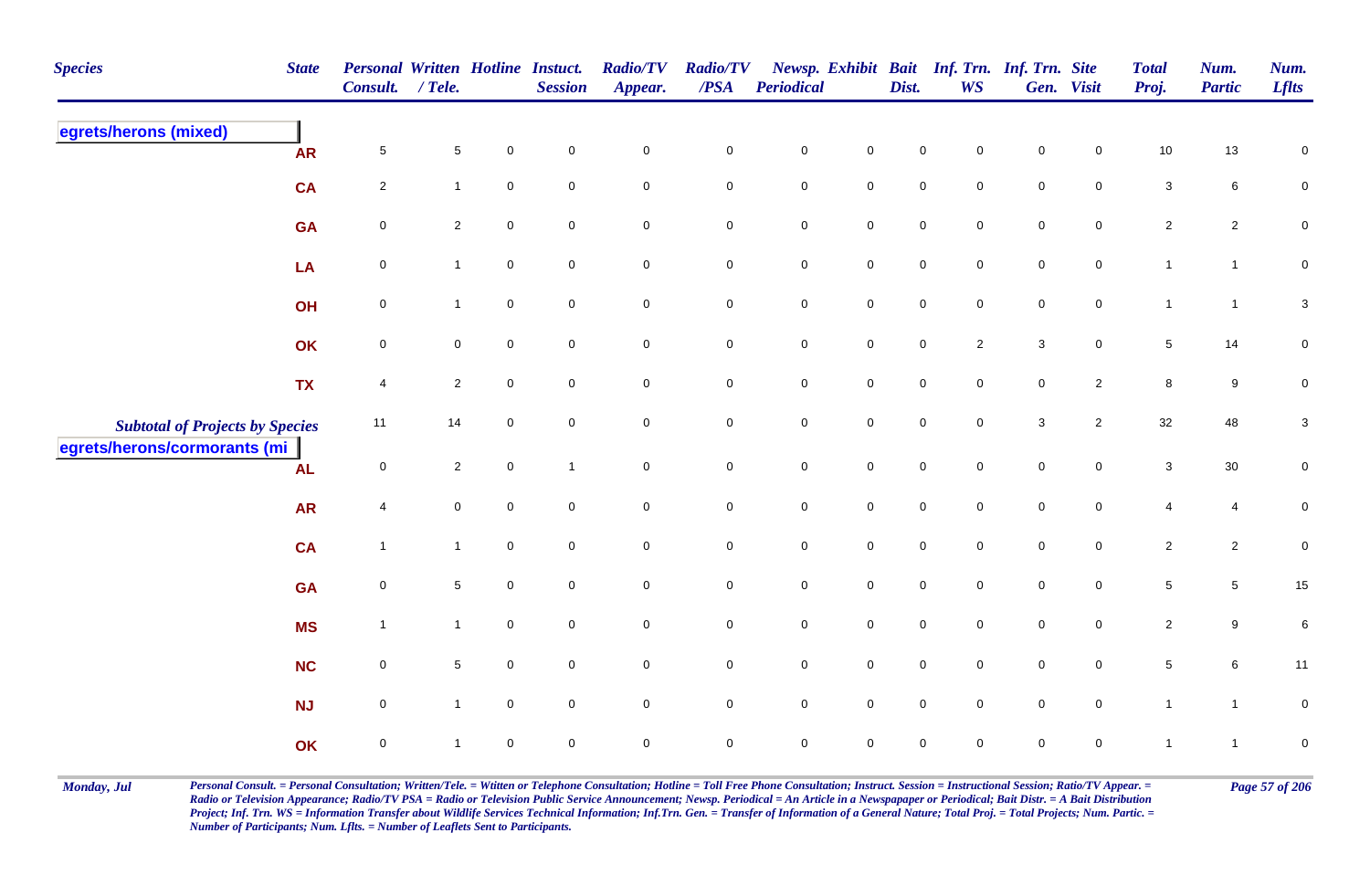| Species | State | Personal Consult. | Written / Tele. | Hotline | Instuct. Session | Radio/TV Appear. | Radio/TV /PSA | Newsp. Periodical | Exhibit | Bait Dist. | Inf. Trn. WS | Inf. Trn. Gen. | Site Visit | Total Proj. | Num. Partic | Num. Lflts |
|---|---|---|---|---|---|---|---|---|---|---|---|---|---|---|---|---|
| **egrets/herons (mixed)** | | | | | | | | | | | | | | | | |
| | AR | 5 | 5 | 0 | 0 | 0 | 0 | 0 | 0 | 0 | 0 | 0 | 0 | 10 | 13 | 0 |
| | CA | 2 | 1 | 0 | 0 | 0 | 0 | 0 | 0 | 0 | 0 | 0 | 0 | 3 | 6 | 0 |
| | GA | 0 | 2 | 0 | 0 | 0 | 0 | 0 | 0 | 0 | 0 | 0 | 0 | 2 | 2 | 0 |
| | LA | 0 | 1 | 0 | 0 | 0 | 0 | 0 | 0 | 0 | 0 | 0 | 0 | 1 | 1 | 0 |
| | OH | 0 | 1 | 0 | 0 | 0 | 0 | 0 | 0 | 0 | 0 | 0 | 0 | 1 | 1 | 3 |
| | OK | 0 | 0 | 0 | 0 | 0 | 0 | 0 | 0 | 0 | 2 | 3 | 0 | 5 | 14 | 0 |
| | TX | 4 | 2 | 0 | 0 | 0 | 0 | 0 | 0 | 0 | 0 | 0 | 2 | 8 | 9 | 0 |
| *Subtotal of Projects by Species* | | 11 | 14 | 0 | 0 | 0 | 0 | 0 | 0 | 0 | 0 | 3 | 2 | 32 | 48 | 3 |
| **egrets/herons/cormorants (mi** | | | | | | | | | | | | | | | | |
| | AL | 0 | 2 | 0 | 1 | 0 | 0 | 0 | 0 | 0 | 0 | 0 | 0 | 3 | 30 | 0 |
| | AR | 4 | 0 | 0 | 0 | 0 | 0 | 0 | 0 | 0 | 0 | 0 | 0 | 4 | 4 | 0 |
| | CA | 1 | 1 | 0 | 0 | 0 | 0 | 0 | 0 | 0 | 0 | 0 | 0 | 2 | 2 | 0 |
| | GA | 0 | 5 | 0 | 0 | 0 | 0 | 0 | 0 | 0 | 0 | 0 | 0 | 5 | 5 | 15 |
| | MS | 1 | 1 | 0 | 0 | 0 | 0 | 0 | 0 | 0 | 0 | 0 | 0 | 2 | 9 | 6 |
| | NC | 0 | 5 | 0 | 0 | 0 | 0 | 0 | 0 | 0 | 0 | 0 | 0 | 5 | 6 | 11 |
| | NJ | 0 | 1 | 0 | 0 | 0 | 0 | 0 | 0 | 0 | 0 | 0 | 0 | 1 | 1 | 0 |
| | OK | 0 | 1 | 0 | 0 | 0 | 0 | 0 | 0 | 0 | 0 | 0 | 0 | 1 | 1 | 0 |

*Monday, Jul*

*Personal Consult. = Personal Consultation; Written/Tele. = Wtitten or Telephone Consultation; Hotline = Toll Free Phone Consultation; Instruct. Session = Instructional Session; Ratio/TV Appear. = Radio or Television Appearance; Radio/TV PSA = Radio or Television Public Service Announcement; Newsp. Periodical = An Article in a Newspapaper or Periodical; Bait Distr. = A Bait Distribution Project; Inf. Trn. WS = Information Transfer about Wildlife Services Technical Information; Inf.Trn. Gen. = Transfer of Information of a General Nature; Total Proj. = Total Projects; Num. Partic. = Number of Participants; Num. Lflts. = Number of Leaflets Sent to Participants.*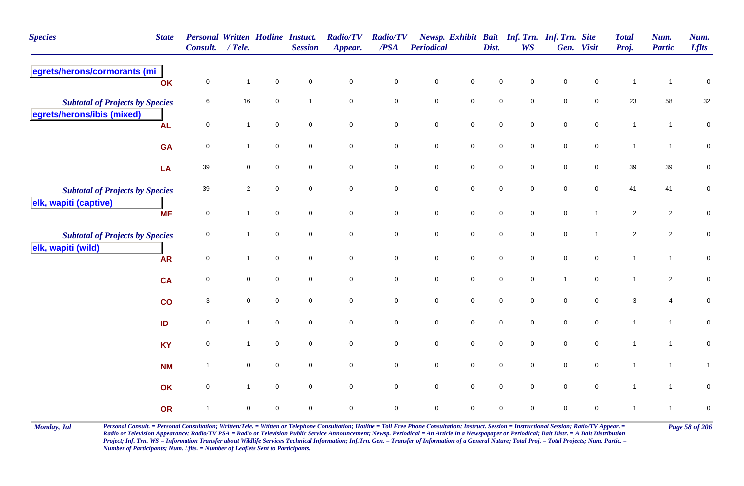| Species | State | Personal Consult. | Written / Tele. | Hotline | Instuct. Session | Radio/TV Appear. | Radio/TV /PSA | Newsp. Periodical | Exhibit | Bait Dist. | Inf. Trn. WS | Inf. Trn. Gen. | Site Visit | Total Proj. | Num. Partic | Num. Lflts |
|---|---|---|---|---|---|---|---|---|---|---|---|---|---|---|---|---|
| **egrets/herons/cormorants (mi** | | | | | | | | | | | | | | | | |
| | OK | 0 | 1 | 0 | 0 | 0 | 0 | 0 | 0 | 0 | 0 | 0 | 0 | 1 | 1 | 0 |
| ***Subtotal of Projects by Species*** | | 6 | 16 | 0 | 1 | 0 | 0 | 0 | 0 | 0 | 0 | 0 | 0 | 23 | 58 | 32 |
| **egrets/herons/ibis (mixed)** | | | | | | | | | | | | | | | | |
| | AL | 0 | 1 | 0 | 0 | 0 | 0 | 0 | 0 | 0 | 0 | 0 | 0 | 1 | 1 | 0 |
| | GA | 0 | 1 | 0 | 0 | 0 | 0 | 0 | 0 | 0 | 0 | 0 | 0 | 1 | 1 | 0 |
| | LA | 39 | 0 | 0 | 0 | 0 | 0 | 0 | 0 | 0 | 0 | 0 | 0 | 39 | 39 | 0 |
| ***Subtotal of Projects by Species*** | | 39 | 2 | 0 | 0 | 0 | 0 | 0 | 0 | 0 | 0 | 0 | 0 | 41 | 41 | 0 |
| **elk, wapiti (captive)** | | | | | | | | | | | | | | | | |
| | ME | 0 | 1 | 0 | 0 | 0 | 0 | 0 | 0 | 0 | 0 | 0 | 1 | 2 | 2 | 0 |
| ***Subtotal of Projects by Species*** | | 0 | 1 | 0 | 0 | 0 | 0 | 0 | 0 | 0 | 0 | 0 | 1 | 2 | 2 | 0 |
| **elk, wapiti (wild)** | | | | | | | | | | | | | | | | |
| | AR | 0 | 1 | 0 | 0 | 0 | 0 | 0 | 0 | 0 | 0 | 0 | 0 | 1 | 1 | 0 |
| | CA | 0 | 0 | 0 | 0 | 0 | 0 | 0 | 0 | 0 | 0 | 1 | 0 | 1 | 2 | 0 |
| | CO | 3 | 0 | 0 | 0 | 0 | 0 | 0 | 0 | 0 | 0 | 0 | 0 | 3 | 4 | 0 |
| | ID | 0 | 1 | 0 | 0 | 0 | 0 | 0 | 0 | 0 | 0 | 0 | 0 | 1 | 1 | 0 |
| | KY | 0 | 1 | 0 | 0 | 0 | 0 | 0 | 0 | 0 | 0 | 0 | 0 | 1 | 1 | 0 |
| | NM | 1 | 0 | 0 | 0 | 0 | 0 | 0 | 0 | 0 | 0 | 0 | 0 | 1 | 1 | 1 |
| | OK | 0 | 1 | 0 | 0 | 0 | 0 | 0 | 0 | 0 | 0 | 0 | 0 | 1 | 1 | 0 |
| | OR | 1 | 0 | 0 | 0 | 0 | 0 | 0 | 0 | 0 | 0 | 0 | 0 | 1 | 1 | 0 |

*Personal Consult. = Personal Consultation; Written/Tele. = Wtitten or Telephone Consultation; Hotline = Toll Free Phone Consultation; Instruct. Session = Instructional Session; Ratio/TV Appear. = Radio or Television Appearance; Radio/TV PSA = Radio or Television Public Service Announcement; Newsp. Periodical = An Article in a Newspapaper or Periodical; Bait Distr. = A Bait Distribution Project; Inf. Trn. WS = Information Transfer about Wildlife Services Technical Information; Inf.Trn. Gen. = Transfer of Information of a General Nature; Total Proj. = Total Projects; Num. Partic. = Number of Participants; Num. Lflts. = Number of Leaflets Sent to Participants.*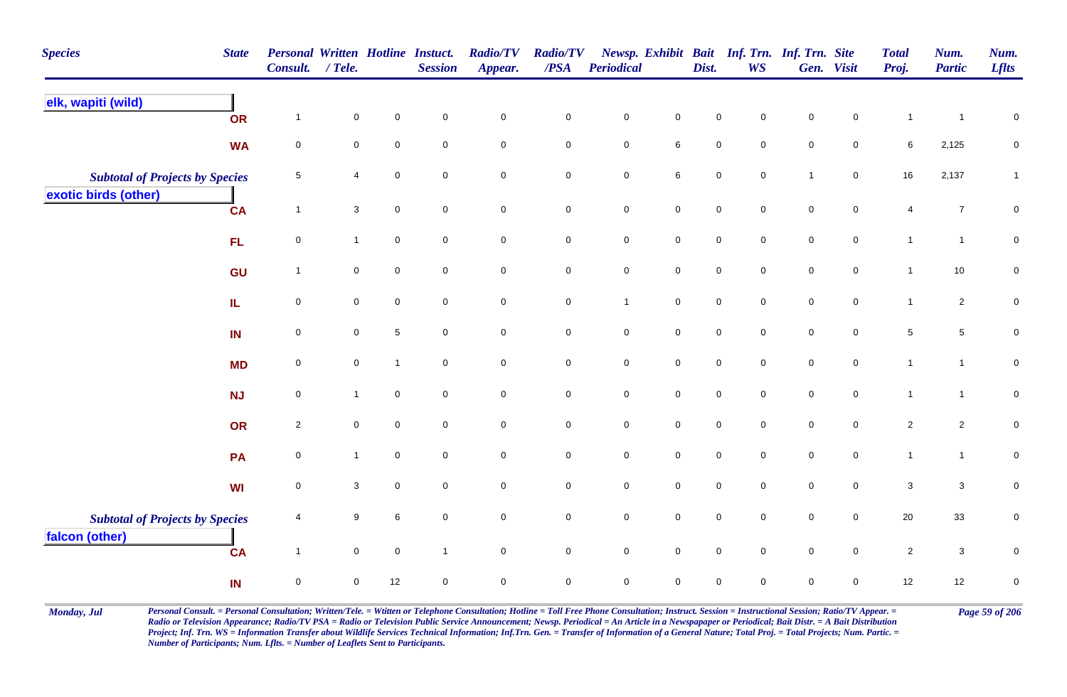| Species | State | Personal Consult. | Written / Tele. | Hotline | Instuct. Session | Radio/TV Appear. | Radio/TV /PSA | Newsp. Periodical | Exhibit | Bait Dist. | Inf. Trn. WS | Inf. Trn. Gen. | Site Visit | Total Proj. | Num. Partic | Num. Lflts |
|---|---|---|---|---|---|---|---|---|---|---|---|---|---|---|---|---|
| **elk, wapiti (wild)** | | | | | | | | | | | | | | | | |
| | OR | 1 | 0 | 0 | 0 | 0 | 0 | 0 | 0 | 0 | 0 | 0 | 0 | 1 | 1 | 0 |
| | WA | 0 | 0 | 0 | 0 | 0 | 0 | 0 | 6 | 0 | 0 | 0 | 0 | 6 | 2,125 | 0 |
| ***Subtotal of Projects by Species*** | | 5 | 4 | 0 | 0 | 0 | 0 | 0 | 6 | 0 | 0 | 1 | 0 | 16 | 2,137 | 1 |
| **exotic birds (other)** | | | | | | | | | | | | | | | | |
| | CA | 1 | 3 | 0 | 0 | 0 | 0 | 0 | 0 | 0 | 0 | 0 | 0 | 4 | 7 | 0 |
| | FL | 0 | 1 | 0 | 0 | 0 | 0 | 0 | 0 | 0 | 0 | 0 | 0 | 1 | 1 | 0 |
| | GU | 1 | 0 | 0 | 0 | 0 | 0 | 0 | 0 | 0 | 0 | 0 | 0 | 1 | 10 | 0 |
| | IL | 0 | 0 | 0 | 0 | 0 | 0 | 1 | 0 | 0 | 0 | 0 | 0 | 1 | 2 | 0 |
| | IN | 0 | 0 | 5 | 0 | 0 | 0 | 0 | 0 | 0 | 0 | 0 | 0 | 5 | 5 | 0 |
| | MD | 0 | 0 | 1 | 0 | 0 | 0 | 0 | 0 | 0 | 0 | 0 | 0 | 1 | 1 | 0 |
| | NJ | 0 | 1 | 0 | 0 | 0 | 0 | 0 | 0 | 0 | 0 | 0 | 0 | 1 | 1 | 0 |
| | OR | 2 | 0 | 0 | 0 | 0 | 0 | 0 | 0 | 0 | 0 | 0 | 0 | 2 | 2 | 0 |
| | PA | 0 | 1 | 0 | 0 | 0 | 0 | 0 | 0 | 0 | 0 | 0 | 0 | 1 | 1 | 0 |
| | WI | 0 | 3 | 0 | 0 | 0 | 0 | 0 | 0 | 0 | 0 | 0 | 0 | 3 | 3 | 0 |
| ***Subtotal of Projects by Species*** | | 4 | 9 | 6 | 0 | 0 | 0 | 0 | 0 | 0 | 0 | 0 | 0 | 20 | 33 | 0 |
| **falcon (other)** | | | | | | | | | | | | | | | | |
| | CA | 1 | 0 | 0 | 1 | 0 | 0 | 0 | 0 | 0 | 0 | 0 | 0 | 2 | 3 | 0 |
| | IN | 0 | 0 | 12 | 0 | 0 | 0 | 0 | 0 | 0 | 0 | 0 | 0 | 12 | 12 | 0 |

*Monday, Jul*

*Personal Consult. = Personal Consultation; Written/Tele. = Wtitten or Telephone Consultation; Hotline = Toll Free Phone Consultation; Instruct. Session = Instructional Session; Ratio/TV Appear. = Radio or Television Appearance; Radio/TV PSA = Radio or Television Public Service Announcement; Newsp. Periodical = An Article in a Newspapaper or Periodical; Bait Distr. = A Bait Distribution Project; Inf. Trn. WS = Information Transfer about Wildlife Services Technical Information; Inf.Trn. Gen. = Transfer of Information of a General Nature; Total Proj. = Total Projects; Num. Partic. = Number of Participants; Num. Lflts. = Number of Leaflets Sent to Participants.*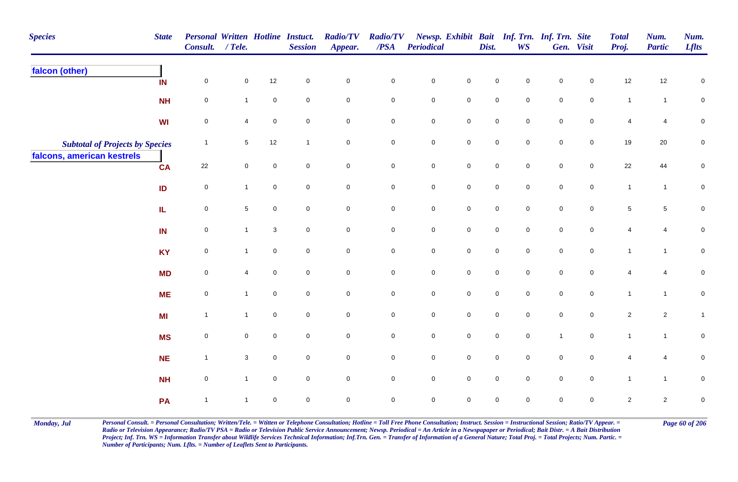| Species | State | Personal Consult. | Written / Tele. | Hotline | Instuct. Session | Radio/TV Appear. | Radio/TV /PSA | Newsp. Periodical | Exhibit | Bait Dist. | Inf. Trn. WS | Inf. Trn. Gen. | Site Visit | Total Proj. | Num. Partic | Num. Lflts |
|---|---|---|---|---|---|---|---|---|---|---|---|---|---|---|---|---|
| **falcon (other)** | | | | | | | | | | | | | | | | |
| | IN | 0 | 0 | 12 | 0 | 0 | 0 | 0 | 0 | 0 | 0 | 0 | 0 | 12 | 12 | 0 |
| | NH | 0 | 1 | 0 | 0 | 0 | 0 | 0 | 0 | 0 | 0 | 0 | 0 | 1 | 1 | 0 |
| | WI | 0 | 4 | 0 | 0 | 0 | 0 | 0 | 0 | 0 | 0 | 0 | 0 | 4 | 4 | 0 |
| *Subtotal of Projects by Species* | | 1 | 5 | 12 | 1 | 0 | 0 | 0 | 0 | 0 | 0 | 0 | 0 | 19 | 20 | 0 |
| **falcons, american kestrels** | | | | | | | | | | | | | | | | |
| | CA | 22 | 0 | 0 | 0 | 0 | 0 | 0 | 0 | 0 | 0 | 0 | 0 | 22 | 44 | 0 |
| | ID | 0 | 1 | 0 | 0 | 0 | 0 | 0 | 0 | 0 | 0 | 0 | 0 | 1 | 1 | 0 |
| | IL | 0 | 5 | 0 | 0 | 0 | 0 | 0 | 0 | 0 | 0 | 0 | 0 | 5 | 5 | 0 |
| | IN | 0 | 1 | 3 | 0 | 0 | 0 | 0 | 0 | 0 | 0 | 0 | 0 | 4 | 4 | 0 |
| | KY | 0 | 1 | 0 | 0 | 0 | 0 | 0 | 0 | 0 | 0 | 0 | 0 | 1 | 1 | 0 |
| | MD | 0 | 4 | 0 | 0 | 0 | 0 | 0 | 0 | 0 | 0 | 0 | 0 | 4 | 4 | 0 |
| | ME | 0 | 1 | 0 | 0 | 0 | 0 | 0 | 0 | 0 | 0 | 0 | 0 | 1 | 1 | 0 |
| | MI | 1 | 1 | 0 | 0 | 0 | 0 | 0 | 0 | 0 | 0 | 0 | 0 | 2 | 2 | 1 |
| | MS | 0 | 0 | 0 | 0 | 0 | 0 | 0 | 0 | 0 | 0 | 1 | 0 | 1 | 1 | 0 |
| | NE | 1 | 3 | 0 | 0 | 0 | 0 | 0 | 0 | 0 | 0 | 0 | 0 | 4 | 4 | 0 |
| | NH | 0 | 1 | 0 | 0 | 0 | 0 | 0 | 0 | 0 | 0 | 0 | 0 | 1 | 1 | 0 |
| | PA | 1 | 1 | 0 | 0 | 0 | 0 | 0 | 0 | 0 | 0 | 0 | 0 | 2 | 2 | 0 |

*Personal Consult. = Personal Consultation; Written/Tele. = Wtitten or Telephone Consultation; Hotline = Toll Free Phone Consultation; Instruct. Session = Instructional Session; Ratio/TV Appear. = Radio or Television Appearance; Radio/TV PSA = Radio or Television Public Service Announcement; Newsp. Periodical = An Article in a Newspapaper or Periodical; Bait Distr. = A Bait Distribution Project; Inf. Trn. WS = Information Transfer about Wildlife Services Technical Information; Inf.Trn. Gen. = Transfer of Information of a General Nature; Total Proj. = Total Projects; Num. Partic. = Number of Participants; Num. Lflts. = Number of Leaflets Sent to Participants.*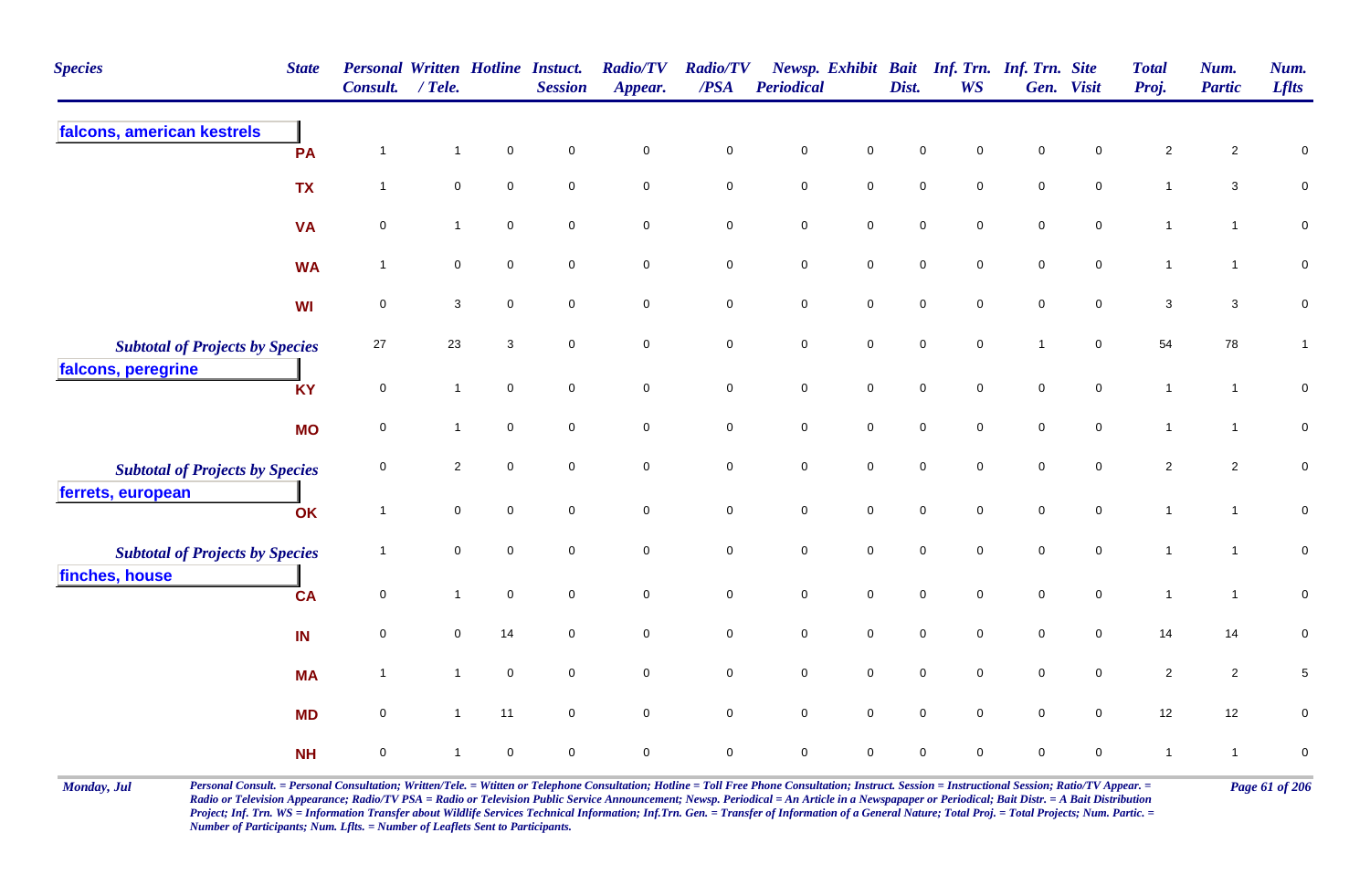| Species | State | Personal Consult. | Written / Tele. | Hotline | Instuct. Session | Radio/TV Appear. | Radio/TV /PSA | Newsp. Periodical | Exhibit | Bait Dist. | Inf. Trn. WS | Inf. Trn. Gen. | Site Visit | Total Proj. | Num. Partic | Num. Lflts |
|---|---|---|---|---|---|---|---|---|---|---|---|---|---|---|---|---|
| **falcons, american kestrels** | | | | | | | | | | | | | | | | |
| | PA | 1 | 1 | 0 | 0 | 0 | 0 | 0 | 0 | 0 | 0 | 0 | 0 | 2 | 2 | 0 |
| | TX | 1 | 0 | 0 | 0 | 0 | 0 | 0 | 0 | 0 | 0 | 0 | 0 | 1 | 3 | 0 |
| | VA | 0 | 1 | 0 | 0 | 0 | 0 | 0 | 0 | 0 | 0 | 0 | 0 | 1 | 1 | 0 |
| | WA | 1 | 0 | 0 | 0 | 0 | 0 | 0 | 0 | 0 | 0 | 0 | 0 | 1 | 1 | 0 |
| | WI | 0 | 3 | 0 | 0 | 0 | 0 | 0 | 0 | 0 | 0 | 0 | 0 | 3 | 3 | 0 |
| *Subtotal of Projects by Species* | | 27 | 23 | 3 | 0 | 0 | 0 | 0 | 0 | 0 | 0 | 1 | 0 | 54 | 78 | 1 |
| **falcons, peregrine** | | | | | | | | | | | | | | | | |
| | KY | 0 | 1 | 0 | 0 | 0 | 0 | 0 | 0 | 0 | 0 | 0 | 0 | 1 | 1 | 0 |
| | MO | 0 | 1 | 0 | 0 | 0 | 0 | 0 | 0 | 0 | 0 | 0 | 0 | 1 | 1 | 0 |
| *Subtotal of Projects by Species* | | 0 | 2 | 0 | 0 | 0 | 0 | 0 | 0 | 0 | 0 | 0 | 0 | 2 | 2 | 0 |
| **ferrets, european** | | | | | | | | | | | | | | | | |
| | OK | 1 | 0 | 0 | 0 | 0 | 0 | 0 | 0 | 0 | 0 | 0 | 0 | 1 | 1 | 0 |
| *Subtotal of Projects by Species* | | 1 | 0 | 0 | 0 | 0 | 0 | 0 | 0 | 0 | 0 | 0 | 0 | 1 | 1 | 0 |
| **finches, house** | | | | | | | | | | | | | | | | |
| | CA | 0 | 1 | 0 | 0 | 0 | 0 | 0 | 0 | 0 | 0 | 0 | 0 | 1 | 1 | 0 |
| | IN | 0 | 0 | 14 | 0 | 0 | 0 | 0 | 0 | 0 | 0 | 0 | 0 | 14 | 14 | 0 |
| | MA | 1 | 1 | 0 | 0 | 0 | 0 | 0 | 0 | 0 | 0 | 0 | 0 | 2 | 2 | 5 |
| | MD | 0 | 1 | 11 | 0 | 0 | 0 | 0 | 0 | 0 | 0 | 0 | 0 | 12 | 12 | 0 |
| | NH | 0 | 1 | 0 | 0 | 0 | 0 | 0 | 0 | 0 | 0 | 0 | 0 | 1 | 1 | 0 |

*Personal Consult. = Personal Consultation; Written/Tele. = Wtitten or Telephone Consultation; Hotline = Toll Free Phone Consultation; Instruct. Session = Instructional Session; Ratio/TV Appear. = Radio or Television Appearance; Radio/TV PSA = Radio or Television Public Service Announcement; Newsp. Periodical = An Article in a Newspapaper or Periodical; Bait Distr. = A Bait Distribution Project; Inf. Trn. WS = Information Transfer about Wildlife Services Technical Information; Inf.Trn. Gen. = Transfer of Information of a General Nature; Total Proj. = Total Projects; Num. Partic. = Number of Participants; Num. Lflts. = Number of Leaflets Sent to Participants.*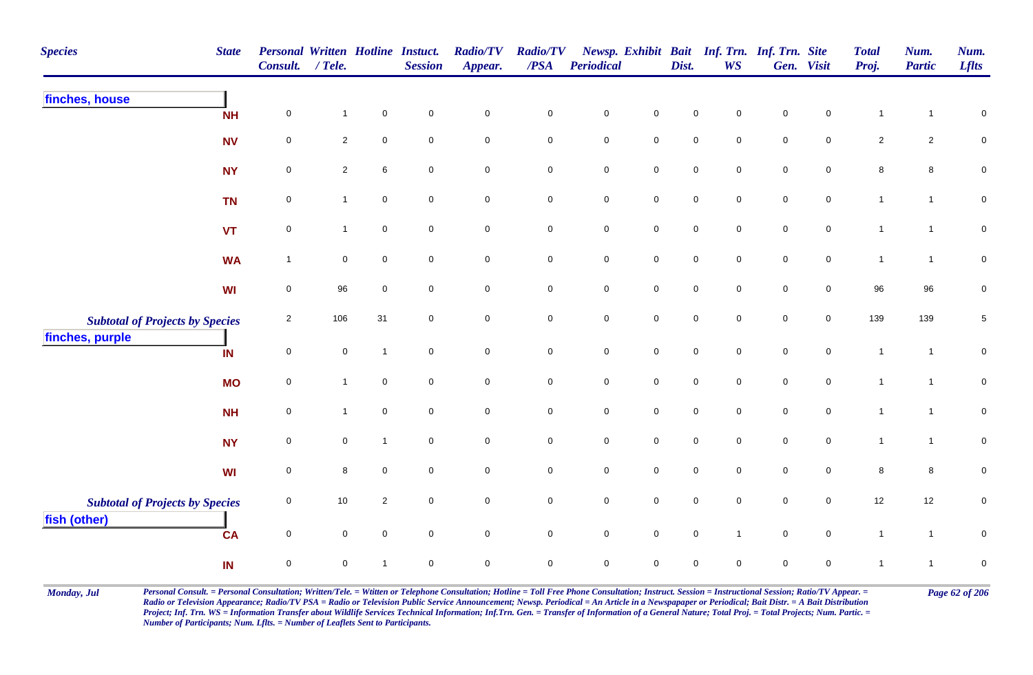| Species | State | Personal Consult. | Written / Tele. | Hotline | Instuct. Session | Radio/TV Appear. | Radio/TV /PSA | Newsp. Periodical | Exhibit | Bait Dist. | Inf. Trn. WS | Inf. Trn. Gen. | Site Visit | Total Proj. | Num. Partic | Num. Lflts |
|---|---|---|---|---|---|---|---|---|---|---|---|---|---|---|---|---|
| **finches, house** | | | | | | | | | | | | | | | | |
| | NH | 0 | 1 | 0 | 0 | 0 | 0 | 0 | 0 | 0 | 0 | 0 | 0 | 1 | 1 | 0 |
| | NV | 0 | 2 | 0 | 0 | 0 | 0 | 0 | 0 | 0 | 0 | 0 | 0 | 2 | 2 | 0 |
| | NY | 0 | 2 | 6 | 0 | 0 | 0 | 0 | 0 | 0 | 0 | 0 | 0 | 8 | 8 | 0 |
| | TN | 0 | 1 | 0 | 0 | 0 | 0 | 0 | 0 | 0 | 0 | 0 | 0 | 1 | 1 | 0 |
| | VT | 0 | 1 | 0 | 0 | 0 | 0 | 0 | 0 | 0 | 0 | 0 | 0 | 1 | 1 | 0 |
| | WA | 1 | 0 | 0 | 0 | 0 | 0 | 0 | 0 | 0 | 0 | 0 | 0 | 1 | 1 | 0 |
| | WI | 0 | 96 | 0 | 0 | 0 | 0 | 0 | 0 | 0 | 0 | 0 | 0 | 96 | 96 | 0 |
| *Subtotal of Projects by Species* | | 2 | 106 | 31 | 0 | 0 | 0 | 0 | 0 | 0 | 0 | 0 | 0 | 139 | 139 | 5 |
| **finches, purple** | | | | | | | | | | | | | | | | |
| | IN | 0 | 0 | 1 | 0 | 0 | 0 | 0 | 0 | 0 | 0 | 0 | 0 | 1 | 1 | 0 |
| | MO | 0 | 1 | 0 | 0 | 0 | 0 | 0 | 0 | 0 | 0 | 0 | 0 | 1 | 1 | 0 |
| | NH | 0 | 1 | 0 | 0 | 0 | 0 | 0 | 0 | 0 | 0 | 0 | 0 | 1 | 1 | 0 |
| | NY | 0 | 0 | 1 | 0 | 0 | 0 | 0 | 0 | 0 | 0 | 0 | 0 | 1 | 1 | 0 |
| | WI | 0 | 8 | 0 | 0 | 0 | 0 | 0 | 0 | 0 | 0 | 0 | 0 | 8 | 8 | 0 |
| *Subtotal of Projects by Species* | | 0 | 10 | 2 | 0 | 0 | 0 | 0 | 0 | 0 | 0 | 0 | 0 | 12 | 12 | 0 |
| **fish (other)** | | | | | | | | | | | | | | | | |
| | CA | 0 | 0 | 0 | 0 | 0 | 0 | 0 | 0 | 0 | 1 | 0 | 0 | 1 | 1 | 0 |
| | IN | 0 | 0 | 1 | 0 | 0 | 0 | 0 | 0 | 0 | 0 | 0 | 0 | 1 | 1 | 0 |

*Personal Consult. = Personal Consultation; Written/Tele. = Wtitten or Telephone Consultation; Hotline = Toll Free Phone Consultation; Instruct. Session = Instructional Session; Ratio/TV Appear. = Radio or Television Appearance; Radio/TV PSA = Radio or Television Public Service Announcement; Newsp. Periodical = An Article in a Newspapaper or Periodical; Bait Distr. = A Bait Distribution Project; Inf. Trn. WS = Information Transfer about Wildlife Services Technical Information; Inf.Trn. Gen. = Transfer of Information of a General Nature; Total Proj. = Total Projects; Num. Partic. = Number of Participants; Num. Lflts. = Number of Leaflets Sent to Participants.*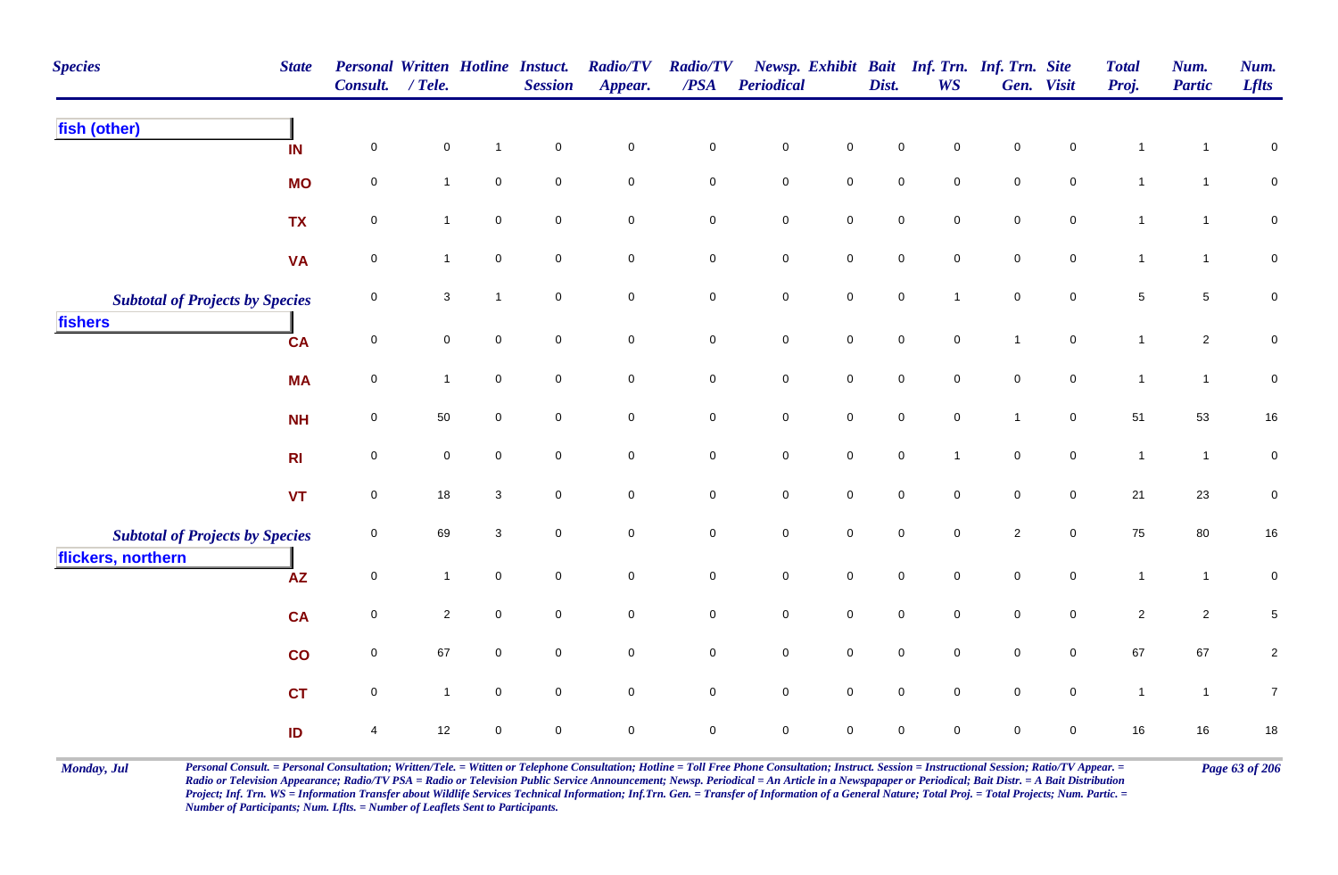| Species | State | Personal Consult. | Written / Tele. | Hotline | Instuct. Session | Radio/TV Appear. | Radio/TV /PSA | Newsp. Periodical | Exhibit | Bait Dist. | Inf. Trn. WS | Inf. Trn. Gen. | Site Visit | Total Proj. | Num. Partic | Num. Lflts |
|---|---|---|---|---|---|---|---|---|---|---|---|---|---|---|---|---|
| **fish (other)** | | | | | | | | | | | | | | | | |
| | IN | 0 | 0 | 1 | 0 | 0 | 0 | 0 | 0 | 0 | 0 | 0 | 0 | 1 | 1 | 0 |
| | MO | 0 | 1 | 0 | 0 | 0 | 0 | 0 | 0 | 0 | 0 | 0 | 0 | 1 | 1 | 0 |
| | TX | 0 | 1 | 0 | 0 | 0 | 0 | 0 | 0 | 0 | 0 | 0 | 0 | 1 | 1 | 0 |
| | VA | 0 | 1 | 0 | 0 | 0 | 0 | 0 | 0 | 0 | 0 | 0 | 0 | 1 | 1 | 0 |
| *Subtotal of Projects by Species* | | 0 | 3 | 1 | 0 | 0 | 0 | 0 | 0 | 0 | 1 | 0 | 0 | 5 | 5 | 0 |
| **fishers** | | | | | | | | | | | | | | | | |
| | CA | 0 | 0 | 0 | 0 | 0 | 0 | 0 | 0 | 0 | 0 | 1 | 0 | 1 | 2 | 0 |
| | MA | 0 | 1 | 0 | 0 | 0 | 0 | 0 | 0 | 0 | 0 | 0 | 0 | 1 | 1 | 0 |
| | NH | 0 | 50 | 0 | 0 | 0 | 0 | 0 | 0 | 0 | 0 | 1 | 0 | 51 | 53 | 16 |
| | RI | 0 | 0 | 0 | 0 | 0 | 0 | 0 | 0 | 0 | 1 | 0 | 0 | 1 | 1 | 0 |
| | VT | 0 | 18 | 3 | 0 | 0 | 0 | 0 | 0 | 0 | 0 | 0 | 0 | 21 | 23 | 0 |
| *Subtotal of Projects by Species* | | 0 | 69 | 3 | 0 | 0 | 0 | 0 | 0 | 0 | 0 | 2 | 0 | 75 | 80 | 16 |
| **flickers, northern** | | | | | | | | | | | | | | | | |
| | AZ | 0 | 1 | 0 | 0 | 0 | 0 | 0 | 0 | 0 | 0 | 0 | 0 | 1 | 1 | 0 |
| | CA | 0 | 2 | 0 | 0 | 0 | 0 | 0 | 0 | 0 | 0 | 0 | 0 | 2 | 2 | 5 |
| | CO | 0 | 67 | 0 | 0 | 0 | 0 | 0 | 0 | 0 | 0 | 0 | 0 | 67 | 67 | 2 |
| | CT | 0 | 1 | 0 | 0 | 0 | 0 | 0 | 0 | 0 | 0 | 0 | 0 | 1 | 1 | 7 |
| | ID | 4 | 12 | 0 | 0 | 0 | 0 | 0 | 0 | 0 | 0 | 0 | 0 | 16 | 16 | 18 |

*Personal Consult. = Personal Consultation; Written/Tele. = Wtitten or Telephone Consultation; Hotline = Toll Free Phone Consultation; Instruct. Session = Instructional Session; Ratio/TV Appear. = Radio or Television Appearance; Radio/TV PSA = Radio or Television Public Service Announcement; Newsp. Periodical = An Article in a Newspapaper or Periodical; Bait Distr. = A Bait Distribution Project; Inf. Trn. WS = Information Transfer about Wildlife Services Technical Information; Inf.Trn. Gen. = Transfer of Information of a General Nature; Total Proj. = Total Projects; Num. Partic. = Number of Participants; Num. Lflts. = Number of Leaflets Sent to Participants.*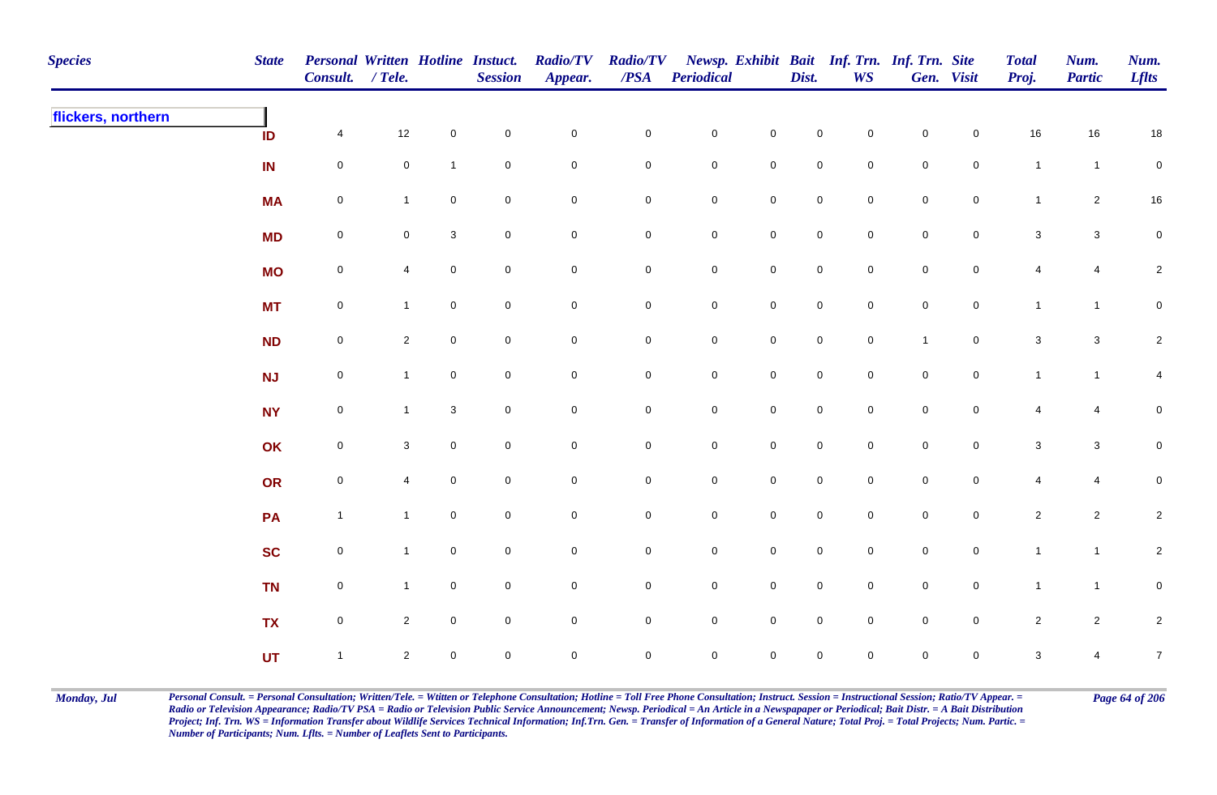| Species | State | Personal Consult. | Written / Tele. | Hotline | Instuct. Session | Radio/TV Appear. | Radio/TV /PSA | Newsp. Periodical | Exhibit | Bait Dist. | Inf. Trn. WS | Inf. Trn. Gen. | Site Visit | Total Proj. | Num. Partic | Num. Lflts |
|---|---|---|---|---|---|---|---|---|---|---|---|---|---|---|---|---|
| **flickers, northern** | | | | | | | | | | | | | | | | |
| | ID | 4 | 12 | 0 | 0 | 0 | 0 | 0 | 0 | 0 | 0 | 0 | 0 | 16 | 16 | 18 |
| | IN | 0 | 0 | 1 | 0 | 0 | 0 | 0 | 0 | 0 | 0 | 0 | 0 | 1 | 1 | 0 |
| | MA | 0 | 1 | 0 | 0 | 0 | 0 | 0 | 0 | 0 | 0 | 0 | 0 | 1 | 2 | 16 |
| | MD | 0 | 0 | 3 | 0 | 0 | 0 | 0 | 0 | 0 | 0 | 0 | 0 | 3 | 3 | 0 |
| | MO | 0 | 4 | 0 | 0 | 0 | 0 | 0 | 0 | 0 | 0 | 0 | 0 | 4 | 4 | 2 |
| | MT | 0 | 1 | 0 | 0 | 0 | 0 | 0 | 0 | 0 | 0 | 0 | 0 | 1 | 1 | 0 |
| | ND | 0 | 2 | 0 | 0 | 0 | 0 | 0 | 0 | 0 | 0 | 1 | 0 | 3 | 3 | 2 |
| | NJ | 0 | 1 | 0 | 0 | 0 | 0 | 0 | 0 | 0 | 0 | 0 | 0 | 1 | 1 | 4 |
| | NY | 0 | 1 | 3 | 0 | 0 | 0 | 0 | 0 | 0 | 0 | 0 | 0 | 4 | 4 | 0 |
| | OK | 0 | 3 | 0 | 0 | 0 | 0 | 0 | 0 | 0 | 0 | 0 | 0 | 3 | 3 | 0 |
| | OR | 0 | 4 | 0 | 0 | 0 | 0 | 0 | 0 | 0 | 0 | 0 | 0 | 4 | 4 | 0 |
| | PA | 1 | 1 | 0 | 0 | 0 | 0 | 0 | 0 | 0 | 0 | 0 | 0 | 2 | 2 | 2 |
| | SC | 0 | 1 | 0 | 0 | 0 | 0 | 0 | 0 | 0 | 0 | 0 | 0 | 1 | 1 | 2 |
| | TN | 0 | 1 | 0 | 0 | 0 | 0 | 0 | 0 | 0 | 0 | 0 | 0 | 1 | 1 | 0 |
| | TX | 0 | 2 | 0 | 0 | 0 | 0 | 0 | 0 | 0 | 0 | 0 | 0 | 2 | 2 | 2 |
| | UT | 1 | 2 | 0 | 0 | 0 | 0 | 0 | 0 | 0 | 0 | 0 | 0 | 3 | 4 | 7 |

*Personal Consult. = Personal Consultation; Written/Tele. = Wtitten or Telephone Consultation; Hotline = Toll Free Phone Consultation; Instruct. Session = Instructional Session; Ratio/TV Appear. = Radio or Television Appearance; Radio/TV PSA = Radio or Television Public Service Announcement; Newsp. Periodical = An Article in a Newspapaper or Periodical; Bait Distr. = A Bait Distribution Project; Inf. Trn. WS = Information Transfer about Wildlife Services Technical Information; Inf.Trn. Gen. = Transfer of Information of a General Nature; Total Proj. = Total Projects; Num. Partic. = Number of Participants; Num. Lflts. = Number of Leaflets Sent to Participants.*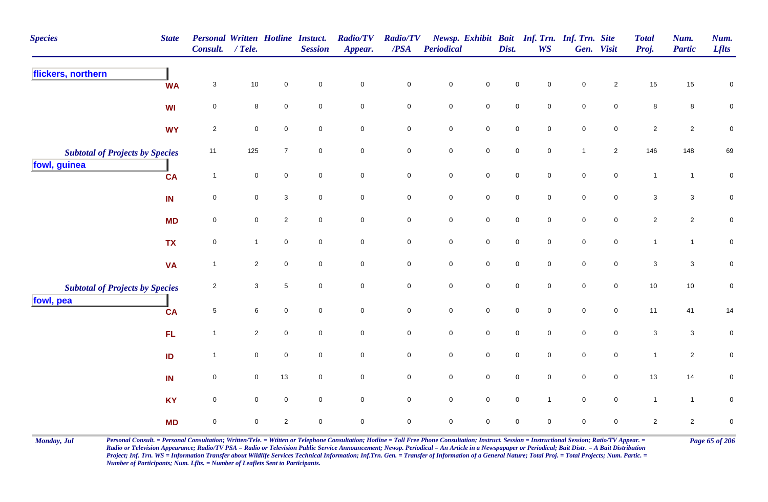| Species | State | Personal Consult. | Written / Tele. | Hotline | Instuct. Session | Radio/TV Appear. | Radio/TV /PSA | Newsp. Periodical | Exhibit | Bait Dist. | Inf. Trn. WS | Inf. Trn. Gen. | Site Visit | Total Proj. | Num. Partic | Num. Lflts |
|---|---|---|---|---|---|---|---|---|---|---|---|---|---|---|---|---|
| **flickers, northern** | | | | | | | | | | | | | | | | |
| | WA | 3 | 10 | 0 | 0 | 0 | 0 | 0 | 0 | 0 | 0 | 0 | 2 | 15 | 15 | 0 |
| | WI | 0 | 8 | 0 | 0 | 0 | 0 | 0 | 0 | 0 | 0 | 0 | 0 | 8 | 8 | 0 |
| | WY | 2 | 0 | 0 | 0 | 0 | 0 | 0 | 0 | 0 | 0 | 0 | 0 | 2 | 2 | 0 |
| *Subtotal of Projects by Species* | | 11 | 125 | 7 | 0 | 0 | 0 | 0 | 0 | 0 | 0 | 1 | 2 | 146 | 148 | 69 |
| **fowl, guinea** | | | | | | | | | | | | | | | | |
| | CA | 1 | 0 | 0 | 0 | 0 | 0 | 0 | 0 | 0 | 0 | 0 | 0 | 1 | 1 | 0 |
| | IN | 0 | 0 | 3 | 0 | 0 | 0 | 0 | 0 | 0 | 0 | 0 | 0 | 3 | 3 | 0 |
| | MD | 0 | 0 | 2 | 0 | 0 | 0 | 0 | 0 | 0 | 0 | 0 | 0 | 2 | 2 | 0 |
| | TX | 0 | 1 | 0 | 0 | 0 | 0 | 0 | 0 | 0 | 0 | 0 | 0 | 1 | 1 | 0 |
| | VA | 1 | 2 | 0 | 0 | 0 | 0 | 0 | 0 | 0 | 0 | 0 | 0 | 3 | 3 | 0 |
| *Subtotal of Projects by Species* | | 2 | 3 | 5 | 0 | 0 | 0 | 0 | 0 | 0 | 0 | 0 | 0 | 10 | 10 | 0 |
| **fowl, pea** | | | | | | | | | | | | | | | | |
| | CA | 5 | 6 | 0 | 0 | 0 | 0 | 0 | 0 | 0 | 0 | 0 | 0 | 11 | 41 | 14 |
| | FL | 1 | 2 | 0 | 0 | 0 | 0 | 0 | 0 | 0 | 0 | 0 | 0 | 3 | 3 | 0 |
| | ID | 1 | 0 | 0 | 0 | 0 | 0 | 0 | 0 | 0 | 0 | 0 | 0 | 1 | 2 | 0 |
| | IN | 0 | 0 | 13 | 0 | 0 | 0 | 0 | 0 | 0 | 0 | 0 | 0 | 13 | 14 | 0 |
| | KY | 0 | 0 | 0 | 0 | 0 | 0 | 0 | 0 | 0 | 1 | 0 | 0 | 1 | 1 | 0 |
| | MD | 0 | 0 | 2 | 0 | 0 | 0 | 0 | 0 | 0 | 0 | 0 | 0 | 2 | 2 | 0 |

*Personal Consult. = Personal Consultation; Written/Tele. = Wtitten or Telephone Consultation; Hotline = Toll Free Phone Consultation; Instruct. Session = Instructional Session; Ratio/TV Appear. = Radio or Television Appearance; Radio/TV PSA = Radio or Television Public Service Announcement; Newsp. Periodical = An Article in a Newspapaper or Periodical; Bait Distr. = A Bait Distribution Project; Inf. Trn. WS = Information Transfer about Wildlife Services Technical Information; Inf.Trn. Gen. = Transfer of Information of a General Nature; Total Proj. = Total Projects; Num. Partic. = Number of Participants; Num. Lflts. = Number of Leaflets Sent to Participants.*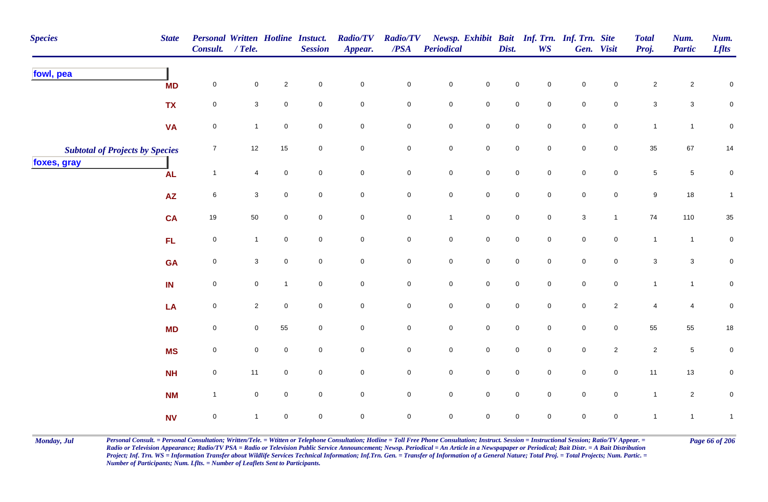| Species | State | Personal Consult. | Written / Tele. | Hotline | Instuct. Session | Radio/TV Appear. | Radio/TV /PSA | Newsp. Periodical | Exhibit | Bait Dist. | Inf. Trn. WS | Inf. Trn. Gen. | Site Visit | Total Proj. | Num. Partic | Num. Lflts |
|---|---|---|---|---|---|---|---|---|---|---|---|---|---|---|---|---|
| **fowl, pea** | | | | | | | | | | | | | | | | |
| | MD | 0 | 0 | 2 | 0 | 0 | 0 | 0 | 0 | 0 | 0 | 0 | 0 | 2 | 2 | 0 |
| | TX | 0 | 3 | 0 | 0 | 0 | 0 | 0 | 0 | 0 | 0 | 0 | 0 | 3 | 3 | 0 |
| | VA | 0 | 1 | 0 | 0 | 0 | 0 | 0 | 0 | 0 | 0 | 0 | 0 | 1 | 1 | 0 |
| ***Subtotal of Projects by Species*** | | 7 | 12 | 15 | 0 | 0 | 0 | 0 | 0 | 0 | 0 | 0 | 0 | 35 | 67 | 14 |
| **foxes, gray** | | | | | | | | | | | | | | | | |
| | AL | 1 | 4 | 0 | 0 | 0 | 0 | 0 | 0 | 0 | 0 | 0 | 0 | 5 | 5 | 0 |
| | AZ | 6 | 3 | 0 | 0 | 0 | 0 | 0 | 0 | 0 | 0 | 0 | 0 | 9 | 18 | 1 |
| | CA | 19 | 50 | 0 | 0 | 0 | 0 | 1 | 0 | 0 | 0 | 3 | 1 | 74 | 110 | 35 |
| | FL | 0 | 1 | 0 | 0 | 0 | 0 | 0 | 0 | 0 | 0 | 0 | 0 | 1 | 1 | 0 |
| | GA | 0 | 3 | 0 | 0 | 0 | 0 | 0 | 0 | 0 | 0 | 0 | 0 | 3 | 3 | 0 |
| | IN | 0 | 0 | 1 | 0 | 0 | 0 | 0 | 0 | 0 | 0 | 0 | 0 | 1 | 1 | 0 |
| | LA | 0 | 2 | 0 | 0 | 0 | 0 | 0 | 0 | 0 | 0 | 0 | 2 | 4 | 4 | 0 |
| | MD | 0 | 0 | 55 | 0 | 0 | 0 | 0 | 0 | 0 | 0 | 0 | 0 | 55 | 55 | 18 |
| | MS | 0 | 0 | 0 | 0 | 0 | 0 | 0 | 0 | 0 | 0 | 0 | 2 | 2 | 5 | 0 |
| | NH | 0 | 11 | 0 | 0 | 0 | 0 | 0 | 0 | 0 | 0 | 0 | 0 | 11 | 13 | 0 |
| | NM | 1 | 0 | 0 | 0 | 0 | 0 | 0 | 0 | 0 | 0 | 0 | 0 | 1 | 2 | 0 |
| | NV | 0 | 1 | 0 | 0 | 0 | 0 | 0 | 0 | 0 | 0 | 0 | 0 | 1 | 1 | 1 |

*Personal Consult. = Personal Consultation; Written/Tele. = Wtitten or Telephone Consultation; Hotline = Toll Free Phone Consultation; Instruct. Session = Instructional Session; Ratio/TV Appear. = Radio or Television Appearance; Radio/TV PSA = Radio or Television Public Service Announcement; Newsp. Periodical = An Article in a Newspapaper or Periodical; Bait Distr. = A Bait Distribution Project; Inf. Trn. WS = Information Transfer about Wildlife Services Technical Information; Inf.Trn. Gen. = Transfer of Information of a General Nature; Total Proj. = Total Projects; Num. Partic. = Number of Participants; Num. Lflts. = Number of Leaflets Sent to Participants.*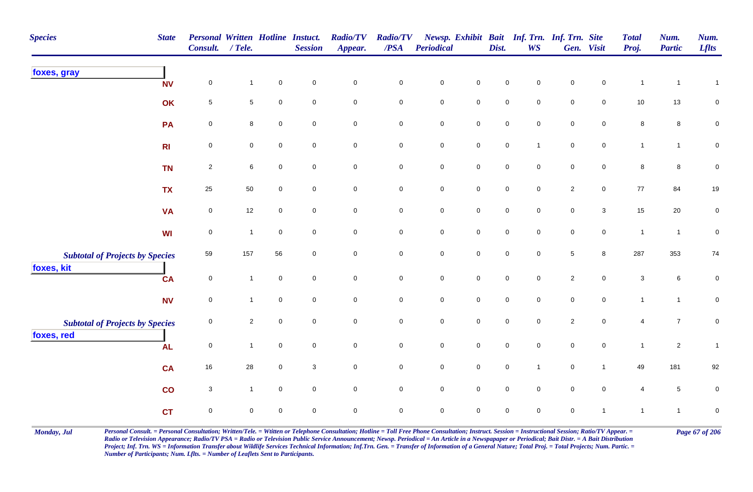| Species | State | Personal Consult. | Written / Tele. | Hotline | Instuct. Session | Radio/TV Appear. | Radio/TV /PSA | Newsp. Periodical | Exhibit | Bait Dist. | Inf. Trn. WS | Inf. Trn. Gen. | Site Visit | Total Proj. | Num. Partic | Num. Lflts |
|---|---|---|---|---|---|---|---|---|---|---|---|---|---|---|---|---|
| **foxes, gray** | | | | | | | | | | | | | | | | |
| | NV | 0 | 1 | 0 | 0 | 0 | 0 | 0 | 0 | 0 | 0 | 0 | 0 | 1 | 1 | 1 |
| | OK | 5 | 5 | 0 | 0 | 0 | 0 | 0 | 0 | 0 | 0 | 0 | 0 | 10 | 13 | 0 |
| | PA | 0 | 8 | 0 | 0 | 0 | 0 | 0 | 0 | 0 | 0 | 0 | 0 | 8 | 8 | 0 |
| | RI | 0 | 0 | 0 | 0 | 0 | 0 | 0 | 0 | 0 | 1 | 0 | 0 | 1 | 1 | 0 |
| | TN | 2 | 6 | 0 | 0 | 0 | 0 | 0 | 0 | 0 | 0 | 0 | 0 | 8 | 8 | 0 |
| | TX | 25 | 50 | 0 | 0 | 0 | 0 | 0 | 0 | 0 | 0 | 2 | 0 | 77 | 84 | 19 |
| | VA | 0 | 12 | 0 | 0 | 0 | 0 | 0 | 0 | 0 | 0 | 0 | 3 | 15 | 20 | 0 |
| | WI | 0 | 1 | 0 | 0 | 0 | 0 | 0 | 0 | 0 | 0 | 0 | 0 | 1 | 1 | 0 |
| *Subtotal of Projects by Species* | | 59 | 157 | 56 | 0 | 0 | 0 | 0 | 0 | 0 | 0 | 5 | 8 | 287 | 353 | 74 |
| **foxes, kit** | | | | | | | | | | | | | | | | |
| | CA | 0 | 1 | 0 | 0 | 0 | 0 | 0 | 0 | 0 | 0 | 2 | 0 | 3 | 6 | 0 |
| | NV | 0 | 1 | 0 | 0 | 0 | 0 | 0 | 0 | 0 | 0 | 0 | 0 | 1 | 1 | 0 |
| *Subtotal of Projects by Species* | | 0 | 2 | 0 | 0 | 0 | 0 | 0 | 0 | 0 | 0 | 2 | 0 | 4 | 7 | 0 |
| **foxes, red** | | | | | | | | | | | | | | | | |
| | AL | 0 | 1 | 0 | 0 | 0 | 0 | 0 | 0 | 0 | 0 | 0 | 0 | 1 | 2 | 1 |
| | CA | 16 | 28 | 0 | 3 | 0 | 0 | 0 | 0 | 0 | 1 | 0 | 1 | 49 | 181 | 92 |
| | CO | 3 | 1 | 0 | 0 | 0 | 0 | 0 | 0 | 0 | 0 | 0 | 0 | 4 | 5 | 0 |
| | CT | 0 | 0 | 0 | 0 | 0 | 0 | 0 | 0 | 0 | 0 | 0 | 1 | 1 | 1 | 0 |

*Personal Consult. = Personal Consultation; Written/Tele. = Wtitten or Telephone Consultation; Hotline = Toll Free Phone Consultation; Instruct. Session = Instructional Session; Ratio/TV Appear. = Radio or Television Appearance; Radio/TV PSA = Radio or Television Public Service Announcement; Newsp. Periodical = An Article in a Newspaper or Periodical; Bait Distr. = A Bait Distribution Project; Inf. Trn. WS = Information Transfer about Wildlife Services Technical Information; Inf.Trn. Gen. = Transfer of Information of a General Nature; Total Proj. = Total Projects; Num. Partic. = Number of Participants; Num. Lflts. = Number of Leaflets Sent to Participants.*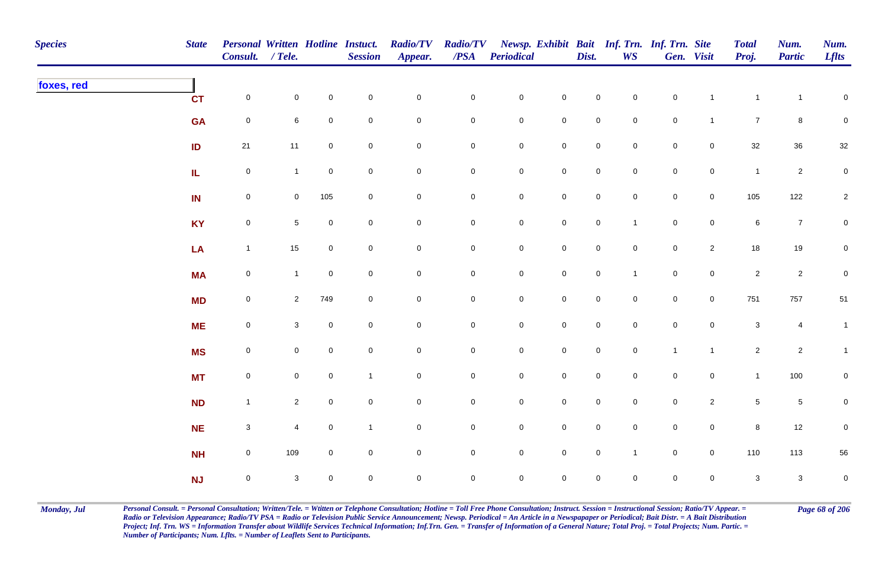| Species | State | Personal Consult. | Written / Tele. | Hotline | Instuct. Session | Radio/TV Appear. | Radio/TV /PSA | Newsp. Periodical | Exhibit | Bait Dist. | Inf. Trn. WS | Inf. Trn. Gen. | Site Visit | Total Proj. | Num. Partic | Num. Lflts |
|---|---|---|---|---|---|---|---|---|---|---|---|---|---|---|---|---|
| **foxes, red** | | | | | | | | | | | | | | | | |
| | CT | 0 | 0 | 0 | 0 | 0 | 0 | 0 | 0 | 0 | 0 | 0 | 1 | 1 | 1 | 0 |
| | GA | 0 | 6 | 0 | 0 | 0 | 0 | 0 | 0 | 0 | 0 | 0 | 1 | 7 | 8 | 0 |
| | ID | 21 | 11 | 0 | 0 | 0 | 0 | 0 | 0 | 0 | 0 | 0 | 0 | 32 | 36 | 32 |
| | IL | 0 | 1 | 0 | 0 | 0 | 0 | 0 | 0 | 0 | 0 | 0 | 0 | 1 | 2 | 0 |
| | IN | 0 | 0 | 105 | 0 | 0 | 0 | 0 | 0 | 0 | 0 | 0 | 0 | 105 | 122 | 2 |
| | KY | 0 | 5 | 0 | 0 | 0 | 0 | 0 | 0 | 0 | 1 | 0 | 0 | 6 | 7 | 0 |
| | LA | 1 | 15 | 0 | 0 | 0 | 0 | 0 | 0 | 0 | 0 | 0 | 2 | 18 | 19 | 0 |
| | MA | 0 | 1 | 0 | 0 | 0 | 0 | 0 | 0 | 0 | 1 | 0 | 0 | 2 | 2 | 0 |
| | MD | 0 | 2 | 749 | 0 | 0 | 0 | 0 | 0 | 0 | 0 | 0 | 0 | 751 | 757 | 51 |
| | ME | 0 | 3 | 0 | 0 | 0 | 0 | 0 | 0 | 0 | 0 | 0 | 0 | 3 | 4 | 1 |
| | MS | 0 | 0 | 0 | 0 | 0 | 0 | 0 | 0 | 0 | 0 | 1 | 1 | 2 | 2 | 1 |
| | MT | 0 | 0 | 0 | 1 | 0 | 0 | 0 | 0 | 0 | 0 | 0 | 0 | 1 | 100 | 0 |
| | ND | 1 | 2 | 0 | 0 | 0 | 0 | 0 | 0 | 0 | 0 | 0 | 2 | 5 | 5 | 0 |
| | NE | 3 | 4 | 0 | 1 | 0 | 0 | 0 | 0 | 0 | 0 | 0 | 0 | 8 | 12 | 0 |
| | NH | 0 | 109 | 0 | 0 | 0 | 0 | 0 | 0 | 0 | 1 | 0 | 0 | 110 | 113 | 56 |
| | NJ | 0 | 3 | 0 | 0 | 0 | 0 | 0 | 0 | 0 | 0 | 0 | 0 | 3 | 3 | 0 |

*Personal Consult. = Personal Consultation; Written/Tele. = Wtitten or Telephone Consultation; Hotline = Toll Free Phone Consultation; Instruct. Session = Instructional Session; Ratio/TV Appear. = Radio or Television Appearance; Radio/TV PSA = Radio or Television Public Service Announcement; Newsp. Periodical = An Article in a Newspapaper or Periodical; Bait Distr. = A Bait Distribution Project; Inf. Trn. WS = Information Transfer about Wildlife Services Technical Information; Inf.Trn. Gen. = Transfer of Information of a General Nature; Total Proj. = Total Projects; Num. Partic. = Number of Participants; Num. Lflts. = Number of Leaflets Sent to Participants.*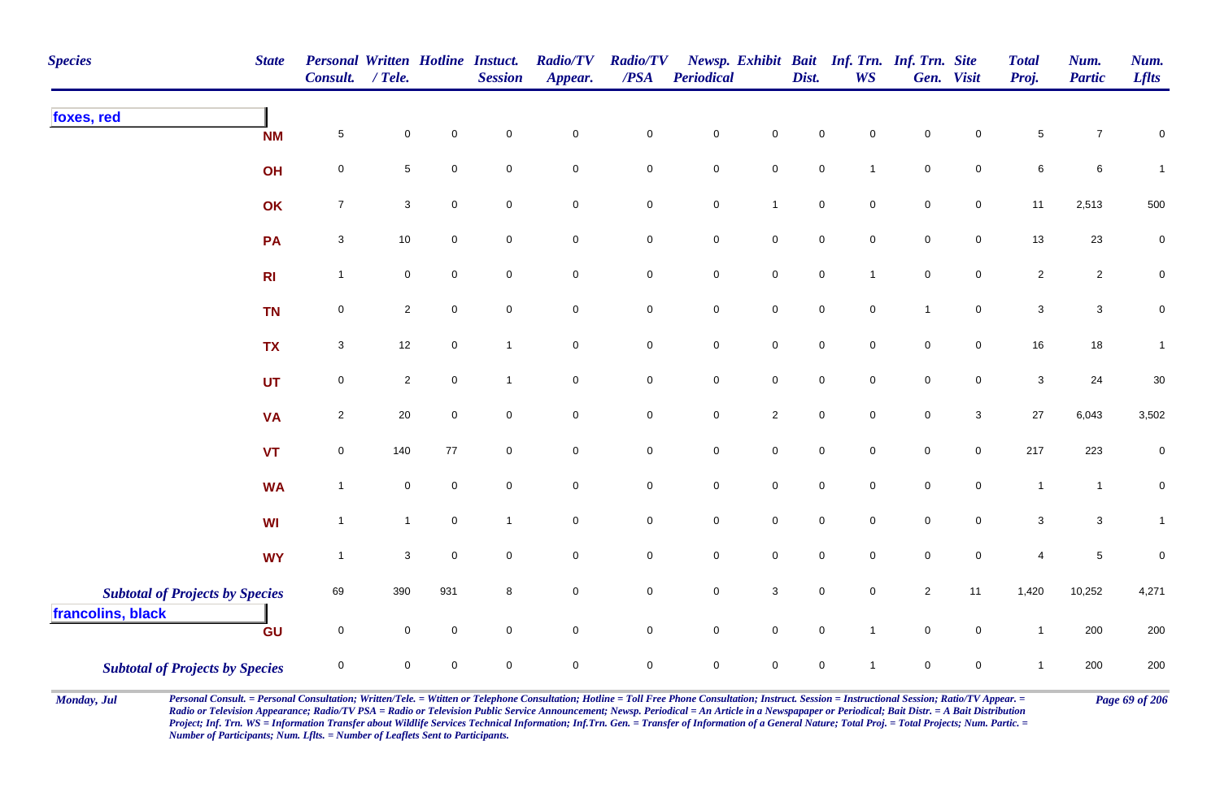| Species | State | Personal Consult. | Written / Tele. | Hotline | Instuct. Session | Radio/TV Appear. | Radio/TV /PSA | Newsp. Periodical | Exhibit | Bait Dist. | Inf. Trn. WS | Inf. Trn. Gen. | Site Visit | Total Proj. | Num. Partic | Num. Lflts |
|---|---|---|---|---|---|---|---|---|---|---|---|---|---|---|---|---|
| **foxes, red** | | | | | | | | | | | | | | | | |
| | NM | 5 | 0 | 0 | 0 | 0 | 0 | 0 | 0 | 0 | 0 | 0 | 0 | 5 | 7 | 0 |
| | OH | 0 | 5 | 0 | 0 | 0 | 0 | 0 | 0 | 0 | 1 | 0 | 0 | 6 | 6 | 1 |
| | OK | 7 | 3 | 0 | 0 | 0 | 0 | 0 | 1 | 0 | 0 | 0 | 0 | 11 | 2,513 | 500 |
| | PA | 3 | 10 | 0 | 0 | 0 | 0 | 0 | 0 | 0 | 0 | 0 | 0 | 13 | 23 | 0 |
| | RI | 1 | 0 | 0 | 0 | 0 | 0 | 0 | 0 | 0 | 1 | 0 | 0 | 2 | 2 | 0 |
| | TN | 0 | 2 | 0 | 0 | 0 | 0 | 0 | 0 | 0 | 0 | 1 | 0 | 3 | 3 | 0 |
| | TX | 3 | 12 | 0 | 1 | 0 | 0 | 0 | 0 | 0 | 0 | 0 | 0 | 16 | 18 | 1 |
| | UT | 0 | 2 | 0 | 1 | 0 | 0 | 0 | 0 | 0 | 0 | 0 | 0 | 3 | 24 | 30 |
| | VA | 2 | 20 | 0 | 0 | 0 | 0 | 0 | 2 | 0 | 0 | 0 | 3 | 27 | 6,043 | 3,502 |
| | VT | 0 | 140 | 77 | 0 | 0 | 0 | 0 | 0 | 0 | 0 | 0 | 0 | 217 | 223 | 0 |
| | WA | 1 | 0 | 0 | 0 | 0 | 0 | 0 | 0 | 0 | 0 | 0 | 0 | 1 | 1 | 0 |
| | WI | 1 | 1 | 0 | 1 | 0 | 0 | 0 | 0 | 0 | 0 | 0 | 0 | 3 | 3 | 1 |
| | WY | 1 | 3 | 0 | 0 | 0 | 0 | 0 | 0 | 0 | 0 | 0 | 0 | 4 | 5 | 0 |
| ***Subtotal of Projects by Species*** | | 69 | 390 | 931 | 8 | 0 | 0 | 0 | 3 | 0 | 0 | 2 | 11 | 1,420 | 10,252 | 4,271 |
| **francolins, black** | | | | | | | | | | | | | | | | |
| | GU | 0 | 0 | 0 | 0 | 0 | 0 | 0 | 0 | 0 | 1 | 0 | 0 | 1 | 200 | 200 |
| ***Subtotal of Projects by Species*** | | 0 | 0 | 0 | 0 | 0 | 0 | 0 | 0 | 0 | 1 | 0 | 0 | 1 | 200 | 200 |

*Monday, Jul*

*Personal Consult. = Personal Consultation; Written/Tele. = Wtitten or Telephone Consultation; Hotline = Toll Free Phone Consultation; Instruct. Session = Instructional Session; Ratio/TV Appear. = Radio or Television Appearance; Radio/TV PSA = Radio or Television Public Service Announcement; Newsp. Periodical = An Article in a Newspapaper or Periodical; Bait Distr. = A Bait Distribution Project; Inf. Trn. WS = Information Transfer about Wildlife Services Technical Information; Inf.Trn. Gen. = Transfer of Information of a General Nature; Total Proj. = Total Projects; Num. Partic. = Number of Participants; Num. Lflts. = Number of Leaflets Sent to Participants.*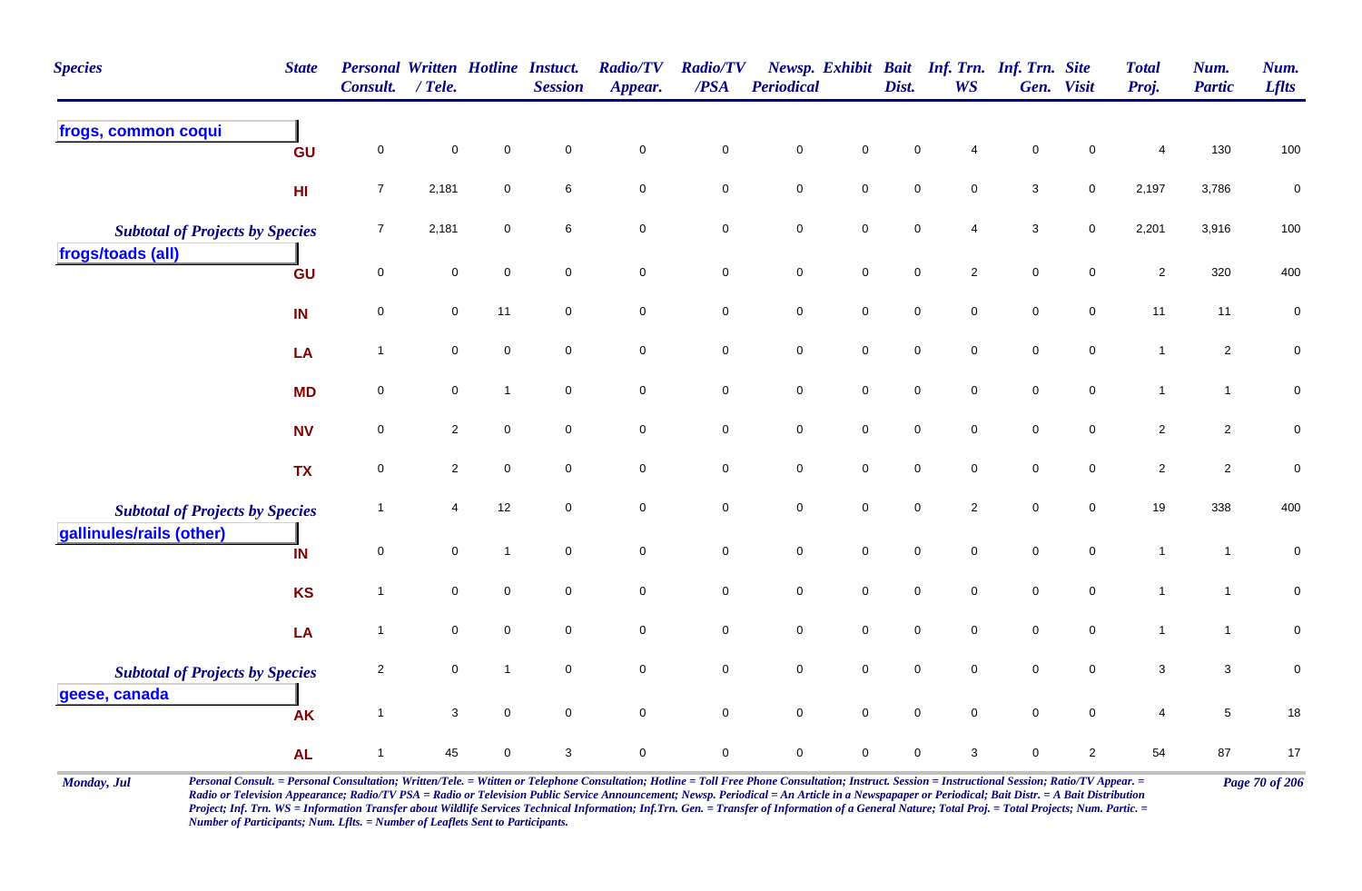| Species | State | Personal Consult. | Written / Tele. | Hotline | Instuct. Session | Radio/TV Appear. | Radio/TV /PSA | Newsp. Periodical | Exhibit | Bait Dist. | Inf. Trn. WS | Inf. Trn. Gen. | Site Visit | Total Proj. | Num. Partic | Num. Lflts |
|---|---|---|---|---|---|---|---|---|---|---|---|---|---|---|---|---|
| **frogs, common coqui** | | | | | | | | | | | | | | | | |
| | GU | 0 | 0 | 0 | 0 | 0 | 0 | 0 | 0 | 0 | 4 | 0 | 0 | 4 | 130 | 100 |
| | HI | 7 | 2,181 | 0 | 6 | 0 | 0 | 0 | 0 | 0 | 0 | 3 | 0 | 2,197 | 3,786 | 0 |
| *Subtotal of Projects by Species* | | 7 | 2,181 | 0 | 6 | 0 | 0 | 0 | 0 | 0 | 4 | 3 | 0 | 2,201 | 3,916 | 100 |
| **frogs/toads (all)** | | | | | | | | | | | | | | | | |
| | GU | 0 | 0 | 0 | 0 | 0 | 0 | 0 | 0 | 0 | 2 | 0 | 0 | 2 | 320 | 400 |
| | IN | 0 | 0 | 11 | 0 | 0 | 0 | 0 | 0 | 0 | 0 | 0 | 0 | 11 | 11 | 0 |
| | LA | 1 | 0 | 0 | 0 | 0 | 0 | 0 | 0 | 0 | 0 | 0 | 0 | 1 | 2 | 0 |
| | MD | 0 | 0 | 1 | 0 | 0 | 0 | 0 | 0 | 0 | 0 | 0 | 0 | 1 | 1 | 0 |
| | NV | 0 | 2 | 0 | 0 | 0 | 0 | 0 | 0 | 0 | 0 | 0 | 0 | 2 | 2 | 0 |
| | TX | 0 | 2 | 0 | 0 | 0 | 0 | 0 | 0 | 0 | 0 | 0 | 0 | 2 | 2 | 0 |
| *Subtotal of Projects by Species* | | 1 | 4 | 12 | 0 | 0 | 0 | 0 | 0 | 0 | 2 | 0 | 0 | 19 | 338 | 400 |
| **gallinules/rails (other)** | | | | | | | | | | | | | | | | |
| | IN | 0 | 0 | 1 | 0 | 0 | 0 | 0 | 0 | 0 | 0 | 0 | 0 | 1 | 1 | 0 |
| | KS | 1 | 0 | 0 | 0 | 0 | 0 | 0 | 0 | 0 | 0 | 0 | 0 | 1 | 1 | 0 |
| | LA | 1 | 0 | 0 | 0 | 0 | 0 | 0 | 0 | 0 | 0 | 0 | 0 | 1 | 1 | 0 |
| *Subtotal of Projects by Species* | | 2 | 0 | 1 | 0 | 0 | 0 | 0 | 0 | 0 | 0 | 0 | 0 | 3 | 3 | 0 |
| **geese, canada** | | | | | | | | | | | | | | | | |
| | AK | 1 | 3 | 0 | 0 | 0 | 0 | 0 | 0 | 0 | 0 | 0 | 0 | 4 | 5 | 18 |
| | AL | 1 | 45 | 0 | 3 | 0 | 0 | 0 | 0 | 0 | 3 | 0 | 2 | 54 | 87 | 17 |

*Personal Consult. = Personal Consultation; Written/Tele. = Wtitten or Telephone Consultation; Hotline = Toll Free Phone Consultation; Instruct. Session = Instructional Session; Ratio/TV Appear. = Radio or Television Appearance; Radio/TV PSA = Radio or Television Public Service Announcement; Newsp. Periodical = An Article in a Newspaper or Periodical; Bait Distr. = A Bait Distribution Project; Inf. Trn. WS = Information Transfer about Wildlife Services Technical Information; Inf.Trn. Gen. = Transfer of Information of a General Nature; Total Proj. = Total Projects; Num. Partic. = Number of Participants; Num. Lflts. = Number of Leaflets Sent to Participants.*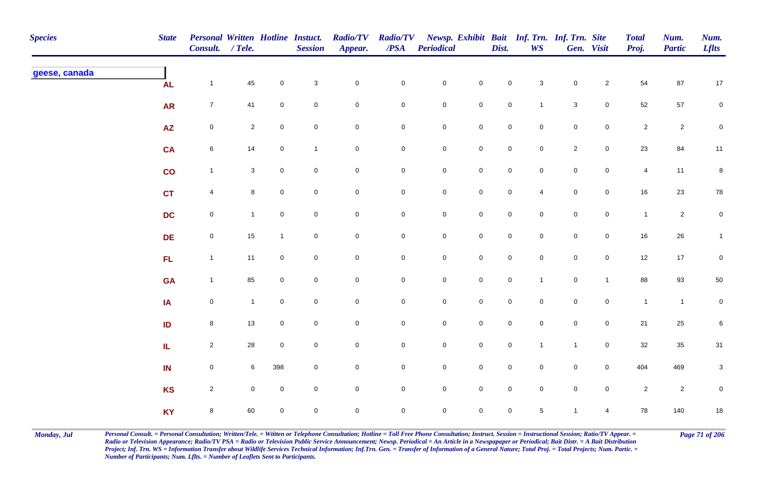| Species | State | Personal Consult. | Written / Tele. | Hotline | Instuct. Session | Radio/TV Appear. | Radio/TV /PSA | Newsp. Periodical | Exhibit | Bait Dist. | Inf. Trn. WS | Inf. Trn. Gen. | Site Visit | Total Proj. | Num. Partic | Num. Lflts |
|---|---|---|---|---|---|---|---|---|---|---|---|---|---|---|---|---|
| **geese, canada** | | | | | | | | | | | | | | | | |
| | AL | 1 | 45 | 0 | 3 | 0 | 0 | 0 | 0 | 0 | 3 | 0 | 2 | 54 | 87 | 17 |
| | AR | 7 | 41 | 0 | 0 | 0 | 0 | 0 | 0 | 0 | 1 | 3 | 0 | 52 | 57 | 0 |
| | AZ | 0 | 2 | 0 | 0 | 0 | 0 | 0 | 0 | 0 | 0 | 0 | 0 | 2 | 2 | 0 |
| | CA | 6 | 14 | 0 | 1 | 0 | 0 | 0 | 0 | 0 | 0 | 2 | 0 | 23 | 84 | 11 |
| | CO | 1 | 3 | 0 | 0 | 0 | 0 | 0 | 0 | 0 | 0 | 0 | 0 | 4 | 11 | 8 |
| | CT | 4 | 8 | 0 | 0 | 0 | 0 | 0 | 0 | 0 | 4 | 0 | 0 | 16 | 23 | 78 |
| | DC | 0 | 1 | 0 | 0 | 0 | 0 | 0 | 0 | 0 | 0 | 0 | 0 | 1 | 2 | 0 |
| | DE | 0 | 15 | 1 | 0 | 0 | 0 | 0 | 0 | 0 | 0 | 0 | 0 | 16 | 26 | 1 |
| | FL | 1 | 11 | 0 | 0 | 0 | 0 | 0 | 0 | 0 | 0 | 0 | 0 | 12 | 17 | 0 |
| | GA | 1 | 85 | 0 | 0 | 0 | 0 | 0 | 0 | 0 | 1 | 0 | 1 | 88 | 93 | 50 |
| | IA | 0 | 1 | 0 | 0 | 0 | 0 | 0 | 0 | 0 | 0 | 0 | 0 | 1 | 1 | 0 |
| | ID | 8 | 13 | 0 | 0 | 0 | 0 | 0 | 0 | 0 | 0 | 0 | 0 | 21 | 25 | 6 |
| | IL | 2 | 28 | 0 | 0 | 0 | 0 | 0 | 0 | 0 | 1 | 1 | 0 | 32 | 35 | 31 |
| | IN | 0 | 6 | 398 | 0 | 0 | 0 | 0 | 0 | 0 | 0 | 0 | 0 | 404 | 469 | 3 |
| | KS | 2 | 0 | 0 | 0 | 0 | 0 | 0 | 0 | 0 | 0 | 0 | 0 | 2 | 2 | 0 |
| | KY | 8 | 60 | 0 | 0 | 0 | 0 | 0 | 0 | 0 | 5 | 1 | 4 | 78 | 140 | 18 |

*Personal Consult. = Personal Consultation; Written/Tele. = Wtitten or Telephone Consultation; Hotline = Toll Free Phone Consultation; Instruct. Session = Instructional Session; Ratio/TV Appear. = Radio or Television Appearance; Radio/TV PSA = Radio or Television Public Service Announcement; Newsp. Periodical = An Article in a Newspapaper or Periodical; Bait Distr. = A Bait Distribution Project; Inf. Trn. WS = Information Transfer about Wildlife Services Technical Information; Inf.Trn. Gen. = Transfer of Information of a General Nature; Total Proj. = Total Projects; Num. Partic. = Number of Participants; Num. Lflts. = Number of Leaflets Sent to Participants.*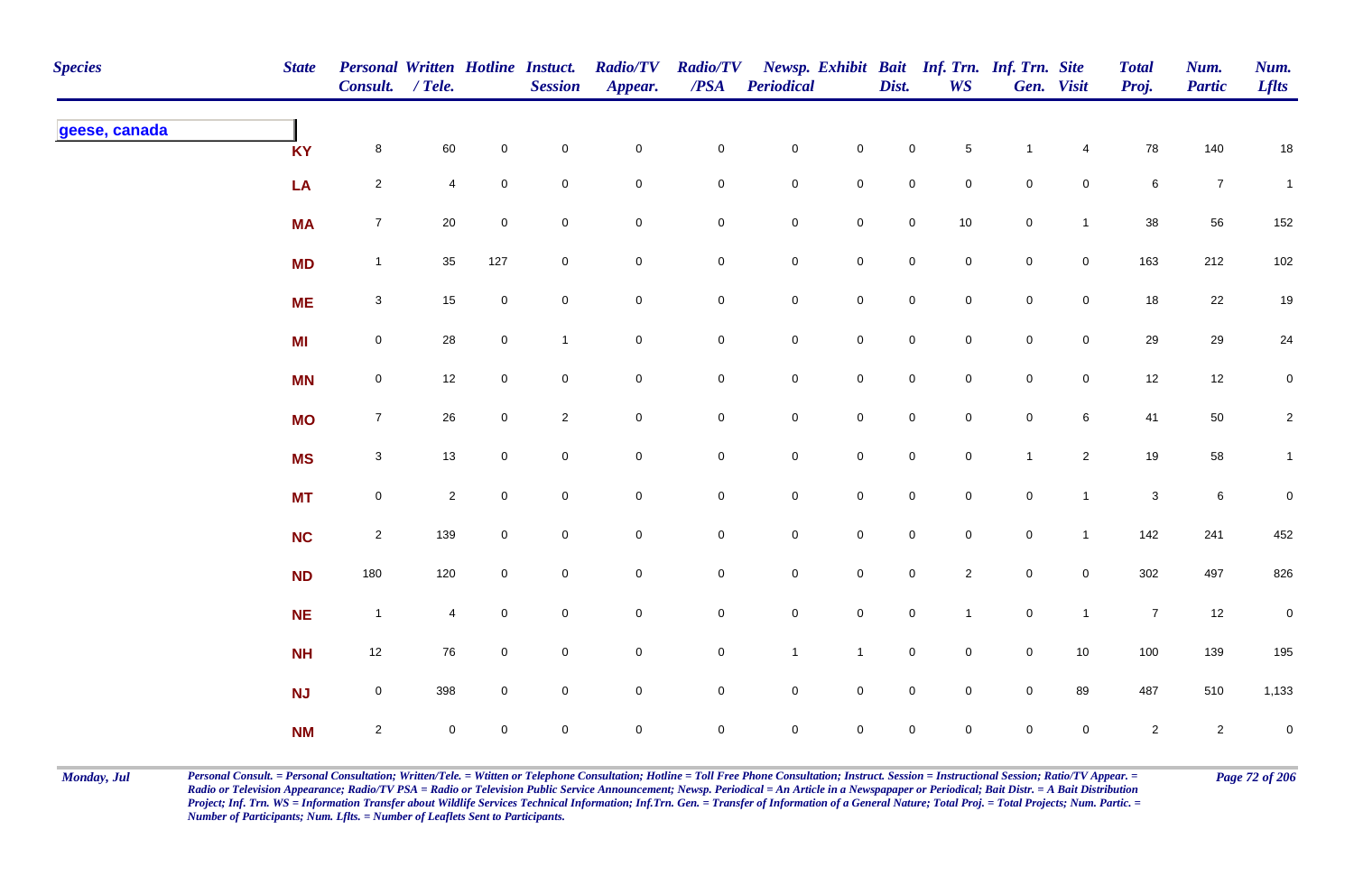| Species | State | Personal Consult. | Written / Tele. | Hotline | Instuct. Session | Radio/TV Appear. | Radio/TV /PSA | Newsp. Periodical | Exhibit | Bait Dist. | Inf. Trn. WS | Inf. Trn. Gen. | Site Visit | Total Proj. | Num. Partic | Num. Lflts |
|---|---|---|---|---|---|---|---|---|---|---|---|---|---|---|---|---|
| **geese, canada** | | | | | | | | | | | | | | | | |
| | KY | 8 | 60 | 0 | 0 | 0 | 0 | 0 | 0 | 0 | 5 | 1 | 4 | 78 | 140 | 18 |
| | LA | 2 | 4 | 0 | 0 | 0 | 0 | 0 | 0 | 0 | 0 | 0 | 0 | 6 | 7 | 1 |
| | MA | 7 | 20 | 0 | 0 | 0 | 0 | 0 | 0 | 0 | 10 | 0 | 1 | 38 | 56 | 152 |
| | MD | 1 | 35 | 127 | 0 | 0 | 0 | 0 | 0 | 0 | 0 | 0 | 0 | 163 | 212 | 102 |
| | ME | 3 | 15 | 0 | 0 | 0 | 0 | 0 | 0 | 0 | 0 | 0 | 0 | 18 | 22 | 19 |
| | MI | 0 | 28 | 0 | 1 | 0 | 0 | 0 | 0 | 0 | 0 | 0 | 0 | 29 | 29 | 24 |
| | MN | 0 | 12 | 0 | 0 | 0 | 0 | 0 | 0 | 0 | 0 | 0 | 0 | 12 | 12 | 0 |
| | MO | 7 | 26 | 0 | 2 | 0 | 0 | 0 | 0 | 0 | 0 | 0 | 6 | 41 | 50 | 2 |
| | MS | 3 | 13 | 0 | 0 | 0 | 0 | 0 | 0 | 0 | 0 | 1 | 2 | 19 | 58 | 1 |
| | MT | 0 | 2 | 0 | 0 | 0 | 0 | 0 | 0 | 0 | 0 | 0 | 1 | 3 | 6 | 0 |
| | NC | 2 | 139 | 0 | 0 | 0 | 0 | 0 | 0 | 0 | 0 | 0 | 1 | 142 | 241 | 452 |
| | ND | 180 | 120 | 0 | 0 | 0 | 0 | 0 | 0 | 0 | 2 | 0 | 0 | 302 | 497 | 826 |
| | NE | 1 | 4 | 0 | 0 | 0 | 0 | 0 | 0 | 0 | 1 | 0 | 1 | 7 | 12 | 0 |
| | NH | 12 | 76 | 0 | 0 | 0 | 0 | 1 | 1 | 0 | 0 | 0 | 10 | 100 | 139 | 195 |
| | NJ | 0 | 398 | 0 | 0 | 0 | 0 | 0 | 0 | 0 | 0 | 0 | 89 | 487 | 510 | 1,133 |
| | NM | 2 | 0 | 0 | 0 | 0 | 0 | 0 | 0 | 0 | 0 | 0 | 0 | 2 | 2 | 0 |

Monday, Jul

*Personal Consult. = Personal Consultation; Written/Tele. = Wtitten or Telephone Consultation; Hotline = Toll Free Phone Consultation; Instruct. Session = Instructional Session; Ratio/TV Appear. = Radio or Television Appearance; Radio/TV PSA = Radio or Television Public Service Announcement; Newsp. Periodical = An Article in a Newspapaper or Periodical; Bait Distr. = A Bait Distribution Project; Inf. Trn. WS = Information Transfer about Wildlife Services Technical Information; Inf.Trn. Gen. = Transfer of Information of a General Nature; Total Proj. = Total Projects; Num. Partic. = Number of Participants; Num. Lflts. = Number of Leaflets Sent to Participants.*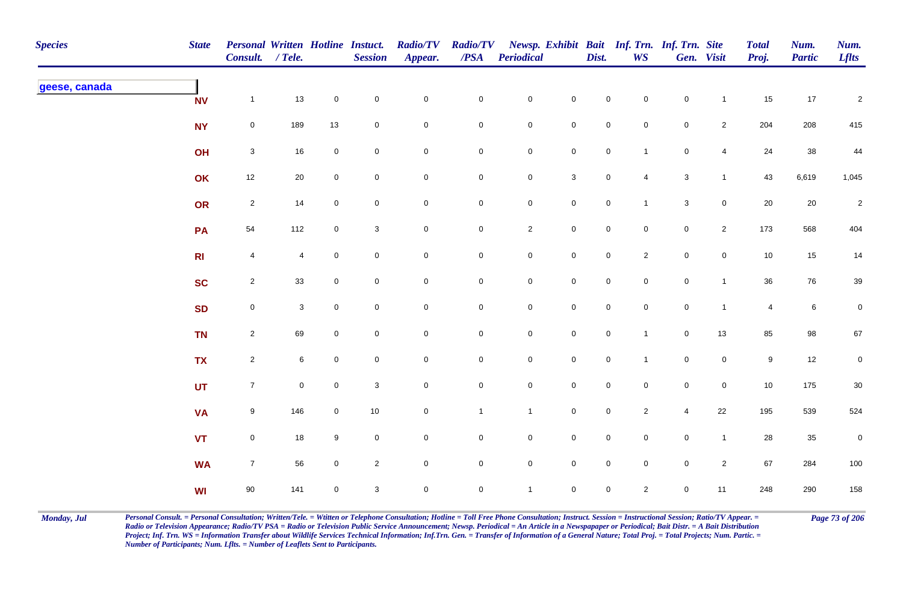| Species | State | Personal Consult. | Written / Tele. | Hotline | Instuct. Session | Radio/TV Appear. | Radio/TV /PSA | Newsp. Periodical | Exhibit | Bait Dist. | Inf. Trn. WS | Inf. Trn. Gen. | Site Visit | Total Proj. | Num. Partic | Num. Lflts |
|---|---|---|---|---|---|---|---|---|---|---|---|---|---|---|---|---|
| **geese, canada** | | | | | | | | | | | | | | | | |
| | NV | 1 | 13 | 0 | 0 | 0 | 0 | 0 | 0 | 0 | 0 | 0 | 1 | 15 | 17 | 2 |
| | NY | 0 | 189 | 13 | 0 | 0 | 0 | 0 | 0 | 0 | 0 | 0 | 2 | 204 | 208 | 415 |
| | OH | 3 | 16 | 0 | 0 | 0 | 0 | 0 | 0 | 0 | 1 | 0 | 4 | 24 | 38 | 44 |
| | OK | 12 | 20 | 0 | 0 | 0 | 0 | 0 | 3 | 0 | 4 | 3 | 1 | 43 | 6,619 | 1,045 |
| | OR | 2 | 14 | 0 | 0 | 0 | 0 | 0 | 0 | 0 | 1 | 3 | 0 | 20 | 20 | 2 |
| | PA | 54 | 112 | 0 | 3 | 0 | 0 | 2 | 0 | 0 | 0 | 0 | 2 | 173 | 568 | 404 |
| | RI | 4 | 4 | 0 | 0 | 0 | 0 | 0 | 0 | 0 | 2 | 0 | 0 | 10 | 15 | 14 |
| | SC | 2 | 33 | 0 | 0 | 0 | 0 | 0 | 0 | 0 | 0 | 0 | 1 | 36 | 76 | 39 |
| | SD | 0 | 3 | 0 | 0 | 0 | 0 | 0 | 0 | 0 | 0 | 0 | 1 | 4 | 6 | 0 |
| | TN | 2 | 69 | 0 | 0 | 0 | 0 | 0 | 0 | 0 | 1 | 0 | 13 | 85 | 98 | 67 |
| | TX | 2 | 6 | 0 | 0 | 0 | 0 | 0 | 0 | 0 | 1 | 0 | 0 | 9 | 12 | 0 |
| | UT | 7 | 0 | 0 | 3 | 0 | 0 | 0 | 0 | 0 | 0 | 0 | 0 | 10 | 175 | 30 |
| | VA | 9 | 146 | 0 | 10 | 0 | 1 | 1 | 0 | 0 | 2 | 4 | 22 | 195 | 539 | 524 |
| | VT | 0 | 18 | 9 | 0 | 0 | 0 | 0 | 0 | 0 | 0 | 0 | 1 | 28 | 35 | 0 |
| | WA | 7 | 56 | 0 | 2 | 0 | 0 | 0 | 0 | 0 | 0 | 0 | 2 | 67 | 284 | 100 |
| | WI | 90 | 141 | 0 | 3 | 0 | 0 | 1 | 0 | 0 | 2 | 0 | 11 | 248 | 290 | 158 |

*Personal Consult. = Personal Consultation; Written/Tele. = Wtitten or Telephone Consultation; Hotline = Toll Free Phone Consultation; Instruct. Session = Instructional Session; Ratio/TV Appear. = Radio or Television Appearance; Radio/TV PSA = Radio or Television Public Service Announcement; Newsp. Periodical = An Article in a Newspapaper or Periodical; Bait Distr. = A Bait Distribution Project; Inf. Trn. WS = Information Transfer about Wildlife Services Technical Information; Inf.Trn. Gen. = Transfer of Information of a General Nature; Total Proj. = Total Projects; Num. Partic. = Number of Participants; Num. Lflts. = Number of Leaflets Sent to Participants.*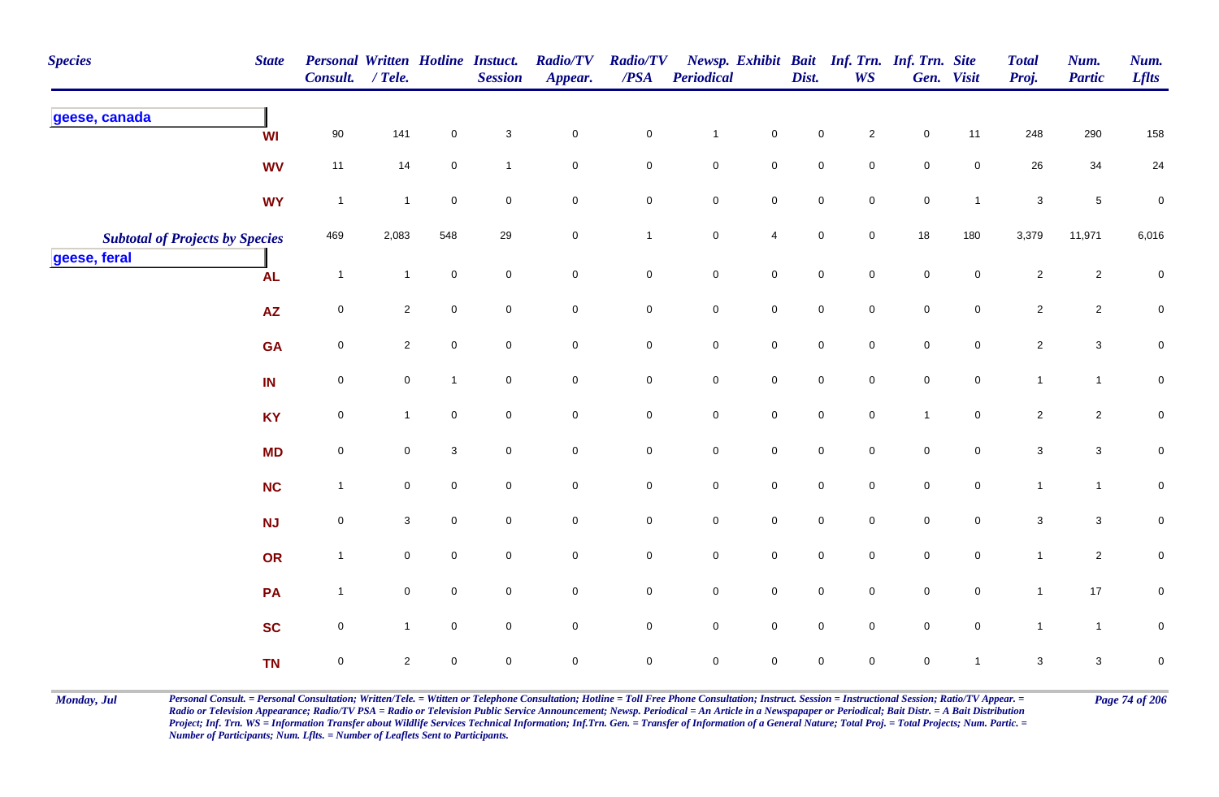| Species | State | Personal Consult. | Written / Tele. | Hotline | Instuct. Session | Radio/TV Appear. | Radio/TV /PSA | Newsp. Periodical | Exhibit | Bait Dist. | Inf. Trn. WS | Inf. Trn. Gen. | Site Visit | Total Proj. | Num. Partic | Num. Lflts |
|---|---|---|---|---|---|---|---|---|---|---|---|---|---|---|---|---|
| **geese, canada** | | | | | | | | | | | | | | | | |
| | WI | 90 | 141 | 0 | 3 | 0 | 0 | 1 | 0 | 0 | 2 | 0 | 11 | 248 | 290 | 158 |
| | WV | 11 | 14 | 0 | 1 | 0 | 0 | 0 | 0 | 0 | 0 | 0 | 0 | 26 | 34 | 24 |
| | WY | 1 | 1 | 0 | 0 | 0 | 0 | 0 | 0 | 0 | 0 | 0 | 1 | 3 | 5 | 0 |
| ***Subtotal of Projects by Species*** | | 469 | 2,083 | 548 | 29 | 0 | 1 | 0 | 4 | 0 | 0 | 18 | 180 | 3,379 | 11,971 | 6,016 |
| **geese, feral** | | | | | | | | | | | | | | | | |
| | AL | 1 | 1 | 0 | 0 | 0 | 0 | 0 | 0 | 0 | 0 | 0 | 0 | 2 | 2 | 0 |
| | AZ | 0 | 2 | 0 | 0 | 0 | 0 | 0 | 0 | 0 | 0 | 0 | 0 | 2 | 2 | 0 |
| | GA | 0 | 2 | 0 | 0 | 0 | 0 | 0 | 0 | 0 | 0 | 0 | 0 | 2 | 3 | 0 |
| | IN | 0 | 0 | 1 | 0 | 0 | 0 | 0 | 0 | 0 | 0 | 0 | 0 | 1 | 1 | 0 |
| | KY | 0 | 1 | 0 | 0 | 0 | 0 | 0 | 0 | 0 | 0 | 1 | 0 | 2 | 2 | 0 |
| | MD | 0 | 0 | 3 | 0 | 0 | 0 | 0 | 0 | 0 | 0 | 0 | 0 | 3 | 3 | 0 |
| | NC | 1 | 0 | 0 | 0 | 0 | 0 | 0 | 0 | 0 | 0 | 0 | 0 | 1 | 1 | 0 |
| | NJ | 0 | 3 | 0 | 0 | 0 | 0 | 0 | 0 | 0 | 0 | 0 | 0 | 3 | 3 | 0 |
| | OR | 1 | 0 | 0 | 0 | 0 | 0 | 0 | 0 | 0 | 0 | 0 | 0 | 1 | 2 | 0 |
| | PA | 1 | 0 | 0 | 0 | 0 | 0 | 0 | 0 | 0 | 0 | 0 | 0 | 1 | 17 | 0 |
| | SC | 0 | 1 | 0 | 0 | 0 | 0 | 0 | 0 | 0 | 0 | 0 | 0 | 1 | 1 | 0 |
| | TN | 0 | 2 | 0 | 0 | 0 | 0 | 0 | 0 | 0 | 0 | 0 | 1 | 3 | 3 | 0 |

*Personal Consult. = Personal Consultation; Written/Tele. = Wtitten or Telephone Consultation; Hotline = Toll Free Phone Consultation; Instruct. Session = Instructional Session; Ratio/TV Appear. = Radio or Television Appearance; Radio/TV PSA = Radio or Television Public Service Announcement; Newsp. Periodical = An Article in a Newspapaper or Periodical; Bait Distr. = A Bait Distribution Project; Inf. Trn. WS = Information Transfer about Wildlife Services Technical Information; Inf.Trn. Gen. = Transfer of Information of a General Nature; Total Proj. = Total Projects; Num. Partic. = Number of Participants; Num. Lflts. = Number of Leaflets Sent to Participants.*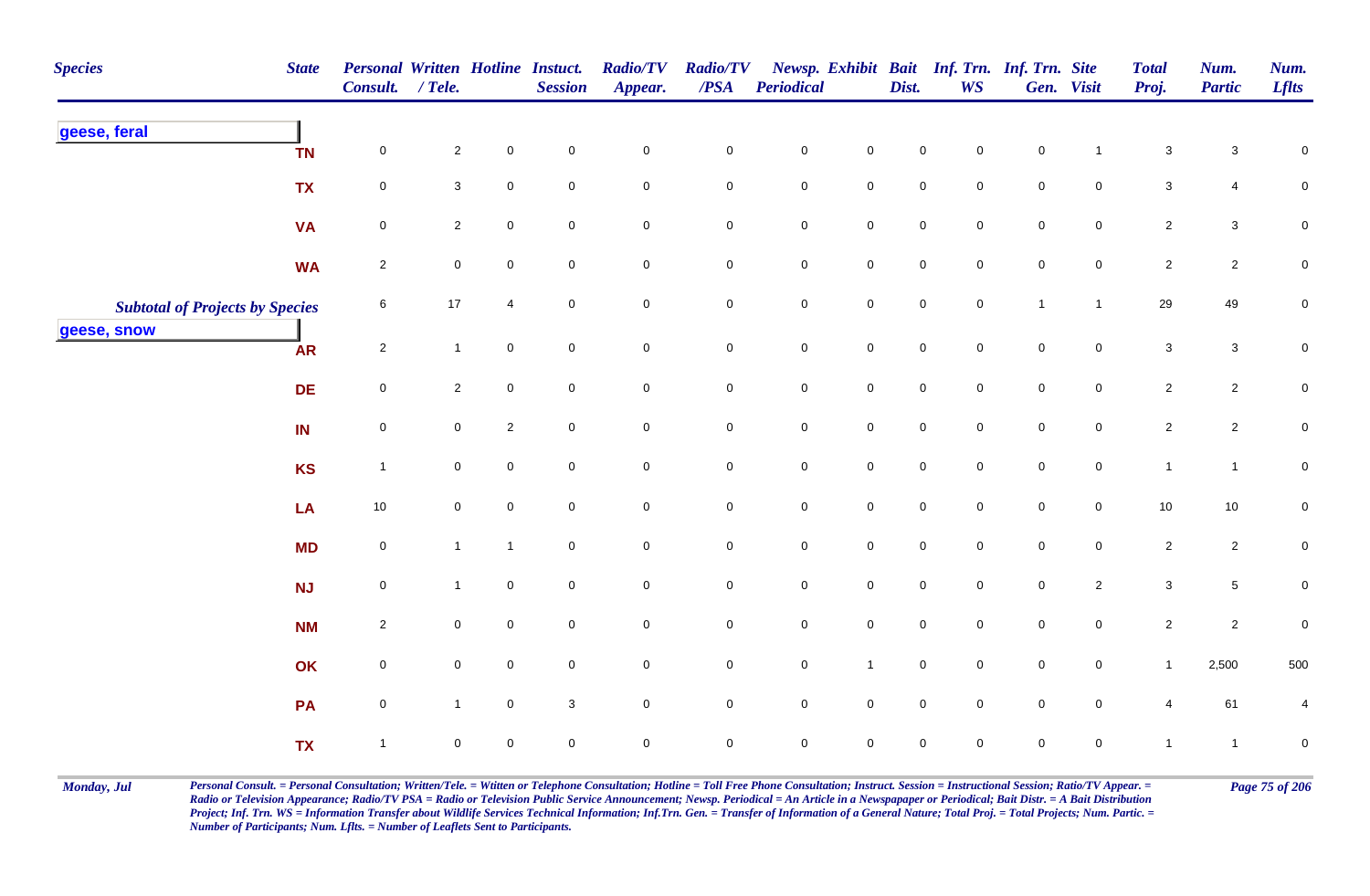| Species | State | Personal Consult. | Written / Tele. | Hotline | Instuct. Session | Radio/TV Appear. | Radio/TV /PSA | Newsp. Periodical | Exhibit | Bait Dist. | Inf. Trn. WS | Inf. Trn. Gen. | Site Visit | Total Proj. | Num. Partic | Num. Lflts |
|---|---|---|---|---|---|---|---|---|---|---|---|---|---|---|---|---|
| **geese, feral** | | | | | | | | | | | | | | | | |
| | TN | 0 | 2 | 0 | 0 | 0 | 0 | 0 | 0 | 0 | 0 | 0 | 1 | 3 | 3 | 0 |
| | TX | 0 | 3 | 0 | 0 | 0 | 0 | 0 | 0 | 0 | 0 | 0 | 0 | 3 | 4 | 0 |
| | VA | 0 | 2 | 0 | 0 | 0 | 0 | 0 | 0 | 0 | 0 | 0 | 0 | 2 | 3 | 0 |
| | WA | 2 | 0 | 0 | 0 | 0 | 0 | 0 | 0 | 0 | 0 | 0 | 0 | 2 | 2 | 0 |
| *Subtotal of Projects by Species* | | 6 | 17 | 4 | 0 | 0 | 0 | 0 | 0 | 0 | 0 | 1 | 1 | 29 | 49 | 0 |
| **geese, snow** | | | | | | | | | | | | | | | | |
| | AR | 2 | 1 | 0 | 0 | 0 | 0 | 0 | 0 | 0 | 0 | 0 | 0 | 3 | 3 | 0 |
| | DE | 0 | 2 | 0 | 0 | 0 | 0 | 0 | 0 | 0 | 0 | 0 | 0 | 2 | 2 | 0 |
| | IN | 0 | 0 | 2 | 0 | 0 | 0 | 0 | 0 | 0 | 0 | 0 | 0 | 2 | 2 | 0 |
| | KS | 1 | 0 | 0 | 0 | 0 | 0 | 0 | 0 | 0 | 0 | 0 | 0 | 1 | 1 | 0 |
| | LA | 10 | 0 | 0 | 0 | 0 | 0 | 0 | 0 | 0 | 0 | 0 | 0 | 10 | 10 | 0 |
| | MD | 0 | 1 | 1 | 0 | 0 | 0 | 0 | 0 | 0 | 0 | 0 | 0 | 2 | 2 | 0 |
| | NJ | 0 | 1 | 0 | 0 | 0 | 0 | 0 | 0 | 0 | 0 | 0 | 2 | 3 | 5 | 0 |
| | NM | 2 | 0 | 0 | 0 | 0 | 0 | 0 | 0 | 0 | 0 | 0 | 0 | 2 | 2 | 0 |
| | OK | 0 | 0 | 0 | 0 | 0 | 0 | 0 | 1 | 0 | 0 | 0 | 0 | 1 | 2,500 | 500 |
| | PA | 0 | 1 | 0 | 3 | 0 | 0 | 0 | 0 | 0 | 0 | 0 | 0 | 4 | 61 | 4 |
| | TX | 1 | 0 | 0 | 0 | 0 | 0 | 0 | 0 | 0 | 0 | 0 | 0 | 1 | 1 | 0 |

*Personal Consult. = Personal Consultation; Written/Tele. = Wtitten or Telephone Consultation; Hotline = Toll Free Phone Consultation; Instruct. Session = Instructional Session; Ratio/TV Appear. = Radio or Television Appearance; Radio/TV PSA = Radio or Television Public Service Announcement; Newsp. Periodical = An Article in a Newspapaper or Periodical; Bait Distr. = A Bait Distribution Project; Inf. Trn. WS = Information Transfer about Wildlife Services Technical Information; Inf.Trn. Gen. = Transfer of Information of a General Nature; Total Proj. = Total Projects; Num. Partic. = Number of Participants; Num. Lflts. = Number of Leaflets Sent to Participants.*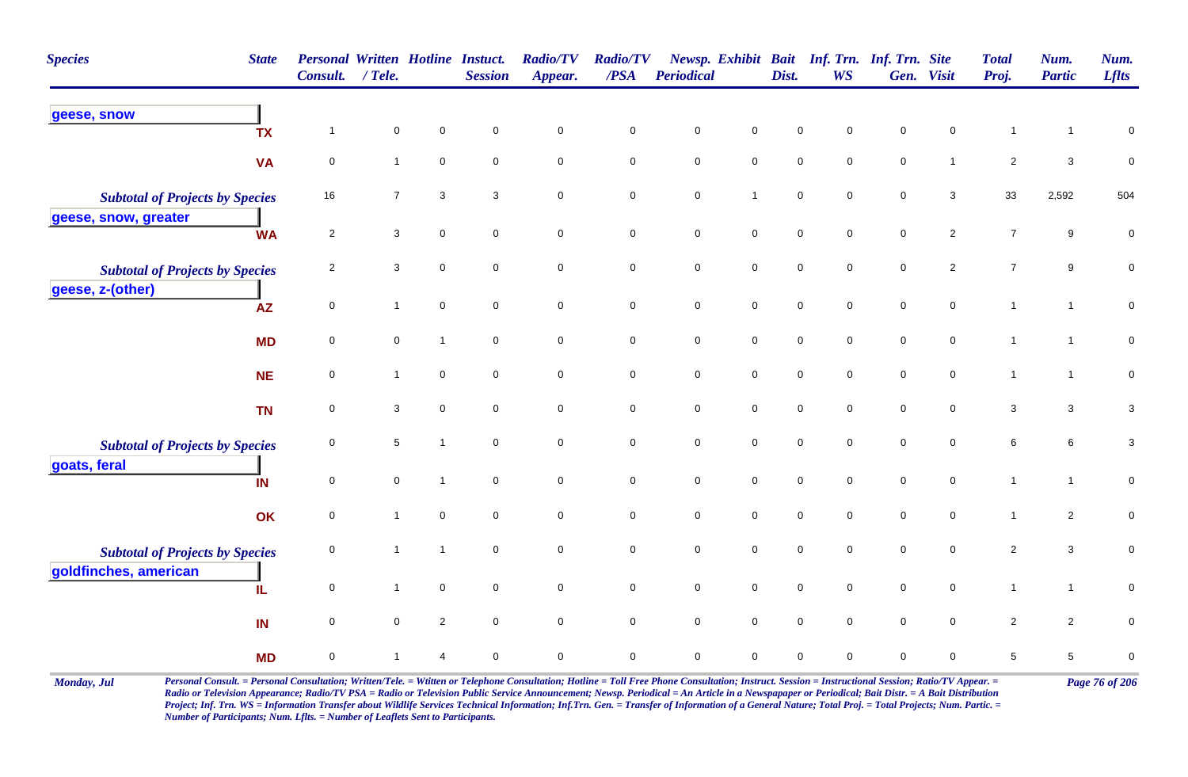| Species | State | Personal Consult. | Written / Tele. | Hotline | Instuct. Session | Radio/TV Appear. | Radio/TV /PSA | Newsp. Periodical | Exhibit | Bait Dist. | Inf. Trn. WS | Inf. Trn. Gen. | Site Visit | Total Proj. | Num. Partic | Num. Lflts |
|---|---|---|---|---|---|---|---|---|---|---|---|---|---|---|---|---|
| **geese, snow** | | | | | | | | | | | | | | | | |
| | TX | 1 | 0 | 0 | 0 | 0 | 0 | 0 | 0 | 0 | 0 | 0 | 0 | 1 | 1 | 0 |
| | VA | 0 | 1 | 0 | 0 | 0 | 0 | 0 | 0 | 0 | 0 | 0 | 1 | 2 | 3 | 0 |
| *Subtotal of Projects by Species* | | 16 | 7 | 3 | 3 | 0 | 0 | 0 | 1 | 0 | 0 | 0 | 3 | 33 | 2,592 | 504 |
| **geese, snow, greater** | | | | | | | | | | | | | | | | |
| | WA | 2 | 3 | 0 | 0 | 0 | 0 | 0 | 0 | 0 | 0 | 0 | 2 | 7 | 9 | 0 |
| *Subtotal of Projects by Species* | | 2 | 3 | 0 | 0 | 0 | 0 | 0 | 0 | 0 | 0 | 0 | 2 | 7 | 9 | 0 |
| **geese, z-(other)** | | | | | | | | | | | | | | | | |
| | AZ | 0 | 1 | 0 | 0 | 0 | 0 | 0 | 0 | 0 | 0 | 0 | 0 | 1 | 1 | 0 |
| | MD | 0 | 0 | 1 | 0 | 0 | 0 | 0 | 0 | 0 | 0 | 0 | 0 | 1 | 1 | 0 |
| | NE | 0 | 1 | 0 | 0 | 0 | 0 | 0 | 0 | 0 | 0 | 0 | 0 | 1 | 1 | 0 |
| | TN | 0 | 3 | 0 | 0 | 0 | 0 | 0 | 0 | 0 | 0 | 0 | 0 | 3 | 3 | 3 |
| *Subtotal of Projects by Species* | | 0 | 5 | 1 | 0 | 0 | 0 | 0 | 0 | 0 | 0 | 0 | 0 | 6 | 6 | 3 |
| **goats, feral** | | | | | | | | | | | | | | | | |
| | IN | 0 | 0 | 1 | 0 | 0 | 0 | 0 | 0 | 0 | 0 | 0 | 0 | 1 | 1 | 0 |
| | OK | 0 | 1 | 0 | 0 | 0 | 0 | 0 | 0 | 0 | 0 | 0 | 0 | 1 | 2 | 0 |
| *Subtotal of Projects by Species* | | 0 | 1 | 1 | 0 | 0 | 0 | 0 | 0 | 0 | 0 | 0 | 0 | 2 | 3 | 0 |
| **goldfinches, american** | | | | | | | | | | | | | | | | |
| | IL | 0 | 1 | 0 | 0 | 0 | 0 | 0 | 0 | 0 | 0 | 0 | 0 | 1 | 1 | 0 |
| | IN | 0 | 0 | 2 | 0 | 0 | 0 | 0 | 0 | 0 | 0 | 0 | 0 | 2 | 2 | 0 |
| | MD | 0 | 1 | 4 | 0 | 0 | 0 | 0 | 0 | 0 | 0 | 0 | 0 | 5 | 5 | 0 |

Monday, Jul

*Personal Consult. = Personal Consultation; Written/Tele. = Wtitten or Telephone Consultation; Hotline = Toll Free Phone Consultation; Instruct. Session = Instructional Session; Ratio/TV Appear. = Radio or Television Appearance; Radio/TV PSA = Radio or Television Public Service Announcement; Newsp. Periodical = An Article in a Newspaper or Periodical; Bait Distr. = A Bait Distribution Project; Inf. Trn. WS = Information Transfer about Wildlife Services Technical Information; Inf.Trn. Gen. = Transfer of Information of a General Nature; Total Proj. = Total Projects; Num. Partic. = Number of Participants; Num. Lflts. = Number of Leaflets Sent to Participants.*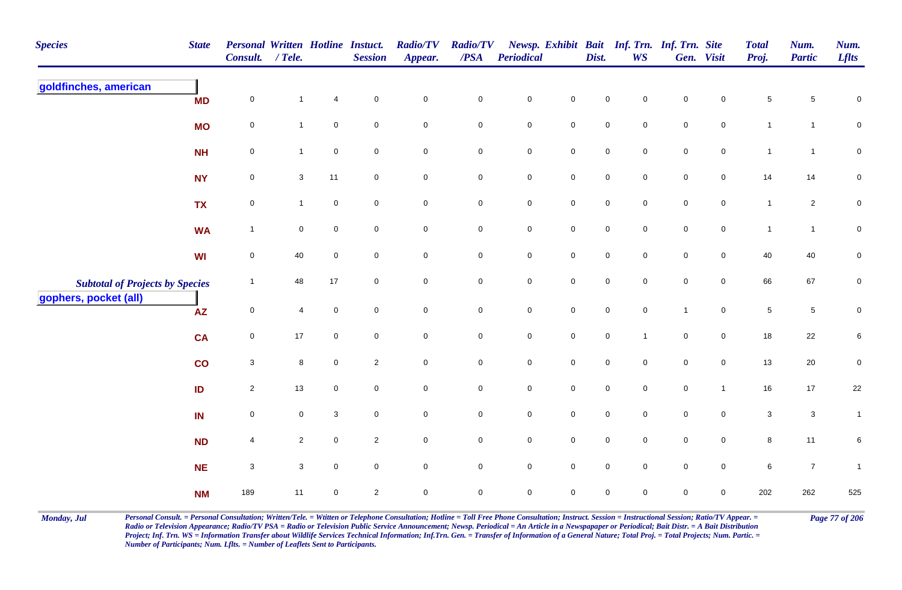| Species | State | Personal Consult. | Written / Tele. | Hotline | Instuct. Session | Radio/TV Appear. | Radio/TV /PSA | Newsp. Periodical | Exhibit | Bait Dist. | Inf. Trn. WS | Inf. Trn. Gen. | Site Visit | Total Proj. | Num. Partic | Num. Lflts |
|---|---|---|---|---|---|---|---|---|---|---|---|---|---|---|---|---|
| **goldfinches, american** | | | | | | | | | | | | | | | | |
| | MD | 0 | 1 | 4 | 0 | 0 | 0 | 0 | 0 | 0 | 0 | 0 | 0 | 5 | 5 | 0 |
| | MO | 0 | 1 | 0 | 0 | 0 | 0 | 0 | 0 | 0 | 0 | 0 | 0 | 1 | 1 | 0 |
| | NH | 0 | 1 | 0 | 0 | 0 | 0 | 0 | 0 | 0 | 0 | 0 | 0 | 1 | 1 | 0 |
| | NY | 0 | 3 | 11 | 0 | 0 | 0 | 0 | 0 | 0 | 0 | 0 | 0 | 14 | 14 | 0 |
| | TX | 0 | 1 | 0 | 0 | 0 | 0 | 0 | 0 | 0 | 0 | 0 | 0 | 1 | 2 | 0 |
| | WA | 1 | 0 | 0 | 0 | 0 | 0 | 0 | 0 | 0 | 0 | 0 | 0 | 1 | 1 | 0 |
| | WI | 0 | 40 | 0 | 0 | 0 | 0 | 0 | 0 | 0 | 0 | 0 | 0 | 40 | 40 | 0 |
| *Subtotal of Projects by Species* | | 1 | 48 | 17 | 0 | 0 | 0 | 0 | 0 | 0 | 0 | 0 | 0 | 66 | 67 | 0 |
| **gophers, pocket (all)** | | | | | | | | | | | | | | | | |
| | AZ | 0 | 4 | 0 | 0 | 0 | 0 | 0 | 0 | 0 | 0 | 1 | 0 | 5 | 5 | 0 |
| | CA | 0 | 17 | 0 | 0 | 0 | 0 | 0 | 0 | 0 | 1 | 0 | 0 | 18 | 22 | 6 |
| | CO | 3 | 8 | 0 | 2 | 0 | 0 | 0 | 0 | 0 | 0 | 0 | 0 | 13 | 20 | 0 |
| | ID | 2 | 13 | 0 | 0 | 0 | 0 | 0 | 0 | 0 | 0 | 0 | 1 | 16 | 17 | 22 |
| | IN | 0 | 0 | 3 | 0 | 0 | 0 | 0 | 0 | 0 | 0 | 0 | 0 | 3 | 3 | 1 |
| | ND | 4 | 2 | 0 | 2 | 0 | 0 | 0 | 0 | 0 | 0 | 0 | 0 | 8 | 11 | 6 |
| | NE | 3 | 3 | 0 | 0 | 0 | 0 | 0 | 0 | 0 | 0 | 0 | 0 | 6 | 7 | 1 |
| | NM | 189 | 11 | 0 | 2 | 0 | 0 | 0 | 0 | 0 | 0 | 0 | 0 | 202 | 262 | 525 |

*Personal Consult. = Personal Consultation; Written/Tele. = Wtitten or Telephone Consultation; Hotline = Toll Free Phone Consultation; Instruct. Session = Instructional Session; Ratio/TV Appear. = Radio or Television Appearance; Radio/TV PSA = Radio or Television Public Service Announcement; Newsp. Periodical = An Article in a Newspapaper or Periodical; Bait Distr. = A Bait Distribution Project; Inf. Trn. WS = Information Transfer about Wildlife Services Technical Information; Inf.Trn. Gen. = Transfer of Information of a General Nature; Total Proj. = Total Projects; Num. Partic. = Number of Participants; Num. Lflts. = Number of Leaflets Sent to Participants.*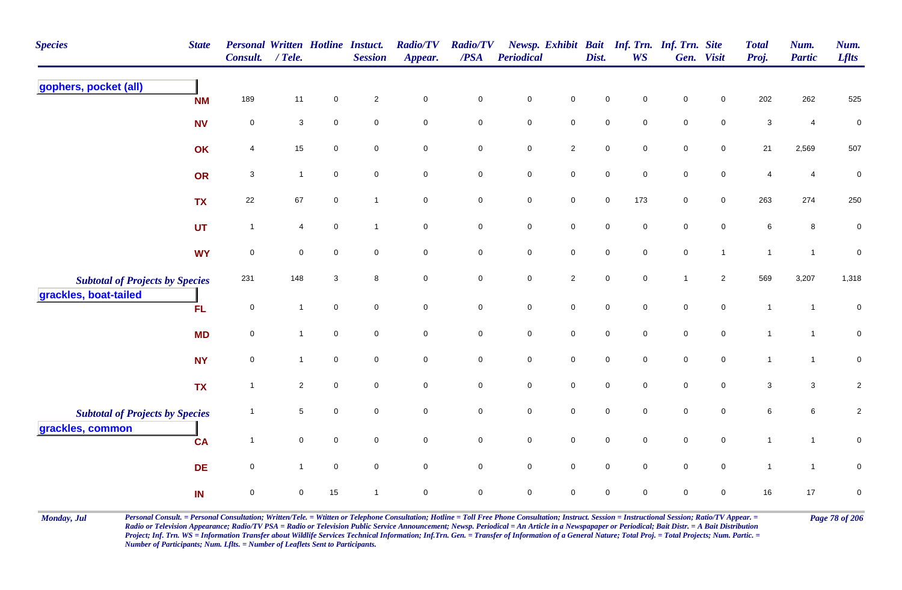| Species | State | Personal Consult. | Written / Tele. | Hotline | Instuct. Session | Radio/TV Appear. | Radio/TV /PSA | Newsp. Periodical | Exhibit | Bait Dist. | Inf. Trn. WS | Inf. Trn. Gen. | Site Visit | Total Proj. | Num. Partic | Num. Lflts |
|---|---|---|---|---|---|---|---|---|---|---|---|---|---|---|---|---|
| **gophers, pocket (all)** | | | | | | | | | | | | | | | | |
| | NM | 189 | 11 | 0 | 2 | 0 | 0 | 0 | 0 | 0 | 0 | 0 | 0 | 202 | 262 | 525 |
| | NV | 0 | 3 | 0 | 0 | 0 | 0 | 0 | 0 | 0 | 0 | 0 | 0 | 3 | 4 | 0 |
| | OK | 4 | 15 | 0 | 0 | 0 | 0 | 0 | 2 | 0 | 0 | 0 | 0 | 21 | 2,569 | 507 |
| | OR | 3 | 1 | 0 | 0 | 0 | 0 | 0 | 0 | 0 | 0 | 0 | 0 | 4 | 4 | 0 |
| | TX | 22 | 67 | 0 | 1 | 0 | 0 | 0 | 0 | 0 | 173 | 0 | 0 | 263 | 274 | 250 |
| | UT | 1 | 4 | 0 | 1 | 0 | 0 | 0 | 0 | 0 | 0 | 0 | 0 | 6 | 8 | 0 |
| | WY | 0 | 0 | 0 | 0 | 0 | 0 | 0 | 0 | 0 | 0 | 0 | 1 | 1 | 1 | 0 |
| *Subtotal of Projects by Species* | | 231 | 148 | 3 | 8 | 0 | 0 | 0 | 2 | 0 | 0 | 1 | 2 | 569 | 3,207 | 1,318 |
| **grackles, boat-tailed** | | | | | | | | | | | | | | | | |
| | FL | 0 | 1 | 0 | 0 | 0 | 0 | 0 | 0 | 0 | 0 | 0 | 0 | 1 | 1 | 0 |
| | MD | 0 | 1 | 0 | 0 | 0 | 0 | 0 | 0 | 0 | 0 | 0 | 0 | 1 | 1 | 0 |
| | NY | 0 | 1 | 0 | 0 | 0 | 0 | 0 | 0 | 0 | 0 | 0 | 0 | 1 | 1 | 0 |
| | TX | 1 | 2 | 0 | 0 | 0 | 0 | 0 | 0 | 0 | 0 | 0 | 0 | 3 | 3 | 2 |
| *Subtotal of Projects by Species* | | 1 | 5 | 0 | 0 | 0 | 0 | 0 | 0 | 0 | 0 | 0 | 0 | 6 | 6 | 2 |
| **grackles, common** | | | | | | | | | | | | | | | | |
| | CA | 1 | 0 | 0 | 0 | 0 | 0 | 0 | 0 | 0 | 0 | 0 | 0 | 1 | 1 | 0 |
| | DE | 0 | 1 | 0 | 0 | 0 | 0 | 0 | 0 | 0 | 0 | 0 | 0 | 1 | 1 | 0 |
| | IN | 0 | 0 | 15 | 1 | 0 | 0 | 0 | 0 | 0 | 0 | 0 | 0 | 16 | 17 | 0 |

*Personal Consult. = Personal Consultation; Written/Tele. = Wtitten or Telephone Consultation; Hotline = Toll Free Phone Consultation; Instruct. Session = Instructional Session; Ratio/TV Appear. = Radio or Television Appearance; Radio/TV PSA = Radio or Television Public Service Announcement; Newsp. Periodical = An Article in a Newspaper or Periodical; Bait Distr. = A Bait Distribution Project; Inf. Trn. WS = Information Transfer about Wildlife Services Technical Information; Inf.Trn. Gen. = Transfer of Information of a General Nature; Total Proj. = Total Projects; Num. Partic. = Number of Participants; Num. Lflts. = Number of Leaflets Sent to Participants.*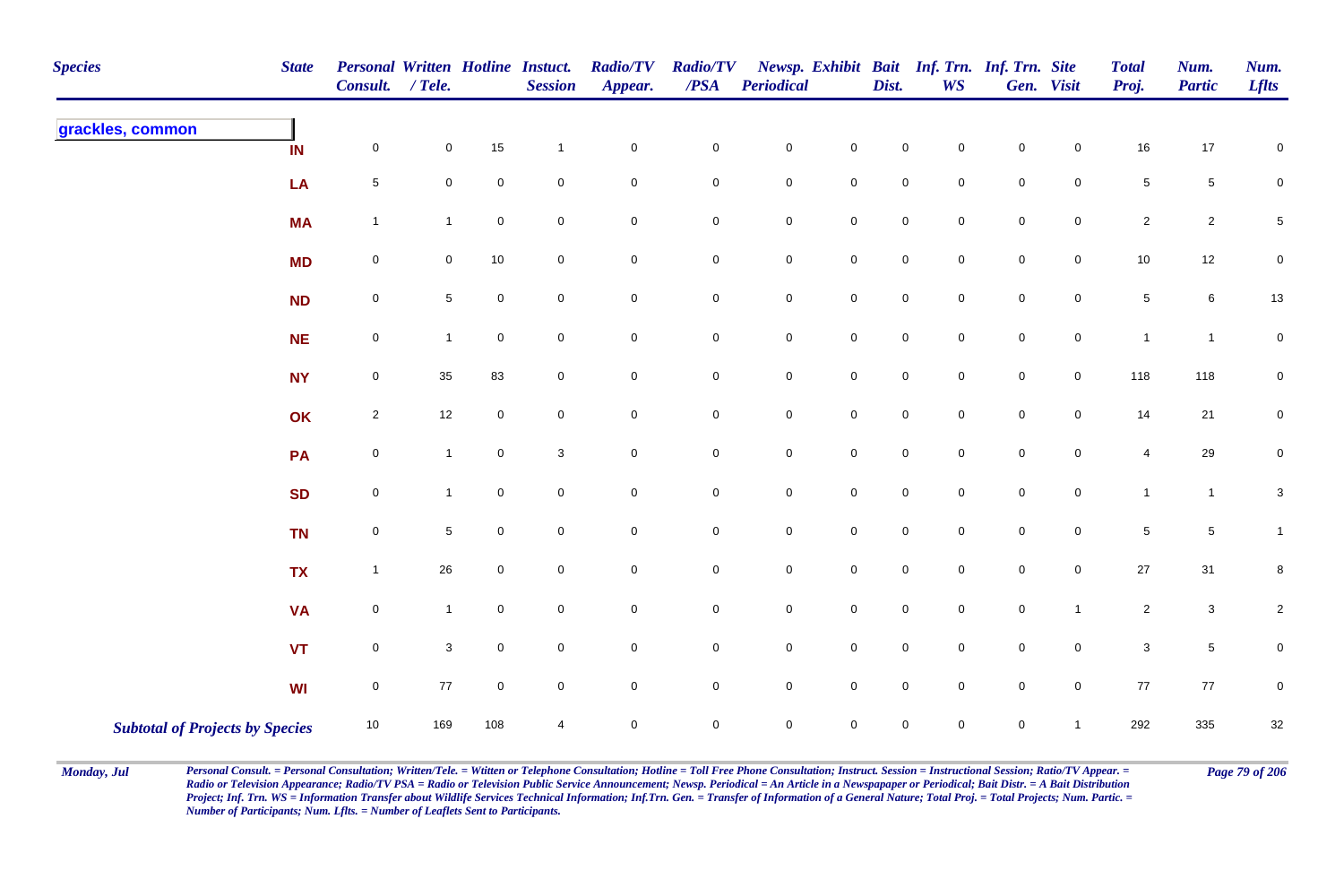| Species | State | Personal Consult. | Written / Tele. | Hotline | Instuct. Session | Radio/TV Appear. | Radio/TV /PSA | Newsp. Periodical | Exhibit | Bait Dist. | Inf. Trn. WS | Inf. Trn. Gen. | Site Visit | Total Proj. | Num. Partic | Num. Lflts |
|---|---|---|---|---|---|---|---|---|---|---|---|---|---|---|---|---|
| **grackles, common** | | | | | | | | | | | | | | | | |
| | IN | 0 | 0 | 15 | 1 | 0 | 0 | 0 | 0 | 0 | 0 | 0 | 0 | 16 | 17 | 0 |
| | LA | 5 | 0 | 0 | 0 | 0 | 0 | 0 | 0 | 0 | 0 | 0 | 0 | 5 | 5 | 0 |
| | MA | 1 | 1 | 0 | 0 | 0 | 0 | 0 | 0 | 0 | 0 | 0 | 0 | 2 | 2 | 5 |
| | MD | 0 | 0 | 10 | 0 | 0 | 0 | 0 | 0 | 0 | 0 | 0 | 0 | 10 | 12 | 0 |
| | ND | 0 | 5 | 0 | 0 | 0 | 0 | 0 | 0 | 0 | 0 | 0 | 0 | 5 | 6 | 13 |
| | NE | 0 | 1 | 0 | 0 | 0 | 0 | 0 | 0 | 0 | 0 | 0 | 0 | 1 | 1 | 0 |
| | NY | 0 | 35 | 83 | 0 | 0 | 0 | 0 | 0 | 0 | 0 | 0 | 0 | 118 | 118 | 0 |
| | OK | 2 | 12 | 0 | 0 | 0 | 0 | 0 | 0 | 0 | 0 | 0 | 0 | 14 | 21 | 0 |
| | PA | 0 | 1 | 0 | 3 | 0 | 0 | 0 | 0 | 0 | 0 | 0 | 0 | 4 | 29 | 0 |
| | SD | 0 | 1 | 0 | 0 | 0 | 0 | 0 | 0 | 0 | 0 | 0 | 0 | 1 | 1 | 3 |
| | TN | 0 | 5 | 0 | 0 | 0 | 0 | 0 | 0 | 0 | 0 | 0 | 0 | 5 | 5 | 1 |
| | TX | 1 | 26 | 0 | 0 | 0 | 0 | 0 | 0 | 0 | 0 | 0 | 0 | 27 | 31 | 8 |
| | VA | 0 | 1 | 0 | 0 | 0 | 0 | 0 | 0 | 0 | 0 | 0 | 1 | 2 | 3 | 2 |
| | VT | 0 | 3 | 0 | 0 | 0 | 0 | 0 | 0 | 0 | 0 | 0 | 0 | 3 | 5 | 0 |
| | WI | 0 | 77 | 0 | 0 | 0 | 0 | 0 | 0 | 0 | 0 | 0 | 0 | 77 | 77 | 0 |
| **Subtotal of Projects by Species** | | 10 | 169 | 108 | 4 | 0 | 0 | 0 | 0 | 0 | 0 | 0 | 1 | 292 | 335 | 32 |

*Personal Consult. = Personal Consultation; Written/Tele. = Wtitten or Telephone Consultation; Hotline = Toll Free Phone Consultation; Instruct. Session = Instructional Session; Ratio/TV Appear. = Radio or Television Appearance; Radio/TV PSA = Radio or Television Public Service Announcement; Newsp. Periodical = An Article in a Newspapaper or Periodical; Bait Distr. = A Bait Distribution Project; Inf. Trn. WS = Information Transfer about Wildlife Services Technical Information; Inf.Trn. Gen. = Transfer of Information of a General Nature; Total Proj. = Total Projects; Num. Partic. = Number of Participants; Num. Lflts. = Number of Leaflets Sent to Participants.*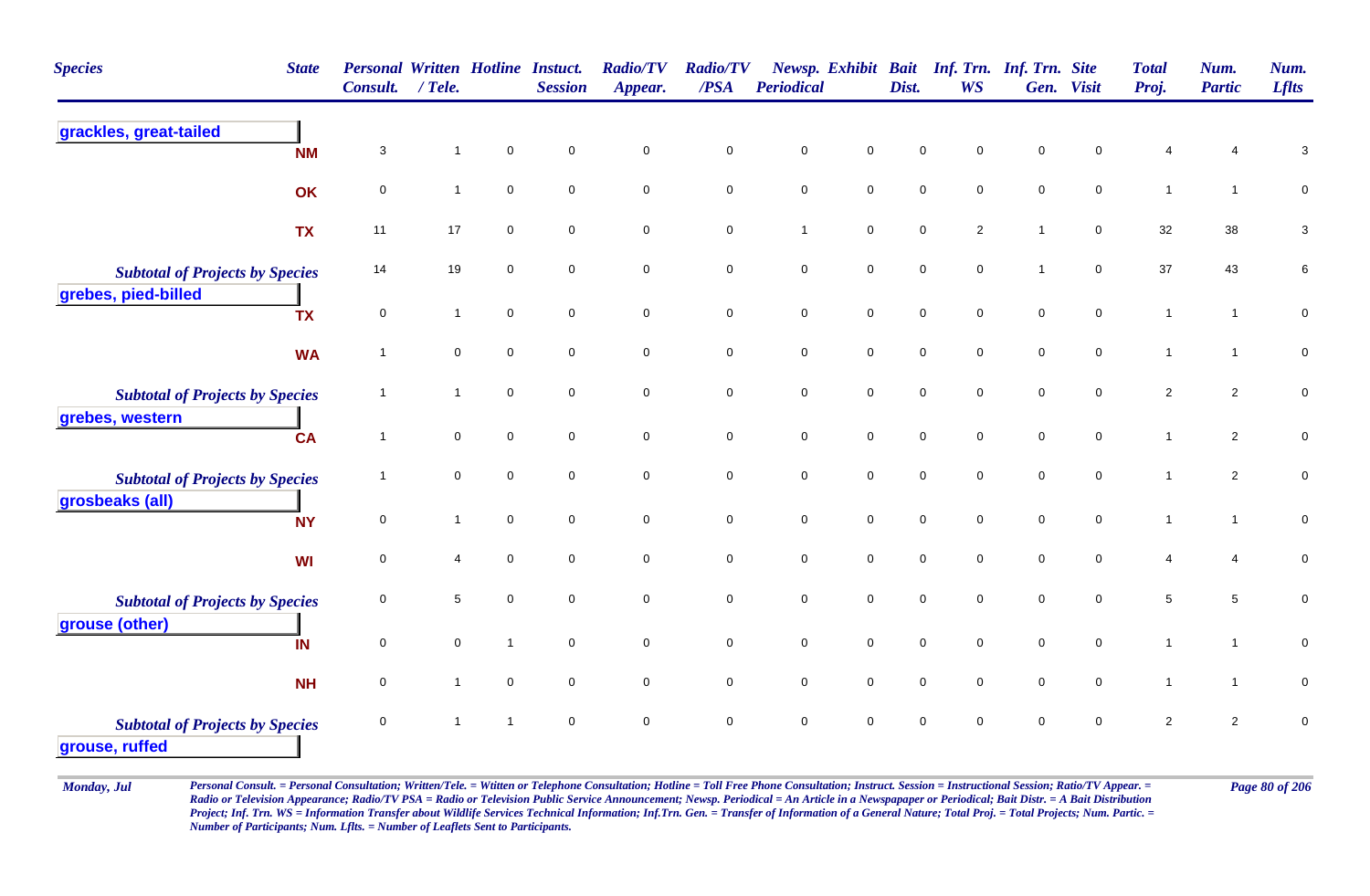| Species | State | Personal Consult. | Written / Tele. | Hotline | Instuct. Session | Radio/TV Appear. | Radio/TV /PSA | Newsp. Periodical | Exhibit | Bait Dist. | Inf. Trn. WS | Inf. Trn. Gen. | Site Visit | Total Proj. | Num. Partic | Num. Lflts |
|---|---|---|---|---|---|---|---|---|---|---|---|---|---|---|---|---|
| **grackles, great-tailed** | | | | | | | | | | | | | | | | |
| | NM | 3 | 1 | 0 | 0 | 0 | 0 | 0 | 0 | 0 | 0 | 0 | 0 | 4 | 4 | 3 |
| | OK | 0 | 1 | 0 | 0 | 0 | 0 | 0 | 0 | 0 | 0 | 0 | 0 | 1 | 1 | 0 |
| | TX | 11 | 17 | 0 | 0 | 0 | 0 | 1 | 0 | 0 | 2 | 1 | 0 | 32 | 38 | 3 |
| *Subtotal of Projects by Species* | | 14 | 19 | 0 | 0 | 0 | 0 | 0 | 0 | 0 | 0 | 1 | 0 | 37 | 43 | 6 |
| **grebes, pied-billed** | | | | | | | | | | | | | | | | |
| | TX | 0 | 1 | 0 | 0 | 0 | 0 | 0 | 0 | 0 | 0 | 0 | 0 | 1 | 1 | 0 |
| | WA | 1 | 0 | 0 | 0 | 0 | 0 | 0 | 0 | 0 | 0 | 0 | 0 | 1 | 1 | 0 |
| *Subtotal of Projects by Species* | | 1 | 1 | 0 | 0 | 0 | 0 | 0 | 0 | 0 | 0 | 0 | 0 | 2 | 2 | 0 |
| **grebes, western** | | | | | | | | | | | | | | | | |
| | CA | 1 | 0 | 0 | 0 | 0 | 0 | 0 | 0 | 0 | 0 | 0 | 0 | 1 | 2 | 0 |
| *Subtotal of Projects by Species* | | 1 | 0 | 0 | 0 | 0 | 0 | 0 | 0 | 0 | 0 | 0 | 0 | 1 | 2 | 0 |
| **grosbeaks (all)** | | | | | | | | | | | | | | | | |
| | NY | 0 | 1 | 0 | 0 | 0 | 0 | 0 | 0 | 0 | 0 | 0 | 0 | 1 | 1 | 0 |
| | WI | 0 | 4 | 0 | 0 | 0 | 0 | 0 | 0 | 0 | 0 | 0 | 0 | 4 | 4 | 0 |
| *Subtotal of Projects by Species* | | 0 | 5 | 0 | 0 | 0 | 0 | 0 | 0 | 0 | 0 | 0 | 0 | 5 | 5 | 0 |
| **grouse (other)** | | | | | | | | | | | | | | | | |
| | IN | 0 | 0 | 1 | 0 | 0 | 0 | 0 | 0 | 0 | 0 | 0 | 0 | 1 | 1 | 0 |
| | NH | 0 | 1 | 0 | 0 | 0 | 0 | 0 | 0 | 0 | 0 | 0 | 0 | 1 | 1 | 0 |
| *Subtotal of Projects by Species* | | 0 | 1 | 1 | 0 | 0 | 0 | 0 | 0 | 0 | 0 | 0 | 0 | 2 | 2 | 0 |
| **grouse, ruffed** | | | | | | | | | | | | | | | | |

*Personal Consult. = Personal Consultation; Written/Tele. = Wtitten or Telephone Consultation; Hotline = Toll Free Phone Consultation; Instruct. Session = Instructional Session; Ratio/TV Appear. = Radio or Television Appearance; Radio/TV PSA = Radio or Television Public Service Announcement; Newsp. Periodical = An Article in a Newspapaper or Periodical; Bait Distr. = A Bait Distribution Project; Inf. Trn. WS = Information Transfer about Wildlife Services Technical Information; Inf.Trn. Gen. = Transfer of Information of a General Nature; Total Proj. = Total Projects; Num. Partic. = Number of Participants; Num. Lflts. = Number of Leaflets Sent to Participants.*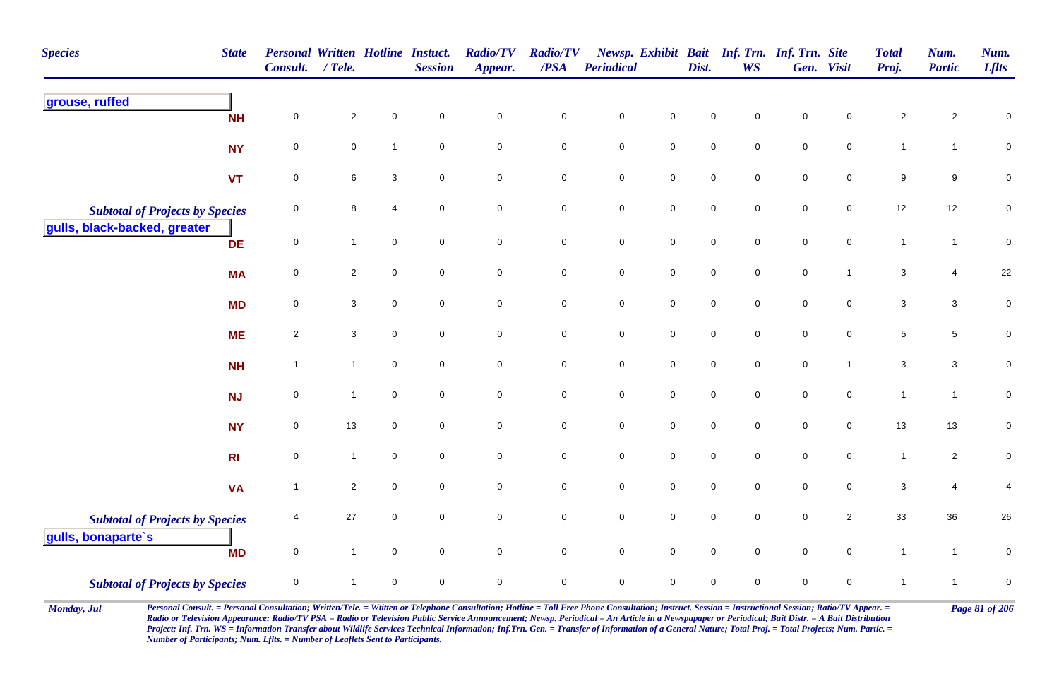| Species | State | Personal Consult. | Written / Tele. | Hotline | Instuct. Session | Radio/TV Appear. | Radio/TV /PSA | Newsp. Periodical | Exhibit | Bait Dist. | Inf. Trn. WS | Inf. Trn. Gen. | Site Visit | Total Proj. | Num. Partic | Num. Lflts |
|---|---|---|---|---|---|---|---|---|---|---|---|---|---|---|---|---|
| **grouse, ruffed** | | | | | | | | | | | | | | | | |
| | NH | 0 | 2 | 0 | 0 | 0 | 0 | 0 | 0 | 0 | 0 | 0 | 0 | 2 | 2 | 0 |
| | NY | 0 | 0 | 1 | 0 | 0 | 0 | 0 | 0 | 0 | 0 | 0 | 0 | 1 | 1 | 0 |
| | VT | 0 | 6 | 3 | 0 | 0 | 0 | 0 | 0 | 0 | 0 | 0 | 0 | 9 | 9 | 0 |
| *Subtotal of Projects by Species* | | 0 | 8 | 4 | 0 | 0 | 0 | 0 | 0 | 0 | 0 | 0 | 0 | 12 | 12 | 0 |
| **gulls, black-backed, greater** | | | | | | | | | | | | | | | | |
| | DE | 0 | 1 | 0 | 0 | 0 | 0 | 0 | 0 | 0 | 0 | 0 | 0 | 1 | 1 | 0 |
| | MA | 0 | 2 | 0 | 0 | 0 | 0 | 0 | 0 | 0 | 0 | 0 | 1 | 3 | 4 | 22 |
| | MD | 0 | 3 | 0 | 0 | 0 | 0 | 0 | 0 | 0 | 0 | 0 | 0 | 3 | 3 | 0 |
| | ME | 2 | 3 | 0 | 0 | 0 | 0 | 0 | 0 | 0 | 0 | 0 | 0 | 5 | 5 | 0 |
| | NH | 1 | 1 | 0 | 0 | 0 | 0 | 0 | 0 | 0 | 0 | 0 | 1 | 3 | 3 | 0 |
| | NJ | 0 | 1 | 0 | 0 | 0 | 0 | 0 | 0 | 0 | 0 | 0 | 0 | 1 | 1 | 0 |
| | NY | 0 | 13 | 0 | 0 | 0 | 0 | 0 | 0 | 0 | 0 | 0 | 0 | 13 | 13 | 0 |
| | RI | 0 | 1 | 0 | 0 | 0 | 0 | 0 | 0 | 0 | 0 | 0 | 0 | 1 | 2 | 0 |
| | VA | 1 | 2 | 0 | 0 | 0 | 0 | 0 | 0 | 0 | 0 | 0 | 0 | 3 | 4 | 4 |
| *Subtotal of Projects by Species* | | 4 | 27 | 0 | 0 | 0 | 0 | 0 | 0 | 0 | 0 | 0 | 2 | 33 | 36 | 26 |
| **gulls, bonaparte`s** | | | | | | | | | | | | | | | | |
| | MD | 0 | 1 | 0 | 0 | 0 | 0 | 0 | 0 | 0 | 0 | 0 | 0 | 1 | 1 | 0 |
| *Subtotal of Projects by Species* | | 0 | 1 | 0 | 0 | 0 | 0 | 0 | 0 | 0 | 0 | 0 | 0 | 1 | 1 | 0 |

*Personal Consult. = Personal Consultation; Written/Tele. = Wtitten or Telephone Consultation; Hotline = Toll Free Phone Consultation; Instruct. Session = Instructional Session; Ratio/TV Appear. = Radio or Television Appearance; Radio/TV PSA = Radio or Television Public Service Announcement; Newsp. Periodical = An Article in a Newspapaper or Periodical; Bait Distr. = A Bait Distribution Project; Inf. Trn. WS = Information Transfer about Wildlife Services Technical Information; Inf.Trn. Gen. = Transfer of Information of a General Nature; Total Proj. = Total Projects; Num. Partic. = Number of Participants; Num. Lflts. = Number of Leaflets Sent to Participants.*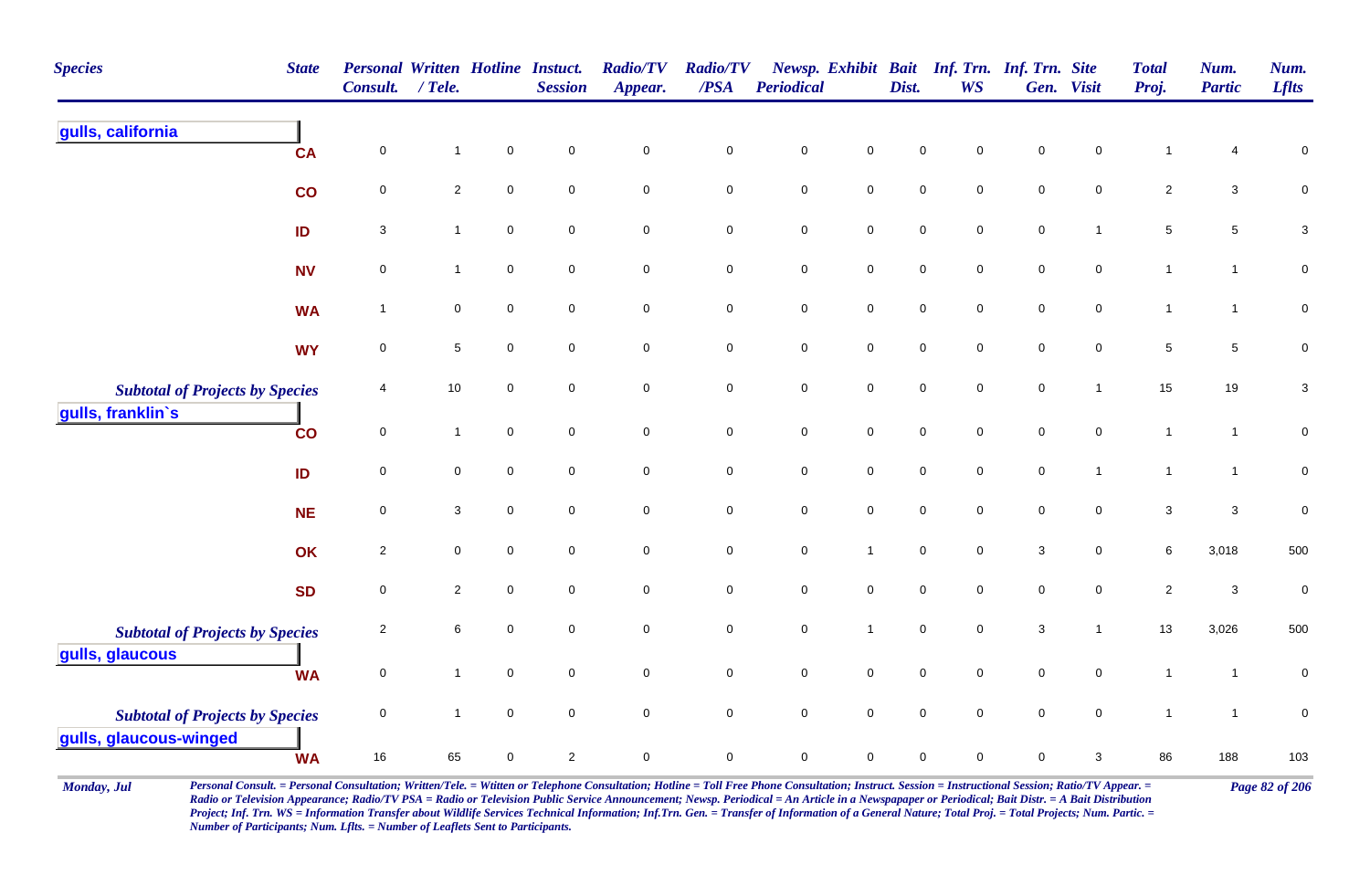| Species | State | Personal Consult. | Written / Tele. | Hotline | Instuct. Session | Radio/TV Appear. | Radio/TV /PSA | Newsp. Periodical | Exhibit | Bait Dist. | Inf. Trn. WS | Inf. Trn. Gen. | Site Visit | Total Proj. | Num. Partic | Num. Lflts |
|---|---|---|---|---|---|---|---|---|---|---|---|---|---|---|---|---|
| **gulls, california** | | | | | | | | | | | | | | | | |
| | CA | 0 | 1 | 0 | 0 | 0 | 0 | 0 | 0 | 0 | 0 | 0 | 0 | 1 | 4 | 0 |
| | CO | 0 | 2 | 0 | 0 | 0 | 0 | 0 | 0 | 0 | 0 | 0 | 0 | 2 | 3 | 0 |
| | ID | 3 | 1 | 0 | 0 | 0 | 0 | 0 | 0 | 0 | 0 | 0 | 1 | 5 | 5 | 3 |
| | NV | 0 | 1 | 0 | 0 | 0 | 0 | 0 | 0 | 0 | 0 | 0 | 0 | 1 | 1 | 0 |
| | WA | 1 | 0 | 0 | 0 | 0 | 0 | 0 | 0 | 0 | 0 | 0 | 0 | 1 | 1 | 0 |
| | WY | 0 | 5 | 0 | 0 | 0 | 0 | 0 | 0 | 0 | 0 | 0 | 0 | 5 | 5 | 0 |
| *Subtotal of Projects by Species* | | 4 | 10 | 0 | 0 | 0 | 0 | 0 | 0 | 0 | 0 | 0 | 1 | 15 | 19 | 3 |
| **gulls, franklin`s** | | | | | | | | | | | | | | | | |
| | CO | 0 | 1 | 0 | 0 | 0 | 0 | 0 | 0 | 0 | 0 | 0 | 0 | 1 | 1 | 0 |
| | ID | 0 | 0 | 0 | 0 | 0 | 0 | 0 | 0 | 0 | 0 | 0 | 1 | 1 | 1 | 0 |
| | NE | 0 | 3 | 0 | 0 | 0 | 0 | 0 | 0 | 0 | 0 | 0 | 0 | 3 | 3 | 0 |
| | OK | 2 | 0 | 0 | 0 | 0 | 0 | 0 | 1 | 0 | 0 | 3 | 0 | 6 | 3,018 | 500 |
| | SD | 0 | 2 | 0 | 0 | 0 | 0 | 0 | 0 | 0 | 0 | 0 | 0 | 2 | 3 | 0 |
| *Subtotal of Projects by Species* | | 2 | 6 | 0 | 0 | 0 | 0 | 0 | 1 | 0 | 0 | 3 | 1 | 13 | 3,026 | 500 |
| **gulls, glaucous** | | | | | | | | | | | | | | | | |
| | WA | 0 | 1 | 0 | 0 | 0 | 0 | 0 | 0 | 0 | 0 | 0 | 0 | 1 | 1 | 0 |
| *Subtotal of Projects by Species* | | 0 | 1 | 0 | 0 | 0 | 0 | 0 | 0 | 0 | 0 | 0 | 0 | 1 | 1 | 0 |
| **gulls, glaucous-winged** | | | | | | | | | | | | | | | | |
| | WA | 16 | 65 | 0 | 2 | 0 | 0 | 0 | 0 | 0 | 0 | 0 | 3 | 86 | 188 | 103 |

Monday, Jul

*Personal Consult. = Personal Consultation; Written/Tele. = Wtitten or Telephone Consultation; Hotline = Toll Free Phone Consultation; Instruct. Session = Instructional Session; Ratio/TV Appear. = Radio or Television Appearance; Radio/TV PSA = Radio or Television Public Service Announcement; Newsp. Periodical = An Article in a Newspaper or Periodical; Bait Distr. = A Bait Distribution Project; Inf. Trn. WS = Information Transfer about Wildlife Services Technical Information; Inf.Trn. Gen. = Transfer of Information of a General Nature; Total Proj. = Total Projects; Num. Partic. = Number of Participants; Num. Lflts. = Number of Leaflets Sent to Participants.*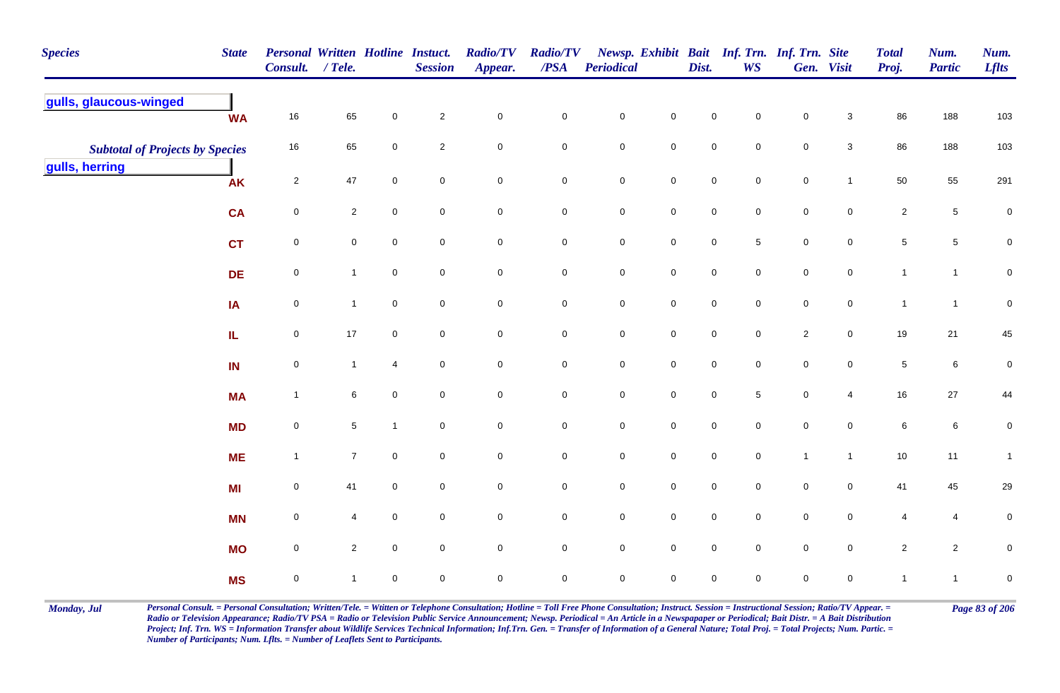| Species | State | Personal Consult. | Written / Tele. | Hotline | Instuct. Session | Radio/TV Appear. | Radio/TV /PSA | Newsp. Periodical | Exhibit | Bait Dist. | Inf. Trn. WS | Inf. Trn. Gen. | Site Visit | Total Proj. | Num. Partic | Num. Lflts |
|---|---|---|---|---|---|---|---|---|---|---|---|---|---|---|---|---|
| **gulls, glaucous-winged** | | | | | | | | | | | | | | | | |
| | WA | 16 | 65 | 0 | 2 | 0 | 0 | 0 | 0 | 0 | 0 | 0 | 3 | 86 | 188 | 103 |
| *Subtotal of Projects by Species* | | 16 | 65 | 0 | 2 | 0 | 0 | 0 | 0 | 0 | 0 | 0 | 3 | 86 | 188 | 103 |
| **gulls, herring** | | | | | | | | | | | | | | | | |
| | AK | 2 | 47 | 0 | 0 | 0 | 0 | 0 | 0 | 0 | 0 | 0 | 1 | 50 | 55 | 291 |
| | CA | 0 | 2 | 0 | 0 | 0 | 0 | 0 | 0 | 0 | 0 | 0 | 0 | 2 | 5 | 0 |
| | CT | 0 | 0 | 0 | 0 | 0 | 0 | 0 | 0 | 0 | 5 | 0 | 0 | 5 | 5 | 0 |
| | DE | 0 | 1 | 0 | 0 | 0 | 0 | 0 | 0 | 0 | 0 | 0 | 0 | 1 | 1 | 0 |
| | IA | 0 | 1 | 0 | 0 | 0 | 0 | 0 | 0 | 0 | 0 | 0 | 0 | 1 | 1 | 0 |
| | IL | 0 | 17 | 0 | 0 | 0 | 0 | 0 | 0 | 0 | 0 | 2 | 0 | 19 | 21 | 45 |
| | IN | 0 | 1 | 4 | 0 | 0 | 0 | 0 | 0 | 0 | 0 | 0 | 0 | 5 | 6 | 0 |
| | MA | 1 | 6 | 0 | 0 | 0 | 0 | 0 | 0 | 0 | 5 | 0 | 4 | 16 | 27 | 44 |
| | MD | 0 | 5 | 1 | 0 | 0 | 0 | 0 | 0 | 0 | 0 | 0 | 0 | 6 | 6 | 0 |
| | ME | 1 | 7 | 0 | 0 | 0 | 0 | 0 | 0 | 0 | 0 | 1 | 1 | 10 | 11 | 1 |
| | MI | 0 | 41 | 0 | 0 | 0 | 0 | 0 | 0 | 0 | 0 | 0 | 0 | 41 | 45 | 29 |
| | MN | 0 | 4 | 0 | 0 | 0 | 0 | 0 | 0 | 0 | 0 | 0 | 0 | 4 | 4 | 0 |
| | MO | 0 | 2 | 0 | 0 | 0 | 0 | 0 | 0 | 0 | 0 | 0 | 0 | 2 | 2 | 0 |
| | MS | 0 | 1 | 0 | 0 | 0 | 0 | 0 | 0 | 0 | 0 | 0 | 0 | 1 | 1 | 0 |

*Personal Consult. = Personal Consultation; Written/Tele. = Wtitten or Telephone Consultation; Hotline = Toll Free Phone Consultation; Instruct. Session = Instructional Session; Ratio/TV Appear. = Radio or Television Appearance; Radio/TV PSA = Radio or Television Public Service Announcement; Newsp. Periodical = An Article in a Newspapaper or Periodical; Bait Distr. = A Bait Distribution Project; Inf. Trn. WS = Information Transfer about Wildlife Services Technical Information; Inf.Trn. Gen. = Transfer of Information of a General Nature; Total Proj. = Total Projects; Num. Partic. = Number of Participants; Num. Lflts. = Number of Leaflets Sent to Participants.*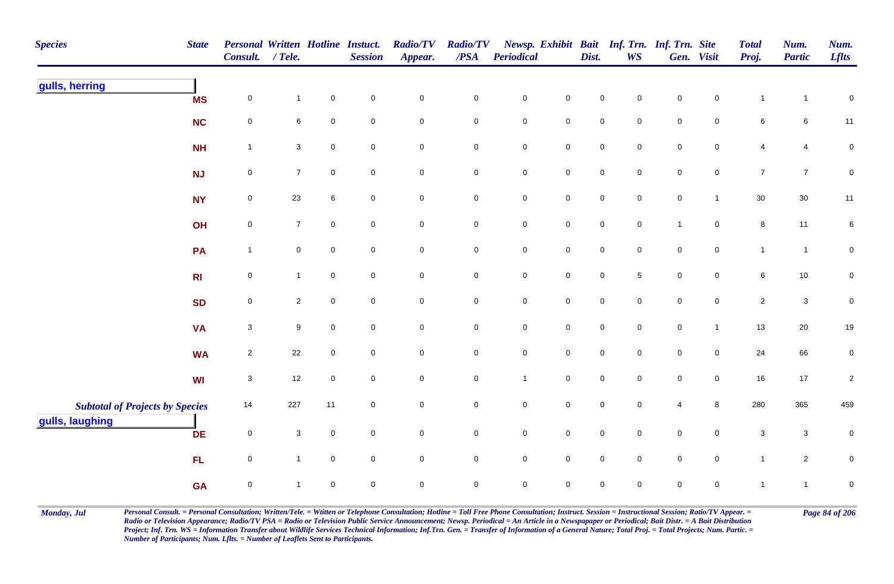| Species | State | Personal Consult. | Written / Tele. | Hotline | Instuct. Session | Radio/TV Appear. | Radio/TV /PSA | Newsp. Periodical | Exhibit | Bait Dist. | Inf. Trn. WS | Inf. Trn. Gen. | Site Visit | Total Proj. | Num. Partic | Num. Lflts |
|---|---|---|---|---|---|---|---|---|---|---|---|---|---|---|---|---|
| **gulls, herring** | | | | | | | | | | | | | | | | |
| | MS | 0 | 1 | 0 | 0 | 0 | 0 | 0 | 0 | 0 | 0 | 0 | 0 | 1 | 1 | 0 |
| | NC | 0 | 6 | 0 | 0 | 0 | 0 | 0 | 0 | 0 | 0 | 0 | 0 | 6 | 6 | 11 |
| | NH | 1 | 3 | 0 | 0 | 0 | 0 | 0 | 0 | 0 | 0 | 0 | 0 | 4 | 4 | 0 |
| | NJ | 0 | 7 | 0 | 0 | 0 | 0 | 0 | 0 | 0 | 0 | 0 | 0 | 7 | 7 | 0 |
| | NY | 0 | 23 | 6 | 0 | 0 | 0 | 0 | 0 | 0 | 0 | 0 | 1 | 30 | 30 | 11 |
| | OH | 0 | 7 | 0 | 0 | 0 | 0 | 0 | 0 | 0 | 0 | 1 | 0 | 8 | 11 | 6 |
| | PA | 1 | 0 | 0 | 0 | 0 | 0 | 0 | 0 | 0 | 0 | 0 | 0 | 1 | 1 | 0 |
| | RI | 0 | 1 | 0 | 0 | 0 | 0 | 0 | 0 | 0 | 5 | 0 | 0 | 6 | 10 | 0 |
| | SD | 0 | 2 | 0 | 0 | 0 | 0 | 0 | 0 | 0 | 0 | 0 | 0 | 2 | 3 | 0 |
| | VA | 3 | 9 | 0 | 0 | 0 | 0 | 0 | 0 | 0 | 0 | 0 | 1 | 13 | 20 | 19 |
| | WA | 2 | 22 | 0 | 0 | 0 | 0 | 0 | 0 | 0 | 0 | 0 | 0 | 24 | 66 | 0 |
| | WI | 3 | 12 | 0 | 0 | 0 | 0 | 1 | 0 | 0 | 0 | 0 | 0 | 16 | 17 | 2 |
| ***Subtotal of Projects by Species*** | | 14 | 227 | 11 | 0 | 0 | 0 | 0 | 0 | 0 | 0 | 4 | 8 | 280 | 365 | 459 |
| **gulls, laughing** | | | | | | | | | | | | | | | | |
| | DE | 0 | 3 | 0 | 0 | 0 | 0 | 0 | 0 | 0 | 0 | 0 | 0 | 3 | 3 | 0 |
| | FL | 0 | 1 | 0 | 0 | 0 | 0 | 0 | 0 | 0 | 0 | 0 | 0 | 1 | 2 | 0 |
| | GA | 0 | 1 | 0 | 0 | 0 | 0 | 0 | 0 | 0 | 0 | 0 | 0 | 1 | 1 | 0 |

*Personal Consult. = Personal Consultation; Written/Tele. = Wtitten or Telephone Consultation; Hotline = Toll Free Phone Consultation; Instruct. Session = Instructional Session; Ratio/TV Appear. = Radio or Television Appearance; Radio/TV PSA = Radio or Television Public Service Announcement; Newsp. Periodical = An Article in a Newspapaper or Periodical; Bait Distr. = A Bait Distribution Project; Inf. Trn. WS = Information Transfer about Wildlife Services Technical Information; Inf.Trn. Gen. = Transfer of Information of a General Nature; Total Proj. = Total Projects; Num. Partic. = Number of Participants; Num. Lflts. = Number of Leaflets Sent to Participants.*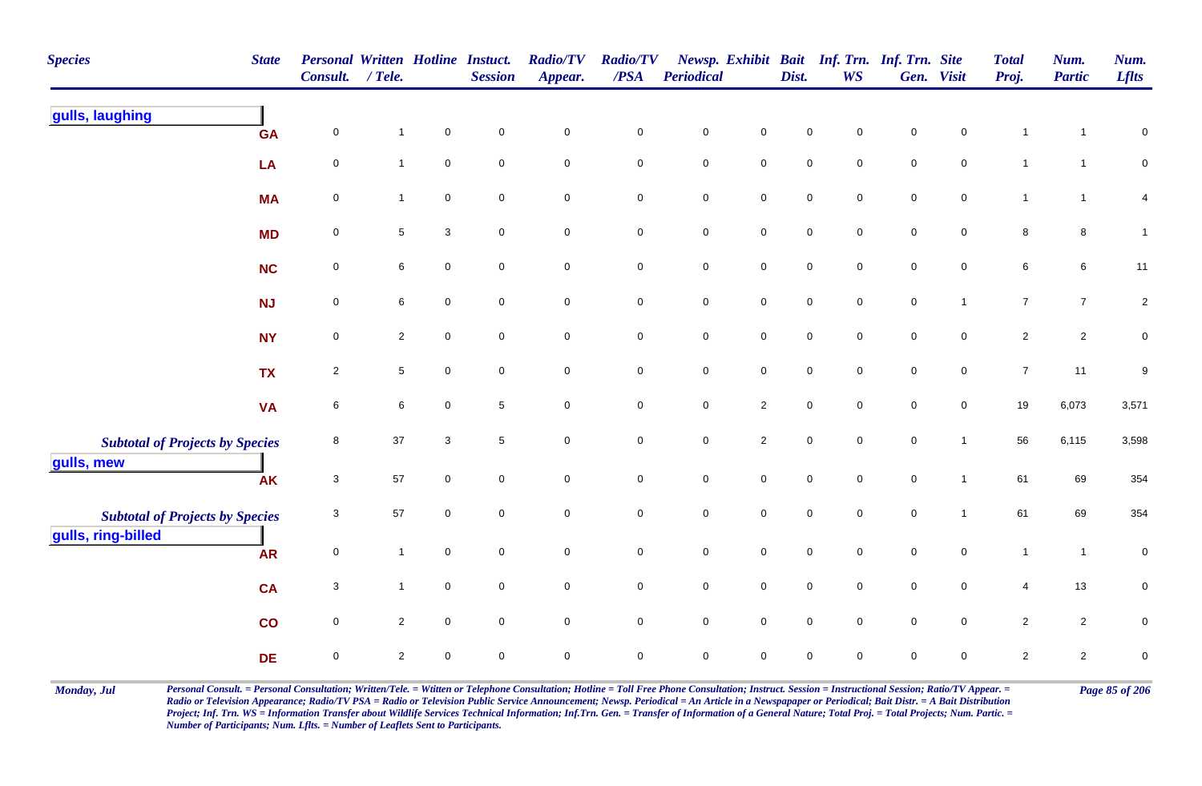| Species | State | Personal Consult. | Written / Tele. | Hotline | Instuct. Session | Radio/TV Appear. | Radio/TV /PSA | Newsp. Periodical | Exhibit | Bait Dist. | Inf. Trn. WS | Inf. Trn. Gen. | Site Visit | Total Proj. | Num. Partic | Num. Lflts |
|---|---|---|---|---|---|---|---|---|---|---|---|---|---|---|---|---|
| **gulls, laughing** | | | | | | | | | | | | | | | | |
| | GA | 0 | 1 | 0 | 0 | 0 | 0 | 0 | 0 | 0 | 0 | 0 | 0 | 1 | 1 | 0 |
| | LA | 0 | 1 | 0 | 0 | 0 | 0 | 0 | 0 | 0 | 0 | 0 | 0 | 1 | 1 | 0 |
| | MA | 0 | 1 | 0 | 0 | 0 | 0 | 0 | 0 | 0 | 0 | 0 | 0 | 1 | 1 | 4 |
| | MD | 0 | 5 | 3 | 0 | 0 | 0 | 0 | 0 | 0 | 0 | 0 | 0 | 8 | 8 | 1 |
| | NC | 0 | 6 | 0 | 0 | 0 | 0 | 0 | 0 | 0 | 0 | 0 | 0 | 6 | 6 | 11 |
| | NJ | 0 | 6 | 0 | 0 | 0 | 0 | 0 | 0 | 0 | 0 | 0 | 1 | 7 | 7 | 2 |
| | NY | 0 | 2 | 0 | 0 | 0 | 0 | 0 | 0 | 0 | 0 | 0 | 0 | 2 | 2 | 0 |
| | TX | 2 | 5 | 0 | 0 | 0 | 0 | 0 | 0 | 0 | 0 | 0 | 0 | 7 | 11 | 9 |
| | VA | 6 | 6 | 0 | 5 | 0 | 0 | 0 | 2 | 0 | 0 | 0 | 0 | 19 | 6,073 | 3,571 |
| *Subtotal of Projects by Species* | | 8 | 37 | 3 | 5 | 0 | 0 | 0 | 2 | 0 | 0 | 0 | 1 | 56 | 6,115 | 3,598 |
| **gulls, mew** | | | | | | | | | | | | | | | | |
| | AK | 3 | 57 | 0 | 0 | 0 | 0 | 0 | 0 | 0 | 0 | 0 | 1 | 61 | 69 | 354 |
| *Subtotal of Projects by Species* | | 3 | 57 | 0 | 0 | 0 | 0 | 0 | 0 | 0 | 0 | 0 | 1 | 61 | 69 | 354 |
| **gulls, ring-billed** | | | | | | | | | | | | | | | | |
| | AR | 0 | 1 | 0 | 0 | 0 | 0 | 0 | 0 | 0 | 0 | 0 | 0 | 1 | 1 | 0 |
| | CA | 3 | 1 | 0 | 0 | 0 | 0 | 0 | 0 | 0 | 0 | 0 | 0 | 4 | 13 | 0 |
| | CO | 0 | 2 | 0 | 0 | 0 | 0 | 0 | 0 | 0 | 0 | 0 | 0 | 2 | 2 | 0 |
| | DE | 0 | 2 | 0 | 0 | 0 | 0 | 0 | 0 | 0 | 0 | 0 | 0 | 2 | 2 | 0 |

*Personal Consult. = Personal Consultation; Written/Tele. = Wtitten or Telephone Consultation; Hotline = Toll Free Phone Consultation; Instruct. Session = Instructional Session; Ratio/TV Appear. = Radio or Television Appearance; Radio/TV PSA = Radio or Television Public Service Announcement; Newsp. Periodical = An Article in a Newspapaper or Periodical; Bait Distr. = A Bait Distribution Project; Inf. Trn. WS = Information Transfer about Wildlife Services Technical Information; Inf.Trn. Gen. = Transfer of Information of a General Nature; Total Proj. = Total Projects; Num. Partic. = Number of Participants; Num. Lflts. = Number of Leaflets Sent to Participants.*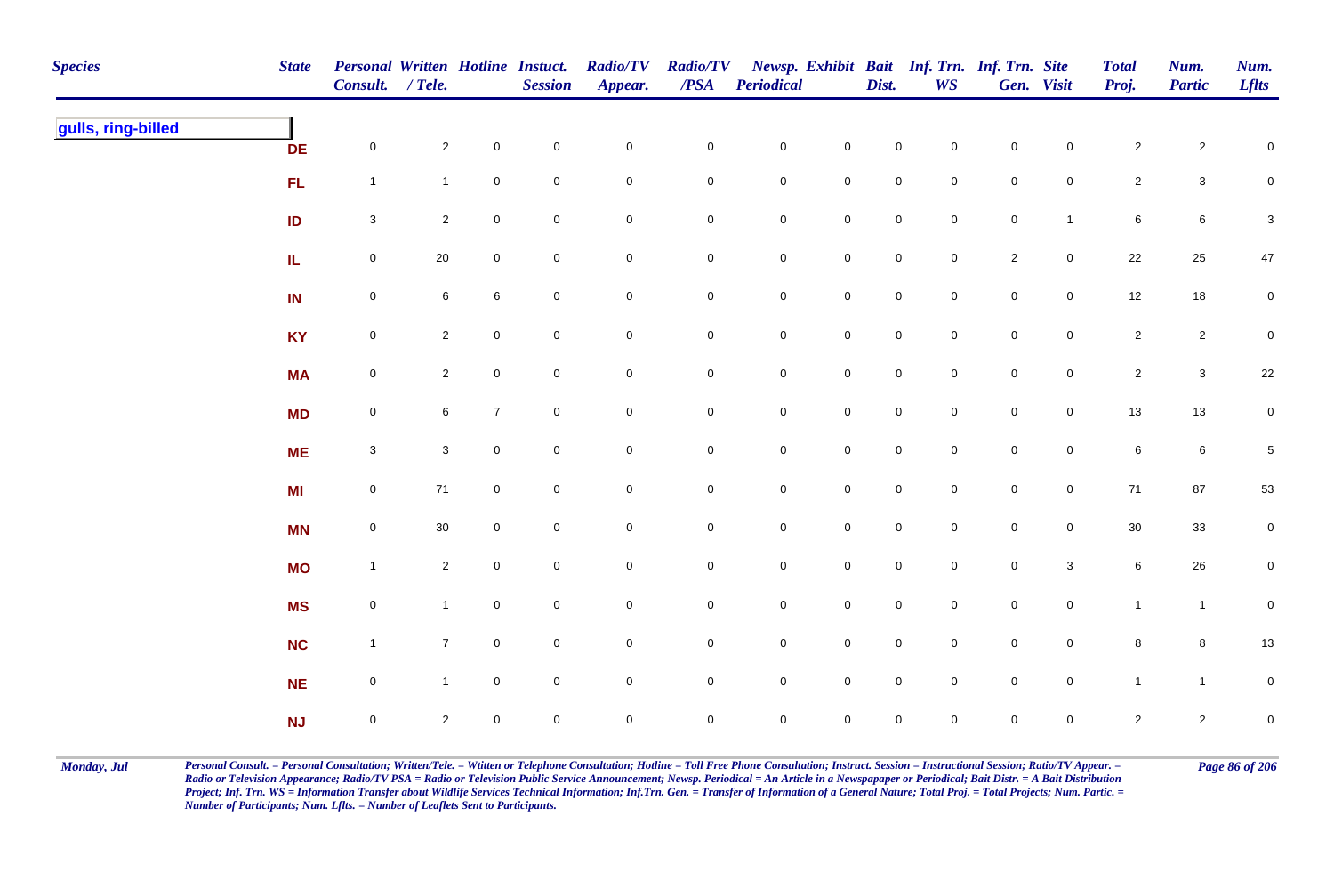| Species | State | Personal Consult. | Written / Tele. | Hotline | Instuct. Session | Radio/TV Appear. | Radio/TV /PSA | Newsp. Periodical | Exhibit | Bait Dist. | Inf. Trn. WS | Inf. Trn. Gen. | Site Visit | Total Proj. | Num. Partic | Num. Lflts |
|---|---|---|---|---|---|---|---|---|---|---|---|---|---|---|---|---|
| **gulls, ring-billed** | | | | | | | | | | | | | | | | |
| | DE | 0 | 2 | 0 | 0 | 0 | 0 | 0 | 0 | 0 | 0 | 0 | 0 | 2 | 2 | 0 |
| | FL | 1 | 1 | 0 | 0 | 0 | 0 | 0 | 0 | 0 | 0 | 0 | 0 | 2 | 3 | 0 |
| | ID | 3 | 2 | 0 | 0 | 0 | 0 | 0 | 0 | 0 | 0 | 0 | 1 | 6 | 6 | 3 |
| | IL | 0 | 20 | 0 | 0 | 0 | 0 | 0 | 0 | 0 | 0 | 2 | 0 | 22 | 25 | 47 |
| | IN | 0 | 6 | 6 | 0 | 0 | 0 | 0 | 0 | 0 | 0 | 0 | 0 | 12 | 18 | 0 |
| | KY | 0 | 2 | 0 | 0 | 0 | 0 | 0 | 0 | 0 | 0 | 0 | 0 | 2 | 2 | 0 |
| | MA | 0 | 2 | 0 | 0 | 0 | 0 | 0 | 0 | 0 | 0 | 0 | 0 | 2 | 3 | 22 |
| | MD | 0 | 6 | 7 | 0 | 0 | 0 | 0 | 0 | 0 | 0 | 0 | 0 | 13 | 13 | 0 |
| | ME | 3 | 3 | 0 | 0 | 0 | 0 | 0 | 0 | 0 | 0 | 0 | 0 | 6 | 6 | 5 |
| | MI | 0 | 71 | 0 | 0 | 0 | 0 | 0 | 0 | 0 | 0 | 0 | 0 | 71 | 87 | 53 |
| | MN | 0 | 30 | 0 | 0 | 0 | 0 | 0 | 0 | 0 | 0 | 0 | 0 | 30 | 33 | 0 |
| | MO | 1 | 2 | 0 | 0 | 0 | 0 | 0 | 0 | 0 | 0 | 0 | 3 | 6 | 26 | 0 |
| | MS | 0 | 1 | 0 | 0 | 0 | 0 | 0 | 0 | 0 | 0 | 0 | 0 | 1 | 1 | 0 |
| | NC | 1 | 7 | 0 | 0 | 0 | 0 | 0 | 0 | 0 | 0 | 0 | 0 | 8 | 8 | 13 |
| | NE | 0 | 1 | 0 | 0 | 0 | 0 | 0 | 0 | 0 | 0 | 0 | 0 | 1 | 1 | 0 |
| | NJ | 0 | 2 | 0 | 0 | 0 | 0 | 0 | 0 | 0 | 0 | 0 | 0 | 2 | 2 | 0 |

*Personal Consult. = Personal Consultation; Written/Tele. = Wtitten or Telephone Consultation; Hotline = Toll Free Phone Consultation; Instruct. Session = Instructional Session; Ratio/TV Appear. = Radio or Television Appearance; Radio/TV PSA = Radio or Television Public Service Announcement; Newsp. Periodical = An Article in a Newspapaper or Periodical; Bait Distr. = A Bait Distribution Project; Inf. Trn. WS = Information Transfer about Wildlife Services Technical Information; Inf.Trn. Gen. = Transfer of Information of a General Nature; Total Proj. = Total Projects; Num. Partic. = Number of Participants; Num. Lflts. = Number of Leaflets Sent to Participants.*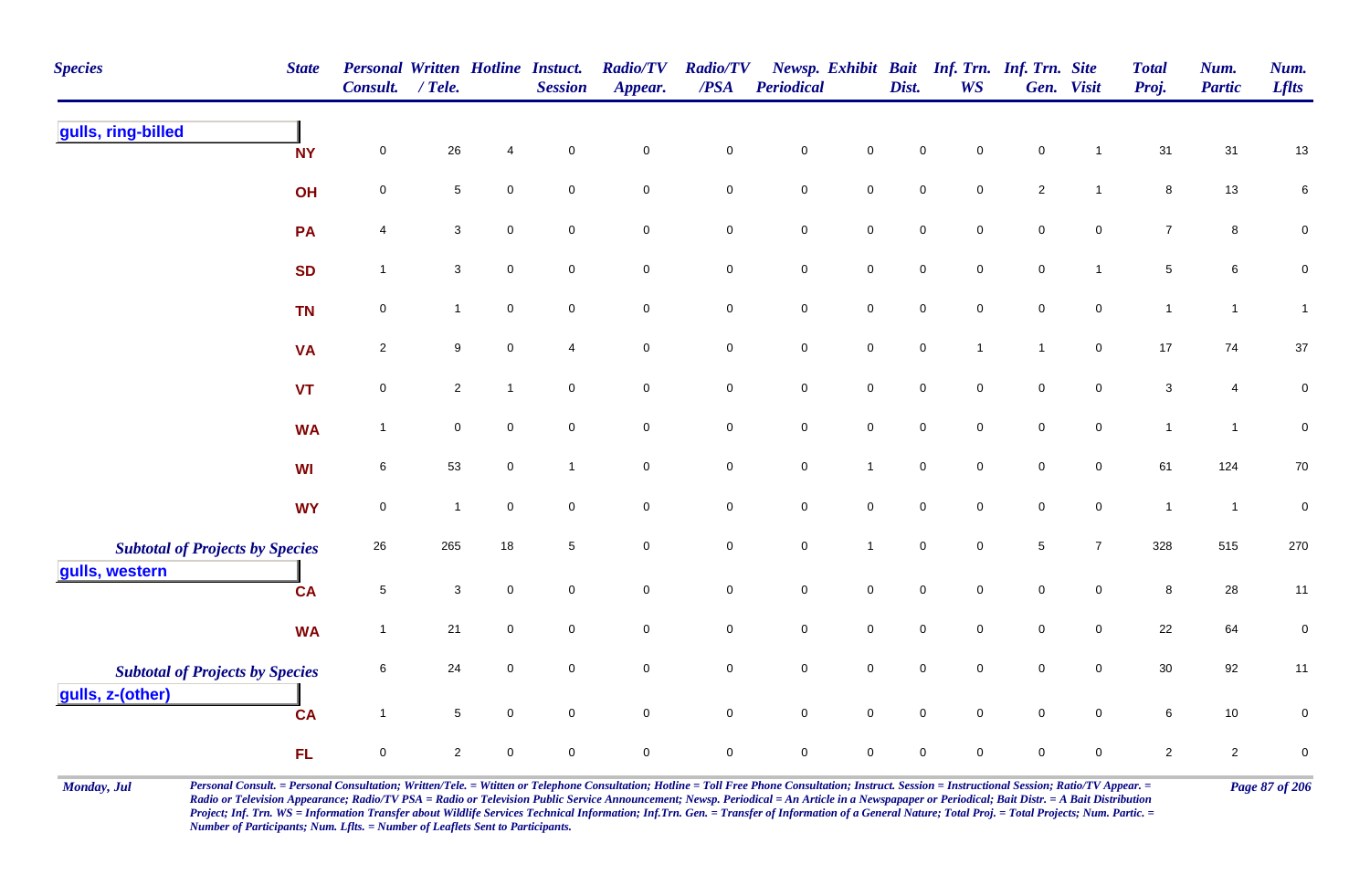| Species | State | Personal Consult. | Written / Tele. | Hotline | Instuct. Session | Radio/TV Appear. | Radio/TV /PSA | Newsp. Periodical | Exhibit | Bait Dist. | Inf. Trn. WS | Inf. Trn. Gen. | Site Visit | Total Proj. | Num. Partic | Num. Lflts |
|---|---|---|---|---|---|---|---|---|---|---|---|---|---|---|---|---|
| **gulls, ring-billed** | | | | | | | | | | | | | | | | |
| | NY | 0 | 26 | 4 | 0 | 0 | 0 | 0 | 0 | 0 | 0 | 0 | 1 | 31 | 31 | 13 |
| | OH | 0 | 5 | 0 | 0 | 0 | 0 | 0 | 0 | 0 | 0 | 2 | 1 | 8 | 13 | 6 |
| | PA | 4 | 3 | 0 | 0 | 0 | 0 | 0 | 0 | 0 | 0 | 0 | 0 | 7 | 8 | 0 |
| | SD | 1 | 3 | 0 | 0 | 0 | 0 | 0 | 0 | 0 | 0 | 0 | 1 | 5 | 6 | 0 |
| | TN | 0 | 1 | 0 | 0 | 0 | 0 | 0 | 0 | 0 | 0 | 0 | 0 | 1 | 1 | 1 |
| | VA | 2 | 9 | 0 | 4 | 0 | 0 | 0 | 0 | 0 | 1 | 1 | 0 | 17 | 74 | 37 |
| | VT | 0 | 2 | 1 | 0 | 0 | 0 | 0 | 0 | 0 | 0 | 0 | 0 | 3 | 4 | 0 |
| | WA | 1 | 0 | 0 | 0 | 0 | 0 | 0 | 0 | 0 | 0 | 0 | 0 | 1 | 1 | 0 |
| | WI | 6 | 53 | 0 | 1 | 0 | 0 | 0 | 1 | 0 | 0 | 0 | 0 | 61 | 124 | 70 |
| | WY | 0 | 1 | 0 | 0 | 0 | 0 | 0 | 0 | 0 | 0 | 0 | 0 | 1 | 1 | 0 |
| ***Subtotal of Projects by Species*** | | 26 | 265 | 18 | 5 | 0 | 0 | 0 | 1 | 0 | 0 | 5 | 7 | 328 | 515 | 270 |
| **gulls, western** | | | | | | | | | | | | | | | | |
| | CA | 5 | 3 | 0 | 0 | 0 | 0 | 0 | 0 | 0 | 0 | 0 | 0 | 8 | 28 | 11 |
| | WA | 1 | 21 | 0 | 0 | 0 | 0 | 0 | 0 | 0 | 0 | 0 | 0 | 22 | 64 | 0 |
| ***Subtotal of Projects by Species*** | | 6 | 24 | 0 | 0 | 0 | 0 | 0 | 0 | 0 | 0 | 0 | 0 | 30 | 92 | 11 |
| **gulls, z-(other)** | | | | | | | | | | | | | | | | |
| | CA | 1 | 5 | 0 | 0 | 0 | 0 | 0 | 0 | 0 | 0 | 0 | 0 | 6 | 10 | 0 |
| | FL | 0 | 2 | 0 | 0 | 0 | 0 | 0 | 0 | 0 | 0 | 0 | 0 | 2 | 2 | 0 |

*Personal Consult. = Personal Consultation; Written/Tele. = Wtitten or Telephone Consultation; Hotline = Toll Free Phone Consultation; Instruct. Session = Instructional Session; Ratio/TV Appear. = Radio or Television Appearance; Radio/TV PSA = Radio or Television Public Service Announcement; Newsp. Periodical = An Article in a Newspapaper or Periodical; Bait Distr. = A Bait Distribution Project; Inf. Trn. WS = Information Transfer about Wildlife Services Technical Information; Inf.Trn. Gen. = Transfer of Information of a General Nature; Total Proj. = Total Projects; Num. Partic. = Number of Participants; Num. Lflts. = Number of Leaflets Sent to Participants.*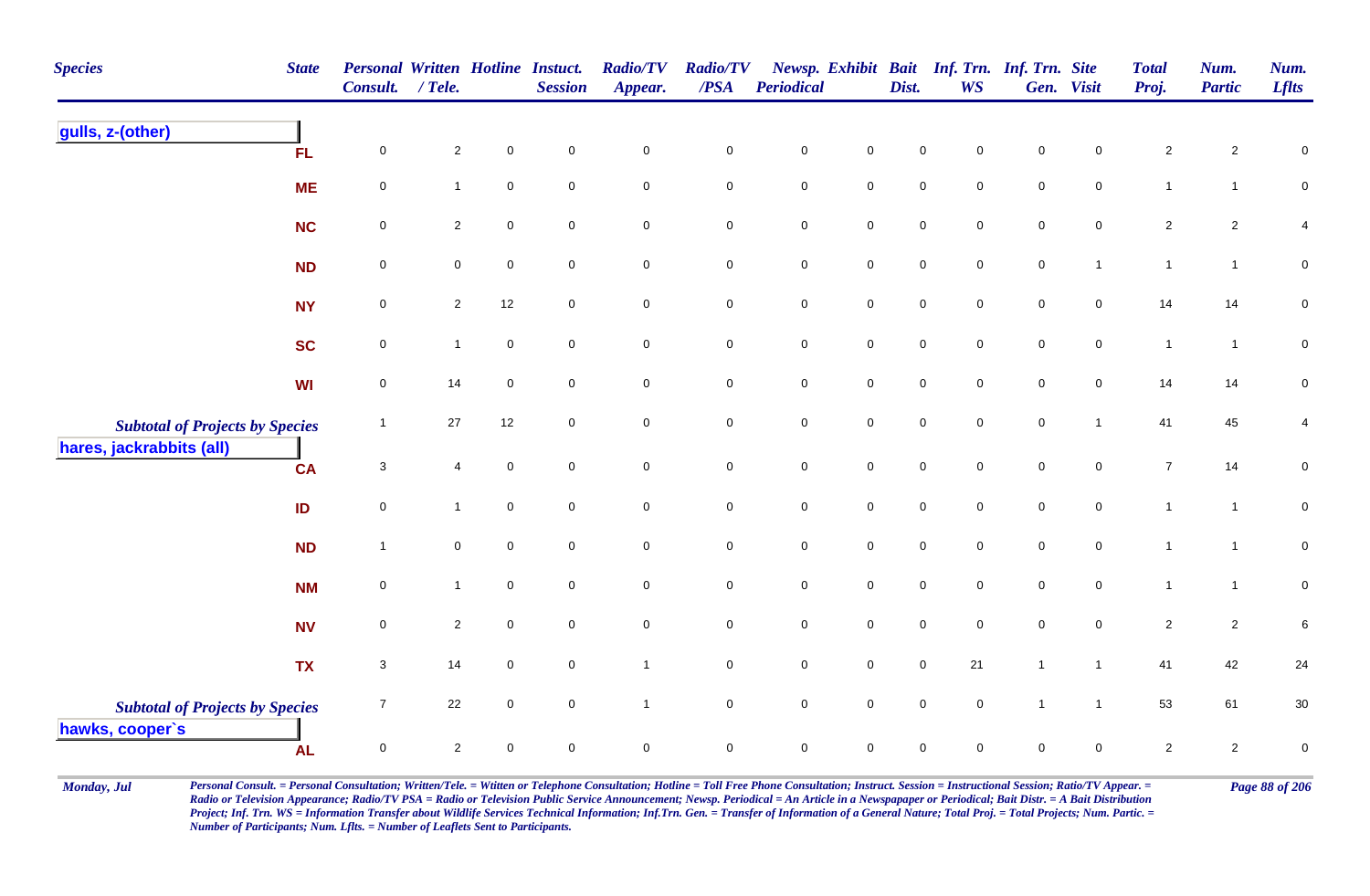| Species | State | Personal Consult. | Written / Tele. | Hotline | Instuct. Session | Radio/TV Appear. | Radio/TV /PSA | Newsp. Periodical | Exhibit | Bait Dist. | Inf. Trn. WS | Inf. Trn. Gen. | Site Visit | Total Proj. | Num. Partic | Num. Lflts |
|---|---|---|---|---|---|---|---|---|---|---|---|---|---|---|---|---|
| **gulls, z-(other)** | | | | | | | | | | | | | | | | |
| | FL | 0 | 2 | 0 | 0 | 0 | 0 | 0 | 0 | 0 | 0 | 0 | 0 | 2 | 2 | 0 |
| | ME | 0 | 1 | 0 | 0 | 0 | 0 | 0 | 0 | 0 | 0 | 0 | 0 | 1 | 1 | 0 |
| | NC | 0 | 2 | 0 | 0 | 0 | 0 | 0 | 0 | 0 | 0 | 0 | 0 | 2 | 2 | 4 |
| | ND | 0 | 0 | 0 | 0 | 0 | 0 | 0 | 0 | 0 | 0 | 0 | 1 | 1 | 1 | 0 |
| | NY | 0 | 2 | 12 | 0 | 0 | 0 | 0 | 0 | 0 | 0 | 0 | 0 | 14 | 14 | 0 |
| | SC | 0 | 1 | 0 | 0 | 0 | 0 | 0 | 0 | 0 | 0 | 0 | 0 | 1 | 1 | 0 |
| | WI | 0 | 14 | 0 | 0 | 0 | 0 | 0 | 0 | 0 | 0 | 0 | 0 | 14 | 14 | 0 |
| *Subtotal of Projects by Species* | | 1 | 27 | 12 | 0 | 0 | 0 | 0 | 0 | 0 | 0 | 0 | 1 | 41 | 45 | 4 |
| **hares, jackrabbits (all)** | | | | | | | | | | | | | | | | |
| | CA | 3 | 4 | 0 | 0 | 0 | 0 | 0 | 0 | 0 | 0 | 0 | 0 | 7 | 14 | 0 |
| | ID | 0 | 1 | 0 | 0 | 0 | 0 | 0 | 0 | 0 | 0 | 0 | 0 | 1 | 1 | 0 |
| | ND | 1 | 0 | 0 | 0 | 0 | 0 | 0 | 0 | 0 | 0 | 0 | 0 | 1 | 1 | 0 |
| | NM | 0 | 1 | 0 | 0 | 0 | 0 | 0 | 0 | 0 | 0 | 0 | 0 | 1 | 1 | 0 |
| | NV | 0 | 2 | 0 | 0 | 0 | 0 | 0 | 0 | 0 | 0 | 0 | 0 | 2 | 2 | 6 |
| | TX | 3 | 14 | 0 | 0 | 1 | 0 | 0 | 0 | 0 | 21 | 1 | 1 | 41 | 42 | 24 |
| *Subtotal of Projects by Species* | | 7 | 22 | 0 | 0 | 1 | 0 | 0 | 0 | 0 | 0 | 1 | 1 | 53 | 61 | 30 |
| **hawks, cooper`s** | | | | | | | | | | | | | | | | |
| | AL | 0 | 2 | 0 | 0 | 0 | 0 | 0 | 0 | 0 | 0 | 0 | 0 | 2 | 2 | 0 |

*Personal Consult. = Personal Consultation; Written/Tele. = Wtitten or Telephone Consultation; Hotline = Toll Free Phone Consultation; Instruct. Session = Instructional Session; Ratio/TV Appear. = Radio or Television Appearance; Radio/TV PSA = Radio or Television Public Service Announcement; Newsp. Periodical = An Article in a Newspapaper or Periodical; Bait Distr. = A Bait Distribution Project; Inf. Trn. WS = Information Transfer about Wildlife Services Technical Information; Inf.Trn. Gen. = Transfer of Information of a General Nature; Total Proj. = Total Projects; Num. Partic. = Number of Participants; Num. Lflts. = Number of Leaflets Sent to Participants.*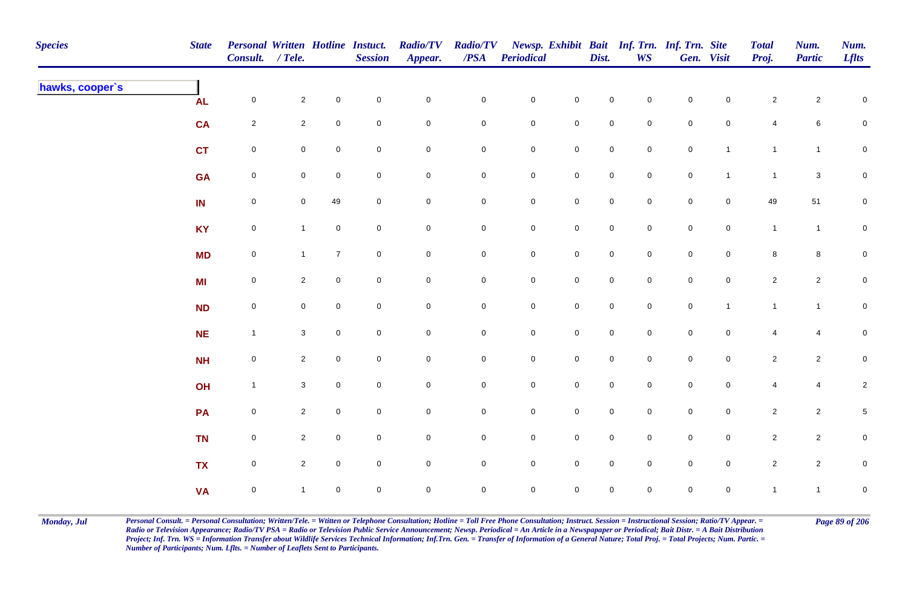| Species | State | Personal Consult. | Written / Tele. | Hotline | Instuct. Session | Radio/TV Appear. | Radio/TV /PSA | Newsp. Periodical | Exhibit | Bait Dist. | Inf. Trn. WS | Inf. Trn. Gen. | Site Visit | Total Proj. | Num. Partic | Num. Lflts |
|---|---|---|---|---|---|---|---|---|---|---|---|---|---|---|---|---|
| hawks, cooper`s | | | | | | | | | | | | | | | | |
| | AL | 0 | 2 | 0 | 0 | 0 | 0 | 0 | 0 | 0 | 0 | 0 | 0 | 2 | 2 | 0 |
| | CA | 2 | 2 | 0 | 0 | 0 | 0 | 0 | 0 | 0 | 0 | 0 | 0 | 4 | 6 | 0 |
| | CT | 0 | 0 | 0 | 0 | 0 | 0 | 0 | 0 | 0 | 0 | 0 | 1 | 1 | 1 | 0 |
| | GA | 0 | 0 | 0 | 0 | 0 | 0 | 0 | 0 | 0 | 0 | 0 | 1 | 1 | 3 | 0 |
| | IN | 0 | 0 | 49 | 0 | 0 | 0 | 0 | 0 | 0 | 0 | 0 | 0 | 49 | 51 | 0 |
| | KY | 0 | 1 | 0 | 0 | 0 | 0 | 0 | 0 | 0 | 0 | 0 | 0 | 1 | 1 | 0 |
| | MD | 0 | 1 | 7 | 0 | 0 | 0 | 0 | 0 | 0 | 0 | 0 | 0 | 8 | 8 | 0 |
| | MI | 0 | 2 | 0 | 0 | 0 | 0 | 0 | 0 | 0 | 0 | 0 | 0 | 2 | 2 | 0 |
| | ND | 0 | 0 | 0 | 0 | 0 | 0 | 0 | 0 | 0 | 0 | 0 | 1 | 1 | 1 | 0 |
| | NE | 1 | 3 | 0 | 0 | 0 | 0 | 0 | 0 | 0 | 0 | 0 | 0 | 4 | 4 | 0 |
| | NH | 0 | 2 | 0 | 0 | 0 | 0 | 0 | 0 | 0 | 0 | 0 | 0 | 2 | 2 | 0 |
| | OH | 1 | 3 | 0 | 0 | 0 | 0 | 0 | 0 | 0 | 0 | 0 | 0 | 4 | 4 | 2 |
| | PA | 0 | 2 | 0 | 0 | 0 | 0 | 0 | 0 | 0 | 0 | 0 | 0 | 2 | 2 | 5 |
| | TN | 0 | 2 | 0 | 0 | 0 | 0 | 0 | 0 | 0 | 0 | 0 | 0 | 2 | 2 | 0 |
| | TX | 0 | 2 | 0 | 0 | 0 | 0 | 0 | 0 | 0 | 0 | 0 | 0 | 2 | 2 | 0 |
| | VA | 0 | 1 | 0 | 0 | 0 | 0 | 0 | 0 | 0 | 0 | 0 | 0 | 1 | 1 | 0 |

*Personal Consult. = Personal Consultation; Written/Tele. = Wtitten or Telephone Consultation; Hotline = Toll Free Phone Consultation; Instruct. Session = Instructional Session; Ratio/TV Appear. = Radio or Television Appearance; Radio/TV PSA = Radio or Television Public Service Announcement; Newsp. Periodical = An Article in a Newspapaper or Periodical; Bait Distr. = A Bait Distribution Project; Inf. Trn. WS = Information Transfer about Wildlife Services Technical Information; Inf.Trn. Gen. = Transfer of Information of a General Nature; Total Proj. = Total Projects; Num. Partic. = Number of Participants; Num. Lflts. = Number of Leaflets Sent to Participants.*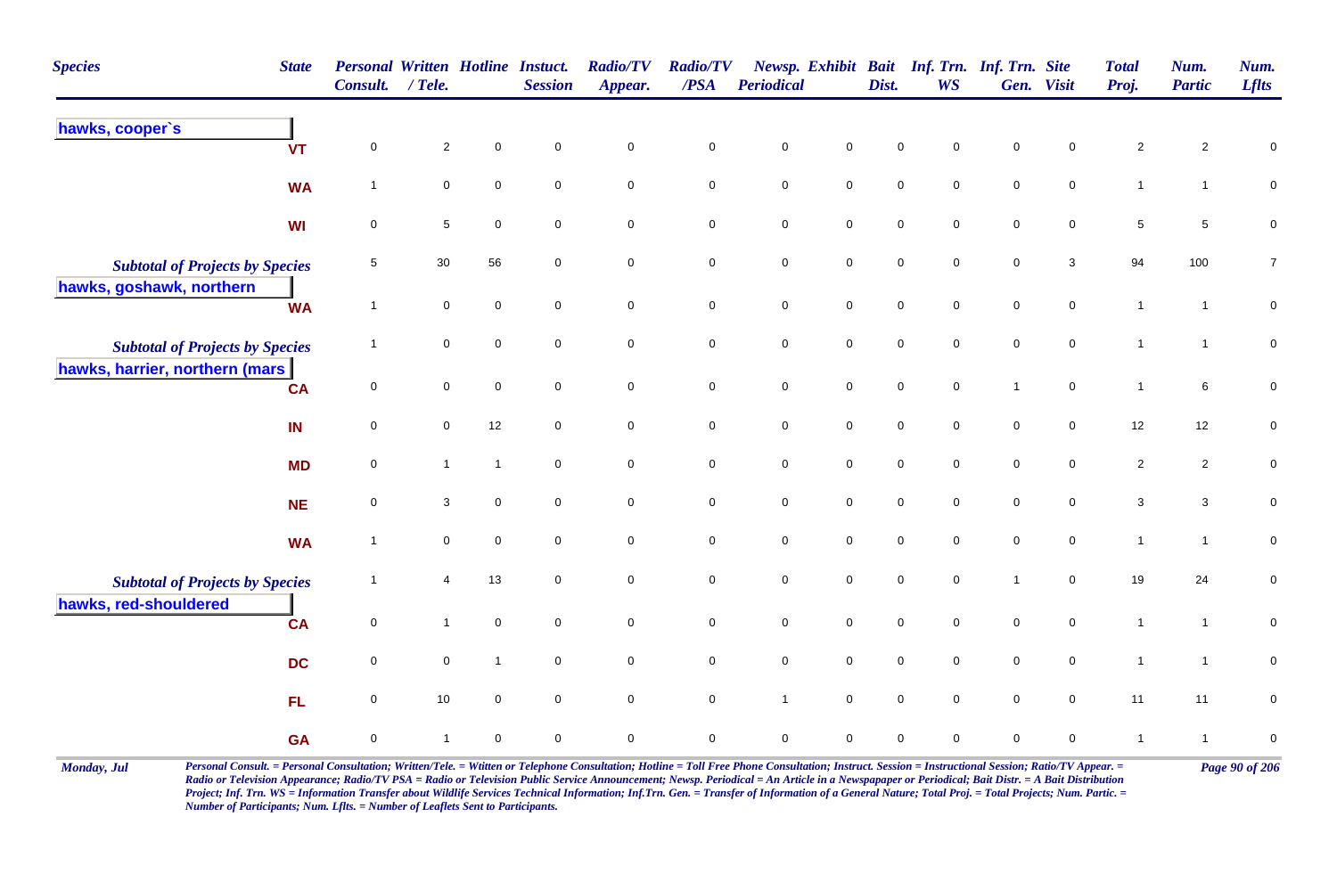| Species | State | Personal Consult. | Written / Tele. | Hotline | Instuct. Session | Radio/TV Appear. | Radio/TV /PSA | Newsp. Periodical | Exhibit | Bait Dist. | Inf. Trn. WS | Inf. Trn. Gen. | Site Visit | Total Proj. | Num. Partic | Num. Lflts |
|---|---|---|---|---|---|---|---|---|---|---|---|---|---|---|---|---|
| **hawks, cooper`s** | | | | | | | | | | | | | | | | |
| | VT | 0 | 2 | 0 | 0 | 0 | 0 | 0 | 0 | 0 | 0 | 0 | 0 | 2 | 2 | 0 |
| | WA | 1 | 0 | 0 | 0 | 0 | 0 | 0 | 0 | 0 | 0 | 0 | 0 | 1 | 1 | 0 |
| | WI | 0 | 5 | 0 | 0 | 0 | 0 | 0 | 0 | 0 | 0 | 0 | 0 | 5 | 5 | 0 |
| *Subtotal of Projects by Species* | | 5 | 30 | 56 | 0 | 0 | 0 | 0 | 0 | 0 | 0 | 0 | 3 | 94 | 100 | 7 |
| **hawks, goshawk, northern** | | | | | | | | | | | | | | | | |
| | WA | 1 | 0 | 0 | 0 | 0 | 0 | 0 | 0 | 0 | 0 | 0 | 0 | 1 | 1 | 0 |
| *Subtotal of Projects by Species* | | 1 | 0 | 0 | 0 | 0 | 0 | 0 | 0 | 0 | 0 | 0 | 0 | 1 | 1 | 0 |
| **hawks, harrier, northern (mars** | | | | | | | | | | | | | | | | |
| | CA | 0 | 0 | 0 | 0 | 0 | 0 | 0 | 0 | 0 | 0 | 1 | 0 | 1 | 6 | 0 |
| | IN | 0 | 0 | 12 | 0 | 0 | 0 | 0 | 0 | 0 | 0 | 0 | 0 | 12 | 12 | 0 |
| | MD | 0 | 1 | 1 | 0 | 0 | 0 | 0 | 0 | 0 | 0 | 0 | 0 | 2 | 2 | 0 |
| | NE | 0 | 3 | 0 | 0 | 0 | 0 | 0 | 0 | 0 | 0 | 0 | 0 | 3 | 3 | 0 |
| | WA | 1 | 0 | 0 | 0 | 0 | 0 | 0 | 0 | 0 | 0 | 0 | 0 | 1 | 1 | 0 |
| *Subtotal of Projects by Species* | | 1 | 4 | 13 | 0 | 0 | 0 | 0 | 0 | 0 | 0 | 1 | 0 | 19 | 24 | 0 |
| **hawks, red-shouldered** | | | | | | | | | | | | | | | | |
| | CA | 0 | 1 | 0 | 0 | 0 | 0 | 0 | 0 | 0 | 0 | 0 | 0 | 1 | 1 | 0 |
| | DC | 0 | 0 | 1 | 0 | 0 | 0 | 0 | 0 | 0 | 0 | 0 | 0 | 1 | 1 | 0 |
| | FL | 0 | 10 | 0 | 0 | 0 | 0 | 1 | 0 | 0 | 0 | 0 | 0 | 11 | 11 | 0 |
| | GA | 0 | 1 | 0 | 0 | 0 | 0 | 0 | 0 | 0 | 0 | 0 | 0 | 1 | 1 | 0 |

*Personal Consult. = Personal Consultation; Written/Tele. = Wtitten or Telephone Consultation; Hotline = Toll Free Phone Consultation; Instruct. Session = Instructional Session; Ratio/TV Appear. = Radio or Television Appearance; Radio/TV PSA = Radio or Television Public Service Announcement; Newsp. Periodical = An Article in a Newspapaper or Periodical; Bait Distr. = A Bait Distribution Project; Inf. Trn. WS = Information Transfer about Wildlife Services Technical Information; Inf.Trn. Gen. = Transfer of Information of a General Nature; Total Proj. = Total Projects; Num. Partic. = Number of Participants; Num. Lflts. = Number of Leaflets Sent to Participants.*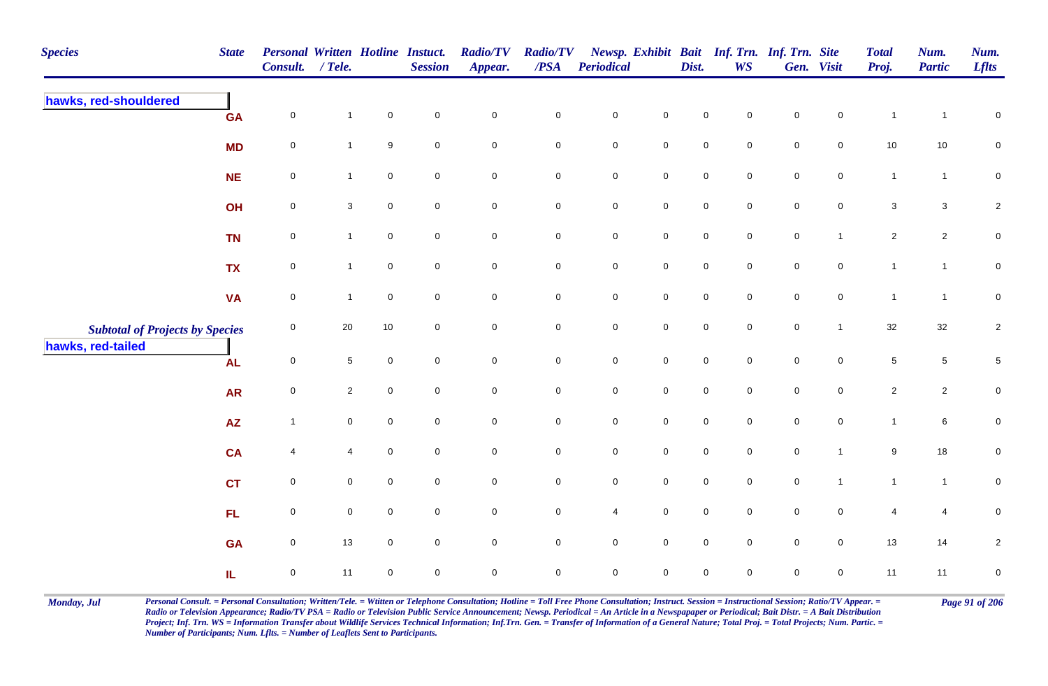| Species | State | Personal Consult. | Written / Tele. | Hotline | Instuct. Session | Radio/TV Appear. | Radio/TV /PSA | Newsp. Periodical | Exhibit | Bait Dist. | Inf. Trn. WS | Inf. Trn. Gen. | Site Visit | Total Proj. | Num. Partic | Num. Lflts |
|---|---|---|---|---|---|---|---|---|---|---|---|---|---|---|---|---|
| **hawks, red-shouldered** | | | | | | | | | | | | | | | | |
| | GA | 0 | 1 | 0 | 0 | 0 | 0 | 0 | 0 | 0 | 0 | 0 | 0 | 1 | 1 | 0 |
| | MD | 0 | 1 | 9 | 0 | 0 | 0 | 0 | 0 | 0 | 0 | 0 | 0 | 10 | 10 | 0 |
| | NE | 0 | 1 | 0 | 0 | 0 | 0 | 0 | 0 | 0 | 0 | 0 | 0 | 1 | 1 | 0 |
| | OH | 0 | 3 | 0 | 0 | 0 | 0 | 0 | 0 | 0 | 0 | 0 | 0 | 3 | 3 | 2 |
| | TN | 0 | 1 | 0 | 0 | 0 | 0 | 0 | 0 | 0 | 0 | 0 | 1 | 2 | 2 | 0 |
| | TX | 0 | 1 | 0 | 0 | 0 | 0 | 0 | 0 | 0 | 0 | 0 | 0 | 1 | 1 | 0 |
| | VA | 0 | 1 | 0 | 0 | 0 | 0 | 0 | 0 | 0 | 0 | 0 | 0 | 1 | 1 | 0 |
| *Subtotal of Projects by Species* | | 0 | 20 | 10 | 0 | 0 | 0 | 0 | 0 | 0 | 0 | 0 | 1 | 32 | 32 | 2 |
| **hawks, red-tailed** | | | | | | | | | | | | | | | | |
| | AL | 0 | 5 | 0 | 0 | 0 | 0 | 0 | 0 | 0 | 0 | 0 | 0 | 5 | 5 | 5 |
| | AR | 0 | 2 | 0 | 0 | 0 | 0 | 0 | 0 | 0 | 0 | 0 | 0 | 2 | 2 | 0 |
| | AZ | 1 | 0 | 0 | 0 | 0 | 0 | 0 | 0 | 0 | 0 | 0 | 0 | 1 | 6 | 0 |
| | CA | 4 | 4 | 0 | 0 | 0 | 0 | 0 | 0 | 0 | 0 | 0 | 1 | 9 | 18 | 0 |
| | CT | 0 | 0 | 0 | 0 | 0 | 0 | 0 | 0 | 0 | 0 | 0 | 1 | 1 | 1 | 0 |
| | FL | 0 | 0 | 0 | 0 | 0 | 0 | 4 | 0 | 0 | 0 | 0 | 0 | 4 | 4 | 0 |
| | GA | 0 | 13 | 0 | 0 | 0 | 0 | 0 | 0 | 0 | 0 | 0 | 0 | 13 | 14 | 2 |
| | IL | 0 | 11 | 0 | 0 | 0 | 0 | 0 | 0 | 0 | 0 | 0 | 0 | 11 | 11 | 0 |

*Personal Consult. = Personal Consultation; Written/Tele. = Wtitten or Telephone Consultation; Hotline = Toll Free Phone Consultation; Instruct. Session = Instructional Session; Ratio/TV Appear. = Radio or Television Appearance; Radio/TV PSA = Radio or Television Public Service Announcement; Newsp. Periodical = An Article in a Newspapaper or Periodical; Bait Distr. = A Bait Distribution Project; Inf. Trn. WS = Information Transfer about Wildlife Services Technical Information; Inf.Trn. Gen. = Transfer of Information of a General Nature; Total Proj. = Total Projects; Num. Partic. = Number of Participants; Num. Lflts. = Number of Leaflets Sent to Participants.*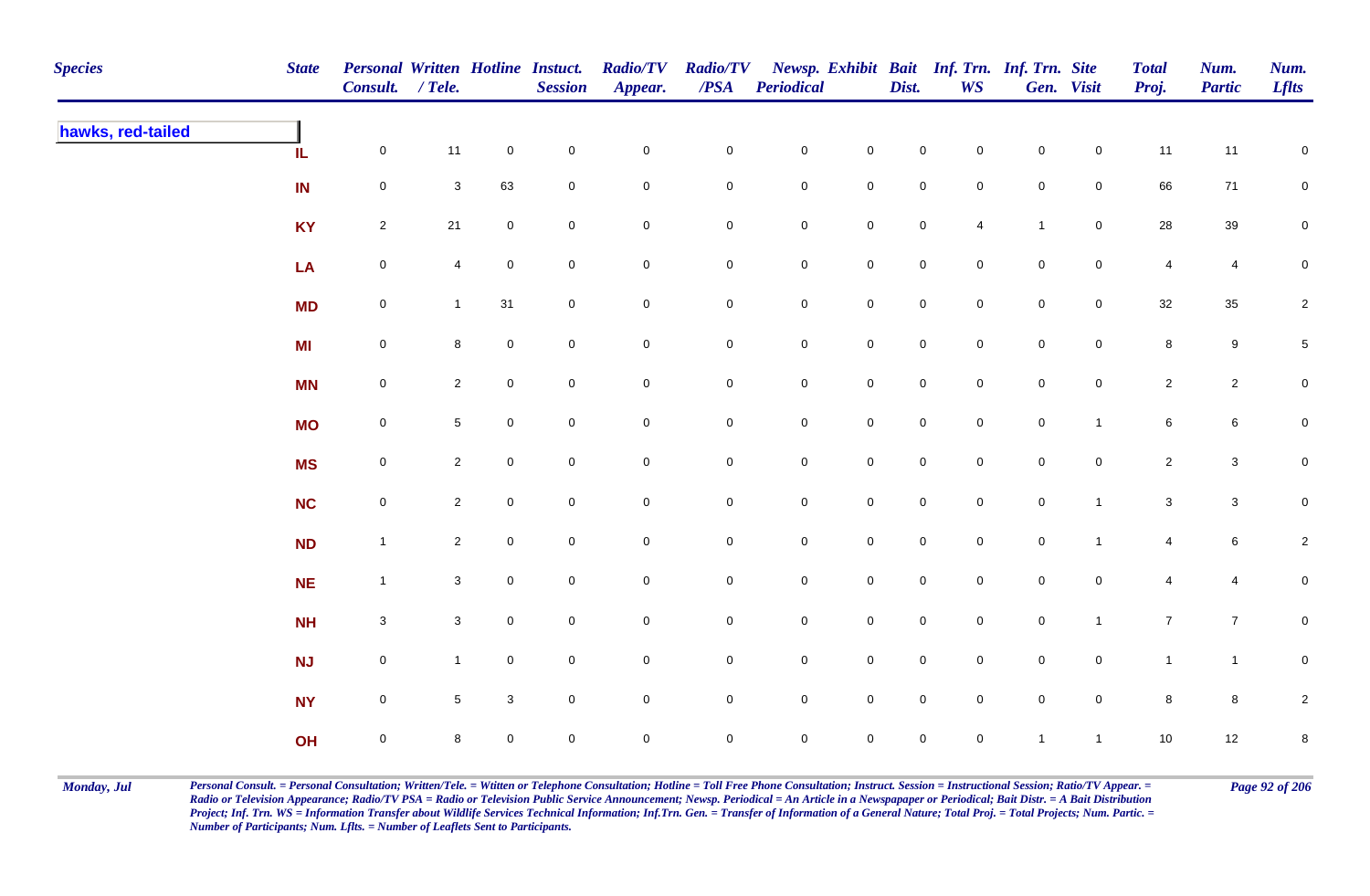| Species | State | Personal Consult. | Written / Tele. | Hotline | Instuct. Session | Radio/TV Appear. | Radio/TV /PSA | Newsp. Periodical | Exhibit | Bait Dist. | Inf. Trn. WS | Inf. Trn. Gen. | Site Visit | Total Proj. | Num. Partic | Num. Lflts |
|---|---|---|---|---|---|---|---|---|---|---|---|---|---|---|---|---|
| hawks, red-tailed | IL | 0 | 11 | 0 | 0 | 0 | 0 | 0 | 0 | 0 | 0 | 0 | 0 | 11 | 11 | 0 |
| | IN | 0 | 3 | 63 | 0 | 0 | 0 | 0 | 0 | 0 | 0 | 0 | 0 | 66 | 71 | 0 |
| | KY | 2 | 21 | 0 | 0 | 0 | 0 | 0 | 0 | 0 | 4 | 1 | 0 | 28 | 39 | 0 |
| | LA | 0 | 4 | 0 | 0 | 0 | 0 | 0 | 0 | 0 | 0 | 0 | 0 | 4 | 4 | 0 |
| | MD | 0 | 1 | 31 | 0 | 0 | 0 | 0 | 0 | 0 | 0 | 0 | 0 | 32 | 35 | 2 |
| | MI | 0 | 8 | 0 | 0 | 0 | 0 | 0 | 0 | 0 | 0 | 0 | 0 | 8 | 9 | 5 |
| | MN | 0 | 2 | 0 | 0 | 0 | 0 | 0 | 0 | 0 | 0 | 0 | 0 | 2 | 2 | 0 |
| | MO | 0 | 5 | 0 | 0 | 0 | 0 | 0 | 0 | 0 | 0 | 0 | 1 | 6 | 6 | 0 |
| | MS | 0 | 2 | 0 | 0 | 0 | 0 | 0 | 0 | 0 | 0 | 0 | 0 | 2 | 3 | 0 |
| | NC | 0 | 2 | 0 | 0 | 0 | 0 | 0 | 0 | 0 | 0 | 0 | 1 | 3 | 3 | 0 |
| | ND | 1 | 2 | 0 | 0 | 0 | 0 | 0 | 0 | 0 | 0 | 0 | 1 | 4 | 6 | 2 |
| | NE | 1 | 3 | 0 | 0 | 0 | 0 | 0 | 0 | 0 | 0 | 0 | 0 | 4 | 4 | 0 |
| | NH | 3 | 3 | 0 | 0 | 0 | 0 | 0 | 0 | 0 | 0 | 0 | 1 | 7 | 7 | 0 |
| | NJ | 0 | 1 | 0 | 0 | 0 | 0 | 0 | 0 | 0 | 0 | 0 | 0 | 1 | 1 | 0 |
| | NY | 0 | 5 | 3 | 0 | 0 | 0 | 0 | 0 | 0 | 0 | 0 | 0 | 8 | 8 | 2 |
| | OH | 0 | 8 | 0 | 0 | 0 | 0 | 0 | 0 | 0 | 0 | 1 | 1 | 10 | 12 | 8 |

Monday, Jul

*Personal Consult. = Personal Consultation; Written/Tele. = Wtitten or Telephone Consultation; Hotline = Toll Free Phone Consultation; Instruct. Session = Instructional Session; Ratio/TV Appear. = Radio or Television Appearance; Radio/TV PSA = Radio or Television Public Service Announcement; Newsp. Periodical = An Article in a Newspapaper or Periodical; Bait Distr. = A Bait Distribution Project; Inf. Trn. WS = Information Transfer about Wildlife Services Technical Information; Inf.Trn. Gen. = Transfer of Information of a General Nature; Total Proj. = Total Projects; Num. Partic. = Number of Participants; Num. Lflts. = Number of Leaflets Sent to Participants.*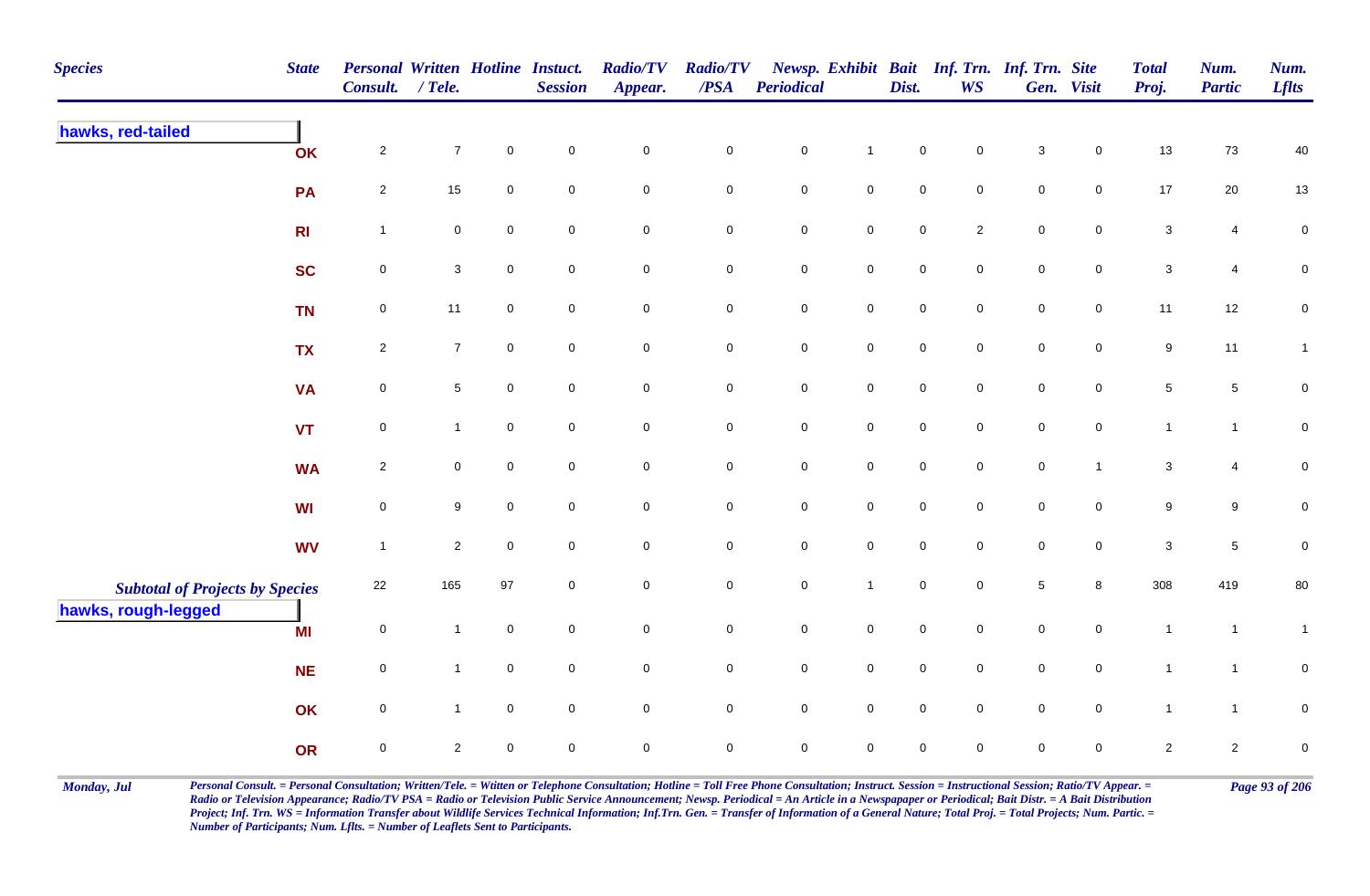| Species | State | Personal Consult. | Written / Tele. | Hotline | Instuct. Session | Radio/TV Appear. | Radio/TV /PSA | Newsp. Periodical | Exhibit | Bait Dist. | Inf. Trn. WS | Inf. Trn. Gen. | Site Visit | Total Proj. | Num. Partic | Num. Lflts |
|---|---|---|---|---|---|---|---|---|---|---|---|---|---|---|---|---|
| **hawks, red-tailed** | | | | | | | | | | | | | | | | |
| | OK | 2 | 7 | 0 | 0 | 0 | 0 | 0 | 1 | 0 | 0 | 3 | 0 | 13 | 73 | 40 |
| | PA | 2 | 15 | 0 | 0 | 0 | 0 | 0 | 0 | 0 | 0 | 0 | 0 | 17 | 20 | 13 |
| | RI | 1 | 0 | 0 | 0 | 0 | 0 | 0 | 0 | 0 | 2 | 0 | 0 | 3 | 4 | 0 |
| | SC | 0 | 3 | 0 | 0 | 0 | 0 | 0 | 0 | 0 | 0 | 0 | 0 | 3 | 4 | 0 |
| | TN | 0 | 11 | 0 | 0 | 0 | 0 | 0 | 0 | 0 | 0 | 0 | 0 | 11 | 12 | 0 |
| | TX | 2 | 7 | 0 | 0 | 0 | 0 | 0 | 0 | 0 | 0 | 0 | 0 | 9 | 11 | 1 |
| | VA | 0 | 5 | 0 | 0 | 0 | 0 | 0 | 0 | 0 | 0 | 0 | 0 | 5 | 5 | 0 |
| | VT | 0 | 1 | 0 | 0 | 0 | 0 | 0 | 0 | 0 | 0 | 0 | 0 | 1 | 1 | 0 |
| | WA | 2 | 0 | 0 | 0 | 0 | 0 | 0 | 0 | 0 | 0 | 0 | 1 | 3 | 4 | 0 |
| | WI | 0 | 9 | 0 | 0 | 0 | 0 | 0 | 0 | 0 | 0 | 0 | 0 | 9 | 9 | 0 |
| | WV | 1 | 2 | 0 | 0 | 0 | 0 | 0 | 0 | 0 | 0 | 0 | 0 | 3 | 5 | 0 |
| *Subtotal of Projects by Species* | | 22 | 165 | 97 | 0 | 0 | 0 | 0 | 1 | 0 | 0 | 5 | 8 | 308 | 419 | 80 |
| **hawks, rough-legged** | | | | | | | | | | | | | | | | |
| | MI | 0 | 1 | 0 | 0 | 0 | 0 | 0 | 0 | 0 | 0 | 0 | 0 | 1 | 1 | 1 |
| | NE | 0 | 1 | 0 | 0 | 0 | 0 | 0 | 0 | 0 | 0 | 0 | 0 | 1 | 1 | 0 |
| | OK | 0 | 1 | 0 | 0 | 0 | 0 | 0 | 0 | 0 | 0 | 0 | 0 | 1 | 1 | 0 |
| | OR | 0 | 2 | 0 | 0 | 0 | 0 | 0 | 0 | 0 | 0 | 0 | 0 | 2 | 2 | 0 |

*Personal Consult. = Personal Consultation; Written/Tele. = Wtitten or Telephone Consultation; Hotline = Toll Free Phone Consultation; Instruct. Session = Instructional Session; Ratio/TV Appear. = Radio or Television Appearance; Radio/TV PSA = Radio or Television Public Service Announcement; Newsp. Periodical = An Article in a Newspapaper or Periodical; Bait Distr. = A Bait Distribution Project; Inf. Trn. WS = Information Transfer about Wildlife Services Technical Information; Inf.Trn. Gen. = Transfer of Information of a General Nature; Total Proj. = Total Projects; Num. Partic. = Number of Participants; Num. Lflts. = Number of Leaflets Sent to Participants.*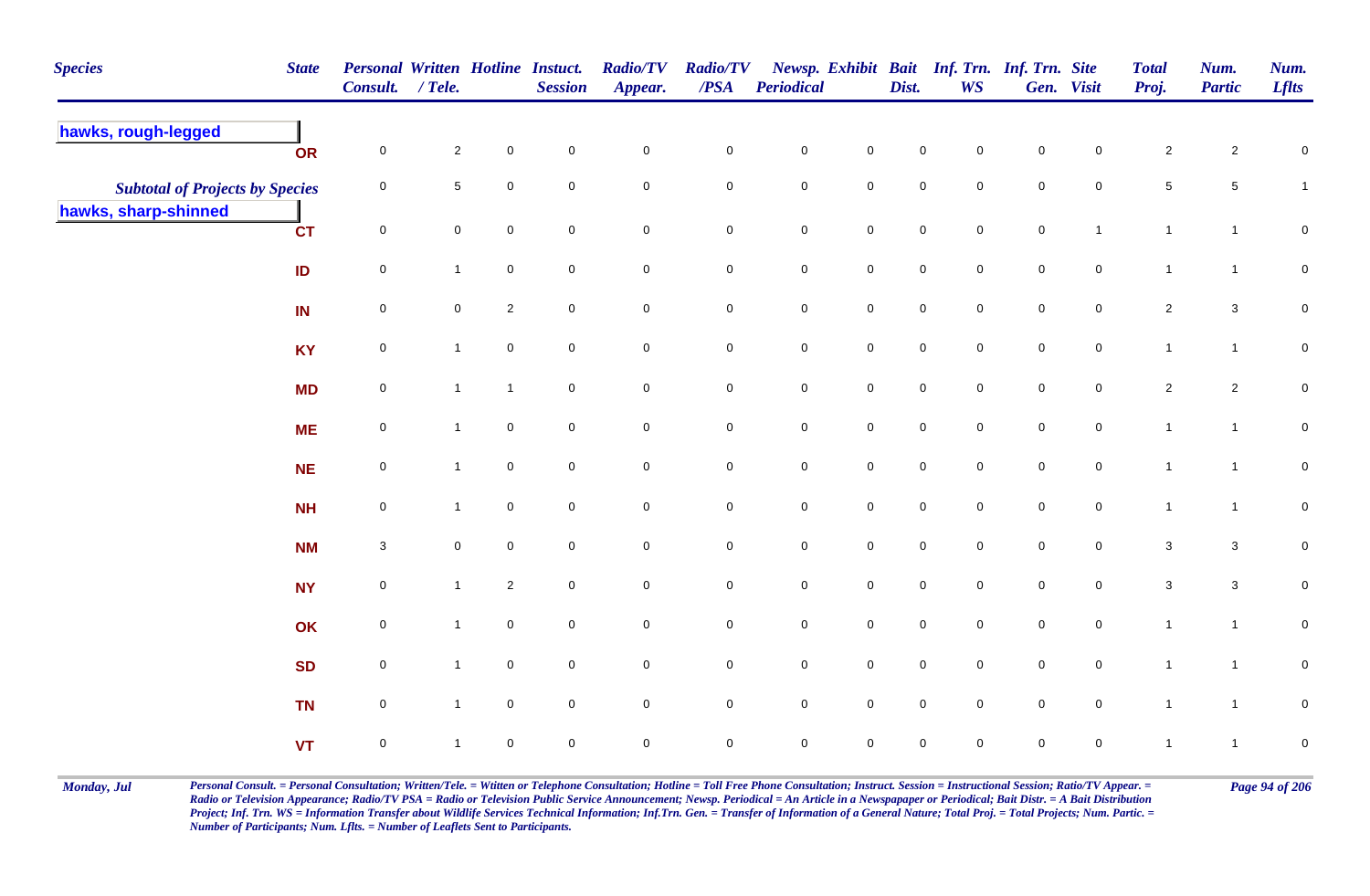| Species | State | Personal Consult. | Written / Tele. | Hotline | Instuct. Session | Radio/TV Appear. | Radio/TV /PSA | Newsp. Periodical | Exhibit | Bait Dist. | Inf. Trn. WS | Inf. Trn. Gen. | Site Visit | Total Proj. | Num. Partic | Num. Lflts |
|---|---|---|---|---|---|---|---|---|---|---|---|---|---|---|---|---|
| **hawks, rough-legged** | | | | | | | | | | | | | | | | |
| | OR | 0 | 2 | 0 | 0 | 0 | 0 | 0 | 0 | 0 | 0 | 0 | 0 | 2 | 2 | 0 |
| ***Subtotal of Projects by Species*** | | 0 | 5 | 0 | 0 | 0 | 0 | 0 | 0 | 0 | 0 | 0 | 0 | 5 | 5 | 1 |
| **hawks, sharp-shinned** | | | | | | | | | | | | | | | | |
| | CT | 0 | 0 | 0 | 0 | 0 | 0 | 0 | 0 | 0 | 0 | 0 | 1 | 1 | 1 | 0 |
| | ID | 0 | 1 | 0 | 0 | 0 | 0 | 0 | 0 | 0 | 0 | 0 | 0 | 1 | 1 | 0 |
| | IN | 0 | 0 | 2 | 0 | 0 | 0 | 0 | 0 | 0 | 0 | 0 | 0 | 2 | 3 | 0 |
| | KY | 0 | 1 | 0 | 0 | 0 | 0 | 0 | 0 | 0 | 0 | 0 | 0 | 1 | 1 | 0 |
| | MD | 0 | 1 | 1 | 0 | 0 | 0 | 0 | 0 | 0 | 0 | 0 | 0 | 2 | 2 | 0 |
| | ME | 0 | 1 | 0 | 0 | 0 | 0 | 0 | 0 | 0 | 0 | 0 | 0 | 1 | 1 | 0 |
| | NE | 0 | 1 | 0 | 0 | 0 | 0 | 0 | 0 | 0 | 0 | 0 | 0 | 1 | 1 | 0 |
| | NH | 0 | 1 | 0 | 0 | 0 | 0 | 0 | 0 | 0 | 0 | 0 | 0 | 1 | 1 | 0 |
| | NM | 3 | 0 | 0 | 0 | 0 | 0 | 0 | 0 | 0 | 0 | 0 | 0 | 3 | 3 | 0 |
| | NY | 0 | 1 | 2 | 0 | 0 | 0 | 0 | 0 | 0 | 0 | 0 | 0 | 3 | 3 | 0 |
| | OK | 0 | 1 | 0 | 0 | 0 | 0 | 0 | 0 | 0 | 0 | 0 | 0 | 1 | 1 | 0 |
| | SD | 0 | 1 | 0 | 0 | 0 | 0 | 0 | 0 | 0 | 0 | 0 | 0 | 1 | 1 | 0 |
| | TN | 0 | 1 | 0 | 0 | 0 | 0 | 0 | 0 | 0 | 0 | 0 | 0 | 1 | 1 | 0 |
| | VT | 0 | 1 | 0 | 0 | 0 | 0 | 0 | 0 | 0 | 0 | 0 | 0 | 1 | 1 | 0 |

*Personal Consult. = Personal Consultation; Written/Tele. = Wtitten or Telephone Consultation; Hotline = Toll Free Phone Consultation; Instruct. Session = Instructional Session; Ratio/TV Appear. = Radio or Television Appearance; Radio/TV PSA = Radio or Television Public Service Announcement; Newsp. Periodical = An Article in a Newspapaper or Periodical; Bait Distr. = A Bait Distribution Project; Inf. Trn. WS = Information Transfer about Wildlife Services Technical Information; Inf.Trn. Gen. = Transfer of Information of a General Nature; Total Proj. = Total Projects; Num. Partic. = Number of Participants; Num. Lflts. = Number of Leaflets Sent to Participants.*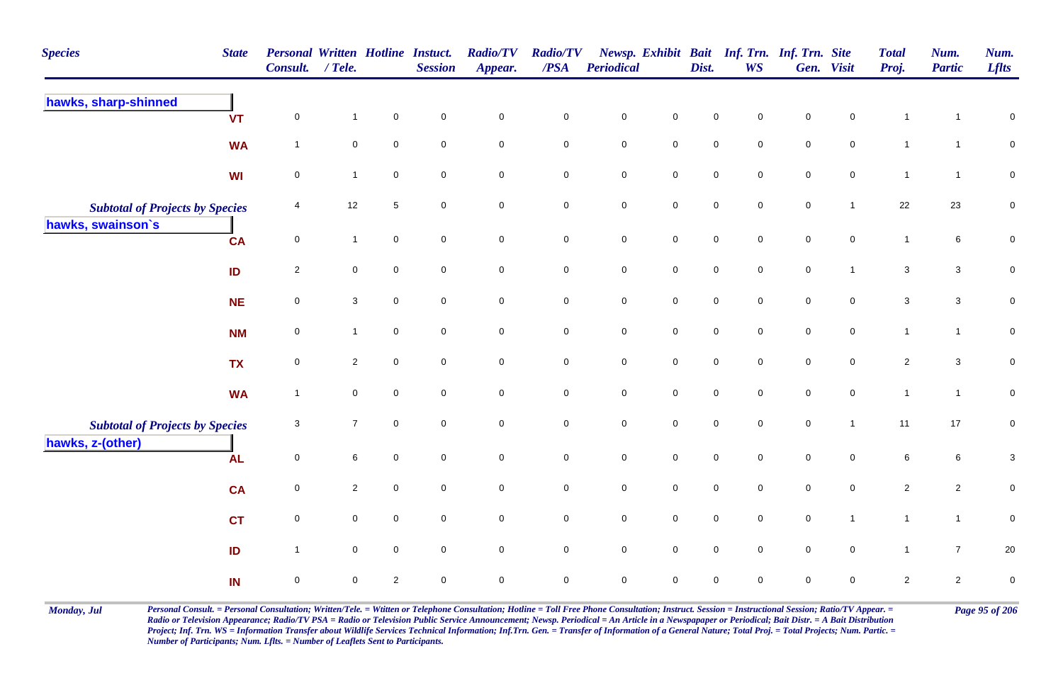| Species | State | Personal Consult. | Written / Tele. | Hotline | Instuct. Session | Radio/TV Appear. | Radio/TV /PSA | Newsp. Periodical | Exhibit | Bait Dist. | Inf. Trn. WS | Inf. Trn. Gen. | Site Visit | Total Proj. | Num. Partic | Num. Lflts |
|---|---|---|---|---|---|---|---|---|---|---|---|---|---|---|---|---|
| **hawks, sharp-shinned** | VT | 0 | 1 | 0 | 0 | 0 | 0 | 0 | 0 | 0 | 0 | 0 | 0 | 1 | 1 | 0 |
| | WA | 1 | 0 | 0 | 0 | 0 | 0 | 0 | 0 | 0 | 0 | 0 | 0 | 1 | 1 | 0 |
| | WI | 0 | 1 | 0 | 0 | 0 | 0 | 0 | 0 | 0 | 0 | 0 | 0 | 1 | 1 | 0 |
| *Subtotal of Projects by Species* | | 4 | 12 | 5 | 0 | 0 | 0 | 0 | 0 | 0 | 0 | 0 | 1 | 22 | 23 | 0 |
| **hawks, swainson`s** | CA | 0 | 1 | 0 | 0 | 0 | 0 | 0 | 0 | 0 | 0 | 0 | 0 | 1 | 6 | 0 |
| | ID | 2 | 0 | 0 | 0 | 0 | 0 | 0 | 0 | 0 | 0 | 0 | 1 | 3 | 3 | 0 |
| | NE | 0 | 3 | 0 | 0 | 0 | 0 | 0 | 0 | 0 | 0 | 0 | 0 | 3 | 3 | 0 |
| | NM | 0 | 1 | 0 | 0 | 0 | 0 | 0 | 0 | 0 | 0 | 0 | 0 | 1 | 1 | 0 |
| | TX | 0 | 2 | 0 | 0 | 0 | 0 | 0 | 0 | 0 | 0 | 0 | 0 | 2 | 3 | 0 |
| | WA | 1 | 0 | 0 | 0 | 0 | 0 | 0 | 0 | 0 | 0 | 0 | 0 | 1 | 1 | 0 |
| *Subtotal of Projects by Species* | | 3 | 7 | 0 | 0 | 0 | 0 | 0 | 0 | 0 | 0 | 0 | 1 | 11 | 17 | 0 |
| **hawks, z-(other)** | AL | 0 | 6 | 0 | 0 | 0 | 0 | 0 | 0 | 0 | 0 | 0 | 0 | 6 | 6 | 3 |
| | CA | 0 | 2 | 0 | 0 | 0 | 0 | 0 | 0 | 0 | 0 | 0 | 0 | 2 | 2 | 0 |
| | CT | 0 | 0 | 0 | 0 | 0 | 0 | 0 | 0 | 0 | 0 | 0 | 1 | 1 | 1 | 0 |
| | ID | 1 | 0 | 0 | 0 | 0 | 0 | 0 | 0 | 0 | 0 | 0 | 0 | 1 | 7 | 20 |
| | IN | 0 | 0 | 2 | 0 | 0 | 0 | 0 | 0 | 0 | 0 | 0 | 0 | 2 | 2 | 0 |

*Personal Consult. = Personal Consultation; Written/Tele. = Wtitten or Telephone Consultation; Hotline = Toll Free Phone Consultation; Instruct. Session = Instructional Session; Ratio/TV Appear. = Radio or Television Appearance; Radio/TV PSA = Radio or Television Public Service Announcement; Newsp. Periodical = An Article in a Newspapaper or Periodical; Bait Distr. = A Bait Distribution Project; Inf. Trn. WS = Information Transfer about Wildlife Services Technical Information; Inf.Trn. Gen. = Transfer of Information of a General Nature; Total Proj. = Total Projects; Num. Partic. = Number of Participants; Num. Lflts. = Number of Leaflets Sent to Participants.*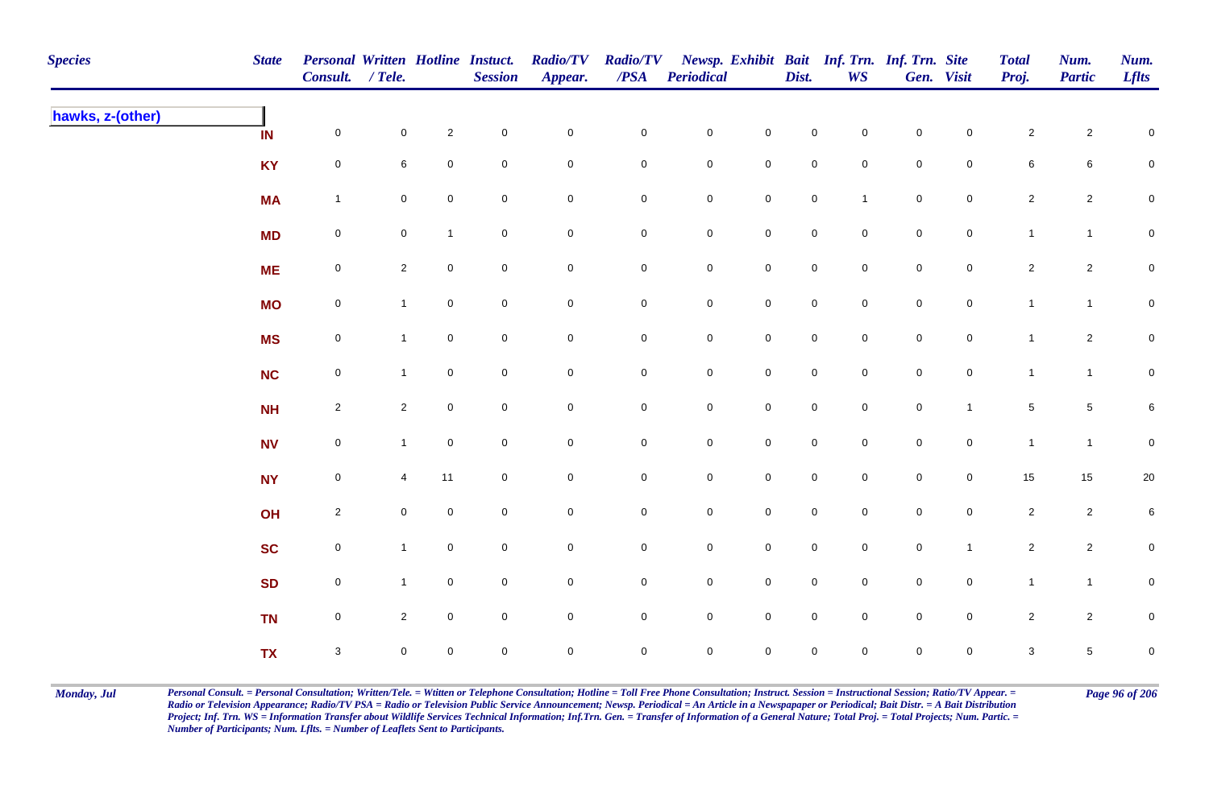| Species | State | Personal Consult. | Written / Tele. | Hotline | Instuct. Session | Radio/TV Appear. | Radio/TV /PSA | Newsp. Periodical | Exhibit | Bait Dist. | Inf. Trn. WS | Inf. Trn. Gen. | Site Visit | Total Proj. | Num. Partic | Num. Lflts |
|---|---|---|---|---|---|---|---|---|---|---|---|---|---|---|---|---|
| **hawks, z-(other)** | | | | | | | | | | | | | | | | |
| | IN | 0 | 0 | 2 | 0 | 0 | 0 | 0 | 0 | 0 | 0 | 0 | 0 | 2 | 2 | 0 |
| | KY | 0 | 6 | 0 | 0 | 0 | 0 | 0 | 0 | 0 | 0 | 0 | 0 | 6 | 6 | 0 |
| | MA | 1 | 0 | 0 | 0 | 0 | 0 | 0 | 0 | 0 | 1 | 0 | 0 | 2 | 2 | 0 |
| | MD | 0 | 0 | 1 | 0 | 0 | 0 | 0 | 0 | 0 | 0 | 0 | 0 | 1 | 1 | 0 |
| | ME | 0 | 2 | 0 | 0 | 0 | 0 | 0 | 0 | 0 | 0 | 0 | 0 | 2 | 2 | 0 |
| | MO | 0 | 1 | 0 | 0 | 0 | 0 | 0 | 0 | 0 | 0 | 0 | 0 | 1 | 1 | 0 |
| | MS | 0 | 1 | 0 | 0 | 0 | 0 | 0 | 0 | 0 | 0 | 0 | 0 | 1 | 2 | 0 |
| | NC | 0 | 1 | 0 | 0 | 0 | 0 | 0 | 0 | 0 | 0 | 0 | 0 | 1 | 1 | 0 |
| | NH | 2 | 2 | 0 | 0 | 0 | 0 | 0 | 0 | 0 | 0 | 0 | 1 | 5 | 5 | 6 |
| | NV | 0 | 1 | 0 | 0 | 0 | 0 | 0 | 0 | 0 | 0 | 0 | 0 | 1 | 1 | 0 |
| | NY | 0 | 4 | 11 | 0 | 0 | 0 | 0 | 0 | 0 | 0 | 0 | 0 | 15 | 15 | 20 |
| | OH | 2 | 0 | 0 | 0 | 0 | 0 | 0 | 0 | 0 | 0 | 0 | 0 | 2 | 2 | 6 |
| | SC | 0 | 1 | 0 | 0 | 0 | 0 | 0 | 0 | 0 | 0 | 0 | 1 | 2 | 2 | 0 |
| | SD | 0 | 1 | 0 | 0 | 0 | 0 | 0 | 0 | 0 | 0 | 0 | 0 | 1 | 1 | 0 |
| | TN | 0 | 2 | 0 | 0 | 0 | 0 | 0 | 0 | 0 | 0 | 0 | 0 | 2 | 2 | 0 |
| | TX | 3 | 0 | 0 | 0 | 0 | 0 | 0 | 0 | 0 | 0 | 0 | 0 | 3 | 5 | 0 |

*Personal Consult. = Personal Consultation; Written/Tele. = Wtitten or Telephone Consultation; Hotline = Toll Free Phone Consultation; Instruct. Session = Instructional Session; Ratio/TV Appear. = Radio or Television Appearance; Radio/TV PSA = Radio or Television Public Service Announcement; Newsp. Periodical = An Article in a Newspapaper or Periodical; Bait Distr. = A Bait Distribution Project; Inf. Trn. WS = Information Transfer about Wildlife Services Technical Information; Inf.Trn. Gen. = Transfer of Information of a General Nature; Total Proj. = Total Projects; Num. Partic. = Number of Participants; Num. Lflts. = Number of Leaflets Sent to Participants.*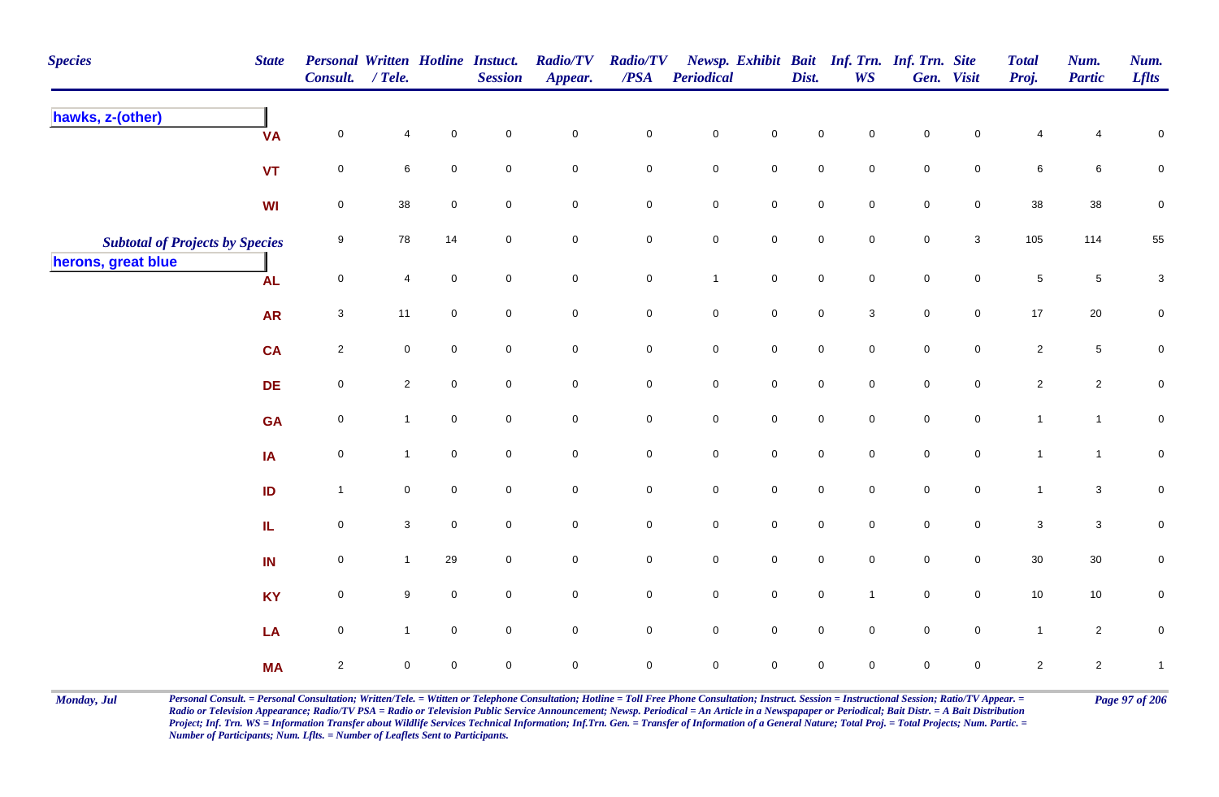| Species | State | Personal Consult. | Written / Tele. | Hotline | Instuct. Session | Radio/TV Appear. | Radio/TV /PSA | Newsp. Periodical | Exhibit | Bait Dist. | Inf. Trn. WS | Inf. Trn. Gen. | Site Visit | Total Proj. | Num. Partic | Num. Lflts |
|---|---|---|---|---|---|---|---|---|---|---|---|---|---|---|---|---|
| **hawks, z-(other)** | | | | | | | | | | | | | | | | |
| | VA | 0 | 4 | 0 | 0 | 0 | 0 | 0 | 0 | 0 | 0 | 0 | 0 | 4 | 4 | 0 |
| | VT | 0 | 6 | 0 | 0 | 0 | 0 | 0 | 0 | 0 | 0 | 0 | 0 | 6 | 6 | 0 |
| | WI | 0 | 38 | 0 | 0 | 0 | 0 | 0 | 0 | 0 | 0 | 0 | 0 | 38 | 38 | 0 |
| *Subtotal of Projects by Species* | | 9 | 78 | 14 | 0 | 0 | 0 | 0 | 0 | 0 | 0 | 0 | 3 | 105 | 114 | 55 |
| **herons, great blue** | | | | | | | | | | | | | | | | |
| | AL | 0 | 4 | 0 | 0 | 0 | 0 | 1 | 0 | 0 | 0 | 0 | 0 | 5 | 5 | 3 |
| | AR | 3 | 11 | 0 | 0 | 0 | 0 | 0 | 0 | 0 | 3 | 0 | 0 | 17 | 20 | 0 |
| | CA | 2 | 0 | 0 | 0 | 0 | 0 | 0 | 0 | 0 | 0 | 0 | 0 | 2 | 5 | 0 |
| | DE | 0 | 2 | 0 | 0 | 0 | 0 | 0 | 0 | 0 | 0 | 0 | 0 | 2 | 2 | 0 |
| | GA | 0 | 1 | 0 | 0 | 0 | 0 | 0 | 0 | 0 | 0 | 0 | 0 | 1 | 1 | 0 |
| | IA | 0 | 1 | 0 | 0 | 0 | 0 | 0 | 0 | 0 | 0 | 0 | 0 | 1 | 1 | 0 |
| | ID | 1 | 0 | 0 | 0 | 0 | 0 | 0 | 0 | 0 | 0 | 0 | 0 | 1 | 3 | 0 |
| | IL | 0 | 3 | 0 | 0 | 0 | 0 | 0 | 0 | 0 | 0 | 0 | 0 | 3 | 3 | 0 |
| | IN | 0 | 1 | 29 | 0 | 0 | 0 | 0 | 0 | 0 | 0 | 0 | 0 | 30 | 30 | 0 |
| | KY | 0 | 9 | 0 | 0 | 0 | 0 | 0 | 0 | 0 | 1 | 0 | 0 | 10 | 10 | 0 |
| | LA | 0 | 1 | 0 | 0 | 0 | 0 | 0 | 0 | 0 | 0 | 0 | 0 | 1 | 2 | 0 |
| | MA | 2 | 0 | 0 | 0 | 0 | 0 | 0 | 0 | 0 | 0 | 0 | 0 | 2 | 2 | 1 |

*Personal Consult. = Personal Consultation; Written/Tele. = Wtitten or Telephone Consultation; Hotline = Toll Free Phone Consultation; Instruct. Session = Instructional Session; Ratio/TV Appear. = Radio or Television Appearance; Radio/TV PSA = Radio or Television Public Service Announcement; Newsp. Periodical = An Article in a Newspapaper or Periodical; Bait Distr. = A Bait Distribution Project; Inf. Trn. WS = Information Transfer about Wildlife Services Technical Information; Inf.Trn. Gen. = Transfer of Information of a General Nature; Total Proj. = Total Projects; Num. Partic. = Number of Participants; Num. Lflts. = Number of Leaflets Sent to Participants.*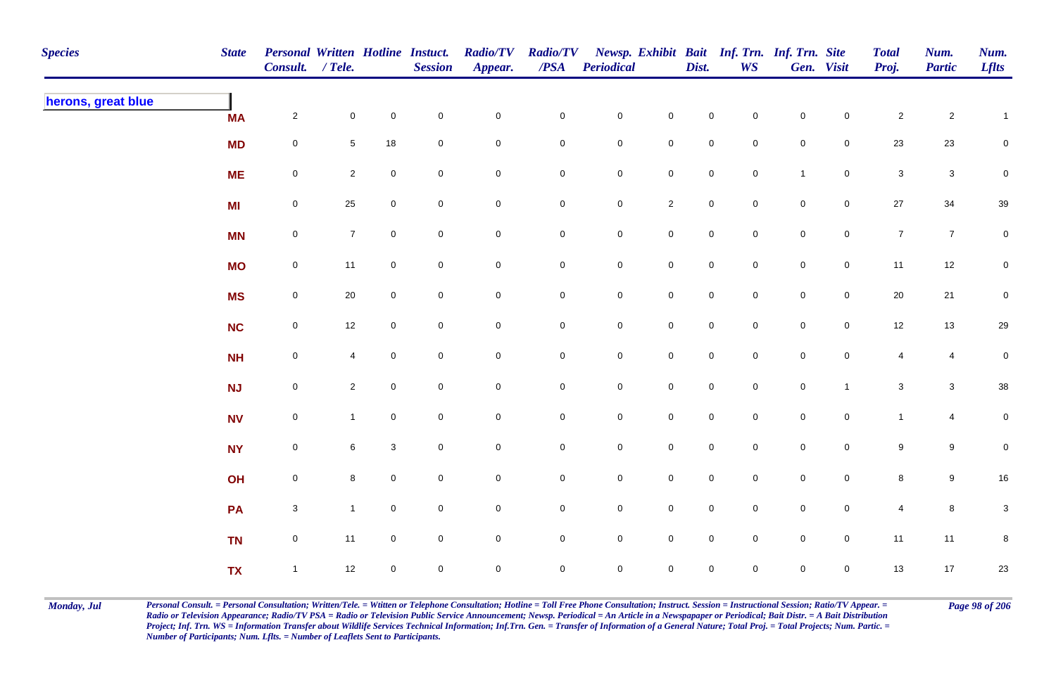| Species | State | Personal Consult. | Written / Tele. | Hotline | Instuct. Session | Radio/TV Appear. | Radio/TV /PSA | Newsp. Periodical | Exhibit | Bait Dist. | Inf. Trn. WS | Inf. Trn. Gen. | Site Visit | Total Proj. | Num. Partic | Num. Lflts |
|---|---|---|---|---|---|---|---|---|---|---|---|---|---|---|---|---|
| **herons, great blue** | | | | | | | | | | | | | | | | |
| | MA | 2 | 0 | 0 | 0 | 0 | 0 | 0 | 0 | 0 | 0 | 0 | 0 | 2 | 2 | 1 |
| | MD | 0 | 5 | 18 | 0 | 0 | 0 | 0 | 0 | 0 | 0 | 0 | 0 | 23 | 23 | 0 |
| | ME | 0 | 2 | 0 | 0 | 0 | 0 | 0 | 0 | 0 | 0 | 1 | 0 | 3 | 3 | 0 |
| | MI | 0 | 25 | 0 | 0 | 0 | 0 | 0 | 2 | 0 | 0 | 0 | 0 | 27 | 34 | 39 |
| | MN | 0 | 7 | 0 | 0 | 0 | 0 | 0 | 0 | 0 | 0 | 0 | 0 | 7 | 7 | 0 |
| | MO | 0 | 11 | 0 | 0 | 0 | 0 | 0 | 0 | 0 | 0 | 0 | 0 | 11 | 12 | 0 |
| | MS | 0 | 20 | 0 | 0 | 0 | 0 | 0 | 0 | 0 | 0 | 0 | 0 | 20 | 21 | 0 |
| | NC | 0 | 12 | 0 | 0 | 0 | 0 | 0 | 0 | 0 | 0 | 0 | 0 | 12 | 13 | 29 |
| | NH | 0 | 4 | 0 | 0 | 0 | 0 | 0 | 0 | 0 | 0 | 0 | 0 | 4 | 4 | 0 |
| | NJ | 0 | 2 | 0 | 0 | 0 | 0 | 0 | 0 | 0 | 0 | 0 | 1 | 3 | 3 | 38 |
| | NV | 0 | 1 | 0 | 0 | 0 | 0 | 0 | 0 | 0 | 0 | 0 | 0 | 1 | 4 | 0 |
| | NY | 0 | 6 | 3 | 0 | 0 | 0 | 0 | 0 | 0 | 0 | 0 | 0 | 9 | 9 | 0 |
| | OH | 0 | 8 | 0 | 0 | 0 | 0 | 0 | 0 | 0 | 0 | 0 | 0 | 8 | 9 | 16 |
| | PA | 3 | 1 | 0 | 0 | 0 | 0 | 0 | 0 | 0 | 0 | 0 | 0 | 4 | 8 | 3 |
| | TN | 0 | 11 | 0 | 0 | 0 | 0 | 0 | 0 | 0 | 0 | 0 | 0 | 11 | 11 | 8 |
| | TX | 1 | 12 | 0 | 0 | 0 | 0 | 0 | 0 | 0 | 0 | 0 | 0 | 13 | 17 | 23 |

*Personal Consult. = Personal Consultation; Written/Tele. = Wtitten or Telephone Consultation; Hotline = Toll Free Phone Consultation; Instruct. Session = Instructional Session; Ratio/TV Appear. = Radio or Television Appearance; Radio/TV PSA = Radio or Television Public Service Announcement; Newsp. Periodical = An Article in a Newspapaper or Periodical; Bait Distr. = A Bait Distribution Project; Inf. Trn. WS = Information Transfer about Wildlife Services Technical Information; Inf.Trn. Gen. = Transfer of Information of a General Nature; Total Proj. = Total Projects; Num. Partic. = Number of Participants; Num. Lflts. = Number of Leaflets Sent to Participants.*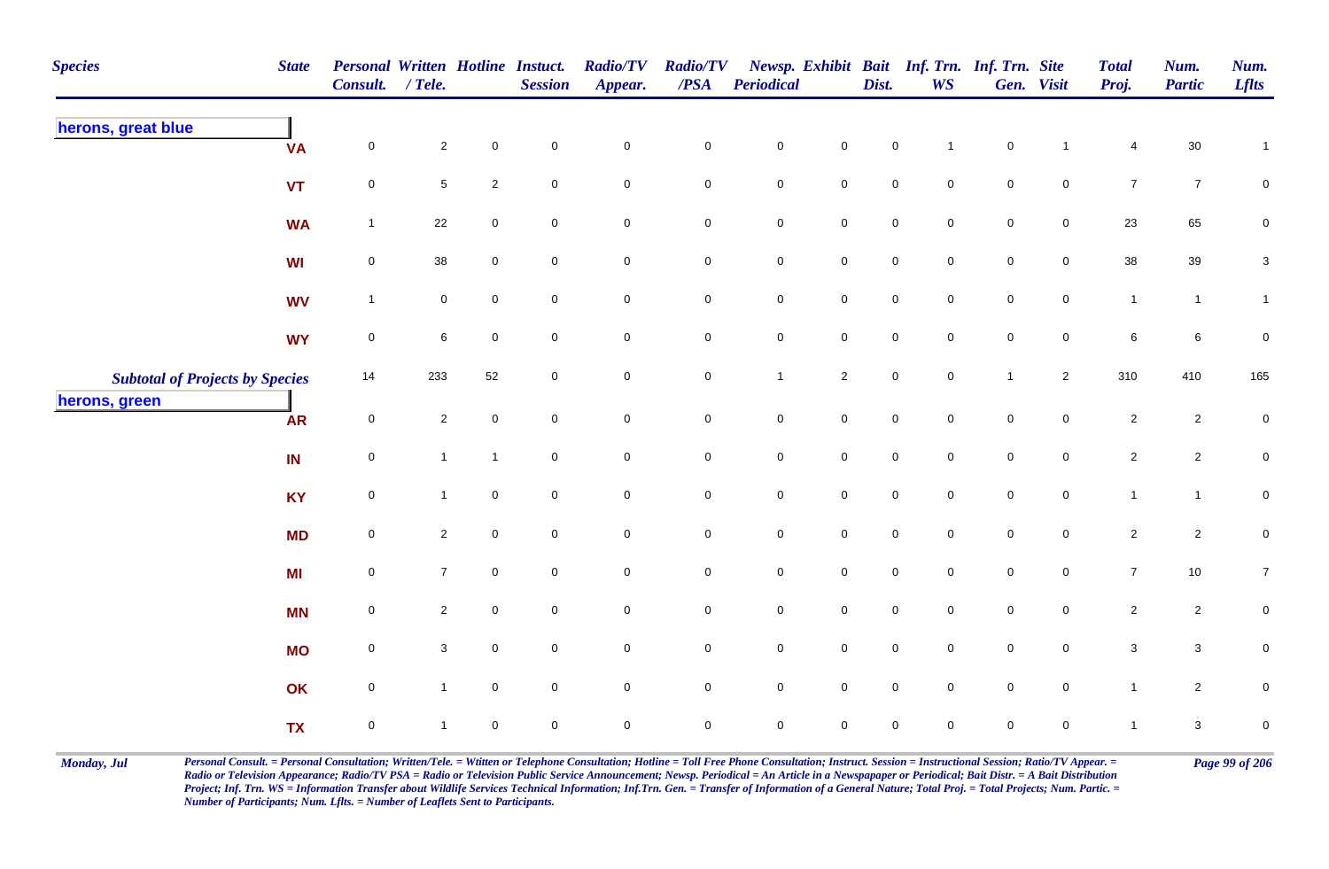| Species | State | Personal Consult. | Written / Tele. | Hotline | Instuct. Session | Radio/TV Appear. | Radio/TV /PSA | Newsp. Periodical | Exhibit | Bait Dist. | Inf. Trn. WS | Inf. Trn. Gen. | Site Visit | Total Proj. | Num. Partic | Num. Lflts |
|---|---|---|---|---|---|---|---|---|---|---|---|---|---|---|---|---|
| **herons, great blue** | | | | | | | | | | | | | | | | |
| | VA | 0 | 2 | 0 | 0 | 0 | 0 | 0 | 0 | 0 | 1 | 0 | 1 | 4 | 30 | 1 |
| | VT | 0 | 5 | 2 | 0 | 0 | 0 | 0 | 0 | 0 | 0 | 0 | 0 | 7 | 7 | 0 |
| | WA | 1 | 22 | 0 | 0 | 0 | 0 | 0 | 0 | 0 | 0 | 0 | 0 | 23 | 65 | 0 |
| | WI | 0 | 38 | 0 | 0 | 0 | 0 | 0 | 0 | 0 | 0 | 0 | 0 | 38 | 39 | 3 |
| | WV | 1 | 0 | 0 | 0 | 0 | 0 | 0 | 0 | 0 | 0 | 0 | 0 | 1 | 1 | 1 |
| | WY | 0 | 6 | 0 | 0 | 0 | 0 | 0 | 0 | 0 | 0 | 0 | 0 | 6 | 6 | 0 |
| *Subtotal of Projects by Species* | | 14 | 233 | 52 | 0 | 0 | 0 | 1 | 2 | 0 | 0 | 1 | 2 | 310 | 410 | 165 |
| **herons, green** | | | | | | | | | | | | | | | | |
| | AR | 0 | 2 | 0 | 0 | 0 | 0 | 0 | 0 | 0 | 0 | 0 | 0 | 2 | 2 | 0 |
| | IN | 0 | 1 | 1 | 0 | 0 | 0 | 0 | 0 | 0 | 0 | 0 | 0 | 2 | 2 | 0 |
| | KY | 0 | 1 | 0 | 0 | 0 | 0 | 0 | 0 | 0 | 0 | 0 | 0 | 1 | 1 | 0 |
| | MD | 0 | 2 | 0 | 0 | 0 | 0 | 0 | 0 | 0 | 0 | 0 | 0 | 2 | 2 | 0 |
| | MI | 0 | 7 | 0 | 0 | 0 | 0 | 0 | 0 | 0 | 0 | 0 | 0 | 7 | 10 | 7 |
| | MN | 0 | 2 | 0 | 0 | 0 | 0 | 0 | 0 | 0 | 0 | 0 | 0 | 2 | 2 | 0 |
| | MO | 0 | 3 | 0 | 0 | 0 | 0 | 0 | 0 | 0 | 0 | 0 | 0 | 3 | 3 | 0 |
| | OK | 0 | 1 | 0 | 0 | 0 | 0 | 0 | 0 | 0 | 0 | 0 | 0 | 1 | 2 | 0 |
| | TX | 0 | 1 | 0 | 0 | 0 | 0 | 0 | 0 | 0 | 0 | 0 | 0 | 1 | 3 | 0 |

*Personal Consult. = Personal Consultation; Written/Tele. = Wtitten or Telephone Consultation; Hotline = Toll Free Phone Consultation; Instruct. Session = Instructional Session; Ratio/TV Appear. = Radio or Television Appearance; Radio/TV PSA = Radio or Television Public Service Announcement; Newsp. Periodical = An Article in a Newspapaper or Periodical; Bait Distr. = A Bait Distribution Project; Inf. Trn. WS = Information Transfer about Wildlife Services Technical Information; Inf.Trn. Gen. = Transfer of Information of a General Nature; Total Proj. = Total Projects; Num. Partic. = Number of Participants; Num. Lflts. = Number of Leaflets Sent to Participants.*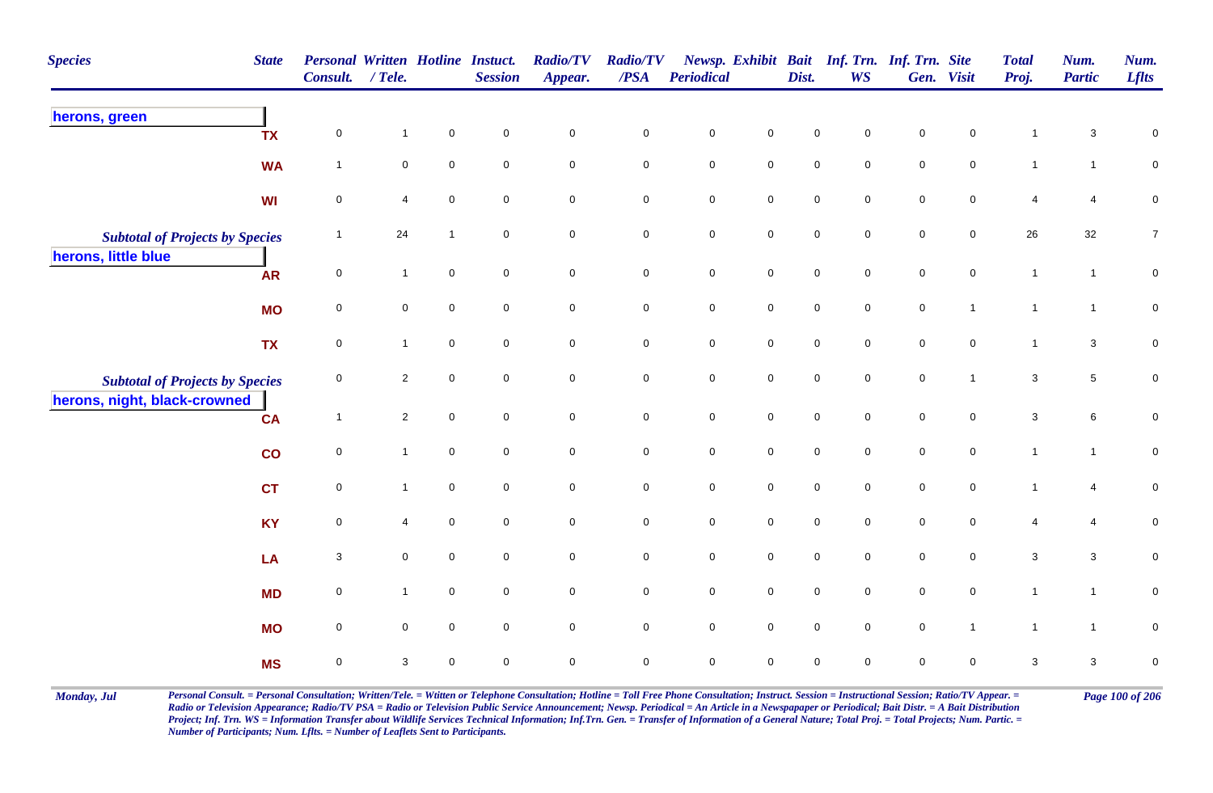| Species | State | Personal Consult. | Written / Tele. | Hotline | Instuct. Session | Radio/TV Appear. | Radio/TV /PSA | Newsp. Periodical | Exhibit | Bait Dist. | Inf. Trn. WS | Inf. Trn. Gen. | Site Visit | Total Proj. | Num. Partic | Num. Lflts |
|---|---|---|---|---|---|---|---|---|---|---|---|---|---|---|---|---|
| **herons, green** | | | | | | | | | | | | | | | | |
| | TX | 0 | 1 | 0 | 0 | 0 | 0 | 0 | 0 | 0 | 0 | 0 | 0 | 1 | 3 | 0 |
| | WA | 1 | 0 | 0 | 0 | 0 | 0 | 0 | 0 | 0 | 0 | 0 | 0 | 1 | 1 | 0 |
| | WI | 0 | 4 | 0 | 0 | 0 | 0 | 0 | 0 | 0 | 0 | 0 | 0 | 4 | 4 | 0 |
| *Subtotal of Projects by Species* | | 1 | 24 | 1 | 0 | 0 | 0 | 0 | 0 | 0 | 0 | 0 | 0 | 26 | 32 | 7 |
| **herons, little blue** | | | | | | | | | | | | | | | | |
| | AR | 0 | 1 | 0 | 0 | 0 | 0 | 0 | 0 | 0 | 0 | 0 | 0 | 1 | 1 | 0 |
| | MO | 0 | 0 | 0 | 0 | 0 | 0 | 0 | 0 | 0 | 0 | 0 | 1 | 1 | 1 | 0 |
| | TX | 0 | 1 | 0 | 0 | 0 | 0 | 0 | 0 | 0 | 0 | 0 | 0 | 1 | 3 | 0 |
| *Subtotal of Projects by Species* | | 0 | 2 | 0 | 0 | 0 | 0 | 0 | 0 | 0 | 0 | 0 | 1 | 3 | 5 | 0 |
| **herons, night, black-crowned** | | | | | | | | | | | | | | | | |
| | CA | 1 | 2 | 0 | 0 | 0 | 0 | 0 | 0 | 0 | 0 | 0 | 0 | 3 | 6 | 0 |
| | CO | 0 | 1 | 0 | 0 | 0 | 0 | 0 | 0 | 0 | 0 | 0 | 0 | 1 | 1 | 0 |
| | CT | 0 | 1 | 0 | 0 | 0 | 0 | 0 | 0 | 0 | 0 | 0 | 0 | 1 | 4 | 0 |
| | KY | 0 | 4 | 0 | 0 | 0 | 0 | 0 | 0 | 0 | 0 | 0 | 0 | 4 | 4 | 0 |
| | LA | 3 | 0 | 0 | 0 | 0 | 0 | 0 | 0 | 0 | 0 | 0 | 0 | 3 | 3 | 0 |
| | MD | 0 | 1 | 0 | 0 | 0 | 0 | 0 | 0 | 0 | 0 | 0 | 0 | 1 | 1 | 0 |
| | MO | 0 | 0 | 0 | 0 | 0 | 0 | 0 | 0 | 0 | 0 | 0 | 1 | 1 | 1 | 0 |
| | MS | 0 | 3 | 0 | 0 | 0 | 0 | 0 | 0 | 0 | 0 | 0 | 0 | 3 | 3 | 0 |

*Personal Consult. = Personal Consultation; Written/Tele. = Wtitten or Telephone Consultation; Hotline = Toll Free Phone Consultation; Instruct. Session = Instructional Session; Ratio/TV Appear. = Radio or Television Appearance; Radio/TV PSA = Radio or Television Public Service Announcement; Newsp. Periodical = An Article in a Newspapaper or Periodical; Bait Distr. = A Bait Distribution Project; Inf. Trn. WS = Information Transfer about Wildlife Services Technical Information; Inf.Trn. Gen. = Transfer of Information of a General Nature; Total Proj. = Total Projects; Num. Partic. = Number of Participants; Num. Lflts. = Number of Leaflets Sent to Participants.*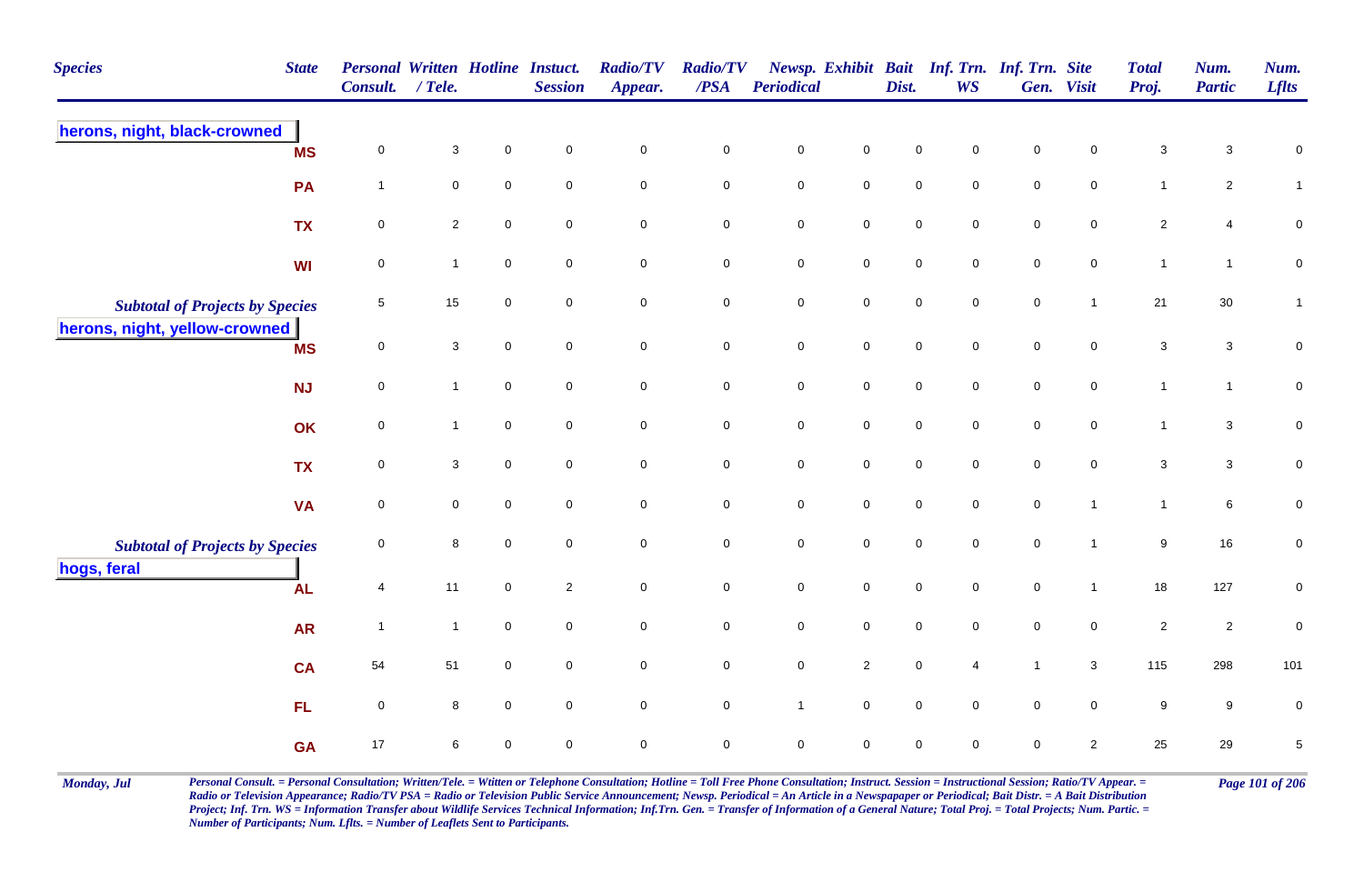| Species | State | Personal Consult. | Written / Tele. | Hotline | Instuct. Session | Radio/TV Appear. | Radio/TV /PSA | Newsp. Periodical | Exhibit | Bait Dist. | Inf. Trn. WS | Inf. Trn. Gen. | Site Visit | Total Proj. | Num. Partic | Num. Lflts |
|---|---|---|---|---|---|---|---|---|---|---|---|---|---|---|---|---|
| **herons, night, black-crowned** | | | | | | | | | | | | | | | | |
| | MS | 0 | 3 | 0 | 0 | 0 | 0 | 0 | 0 | 0 | 0 | 0 | 0 | 3 | 3 | 0 |
| | PA | 1 | 0 | 0 | 0 | 0 | 0 | 0 | 0 | 0 | 0 | 0 | 0 | 1 | 2 | 1 |
| | TX | 0 | 2 | 0 | 0 | 0 | 0 | 0 | 0 | 0 | 0 | 0 | 0 | 2 | 4 | 0 |
| | WI | 0 | 1 | 0 | 0 | 0 | 0 | 0 | 0 | 0 | 0 | 0 | 0 | 1 | 1 | 0 |
| *Subtotal of Projects by Species* | | 5 | 15 | 0 | 0 | 0 | 0 | 0 | 0 | 0 | 0 | 0 | 1 | 21 | 30 | 1 |
| **herons, night, yellow-crowned** | | | | | | | | | | | | | | | | |
| | MS | 0 | 3 | 0 | 0 | 0 | 0 | 0 | 0 | 0 | 0 | 0 | 0 | 3 | 3 | 0 |
| | NJ | 0 | 1 | 0 | 0 | 0 | 0 | 0 | 0 | 0 | 0 | 0 | 0 | 1 | 1 | 0 |
| | OK | 0 | 1 | 0 | 0 | 0 | 0 | 0 | 0 | 0 | 0 | 0 | 0 | 1 | 3 | 0 |
| | TX | 0 | 3 | 0 | 0 | 0 | 0 | 0 | 0 | 0 | 0 | 0 | 0 | 3 | 3 | 0 |
| | VA | 0 | 0 | 0 | 0 | 0 | 0 | 0 | 0 | 0 | 0 | 0 | 1 | 1 | 6 | 0 |
| *Subtotal of Projects by Species* | | 0 | 8 | 0 | 0 | 0 | 0 | 0 | 0 | 0 | 0 | 0 | 1 | 9 | 16 | 0 |
| **hogs, feral** | | | | | | | | | | | | | | | | |
| | AL | 4 | 11 | 0 | 2 | 0 | 0 | 0 | 0 | 0 | 0 | 0 | 1 | 18 | 127 | 0 |
| | AR | 1 | 1 | 0 | 0 | 0 | 0 | 0 | 0 | 0 | 0 | 0 | 0 | 2 | 2 | 0 |
| | CA | 54 | 51 | 0 | 0 | 0 | 0 | 0 | 2 | 0 | 4 | 1 | 3 | 115 | 298 | 101 |
| | FL | 0 | 8 | 0 | 0 | 0 | 0 | 1 | 0 | 0 | 0 | 0 | 0 | 9 | 9 | 0 |
| | GA | 17 | 6 | 0 | 0 | 0 | 0 | 0 | 0 | 0 | 0 | 0 | 2 | 25 | 29 | 5 |

*Personal Consult. = Personal Consultation; Written/Tele. = Wtitten or Telephone Consultation; Hotline = Toll Free Phone Consultation; Instruct. Session = Instructional Session; Ratio/TV Appear. = Radio or Television Appearance; Radio/TV PSA = Radio or Television Public Service Announcement; Newsp. Periodical = An Article in a Newspapaper or Periodical; Bait Distr. = A Bait Distribution Project; Inf. Trn. WS = Information Transfer about Wildlife Services Technical Information; Inf.Trn. Gen. = Transfer of Information of a General Nature; Total Proj. = Total Projects; Num. Partic. = Number of Participants; Num. Lflts. = Number of Leaflets Sent to Participants.*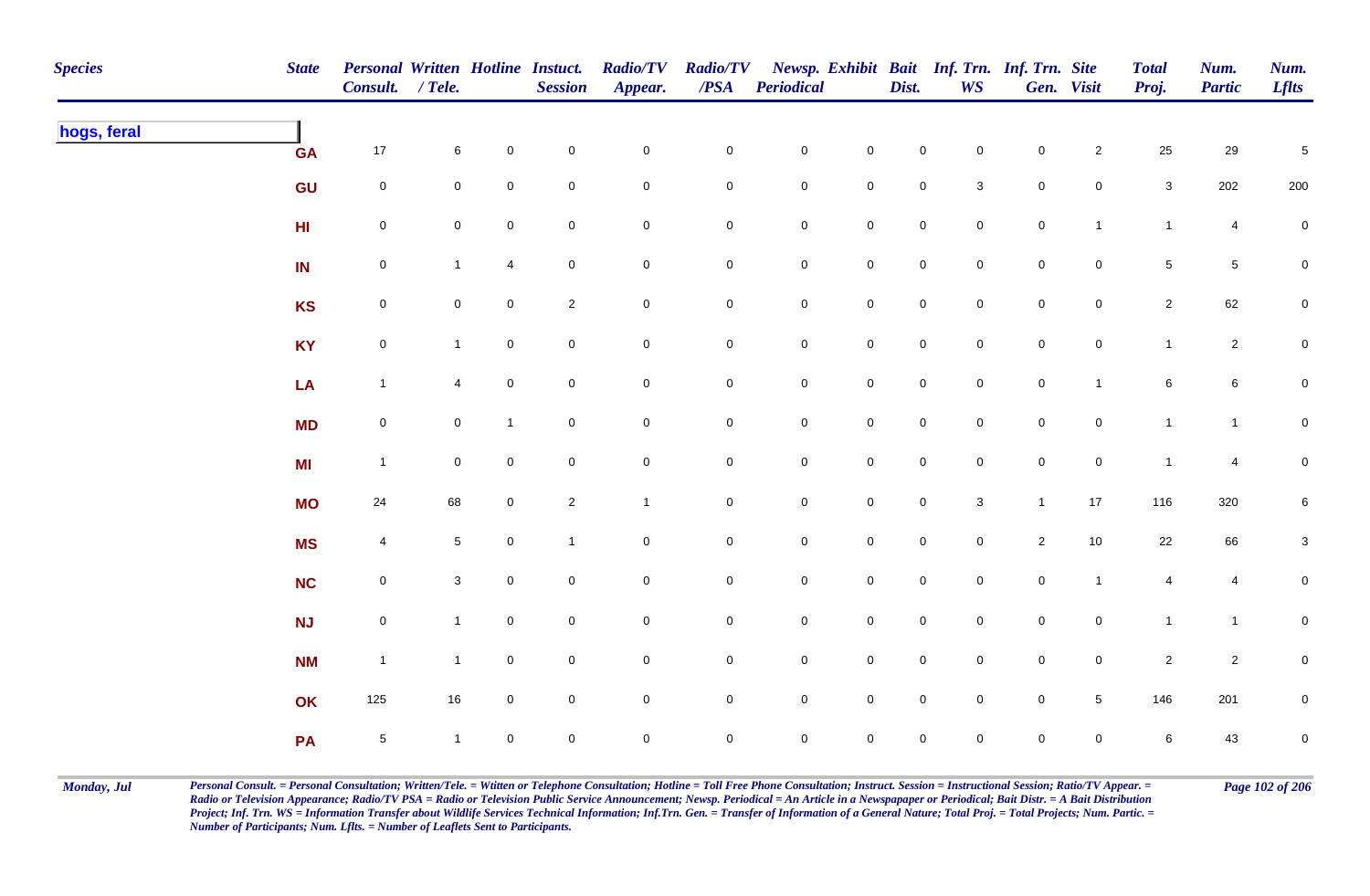| Species | State | Personal Consult. | Written / Tele. | Hotline | Instuct. Session | Radio/TV Appear. | Radio/TV /PSA | Newsp. Periodical | Exhibit | Bait Dist. | Inf. Trn. WS | Inf. Trn. Gen. | Site Visit | Total Proj. | Num. Partic | Num. Lflts |
|---|---|---|---|---|---|---|---|---|---|---|---|---|---|---|---|---|
| **hogs, feral** | | | | | | | | | | | | | | | | |
| | GA | 17 | 6 | 0 | 0 | 0 | 0 | 0 | 0 | 0 | 0 | 0 | 2 | 25 | 29 | 5 |
| | GU | 0 | 0 | 0 | 0 | 0 | 0 | 0 | 0 | 0 | 3 | 0 | 0 | 3 | 202 | 200 |
| | HI | 0 | 0 | 0 | 0 | 0 | 0 | 0 | 0 | 0 | 0 | 0 | 1 | 1 | 4 | 0 |
| | IN | 0 | 1 | 4 | 0 | 0 | 0 | 0 | 0 | 0 | 0 | 0 | 0 | 5 | 5 | 0 |
| | KS | 0 | 0 | 0 | 2 | 0 | 0 | 0 | 0 | 0 | 0 | 0 | 0 | 2 | 62 | 0 |
| | KY | 0 | 1 | 0 | 0 | 0 | 0 | 0 | 0 | 0 | 0 | 0 | 0 | 1 | 2 | 0 |
| | LA | 1 | 4 | 0 | 0 | 0 | 0 | 0 | 0 | 0 | 0 | 0 | 1 | 6 | 6 | 0 |
| | MD | 0 | 0 | 1 | 0 | 0 | 0 | 0 | 0 | 0 | 0 | 0 | 0 | 1 | 1 | 0 |
| | MI | 1 | 0 | 0 | 0 | 0 | 0 | 0 | 0 | 0 | 0 | 0 | 0 | 1 | 4 | 0 |
| | MO | 24 | 68 | 0 | 2 | 1 | 0 | 0 | 0 | 0 | 3 | 1 | 17 | 116 | 320 | 6 |
| | MS | 4 | 5 | 0 | 1 | 0 | 0 | 0 | 0 | 0 | 0 | 2 | 10 | 22 | 66 | 3 |
| | NC | 0 | 3 | 0 | 0 | 0 | 0 | 0 | 0 | 0 | 0 | 0 | 1 | 4 | 4 | 0 |
| | NJ | 0 | 1 | 0 | 0 | 0 | 0 | 0 | 0 | 0 | 0 | 0 | 0 | 1 | 1 | 0 |
| | NM | 1 | 1 | 0 | 0 | 0 | 0 | 0 | 0 | 0 | 0 | 0 | 0 | 2 | 2 | 0 |
| | OK | 125 | 16 | 0 | 0 | 0 | 0 | 0 | 0 | 0 | 0 | 0 | 5 | 146 | 201 | 0 |
| | PA | 5 | 1 | 0 | 0 | 0 | 0 | 0 | 0 | 0 | 0 | 0 | 0 | 6 | 43 | 0 |

*Personal Consult. = Personal Consultation; Written/Tele. = Wtitten or Telephone Consultation; Hotline = Toll Free Phone Consultation; Instruct. Session = Instructional Session; Ratio/TV Appear. = Radio or Television Appearance; Radio/TV PSA = Radio or Television Public Service Announcement; Newsp. Periodical = An Article in a Newspapaper or Periodical; Bait Distr. = A Bait Distribution Project; Inf. Trn. WS = Information Transfer about Wildlife Services Technical Information; Inf.Trn. Gen. = Transfer of Information of a General Nature; Total Proj. = Total Projects; Num. Partic. = Number of Participants; Num. Lflts. = Number of Leaflets Sent to Participants.*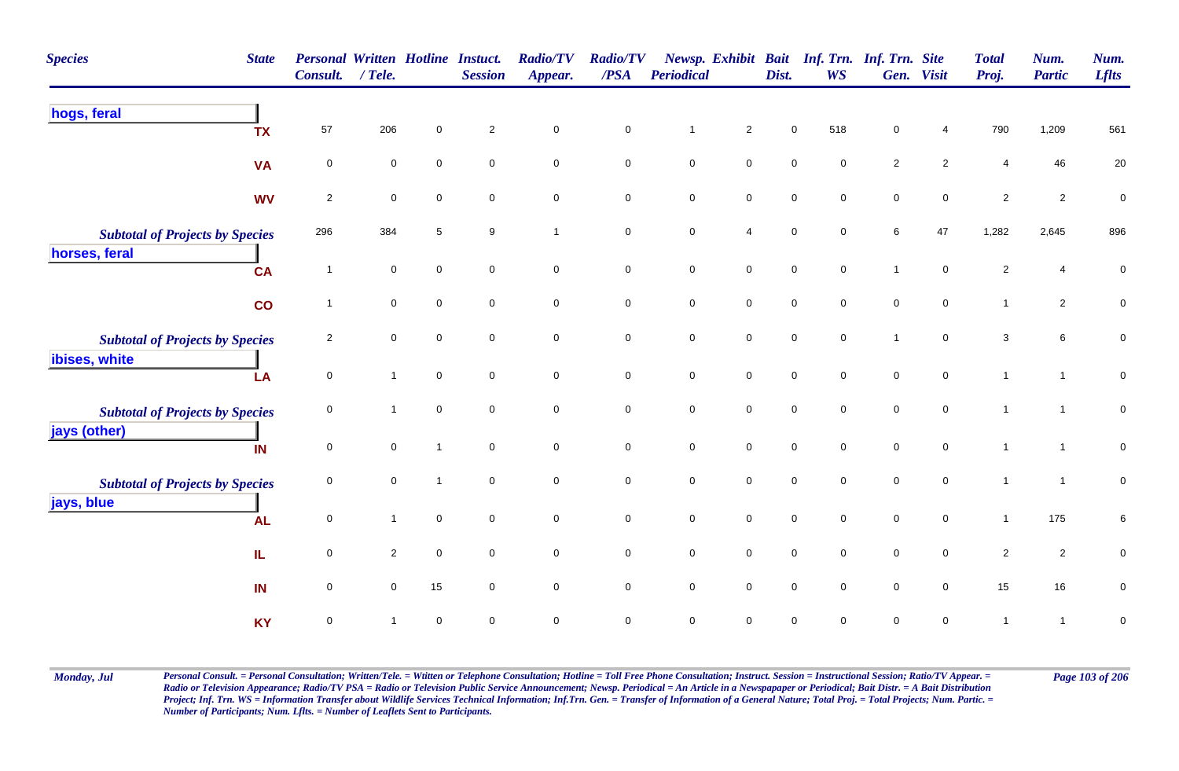| Species | State | Personal Consult. | Written / Tele. | Hotline | Instuct. Session | Radio/TV Appear. | Radio/TV /PSA | Newsp. Periodical | Exhibit | Bait Dist. | Inf. Trn. WS | Inf. Trn. Gen. | Site Visit | Total Proj. | Num. Partic | Num. Lflts |
|---|---|---|---|---|---|---|---|---|---|---|---|---|---|---|---|---|
| **hogs, feral** | | | | | | | | | | | | | | | | |
| | TX | 57 | 206 | 0 | 2 | 0 | 0 | 1 | 2 | 0 | 518 | 0 | 4 | 790 | 1,209 | 561 |
| | VA | 0 | 0 | 0 | 0 | 0 | 0 | 0 | 0 | 0 | 0 | 2 | 2 | 4 | 46 | 20 |
| | WV | 2 | 0 | 0 | 0 | 0 | 0 | 0 | 0 | 0 | 0 | 0 | 0 | 2 | 2 | 0 |
| *Subtotal of Projects by Species* | | 296 | 384 | 5 | 9 | 1 | 0 | 0 | 4 | 0 | 0 | 6 | 47 | 1,282 | 2,645 | 896 |
| **horses, feral** | | | | | | | | | | | | | | | | |
| | CA | 1 | 0 | 0 | 0 | 0 | 0 | 0 | 0 | 0 | 0 | 1 | 0 | 2 | 4 | 0 |
| | CO | 1 | 0 | 0 | 0 | 0 | 0 | 0 | 0 | 0 | 0 | 0 | 0 | 1 | 2 | 0 |
| *Subtotal of Projects by Species* | | 2 | 0 | 0 | 0 | 0 | 0 | 0 | 0 | 0 | 0 | 1 | 0 | 3 | 6 | 0 |
| **ibises, white** | | | | | | | | | | | | | | | | |
| | LA | 0 | 1 | 0 | 0 | 0 | 0 | 0 | 0 | 0 | 0 | 0 | 0 | 1 | 1 | 0 |
| *Subtotal of Projects by Species* | | 0 | 1 | 0 | 0 | 0 | 0 | 0 | 0 | 0 | 0 | 0 | 0 | 1 | 1 | 0 |
| **jays (other)** | | | | | | | | | | | | | | | | |
| | IN | 0 | 0 | 1 | 0 | 0 | 0 | 0 | 0 | 0 | 0 | 0 | 0 | 1 | 1 | 0 |
| *Subtotal of Projects by Species* | | 0 | 0 | 1 | 0 | 0 | 0 | 0 | 0 | 0 | 0 | 0 | 0 | 1 | 1 | 0 |
| **jays, blue** | | | | | | | | | | | | | | | | |
| | AL | 0 | 1 | 0 | 0 | 0 | 0 | 0 | 0 | 0 | 0 | 0 | 0 | 1 | 175 | 6 |
| | IL | 0 | 2 | 0 | 0 | 0 | 0 | 0 | 0 | 0 | 0 | 0 | 0 | 2 | 2 | 0 |
| | IN | 0 | 0 | 15 | 0 | 0 | 0 | 0 | 0 | 0 | 0 | 0 | 0 | 15 | 16 | 0 |
| | KY | 0 | 1 | 0 | 0 | 0 | 0 | 0 | 0 | 0 | 0 | 0 | 0 | 1 | 1 | 0 |

*Personal Consult. = Personal Consultation; Written/Tele. = Wtitten or Telephone Consultation; Hotline = Toll Free Phone Consultation; Instruct. Session = Instructional Session; Ratio/TV Appear. = Radio or Television Appearance; Radio/TV PSA = Radio or Television Public Service Announcement; Newsp. Periodical = An Article in a Newspapaper or Periodical; Bait Distr. = A Bait Distribution Project; Inf. Trn. WS = Information Transfer about Wildlife Services Technical Information; Inf.Trn. Gen. = Transfer of Information of a General Nature; Total Proj. = Total Projects; Num. Partic. = Number of Participants; Num. Lflts. = Number of Leaflets Sent to Participants.*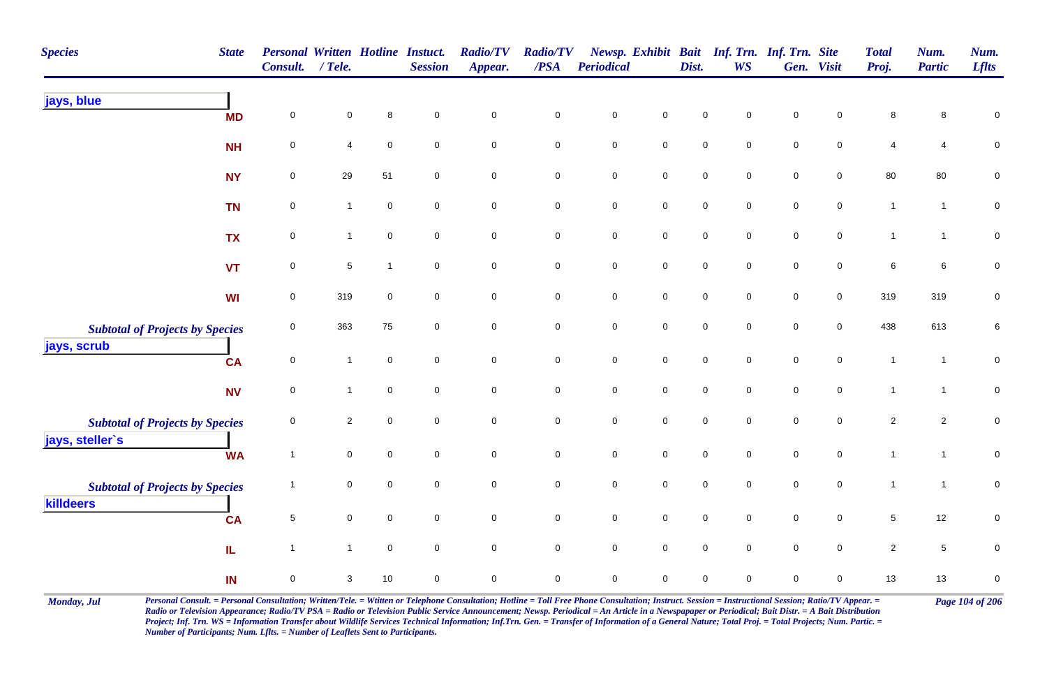| Species | State | Personal Consult. | Written / Tele. | Hotline | Instuct. Session | Radio/TV Appear. | Radio/TV /PSA | Newsp. Periodical | Exhibit | Bait Dist. | Inf. Trn. WS | Inf. Trn. Gen. | Site Visit | Total Proj. | Num. Partic | Num. Lflts |
|---|---|---|---|---|---|---|---|---|---|---|---|---|---|---|---|---|
| **jays, blue** | | | | | | | | | | | | | | | | |
| | MD | 0 | 0 | 8 | 0 | 0 | 0 | 0 | 0 | 0 | 0 | 0 | 0 | 8 | 8 | 0 |
| | NH | 0 | 4 | 0 | 0 | 0 | 0 | 0 | 0 | 0 | 0 | 0 | 0 | 4 | 4 | 0 |
| | NY | 0 | 29 | 51 | 0 | 0 | 0 | 0 | 0 | 0 | 0 | 0 | 0 | 80 | 80 | 0 |
| | TN | 0 | 1 | 0 | 0 | 0 | 0 | 0 | 0 | 0 | 0 | 0 | 0 | 1 | 1 | 0 |
| | TX | 0 | 1 | 0 | 0 | 0 | 0 | 0 | 0 | 0 | 0 | 0 | 0 | 1 | 1 | 0 |
| | VT | 0 | 5 | 1 | 0 | 0 | 0 | 0 | 0 | 0 | 0 | 0 | 0 | 6 | 6 | 0 |
| | WI | 0 | 319 | 0 | 0 | 0 | 0 | 0 | 0 | 0 | 0 | 0 | 0 | 319 | 319 | 0 |
| *Subtotal of Projects by Species* | | 0 | 363 | 75 | 0 | 0 | 0 | 0 | 0 | 0 | 0 | 0 | 0 | 438 | 613 | 6 |
| **jays, scrub** | | | | | | | | | | | | | | | | |
| | CA | 0 | 1 | 0 | 0 | 0 | 0 | 0 | 0 | 0 | 0 | 0 | 0 | 1 | 1 | 0 |
| | NV | 0 | 1 | 0 | 0 | 0 | 0 | 0 | 0 | 0 | 0 | 0 | 0 | 1 | 1 | 0 |
| *Subtotal of Projects by Species* | | 0 | 2 | 0 | 0 | 0 | 0 | 0 | 0 | 0 | 0 | 0 | 0 | 2 | 2 | 0 |
| **jays, steller`s** | | | | | | | | | | | | | | | | |
| | WA | 1 | 0 | 0 | 0 | 0 | 0 | 0 | 0 | 0 | 0 | 0 | 0 | 1 | 1 | 0 |
| *Subtotal of Projects by Species* | | 1 | 0 | 0 | 0 | 0 | 0 | 0 | 0 | 0 | 0 | 0 | 0 | 1 | 1 | 0 |
| **killdeers** | | | | | | | | | | | | | | | | |
| | CA | 5 | 0 | 0 | 0 | 0 | 0 | 0 | 0 | 0 | 0 | 0 | 0 | 5 | 12 | 0 |
| | IL | 1 | 1 | 0 | 0 | 0 | 0 | 0 | 0 | 0 | 0 | 0 | 0 | 2 | 5 | 0 |
| | IN | 0 | 3 | 10 | 0 | 0 | 0 | 0 | 0 | 0 | 0 | 0 | 0 | 13 | 13 | 0 |

*Personal Consult. = Personal Consultation; Written/Tele. = Wtitten or Telephone Consultation; Hotline = Toll Free Phone Consultation; Instruct. Session = Instructional Session; Ratio/TV Appear. = Radio or Television Appearance; Radio/TV PSA = Radio or Television Public Service Announcement; Newsp. Periodical = An Article in a Newspapaper or Periodical; Bait Distr. = A Bait Distribution Project; Inf. Trn. WS = Information Transfer about Wildlife Services Technical Information; Inf.Trn. Gen. = Transfer of Information of a General Nature; Total Proj. = Total Projects; Num. Partic. = Number of Participants; Num. Lflts. = Number of Leaflets Sent to Participants.*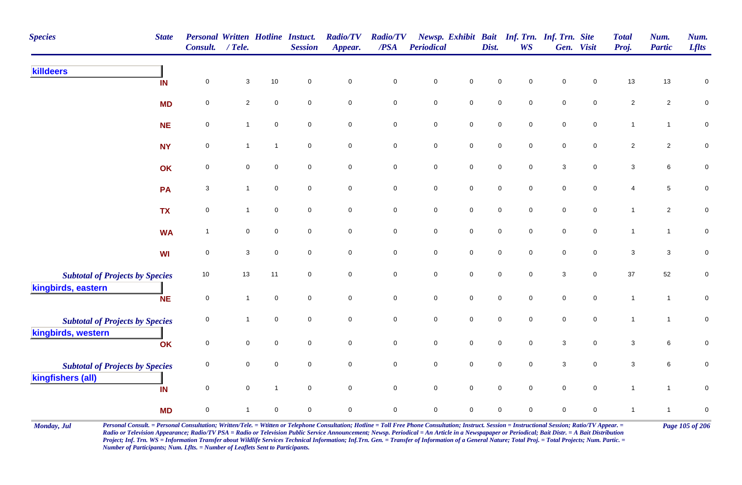| Species | State | Personal Consult. | Written / Tele. | Hotline | Instuct. Session | Radio/TV Appear. | Radio/TV /PSA | Newsp. Periodical | Exhibit | Bait Dist. | Inf. Trn. WS | Inf. Trn. Gen. | Site Visit | Total Proj. | Num. Partic | Num. Lflts |
|---|---|---|---|---|---|---|---|---|---|---|---|---|---|---|---|---|
| **killdeers** | | | | | | | | | | | | | | | | |
| | IN | 0 | 3 | 10 | 0 | 0 | 0 | 0 | 0 | 0 | 0 | 0 | 0 | 13 | 13 | 0 |
| | MD | 0 | 2 | 0 | 0 | 0 | 0 | 0 | 0 | 0 | 0 | 0 | 0 | 2 | 2 | 0 |
| | NE | 0 | 1 | 0 | 0 | 0 | 0 | 0 | 0 | 0 | 0 | 0 | 0 | 1 | 1 | 0 |
| | NY | 0 | 1 | 1 | 0 | 0 | 0 | 0 | 0 | 0 | 0 | 0 | 0 | 2 | 2 | 0 |
| | OK | 0 | 0 | 0 | 0 | 0 | 0 | 0 | 0 | 0 | 0 | 3 | 0 | 3 | 6 | 0 |
| | PA | 3 | 1 | 0 | 0 | 0 | 0 | 0 | 0 | 0 | 0 | 0 | 0 | 4 | 5 | 0 |
| | TX | 0 | 1 | 0 | 0 | 0 | 0 | 0 | 0 | 0 | 0 | 0 | 0 | 1 | 2 | 0 |
| | WA | 1 | 0 | 0 | 0 | 0 | 0 | 0 | 0 | 0 | 0 | 0 | 0 | 1 | 1 | 0 |
| | WI | 0 | 3 | 0 | 0 | 0 | 0 | 0 | 0 | 0 | 0 | 0 | 0 | 3 | 3 | 0 |
| *Subtotal of Projects by Species* | | 10 | 13 | 11 | 0 | 0 | 0 | 0 | 0 | 0 | 0 | 3 | 0 | 37 | 52 | 0 |
| **kingbirds, eastern** | | | | | | | | | | | | | | | | |
| | NE | 0 | 1 | 0 | 0 | 0 | 0 | 0 | 0 | 0 | 0 | 0 | 0 | 1 | 1 | 0 |
| *Subtotal of Projects by Species* | | 0 | 1 | 0 | 0 | 0 | 0 | 0 | 0 | 0 | 0 | 0 | 0 | 1 | 1 | 0 |
| **kingbirds, western** | | | | | | | | | | | | | | | | |
| | OK | 0 | 0 | 0 | 0 | 0 | 0 | 0 | 0 | 0 | 0 | 3 | 0 | 3 | 6 | 0 |
| *Subtotal of Projects by Species* | | 0 | 0 | 0 | 0 | 0 | 0 | 0 | 0 | 0 | 0 | 3 | 0 | 3 | 6 | 0 |
| **kingfishers (all)** | | | | | | | | | | | | | | | | |
| | IN | 0 | 0 | 1 | 0 | 0 | 0 | 0 | 0 | 0 | 0 | 0 | 0 | 1 | 1 | 0 |
| | MD | 0 | 1 | 0 | 0 | 0 | 0 | 0 | 0 | 0 | 0 | 0 | 0 | 1 | 1 | 0 |

*Personal Consult. = Personal Consultation; Written/Tele. = Wtitten or Telephone Consultation; Hotline = Toll Free Phone Consultation; Instruct. Session = Instructional Session; Ratio/TV Appear. = Radio or Television Appearance; Radio/TV PSA = Radio or Television Public Service Announcement; Newsp. Periodical = An Article in a Newspaper or Periodical; Bait Distr. = A Bait Distribution Project; Inf. Trn. WS = Information Transfer about Wildlife Services Technical Information; Inf.Trn. Gen. = Transfer of Information of a General Nature; Total Proj. = Total Projects; Num. Partic. = Number of Participants; Num. Lflts. = Number of Leaflets Sent to Participants.*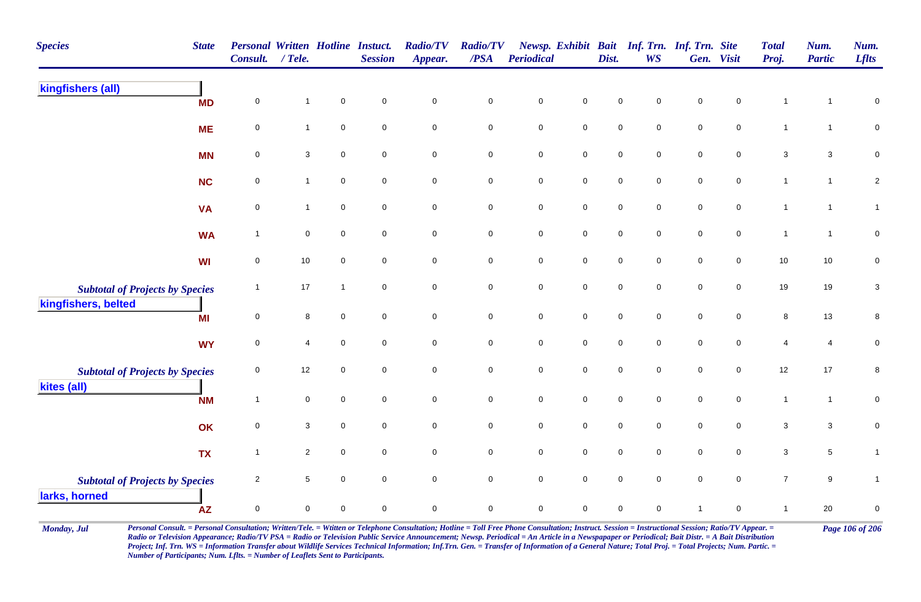| Species | State | Personal Consult. | Written / Tele. | Hotline | Instuct. Session | Radio/TV Appear. | Radio/TV /PSA | Newsp. Periodical | Exhibit | Bait Dist. | Inf. Trn. WS | Inf. Trn. Gen. | Site Visit | Total Proj. | Num. Partic | Num. Lflts |
|---|---|---|---|---|---|---|---|---|---|---|---|---|---|---|---|---|
| **kingfishers (all)** | | | | | | | | | | | | | | | | |
| | MD | 0 | 1 | 0 | 0 | 0 | 0 | 0 | 0 | 0 | 0 | 0 | 0 | 1 | 1 | 0 |
| | ME | 0 | 1 | 0 | 0 | 0 | 0 | 0 | 0 | 0 | 0 | 0 | 0 | 1 | 1 | 0 |
| | MN | 0 | 3 | 0 | 0 | 0 | 0 | 0 | 0 | 0 | 0 | 0 | 0 | 3 | 3 | 0 |
| | NC | 0 | 1 | 0 | 0 | 0 | 0 | 0 | 0 | 0 | 0 | 0 | 0 | 1 | 1 | 2 |
| | VA | 0 | 1 | 0 | 0 | 0 | 0 | 0 | 0 | 0 | 0 | 0 | 0 | 1 | 1 | 1 |
| | WA | 1 | 0 | 0 | 0 | 0 | 0 | 0 | 0 | 0 | 0 | 0 | 0 | 1 | 1 | 0 |
| | WI | 0 | 10 | 0 | 0 | 0 | 0 | 0 | 0 | 0 | 0 | 0 | 0 | 10 | 10 | 0 |
| *Subtotal of Projects by Species* | | 1 | 17 | 1 | 0 | 0 | 0 | 0 | 0 | 0 | 0 | 0 | 0 | 19 | 19 | 3 |
| **kingfishers, belted** | | | | | | | | | | | | | | | | |
| | MI | 0 | 8 | 0 | 0 | 0 | 0 | 0 | 0 | 0 | 0 | 0 | 0 | 8 | 13 | 8 |
| | WY | 0 | 4 | 0 | 0 | 0 | 0 | 0 | 0 | 0 | 0 | 0 | 0 | 4 | 4 | 0 |
| *Subtotal of Projects by Species* | | 0 | 12 | 0 | 0 | 0 | 0 | 0 | 0 | 0 | 0 | 0 | 0 | 12 | 17 | 8 |
| **kites (all)** | | | | | | | | | | | | | | | | |
| | NM | 1 | 0 | 0 | 0 | 0 | 0 | 0 | 0 | 0 | 0 | 0 | 0 | 1 | 1 | 0 |
| | OK | 0 | 3 | 0 | 0 | 0 | 0 | 0 | 0 | 0 | 0 | 0 | 0 | 3 | 3 | 0 |
| | TX | 1 | 2 | 0 | 0 | 0 | 0 | 0 | 0 | 0 | 0 | 0 | 0 | 3 | 5 | 1 |
| *Subtotal of Projects by Species* | | 2 | 5 | 0 | 0 | 0 | 0 | 0 | 0 | 0 | 0 | 0 | 0 | 7 | 9 | 1 |
| **larks, horned** | | | | | | | | | | | | | | | | |
| | AZ | 0 | 0 | 0 | 0 | 0 | 0 | 0 | 0 | 0 | 0 | 1 | 0 | 1 | 20 | 0 |

Monday, Jul

*Personal Consult. = Personal Consultation; Written/Tele. = Wtitten or Telephone Consultation; Hotline = Toll Free Phone Consultation; Instruct. Session = Instructional Session; Ratio/TV Appear. = Radio or Television Appearance; Radio/TV PSA = Radio or Television Public Service Announcement; Newsp. Periodical = An Article in a Newspapaper or Periodical; Bait Distr. = A Bait Distribution Project; Inf. Trn. WS = Information Transfer about Wildlife Services Technical Information; Inf.Trn. Gen. = Transfer of Information of a General Nature; Total Proj. = Total Projects; Num. Partic. = Number of Participants; Num. Lflts. = Number of Leaflets Sent to Participants.*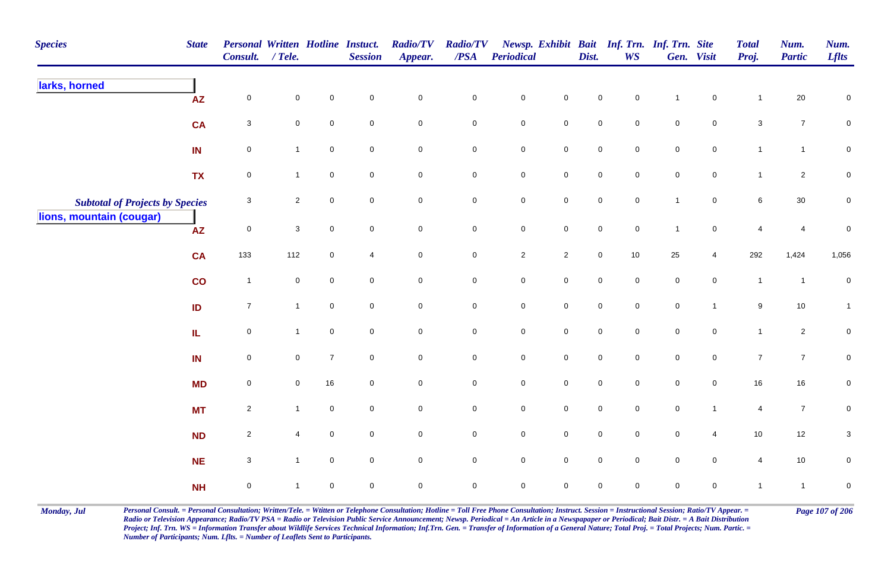| Species | State | Personal Consult. | Written / Tele. | Hotline | Instuct. Session | Radio/TV Appear. | Radio/TV /PSA | Newsp. Periodical | Exhibit | Bait Dist. | Inf. Trn. WS | Inf. Trn. Gen. | Site Visit | Total Proj. | Num. Partic | Num. Lflts |
|---|---|---|---|---|---|---|---|---|---|---|---|---|---|---|---|---|
| **larks, horned** | | | | | | | | | | | | | | | | |
| | AZ | 0 | 0 | 0 | 0 | 0 | 0 | 0 | 0 | 0 | 0 | 1 | 0 | 1 | 20 | 0 |
| | CA | 3 | 0 | 0 | 0 | 0 | 0 | 0 | 0 | 0 | 0 | 0 | 0 | 3 | 7 | 0 |
| | IN | 0 | 1 | 0 | 0 | 0 | 0 | 0 | 0 | 0 | 0 | 0 | 0 | 1 | 1 | 0 |
| | TX | 0 | 1 | 0 | 0 | 0 | 0 | 0 | 0 | 0 | 0 | 0 | 0 | 1 | 2 | 0 |
| *Subtotal of Projects by Species* | | 3 | 2 | 0 | 0 | 0 | 0 | 0 | 0 | 0 | 0 | 1 | 0 | 6 | 30 | 0 |
| **lions, mountain (cougar)** | | | | | | | | | | | | | | | | |
| | AZ | 0 | 3 | 0 | 0 | 0 | 0 | 0 | 0 | 0 | 0 | 1 | 0 | 4 | 4 | 0 |
| | CA | 133 | 112 | 0 | 4 | 0 | 0 | 2 | 2 | 0 | 10 | 25 | 4 | 292 | 1,424 | 1,056 |
| | CO | 1 | 0 | 0 | 0 | 0 | 0 | 0 | 0 | 0 | 0 | 0 | 0 | 1 | 1 | 0 |
| | ID | 7 | 1 | 0 | 0 | 0 | 0 | 0 | 0 | 0 | 0 | 0 | 1 | 9 | 10 | 1 |
| | IL | 0 | 1 | 0 | 0 | 0 | 0 | 0 | 0 | 0 | 0 | 0 | 0 | 1 | 2 | 0 |
| | IN | 0 | 0 | 7 | 0 | 0 | 0 | 0 | 0 | 0 | 0 | 0 | 0 | 7 | 7 | 0 |
| | MD | 0 | 0 | 16 | 0 | 0 | 0 | 0 | 0 | 0 | 0 | 0 | 0 | 16 | 16 | 0 |
| | MT | 2 | 1 | 0 | 0 | 0 | 0 | 0 | 0 | 0 | 0 | 0 | 1 | 4 | 7 | 0 |
| | ND | 2 | 4 | 0 | 0 | 0 | 0 | 0 | 0 | 0 | 0 | 0 | 4 | 10 | 12 | 3 |
| | NE | 3 | 1 | 0 | 0 | 0 | 0 | 0 | 0 | 0 | 0 | 0 | 0 | 4 | 10 | 0 |
| | NH | 0 | 1 | 0 | 0 | 0 | 0 | 0 | 0 | 0 | 0 | 0 | 0 | 1 | 1 | 0 |

*Personal Consult. = Personal Consultation; Written/Tele. = Wtitten or Telephone Consultation; Hotline = Toll Free Phone Consultation; Instruct. Session = Instructional Session; Ratio/TV Appear. = Radio or Television Appearance; Radio/TV PSA = Radio or Television Public Service Announcement; Newsp. Periodical = An Article in a Newspapaper or Periodical; Bait Distr. = A Bait Distribution Project; Inf. Trn. WS = Information Transfer about Wildlife Services Technical Information; Inf.Trn. Gen. = Transfer of Information of a General Nature; Total Proj. = Total Projects; Num. Partic. = Number of Participants; Num. Lflts. = Number of Leaflets Sent to Participants.*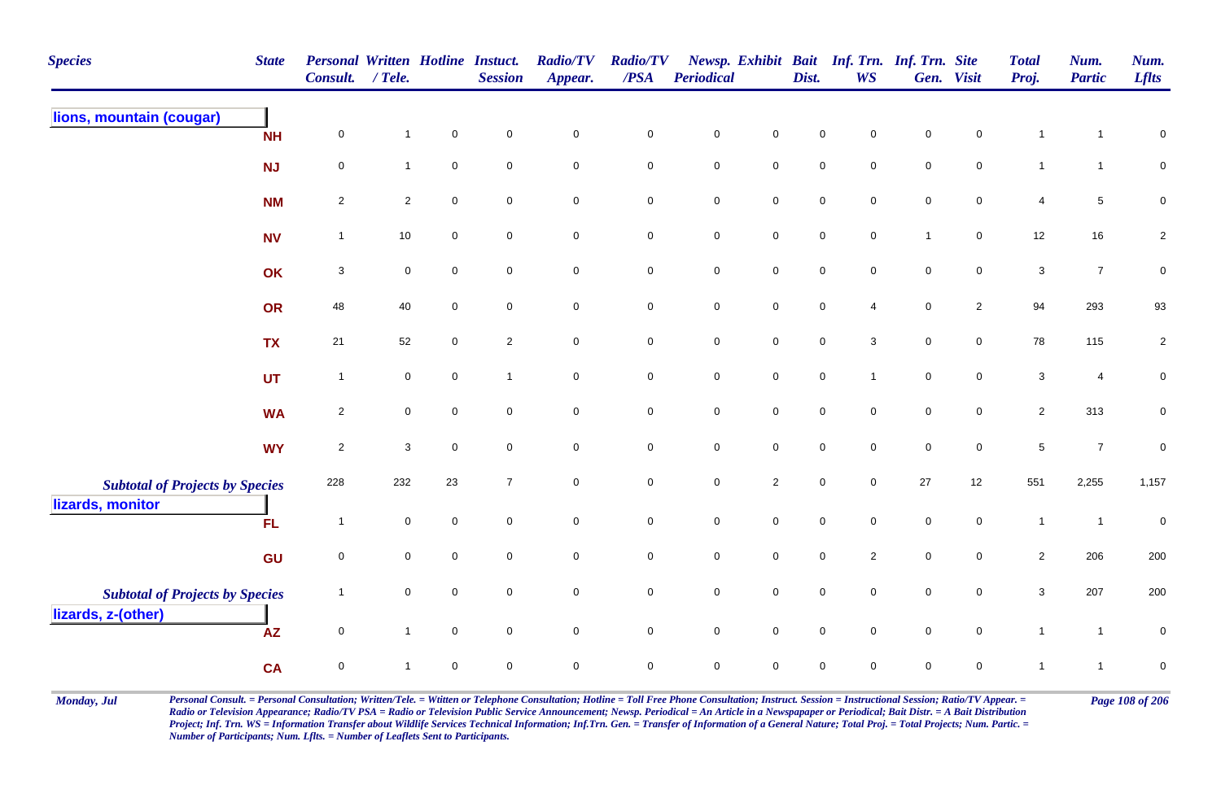| Species | State | Personal Consult. | Written / Tele. | Hotline | Instuct. Session | Radio/TV Appear. | Radio/TV /PSA | Newsp. Periodical | Exhibit | Bait Dist. | Inf. Trn. WS | Inf. Trn. Gen. | Site Visit | Total Proj. | Num. Partic | Num. Lflts |
|---|---|---|---|---|---|---|---|---|---|---|---|---|---|---|---|---|
| **lions, mountain (cougar)** | | | | | | | | | | | | | | | | |
| | NH | 0 | 1 | 0 | 0 | 0 | 0 | 0 | 0 | 0 | 0 | 0 | 0 | 1 | 1 | 0 |
| | NJ | 0 | 1 | 0 | 0 | 0 | 0 | 0 | 0 | 0 | 0 | 0 | 0 | 1 | 1 | 0 |
| | NM | 2 | 2 | 0 | 0 | 0 | 0 | 0 | 0 | 0 | 0 | 0 | 0 | 4 | 5 | 0 |
| | NV | 1 | 10 | 0 | 0 | 0 | 0 | 0 | 0 | 0 | 0 | 1 | 0 | 12 | 16 | 2 |
| | OK | 3 | 0 | 0 | 0 | 0 | 0 | 0 | 0 | 0 | 0 | 0 | 0 | 3 | 7 | 0 |
| | OR | 48 | 40 | 0 | 0 | 0 | 0 | 0 | 0 | 0 | 4 | 0 | 2 | 94 | 293 | 93 |
| | TX | 21 | 52 | 0 | 2 | 0 | 0 | 0 | 0 | 0 | 3 | 0 | 0 | 78 | 115 | 2 |
| | UT | 1 | 0 | 0 | 1 | 0 | 0 | 0 | 0 | 0 | 1 | 0 | 0 | 3 | 4 | 0 |
| | WA | 2 | 0 | 0 | 0 | 0 | 0 | 0 | 0 | 0 | 0 | 0 | 0 | 2 | 313 | 0 |
| | WY | 2 | 3 | 0 | 0 | 0 | 0 | 0 | 0 | 0 | 0 | 0 | 0 | 5 | 7 | 0 |
| ***Subtotal of Projects by Species*** | | 228 | 232 | 23 | 7 | 0 | 0 | 0 | 2 | 0 | 0 | 27 | 12 | 551 | 2,255 | 1,157 |
| **lizards, monitor** | | | | | | | | | | | | | | | | |
| | FL | 1 | 0 | 0 | 0 | 0 | 0 | 0 | 0 | 0 | 0 | 0 | 0 | 1 | 1 | 0 |
| | GU | 0 | 0 | 0 | 0 | 0 | 0 | 0 | 0 | 0 | 2 | 0 | 0 | 2 | 206 | 200 |
| ***Subtotal of Projects by Species*** | | 1 | 0 | 0 | 0 | 0 | 0 | 0 | 0 | 0 | 0 | 0 | 0 | 3 | 207 | 200 |
| **lizards, z-(other)** | | | | | | | | | | | | | | | | |
| | AZ | 0 | 1 | 0 | 0 | 0 | 0 | 0 | 0 | 0 | 0 | 0 | 0 | 1 | 1 | 0 |
| | CA | 0 | 1 | 0 | 0 | 0 | 0 | 0 | 0 | 0 | 0 | 0 | 0 | 1 | 1 | 0 |

*Personal Consult. = Personal Consultation; Written/Tele. = Wtitten or Telephone Consultation; Hotline = Toll Free Phone Consultation; Instruct. Session = Instructional Session; Ratio/TV Appear. = Radio or Television Appearance; Radio/TV PSA = Radio or Television Public Service Announcement; Newsp. Periodical = An Article in a Newspapaper or Periodical; Bait Distr. = A Bait Distribution Project; Inf. Trn. WS = Information Transfer about Wildlife Services Technical Information; Inf.Trn. Gen. = Transfer of Information of a General Nature; Total Proj. = Total Projects; Num. Partic. = Number of Participants; Num. Lflts. = Number of Leaflets Sent to Participants.*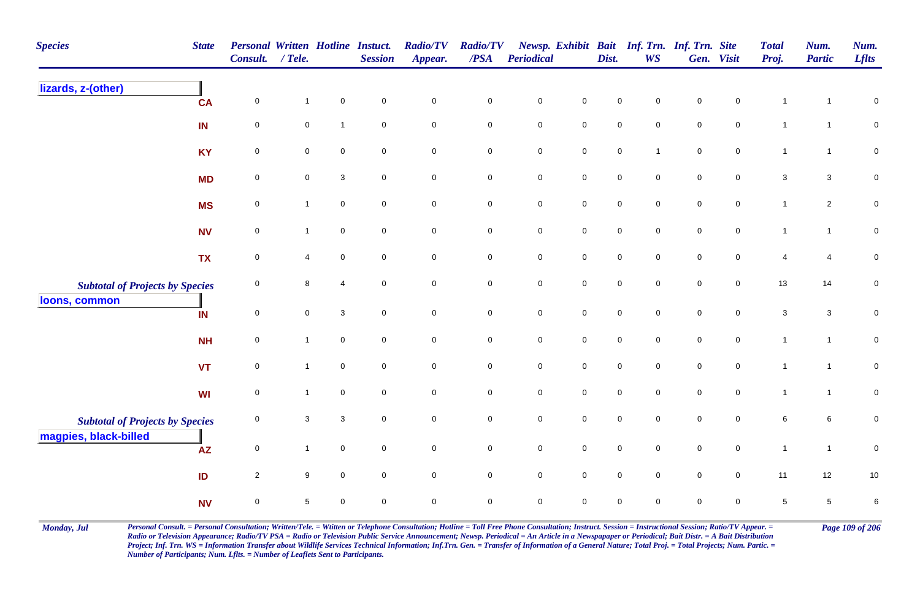| Species | State | Personal Consult. | Written / Tele. | Hotline | Instuct. Session | Radio/TV Appear. | Radio/TV /PSA | Newsp. Periodical | Exhibit | Bait Dist. | Inf. Trn. WS | Inf. Trn. Gen. | Site Visit | Total Proj. | Num. Partic | Num. Lflts |
|---|---|---|---|---|---|---|---|---|---|---|---|---|---|---|---|---|
| **lizards, z-(other)** | CA | 0 | 1 | 0 | 0 | 0 | 0 | 0 | 0 | 0 | 0 | 0 | 0 | 1 | 1 | 0 |
| | IN | 0 | 0 | 1 | 0 | 0 | 0 | 0 | 0 | 0 | 0 | 0 | 0 | 1 | 1 | 0 |
| | KY | 0 | 0 | 0 | 0 | 0 | 0 | 0 | 0 | 0 | 1 | 0 | 0 | 1 | 1 | 0 |
| | MD | 0 | 0 | 3 | 0 | 0 | 0 | 0 | 0 | 0 | 0 | 0 | 0 | 3 | 3 | 0 |
| | MS | 0 | 1 | 0 | 0 | 0 | 0 | 0 | 0 | 0 | 0 | 0 | 0 | 1 | 2 | 0 |
| | NV | 0 | 1 | 0 | 0 | 0 | 0 | 0 | 0 | 0 | 0 | 0 | 0 | 1 | 1 | 0 |
| | TX | 0 | 4 | 0 | 0 | 0 | 0 | 0 | 0 | 0 | 0 | 0 | 0 | 4 | 4 | 0 |
| *Subtotal of Projects by Species* | | 0 | 8 | 4 | 0 | 0 | 0 | 0 | 0 | 0 | 0 | 0 | 0 | 13 | 14 | 0 |
| **loons, common** | IN | 0 | 0 | 3 | 0 | 0 | 0 | 0 | 0 | 0 | 0 | 0 | 0 | 3 | 3 | 0 |
| | NH | 0 | 1 | 0 | 0 | 0 | 0 | 0 | 0 | 0 | 0 | 0 | 0 | 1 | 1 | 0 |
| | VT | 0 | 1 | 0 | 0 | 0 | 0 | 0 | 0 | 0 | 0 | 0 | 0 | 1 | 1 | 0 |
| | WI | 0 | 1 | 0 | 0 | 0 | 0 | 0 | 0 | 0 | 0 | 0 | 0 | 1 | 1 | 0 |
| *Subtotal of Projects by Species* | | 0 | 3 | 3 | 0 | 0 | 0 | 0 | 0 | 0 | 0 | 0 | 0 | 6 | 6 | 0 |
| **magpies, black-billed** | AZ | 0 | 1 | 0 | 0 | 0 | 0 | 0 | 0 | 0 | 0 | 0 | 0 | 1 | 1 | 0 |
| | ID | 2 | 9 | 0 | 0 | 0 | 0 | 0 | 0 | 0 | 0 | 0 | 0 | 11 | 12 | 10 |
| | NV | 0 | 5 | 0 | 0 | 0 | 0 | 0 | 0 | 0 | 0 | 0 | 0 | 5 | 5 | 6 |

*Personal Consult. = Personal Consultation; Written/Tele. = Wtitten or Telephone Consultation; Hotline = Toll Free Phone Consultation; Instruct. Session = Instructional Session; Ratio/TV Appear. = Radio or Television Appearance; Radio/TV PSA = Radio or Television Public Service Announcement; Newsp. Periodical = An Article in a Newspapaper or Periodical; Bait Distr. = A Bait Distribution Project; Inf. Trn. WS = Information Transfer about Wildlife Services Technical Information; Inf.Trn. Gen. = Transfer of Information of a General Nature; Total Proj. = Total Projects; Num. Partic. = Number of Participants; Num. Lflts. = Number of Leaflets Sent to Participants.*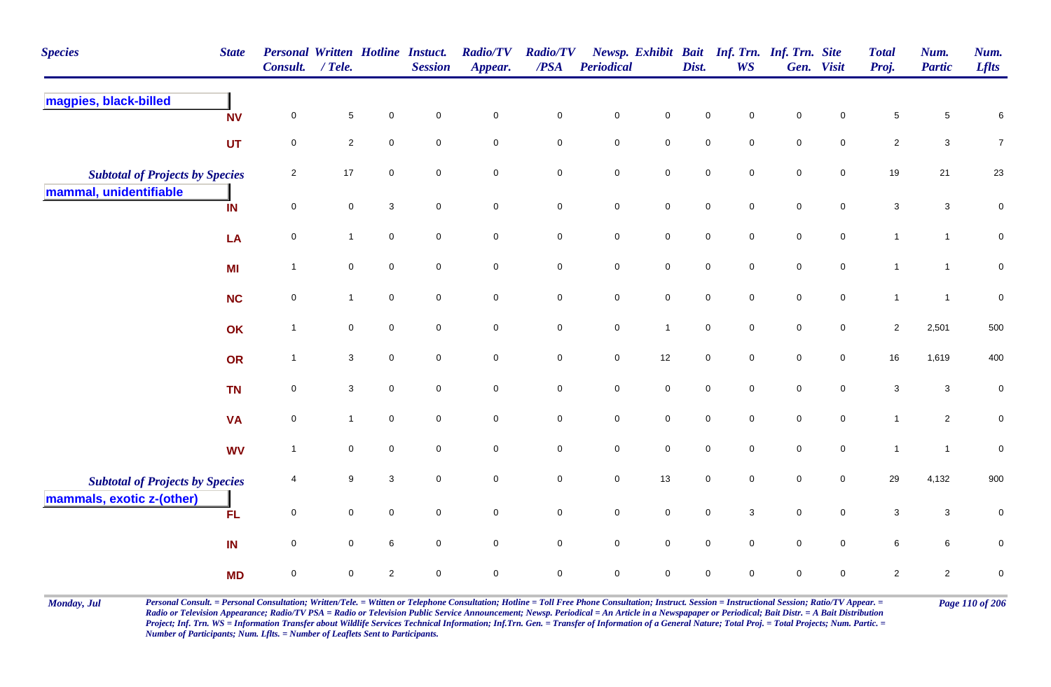| Species | State | Personal Consult. | Written / Tele. | Hotline | Instuct. Session | Radio/TV Appear. | Radio/TV /PSA | Newsp. Periodical | Exhibit | Bait Dist. | Inf. Trn. WS | Inf. Trn. Gen. | Site Visit | Total Proj. | Num. Partic | Num. Lflts |
|---|---|---|---|---|---|---|---|---|---|---|---|---|---|---|---|---|
| **magpies, black-billed** | | | | | | | | | | | | | | | | |
| | NV | 0 | 5 | 0 | 0 | 0 | 0 | 0 | 0 | 0 | 0 | 0 | 0 | 5 | 5 | 6 |
| | UT | 0 | 2 | 0 | 0 | 0 | 0 | 0 | 0 | 0 | 0 | 0 | 0 | 2 | 3 | 7 |
| *Subtotal of Projects by Species* | | 2 | 17 | 0 | 0 | 0 | 0 | 0 | 0 | 0 | 0 | 0 | 0 | 19 | 21 | 23 |
| **mammal, unidentifiable** | | | | | | | | | | | | | | | | |
| | IN | 0 | 0 | 3 | 0 | 0 | 0 | 0 | 0 | 0 | 0 | 0 | 0 | 3 | 3 | 0 |
| | LA | 0 | 1 | 0 | 0 | 0 | 0 | 0 | 0 | 0 | 0 | 0 | 0 | 1 | 1 | 0 |
| | MI | 1 | 0 | 0 | 0 | 0 | 0 | 0 | 0 | 0 | 0 | 0 | 0 | 1 | 1 | 0 |
| | NC | 0 | 1 | 0 | 0 | 0 | 0 | 0 | 0 | 0 | 0 | 0 | 0 | 1 | 1 | 0 |
| | OK | 1 | 0 | 0 | 0 | 0 | 0 | 0 | 1 | 0 | 0 | 0 | 0 | 2 | 2,501 | 500 |
| | OR | 1 | 3 | 0 | 0 | 0 | 0 | 0 | 12 | 0 | 0 | 0 | 0 | 16 | 1,619 | 400 |
| | TN | 0 | 3 | 0 | 0 | 0 | 0 | 0 | 0 | 0 | 0 | 0 | 0 | 3 | 3 | 0 |
| | VA | 0 | 1 | 0 | 0 | 0 | 0 | 0 | 0 | 0 | 0 | 0 | 0 | 1 | 2 | 0 |
| | WV | 1 | 0 | 0 | 0 | 0 | 0 | 0 | 0 | 0 | 0 | 0 | 0 | 1 | 1 | 0 |
| *Subtotal of Projects by Species* | | 4 | 9 | 3 | 0 | 0 | 0 | 0 | 13 | 0 | 0 | 0 | 0 | 29 | 4,132 | 900 |
| **mammals, exotic z-(other)** | | | | | | | | | | | | | | | | |
| | FL | 0 | 0 | 0 | 0 | 0 | 0 | 0 | 0 | 0 | 3 | 0 | 0 | 3 | 3 | 0 |
| | IN | 0 | 0 | 6 | 0 | 0 | 0 | 0 | 0 | 0 | 0 | 0 | 0 | 6 | 6 | 0 |
| | MD | 0 | 0 | 2 | 0 | 0 | 0 | 0 | 0 | 0 | 0 | 0 | 0 | 2 | 2 | 0 |

*Personal Consult. = Personal Consultation; Written/Tele. = Wtitten or Telephone Consultation; Hotline = Toll Free Phone Consultation; Instruct. Session = Instructional Session; Ratio/TV Appear. = Radio or Television Appearance; Radio/TV PSA = Radio or Television Public Service Announcement; Newsp. Periodical = An Article in a Newspapaper or Periodical; Bait Distr. = A Bait Distribution Project; Inf. Trn. WS = Information Transfer about Wildlife Services Technical Information; Inf.Trn. Gen. = Transfer of Information of a General Nature; Total Proj. = Total Projects; Num. Partic. = Number of Participants; Num. Lflts. = Number of Leaflets Sent to Participants.*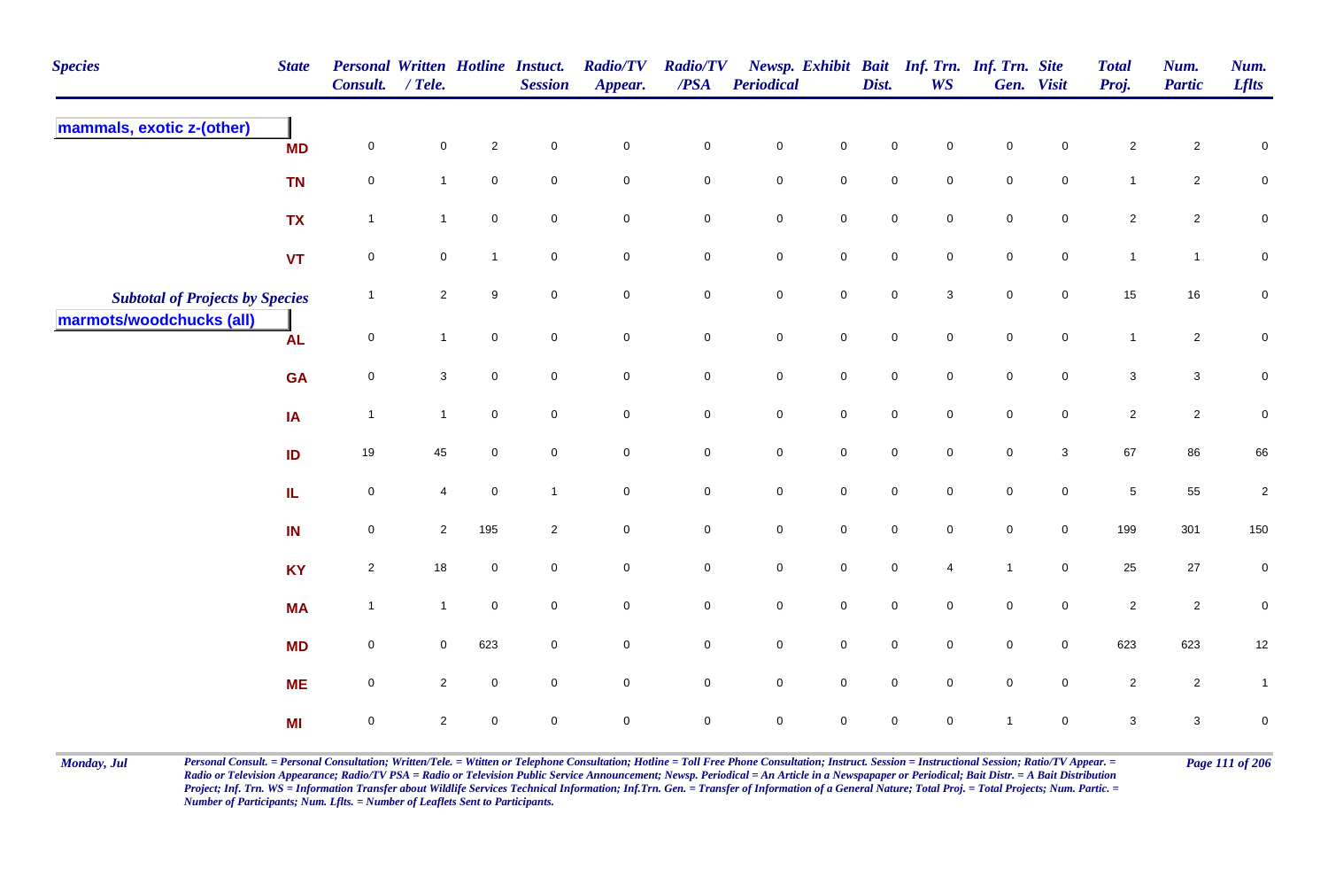| Species | State | Personal Consult. | Written / Tele. | Hotline | Instuct. Session | Radio/TV Appear. | Radio/TV /PSA | Newsp. Periodical | Exhibit | Bait Dist. | Inf. Trn. WS | Inf. Trn. Gen. | Site Visit | Total Proj. | Num. Partic | Num. Lflts |
|---|---|---|---|---|---|---|---|---|---|---|---|---|---|---|---|---|
| **mammals, exotic z-(other)** | | | | | | | | | | | | | | | | |
| | MD | 0 | 0 | 2 | 0 | 0 | 0 | 0 | 0 | 0 | 0 | 0 | 0 | 2 | 2 | 0 |
| | TN | 0 | 1 | 0 | 0 | 0 | 0 | 0 | 0 | 0 | 0 | 0 | 0 | 1 | 2 | 0 |
| | TX | 1 | 1 | 0 | 0 | 0 | 0 | 0 | 0 | 0 | 0 | 0 | 0 | 2 | 2 | 0 |
| | VT | 0 | 0 | 1 | 0 | 0 | 0 | 0 | 0 | 0 | 0 | 0 | 0 | 1 | 1 | 0 |
| *Subtotal of Projects by Species* | | 1 | 2 | 9 | 0 | 0 | 0 | 0 | 0 | 0 | 3 | 0 | 0 | 15 | 16 | 0 |
| **marmots/woodchucks (all)** | | | | | | | | | | | | | | | | |
| | AL | 0 | 1 | 0 | 0 | 0 | 0 | 0 | 0 | 0 | 0 | 0 | 0 | 1 | 2 | 0 |
| | GA | 0 | 3 | 0 | 0 | 0 | 0 | 0 | 0 | 0 | 0 | 0 | 0 | 3 | 3 | 0 |
| | IA | 1 | 1 | 0 | 0 | 0 | 0 | 0 | 0 | 0 | 0 | 0 | 0 | 2 | 2 | 0 |
| | ID | 19 | 45 | 0 | 0 | 0 | 0 | 0 | 0 | 0 | 0 | 0 | 3 | 67 | 86 | 66 |
| | IL | 0 | 4 | 0 | 1 | 0 | 0 | 0 | 0 | 0 | 0 | 0 | 0 | 5 | 55 | 2 |
| | IN | 0 | 2 | 195 | 2 | 0 | 0 | 0 | 0 | 0 | 0 | 0 | 0 | 199 | 301 | 150 |
| | KY | 2 | 18 | 0 | 0 | 0 | 0 | 0 | 0 | 0 | 4 | 1 | 0 | 25 | 27 | 0 |
| | MA | 1 | 1 | 0 | 0 | 0 | 0 | 0 | 0 | 0 | 0 | 0 | 0 | 2 | 2 | 0 |
| | MD | 0 | 0 | 623 | 0 | 0 | 0 | 0 | 0 | 0 | 0 | 0 | 0 | 623 | 623 | 12 |
| | ME | 0 | 2 | 0 | 0 | 0 | 0 | 0 | 0 | 0 | 0 | 0 | 0 | 2 | 2 | 1 |
| | MI | 0 | 2 | 0 | 0 | 0 | 0 | 0 | 0 | 0 | 0 | 1 | 0 | 3 | 3 | 0 |

*Personal Consult. = Personal Consultation; Written/Tele. = Wtitten or Telephone Consultation; Hotline = Toll Free Phone Consultation; Instruct. Session = Instructional Session; Ratio/TV Appear. = Radio or Television Appearance; Radio/TV PSA = Radio or Television Public Service Announcement; Newsp. Periodical = An Article in a Newspapaper or Periodical; Bait Distr. = A Bait Distribution Project; Inf. Trn. WS = Information Transfer about Wildlife Services Technical Information; Inf.Trn. Gen. = Transfer of Information of a General Nature; Total Proj. = Total Projects; Num. Partic. = Number of Participants; Num. Lflts. = Number of Leaflets Sent to Participants.*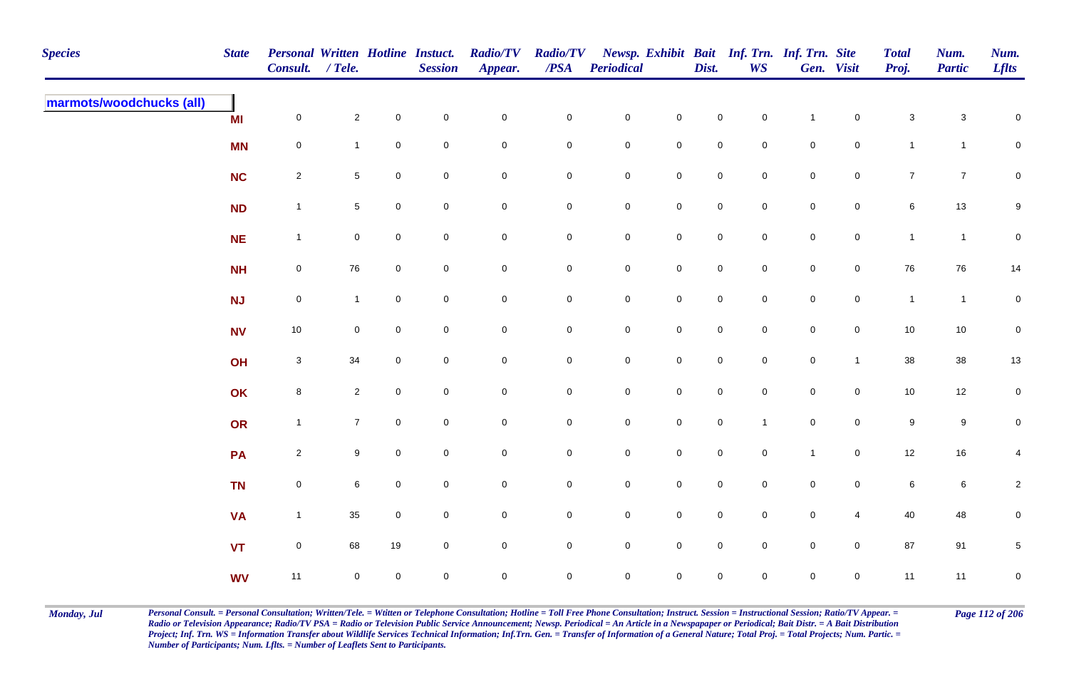| Species | State | Personal Consult. | Written / Tele. | Hotline | Instuct. Session | Radio/TV Appear. | Radio/TV /PSA | Newsp. Periodical | Exhibit | Bait Dist. | Inf. Trn. WS | Inf. Trn. Gen. | Site Visit | Total Proj. | Num. Partic | Num. Lflts |
|---|---|---|---|---|---|---|---|---|---|---|---|---|---|---|---|---|
| **marmots/woodchucks (all)** | MI | 0 | 2 | 0 | 0 | 0 | 0 | 0 | 0 | 0 | 0 | 1 | 0 | 3 | 3 | 0 |
| | MN | 0 | 1 | 0 | 0 | 0 | 0 | 0 | 0 | 0 | 0 | 0 | 0 | 1 | 1 | 0 |
| | NC | 2 | 5 | 0 | 0 | 0 | 0 | 0 | 0 | 0 | 0 | 0 | 0 | 7 | 7 | 0 |
| | ND | 1 | 5 | 0 | 0 | 0 | 0 | 0 | 0 | 0 | 0 | 0 | 0 | 6 | 13 | 9 |
| | NE | 1 | 0 | 0 | 0 | 0 | 0 | 0 | 0 | 0 | 0 | 0 | 0 | 1 | 1 | 0 |
| | NH | 0 | 76 | 0 | 0 | 0 | 0 | 0 | 0 | 0 | 0 | 0 | 0 | 76 | 76 | 14 |
| | NJ | 0 | 1 | 0 | 0 | 0 | 0 | 0 | 0 | 0 | 0 | 0 | 0 | 1 | 1 | 0 |
| | NV | 10 | 0 | 0 | 0 | 0 | 0 | 0 | 0 | 0 | 0 | 0 | 0 | 10 | 10 | 0 |
| | OH | 3 | 34 | 0 | 0 | 0 | 0 | 0 | 0 | 0 | 0 | 0 | 1 | 38 | 38 | 13 |
| | OK | 8 | 2 | 0 | 0 | 0 | 0 | 0 | 0 | 0 | 0 | 0 | 0 | 10 | 12 | 0 |
| | OR | 1 | 7 | 0 | 0 | 0 | 0 | 0 | 0 | 0 | 1 | 0 | 0 | 9 | 9 | 0 |
| | PA | 2 | 9 | 0 | 0 | 0 | 0 | 0 | 0 | 0 | 0 | 1 | 0 | 12 | 16 | 4 |
| | TN | 0 | 6 | 0 | 0 | 0 | 0 | 0 | 0 | 0 | 0 | 0 | 0 | 6 | 6 | 2 |
| | VA | 1 | 35 | 0 | 0 | 0 | 0 | 0 | 0 | 0 | 0 | 0 | 4 | 40 | 48 | 0 |
| | VT | 0 | 68 | 19 | 0 | 0 | 0 | 0 | 0 | 0 | 0 | 0 | 0 | 87 | 91 | 5 |
| | WV | 11 | 0 | 0 | 0 | 0 | 0 | 0 | 0 | 0 | 0 | 0 | 0 | 11 | 11 | 0 |

*Personal Consult. = Personal Consultation; Written/Tele. = Wtitten or Telephone Consultation; Hotline = Toll Free Phone Consultation; Instruct. Session = Instructional Session; Ratio/TV Appear. = Radio or Television Appearance; Radio/TV PSA = Radio or Television Public Service Announcement; Newsp. Periodical = An Article in a Newspapaper or Periodical; Bait Distr. = A Bait Distribution Project; Inf. Trn. WS = Information Transfer about Wildlife Services Technical Information; Inf.Trn. Gen. = Transfer of Information of a General Nature; Total Proj. = Total Projects; Num. Partic. = Number of Participants; Num. Lflts. = Number of Leaflets Sent to Participants.*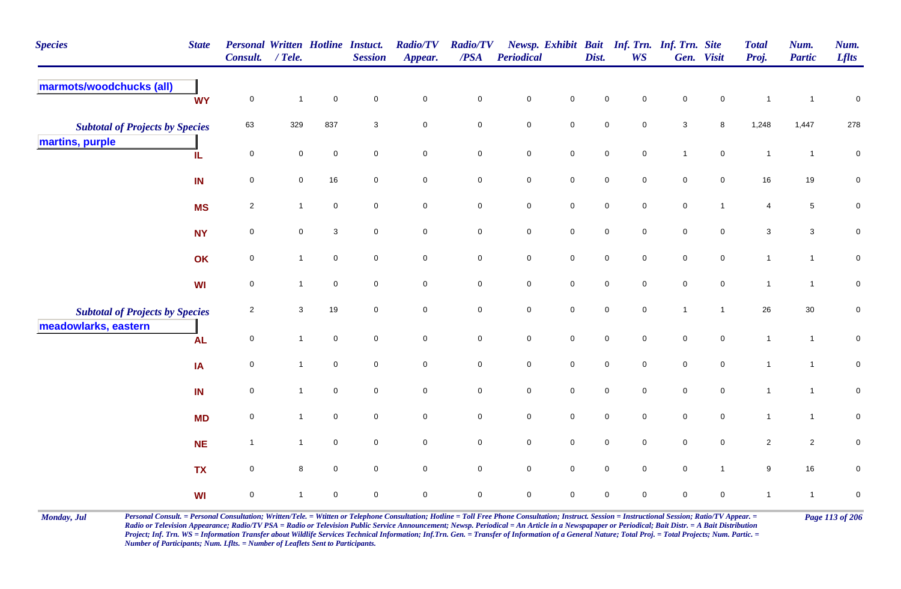| Species | State | Personal Consult. | Written / Tele. | Hotline | Instuct. Session | Radio/TV Appear. | Radio/TV /PSA | Newsp. Periodical | Exhibit | Bait Dist. | Inf. Trn. WS | Inf. Trn. Gen. | Site Visit | Total Proj. | Num. Partic | Num. Lflts |
|---|---|---|---|---|---|---|---|---|---|---|---|---|---|---|---|---|
| **marmots/woodchucks (all)** | | | | | | | | | | | | | | | | |
| | WY | 0 | 1 | 0 | 0 | 0 | 0 | 0 | 0 | 0 | 0 | 0 | 0 | 1 | 1 | 0 |
| *Subtotal of Projects by Species* | | 63 | 329 | 837 | 3 | 0 | 0 | 0 | 0 | 0 | 0 | 3 | 8 | 1,248 | 1,447 | 278 |
| **martins, purple** | | | | | | | | | | | | | | | | |
| | IL | 0 | 0 | 0 | 0 | 0 | 0 | 0 | 0 | 0 | 0 | 1 | 0 | 1 | 1 | 0 |
| | IN | 0 | 0 | 16 | 0 | 0 | 0 | 0 | 0 | 0 | 0 | 0 | 0 | 16 | 19 | 0 |
| | MS | 2 | 1 | 0 | 0 | 0 | 0 | 0 | 0 | 0 | 0 | 0 | 1 | 4 | 5 | 0 |
| | NY | 0 | 0 | 3 | 0 | 0 | 0 | 0 | 0 | 0 | 0 | 0 | 0 | 3 | 3 | 0 |
| | OK | 0 | 1 | 0 | 0 | 0 | 0 | 0 | 0 | 0 | 0 | 0 | 0 | 1 | 1 | 0 |
| | WI | 0 | 1 | 0 | 0 | 0 | 0 | 0 | 0 | 0 | 0 | 0 | 0 | 1 | 1 | 0 |
| *Subtotal of Projects by Species* | | 2 | 3 | 19 | 0 | 0 | 0 | 0 | 0 | 0 | 0 | 1 | 1 | 26 | 30 | 0 |
| **meadowlarks, eastern** | | | | | | | | | | | | | | | | |
| | AL | 0 | 1 | 0 | 0 | 0 | 0 | 0 | 0 | 0 | 0 | 0 | 0 | 1 | 1 | 0 |
| | IA | 0 | 1 | 0 | 0 | 0 | 0 | 0 | 0 | 0 | 0 | 0 | 0 | 1 | 1 | 0 |
| | IN | 0 | 1 | 0 | 0 | 0 | 0 | 0 | 0 | 0 | 0 | 0 | 0 | 1 | 1 | 0 |
| | MD | 0 | 1 | 0 | 0 | 0 | 0 | 0 | 0 | 0 | 0 | 0 | 0 | 1 | 1 | 0 |
| | NE | 1 | 1 | 0 | 0 | 0 | 0 | 0 | 0 | 0 | 0 | 0 | 0 | 2 | 2 | 0 |
| | TX | 0 | 8 | 0 | 0 | 0 | 0 | 0 | 0 | 0 | 0 | 0 | 1 | 9 | 16 | 0 |
| | WI | 0 | 1 | 0 | 0 | 0 | 0 | 0 | 0 | 0 | 0 | 0 | 0 | 1 | 1 | 0 |

*Personal Consult. = Personal Consultation; Written/Tele. = Wtitten or Telephone Consultation; Hotline = Toll Free Phone Consultation; Instruct. Session = Instructional Session; Ratio/TV Appear. = Radio or Television Appearance; Radio/TV PSA = Radio or Television Public Service Announcement; Newsp. Periodical = An Article in a Newspapaper or Periodical; Bait Distr. = A Bait Distribution Project; Inf. Trn. WS = Information Transfer about Wildlife Services Technical Information; Inf.Trn. Gen. = Transfer of Information of a General Nature; Total Proj. = Total Projects; Num. Partic. = Number of Participants; Num. Lflts. = Number of Leaflets Sent to Participants.*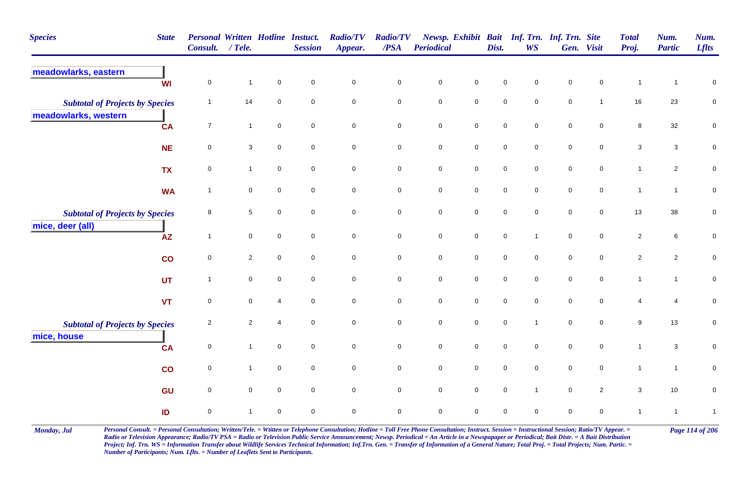| Species | State | Personal Consult. | Written / Tele. | Hotline | Instuct. Session | Radio/TV Appear. | Radio/TV /PSA | Newsp. Periodical | Exhibit | Bait Dist. | Inf. Trn. WS | Inf. Trn. Gen. | Site Visit | Total Proj. | Num. Partic | Num. Lflts |
|---|---|---|---|---|---|---|---|---|---|---|---|---|---|---|---|---|
| **meadowlarks, eastern** | | | | | | | | | | | | | | | | |
| | WI | 0 | 1 | 0 | 0 | 0 | 0 | 0 | 0 | 0 | 0 | 0 | 0 | 1 | 1 | 0 |
| *Subtotal of Projects by Species* | | 1 | 14 | 0 | 0 | 0 | 0 | 0 | 0 | 0 | 0 | 0 | 1 | 16 | 23 | 0 |
| **meadowlarks, western** | | | | | | | | | | | | | | | | |
| | CA | 7 | 1 | 0 | 0 | 0 | 0 | 0 | 0 | 0 | 0 | 0 | 0 | 8 | 32 | 0 |
| | NE | 0 | 3 | 0 | 0 | 0 | 0 | 0 | 0 | 0 | 0 | 0 | 0 | 3 | 3 | 0 |
| | TX | 0 | 1 | 0 | 0 | 0 | 0 | 0 | 0 | 0 | 0 | 0 | 0 | 1 | 2 | 0 |
| | WA | 1 | 0 | 0 | 0 | 0 | 0 | 0 | 0 | 0 | 0 | 0 | 0 | 1 | 1 | 0 |
| *Subtotal of Projects by Species* | | 8 | 5 | 0 | 0 | 0 | 0 | 0 | 0 | 0 | 0 | 0 | 0 | 13 | 38 | 0 |
| **mice, deer (all)** | | | | | | | | | | | | | | | | |
| | AZ | 1 | 0 | 0 | 0 | 0 | 0 | 0 | 0 | 0 | 1 | 0 | 0 | 2 | 6 | 0 |
| | CO | 0 | 2 | 0 | 0 | 0 | 0 | 0 | 0 | 0 | 0 | 0 | 0 | 2 | 2 | 0 |
| | UT | 1 | 0 | 0 | 0 | 0 | 0 | 0 | 0 | 0 | 0 | 0 | 0 | 1 | 1 | 0 |
| | VT | 0 | 0 | 4 | 0 | 0 | 0 | 0 | 0 | 0 | 0 | 0 | 0 | 4 | 4 | 0 |
| *Subtotal of Projects by Species* | | 2 | 2 | 4 | 0 | 0 | 0 | 0 | 0 | 0 | 1 | 0 | 0 | 9 | 13 | 0 |
| **mice, house** | | | | | | | | | | | | | | | | |
| | CA | 0 | 1 | 0 | 0 | 0 | 0 | 0 | 0 | 0 | 0 | 0 | 0 | 1 | 3 | 0 |
| | CO | 0 | 1 | 0 | 0 | 0 | 0 | 0 | 0 | 0 | 0 | 0 | 0 | 1 | 1 | 0 |
| | GU | 0 | 0 | 0 | 0 | 0 | 0 | 0 | 0 | 0 | 1 | 0 | 2 | 3 | 10 | 0 |
| | ID | 0 | 1 | 0 | 0 | 0 | 0 | 0 | 0 | 0 | 0 | 0 | 0 | 1 | 1 | 1 |

*Personal Consult. = Personal Consultation; Written/Tele. = Wtitten or Telephone Consultation; Hotline = Toll Free Phone Consultation; Instruct. Session = Instructional Session; Ratio/TV Appear. = Radio or Television Appearance; Radio/TV PSA = Radio or Television Public Service Announcement; Newsp. Periodical = An Article in a Newspapaper or Periodical; Bait Distr. = A Bait Distribution Project; Inf. Trn. WS = Information Transfer about Wildlife Services Technical Information; Inf.Trn. Gen. = Transfer of Information of a General Nature; Total Proj. = Total Projects; Num. Partic. = Number of Participants; Num. Lflts. = Number of Leaflets Sent to Participants.*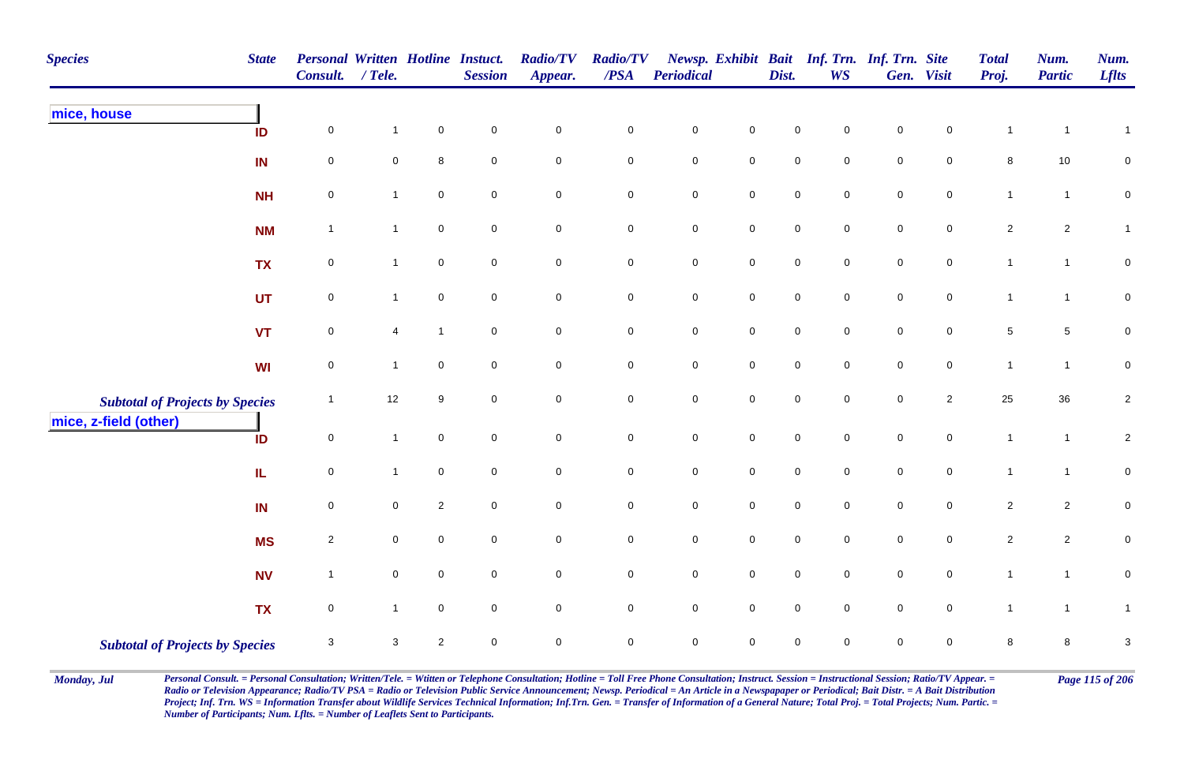| Species | State | Personal Consult. | Written / Tele. | Hotline | Instuct. Session | Radio/TV Appear. | Radio/TV /PSA | Newsp. Periodical | Exhibit | Bait Dist. | Inf. Trn. WS | Inf. Trn. Gen. | Site Visit | Total Proj. | Num. Partic | Num. Lflts |
|---|---|---|---|---|---|---|---|---|---|---|---|---|---|---|---|---|
| **mice, house** | | | | | | | | | | | | | | | | |
| | ID | 0 | 1 | 0 | 0 | 0 | 0 | 0 | 0 | 0 | 0 | 0 | 0 | 1 | 1 | 1 |
| | IN | 0 | 0 | 8 | 0 | 0 | 0 | 0 | 0 | 0 | 0 | 0 | 0 | 8 | 10 | 0 |
| | NH | 0 | 1 | 0 | 0 | 0 | 0 | 0 | 0 | 0 | 0 | 0 | 0 | 1 | 1 | 0 |
| | NM | 1 | 1 | 0 | 0 | 0 | 0 | 0 | 0 | 0 | 0 | 0 | 0 | 2 | 2 | 1 |
| | TX | 0 | 1 | 0 | 0 | 0 | 0 | 0 | 0 | 0 | 0 | 0 | 0 | 1 | 1 | 0 |
| | UT | 0 | 1 | 0 | 0 | 0 | 0 | 0 | 0 | 0 | 0 | 0 | 0 | 1 | 1 | 0 |
| | VT | 0 | 4 | 1 | 0 | 0 | 0 | 0 | 0 | 0 | 0 | 0 | 0 | 5 | 5 | 0 |
| | WI | 0 | 1 | 0 | 0 | 0 | 0 | 0 | 0 | 0 | 0 | 0 | 0 | 1 | 1 | 0 |
| ***Subtotal of Projects by Species*** | | 1 | 12 | 9 | 0 | 0 | 0 | 0 | 0 | 0 | 0 | 0 | 2 | 25 | 36 | 2 |
| **mice, z-field (other)** | | | | | | | | | | | | | | | | |
| | ID | 0 | 1 | 0 | 0 | 0 | 0 | 0 | 0 | 0 | 0 | 0 | 0 | 1 | 1 | 2 |
| | IL | 0 | 1 | 0 | 0 | 0 | 0 | 0 | 0 | 0 | 0 | 0 | 0 | 1 | 1 | 0 |
| | IN | 0 | 0 | 2 | 0 | 0 | 0 | 0 | 0 | 0 | 0 | 0 | 0 | 2 | 2 | 0 |
| | MS | 2 | 0 | 0 | 0 | 0 | 0 | 0 | 0 | 0 | 0 | 0 | 0 | 2 | 2 | 0 |
| | NV | 1 | 0 | 0 | 0 | 0 | 0 | 0 | 0 | 0 | 0 | 0 | 0 | 1 | 1 | 0 |
| | TX | 0 | 1 | 0 | 0 | 0 | 0 | 0 | 0 | 0 | 0 | 0 | 0 | 1 | 1 | 1 |
| ***Subtotal of Projects by Species*** | | 3 | 3 | 2 | 0 | 0 | 0 | 0 | 0 | 0 | 0 | 0 | 0 | 8 | 8 | 3 |

*Personal Consult. = Personal Consultation; Written/Tele. = Wtitten or Telephone Consultation; Hotline = Toll Free Phone Consultation; Instruct. Session = Instructional Session; Ratio/TV Appear. = Radio or Television Appearance; Radio/TV PSA = Radio or Television Public Service Announcement; Newsp. Periodical = An Article in a Newspapaper or Periodical; Bait Distr. = A Bait Distribution Project; Inf. Trn. WS = Information Transfer about Wildlife Services Technical Information; Inf.Trn. Gen. = Transfer of Information of a General Nature; Total Proj. = Total Projects; Num. Partic. = Number of Participants; Num. Lflts. = Number of Leaflets Sent to Participants.*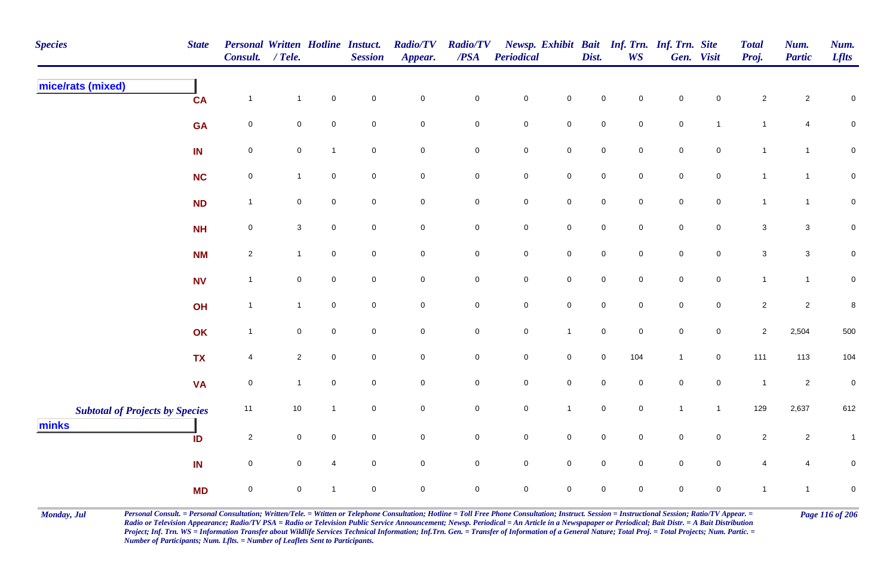| Species | State | Personal Consult. | Written / Tele. | Hotline | Instuct. Session | Radio/TV Appear. | Radio/TV /PSA | Newsp. Periodical | Exhibit | Bait Dist. | Inf. Trn. WS | Inf. Trn. Gen. | Site Visit | Total Proj. | Num. Partic | Num. Lflts |
|---|---|---|---|---|---|---|---|---|---|---|---|---|---|---|---|---|
| **mice/rats (mixed)** | | | | | | | | | | | | | | | | |
| | CA | 1 | 1 | 0 | 0 | 0 | 0 | 0 | 0 | 0 | 0 | 0 | 0 | 2 | 2 | 0 |
| | GA | 0 | 0 | 0 | 0 | 0 | 0 | 0 | 0 | 0 | 0 | 0 | 1 | 1 | 4 | 0 |
| | IN | 0 | 0 | 1 | 0 | 0 | 0 | 0 | 0 | 0 | 0 | 0 | 0 | 1 | 1 | 0 |
| | NC | 0 | 1 | 0 | 0 | 0 | 0 | 0 | 0 | 0 | 0 | 0 | 0 | 1 | 1 | 0 |
| | ND | 1 | 0 | 0 | 0 | 0 | 0 | 0 | 0 | 0 | 0 | 0 | 0 | 1 | 1 | 0 |
| | NH | 0 | 3 | 0 | 0 | 0 | 0 | 0 | 0 | 0 | 0 | 0 | 0 | 3 | 3 | 0 |
| | NM | 2 | 1 | 0 | 0 | 0 | 0 | 0 | 0 | 0 | 0 | 0 | 0 | 3 | 3 | 0 |
| | NV | 1 | 0 | 0 | 0 | 0 | 0 | 0 | 0 | 0 | 0 | 0 | 0 | 1 | 1 | 0 |
| | OH | 1 | 1 | 0 | 0 | 0 | 0 | 0 | 0 | 0 | 0 | 0 | 0 | 2 | 2 | 8 |
| | OK | 1 | 0 | 0 | 0 | 0 | 0 | 0 | 1 | 0 | 0 | 0 | 0 | 2 | 2,504 | 500 |
| | TX | 4 | 2 | 0 | 0 | 0 | 0 | 0 | 0 | 0 | 104 | 1 | 0 | 111 | 113 | 104 |
| | VA | 0 | 1 | 0 | 0 | 0 | 0 | 0 | 0 | 0 | 0 | 0 | 0 | 1 | 2 | 0 |
| ***Subtotal of Projects by Species*** | | 11 | 10 | 1 | 0 | 0 | 0 | 0 | 1 | 0 | 0 | 1 | 1 | 129 | 2,637 | 612 |
| **minks** | | | | | | | | | | | | | | | | |
| | ID | 2 | 0 | 0 | 0 | 0 | 0 | 0 | 0 | 0 | 0 | 0 | 0 | 2 | 2 | 1 |
| | IN | 0 | 0 | 4 | 0 | 0 | 0 | 0 | 0 | 0 | 0 | 0 | 0 | 4 | 4 | 0 |
| | MD | 0 | 0 | 1 | 0 | 0 | 0 | 0 | 0 | 0 | 0 | 0 | 0 | 1 | 1 | 0 |

*Personal Consult. = Personal Consultation; Written/Tele. = Wtitten or Telephone Consultation; Hotline = Toll Free Phone Consultation; Instruct. Session = Instructional Session; Ratio/TV Appear. = Radio or Television Appearance; Radio/TV PSA = Radio or Television Public Service Announcement; Newsp. Periodical = An Article in a Newspaper or Periodical; Bait Distr. = A Bait Distribution Project; Inf. Trn. WS = Information Transfer about Wildlife Services Technical Information; Inf.Trn. Gen. = Transfer of Information of a General Nature; Total Proj. = Total Projects; Num. Partic. = Number of Participants; Num. Lflts. = Number of Leaflets Sent to Participants.*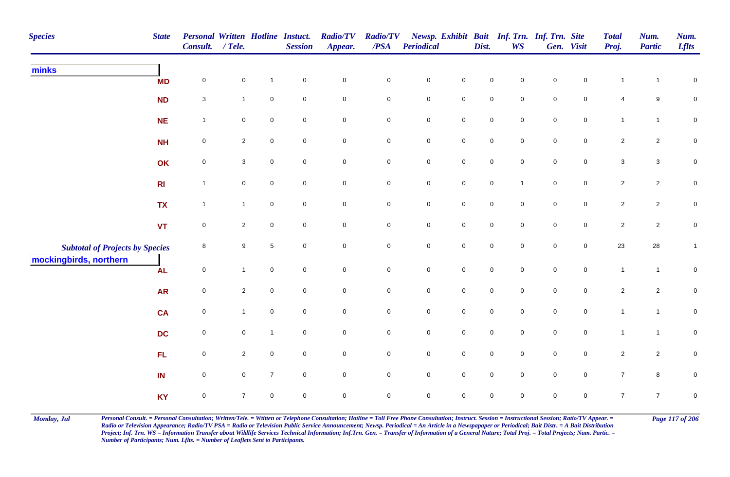| Species | State | Personal Consult. | Written / Tele. | Hotline | Instuct. Session | Radio/TV Appear. | Radio/TV /PSA | Newsp. Periodical | Exhibit | Bait Dist. | Inf. Trn. WS | Inf. Trn. Gen. | Site Visit | Total Proj. | Num. Partic | Num. Lflts |
|---|---|---|---|---|---|---|---|---|---|---|---|---|---|---|---|---|
| **minks** | | | | | | | | | | | | | | | | |
| | MD | 0 | 0 | 1 | 0 | 0 | 0 | 0 | 0 | 0 | 0 | 0 | 0 | 1 | 1 | 0 |
| | ND | 3 | 1 | 0 | 0 | 0 | 0 | 0 | 0 | 0 | 0 | 0 | 0 | 4 | 9 | 0 |
| | NE | 1 | 0 | 0 | 0 | 0 | 0 | 0 | 0 | 0 | 0 | 0 | 0 | 1 | 1 | 0 |
| | NH | 0 | 2 | 0 | 0 | 0 | 0 | 0 | 0 | 0 | 0 | 0 | 0 | 2 | 2 | 0 |
| | OK | 0 | 3 | 0 | 0 | 0 | 0 | 0 | 0 | 0 | 0 | 0 | 0 | 3 | 3 | 0 |
| | RI | 1 | 0 | 0 | 0 | 0 | 0 | 0 | 0 | 0 | 1 | 0 | 0 | 2 | 2 | 0 |
| | TX | 1 | 1 | 0 | 0 | 0 | 0 | 0 | 0 | 0 | 0 | 0 | 0 | 2 | 2 | 0 |
| | VT | 0 | 2 | 0 | 0 | 0 | 0 | 0 | 0 | 0 | 0 | 0 | 0 | 2 | 2 | 0 |
| *Subtotal of Projects by Species* | | 8 | 9 | 5 | 0 | 0 | 0 | 0 | 0 | 0 | 0 | 0 | 0 | 23 | 28 | 1 |
| **mockingbirds, northern** | | | | | | | | | | | | | | | | |
| | AL | 0 | 1 | 0 | 0 | 0 | 0 | 0 | 0 | 0 | 0 | 0 | 0 | 1 | 1 | 0 |
| | AR | 0 | 2 | 0 | 0 | 0 | 0 | 0 | 0 | 0 | 0 | 0 | 0 | 2 | 2 | 0 |
| | CA | 0 | 1 | 0 | 0 | 0 | 0 | 0 | 0 | 0 | 0 | 0 | 0 | 1 | 1 | 0 |
| | DC | 0 | 0 | 1 | 0 | 0 | 0 | 0 | 0 | 0 | 0 | 0 | 0 | 1 | 1 | 0 |
| | FL | 0 | 2 | 0 | 0 | 0 | 0 | 0 | 0 | 0 | 0 | 0 | 0 | 2 | 2 | 0 |
| | IN | 0 | 0 | 7 | 0 | 0 | 0 | 0 | 0 | 0 | 0 | 0 | 0 | 7 | 8 | 0 |
| | KY | 0 | 7 | 0 | 0 | 0 | 0 | 0 | 0 | 0 | 0 | 0 | 0 | 7 | 7 | 0 |

*Personal Consult. = Personal Consultation; Written/Tele. = Wtitten or Telephone Consultation; Hotline = Toll Free Phone Consultation; Instruct. Session = Instructional Session; Ratio/TV Appear. = Radio or Television Appearance; Radio/TV PSA = Radio or Television Public Service Announcement; Newsp. Periodical = An Article in a Newspapaper or Periodical; Bait Distr. = A Bait Distribution Project; Inf. Trn. WS = Information Transfer about Wildlife Services Technical Information; Inf.Trn. Gen. = Transfer of Information of a General Nature; Total Proj. = Total Projects; Num. Partic. = Number of Participants; Num. Lflts. = Number of Leaflets Sent to Participants.*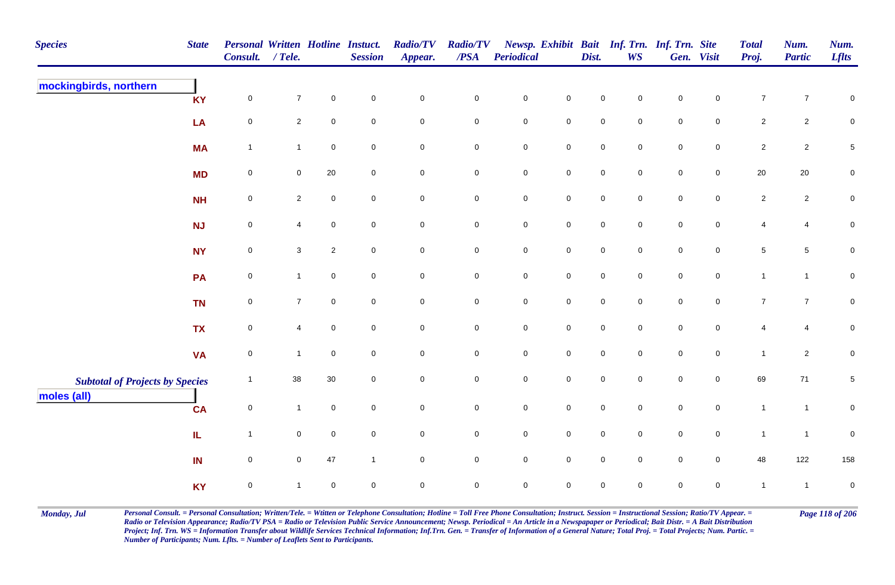| Species | State | Personal Consult. | Written / Tele. | Hotline | Instuct. Session | Radio/TV Appear. | Radio/TV /PSA | Newsp. Periodical | Exhibit | Bait Dist. | Inf. Trn. WS | Inf. Trn. Gen. | Site Visit | Total Proj. | Num. Partic | Num. Lflts |
|---|---|---|---|---|---|---|---|---|---|---|---|---|---|---|---|---|
| **mockingbirds, northern** | | | | | | | | | | | | | | | | |
| | KY | 0 | 7 | 0 | 0 | 0 | 0 | 0 | 0 | 0 | 0 | 0 | 0 | 7 | 7 | 0 |
| | LA | 0 | 2 | 0 | 0 | 0 | 0 | 0 | 0 | 0 | 0 | 0 | 0 | 2 | 2 | 0 |
| | MA | 1 | 1 | 0 | 0 | 0 | 0 | 0 | 0 | 0 | 0 | 0 | 0 | 2 | 2 | 5 |
| | MD | 0 | 0 | 20 | 0 | 0 | 0 | 0 | 0 | 0 | 0 | 0 | 0 | 20 | 20 | 0 |
| | NH | 0 | 2 | 0 | 0 | 0 | 0 | 0 | 0 | 0 | 0 | 0 | 0 | 2 | 2 | 0 |
| | NJ | 0 | 4 | 0 | 0 | 0 | 0 | 0 | 0 | 0 | 0 | 0 | 0 | 4 | 4 | 0 |
| | NY | 0 | 3 | 2 | 0 | 0 | 0 | 0 | 0 | 0 | 0 | 0 | 0 | 5 | 5 | 0 |
| | PA | 0 | 1 | 0 | 0 | 0 | 0 | 0 | 0 | 0 | 0 | 0 | 0 | 1 | 1 | 0 |
| | TN | 0 | 7 | 0 | 0 | 0 | 0 | 0 | 0 | 0 | 0 | 0 | 0 | 7 | 7 | 0 |
| | TX | 0 | 4 | 0 | 0 | 0 | 0 | 0 | 0 | 0 | 0 | 0 | 0 | 4 | 4 | 0 |
| | VA | 0 | 1 | 0 | 0 | 0 | 0 | 0 | 0 | 0 | 0 | 0 | 0 | 1 | 2 | 0 |
| *Subtotal of Projects by Species* | | 1 | 38 | 30 | 0 | 0 | 0 | 0 | 0 | 0 | 0 | 0 | 0 | 69 | 71 | 5 |
| **moles (all)** | | | | | | | | | | | | | | | | |
| | CA | 0 | 1 | 0 | 0 | 0 | 0 | 0 | 0 | 0 | 0 | 0 | 0 | 1 | 1 | 0 |
| | IL | 1 | 0 | 0 | 0 | 0 | 0 | 0 | 0 | 0 | 0 | 0 | 0 | 1 | 1 | 0 |
| | IN | 0 | 0 | 47 | 1 | 0 | 0 | 0 | 0 | 0 | 0 | 0 | 0 | 48 | 122 | 158 |
| | KY | 0 | 1 | 0 | 0 | 0 | 0 | 0 | 0 | 0 | 0 | 0 | 0 | 1 | 1 | 0 |

*Personal Consult. = Personal Consultation; Written/Tele. = Wtitten or Telephone Consultation; Hotline = Toll Free Phone Consultation; Instruct. Session = Instructional Session; Ratio/TV Appear. = Radio or Television Appearance; Radio/TV PSA = Radio or Television Public Service Announcement; Newsp. Periodical = An Article in a Newspapaper or Periodical; Bait Distr. = A Bait Distribution Project; Inf. Trn. WS = Information Transfer about Wildlife Services Technical Information; Inf.Trn. Gen. = Transfer of Information of a General Nature; Total Proj. = Total Projects; Num. Partic. = Number of Participants; Num. Lflts. = Number of Leaflets Sent to Participants.*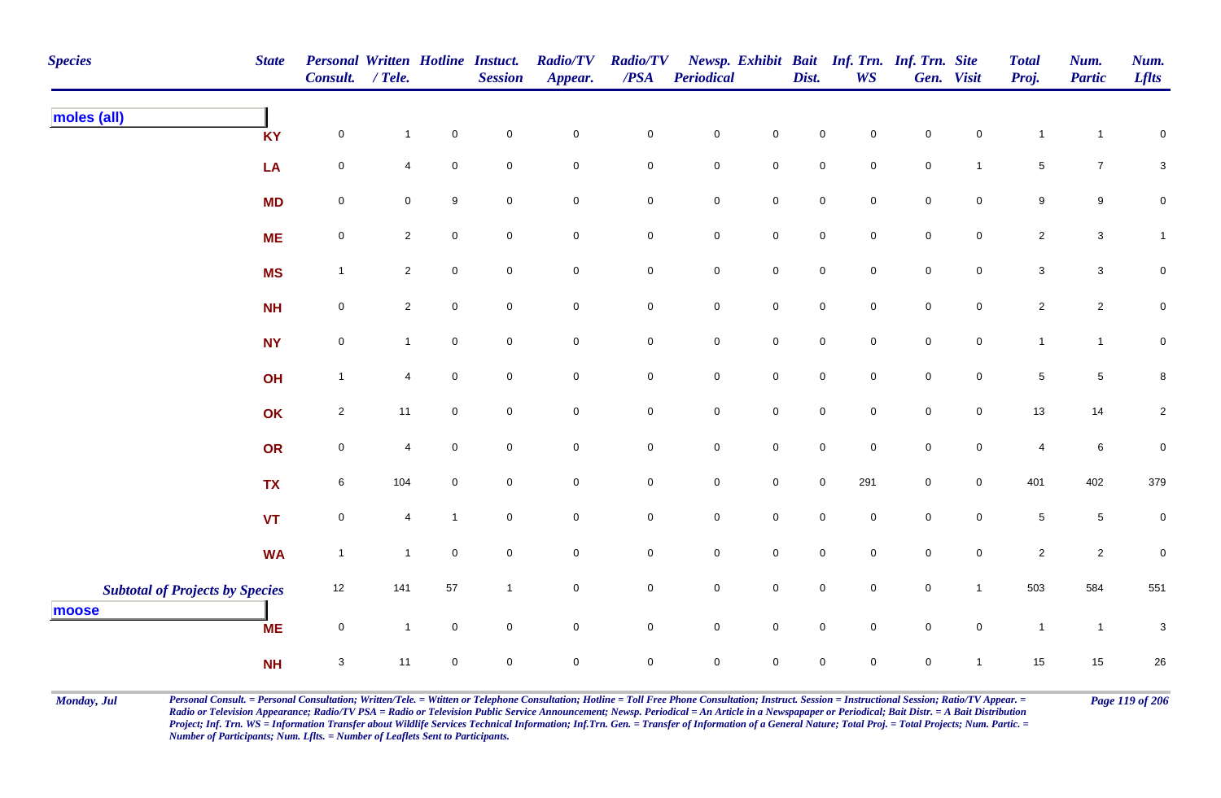| Species | State | Personal Consult. | Written / Tele. | Hotline | Instuct. Session | Radio/TV Appear. | Radio/TV /PSA | Newsp. Periodical | Exhibit | Bait Dist. | Inf. Trn. WS | Inf. Trn. Gen. | Site Visit | Total Proj. | Num. Partic | Num. Lflts |
|---|---|---|---|---|---|---|---|---|---|---|---|---|---|---|---|---|
| **moles (all)** | | | | | | | | | | | | | | | | |
| | KY | 0 | 1 | 0 | 0 | 0 | 0 | 0 | 0 | 0 | 0 | 0 | 0 | 1 | 1 | 0 |
| | LA | 0 | 4 | 0 | 0 | 0 | 0 | 0 | 0 | 0 | 0 | 0 | 1 | 5 | 7 | 3 |
| | MD | 0 | 0 | 9 | 0 | 0 | 0 | 0 | 0 | 0 | 0 | 0 | 0 | 9 | 9 | 0 |
| | ME | 0 | 2 | 0 | 0 | 0 | 0 | 0 | 0 | 0 | 0 | 0 | 0 | 2 | 3 | 1 |
| | MS | 1 | 2 | 0 | 0 | 0 | 0 | 0 | 0 | 0 | 0 | 0 | 0 | 3 | 3 | 0 |
| | NH | 0 | 2 | 0 | 0 | 0 | 0 | 0 | 0 | 0 | 0 | 0 | 0 | 2 | 2 | 0 |
| | NY | 0 | 1 | 0 | 0 | 0 | 0 | 0 | 0 | 0 | 0 | 0 | 0 | 1 | 1 | 0 |
| | OH | 1 | 4 | 0 | 0 | 0 | 0 | 0 | 0 | 0 | 0 | 0 | 0 | 5 | 5 | 8 |
| | OK | 2 | 11 | 0 | 0 | 0 | 0 | 0 | 0 | 0 | 0 | 0 | 0 | 13 | 14 | 2 |
| | OR | 0 | 4 | 0 | 0 | 0 | 0 | 0 | 0 | 0 | 0 | 0 | 0 | 4 | 6 | 0 |
| | TX | 6 | 104 | 0 | 0 | 0 | 0 | 0 | 0 | 0 | 291 | 0 | 0 | 401 | 402 | 379 |
| | VT | 0 | 4 | 1 | 0 | 0 | 0 | 0 | 0 | 0 | 0 | 0 | 0 | 5 | 5 | 0 |
| | WA | 1 | 1 | 0 | 0 | 0 | 0 | 0 | 0 | 0 | 0 | 0 | 0 | 2 | 2 | 0 |
| ***Subtotal of Projects by Species*** | | 12 | 141 | 57 | 1 | 0 | 0 | 0 | 0 | 0 | 0 | 0 | 1 | 503 | 584 | 551 |
| **moose** | | | | | | | | | | | | | | | | |
| | ME | 0 | 1 | 0 | 0 | 0 | 0 | 0 | 0 | 0 | 0 | 0 | 0 | 1 | 1 | 3 |
| | NH | 3 | 11 | 0 | 0 | 0 | 0 | 0 | 0 | 0 | 0 | 0 | 1 | 15 | 15 | 26 |

*Personal Consult. = Personal Consultation; Written/Tele. = Wtitten or Telephone Consultation; Hotline = Toll Free Phone Consultation; Instruct. Session = Instructional Session; Ratio/TV Appear. = Radio or Television Appearance; Radio/TV PSA = Radio or Television Public Service Announcement; Newsp. Periodical = An Article in a Newspapaper or Periodical; Bait Distr. = A Bait Distribution Project; Inf. Trn. WS = Information Transfer about Wildlife Services Technical Information; Inf.Trn. Gen. = Transfer of Information of a General Nature; Total Proj. = Total Projects; Num. Partic. = Number of Participants; Num. Lflts. = Number of Leaflets Sent to Participants.*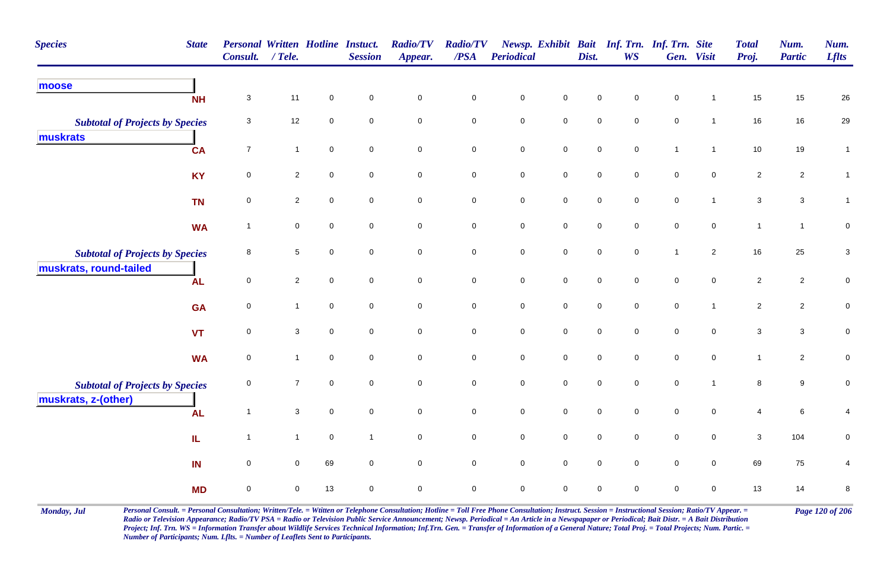| Species | State | Personal Consult. | Written / Tele. | Hotline | Instuct. Session | Radio/TV Appear. | Radio/TV /PSA | Newsp. Periodical | Exhibit | Bait Dist. | Inf. Trn. WS | Inf. Trn. Gen. | Site Visit | Total Proj. | Num. Partic | Num. Lflts |
|---|---|---|---|---|---|---|---|---|---|---|---|---|---|---|---|---|
| **moose** | | | | | | | | | | | | | | | | |
| | NH | 3 | 11 | 0 | 0 | 0 | 0 | 0 | 0 | 0 | 0 | 0 | 1 | 15 | 15 | 26 |
| *Subtotal of Projects by Species* | | 3 | 12 | 0 | 0 | 0 | 0 | 0 | 0 | 0 | 0 | 0 | 1 | 16 | 16 | 29 |
| **muskrats** | | | | | | | | | | | | | | | | |
| | CA | 7 | 1 | 0 | 0 | 0 | 0 | 0 | 0 | 0 | 0 | 1 | 1 | 10 | 19 | 1 |
| | KY | 0 | 2 | 0 | 0 | 0 | 0 | 0 | 0 | 0 | 0 | 0 | 0 | 2 | 2 | 1 |
| | TN | 0 | 2 | 0 | 0 | 0 | 0 | 0 | 0 | 0 | 0 | 0 | 1 | 3 | 3 | 1 |
| | WA | 1 | 0 | 0 | 0 | 0 | 0 | 0 | 0 | 0 | 0 | 0 | 0 | 1 | 1 | 0 |
| *Subtotal of Projects by Species* | | 8 | 5 | 0 | 0 | 0 | 0 | 0 | 0 | 0 | 0 | 1 | 2 | 16 | 25 | 3 |
| **muskrats, round-tailed** | | | | | | | | | | | | | | | | |
| | AL | 0 | 2 | 0 | 0 | 0 | 0 | 0 | 0 | 0 | 0 | 0 | 0 | 2 | 2 | 0 |
| | GA | 0 | 1 | 0 | 0 | 0 | 0 | 0 | 0 | 0 | 0 | 0 | 1 | 2 | 2 | 0 |
| | VT | 0 | 3 | 0 | 0 | 0 | 0 | 0 | 0 | 0 | 0 | 0 | 0 | 3 | 3 | 0 |
| | WA | 0 | 1 | 0 | 0 | 0 | 0 | 0 | 0 | 0 | 0 | 0 | 0 | 1 | 2 | 0 |
| *Subtotal of Projects by Species* | | 0 | 7 | 0 | 0 | 0 | 0 | 0 | 0 | 0 | 0 | 0 | 1 | 8 | 9 | 0 |
| **muskrats, z-(other)** | | | | | | | | | | | | | | | | |
| | AL | 1 | 3 | 0 | 0 | 0 | 0 | 0 | 0 | 0 | 0 | 0 | 0 | 4 | 6 | 4 |
| | IL | 1 | 1 | 0 | 1 | 0 | 0 | 0 | 0 | 0 | 0 | 0 | 0 | 3 | 104 | 0 |
| | IN | 0 | 0 | 69 | 0 | 0 | 0 | 0 | 0 | 0 | 0 | 0 | 0 | 69 | 75 | 4 |
| | MD | 0 | 0 | 13 | 0 | 0 | 0 | 0 | 0 | 0 | 0 | 0 | 0 | 13 | 14 | 8 |

*Personal Consult. = Personal Consultation; Written/Tele. = Wtitten or Telephone Consultation; Hotline = Toll Free Phone Consultation; Instruct. Session = Instructional Session; Ratio/TV Appear. = Radio or Television Appearance; Radio/TV PSA = Radio or Television Public Service Announcement; Newsp. Periodical = An Article in a Newspapaper or Periodical; Bait Distr. = A Bait Distribution Project; Inf. Trn. WS = Information Transfer about Wildlife Services Technical Information; Inf.Trn. Gen. = Transfer of Information of a General Nature; Total Proj. = Total Projects; Num. Partic. = Number of Participants; Num. Lflts. = Number of Leaflets Sent to Participants.*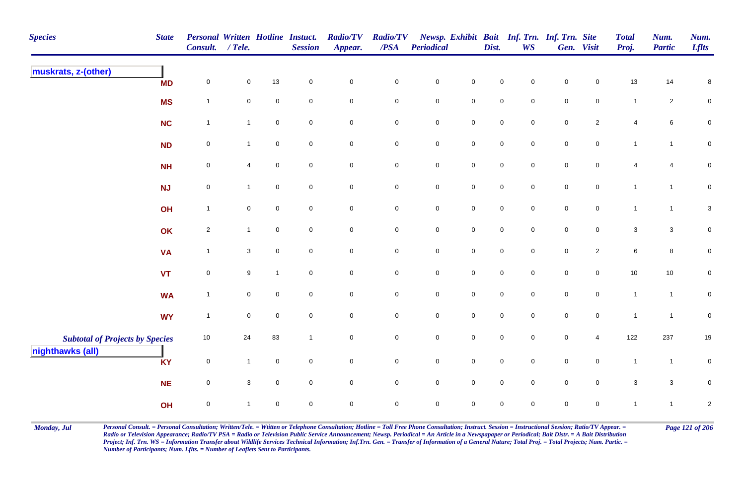| Species | State | Personal Consult. | Written / Tele. | Hotline | Instuct. Session | Radio/TV Appear. | Radio/TV /PSA | Newsp. Periodical | Exhibit | Bait Dist. | Inf. Trn. WS | Inf. Trn. Gen. | Site Visit | Total Proj. | Num. Partic | Num. Lflts |
|---|---|---|---|---|---|---|---|---|---|---|---|---|---|---|---|---|
| **muskrats, z-(other)** | | | | | | | | | | | | | | | | |
| | MD | 0 | 0 | 13 | 0 | 0 | 0 | 0 | 0 | 0 | 0 | 0 | 0 | 13 | 14 | 8 |
| | MS | 1 | 0 | 0 | 0 | 0 | 0 | 0 | 0 | 0 | 0 | 0 | 0 | 1 | 2 | 0 |
| | NC | 1 | 1 | 0 | 0 | 0 | 0 | 0 | 0 | 0 | 0 | 0 | 2 | 4 | 6 | 0 |
| | ND | 0 | 1 | 0 | 0 | 0 | 0 | 0 | 0 | 0 | 0 | 0 | 0 | 1 | 1 | 0 |
| | NH | 0 | 4 | 0 | 0 | 0 | 0 | 0 | 0 | 0 | 0 | 0 | 0 | 4 | 4 | 0 |
| | NJ | 0 | 1 | 0 | 0 | 0 | 0 | 0 | 0 | 0 | 0 | 0 | 0 | 1 | 1 | 0 |
| | OH | 1 | 0 | 0 | 0 | 0 | 0 | 0 | 0 | 0 | 0 | 0 | 0 | 1 | 1 | 3 |
| | OK | 2 | 1 | 0 | 0 | 0 | 0 | 0 | 0 | 0 | 0 | 0 | 0 | 3 | 3 | 0 |
| | VA | 1 | 3 | 0 | 0 | 0 | 0 | 0 | 0 | 0 | 0 | 0 | 2 | 6 | 8 | 0 |
| | VT | 0 | 9 | 1 | 0 | 0 | 0 | 0 | 0 | 0 | 0 | 0 | 0 | 10 | 10 | 0 |
| | WA | 1 | 0 | 0 | 0 | 0 | 0 | 0 | 0 | 0 | 0 | 0 | 0 | 1 | 1 | 0 |
| | WY | 1 | 0 | 0 | 0 | 0 | 0 | 0 | 0 | 0 | 0 | 0 | 0 | 1 | 1 | 0 |
| *Subtotal of Projects by Species* | | 10 | 24 | 83 | 1 | 0 | 0 | 0 | 0 | 0 | 0 | 0 | 4 | 122 | 237 | 19 |
| **nighthawks (all)** | | | | | | | | | | | | | | | | |
| | KY | 0 | 1 | 0 | 0 | 0 | 0 | 0 | 0 | 0 | 0 | 0 | 0 | 1 | 1 | 0 |
| | NE | 0 | 3 | 0 | 0 | 0 | 0 | 0 | 0 | 0 | 0 | 0 | 0 | 3 | 3 | 0 |
| | OH | 0 | 1 | 0 | 0 | 0 | 0 | 0 | 0 | 0 | 0 | 0 | 0 | 1 | 1 | 2 |

*Personal Consult. = Personal Consultation; Written/Tele. = Wtitten or Telephone Consultation; Hotline = Toll Free Phone Consultation; Instruct. Session = Instructional Session; Ratio/TV Appear. = Radio or Television Appearance; Radio/TV PSA = Radio or Television Public Service Announcement; Newsp. Periodical = An Article in a Newspapaper or Periodical; Bait Distr. = A Bait Distribution Project; Inf. Trn. WS = Information Transfer about Wildlife Services Technical Information; Inf.Trn. Gen. = Transfer of Information of a General Nature; Total Proj. = Total Projects; Num. Partic. = Number of Participants; Num. Lflts. = Number of Leaflets Sent to Participants.*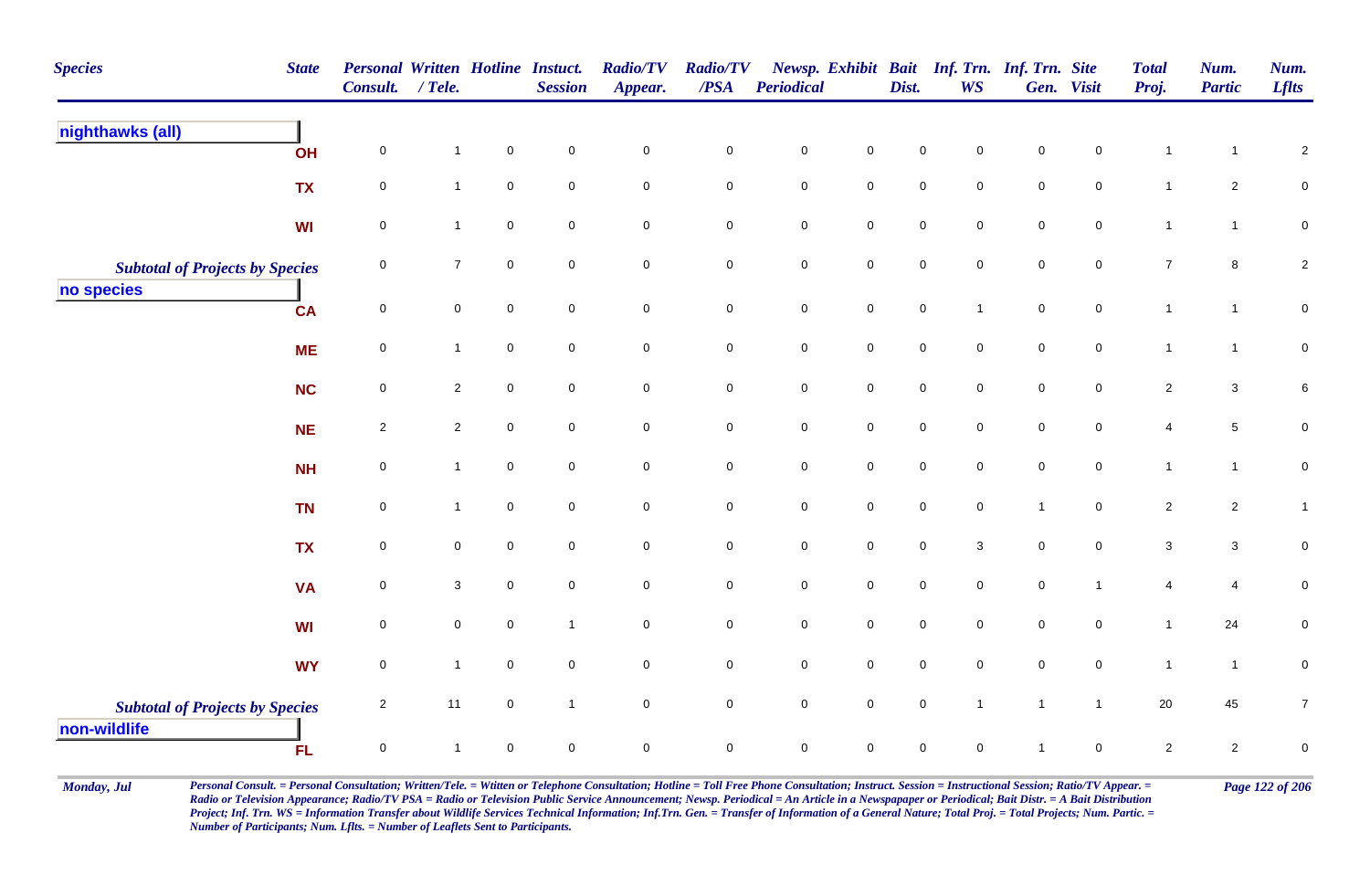| Species | State | Personal Consult. | Written / Tele. | Hotline | Instuct. Session | Radio/TV Appear. | Radio/TV /PSA | Newsp. Periodical | Exhibit | Bait Dist. | Inf. Trn. WS | Inf. Trn. Gen. | Site Visit | Total Proj. | Num. Partic | Num. Lflts |
|---|---|---|---|---|---|---|---|---|---|---|---|---|---|---|---|---|
| **nighthawks (all)** | | | | | | | | | | | | | | | | |
| | OH | 0 | 1 | 0 | 0 | 0 | 0 | 0 | 0 | 0 | 0 | 0 | 0 | 1 | 1 | 2 |
| | TX | 0 | 1 | 0 | 0 | 0 | 0 | 0 | 0 | 0 | 0 | 0 | 0 | 1 | 2 | 0 |
| | WI | 0 | 1 | 0 | 0 | 0 | 0 | 0 | 0 | 0 | 0 | 0 | 0 | 1 | 1 | 0 |
| *Subtotal of Projects by Species* | | 0 | 7 | 0 | 0 | 0 | 0 | 0 | 0 | 0 | 0 | 0 | 0 | 7 | 8 | 2 |
| **no species** | | | | | | | | | | | | | | | | |
| | CA | 0 | 0 | 0 | 0 | 0 | 0 | 0 | 0 | 0 | 1 | 0 | 0 | 1 | 1 | 0 |
| | ME | 0 | 1 | 0 | 0 | 0 | 0 | 0 | 0 | 0 | 0 | 0 | 0 | 1 | 1 | 0 |
| | NC | 0 | 2 | 0 | 0 | 0 | 0 | 0 | 0 | 0 | 0 | 0 | 0 | 2 | 3 | 6 |
| | NE | 2 | 2 | 0 | 0 | 0 | 0 | 0 | 0 | 0 | 0 | 0 | 0 | 4 | 5 | 0 |
| | NH | 0 | 1 | 0 | 0 | 0 | 0 | 0 | 0 | 0 | 0 | 0 | 0 | 1 | 1 | 0 |
| | TN | 0 | 1 | 0 | 0 | 0 | 0 | 0 | 0 | 0 | 0 | 1 | 0 | 2 | 2 | 1 |
| | TX | 0 | 0 | 0 | 0 | 0 | 0 | 0 | 0 | 0 | 3 | 0 | 0 | 3 | 3 | 0 |
| | VA | 0 | 3 | 0 | 0 | 0 | 0 | 0 | 0 | 0 | 0 | 0 | 1 | 4 | 4 | 0 |
| | WI | 0 | 0 | 0 | 1 | 0 | 0 | 0 | 0 | 0 | 0 | 0 | 0 | 1 | 24 | 0 |
| | WY | 0 | 1 | 0 | 0 | 0 | 0 | 0 | 0 | 0 | 0 | 0 | 0 | 1 | 1 | 0 |
| *Subtotal of Projects by Species* | | 2 | 11 | 0 | 1 | 0 | 0 | 0 | 0 | 0 | 1 | 1 | 1 | 20 | 45 | 7 |
| **non-wildlife** | | | | | | | | | | | | | | | | |
| | FL | 0 | 1 | 0 | 0 | 0 | 0 | 0 | 0 | 0 | 0 | 1 | 0 | 2 | 2 | 0 |

*Personal Consult. = Personal Consultation; Written/Tele. = Wtitten or Telephone Consultation; Hotline = Toll Free Phone Consultation; Instruct. Session = Instructional Session; Ratio/TV Appear. = Radio or Television Appearance; Radio/TV PSA = Radio or Television Public Service Announcement; Newsp. Periodical = An Article in a Newspapaper or Periodical; Bait Distr. = A Bait Distribution Project; Inf. Trn. WS = Information Transfer about Wildlife Services Technical Information; Inf.Trn. Gen. = Transfer of Information of a General Nature; Total Proj. = Total Projects; Num. Partic. = Number of Participants; Num. Lflts. = Number of Leaflets Sent to Participants.*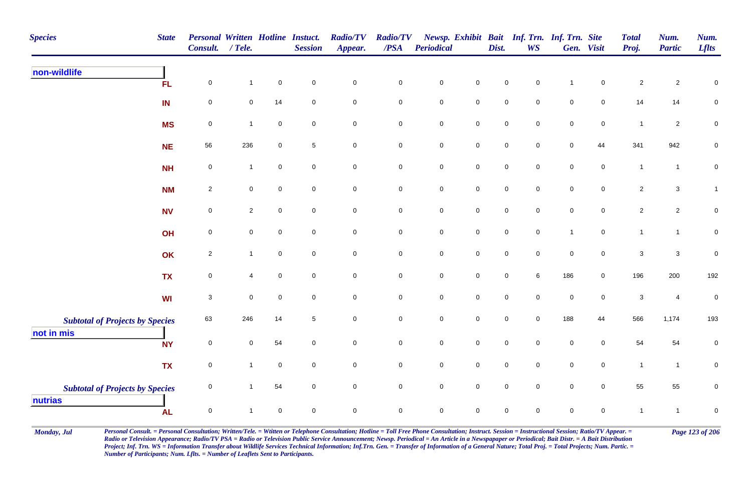| Species | State | Personal Consult. | Written / Tele. | Hotline | Instuct. Session | Radio/TV Appear. | Radio/TV /PSA | Newsp. Periodical | Exhibit | Bait Dist. | Inf. Trn. WS | Inf. Trn. Gen. | Site Visit | Total Proj. | Num. Partic | Num. Lflts |
|---|---|---|---|---|---|---|---|---|---|---|---|---|---|---|---|---|
| **non-wildlife** | | | | | | | | | | | | | | | | |
| | FL | 0 | 1 | 0 | 0 | 0 | 0 | 0 | 0 | 0 | 0 | 1 | 0 | 2 | 2 | 0 |
| | IN | 0 | 0 | 14 | 0 | 0 | 0 | 0 | 0 | 0 | 0 | 0 | 0 | 14 | 14 | 0 |
| | MS | 0 | 1 | 0 | 0 | 0 | 0 | 0 | 0 | 0 | 0 | 0 | 0 | 1 | 2 | 0 |
| | NE | 56 | 236 | 0 | 5 | 0 | 0 | 0 | 0 | 0 | 0 | 0 | 44 | 341 | 942 | 0 |
| | NH | 0 | 1 | 0 | 0 | 0 | 0 | 0 | 0 | 0 | 0 | 0 | 0 | 1 | 1 | 0 |
| | NM | 2 | 0 | 0 | 0 | 0 | 0 | 0 | 0 | 0 | 0 | 0 | 0 | 2 | 3 | 1 |
| | NV | 0 | 2 | 0 | 0 | 0 | 0 | 0 | 0 | 0 | 0 | 0 | 0 | 2 | 2 | 0 |
| | OH | 0 | 0 | 0 | 0 | 0 | 0 | 0 | 0 | 0 | 0 | 1 | 0 | 1 | 1 | 0 |
| | OK | 2 | 1 | 0 | 0 | 0 | 0 | 0 | 0 | 0 | 0 | 0 | 0 | 3 | 3 | 0 |
| | TX | 0 | 4 | 0 | 0 | 0 | 0 | 0 | 0 | 0 | 6 | 186 | 0 | 196 | 200 | 192 |
| | WI | 3 | 0 | 0 | 0 | 0 | 0 | 0 | 0 | 0 | 0 | 0 | 0 | 3 | 4 | 0 |
| ***Subtotal of Projects by Species*** | | 63 | 246 | 14 | 5 | 0 | 0 | 0 | 0 | 0 | 0 | 188 | 44 | 566 | 1,174 | 193 |
| **not in mis** | | | | | | | | | | | | | | | | |
| | NY | 0 | 0 | 54 | 0 | 0 | 0 | 0 | 0 | 0 | 0 | 0 | 0 | 54 | 54 | 0 |
| | TX | 0 | 1 | 0 | 0 | 0 | 0 | 0 | 0 | 0 | 0 | 0 | 0 | 1 | 1 | 0 |
| ***Subtotal of Projects by Species*** | | 0 | 1 | 54 | 0 | 0 | 0 | 0 | 0 | 0 | 0 | 0 | 0 | 55 | 55 | 0 |
| **nutrias** | | | | | | | | | | | | | | | | |
| | AL | 0 | 1 | 0 | 0 | 0 | 0 | 0 | 0 | 0 | 0 | 0 | 0 | 1 | 1 | 0 |

*Personal Consult. = Personal Consultation; Written/Tele. = Wtitten or Telephone Consultation; Hotline = Toll Free Phone Consultation; Instruct. Session = Instructional Session; Ratio/TV Appear. = Radio or Television Appearance; Radio/TV PSA = Radio or Television Public Service Announcement; Newsp. Periodical = An Article in a Newspapaper or Periodical; Bait Distr. = A Bait Distribution Project; Inf. Trn. WS = Information Transfer about Wildlife Services Technical Information; Inf.Trn. Gen. = Transfer of Information of a General Nature; Total Proj. = Total Projects; Num. Partic. = Number of Participants; Num. Lflts. = Number of Leaflets Sent to Participants.*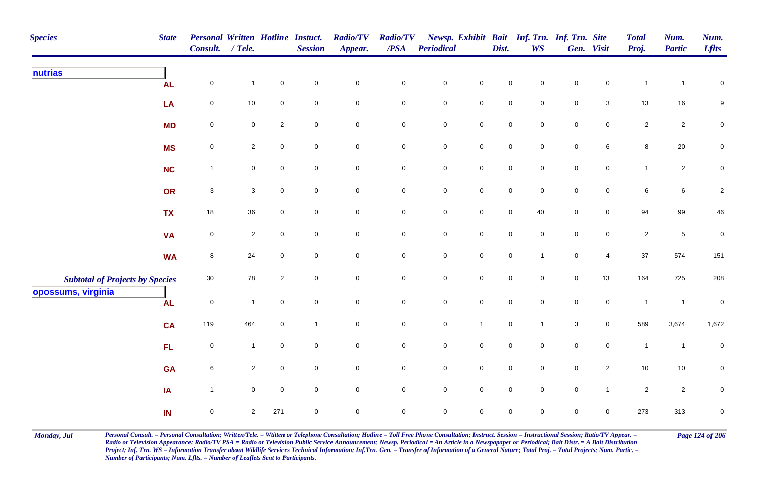| Species | State | Personal Consult. | Written / Tele. | Hotline | Instuct. Session | Radio/TV Appear. | Radio/TV /PSA | Newsp. Periodical | Exhibit | Bait Dist. | Inf. Trn. WS | Inf. Trn. Gen. | Site Visit | Total Proj. | Num. Partic | Num. Lflts |
|---|---|---|---|---|---|---|---|---|---|---|---|---|---|---|---|---|
| **nutrias** | | | | | | | | | | | | | | | | |
| | AL | 0 | 1 | 0 | 0 | 0 | 0 | 0 | 0 | 0 | 0 | 0 | 0 | 1 | 1 | 0 |
| | LA | 0 | 10 | 0 | 0 | 0 | 0 | 0 | 0 | 0 | 0 | 0 | 3 | 13 | 16 | 9 |
| | MD | 0 | 0 | 2 | 0 | 0 | 0 | 0 | 0 | 0 | 0 | 0 | 0 | 2 | 2 | 0 |
| | MS | 0 | 2 | 0 | 0 | 0 | 0 | 0 | 0 | 0 | 0 | 0 | 6 | 8 | 20 | 0 |
| | NC | 1 | 0 | 0 | 0 | 0 | 0 | 0 | 0 | 0 | 0 | 0 | 0 | 1 | 2 | 0 |
| | OR | 3 | 3 | 0 | 0 | 0 | 0 | 0 | 0 | 0 | 0 | 0 | 0 | 6 | 6 | 2 |
| | TX | 18 | 36 | 0 | 0 | 0 | 0 | 0 | 0 | 0 | 40 | 0 | 0 | 94 | 99 | 46 |
| | VA | 0 | 2 | 0 | 0 | 0 | 0 | 0 | 0 | 0 | 0 | 0 | 0 | 2 | 5 | 0 |
| | WA | 8 | 24 | 0 | 0 | 0 | 0 | 0 | 0 | 0 | 1 | 0 | 4 | 37 | 574 | 151 |
| *Subtotal of Projects by Species* | | 30 | 78 | 2 | 0 | 0 | 0 | 0 | 0 | 0 | 0 | 0 | 13 | 164 | 725 | 208 |
| **opossums, virginia** | | | | | | | | | | | | | | | | |
| | AL | 0 | 1 | 0 | 0 | 0 | 0 | 0 | 0 | 0 | 0 | 0 | 0 | 1 | 1 | 0 |
| | CA | 119 | 464 | 0 | 1 | 0 | 0 | 0 | 1 | 0 | 1 | 3 | 0 | 589 | 3,674 | 1,672 |
| | FL | 0 | 1 | 0 | 0 | 0 | 0 | 0 | 0 | 0 | 0 | 0 | 0 | 1 | 1 | 0 |
| | GA | 6 | 2 | 0 | 0 | 0 | 0 | 0 | 0 | 0 | 0 | 0 | 2 | 10 | 10 | 0 |
| | IA | 1 | 0 | 0 | 0 | 0 | 0 | 0 | 0 | 0 | 0 | 0 | 1 | 2 | 2 | 0 |
| | IN | 0 | 2 | 271 | 0 | 0 | 0 | 0 | 0 | 0 | 0 | 0 | 0 | 273 | 313 | 0 |

*Personal Consult. = Personal Consultation; Written/Tele. = Wtitten or Telephone Consultation; Hotline = Toll Free Phone Consultation; Instruct. Session = Instructional Session; Ratio/TV Appear. = Radio or Television Appearance; Radio/TV PSA = Radio or Television Public Service Announcement; Newsp. Periodical = An Article in a Newspapaper or Periodical; Bait Distr. = A Bait Distribution Project; Inf. Trn. WS = Information Transfer about Wildlife Services Technical Information; Inf.Trn. Gen. = Transfer of Information of a General Nature; Total Proj. = Total Projects; Num. Partic. = Number of Participants; Num. Lflts. = Number of Leaflets Sent to Participants.*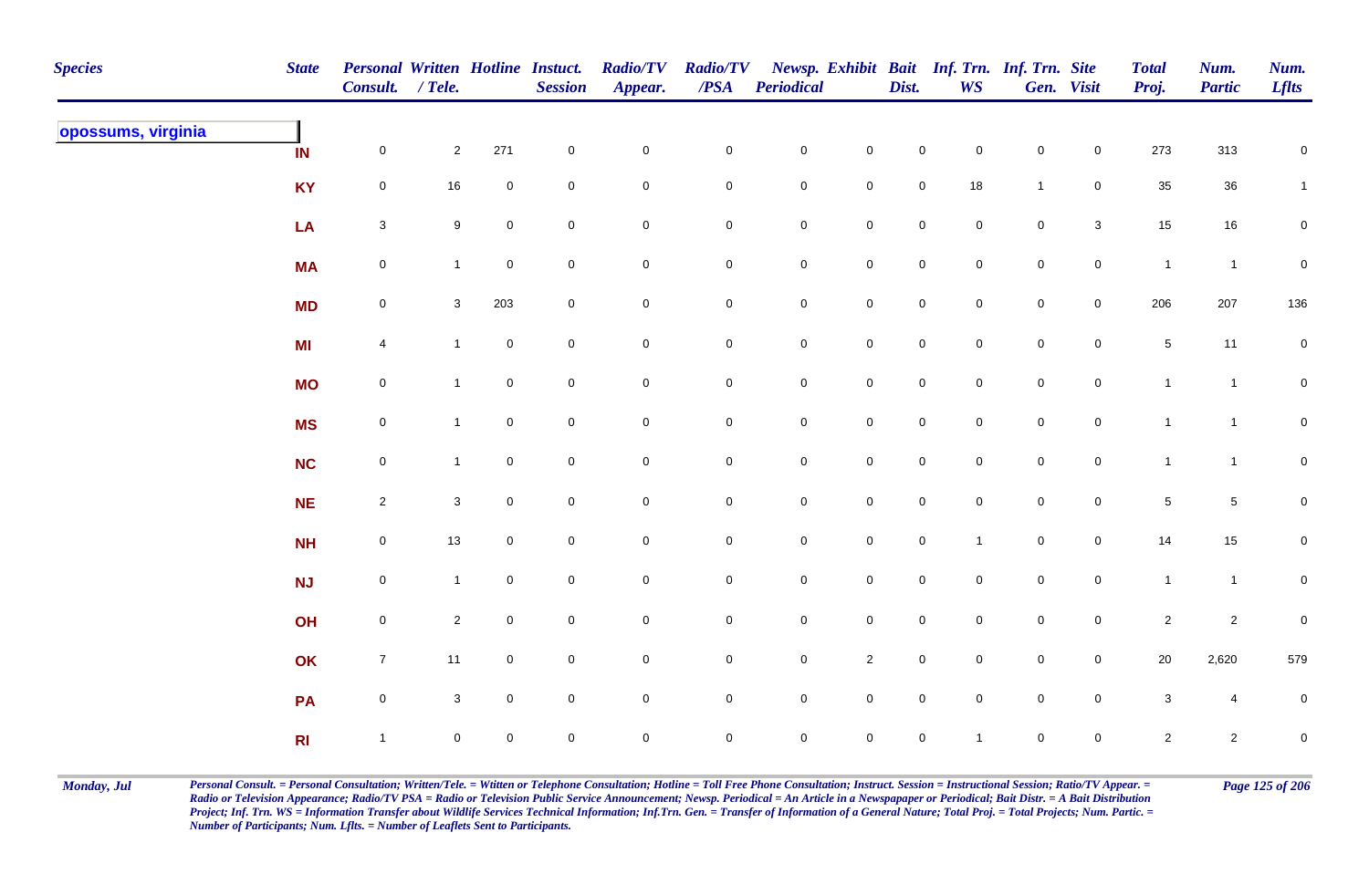| Species | State | Personal Consult. | Written / Tele. | Hotline | Instuct. Session | Radio/TV Appear. | Radio/TV /PSA | Newsp. Periodical | Exhibit | Bait Dist. | Inf. Trn. WS | Inf. Trn. Gen. | Site Visit | Total Proj. | Num. Partic | Num. Lflts |
|---|---|---|---|---|---|---|---|---|---|---|---|---|---|---|---|---|
| **opossums, virginia** | | | | | | | | | | | | | | | | |
| | IN | 0 | 2 | 271 | 0 | 0 | 0 | 0 | 0 | 0 | 0 | 0 | 0 | 273 | 313 | 0 |
| | KY | 0 | 16 | 0 | 0 | 0 | 0 | 0 | 0 | 0 | 18 | 1 | 0 | 35 | 36 | 1 |
| | LA | 3 | 9 | 0 | 0 | 0 | 0 | 0 | 0 | 0 | 0 | 0 | 3 | 15 | 16 | 0 |
| | MA | 0 | 1 | 0 | 0 | 0 | 0 | 0 | 0 | 0 | 0 | 0 | 0 | 1 | 1 | 0 |
| | MD | 0 | 3 | 203 | 0 | 0 | 0 | 0 | 0 | 0 | 0 | 0 | 0 | 206 | 207 | 136 |
| | MI | 4 | 1 | 0 | 0 | 0 | 0 | 0 | 0 | 0 | 0 | 0 | 0 | 5 | 11 | 0 |
| | MO | 0 | 1 | 0 | 0 | 0 | 0 | 0 | 0 | 0 | 0 | 0 | 0 | 1 | 1 | 0 |
| | MS | 0 | 1 | 0 | 0 | 0 | 0 | 0 | 0 | 0 | 0 | 0 | 0 | 1 | 1 | 0 |
| | NC | 0 | 1 | 0 | 0 | 0 | 0 | 0 | 0 | 0 | 0 | 0 | 0 | 1 | 1 | 0 |
| | NE | 2 | 3 | 0 | 0 | 0 | 0 | 0 | 0 | 0 | 0 | 0 | 0 | 5 | 5 | 0 |
| | NH | 0 | 13 | 0 | 0 | 0 | 0 | 0 | 0 | 0 | 1 | 0 | 0 | 14 | 15 | 0 |
| | NJ | 0 | 1 | 0 | 0 | 0 | 0 | 0 | 0 | 0 | 0 | 0 | 0 | 1 | 1 | 0 |
| | OH | 0 | 2 | 0 | 0 | 0 | 0 | 0 | 0 | 0 | 0 | 0 | 0 | 2 | 2 | 0 |
| | OK | 7 | 11 | 0 | 0 | 0 | 0 | 0 | 2 | 0 | 0 | 0 | 0 | 20 | 2,620 | 579 |
| | PA | 0 | 3 | 0 | 0 | 0 | 0 | 0 | 0 | 0 | 0 | 0 | 0 | 3 | 4 | 0 |
| | RI | 1 | 0 | 0 | 0 | 0 | 0 | 0 | 0 | 0 | 1 | 0 | 0 | 2 | 2 | 0 |

*Personal Consult. = Personal Consultation; Written/Tele. = Wtitten or Telephone Consultation; Hotline = Toll Free Phone Consultation; Instruct. Session = Instructional Session; Ratio/TV Appear. = Radio or Television Appearance; Radio/TV PSA = Radio or Television Public Service Announcement; Newsp. Periodical = An Article in a Newspapaper or Periodical; Bait Distr. = A Bait Distribution Project; Inf. Trn. WS = Information Transfer about Wildlife Services Technical Information; Inf.Trn. Gen. = Transfer of Information of a General Nature; Total Proj. = Total Projects; Num. Partic. = Number of Participants; Num. Lflts. = Number of Leaflets Sent to Participants.*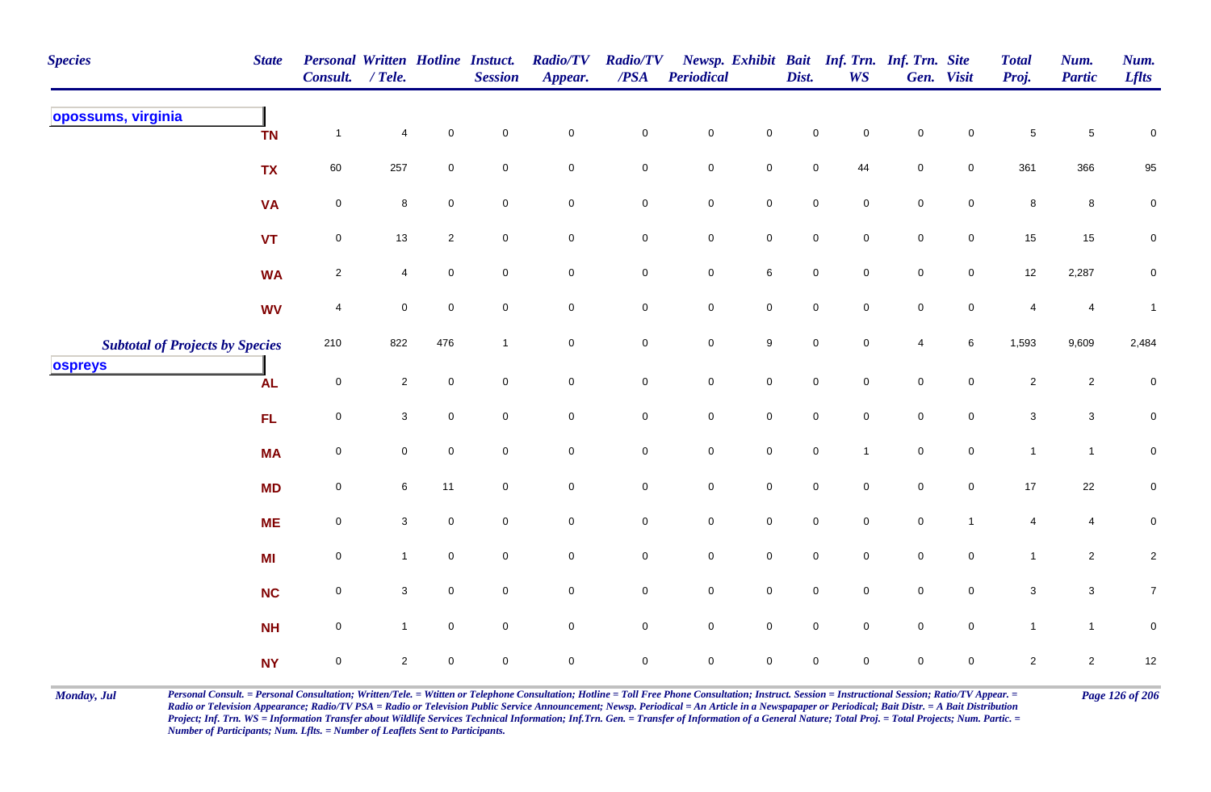| Species | State | Personal Consult. | Written / Tele. | Hotline | Instuct. Session | Radio/TV Appear. | Radio/TV /PSA | Newsp. Periodical | Exhibit | Bait Dist. | Inf. Trn. WS | Inf. Trn. Gen. | Site Visit | Total Proj. | Num. Partic | Num. Lflts |
|---|---|---|---|---|---|---|---|---|---|---|---|---|---|---|---|---|
| **opossums, virginia** | TN | 1 | 4 | 0 | 0 | 0 | 0 | 0 | 0 | 0 | 0 | 0 | 0 | 5 | 5 | 0 |
| | TX | 60 | 257 | 0 | 0 | 0 | 0 | 0 | 0 | 0 | 44 | 0 | 0 | 361 | 366 | 95 |
| | VA | 0 | 8 | 0 | 0 | 0 | 0 | 0 | 0 | 0 | 0 | 0 | 0 | 8 | 8 | 0 |
| | VT | 0 | 13 | 2 | 0 | 0 | 0 | 0 | 0 | 0 | 0 | 0 | 0 | 15 | 15 | 0 |
| | WA | 2 | 4 | 0 | 0 | 0 | 0 | 0 | 6 | 0 | 0 | 0 | 0 | 12 | 2,287 | 0 |
| | WV | 4 | 0 | 0 | 0 | 0 | 0 | 0 | 0 | 0 | 0 | 0 | 0 | 4 | 4 | 1 |
| ***Subtotal of Projects by Species*** | | 210 | 822 | 476 | 1 | 0 | 0 | 0 | 9 | 0 | 0 | 4 | 6 | 1,593 | 9,609 | 2,484 |
| **ospreys** | AL | 0 | 2 | 0 | 0 | 0 | 0 | 0 | 0 | 0 | 0 | 0 | 0 | 2 | 2 | 0 |
| | FL | 0 | 3 | 0 | 0 | 0 | 0 | 0 | 0 | 0 | 0 | 0 | 0 | 3 | 3 | 0 |
| | MA | 0 | 0 | 0 | 0 | 0 | 0 | 0 | 0 | 0 | 1 | 0 | 0 | 1 | 1 | 0 |
| | MD | 0 | 6 | 11 | 0 | 0 | 0 | 0 | 0 | 0 | 0 | 0 | 0 | 17 | 22 | 0 |
| | ME | 0 | 3 | 0 | 0 | 0 | 0 | 0 | 0 | 0 | 0 | 0 | 1 | 4 | 4 | 0 |
| | MI | 0 | 1 | 0 | 0 | 0 | 0 | 0 | 0 | 0 | 0 | 0 | 0 | 1 | 2 | 2 |
| | NC | 0 | 3 | 0 | 0 | 0 | 0 | 0 | 0 | 0 | 0 | 0 | 0 | 3 | 3 | 7 |
| | NH | 0 | 1 | 0 | 0 | 0 | 0 | 0 | 0 | 0 | 0 | 0 | 0 | 1 | 1 | 0 |
| | NY | 0 | 2 | 0 | 0 | 0 | 0 | 0 | 0 | 0 | 0 | 0 | 0 | 2 | 2 | 12 |

*Personal Consult. = Personal Consultation; Written/Tele. = Wtitten or Telephone Consultation; Hotline = Toll Free Phone Consultation; Instruct. Session = Instructional Session; Ratio/TV Appear. = Radio or Television Appearance; Radio/TV PSA = Radio or Television Public Service Announcement; Newsp. Periodical = An Article in a Newspapaper or Periodical; Bait Distr. = A Bait Distribution Project; Inf. Trn. WS = Information Transfer about Wildlife Services Technical Information; Inf.Trn. Gen. = Transfer of Information of a General Nature; Total Proj. = Total Projects; Num. Partic. = Number of Participants; Num. Lflts. = Number of Leaflets Sent to Participants.*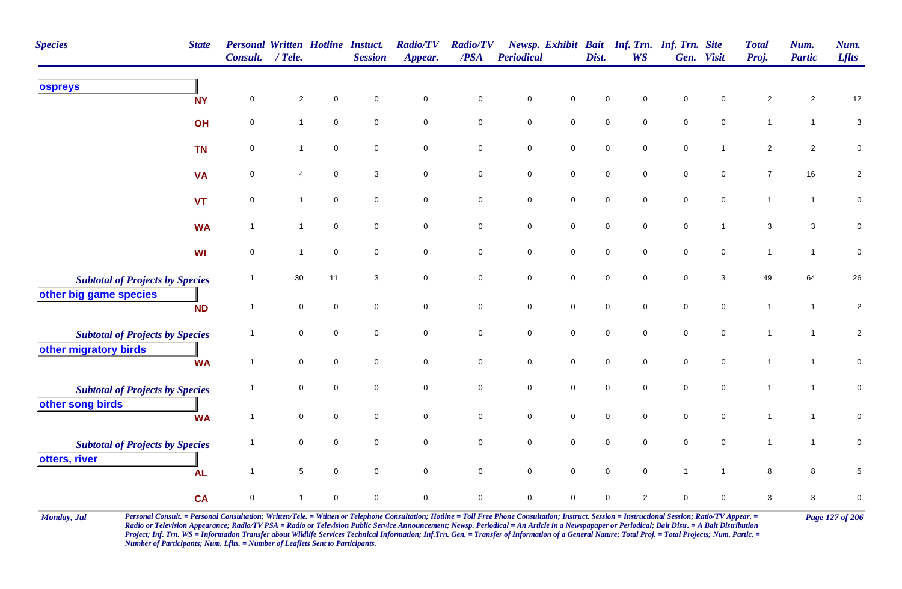| Species | State | Personal Consult. | Written / Tele. | Hotline | Instuct. Session | Radio/TV Appear. | Radio/TV /PSA | Newsp. Periodical | Exhibit | Bait Dist. | Inf. Trn. WS | Inf. Trn. Gen. | Site Visit | Total Proj. | Num. Partic | Num. Lflts |
|---|---|---|---|---|---|---|---|---|---|---|---|---|---|---|---|---|
| **ospreys** | | | | | | | | | | | | | | | | |
| | NY | 0 | 2 | 0 | 0 | 0 | 0 | 0 | 0 | 0 | 0 | 0 | 0 | 2 | 2 | 12 |
| | OH | 0 | 1 | 0 | 0 | 0 | 0 | 0 | 0 | 0 | 0 | 0 | 0 | 1 | 1 | 3 |
| | TN | 0 | 1 | 0 | 0 | 0 | 0 | 0 | 0 | 0 | 0 | 0 | 1 | 2 | 2 | 0 |
| | VA | 0 | 4 | 0 | 3 | 0 | 0 | 0 | 0 | 0 | 0 | 0 | 0 | 7 | 16 | 2 |
| | VT | 0 | 1 | 0 | 0 | 0 | 0 | 0 | 0 | 0 | 0 | 0 | 0 | 1 | 1 | 0 |
| | WA | 1 | 1 | 0 | 0 | 0 | 0 | 0 | 0 | 0 | 0 | 0 | 1 | 3 | 3 | 0 |
| | WI | 0 | 1 | 0 | 0 | 0 | 0 | 0 | 0 | 0 | 0 | 0 | 0 | 1 | 1 | 0 |
| *Subtotal of Projects by Species* | | 1 | 30 | 11 | 3 | 0 | 0 | 0 | 0 | 0 | 0 | 0 | 3 | 49 | 64 | 26 |
| **other big game species** | | | | | | | | | | | | | | | | |
| | ND | 1 | 0 | 0 | 0 | 0 | 0 | 0 | 0 | 0 | 0 | 0 | 0 | 1 | 1 | 2 |
| *Subtotal of Projects by Species* | | 1 | 0 | 0 | 0 | 0 | 0 | 0 | 0 | 0 | 0 | 0 | 0 | 1 | 1 | 2 |
| **other migratory birds** | | | | | | | | | | | | | | | | |
| | WA | 1 | 0 | 0 | 0 | 0 | 0 | 0 | 0 | 0 | 0 | 0 | 0 | 1 | 1 | 0 |
| *Subtotal of Projects by Species* | | 1 | 0 | 0 | 0 | 0 | 0 | 0 | 0 | 0 | 0 | 0 | 0 | 1 | 1 | 0 |
| **other song birds** | | | | | | | | | | | | | | | | |
| | WA | 1 | 0 | 0 | 0 | 0 | 0 | 0 | 0 | 0 | 0 | 0 | 0 | 1 | 1 | 0 |
| *Subtotal of Projects by Species* | | 1 | 0 | 0 | 0 | 0 | 0 | 0 | 0 | 0 | 0 | 0 | 0 | 1 | 1 | 0 |
| **otters, river** | | | | | | | | | | | | | | | | |
| | AL | 1 | 5 | 0 | 0 | 0 | 0 | 0 | 0 | 0 | 0 | 1 | 1 | 8 | 8 | 5 |
| | CA | 0 | 1 | 0 | 0 | 0 | 0 | 0 | 0 | 0 | 2 | 0 | 0 | 3 | 3 | 0 |

*Personal Consult. = Personal Consultation; Written/Tele. = Wtitten or Telephone Consultation; Hotline = Toll Free Phone Consultation; Instruct. Session = Instructional Session; Ratio/TV Appear. = Radio or Television Appearance; Radio/TV PSA = Radio or Television Public Service Announcement; Newsp. Periodical = An Article in a Newspaper or Periodical; Bait Distr. = A Bait Distribution Project; Inf. Trn. WS = Information Transfer about Wildlife Services Technical Information; Inf.Trn. Gen. = Transfer of Information of a General Nature; Total Proj. = Total Projects; Num. Partic. = Number of Participants; Num. Lflts. = Number of Leaflets Sent to Participants.*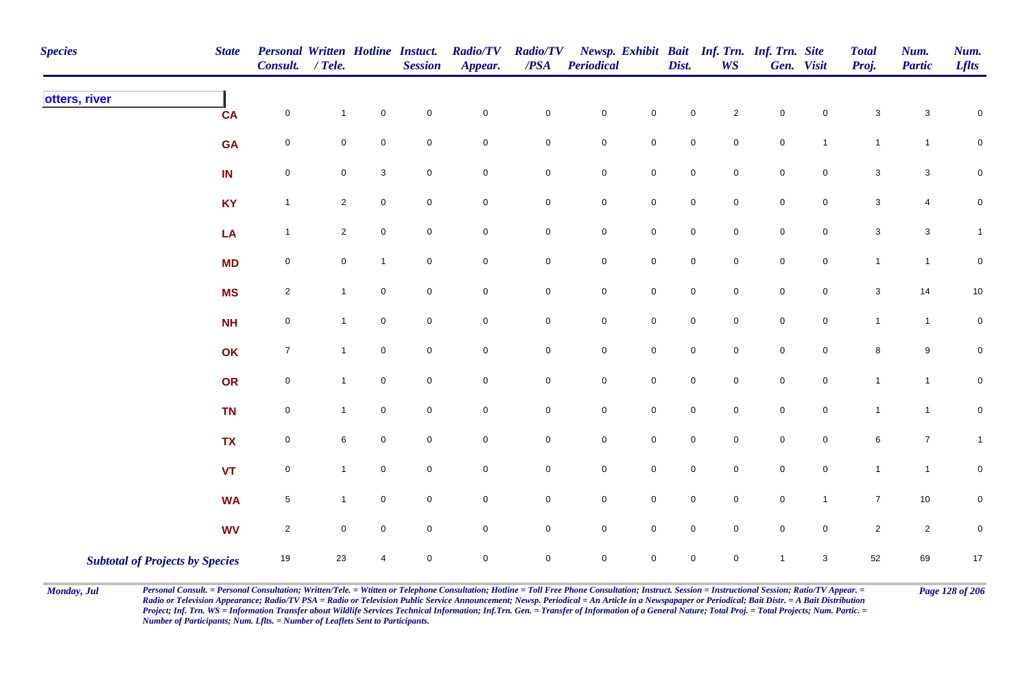| Species | State | Personal Consult. | Written / Tele. | Hotline | Instuct. Session | Radio/TV Appear. | Radio/TV /PSA | Newsp. Periodical | Exhibit | Bait Dist. | Inf. Trn. WS | Inf. Trn. Gen. | Site Visit | Total Proj. | Num. Partic | Num. Lflts |
|---|---|---|---|---|---|---|---|---|---|---|---|---|---|---|---|---|
| otters, river | | | | | | | | | | | | | | | | |
| | CA | 0 | 1 | 0 | 0 | 0 | 0 | 0 | 0 | 0 | 2 | 0 | 0 | 3 | 3 | 0 |
| | GA | 0 | 0 | 0 | 0 | 0 | 0 | 0 | 0 | 0 | 0 | 0 | 1 | 1 | 1 | 0 |
| | IN | 0 | 0 | 3 | 0 | 0 | 0 | 0 | 0 | 0 | 0 | 0 | 0 | 3 | 3 | 0 |
| | KY | 1 | 2 | 0 | 0 | 0 | 0 | 0 | 0 | 0 | 0 | 0 | 0 | 3 | 4 | 0 |
| | LA | 1 | 2 | 0 | 0 | 0 | 0 | 0 | 0 | 0 | 0 | 0 | 0 | 3 | 3 | 1 |
| | MD | 0 | 0 | 1 | 0 | 0 | 0 | 0 | 0 | 0 | 0 | 0 | 0 | 1 | 1 | 0 |
| | MS | 2 | 1 | 0 | 0 | 0 | 0 | 0 | 0 | 0 | 0 | 0 | 0 | 3 | 14 | 10 |
| | NH | 0 | 1 | 0 | 0 | 0 | 0 | 0 | 0 | 0 | 0 | 0 | 0 | 1 | 1 | 0 |
| | OK | 7 | 1 | 0 | 0 | 0 | 0 | 0 | 0 | 0 | 0 | 0 | 0 | 8 | 9 | 0 |
| | OR | 0 | 1 | 0 | 0 | 0 | 0 | 0 | 0 | 0 | 0 | 0 | 0 | 1 | 1 | 0 |
| | TN | 0 | 1 | 0 | 0 | 0 | 0 | 0 | 0 | 0 | 0 | 0 | 0 | 1 | 1 | 0 |
| | TX | 0 | 6 | 0 | 0 | 0 | 0 | 0 | 0 | 0 | 0 | 0 | 0 | 6 | 7 | 1 |
| | VT | 0 | 1 | 0 | 0 | 0 | 0 | 0 | 0 | 0 | 0 | 0 | 0 | 1 | 1 | 0 |
| | WA | 5 | 1 | 0 | 0 | 0 | 0 | 0 | 0 | 0 | 0 | 0 | 1 | 7 | 10 | 0 |
| | WV | 2 | 0 | 0 | 0 | 0 | 0 | 0 | 0 | 0 | 0 | 0 | 0 | 2 | 2 | 0 |
| ***Subtotal of Projects by Species*** | | 19 | 23 | 4 | 0 | 0 | 0 | 0 | 0 | 0 | 0 | 1 | 3 | 52 | 69 | 17 |

*Monday, Jul*

*Personal Consult. = Personal Consultation; Written/Tele. = Wtitten or Telephone Consultation; Hotline = Toll Free Phone Consultation; Instruct. Session = Instructional Session; Ratio/TV Appear. = Radio or Television Appearance; Radio/TV PSA = Radio or Television Public Service Announcement; Newsp. Periodical = An Article in a Newspapaper or Periodical; Bait Distr. = A Bait Distribution Project; Inf. Trn. WS = Information Transfer about Wildlife Services Technical Information; Inf.Trn. Gen. = Transfer of Information of a General Nature; Total Proj. = Total Projects; Num. Partic. = Number of Participants; Num. Lflts. = Number of Leaflets Sent to Participants.*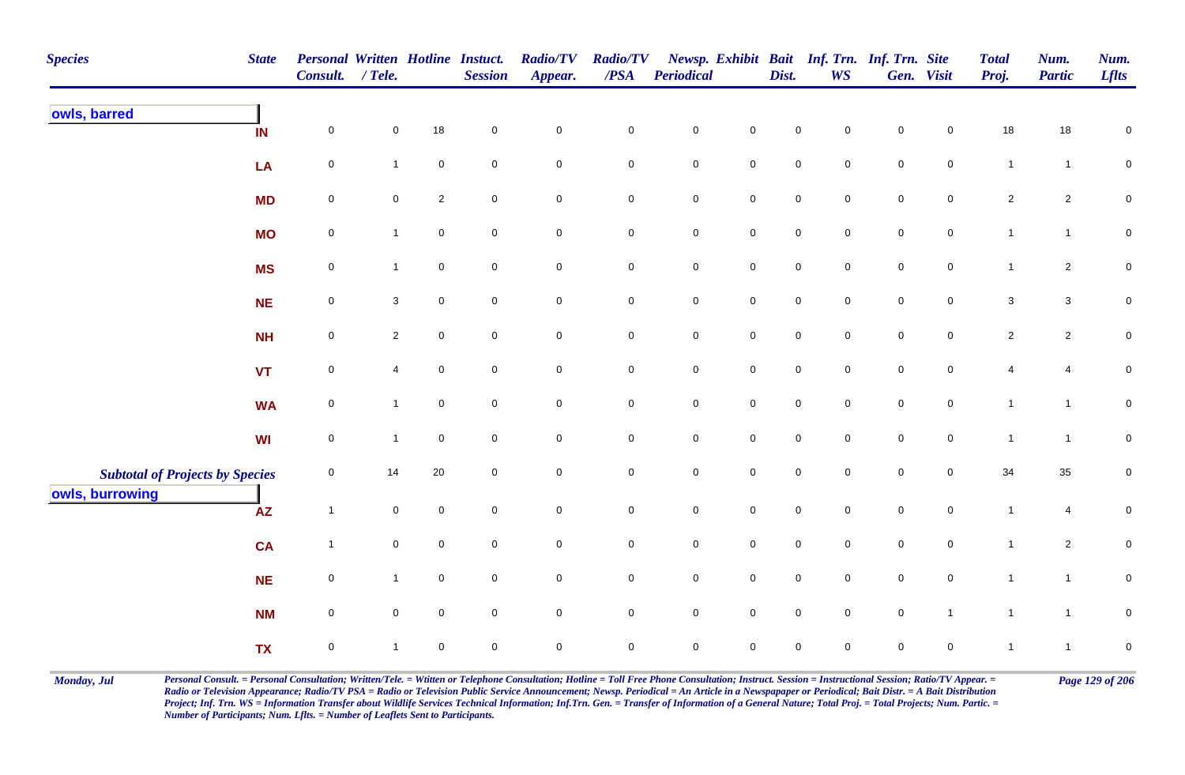| Species | State | Personal Consult. | Written / Tele. | Hotline | Instuct. Session | Radio/TV Appear. | Radio/TV /PSA | Newsp. Periodical | Exhibit | Bait Dist. | Inf. Trn. WS | Inf. Trn. Gen. | Site Visit | Total Proj. | Num. Partic | Num. Lflts |
|---|---|---|---|---|---|---|---|---|---|---|---|---|---|---|---|---|
| **owls, barred** | | | | | | | | | | | | | | | | |
| | IN | 0 | 0 | 18 | 0 | 0 | 0 | 0 | 0 | 0 | 0 | 0 | 0 | 18 | 18 | 0 |
| | LA | 0 | 1 | 0 | 0 | 0 | 0 | 0 | 0 | 0 | 0 | 0 | 0 | 1 | 1 | 0 |
| | MD | 0 | 0 | 2 | 0 | 0 | 0 | 0 | 0 | 0 | 0 | 0 | 0 | 2 | 2 | 0 |
| | MO | 0 | 1 | 0 | 0 | 0 | 0 | 0 | 0 | 0 | 0 | 0 | 0 | 1 | 1 | 0 |
| | MS | 0 | 1 | 0 | 0 | 0 | 0 | 0 | 0 | 0 | 0 | 0 | 0 | 1 | 2 | 0 |
| | NE | 0 | 3 | 0 | 0 | 0 | 0 | 0 | 0 | 0 | 0 | 0 | 0 | 3 | 3 | 0 |
| | NH | 0 | 2 | 0 | 0 | 0 | 0 | 0 | 0 | 0 | 0 | 0 | 0 | 2 | 2 | 0 |
| | VT | 0 | 4 | 0 | 0 | 0 | 0 | 0 | 0 | 0 | 0 | 0 | 0 | 4 | 4 | 0 |
| | WA | 0 | 1 | 0 | 0 | 0 | 0 | 0 | 0 | 0 | 0 | 0 | 0 | 1 | 1 | 0 |
| | WI | 0 | 1 | 0 | 0 | 0 | 0 | 0 | 0 | 0 | 0 | 0 | 0 | 1 | 1 | 0 |
| ***Subtotal of Projects by Species*** | | 0 | 14 | 20 | 0 | 0 | 0 | 0 | 0 | 0 | 0 | 0 | 0 | 34 | 35 | 0 |
| **owls, burrowing** | | | | | | | | | | | | | | | | |
| | AZ | 1 | 0 | 0 | 0 | 0 | 0 | 0 | 0 | 0 | 0 | 0 | 0 | 1 | 4 | 0 |
| | CA | 1 | 0 | 0 | 0 | 0 | 0 | 0 | 0 | 0 | 0 | 0 | 0 | 1 | 2 | 0 |
| | NE | 0 | 1 | 0 | 0 | 0 | 0 | 0 | 0 | 0 | 0 | 0 | 0 | 1 | 1 | 0 |
| | NM | 0 | 0 | 0 | 0 | 0 | 0 | 0 | 0 | 0 | 0 | 0 | 1 | 1 | 1 | 0 |
| | TX | 0 | 1 | 0 | 0 | 0 | 0 | 0 | 0 | 0 | 0 | 0 | 0 | 1 | 1 | 0 |

*Personal Consult. = Personal Consultation; Written/Tele. = Wtitten or Telephone Consultation; Hotline = Toll Free Phone Consultation; Instruct. Session = Instructional Session; Ratio/TV Appear. = Radio or Television Appearance; Radio/TV PSA = Radio or Television Public Service Announcement; Newsp. Periodical = An Article in a Newspapaper or Periodical; Bait Distr. = A Bait Distribution Project; Inf. Trn. WS = Information Transfer about Wildlife Services Technical Information; Inf.Trn. Gen. = Transfer of Information of a General Nature; Total Proj. = Total Projects; Num. Partic. = Number of Participants; Num. Lflts. = Number of Leaflets Sent to Participants.*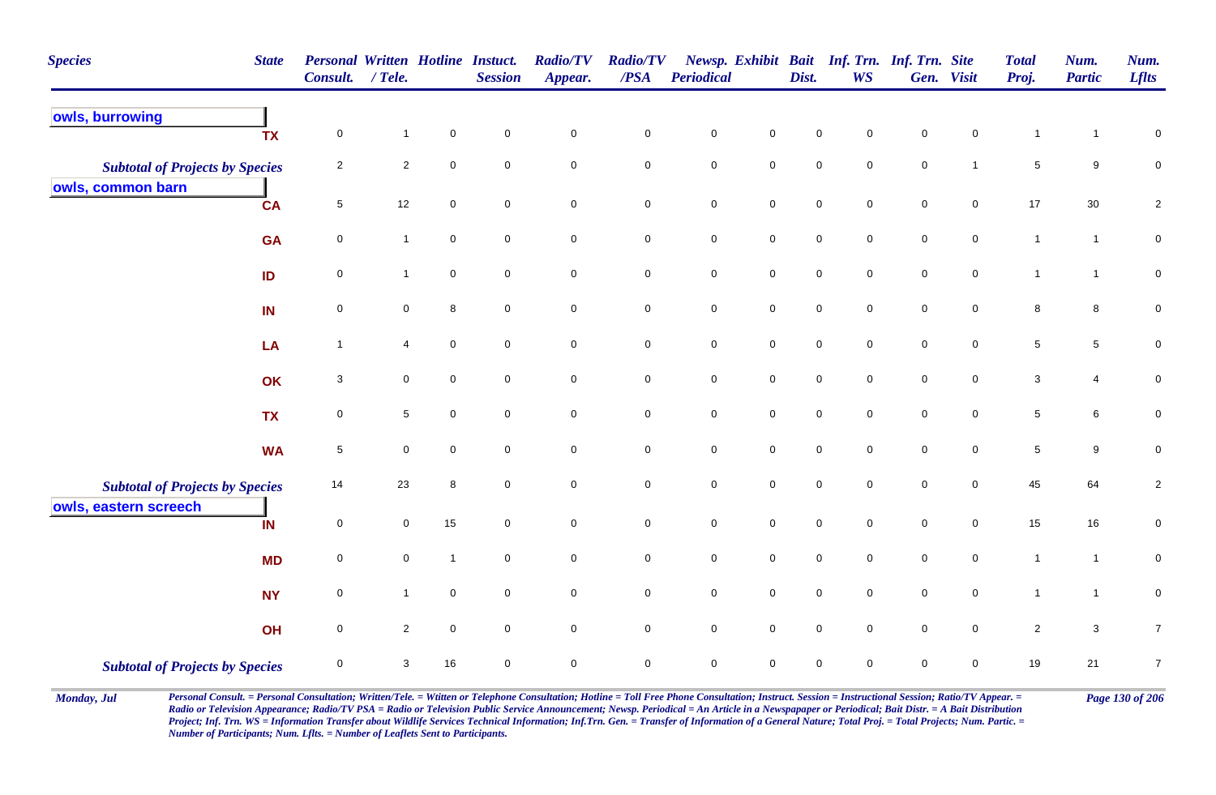| Species | State | Personal Consult. | Written / Tele. | Hotline | Instuct. Session | Radio/TV Appear. | Radio/TV /PSA | Newsp. Periodical | Exhibit | Bait Dist. | Inf. Trn. WS | Inf. Trn. Gen. | Site Visit | Total Proj. | Num. Partic | Num. Lflts |
|---|---|---|---|---|---|---|---|---|---|---|---|---|---|---|---|---|
| **owls, burrowing** | | | | | | | | | | | | | | | | |
| | TX | 0 | 1 | 0 | 0 | 0 | 0 | 0 | 0 | 0 | 0 | 0 | 0 | 1 | 1 | 0 |
| *Subtotal of Projects by Species* | | 2 | 2 | 0 | 0 | 0 | 0 | 0 | 0 | 0 | 0 | 0 | 1 | 5 | 9 | 0 |
| **owls, common barn** | | | | | | | | | | | | | | | | |
| | CA | 5 | 12 | 0 | 0 | 0 | 0 | 0 | 0 | 0 | 0 | 0 | 0 | 17 | 30 | 2 |
| | GA | 0 | 1 | 0 | 0 | 0 | 0 | 0 | 0 | 0 | 0 | 0 | 0 | 1 | 1 | 0 |
| | ID | 0 | 1 | 0 | 0 | 0 | 0 | 0 | 0 | 0 | 0 | 0 | 0 | 1 | 1 | 0 |
| | IN | 0 | 0 | 8 | 0 | 0 | 0 | 0 | 0 | 0 | 0 | 0 | 0 | 8 | 8 | 0 |
| | LA | 1 | 4 | 0 | 0 | 0 | 0 | 0 | 0 | 0 | 0 | 0 | 0 | 5 | 5 | 0 |
| | OK | 3 | 0 | 0 | 0 | 0 | 0 | 0 | 0 | 0 | 0 | 0 | 0 | 3 | 4 | 0 |
| | TX | 0 | 5 | 0 | 0 | 0 | 0 | 0 | 0 | 0 | 0 | 0 | 0 | 5 | 6 | 0 |
| | WA | 5 | 0 | 0 | 0 | 0 | 0 | 0 | 0 | 0 | 0 | 0 | 0 | 5 | 9 | 0 |
| *Subtotal of Projects by Species* | | 14 | 23 | 8 | 0 | 0 | 0 | 0 | 0 | 0 | 0 | 0 | 0 | 45 | 64 | 2 |
| **owls, eastern screech** | | | | | | | | | | | | | | | | |
| | IN | 0 | 0 | 15 | 0 | 0 | 0 | 0 | 0 | 0 | 0 | 0 | 0 | 15 | 16 | 0 |
| | MD | 0 | 0 | 1 | 0 | 0 | 0 | 0 | 0 | 0 | 0 | 0 | 0 | 1 | 1 | 0 |
| | NY | 0 | 1 | 0 | 0 | 0 | 0 | 0 | 0 | 0 | 0 | 0 | 0 | 1 | 1 | 0 |
| | OH | 0 | 2 | 0 | 0 | 0 | 0 | 0 | 0 | 0 | 0 | 0 | 0 | 2 | 3 | 7 |
| *Subtotal of Projects by Species* | | 0 | 3 | 16 | 0 | 0 | 0 | 0 | 0 | 0 | 0 | 0 | 0 | 19 | 21 | 7 |

*Personal Consult. = Personal Consultation; Written/Tele. = Wtitten or Telephone Consultation; Hotline = Toll Free Phone Consultation; Instruct. Session = Instructional Session; Ratio/TV Appear. = Radio or Television Appearance; Radio/TV PSA = Radio or Television Public Service Announcement; Newsp. Periodical = An Article in a Newspapaper or Periodical; Bait Distr. = A Bait Distribution Project; Inf. Trn. WS = Information Transfer about Wildlife Services Technical Information; Inf.Trn. Gen. = Transfer of Information of a General Nature; Total Proj. = Total Projects; Num. Partic. = Number of Participants; Num. Lflts. = Number of Leaflets Sent to Participants.*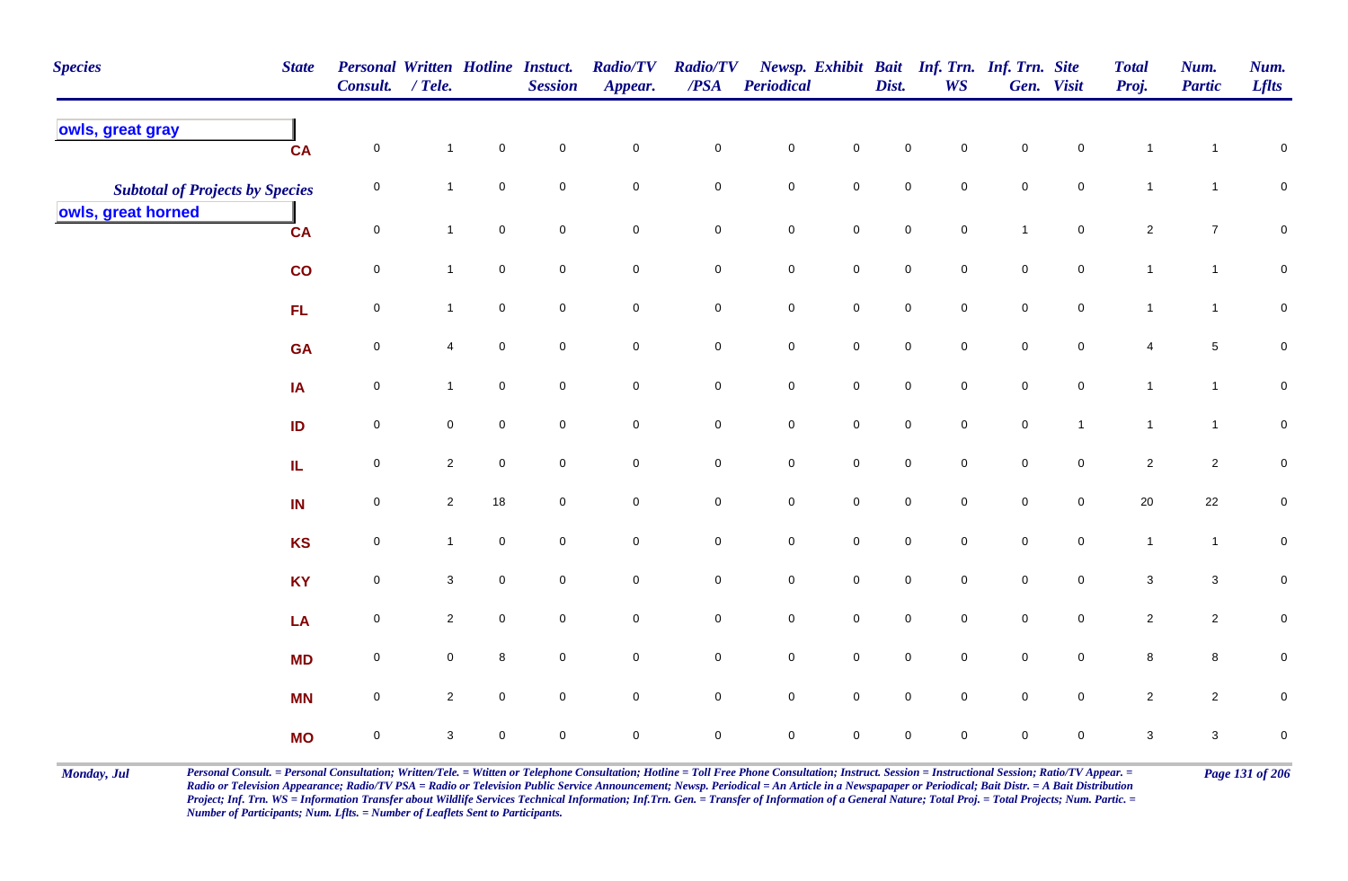| Species | State | Personal Consult. | Written / Tele. | Hotline | Instuct. Session | Radio/TV Appear. | Radio/TV /PSA | Newsp. Periodical | Exhibit | Bait Dist. | Inf. Trn. WS | Inf. Trn. Gen. | Site Visit | Total Proj. | Num. Partic | Num. Lflts |
|---|---|---|---|---|---|---|---|---|---|---|---|---|---|---|---|---|
| **owls, great gray** | | | | | | | | | | | | | | | | |
| | CA | 0 | 1 | 0 | 0 | 0 | 0 | 0 | 0 | 0 | 0 | 0 | 0 | 1 | 1 | 0 |
| *Subtotal of Projects by Species* | | 0 | 1 | 0 | 0 | 0 | 0 | 0 | 0 | 0 | 0 | 0 | 0 | 1 | 1 | 0 |
| **owls, great horned** | | | | | | | | | | | | | | | | |
| | CA | 0 | 1 | 0 | 0 | 0 | 0 | 0 | 0 | 0 | 0 | 1 | 0 | 2 | 7 | 0 |
| | CO | 0 | 1 | 0 | 0 | 0 | 0 | 0 | 0 | 0 | 0 | 0 | 0 | 1 | 1 | 0 |
| | FL | 0 | 1 | 0 | 0 | 0 | 0 | 0 | 0 | 0 | 0 | 0 | 0 | 1 | 1 | 0 |
| | GA | 0 | 4 | 0 | 0 | 0 | 0 | 0 | 0 | 0 | 0 | 0 | 0 | 4 | 5 | 0 |
| | IA | 0 | 1 | 0 | 0 | 0 | 0 | 0 | 0 | 0 | 0 | 0 | 0 | 1 | 1 | 0 |
| | ID | 0 | 0 | 0 | 0 | 0 | 0 | 0 | 0 | 0 | 0 | 0 | 1 | 1 | 1 | 0 |
| | IL | 0 | 2 | 0 | 0 | 0 | 0 | 0 | 0 | 0 | 0 | 0 | 0 | 2 | 2 | 0 |
| | IN | 0 | 2 | 18 | 0 | 0 | 0 | 0 | 0 | 0 | 0 | 0 | 0 | 20 | 22 | 0 |
| | KS | 0 | 1 | 0 | 0 | 0 | 0 | 0 | 0 | 0 | 0 | 0 | 0 | 1 | 1 | 0 |
| | KY | 0 | 3 | 0 | 0 | 0 | 0 | 0 | 0 | 0 | 0 | 0 | 0 | 3 | 3 | 0 |
| | LA | 0 | 2 | 0 | 0 | 0 | 0 | 0 | 0 | 0 | 0 | 0 | 0 | 2 | 2 | 0 |
| | MD | 0 | 0 | 8 | 0 | 0 | 0 | 0 | 0 | 0 | 0 | 0 | 0 | 8 | 8 | 0 |
| | MN | 0 | 2 | 0 | 0 | 0 | 0 | 0 | 0 | 0 | 0 | 0 | 0 | 2 | 2 | 0 |
| | MO | 0 | 3 | 0 | 0 | 0 | 0 | 0 | 0 | 0 | 0 | 0 | 0 | 3 | 3 | 0 |

*Personal Consult. = Personal Consultation; Written/Tele. = Wtitten or Telephone Consultation; Hotline = Toll Free Phone Consultation; Instruct. Session = Instructional Session; Ratio/TV Appear. = Radio or Television Appearance; Radio/TV PSA = Radio or Television Public Service Announcement; Newsp. Periodical = An Article in a Newspapaper or Periodical; Bait Distr. = A Bait Distribution Project; Inf. Trn. WS = Information Transfer about Wildlife Services Technical Information; Inf.Trn. Gen. = Transfer of Information of a General Nature; Total Proj. = Total Projects; Num. Partic. = Number of Participants; Num. Lflts. = Number of Leaflets Sent to Participants.*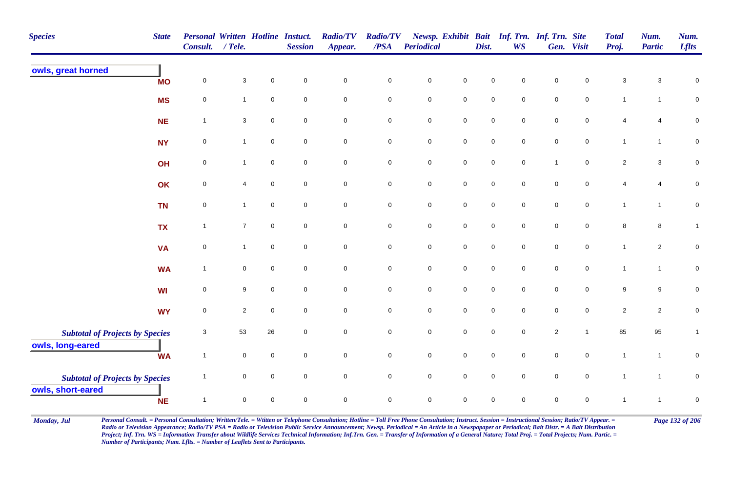| Species | State | Personal Consult. | Written / Tele. | Hotline | Instuct. Session | Radio/TV Appear. | Radio/TV /PSA | Newsp. Periodical | Exhibit | Bait Dist. | Inf. Trn. WS | Inf. Trn. Gen. | Site Visit | Total Proj. | Num. Partic | Num. Lflts |
|---|---|---|---|---|---|---|---|---|---|---|---|---|---|---|---|---|
| **owls, great horned** | | | | | | | | | | | | | | | | |
| | **MO** | 0 | 3 | 0 | 0 | 0 | 0 | 0 | 0 | 0 | 0 | 0 | 0 | 3 | 3 | 0 |
| | **MS** | 0 | 1 | 0 | 0 | 0 | 0 | 0 | 0 | 0 | 0 | 0 | 0 | 1 | 1 | 0 |
| | **NE** | 1 | 3 | 0 | 0 | 0 | 0 | 0 | 0 | 0 | 0 | 0 | 0 | 4 | 4 | 0 |
| | **NY** | 0 | 1 | 0 | 0 | 0 | 0 | 0 | 0 | 0 | 0 | 0 | 0 | 1 | 1 | 0 |
| | **OH** | 0 | 1 | 0 | 0 | 0 | 0 | 0 | 0 | 0 | 0 | 1 | 0 | 2 | 3 | 0 |
| | **OK** | 0 | 4 | 0 | 0 | 0 | 0 | 0 | 0 | 0 | 0 | 0 | 0 | 4 | 4 | 0 |
| | **TN** | 0 | 1 | 0 | 0 | 0 | 0 | 0 | 0 | 0 | 0 | 0 | 0 | 1 | 1 | 0 |
| | **TX** | 1 | 7 | 0 | 0 | 0 | 0 | 0 | 0 | 0 | 0 | 0 | 0 | 8 | 8 | 1 |
| | **VA** | 0 | 1 | 0 | 0 | 0 | 0 | 0 | 0 | 0 | 0 | 0 | 0 | 1 | 2 | 0 |
| | **WA** | 1 | 0 | 0 | 0 | 0 | 0 | 0 | 0 | 0 | 0 | 0 | 0 | 1 | 1 | 0 |
| | **WI** | 0 | 9 | 0 | 0 | 0 | 0 | 0 | 0 | 0 | 0 | 0 | 0 | 9 | 9 | 0 |
| | **WY** | 0 | 2 | 0 | 0 | 0 | 0 | 0 | 0 | 0 | 0 | 0 | 0 | 2 | 2 | 0 |
| ***Subtotal of Projects by Species*** | | 3 | 53 | 26 | 0 | 0 | 0 | 0 | 0 | 0 | 0 | 2 | 1 | 85 | 95 | 1 |
| **owls, long-eared** | | | | | | | | | | | | | | | | |
| | **WA** | 1 | 0 | 0 | 0 | 0 | 0 | 0 | 0 | 0 | 0 | 0 | 0 | 1 | 1 | 0 |
| ***Subtotal of Projects by Species*** | | 1 | 0 | 0 | 0 | 0 | 0 | 0 | 0 | 0 | 0 | 0 | 0 | 1 | 1 | 0 |
| **owls, short-eared** | | | | | | | | | | | | | | | | |
| | **NE** | 1 | 0 | 0 | 0 | 0 | 0 | 0 | 0 | 0 | 0 | 0 | 0 | 1 | 1 | 0 |

*Monday, Jul*

*Personal Consult. = Personal Consultation; Written/Tele. = Wtitten or Telephone Consultation; Hotline = Toll Free Phone Consultation; Instruct. Session = Instructional Session; Ratio/TV Appear. = Radio or Television Appearance; Radio/TV PSA = Radio or Television Public Service Announcement; Newsp. Periodical = An Article in a Newspapaper or Periodical; Bait Distr. = A Bait Distribution Project; Inf. Trn. WS = Information Transfer about Wildlife Services Technical Information; Inf.Trn. Gen. = Transfer of Information of a General Nature; Total Proj. = Total Projects; Num. Partic. = Number of Participants; Num. Lflts. = Number of Leaflets Sent to Participants.*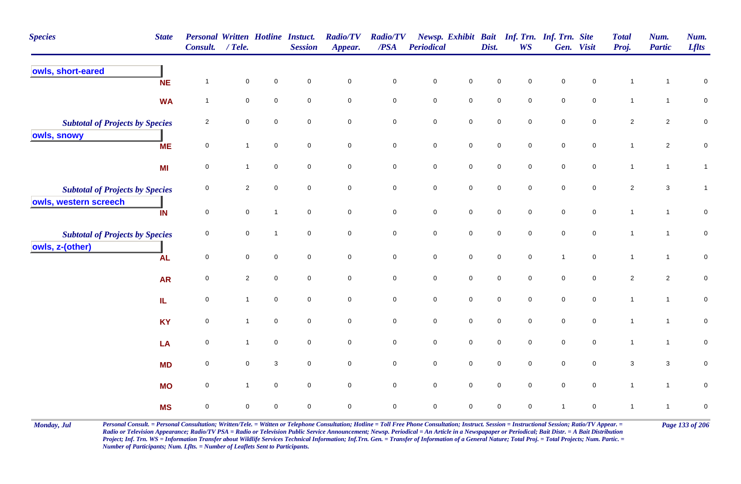| Species | State | Personal Consult. | Written / Tele. | Hotline | Instuct. Session | Radio/TV Appear. | Radio/TV /PSA | Newsp. Periodical | Exhibit | Bait Dist. | Inf. Trn. WS | Inf. Trn. Gen. | Site Visit | Total Proj. | Num. Partic | Num. Lflts |
|---|---|---|---|---|---|---|---|---|---|---|---|---|---|---|---|---|
| **owls, short-eared** | | | | | | | | | | | | | | | | |
| | NE | 1 | 0 | 0 | 0 | 0 | 0 | 0 | 0 | 0 | 0 | 0 | 0 | 1 | 1 | 0 |
| | WA | 1 | 0 | 0 | 0 | 0 | 0 | 0 | 0 | 0 | 0 | 0 | 0 | 1 | 1 | 0 |
| *Subtotal of Projects by Species* | | 2 | 0 | 0 | 0 | 0 | 0 | 0 | 0 | 0 | 0 | 0 | 0 | 2 | 2 | 0 |
| **owls, snowy** | | | | | | | | | | | | | | | | |
| | ME | 0 | 1 | 0 | 0 | 0 | 0 | 0 | 0 | 0 | 0 | 0 | 0 | 1 | 2 | 0 |
| | MI | 0 | 1 | 0 | 0 | 0 | 0 | 0 | 0 | 0 | 0 | 0 | 0 | 1 | 1 | 1 |
| *Subtotal of Projects by Species* | | 0 | 2 | 0 | 0 | 0 | 0 | 0 | 0 | 0 | 0 | 0 | 0 | 2 | 3 | 1 |
| **owls, western screech** | | | | | | | | | | | | | | | | |
| | IN | 0 | 0 | 1 | 0 | 0 | 0 | 0 | 0 | 0 | 0 | 0 | 0 | 1 | 1 | 0 |
| *Subtotal of Projects by Species* | | 0 | 0 | 1 | 0 | 0 | 0 | 0 | 0 | 0 | 0 | 0 | 0 | 1 | 1 | 0 |
| **owls, z-(other)** | | | | | | | | | | | | | | | | |
| | AL | 0 | 0 | 0 | 0 | 0 | 0 | 0 | 0 | 0 | 0 | 1 | 0 | 1 | 1 | 0 |
| | AR | 0 | 2 | 0 | 0 | 0 | 0 | 0 | 0 | 0 | 0 | 0 | 0 | 2 | 2 | 0 |
| | IL | 0 | 1 | 0 | 0 | 0 | 0 | 0 | 0 | 0 | 0 | 0 | 0 | 1 | 1 | 0 |
| | KY | 0 | 1 | 0 | 0 | 0 | 0 | 0 | 0 | 0 | 0 | 0 | 0 | 1 | 1 | 0 |
| | LA | 0 | 1 | 0 | 0 | 0 | 0 | 0 | 0 | 0 | 0 | 0 | 0 | 1 | 1 | 0 |
| | MD | 0 | 0 | 3 | 0 | 0 | 0 | 0 | 0 | 0 | 0 | 0 | 0 | 3 | 3 | 0 |
| | MO | 0 | 1 | 0 | 0 | 0 | 0 | 0 | 0 | 0 | 0 | 0 | 0 | 1 | 1 | 0 |
| | MS | 0 | 0 | 0 | 0 | 0 | 0 | 0 | 0 | 0 | 0 | 1 | 0 | 1 | 1 | 0 |

*Personal Consult. = Personal Consultation; Written/Tele. = Wtitten or Telephone Consultation; Hotline = Toll Free Phone Consultation; Instruct. Session = Instructional Session; Ratio/TV Appear. = Radio or Television Appearance; Radio/TV PSA = Radio or Television Public Service Announcement; Newsp. Periodical = An Article in a Newspapaper or Periodical; Bait Distr. = A Bait Distribution Project; Inf. Trn. WS = Information Transfer about Wildlife Services Technical Information; Inf.Trn. Gen. = Transfer of Information of a General Nature; Total Proj. = Total Projects; Num. Partic. = Number of Participants; Num. Lflts. = Number of Leaflets Sent to Participants.*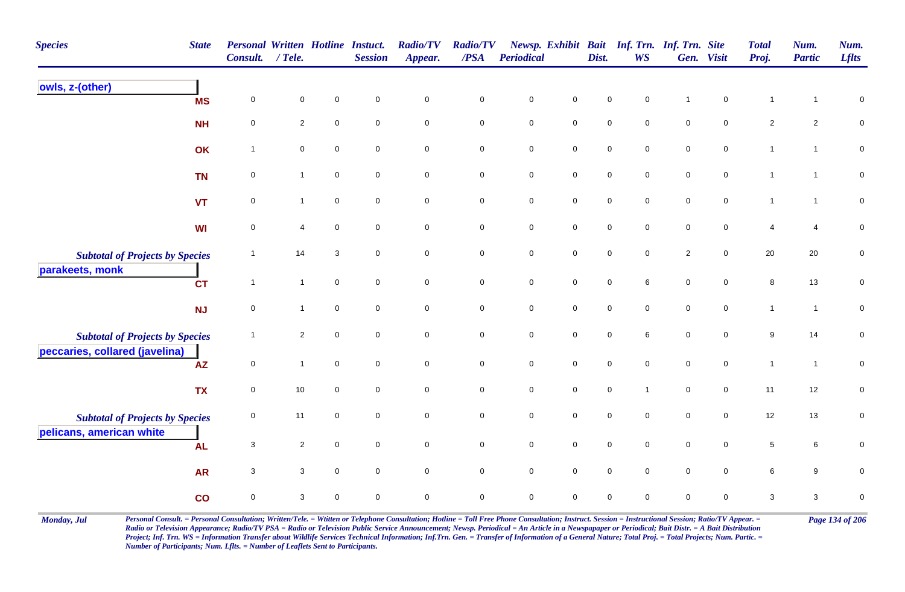| Species | State | Personal Consult. | Written / Tele. | Hotline | Instuct. Session | Radio/TV Appear. | Radio/TV /PSA | Newsp. Periodical | Exhibit | Bait Dist. | Inf. Trn. WS | Inf. Trn. Gen. | Site Visit | Total Proj. | Num. Partic | Num. Lflts |
|---|---|---|---|---|---|---|---|---|---|---|---|---|---|---|---|---|
| **owls, z-(other)** | | | | | | | | | | | | | | | | |
| | MS | 0 | 0 | 0 | 0 | 0 | 0 | 0 | 0 | 0 | 0 | 1 | 0 | 1 | 1 | 0 |
| | NH | 0 | 2 | 0 | 0 | 0 | 0 | 0 | 0 | 0 | 0 | 0 | 0 | 2 | 2 | 0 |
| | OK | 1 | 0 | 0 | 0 | 0 | 0 | 0 | 0 | 0 | 0 | 0 | 0 | 1 | 1 | 0 |
| | TN | 0 | 1 | 0 | 0 | 0 | 0 | 0 | 0 | 0 | 0 | 0 | 0 | 1 | 1 | 0 |
| | VT | 0 | 1 | 0 | 0 | 0 | 0 | 0 | 0 | 0 | 0 | 0 | 0 | 1 | 1 | 0 |
| | WI | 0 | 4 | 0 | 0 | 0 | 0 | 0 | 0 | 0 | 0 | 0 | 0 | 4 | 4 | 0 |
| *Subtotal of Projects by Species* | | 1 | 14 | 3 | 0 | 0 | 0 | 0 | 0 | 0 | 0 | 2 | 0 | 20 | 20 | 0 |
| **parakeets, monk** | | | | | | | | | | | | | | | | |
| | CT | 1 | 1 | 0 | 0 | 0 | 0 | 0 | 0 | 0 | 6 | 0 | 0 | 8 | 13 | 0 |
| | NJ | 0 | 1 | 0 | 0 | 0 | 0 | 0 | 0 | 0 | 0 | 0 | 0 | 1 | 1 | 0 |
| *Subtotal of Projects by Species* | | 1 | 2 | 0 | 0 | 0 | 0 | 0 | 0 | 0 | 6 | 0 | 0 | 9 | 14 | 0 |
| **peccaries, collared (javelina)** | | | | | | | | | | | | | | | | |
| | AZ | 0 | 1 | 0 | 0 | 0 | 0 | 0 | 0 | 0 | 0 | 0 | 0 | 1 | 1 | 0 |
| | TX | 0 | 10 | 0 | 0 | 0 | 0 | 0 | 0 | 0 | 1 | 0 | 0 | 11 | 12 | 0 |
| *Subtotal of Projects by Species* | | 0 | 11 | 0 | 0 | 0 | 0 | 0 | 0 | 0 | 0 | 0 | 0 | 12 | 13 | 0 |
| **pelicans, american white** | | | | | | | | | | | | | | | | |
| | AL | 3 | 2 | 0 | 0 | 0 | 0 | 0 | 0 | 0 | 0 | 0 | 0 | 5 | 6 | 0 |
| | AR | 3 | 3 | 0 | 0 | 0 | 0 | 0 | 0 | 0 | 0 | 0 | 0 | 6 | 9 | 0 |
| | CO | 0 | 3 | 0 | 0 | 0 | 0 | 0 | 0 | 0 | 0 | 0 | 0 | 3 | 3 | 0 |

*Personal Consult. = Personal Consultation; Written/Tele. = Wtitten or Telephone Consultation; Hotline = Toll Free Phone Consultation; Instruct. Session = Instructional Session; Ratio/TV Appear. = Radio or Television Appearance; Radio/TV PSA = Radio or Television Public Service Announcement; Newsp. Periodical = An Article in a Newspapaper or Periodical; Bait Distr. = A Bait Distribution Project; Inf. Trn. WS = Information Transfer about Wildlife Services Technical Information; Inf.Trn. Gen. = Transfer of Information of a General Nature; Total Proj. = Total Projects; Num. Partic. = Number of Participants; Num. Lflts. = Number of Leaflets Sent to Participants.*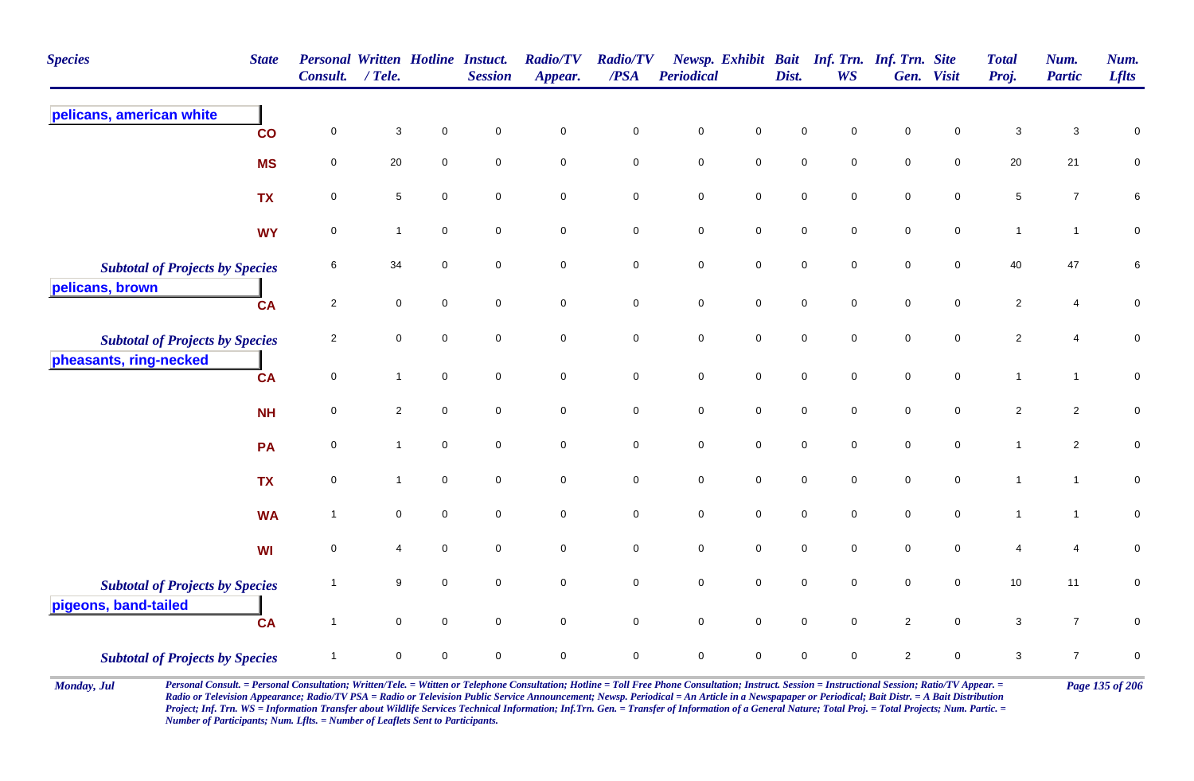| Species | State | Personal Consult. | Written / Tele. | Hotline | Instuct. Session | Radio/TV Appear. | Radio/TV /PSA | Newsp. Periodical | Exhibit | Bait Dist. | Inf. Trn. WS | Inf. Trn. Gen. | Site Visit | Total Proj. | Num. Partic | Num. Lflts |
|---|---|---|---|---|---|---|---|---|---|---|---|---|---|---|---|---|
| **pelicans, american white** | | | | | | | | | | | | | | | | |
| | CO | 0 | 3 | 0 | 0 | 0 | 0 | 0 | 0 | 0 | 0 | 0 | 0 | 3 | 3 | 0 |
| | MS | 0 | 20 | 0 | 0 | 0 | 0 | 0 | 0 | 0 | 0 | 0 | 0 | 20 | 21 | 0 |
| | TX | 0 | 5 | 0 | 0 | 0 | 0 | 0 | 0 | 0 | 0 | 0 | 0 | 5 | 7 | 6 |
| | WY | 0 | 1 | 0 | 0 | 0 | 0 | 0 | 0 | 0 | 0 | 0 | 0 | 1 | 1 | 0 |
| *Subtotal of Projects by Species* | | 6 | 34 | 0 | 0 | 0 | 0 | 0 | 0 | 0 | 0 | 0 | 0 | 40 | 47 | 6 |
| **pelicans, brown** | | | | | | | | | | | | | | | | |
| | CA | 2 | 0 | 0 | 0 | 0 | 0 | 0 | 0 | 0 | 0 | 0 | 0 | 2 | 4 | 0 |
| *Subtotal of Projects by Species* | | 2 | 0 | 0 | 0 | 0 | 0 | 0 | 0 | 0 | 0 | 0 | 0 | 2 | 4 | 0 |
| **pheasants, ring-necked** | | | | | | | | | | | | | | | | |
| | CA | 0 | 1 | 0 | 0 | 0 | 0 | 0 | 0 | 0 | 0 | 0 | 0 | 1 | 1 | 0 |
| | NH | 0 | 2 | 0 | 0 | 0 | 0 | 0 | 0 | 0 | 0 | 0 | 0 | 2 | 2 | 0 |
| | PA | 0 | 1 | 0 | 0 | 0 | 0 | 0 | 0 | 0 | 0 | 0 | 0 | 1 | 2 | 0 |
| | TX | 0 | 1 | 0 | 0 | 0 | 0 | 0 | 0 | 0 | 0 | 0 | 0 | 1 | 1 | 0 |
| | WA | 1 | 0 | 0 | 0 | 0 | 0 | 0 | 0 | 0 | 0 | 0 | 0 | 1 | 1 | 0 |
| | WI | 0 | 4 | 0 | 0 | 0 | 0 | 0 | 0 | 0 | 0 | 0 | 0 | 4 | 4 | 0 |
| *Subtotal of Projects by Species* | | 1 | 9 | 0 | 0 | 0 | 0 | 0 | 0 | 0 | 0 | 0 | 0 | 10 | 11 | 0 |
| **pigeons, band-tailed** | | | | | | | | | | | | | | | | |
| | CA | 1 | 0 | 0 | 0 | 0 | 0 | 0 | 0 | 0 | 0 | 2 | 0 | 3 | 7 | 0 |
| *Subtotal of Projects by Species* | | 1 | 0 | 0 | 0 | 0 | 0 | 0 | 0 | 0 | 0 | 2 | 0 | 3 | 7 | 0 |

*Personal Consult. = Personal Consultation; Written/Tele. = Wtitten or Telephone Consultation; Hotline = Toll Free Phone Consultation; Instruct. Session = Instructional Session; Ratio/TV Appear. = Radio or Television Appearance; Radio/TV PSA = Radio or Television Public Service Announcement; Newsp. Periodical = An Article in a Newspapaper or Periodical; Bait Distr. = A Bait Distribution Project; Inf. Trn. WS = Information Transfer about Wildlife Services Technical Information; Inf.Trn. Gen. = Transfer of Information of a General Nature; Total Proj. = Total Projects; Num. Partic. = Number of Participants; Num. Lflts. = Number of Leaflets Sent to Participants.*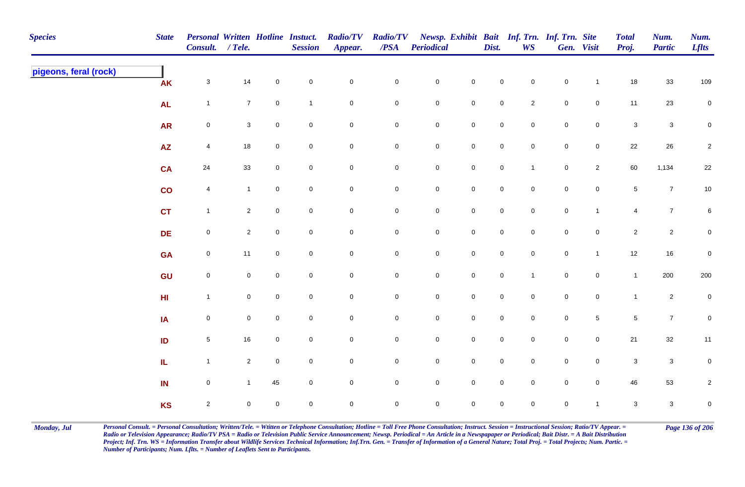| Species | State | Personal Consult. | Written / Tele. | Hotline | Instuct. Session | Radio/TV Appear. | Radio/TV /PSA | Newsp. Periodical | Exhibit | Bait Dist. | Inf. Trn. WS | Inf. Trn. Gen. | Site Visit | Total Proj. | Num. Partic | Num. Lflts |
|---|---|---|---|---|---|---|---|---|---|---|---|---|---|---|---|---|
| pigeons, feral (rock) | AK | 3 | 14 | 0 | 0 | 0 | 0 | 0 | 0 | 0 | 0 | 0 | 1 | 18 | 33 | 109 |
| | AL | 1 | 7 | 0 | 1 | 0 | 0 | 0 | 0 | 0 | 2 | 0 | 0 | 11 | 23 | 0 |
| | AR | 0 | 3 | 0 | 0 | 0 | 0 | 0 | 0 | 0 | 0 | 0 | 0 | 3 | 3 | 0 |
| | AZ | 4 | 18 | 0 | 0 | 0 | 0 | 0 | 0 | 0 | 0 | 0 | 0 | 22 | 26 | 2 |
| | CA | 24 | 33 | 0 | 0 | 0 | 0 | 0 | 0 | 0 | 1 | 0 | 2 | 60 | 1,134 | 22 |
| | CO | 4 | 1 | 0 | 0 | 0 | 0 | 0 | 0 | 0 | 0 | 0 | 0 | 5 | 7 | 10 |
| | CT | 1 | 2 | 0 | 0 | 0 | 0 | 0 | 0 | 0 | 0 | 0 | 1 | 4 | 7 | 6 |
| | DE | 0 | 2 | 0 | 0 | 0 | 0 | 0 | 0 | 0 | 0 | 0 | 0 | 2 | 2 | 0 |
| | GA | 0 | 11 | 0 | 0 | 0 | 0 | 0 | 0 | 0 | 0 | 0 | 1 | 12 | 16 | 0 |
| | GU | 0 | 0 | 0 | 0 | 0 | 0 | 0 | 0 | 0 | 1 | 0 | 0 | 1 | 200 | 200 |
| | HI | 1 | 0 | 0 | 0 | 0 | 0 | 0 | 0 | 0 | 0 | 0 | 0 | 1 | 2 | 0 |
| | IA | 0 | 0 | 0 | 0 | 0 | 0 | 0 | 0 | 0 | 0 | 0 | 5 | 5 | 7 | 0 |
| | ID | 5 | 16 | 0 | 0 | 0 | 0 | 0 | 0 | 0 | 0 | 0 | 0 | 21 | 32 | 11 |
| | IL | 1 | 2 | 0 | 0 | 0 | 0 | 0 | 0 | 0 | 0 | 0 | 0 | 3 | 3 | 0 |
| | IN | 0 | 1 | 45 | 0 | 0 | 0 | 0 | 0 | 0 | 0 | 0 | 0 | 46 | 53 | 2 |
| | KS | 2 | 0 | 0 | 0 | 0 | 0 | 0 | 0 | 0 | 0 | 0 | 1 | 3 | 3 | 0 |

*Personal Consult. = Personal Consultation; Written/Tele. = Wtitten or Telephone Consultation; Hotline = Toll Free Phone Consultation; Instruct. Session = Instructional Session; Ratio/TV Appear. = Radio or Television Appearance; Radio/TV PSA = Radio or Television Public Service Announcement; Newsp. Periodical = An Article in a Newspapaper or Periodical; Bait Distr. = A Bait Distribution Project; Inf. Trn. WS = Information Transfer about Wildlife Services Technical Information; Inf.Trn. Gen. = Transfer of Information of a General Nature; Total Proj. = Total Projects; Num. Partic. = Number of Participants; Num. Lflts. = Number of Leaflets Sent to Participants.*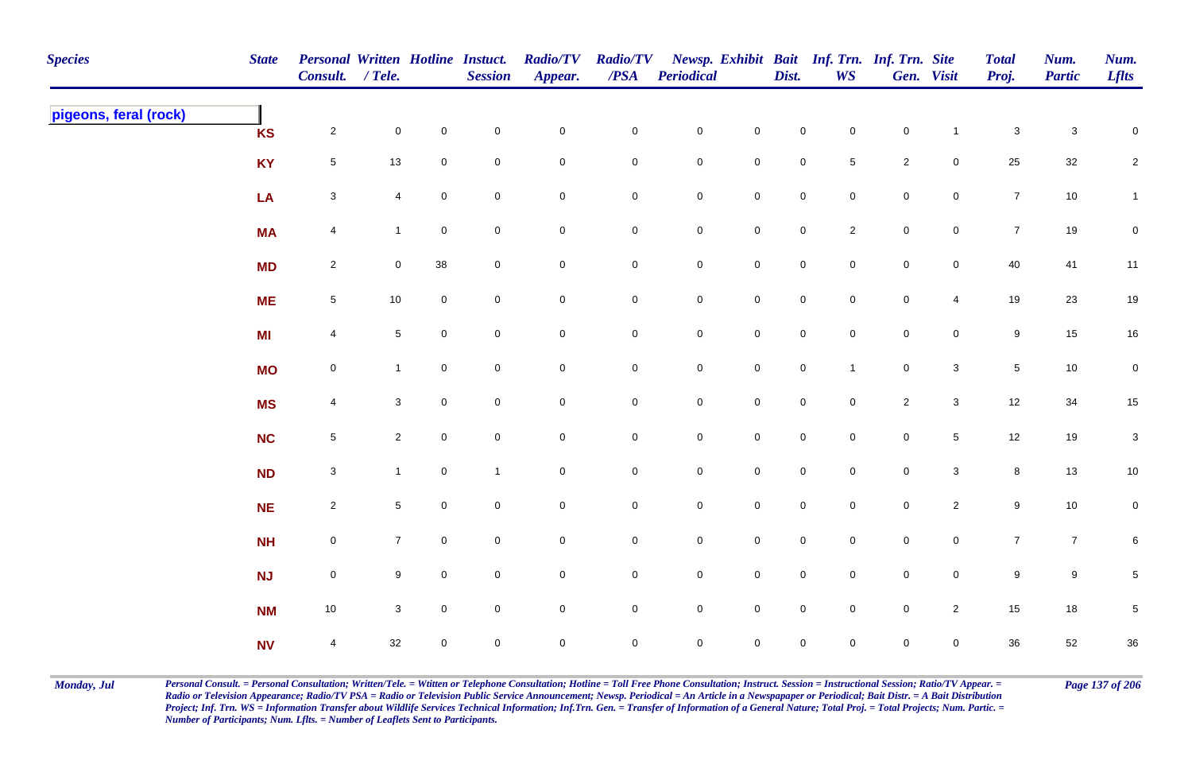| Species | State | Personal Consult. | Written / Tele. | Hotline | Instuct. Session | Radio/TV Appear. | Radio/TV /PSA | Newsp. Periodical | Exhibit | Bait Dist. | Inf. Trn. WS | Inf. Trn. Gen. | Site Visit | Total Proj. | Num. Partic | Num. Lflts |
|---|---|---|---|---|---|---|---|---|---|---|---|---|---|---|---|---|
| **pigeons, feral (rock)** | | | | | | | | | | | | | | | | |
| | KS | 2 | 0 | 0 | 0 | 0 | 0 | 0 | 0 | 0 | 0 | 0 | 1 | 3 | 3 | 0 |
| | KY | 5 | 13 | 0 | 0 | 0 | 0 | 0 | 0 | 0 | 5 | 2 | 0 | 25 | 32 | 2 |
| | LA | 3 | 4 | 0 | 0 | 0 | 0 | 0 | 0 | 0 | 0 | 0 | 0 | 7 | 10 | 1 |
| | MA | 4 | 1 | 0 | 0 | 0 | 0 | 0 | 0 | 0 | 2 | 0 | 0 | 7 | 19 | 0 |
| | MD | 2 | 0 | 38 | 0 | 0 | 0 | 0 | 0 | 0 | 0 | 0 | 0 | 40 | 41 | 11 |
| | ME | 5 | 10 | 0 | 0 | 0 | 0 | 0 | 0 | 0 | 0 | 0 | 4 | 19 | 23 | 19 |
| | MI | 4 | 5 | 0 | 0 | 0 | 0 | 0 | 0 | 0 | 0 | 0 | 0 | 9 | 15 | 16 |
| | MO | 0 | 1 | 0 | 0 | 0 | 0 | 0 | 0 | 0 | 1 | 0 | 3 | 5 | 10 | 0 |
| | MS | 4 | 3 | 0 | 0 | 0 | 0 | 0 | 0 | 0 | 0 | 2 | 3 | 12 | 34 | 15 |
| | NC | 5 | 2 | 0 | 0 | 0 | 0 | 0 | 0 | 0 | 0 | 0 | 5 | 12 | 19 | 3 |
| | ND | 3 | 1 | 0 | 1 | 0 | 0 | 0 | 0 | 0 | 0 | 0 | 3 | 8 | 13 | 10 |
| | NE | 2 | 5 | 0 | 0 | 0 | 0 | 0 | 0 | 0 | 0 | 0 | 2 | 9 | 10 | 0 |
| | NH | 0 | 7 | 0 | 0 | 0 | 0 | 0 | 0 | 0 | 0 | 0 | 0 | 7 | 7 | 6 |
| | NJ | 0 | 9 | 0 | 0 | 0 | 0 | 0 | 0 | 0 | 0 | 0 | 0 | 9 | 9 | 5 |
| | NM | 10 | 3 | 0 | 0 | 0 | 0 | 0 | 0 | 0 | 0 | 0 | 2 | 15 | 18 | 5 |
| | NV | 4 | 32 | 0 | 0 | 0 | 0 | 0 | 0 | 0 | 0 | 0 | 0 | 36 | 52 | 36 |

*Personal Consult. = Personal Consultation; Written/Tele. = Wtitten or Telephone Consultation; Hotline = Toll Free Phone Consultation; Instruct. Session = Instructional Session; Ratio/TV Appear. = Radio or Television Appearance; Radio/TV PSA = Radio or Television Public Service Announcement; Newsp. Periodical = An Article in a Newspapaper or Periodical; Bait Distr. = A Bait Distribution Project; Inf. Trn. WS = Information Transfer about Wildlife Services Technical Information; Inf.Trn. Gen. = Transfer of Information of a General Nature; Total Proj. = Total Projects; Num. Partic. = Number of Participants; Num. Lflts. = Number of Leaflets Sent to Participants.*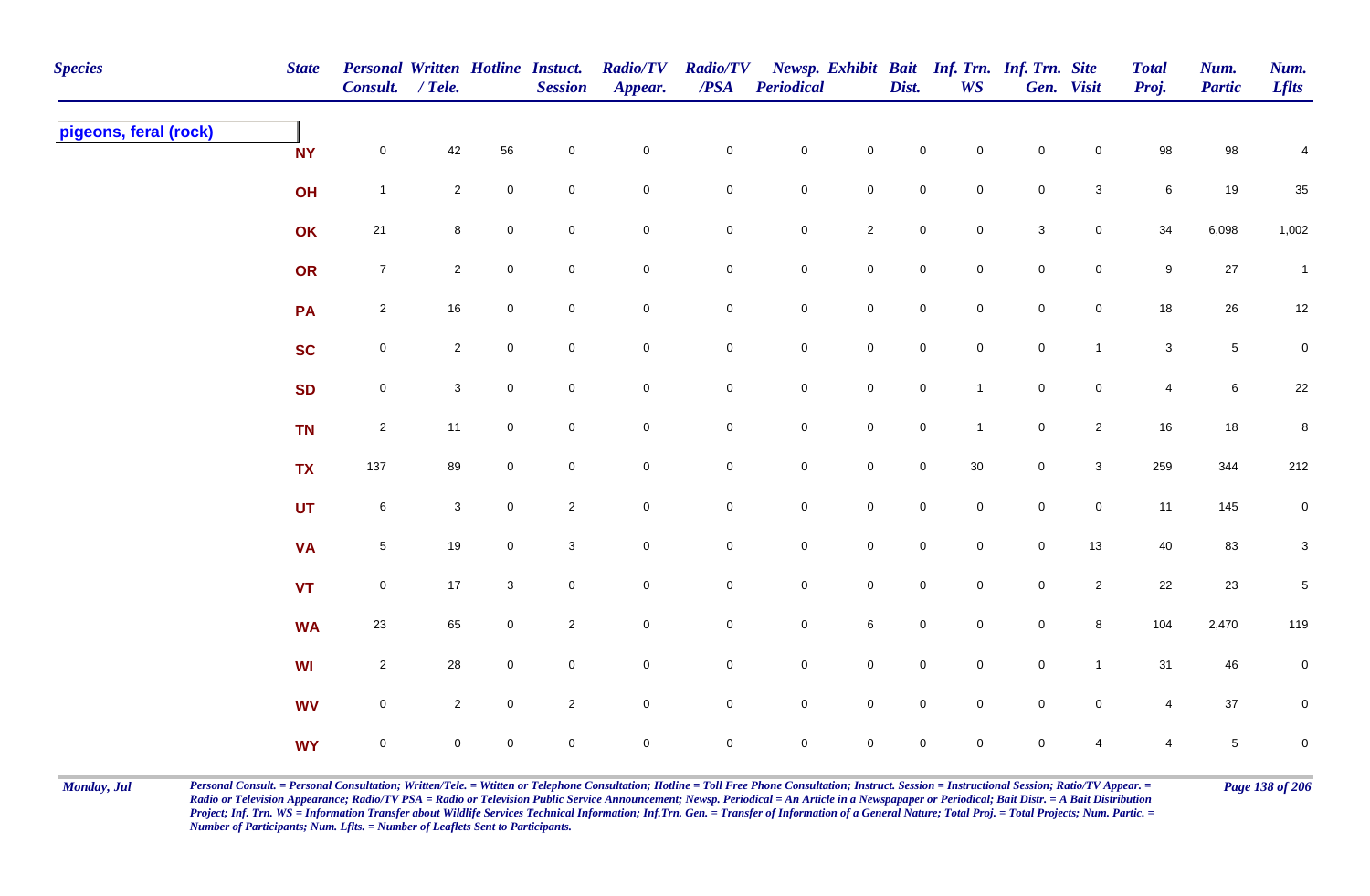| Species | State | Personal Consult. | Written / Tele. | Hotline | Instuct. Session | Radio/TV Appear. | Radio/TV /PSA | Newsp. Periodical | Exhibit | Bait Dist. | Inf. Trn. WS | Inf. Trn. Gen. | Site Visit | Total Proj. | Num. Partic | Num. Lflts |
|---|---|---|---|---|---|---|---|---|---|---|---|---|---|---|---|---|
| **pigeons, feral (rock)** | | | | | | | | | | | | | | | | |
| | NY | 0 | 42 | 56 | 0 | 0 | 0 | 0 | 0 | 0 | 0 | 0 | 0 | 98 | 98 | 4 |
| | OH | 1 | 2 | 0 | 0 | 0 | 0 | 0 | 0 | 0 | 0 | 0 | 3 | 6 | 19 | 35 |
| | OK | 21 | 8 | 0 | 0 | 0 | 0 | 0 | 2 | 0 | 0 | 3 | 0 | 34 | 6,098 | 1,002 |
| | OR | 7 | 2 | 0 | 0 | 0 | 0 | 0 | 0 | 0 | 0 | 0 | 0 | 9 | 27 | 1 |
| | PA | 2 | 16 | 0 | 0 | 0 | 0 | 0 | 0 | 0 | 0 | 0 | 0 | 18 | 26 | 12 |
| | SC | 0 | 2 | 0 | 0 | 0 | 0 | 0 | 0 | 0 | 0 | 0 | 1 | 3 | 5 | 0 |
| | SD | 0 | 3 | 0 | 0 | 0 | 0 | 0 | 0 | 0 | 1 | 0 | 0 | 4 | 6 | 22 |
| | TN | 2 | 11 | 0 | 0 | 0 | 0 | 0 | 0 | 0 | 1 | 0 | 2 | 16 | 18 | 8 |
| | TX | 137 | 89 | 0 | 0 | 0 | 0 | 0 | 0 | 0 | 30 | 0 | 3 | 259 | 344 | 212 |
| | UT | 6 | 3 | 0 | 2 | 0 | 0 | 0 | 0 | 0 | 0 | 0 | 0 | 11 | 145 | 0 |
| | VA | 5 | 19 | 0 | 3 | 0 | 0 | 0 | 0 | 0 | 0 | 0 | 13 | 40 | 83 | 3 |
| | VT | 0 | 17 | 3 | 0 | 0 | 0 | 0 | 0 | 0 | 0 | 0 | 2 | 22 | 23 | 5 |
| | WA | 23 | 65 | 0 | 2 | 0 | 0 | 0 | 6 | 0 | 0 | 0 | 8 | 104 | 2,470 | 119 |
| | WI | 2 | 28 | 0 | 0 | 0 | 0 | 0 | 0 | 0 | 0 | 0 | 1 | 31 | 46 | 0 |
| | WV | 0 | 2 | 0 | 2 | 0 | 0 | 0 | 0 | 0 | 0 | 0 | 0 | 4 | 37 | 0 |
| | WY | 0 | 0 | 0 | 0 | 0 | 0 | 0 | 0 | 0 | 0 | 0 | 4 | 4 | 5 | 0 |

*Personal Consult. = Personal Consultation; Written/Tele. = Wtitten or Telephone Consultation; Hotline = Toll Free Phone Consultation; Instruct. Session = Instructional Session; Ratio/TV Appear. = Radio or Television Appearance; Radio/TV PSA = Radio or Television Public Service Announcement; Newsp. Periodical = An Article in a Newspapaper or Periodical; Bait Distr. = A Bait Distribution Project; Inf. Trn. WS = Information Transfer about Wildlife Services Technical Information; Inf.Trn. Gen. = Transfer of Information of a General Nature; Total Proj. = Total Projects; Num. Partic. = Number of Participants; Num. Lflts. = Number of Leaflets Sent to Participants.*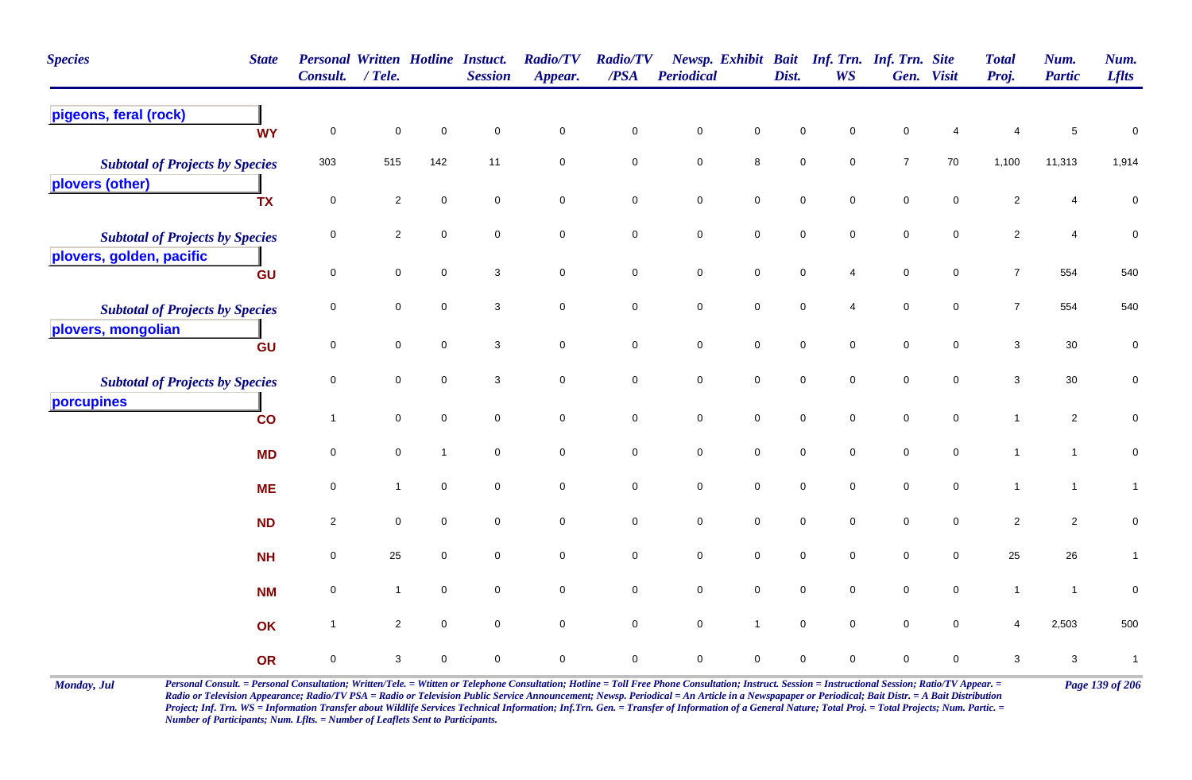| Species | State | Personal Consult. | Written / Tele. | Hotline | Instuct. Session | Radio/TV Appear. | Radio/TV /PSA | Newsp. Periodical | Exhibit | Bait Dist. | Inf. Trn. WS | Inf. Trn. Gen. | Site Visit | Total Proj. | Num. Partic | Num. Lflts |
|---|---|---|---|---|---|---|---|---|---|---|---|---|---|---|---|---|
| **pigeons, feral (rock)** | | | | | | | | | | | | | | | | |
| | WY | 0 | 0 | 0 | 0 | 0 | 0 | 0 | 0 | 0 | 0 | 0 | 4 | 4 | 5 | 0 |
| *Subtotal of Projects by Species* | | 303 | 515 | 142 | 11 | 0 | 0 | 0 | 8 | 0 | 0 | 7 | 70 | 1,100 | 11,313 | 1,914 |
| **plovers (other)** | | | | | | | | | | | | | | | | |
| | TX | 0 | 2 | 0 | 0 | 0 | 0 | 0 | 0 | 0 | 0 | 0 | 0 | 2 | 4 | 0 |
| *Subtotal of Projects by Species* | | 0 | 2 | 0 | 0 | 0 | 0 | 0 | 0 | 0 | 0 | 0 | 0 | 2 | 4 | 0 |
| **plovers, golden, pacific** | | | | | | | | | | | | | | | | |
| | GU | 0 | 0 | 0 | 3 | 0 | 0 | 0 | 0 | 0 | 4 | 0 | 0 | 7 | 554 | 540 |
| *Subtotal of Projects by Species* | | 0 | 0 | 0 | 3 | 0 | 0 | 0 | 0 | 0 | 4 | 0 | 0 | 7 | 554 | 540 |
| **plovers, mongolian** | | | | | | | | | | | | | | | | |
| | GU | 0 | 0 | 0 | 3 | 0 | 0 | 0 | 0 | 0 | 0 | 0 | 0 | 3 | 30 | 0 |
| *Subtotal of Projects by Species* | | 0 | 0 | 0 | 3 | 0 | 0 | 0 | 0 | 0 | 0 | 0 | 0 | 3 | 30 | 0 |
| **porcupines** | | | | | | | | | | | | | | | | |
| | CO | 1 | 0 | 0 | 0 | 0 | 0 | 0 | 0 | 0 | 0 | 0 | 0 | 1 | 2 | 0 |
| | MD | 0 | 0 | 1 | 0 | 0 | 0 | 0 | 0 | 0 | 0 | 0 | 0 | 1 | 1 | 0 |
| | ME | 0 | 1 | 0 | 0 | 0 | 0 | 0 | 0 | 0 | 0 | 0 | 0 | 1 | 1 | 1 |
| | ND | 2 | 0 | 0 | 0 | 0 | 0 | 0 | 0 | 0 | 0 | 0 | 0 | 2 | 2 | 0 |
| | NH | 0 | 25 | 0 | 0 | 0 | 0 | 0 | 0 | 0 | 0 | 0 | 0 | 25 | 26 | 1 |
| | NM | 0 | 1 | 0 | 0 | 0 | 0 | 0 | 0 | 0 | 0 | 0 | 0 | 1 | 1 | 0 |
| | OK | 1 | 2 | 0 | 0 | 0 | 0 | 0 | 1 | 0 | 0 | 0 | 0 | 4 | 2,503 | 500 |
| | OR | 0 | 3 | 0 | 0 | 0 | 0 | 0 | 0 | 0 | 0 | 0 | 0 | 3 | 3 | 1 |

*Personal Consult. = Personal Consultation; Written/Tele. = Wtitten or Telephone Consultation; Hotline = Toll Free Phone Consultation; Instruct. Session = Instructional Session; Ratio/TV Appear. = Radio or Television Appearance; Radio/TV PSA = Radio or Television Public Service Announcement; Newsp. Periodical = An Article in a Newspapaper or Periodical; Bait Distr. = A Bait Distribution Project; Inf. Trn. WS = Information Transfer about Wildlife Services Technical Information; Inf.Trn. Gen. = Transfer of Information of a General Nature; Total Proj. = Total Projects; Num. Partic. = Number of Participants; Num. Lflts. = Number of Leaflets Sent to Participants.*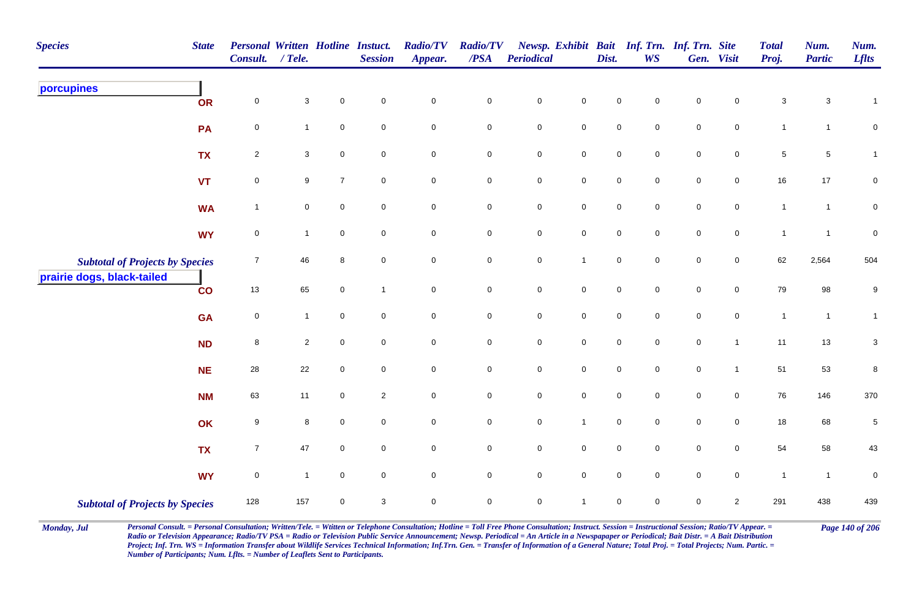| Species | State | Personal Consult. | Written / Tele. | Hotline | Instuct. Session | Radio/TV Appear. | Radio/TV /PSA | Newsp. Periodical | Exhibit | Bait Dist. | Inf. Trn. WS | Inf. Trn. Gen. | Site Visit | Total Proj. | Num. Partic | Num. Lflts |
|---|---|---|---|---|---|---|---|---|---|---|---|---|---|---|---|---|
| **porcupines** | | | | | | | | | | | | | | | | |
| | OR | 0 | 3 | 0 | 0 | 0 | 0 | 0 | 0 | 0 | 0 | 0 | 0 | 3 | 3 | 1 |
| | PA | 0 | 1 | 0 | 0 | 0 | 0 | 0 | 0 | 0 | 0 | 0 | 0 | 1 | 1 | 0 |
| | TX | 2 | 3 | 0 | 0 | 0 | 0 | 0 | 0 | 0 | 0 | 0 | 0 | 5 | 5 | 1 |
| | VT | 0 | 9 | 7 | 0 | 0 | 0 | 0 | 0 | 0 | 0 | 0 | 0 | 16 | 17 | 0 |
| | WA | 1 | 0 | 0 | 0 | 0 | 0 | 0 | 0 | 0 | 0 | 0 | 0 | 1 | 1 | 0 |
| | WY | 0 | 1 | 0 | 0 | 0 | 0 | 0 | 0 | 0 | 0 | 0 | 0 | 1 | 1 | 0 |
| *Subtotal of Projects by Species* | | 7 | 46 | 8 | 0 | 0 | 0 | 0 | 1 | 0 | 0 | 0 | 0 | 62 | 2,564 | 504 |
| **prairie dogs, black-tailed** | | | | | | | | | | | | | | | | |
| | CO | 13 | 65 | 0 | 1 | 0 | 0 | 0 | 0 | 0 | 0 | 0 | 0 | 79 | 98 | 9 |
| | GA | 0 | 1 | 0 | 0 | 0 | 0 | 0 | 0 | 0 | 0 | 0 | 0 | 1 | 1 | 1 |
| | ND | 8 | 2 | 0 | 0 | 0 | 0 | 0 | 0 | 0 | 0 | 0 | 1 | 11 | 13 | 3 |
| | NE | 28 | 22 | 0 | 0 | 0 | 0 | 0 | 0 | 0 | 0 | 0 | 1 | 51 | 53 | 8 |
| | NM | 63 | 11 | 0 | 2 | 0 | 0 | 0 | 0 | 0 | 0 | 0 | 0 | 76 | 146 | 370 |
| | OK | 9 | 8 | 0 | 0 | 0 | 0 | 0 | 1 | 0 | 0 | 0 | 0 | 18 | 68 | 5 |
| | TX | 7 | 47 | 0 | 0 | 0 | 0 | 0 | 0 | 0 | 0 | 0 | 0 | 54 | 58 | 43 |
| | WY | 0 | 1 | 0 | 0 | 0 | 0 | 0 | 0 | 0 | 0 | 0 | 0 | 1 | 1 | 0 |
| *Subtotal of Projects by Species* | | 128 | 157 | 0 | 3 | 0 | 0 | 0 | 1 | 0 | 0 | 0 | 2 | 291 | 438 | 439 |

*Personal Consult. = Personal Consultation; Written/Tele. = Wtitten or Telephone Consultation; Hotline = Toll Free Phone Consultation; Instruct. Session = Instructional Session; Ratio/TV Appear. = Radio or Television Appearance; Radio/TV PSA = Radio or Television Public Service Announcement; Newsp. Periodical = An Article in a Newspapaper or Periodical; Bait Distr. = A Bait Distribution Project; Inf. Trn. WS = Information Transfer about Wildlife Services Technical Information; Inf.Trn. Gen. = Transfer of Information of a General Nature; Total Proj. = Total Projects; Num. Partic. = Number of Participants; Num. Lflts. = Number of Leaflets Sent to Participants.*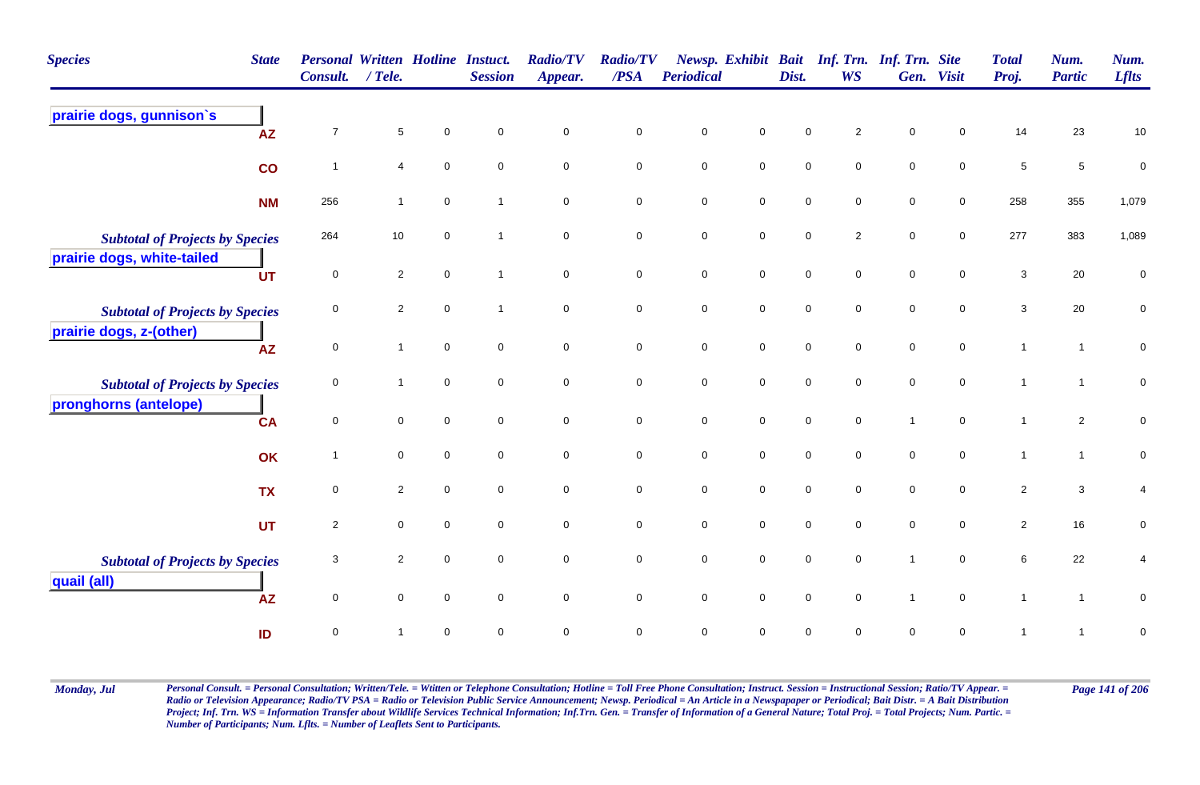| Species | State | Personal Consult. | Written / Tele. | Hotline | Instuct. Session | Radio/TV Appear. | Radio/TV /PSA | Newsp. Periodical | Exhibit | Bait Dist. | Inf. Trn. WS | Inf. Trn. Gen. | Site Visit | Total Proj. | Num. Partic | Num. Lflts |
|---|---|---|---|---|---|---|---|---|---|---|---|---|---|---|---|---|
| **prairie dogs, gunnison`s** | | | | | | | | | | | | | | | | |
| | AZ | 7 | 5 | 0 | 0 | 0 | 0 | 0 | 0 | 0 | 2 | 0 | 0 | 14 | 23 | 10 |
| | CO | 1 | 4 | 0 | 0 | 0 | 0 | 0 | 0 | 0 | 0 | 0 | 0 | 5 | 5 | 0 |
| | NM | 256 | 1 | 0 | 1 | 0 | 0 | 0 | 0 | 0 | 0 | 0 | 0 | 258 | 355 | 1,079 |
| *Subtotal of Projects by Species* | | 264 | 10 | 0 | 1 | 0 | 0 | 0 | 0 | 0 | 2 | 0 | 0 | 277 | 383 | 1,089 |
| **prairie dogs, white-tailed** | | | | | | | | | | | | | | | | |
| | UT | 0 | 2 | 0 | 1 | 0 | 0 | 0 | 0 | 0 | 0 | 0 | 0 | 3 | 20 | 0 |
| *Subtotal of Projects by Species* | | 0 | 2 | 0 | 1 | 0 | 0 | 0 | 0 | 0 | 0 | 0 | 0 | 3 | 20 | 0 |
| **prairie dogs, z-(other)** | | | | | | | | | | | | | | | | |
| | AZ | 0 | 1 | 0 | 0 | 0 | 0 | 0 | 0 | 0 | 0 | 0 | 0 | 1 | 1 | 0 |
| *Subtotal of Projects by Species* | | 0 | 1 | 0 | 0 | 0 | 0 | 0 | 0 | 0 | 0 | 0 | 0 | 1 | 1 | 0 |
| **pronghorns (antelope)** | | | | | | | | | | | | | | | | |
| | CA | 0 | 0 | 0 | 0 | 0 | 0 | 0 | 0 | 0 | 0 | 1 | 0 | 1 | 2 | 0 |
| | OK | 1 | 0 | 0 | 0 | 0 | 0 | 0 | 0 | 0 | 0 | 0 | 0 | 1 | 1 | 0 |
| | TX | 0 | 2 | 0 | 0 | 0 | 0 | 0 | 0 | 0 | 0 | 0 | 0 | 2 | 3 | 4 |
| | UT | 2 | 0 | 0 | 0 | 0 | 0 | 0 | 0 | 0 | 0 | 0 | 0 | 2 | 16 | 0 |
| *Subtotal of Projects by Species* | | 3 | 2 | 0 | 0 | 0 | 0 | 0 | 0 | 0 | 0 | 1 | 0 | 6 | 22 | 4 |
| **quail (all)** | | | | | | | | | | | | | | | | |
| | AZ | 0 | 0 | 0 | 0 | 0 | 0 | 0 | 0 | 0 | 0 | 1 | 0 | 1 | 1 | 0 |
| | ID | 0 | 1 | 0 | 0 | 0 | 0 | 0 | 0 | 0 | 0 | 0 | 0 | 1 | 1 | 0 |

*Personal Consult. = Personal Consultation; Written/Tele. = Wtitten or Telephone Consultation; Hotline = Toll Free Phone Consultation; Instruct. Session = Instructional Session; Ratio/TV Appear. = Radio or Television Appearance; Radio/TV PSA = Radio or Television Public Service Announcement; Newsp. Periodical = An Article in a Newspapaper or Periodical; Bait Distr. = A Bait Distribution Project; Inf. Trn. WS = Information Transfer about Wildlife Services Technical Information; Inf.Trn. Gen. = Transfer of Information of a General Nature; Total Proj. = Total Projects; Num. Partic. = Number of Participants; Num. Lflts. = Number of Leaflets Sent to Participants.*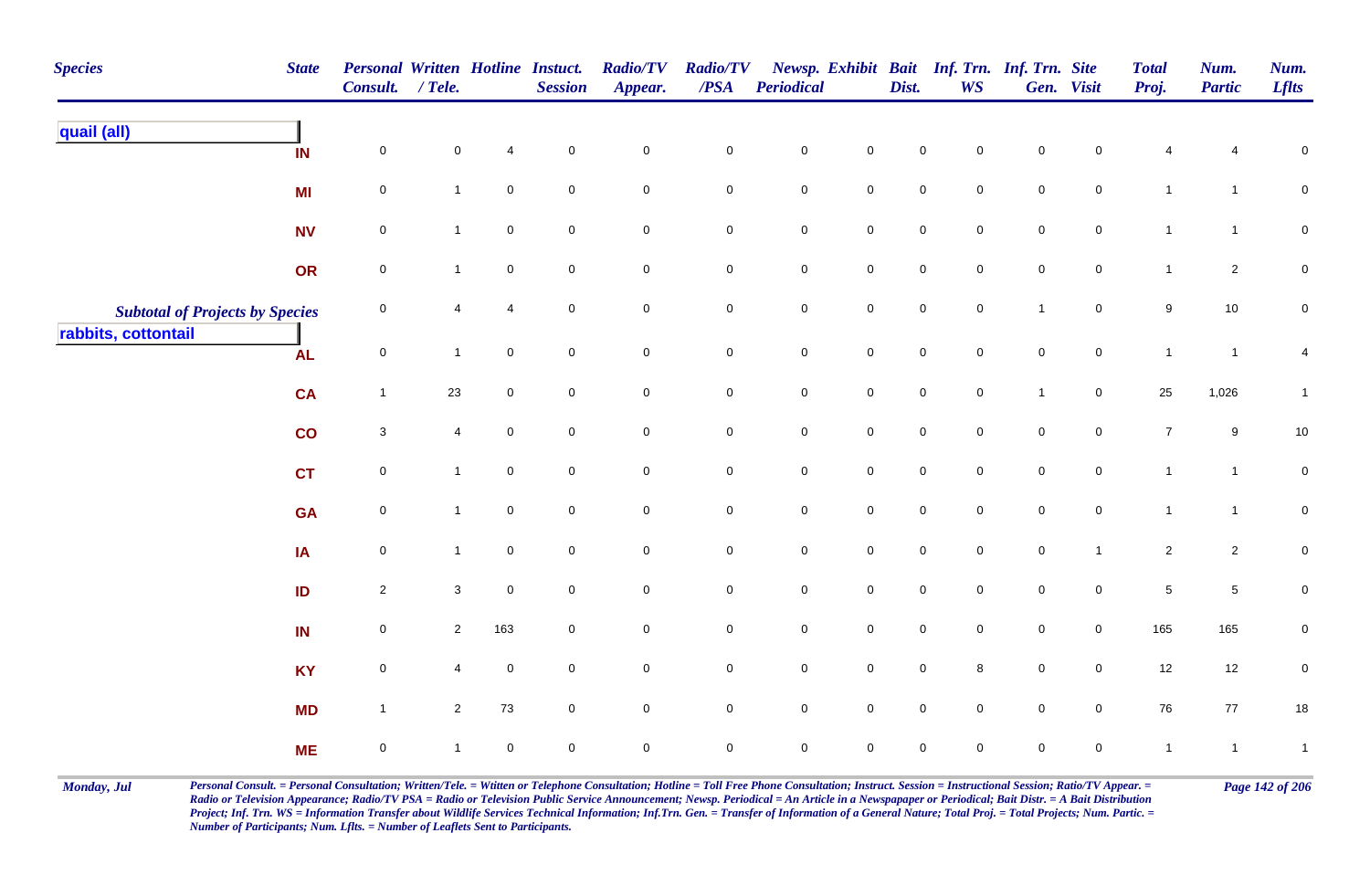| Species | State | Personal Consult. | Written / Tele. | Hotline | Instuct. Session | Radio/TV Appear. | Radio/TV /PSA | Newsp. Periodical | Exhibit | Bait Dist. | Inf. Trn. WS | Inf. Trn. Gen. | Site Visit | Total Proj. | Num. Partic | Num. Lflts |
|---|---|---|---|---|---|---|---|---|---|---|---|---|---|---|---|---|
| **quail (all)** | | | | | | | | | | | | | | | | |
| | IN | 0 | 0 | 4 | 0 | 0 | 0 | 0 | 0 | 0 | 0 | 0 | 0 | 4 | 4 | 0 |
| | MI | 0 | 1 | 0 | 0 | 0 | 0 | 0 | 0 | 0 | 0 | 0 | 0 | 1 | 1 | 0 |
| | NV | 0 | 1 | 0 | 0 | 0 | 0 | 0 | 0 | 0 | 0 | 0 | 0 | 1 | 1 | 0 |
| | OR | 0 | 1 | 0 | 0 | 0 | 0 | 0 | 0 | 0 | 0 | 0 | 0 | 1 | 2 | 0 |
| *Subtotal of Projects by Species* | | 0 | 4 | 4 | 0 | 0 | 0 | 0 | 0 | 0 | 0 | 1 | 0 | 9 | 10 | 0 |
| **rabbits, cottontail** | | | | | | | | | | | | | | | | |
| | AL | 0 | 1 | 0 | 0 | 0 | 0 | 0 | 0 | 0 | 0 | 0 | 0 | 1 | 1 | 4 |
| | CA | 1 | 23 | 0 | 0 | 0 | 0 | 0 | 0 | 0 | 0 | 1 | 0 | 25 | 1,026 | 1 |
| | CO | 3 | 4 | 0 | 0 | 0 | 0 | 0 | 0 | 0 | 0 | 0 | 0 | 7 | 9 | 10 |
| | CT | 0 | 1 | 0 | 0 | 0 | 0 | 0 | 0 | 0 | 0 | 0 | 0 | 1 | 1 | 0 |
| | GA | 0 | 1 | 0 | 0 | 0 | 0 | 0 | 0 | 0 | 0 | 0 | 0 | 1 | 1 | 0 |
| | IA | 0 | 1 | 0 | 0 | 0 | 0 | 0 | 0 | 0 | 0 | 0 | 1 | 2 | 2 | 0 |
| | ID | 2 | 3 | 0 | 0 | 0 | 0 | 0 | 0 | 0 | 0 | 0 | 0 | 5 | 5 | 0 |
| | IN | 0 | 2 | 163 | 0 | 0 | 0 | 0 | 0 | 0 | 0 | 0 | 0 | 165 | 165 | 0 |
| | KY | 0 | 4 | 0 | 0 | 0 | 0 | 0 | 0 | 0 | 8 | 0 | 0 | 12 | 12 | 0 |
| | MD | 1 | 2 | 73 | 0 | 0 | 0 | 0 | 0 | 0 | 0 | 0 | 0 | 76 | 77 | 18 |
| | ME | 0 | 1 | 0 | 0 | 0 | 0 | 0 | 0 | 0 | 0 | 0 | 0 | 1 | 1 | 1 |

*Personal Consult. = Personal Consultation; Written/Tele. = Wtitten or Telephone Consultation; Hotline = Toll Free Phone Consultation; Instruct. Session = Instructional Session; Ratio/TV Appear. = Radio or Television Appearance; Radio/TV PSA = Radio or Television Public Service Announcement; Newsp. Periodical = An Article in a Newspapaper or Periodical; Bait Distr. = A Bait Distribution Project; Inf. Trn. WS = Information Transfer about Wildlife Services Technical Information; Inf.Trn. Gen. = Transfer of Information of a General Nature; Total Proj. = Total Projects; Num. Partic. = Number of Participants; Num. Lflts. = Number of Leaflets Sent to Participants.*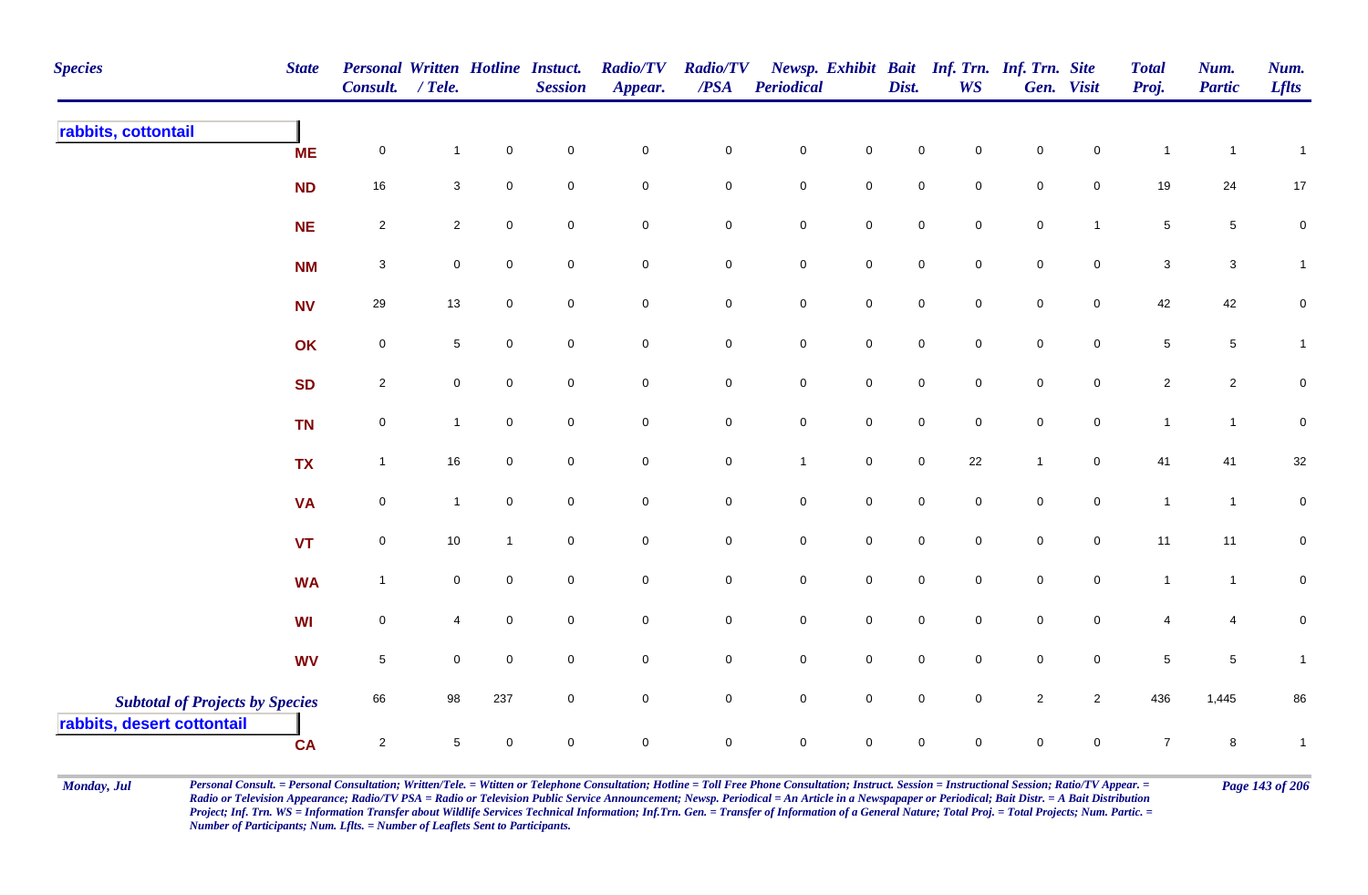| Species | State | Personal Consult. | Written / Tele. | Hotline | Instuct. Session | Radio/TV Appear. | Radio/TV /PSA | Newsp. Periodical | Exhibit | Bait Dist. | Inf. Trn. WS | Inf. Trn. Gen. | Site Visit | Total Proj. | Num. Partic | Num. Lflts |
|---|---|---|---|---|---|---|---|---|---|---|---|---|---|---|---|---|
| **rabbits, cottontail** | | | | | | | | | | | | | | | | |
| | ME | 0 | 1 | 0 | 0 | 0 | 0 | 0 | 0 | 0 | 0 | 0 | 0 | 1 | 1 | 1 |
| | ND | 16 | 3 | 0 | 0 | 0 | 0 | 0 | 0 | 0 | 0 | 0 | 0 | 19 | 24 | 17 |
| | NE | 2 | 2 | 0 | 0 | 0 | 0 | 0 | 0 | 0 | 0 | 0 | 1 | 5 | 5 | 0 |
| | NM | 3 | 0 | 0 | 0 | 0 | 0 | 0 | 0 | 0 | 0 | 0 | 0 | 3 | 3 | 1 |
| | NV | 29 | 13 | 0 | 0 | 0 | 0 | 0 | 0 | 0 | 0 | 0 | 0 | 42 | 42 | 0 |
| | OK | 0 | 5 | 0 | 0 | 0 | 0 | 0 | 0 | 0 | 0 | 0 | 0 | 5 | 5 | 1 |
| | SD | 2 | 0 | 0 | 0 | 0 | 0 | 0 | 0 | 0 | 0 | 0 | 0 | 2 | 2 | 0 |
| | TN | 0 | 1 | 0 | 0 | 0 | 0 | 0 | 0 | 0 | 0 | 0 | 0 | 1 | 1 | 0 |
| | TX | 1 | 16 | 0 | 0 | 0 | 0 | 1 | 0 | 0 | 22 | 1 | 0 | 41 | 41 | 32 |
| | VA | 0 | 1 | 0 | 0 | 0 | 0 | 0 | 0 | 0 | 0 | 0 | 0 | 1 | 1 | 0 |
| | VT | 0 | 10 | 1 | 0 | 0 | 0 | 0 | 0 | 0 | 0 | 0 | 0 | 11 | 11 | 0 |
| | WA | 1 | 0 | 0 | 0 | 0 | 0 | 0 | 0 | 0 | 0 | 0 | 0 | 1 | 1 | 0 |
| | WI | 0 | 4 | 0 | 0 | 0 | 0 | 0 | 0 | 0 | 0 | 0 | 0 | 4 | 4 | 0 |
| | WV | 5 | 0 | 0 | 0 | 0 | 0 | 0 | 0 | 0 | 0 | 0 | 0 | 5 | 5 | 1 |
| ***Subtotal of Projects by Species*** | | 66 | 98 | 237 | 0 | 0 | 0 | 0 | 0 | 0 | 0 | 2 | 2 | 436 | 1,445 | 86 |
| **rabbits, desert cottontail** | | | | | | | | | | | | | | | | |
| | CA | 2 | 5 | 0 | 0 | 0 | 0 | 0 | 0 | 0 | 0 | 0 | 0 | 7 | 8 | 1 |

*Personal Consult. = Personal Consultation; Written/Tele. = Wtitten or Telephone Consultation; Hotline = Toll Free Phone Consultation; Instruct. Session = Instructional Session; Ratio/TV Appear. = Radio or Television Appearance; Radio/TV PSA = Radio or Television Public Service Announcement; Newsp. Periodical = An Article in a Newspapaper or Periodical; Bait Distr. = A Bait Distribution Project; Inf. Trn. WS = Information Transfer about Wildlife Services Technical Information; Inf.Trn. Gen. = Transfer of Information of a General Nature; Total Proj. = Total Projects; Num. Partic. = Number of Participants; Num. Lflts. = Number of Leaflets Sent to Participants.*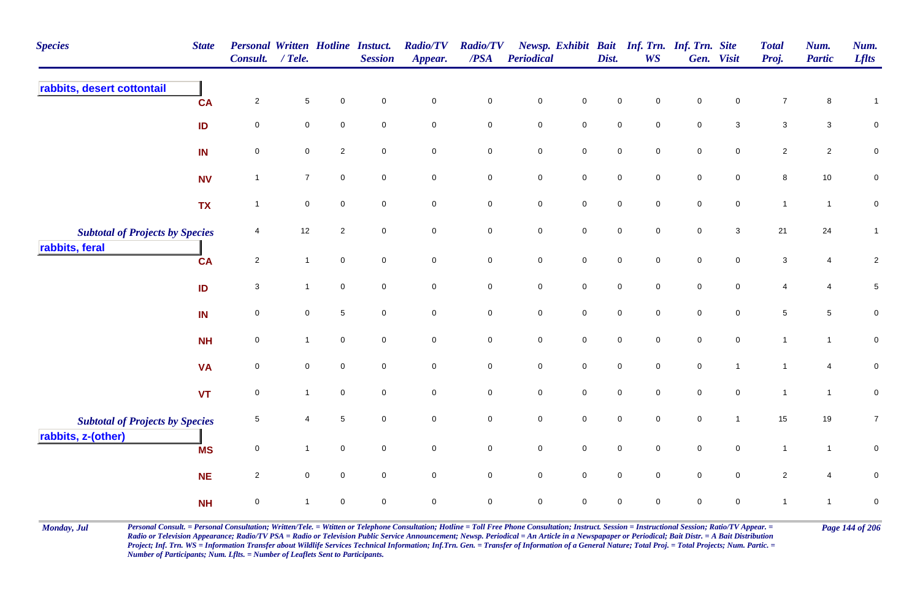| Species | State | Personal Consult. | Written / Tele. | Hotline | Instuct. Session | Radio/TV Appear. | Radio/TV /PSA | Newsp. Periodical | Exhibit | Bait Dist. | Inf. Trn. WS | Inf. Trn. Gen. | Site Visit | Total Proj. | Num. Partic | Num. Lflts |
|---|---|---|---|---|---|---|---|---|---|---|---|---|---|---|---|---|
| **rabbits, desert cottontail** | | | | | | | | | | | | | | | | |
| | CA | 2 | 5 | 0 | 0 | 0 | 0 | 0 | 0 | 0 | 0 | 0 | 0 | 7 | 8 | 1 |
| | ID | 0 | 0 | 0 | 0 | 0 | 0 | 0 | 0 | 0 | 0 | 0 | 3 | 3 | 3 | 0 |
| | IN | 0 | 0 | 2 | 0 | 0 | 0 | 0 | 0 | 0 | 0 | 0 | 0 | 2 | 2 | 0 |
| | NV | 1 | 7 | 0 | 0 | 0 | 0 | 0 | 0 | 0 | 0 | 0 | 0 | 8 | 10 | 0 |
| | TX | 1 | 0 | 0 | 0 | 0 | 0 | 0 | 0 | 0 | 0 | 0 | 0 | 1 | 1 | 0 |
| *Subtotal of Projects by Species* | | 4 | 12 | 2 | 0 | 0 | 0 | 0 | 0 | 0 | 0 | 0 | 3 | 21 | 24 | 1 |
| **rabbits, feral** | | | | | | | | | | | | | | | | |
| | CA | 2 | 1 | 0 | 0 | 0 | 0 | 0 | 0 | 0 | 0 | 0 | 0 | 3 | 4 | 2 |
| | ID | 3 | 1 | 0 | 0 | 0 | 0 | 0 | 0 | 0 | 0 | 0 | 0 | 4 | 4 | 5 |
| | IN | 0 | 0 | 5 | 0 | 0 | 0 | 0 | 0 | 0 | 0 | 0 | 0 | 5 | 5 | 0 |
| | NH | 0 | 1 | 0 | 0 | 0 | 0 | 0 | 0 | 0 | 0 | 0 | 0 | 1 | 1 | 0 |
| | VA | 0 | 0 | 0 | 0 | 0 | 0 | 0 | 0 | 0 | 0 | 0 | 1 | 1 | 4 | 0 |
| | VT | 0 | 1 | 0 | 0 | 0 | 0 | 0 | 0 | 0 | 0 | 0 | 0 | 1 | 1 | 0 |
| *Subtotal of Projects by Species* | | 5 | 4 | 5 | 0 | 0 | 0 | 0 | 0 | 0 | 0 | 0 | 1 | 15 | 19 | 7 |
| **rabbits, z-(other)** | | | | | | | | | | | | | | | | |
| | MS | 0 | 1 | 0 | 0 | 0 | 0 | 0 | 0 | 0 | 0 | 0 | 0 | 1 | 1 | 0 |
| | NE | 2 | 0 | 0 | 0 | 0 | 0 | 0 | 0 | 0 | 0 | 0 | 0 | 2 | 4 | 0 |
| | NH | 0 | 1 | 0 | 0 | 0 | 0 | 0 | 0 | 0 | 0 | 0 | 0 | 1 | 1 | 0 |

*Personal Consult. = Personal Consultation; Written/Tele. = Wtitten or Telephone Consultation; Hotline = Toll Free Phone Consultation; Instruct. Session = Instructional Session; Ratio/TV Appear. = Radio or Television Appearance; Radio/TV PSA = Radio or Television Public Service Announcement; Newsp. Periodical = An Article in a Newspaper or Periodical; Bait Distr. = A Bait Distribution Project; Inf. Trn. WS = Information Transfer about Wildlife Services Technical Information; Inf.Trn. Gen. = Transfer of Information of a General Nature; Total Proj. = Total Projects; Num. Partic. = Number of Participants; Num. Lflts. = Number of Leaflets Sent to Participants.*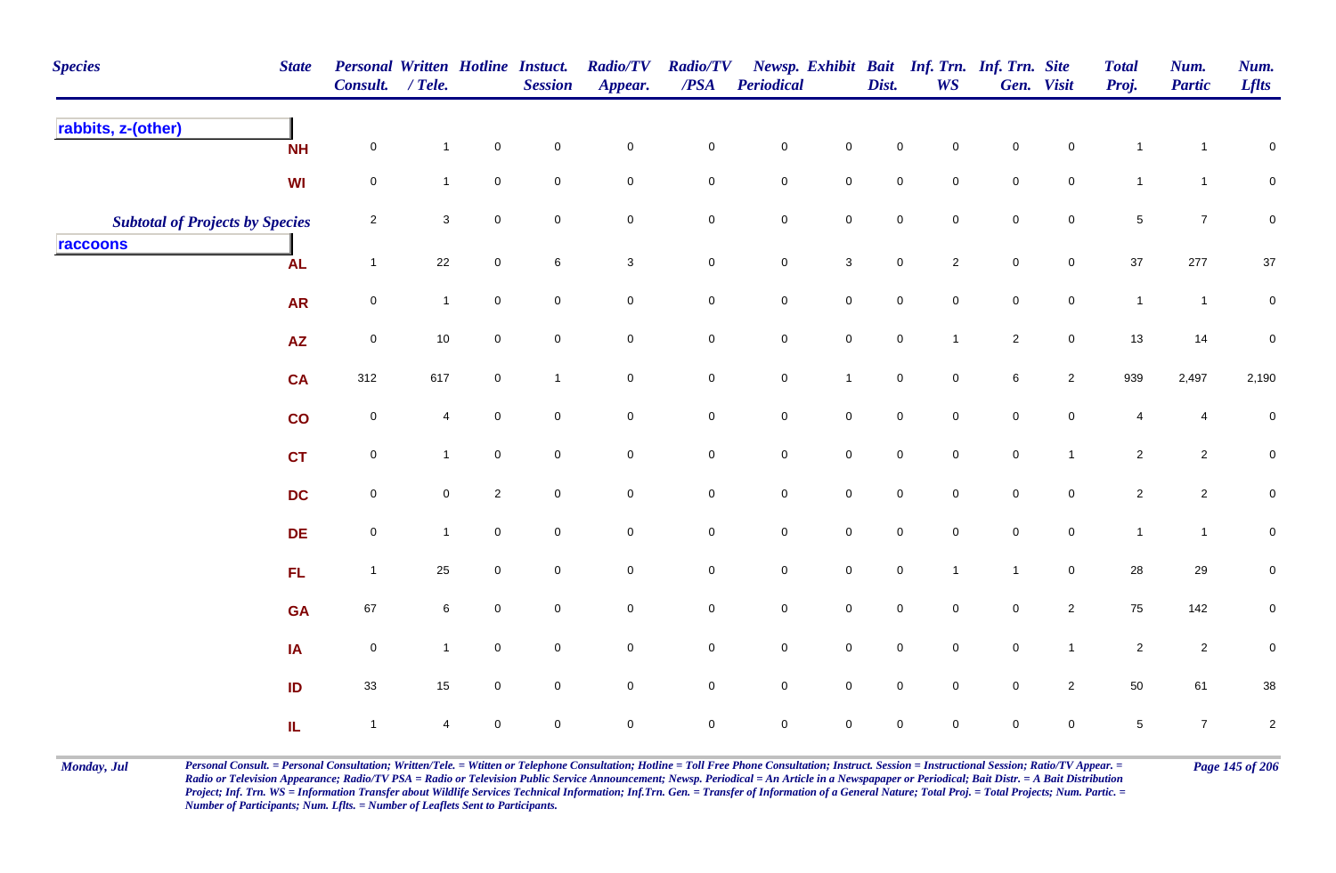| Species | State | Personal Consult. | Written / Tele. | Hotline | Instuct. Session | Radio/TV Appear. | Radio/TV /PSA | Newsp. Periodical | Exhibit | Bait Dist. | Inf. Trn. WS | Inf. Trn. Gen. | Site Visit | Total Proj. | Num. Partic | Num. Lflts |
|---|---|---|---|---|---|---|---|---|---|---|---|---|---|---|---|---|
| **rabbits, z-(other)** | | | | | | | | | | | | | | | | |
| | NH | 0 | 1 | 0 | 0 | 0 | 0 | 0 | 0 | 0 | 0 | 0 | 0 | 1 | 1 | 0 |
| | WI | 0 | 1 | 0 | 0 | 0 | 0 | 0 | 0 | 0 | 0 | 0 | 0 | 1 | 1 | 0 |
| *Subtotal of Projects by Species* | | 2 | 3 | 0 | 0 | 0 | 0 | 0 | 0 | 0 | 0 | 0 | 0 | 5 | 7 | 0 |
| **raccoons** | | | | | | | | | | | | | | | | |
| | AL | 1 | 22 | 0 | 6 | 3 | 0 | 0 | 3 | 0 | 2 | 0 | 0 | 37 | 277 | 37 |
| | AR | 0 | 1 | 0 | 0 | 0 | 0 | 0 | 0 | 0 | 0 | 0 | 0 | 1 | 1 | 0 |
| | AZ | 0 | 10 | 0 | 0 | 0 | 0 | 0 | 0 | 0 | 1 | 2 | 0 | 13 | 14 | 0 |
| | CA | 312 | 617 | 0 | 1 | 0 | 0 | 0 | 1 | 0 | 0 | 6 | 2 | 939 | 2,497 | 2,190 |
| | CO | 0 | 4 | 0 | 0 | 0 | 0 | 0 | 0 | 0 | 0 | 0 | 0 | 4 | 4 | 0 |
| | CT | 0 | 1 | 0 | 0 | 0 | 0 | 0 | 0 | 0 | 0 | 0 | 1 | 2 | 2 | 0 |
| | DC | 0 | 0 | 2 | 0 | 0 | 0 | 0 | 0 | 0 | 0 | 0 | 0 | 2 | 2 | 0 |
| | DE | 0 | 1 | 0 | 0 | 0 | 0 | 0 | 0 | 0 | 0 | 0 | 0 | 1 | 1 | 0 |
| | FL | 1 | 25 | 0 | 0 | 0 | 0 | 0 | 0 | 0 | 1 | 1 | 0 | 28 | 29 | 0 |
| | GA | 67 | 6 | 0 | 0 | 0 | 0 | 0 | 0 | 0 | 0 | 0 | 2 | 75 | 142 | 0 |
| | IA | 0 | 1 | 0 | 0 | 0 | 0 | 0 | 0 | 0 | 0 | 0 | 1 | 2 | 2 | 0 |
| | ID | 33 | 15 | 0 | 0 | 0 | 0 | 0 | 0 | 0 | 0 | 0 | 2 | 50 | 61 | 38 |
| | IL | 1 | 4 | 0 | 0 | 0 | 0 | 0 | 0 | 0 | 0 | 0 | 0 | 5 | 7 | 2 |

*Personal Consult. = Personal Consultation; Written/Tele. = Wtitten or Telephone Consultation; Hotline = Toll Free Phone Consultation; Instruct. Session = Instructional Session; Ratio/TV Appear. = Radio or Television Appearance; Radio/TV PSA = Radio or Television Public Service Announcement; Newsp. Periodical = An Article in a Newspapaper or Periodical; Bait Distr. = A Bait Distribution Project; Inf. Trn. WS = Information Transfer about Wildlife Services Technical Information; Inf.Trn. Gen. = Transfer of Information of a General Nature; Total Proj. = Total Projects; Num. Partic. = Number of Participants; Num. Lflts. = Number of Leaflets Sent to Participants.*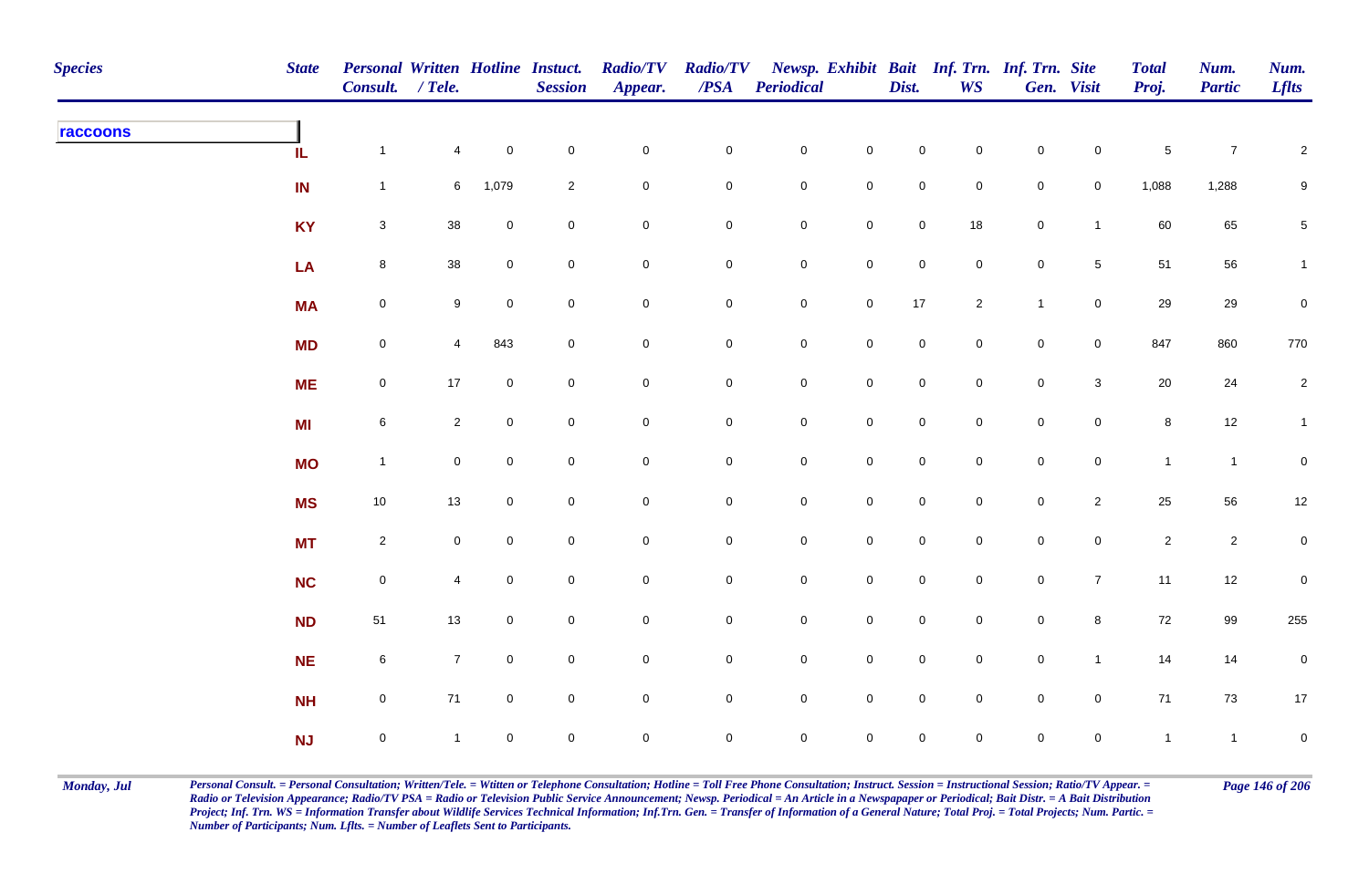| Species | State | Personal Consult. | Written / Tele. | Hotline | Instuct. Session | Radio/TV Appear. | Radio/TV /PSA | Newsp. Periodical | Exhibit | Bait Dist. | Inf. Trn. WS | Inf. Trn. Gen. | Site Visit | Total Proj. | Num. Partic | Num. Lflts |
|---|---|---|---|---|---|---|---|---|---|---|---|---|---|---|---|---|
| **raccoons** | IL | 1 | 4 | 0 | 0 | 0 | 0 | 0 | 0 | 0 | 0 | 0 | 0 | 5 | 7 | 2 |
| | IN | 1 | 6 | 1,079 | 2 | 0 | 0 | 0 | 0 | 0 | 0 | 0 | 0 | 1,088 | 1,288 | 9 |
| | KY | 3 | 38 | 0 | 0 | 0 | 0 | 0 | 0 | 0 | 18 | 0 | 1 | 60 | 65 | 5 |
| | LA | 8 | 38 | 0 | 0 | 0 | 0 | 0 | 0 | 0 | 0 | 0 | 5 | 51 | 56 | 1 |
| | MA | 0 | 9 | 0 | 0 | 0 | 0 | 0 | 0 | 17 | 2 | 1 | 0 | 29 | 29 | 0 |
| | MD | 0 | 4 | 843 | 0 | 0 | 0 | 0 | 0 | 0 | 0 | 0 | 0 | 847 | 860 | 770 |
| | ME | 0 | 17 | 0 | 0 | 0 | 0 | 0 | 0 | 0 | 0 | 0 | 3 | 20 | 24 | 2 |
| | MI | 6 | 2 | 0 | 0 | 0 | 0 | 0 | 0 | 0 | 0 | 0 | 0 | 8 | 12 | 1 |
| | MO | 1 | 0 | 0 | 0 | 0 | 0 | 0 | 0 | 0 | 0 | 0 | 0 | 1 | 1 | 0 |
| | MS | 10 | 13 | 0 | 0 | 0 | 0 | 0 | 0 | 0 | 0 | 0 | 2 | 25 | 56 | 12 |
| | MT | 2 | 0 | 0 | 0 | 0 | 0 | 0 | 0 | 0 | 0 | 0 | 0 | 2 | 2 | 0 |
| | NC | 0 | 4 | 0 | 0 | 0 | 0 | 0 | 0 | 0 | 0 | 0 | 7 | 11 | 12 | 0 |
| | ND | 51 | 13 | 0 | 0 | 0 | 0 | 0 | 0 | 0 | 0 | 0 | 8 | 72 | 99 | 255 |
| | NE | 6 | 7 | 0 | 0 | 0 | 0 | 0 | 0 | 0 | 0 | 0 | 1 | 14 | 14 | 0 |
| | NH | 0 | 71 | 0 | 0 | 0 | 0 | 0 | 0 | 0 | 0 | 0 | 0 | 71 | 73 | 17 |
| | NJ | 0 | 1 | 0 | 0 | 0 | 0 | 0 | 0 | 0 | 0 | 0 | 0 | 1 | 1 | 0 |

*Personal Consult. = Personal Consultation; Written/Tele. = Wtitten or Telephone Consultation; Hotline = Toll Free Phone Consultation; Instruct. Session = Instructional Session; Ratio/TV Appear. = Radio or Television Appearance; Radio/TV PSA = Radio or Television Public Service Announcement; Newsp. Periodical = An Article in a Newspapaper or Periodical; Bait Distr. = A Bait Distribution Project; Inf. Trn. WS = Information Transfer about Wildlife Services Technical Information; Inf.Trn. Gen. = Transfer of Information of a General Nature; Total Proj. = Total Projects; Num. Partic. = Number of Participants; Num. Lflts. = Number of Leaflets Sent to Participants.*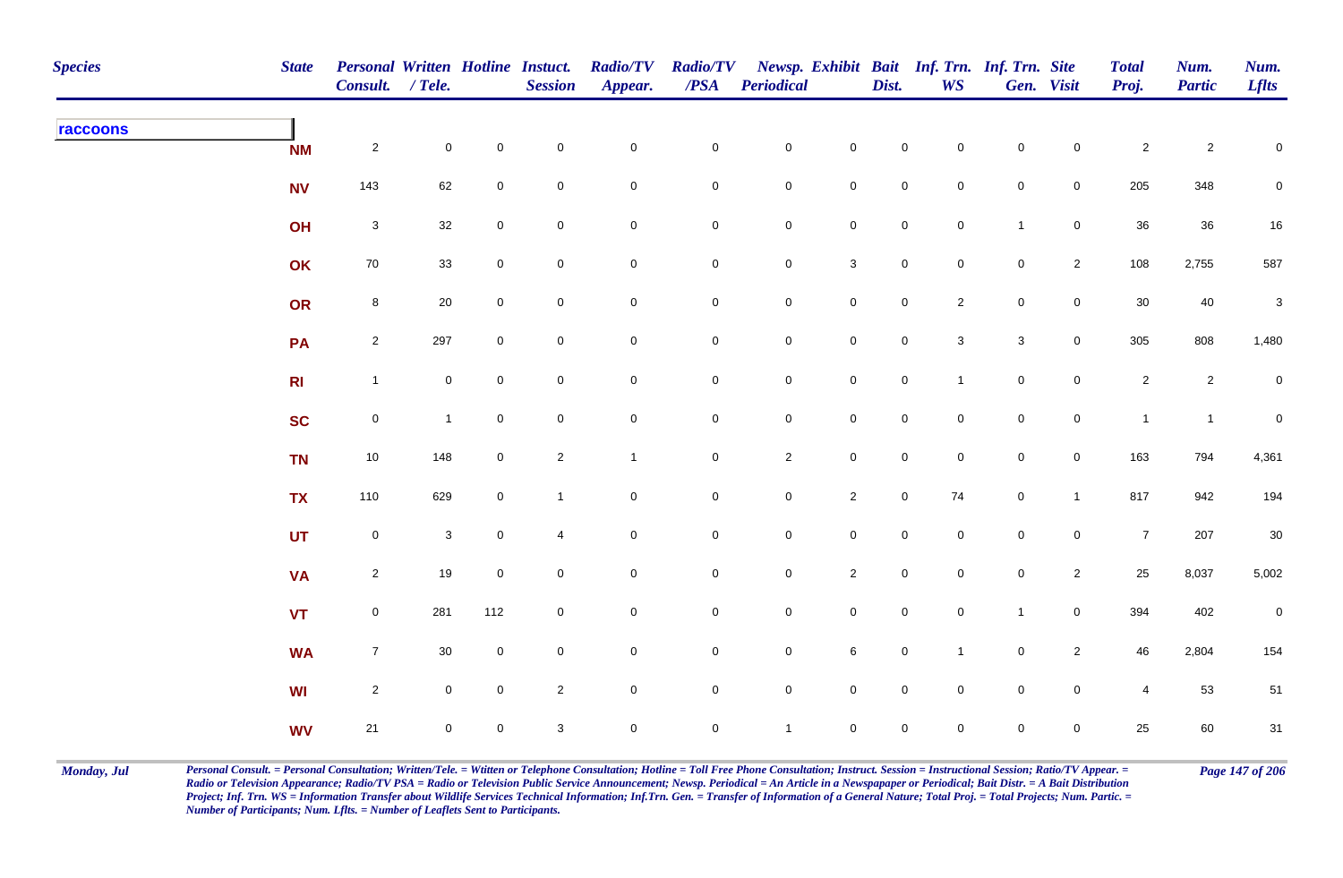| Species | State | Personal Consult. | Written / Tele. | Hotline | Instuct. Session | Radio/TV Appear. | Radio/TV /PSA | Newsp. Periodical | Exhibit | Bait Dist. | Inf. Trn. WS | Inf. Trn. Gen. | Site Visit | Total Proj. | Num. Partic | Num. Lflts |
|---|---|---|---|---|---|---|---|---|---|---|---|---|---|---|---|---|
| **raccoons** | | | | | | | | | | | | | | | | |
| | NM | 2 | 0 | 0 | 0 | 0 | 0 | 0 | 0 | 0 | 0 | 0 | 0 | 2 | 2 | 0 |
| | NV | 143 | 62 | 0 | 0 | 0 | 0 | 0 | 0 | 0 | 0 | 0 | 0 | 205 | 348 | 0 |
| | OH | 3 | 32 | 0 | 0 | 0 | 0 | 0 | 0 | 0 | 0 | 1 | 0 | 36 | 36 | 16 |
| | OK | 70 | 33 | 0 | 0 | 0 | 0 | 0 | 3 | 0 | 0 | 0 | 2 | 108 | 2,755 | 587 |
| | OR | 8 | 20 | 0 | 0 | 0 | 0 | 0 | 0 | 0 | 2 | 0 | 0 | 30 | 40 | 3 |
| | PA | 2 | 297 | 0 | 0 | 0 | 0 | 0 | 0 | 0 | 3 | 3 | 0 | 305 | 808 | 1,480 |
| | RI | 1 | 0 | 0 | 0 | 0 | 0 | 0 | 0 | 0 | 1 | 0 | 0 | 2 | 2 | 0 |
| | SC | 0 | 1 | 0 | 0 | 0 | 0 | 0 | 0 | 0 | 0 | 0 | 0 | 1 | 1 | 0 |
| | TN | 10 | 148 | 0 | 2 | 1 | 0 | 2 | 0 | 0 | 0 | 0 | 0 | 163 | 794 | 4,361 |
| | TX | 110 | 629 | 0 | 1 | 0 | 0 | 0 | 2 | 0 | 74 | 0 | 1 | 817 | 942 | 194 |
| | UT | 0 | 3 | 0 | 4 | 0 | 0 | 0 | 0 | 0 | 0 | 0 | 0 | 7 | 207 | 30 |
| | VA | 2 | 19 | 0 | 0 | 0 | 0 | 0 | 2 | 0 | 0 | 0 | 2 | 25 | 8,037 | 5,002 |
| | VT | 0 | 281 | 112 | 0 | 0 | 0 | 0 | 0 | 0 | 0 | 1 | 0 | 394 | 402 | 0 |
| | WA | 7 | 30 | 0 | 0 | 0 | 0 | 0 | 6 | 0 | 1 | 0 | 2 | 46 | 2,804 | 154 |
| | WI | 2 | 0 | 0 | 2 | 0 | 0 | 0 | 0 | 0 | 0 | 0 | 0 | 4 | 53 | 51 |
| | WV | 21 | 0 | 0 | 3 | 0 | 0 | 1 | 0 | 0 | 0 | 0 | 0 | 25 | 60 | 31 |

*Personal Consult. = Personal Consultation; Written/Tele. = Wtitten or Telephone Consultation; Hotline = Toll Free Phone Consultation; Instruct. Session = Instructional Session; Ratio/TV Appear. = Radio or Television Appearance; Radio/TV PSA = Radio or Television Public Service Announcement; Newsp. Periodical = An Article in a Newspapaper or Periodical; Bait Distr. = A Bait Distribution Project; Inf. Trn. WS = Information Transfer about Wildlife Services Technical Information; Inf.Trn. Gen. = Transfer of Information of a General Nature; Total Proj. = Total Projects; Num. Partic. = Number of Participants; Num. Lflts. = Number of Leaflets Sent to Participants.*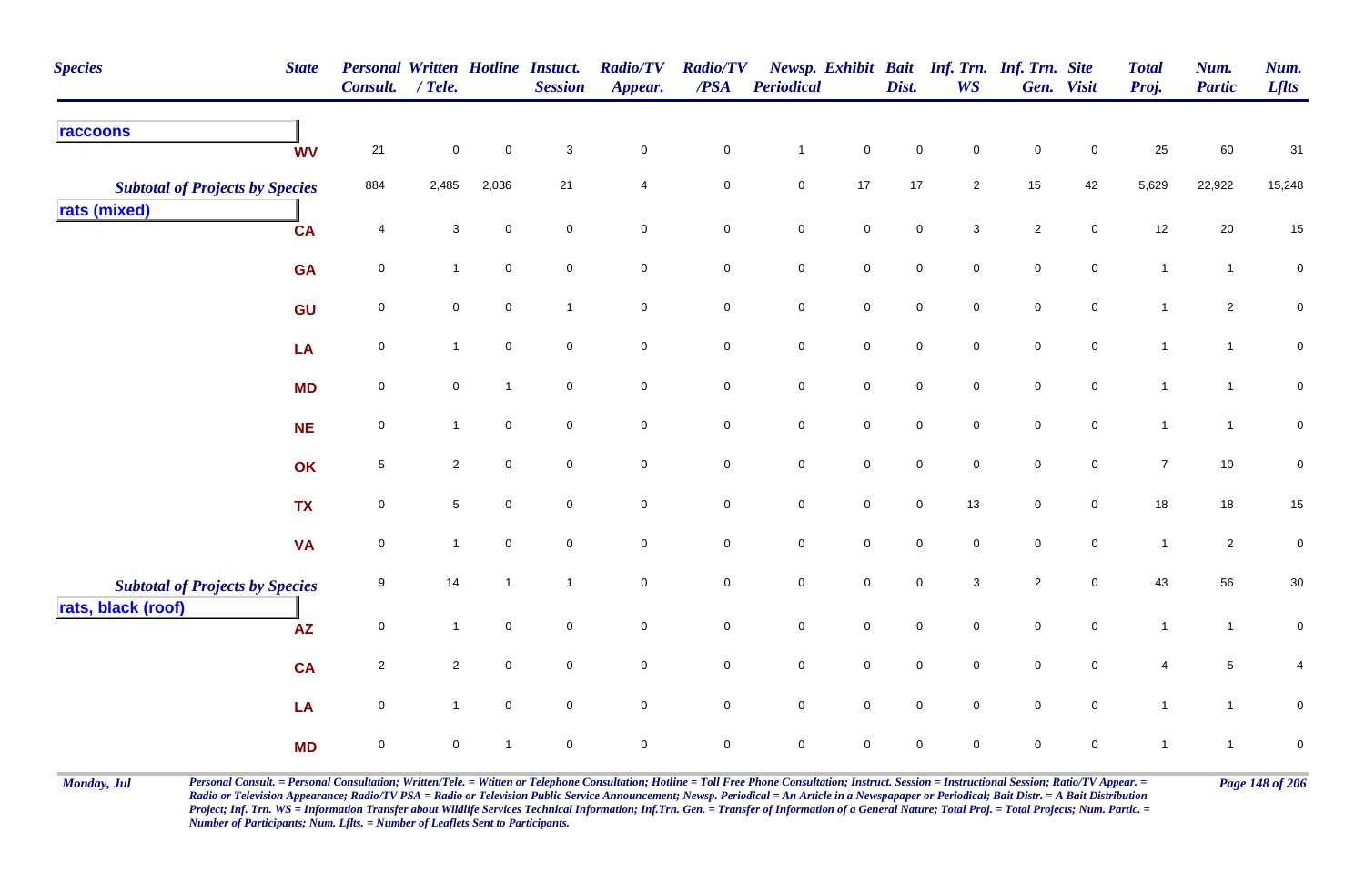| Species | State | Personal Consult. | Written / Tele. | Hotline | Instuct. Session | Radio/TV Appear. | Radio/TV /PSA | Newsp. Periodical | Exhibit | Bait Dist. | Inf. Trn. WS | Inf. Trn. Gen. | Site Visit | Total Proj. | Num. Partic | Num. Lflts |
|---|---|---|---|---|---|---|---|---|---|---|---|---|---|---|---|---|
| **raccoons** | | | | | | | | | | | | | | | | |
| | WV | 21 | 0 | 0 | 3 | 0 | 0 | 1 | 0 | 0 | 0 | 0 | 0 | 25 | 60 | 31 |
| *Subtotal of Projects by Species* | | 884 | 2,485 | 2,036 | 21 | 4 | 0 | 0 | 17 | 17 | 2 | 15 | 42 | 5,629 | 22,922 | 15,248 |
| **rats (mixed)** | | | | | | | | | | | | | | | | |
| | CA | 4 | 3 | 0 | 0 | 0 | 0 | 0 | 0 | 0 | 3 | 2 | 0 | 12 | 20 | 15 |
| | GA | 0 | 1 | 0 | 0 | 0 | 0 | 0 | 0 | 0 | 0 | 0 | 0 | 1 | 1 | 0 |
| | GU | 0 | 0 | 0 | 1 | 0 | 0 | 0 | 0 | 0 | 0 | 0 | 0 | 1 | 2 | 0 |
| | LA | 0 | 1 | 0 | 0 | 0 | 0 | 0 | 0 | 0 | 0 | 0 | 0 | 1 | 1 | 0 |
| | MD | 0 | 0 | 1 | 0 | 0 | 0 | 0 | 0 | 0 | 0 | 0 | 0 | 1 | 1 | 0 |
| | NE | 0 | 1 | 0 | 0 | 0 | 0 | 0 | 0 | 0 | 0 | 0 | 0 | 1 | 1 | 0 |
| | OK | 5 | 2 | 0 | 0 | 0 | 0 | 0 | 0 | 0 | 0 | 0 | 0 | 7 | 10 | 0 |
| | TX | 0 | 5 | 0 | 0 | 0 | 0 | 0 | 0 | 0 | 13 | 0 | 0 | 18 | 18 | 15 |
| | VA | 0 | 1 | 0 | 0 | 0 | 0 | 0 | 0 | 0 | 0 | 0 | 0 | 1 | 2 | 0 |
| *Subtotal of Projects by Species* | | 9 | 14 | 1 | 1 | 0 | 0 | 0 | 0 | 0 | 3 | 2 | 0 | 43 | 56 | 30 |
| **rats, black (roof)** | | | | | | | | | | | | | | | | |
| | AZ | 0 | 1 | 0 | 0 | 0 | 0 | 0 | 0 | 0 | 0 | 0 | 0 | 1 | 1 | 0 |
| | CA | 2 | 2 | 0 | 0 | 0 | 0 | 0 | 0 | 0 | 0 | 0 | 0 | 4 | 5 | 4 |
| | LA | 0 | 1 | 0 | 0 | 0 | 0 | 0 | 0 | 0 | 0 | 0 | 0 | 1 | 1 | 0 |
| | MD | 0 | 0 | 1 | 0 | 0 | 0 | 0 | 0 | 0 | 0 | 0 | 0 | 1 | 1 | 0 |

*Personal Consult. = Personal Consultation; Written/Tele. = Wtitten or Telephone Consultation; Hotline = Toll Free Phone Consultation; Instruct. Session = Instructional Session; Ratio/TV Appear. = Radio or Television Appearance; Radio/TV PSA = Radio or Television Public Service Announcement; Newsp. Periodical = An Article in a Newspapaper or Periodical; Bait Distr. = A Bait Distribution Project; Inf. Trn. WS = Information Transfer about Wildlife Services Technical Information; Inf.Trn. Gen. = Transfer of Information of a General Nature; Total Proj. = Total Projects; Num. Partic. = Number of Participants; Num. Lflts. = Number of Leaflets Sent to Participants.*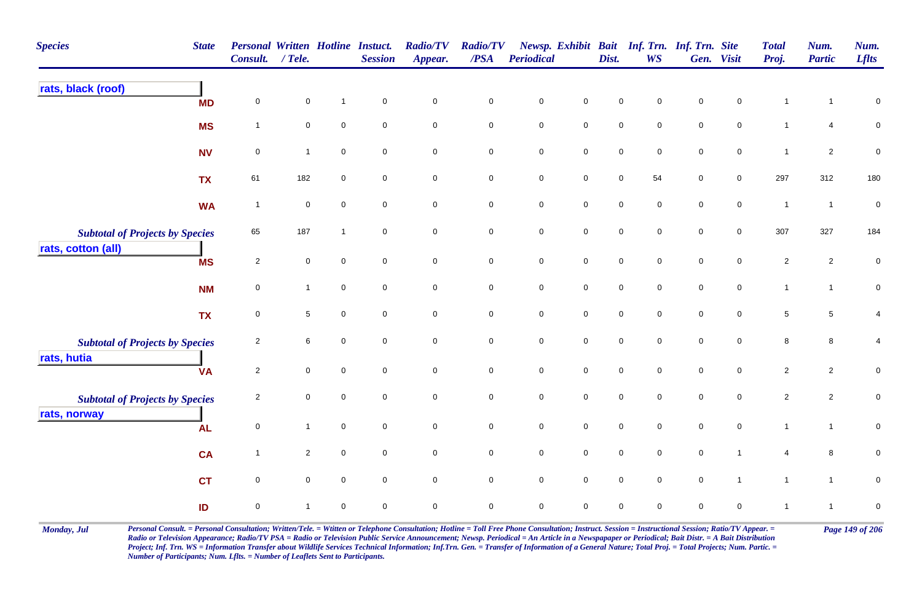| Species | State | Personal Consult. | Written / Tele. | Hotline | Instuct. Session | Radio/TV Appear. | Radio/TV /PSA | Newsp. Periodical | Exhibit | Bait Dist. | Inf. Trn. WS | Inf. Trn. Gen. | Site Visit | Total Proj. | Num. Partic | Num. Lflts |
|---|---|---|---|---|---|---|---|---|---|---|---|---|---|---|---|---|
| **rats, black (roof)** | | | | | | | | | | | | | | | | |
| | MD | 0 | 0 | 1 | 0 | 0 | 0 | 0 | 0 | 0 | 0 | 0 | 0 | 1 | 1 | 0 |
| | MS | 1 | 0 | 0 | 0 | 0 | 0 | 0 | 0 | 0 | 0 | 0 | 0 | 1 | 4 | 0 |
| | NV | 0 | 1 | 0 | 0 | 0 | 0 | 0 | 0 | 0 | 0 | 0 | 0 | 1 | 2 | 0 |
| | TX | 61 | 182 | 0 | 0 | 0 | 0 | 0 | 0 | 0 | 54 | 0 | 0 | 297 | 312 | 180 |
| | WA | 1 | 0 | 0 | 0 | 0 | 0 | 0 | 0 | 0 | 0 | 0 | 0 | 1 | 1 | 0 |
| *Subtotal of Projects by Species* | | 65 | 187 | 1 | 0 | 0 | 0 | 0 | 0 | 0 | 0 | 0 | 0 | 307 | 327 | 184 |
| **rats, cotton (all)** | | | | | | | | | | | | | | | | |
| | MS | 2 | 0 | 0 | 0 | 0 | 0 | 0 | 0 | 0 | 0 | 0 | 0 | 2 | 2 | 0 |
| | NM | 0 | 1 | 0 | 0 | 0 | 0 | 0 | 0 | 0 | 0 | 0 | 0 | 1 | 1 | 0 |
| | TX | 0 | 5 | 0 | 0 | 0 | 0 | 0 | 0 | 0 | 0 | 0 | 0 | 5 | 5 | 4 |
| *Subtotal of Projects by Species* | | 2 | 6 | 0 | 0 | 0 | 0 | 0 | 0 | 0 | 0 | 0 | 0 | 8 | 8 | 4 |
| **rats, hutia** | | | | | | | | | | | | | | | | |
| | VA | 2 | 0 | 0 | 0 | 0 | 0 | 0 | 0 | 0 | 0 | 0 | 0 | 2 | 2 | 0 |
| *Subtotal of Projects by Species* | | 2 | 0 | 0 | 0 | 0 | 0 | 0 | 0 | 0 | 0 | 0 | 0 | 2 | 2 | 0 |
| **rats, norway** | | | | | | | | | | | | | | | | |
| | AL | 0 | 1 | 0 | 0 | 0 | 0 | 0 | 0 | 0 | 0 | 0 | 0 | 1 | 1 | 0 |
| | CA | 1 | 2 | 0 | 0 | 0 | 0 | 0 | 0 | 0 | 0 | 0 | 1 | 4 | 8 | 0 |
| | CT | 0 | 0 | 0 | 0 | 0 | 0 | 0 | 0 | 0 | 0 | 0 | 1 | 1 | 1 | 0 |
| | ID | 0 | 1 | 0 | 0 | 0 | 0 | 0 | 0 | 0 | 0 | 0 | 0 | 1 | 1 | 0 |

*Personal Consult. = Personal Consultation; Written/Tele. = Wtitten or Telephone Consultation; Hotline = Toll Free Phone Consultation; Instruct. Session = Instructional Session; Ratio/TV Appear. = Radio or Television Appearance; Radio/TV PSA = Radio or Television Public Service Announcement; Newsp. Periodical = An Article in a Newspapaper or Periodical; Bait Distr. = A Bait Distribution Project; Inf. Trn. WS = Information Transfer about Wildlife Services Technical Information; Inf.Trn. Gen. = Transfer of Information of a General Nature; Total Proj. = Total Projects; Num. Partic. = Number of Participants; Num. Lflts. = Number of Leaflets Sent to Participants.*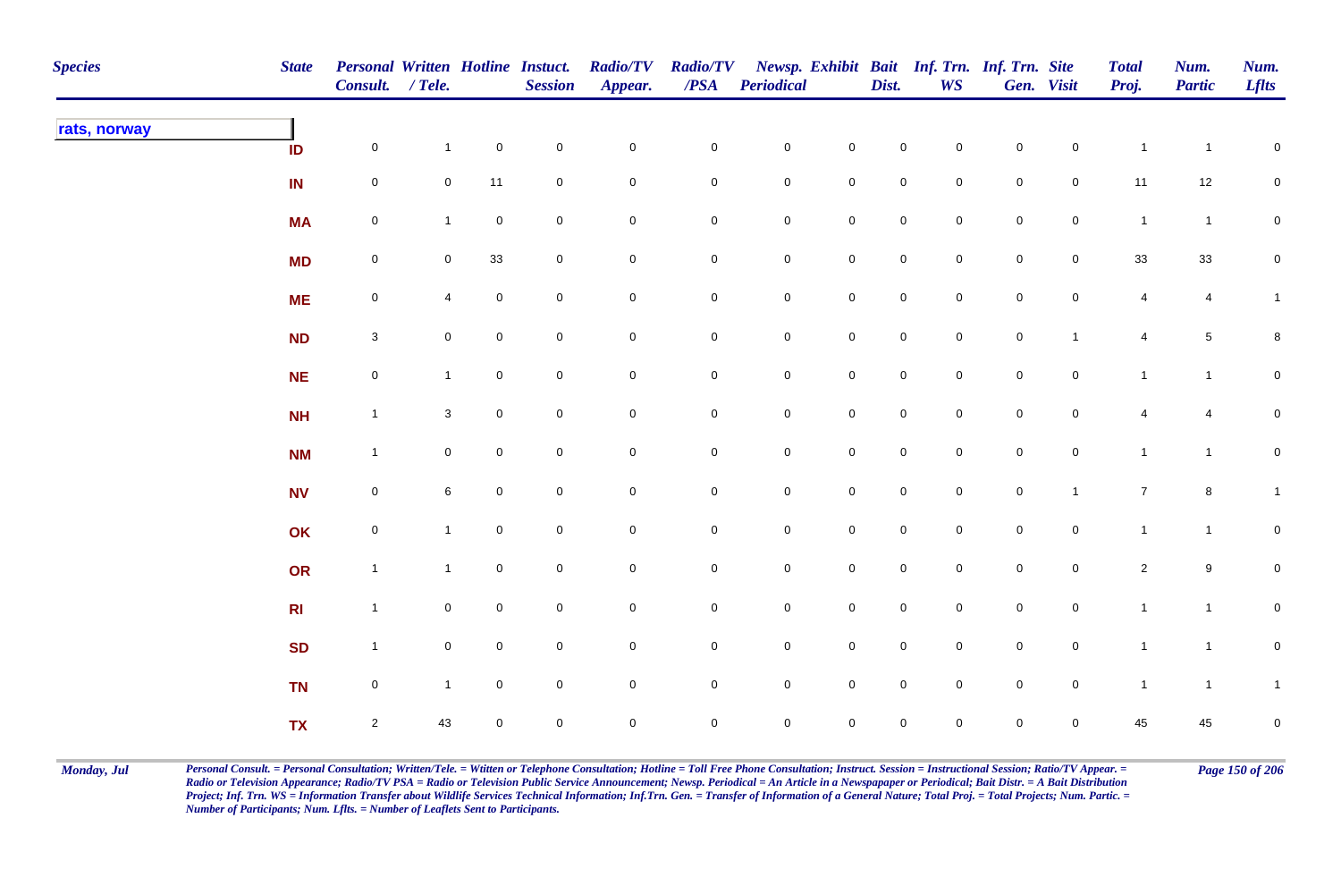| Species | State | Personal Consult. | Written / Tele. | Hotline | Instuct. Session | Radio/TV Appear. | Radio/TV /PSA | Newsp. Periodical | Exhibit | Bait Dist. | Inf. Trn. WS | Inf. Trn. Gen. | Site Visit | Total Proj. | Num. Partic | Num. Lflts |
|---|---|---|---|---|---|---|---|---|---|---|---|---|---|---|---|---|
| **rats, norway** | | | | | | | | | | | | | | | | |
| | ID | 0 | 1 | 0 | 0 | 0 | 0 | 0 | 0 | 0 | 0 | 0 | 0 | 1 | 1 | 0 |
| | IN | 0 | 0 | 11 | 0 | 0 | 0 | 0 | 0 | 0 | 0 | 0 | 0 | 11 | 12 | 0 |
| | MA | 0 | 1 | 0 | 0 | 0 | 0 | 0 | 0 | 0 | 0 | 0 | 0 | 1 | 1 | 0 |
| | MD | 0 | 0 | 33 | 0 | 0 | 0 | 0 | 0 | 0 | 0 | 0 | 0 | 33 | 33 | 0 |
| | ME | 0 | 4 | 0 | 0 | 0 | 0 | 0 | 0 | 0 | 0 | 0 | 0 | 4 | 4 | 1 |
| | ND | 3 | 0 | 0 | 0 | 0 | 0 | 0 | 0 | 0 | 0 | 0 | 1 | 4 | 5 | 8 |
| | NE | 0 | 1 | 0 | 0 | 0 | 0 | 0 | 0 | 0 | 0 | 0 | 0 | 1 | 1 | 0 |
| | NH | 1 | 3 | 0 | 0 | 0 | 0 | 0 | 0 | 0 | 0 | 0 | 0 | 4 | 4 | 0 |
| | NM | 1 | 0 | 0 | 0 | 0 | 0 | 0 | 0 | 0 | 0 | 0 | 0 | 1 | 1 | 0 |
| | NV | 0 | 6 | 0 | 0 | 0 | 0 | 0 | 0 | 0 | 0 | 0 | 1 | 7 | 8 | 1 |
| | OK | 0 | 1 | 0 | 0 | 0 | 0 | 0 | 0 | 0 | 0 | 0 | 0 | 1 | 1 | 0 |
| | OR | 1 | 1 | 0 | 0 | 0 | 0 | 0 | 0 | 0 | 0 | 0 | 0 | 2 | 9 | 0 |
| | RI | 1 | 0 | 0 | 0 | 0 | 0 | 0 | 0 | 0 | 0 | 0 | 0 | 1 | 1 | 0 |
| | SD | 1 | 0 | 0 | 0 | 0 | 0 | 0 | 0 | 0 | 0 | 0 | 0 | 1 | 1 | 0 |
| | TN | 0 | 1 | 0 | 0 | 0 | 0 | 0 | 0 | 0 | 0 | 0 | 0 | 1 | 1 | 1 |
| | TX | 2 | 43 | 0 | 0 | 0 | 0 | 0 | 0 | 0 | 0 | 0 | 0 | 45 | 45 | 0 |

*Personal Consult. = Personal Consultation; Written/Tele. = Wtitten or Telephone Consultation; Hotline = Toll Free Phone Consultation; Instruct. Session = Instructional Session; Ratio/TV Appear. = Radio or Television Appearance; Radio/TV PSA = Radio or Television Public Service Announcement; Newsp. Periodical = An Article in a Newspapaper or Periodical; Bait Distr. = A Bait Distribution Project; Inf. Trn. WS = Information Transfer about Wildlife Services Technical Information; Inf.Trn. Gen. = Transfer of Information of a General Nature; Total Proj. = Total Projects; Num. Partic. = Number of Participants; Num. Lflts. = Number of Leaflets Sent to Participants.*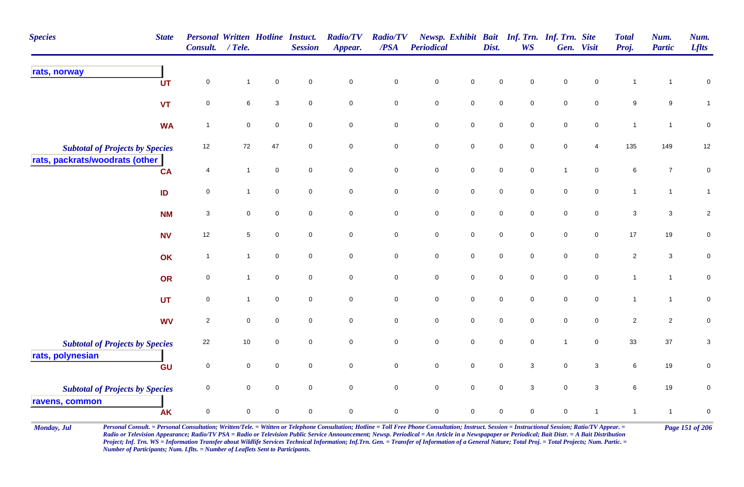| Species | State | Personal Consult. | Written / Tele. | Hotline | Instuct. Session | Radio/TV Appear. | Radio/TV /PSA | Newsp. Periodical | Exhibit | Bait Dist. | Inf. Trn. WS | Inf. Trn. Gen. | Site Visit | Total Proj. | Num. Partic | Num. Lflts |
|---|---|---|---|---|---|---|---|---|---|---|---|---|---|---|---|---|
| **rats, norway** | | | | | | | | | | | | | | | | |
| | UT | 0 | 1 | 0 | 0 | 0 | 0 | 0 | 0 | 0 | 0 | 0 | 0 | 1 | 1 | 0 |
| | VT | 0 | 6 | 3 | 0 | 0 | 0 | 0 | 0 | 0 | 0 | 0 | 0 | 9 | 9 | 1 |
| | WA | 1 | 0 | 0 | 0 | 0 | 0 | 0 | 0 | 0 | 0 | 0 | 0 | 1 | 1 | 0 |
| *Subtotal of Projects by Species* | | 12 | 72 | 47 | 0 | 0 | 0 | 0 | 0 | 0 | 0 | 0 | 4 | 135 | 149 | 12 |
| **rats, packrats/woodrats (other** | | | | | | | | | | | | | | | | |
| | CA | 4 | 1 | 0 | 0 | 0 | 0 | 0 | 0 | 0 | 0 | 1 | 0 | 6 | 7 | 0 |
| | ID | 0 | 1 | 0 | 0 | 0 | 0 | 0 | 0 | 0 | 0 | 0 | 0 | 1 | 1 | 1 |
| | NM | 3 | 0 | 0 | 0 | 0 | 0 | 0 | 0 | 0 | 0 | 0 | 0 | 3 | 3 | 2 |
| | NV | 12 | 5 | 0 | 0 | 0 | 0 | 0 | 0 | 0 | 0 | 0 | 0 | 17 | 19 | 0 |
| | OK | 1 | 1 | 0 | 0 | 0 | 0 | 0 | 0 | 0 | 0 | 0 | 0 | 2 | 3 | 0 |
| | OR | 0 | 1 | 0 | 0 | 0 | 0 | 0 | 0 | 0 | 0 | 0 | 0 | 1 | 1 | 0 |
| | UT | 0 | 1 | 0 | 0 | 0 | 0 | 0 | 0 | 0 | 0 | 0 | 0 | 1 | 1 | 0 |
| | WV | 2 | 0 | 0 | 0 | 0 | 0 | 0 | 0 | 0 | 0 | 0 | 0 | 2 | 2 | 0 |
| *Subtotal of Projects by Species* | | 22 | 10 | 0 | 0 | 0 | 0 | 0 | 0 | 0 | 0 | 1 | 0 | 33 | 37 | 3 |
| **rats, polynesian** | | | | | | | | | | | | | | | | |
| | GU | 0 | 0 | 0 | 0 | 0 | 0 | 0 | 0 | 0 | 3 | 0 | 3 | 6 | 19 | 0 |
| *Subtotal of Projects by Species* | | 0 | 0 | 0 | 0 | 0 | 0 | 0 | 0 | 0 | 3 | 0 | 3 | 6 | 19 | 0 |
| **ravens, common** | | | | | | | | | | | | | | | | |
| | AK | 0 | 0 | 0 | 0 | 0 | 0 | 0 | 0 | 0 | 0 | 0 | 1 | 1 | 1 | 0 |

*Personal Consult. = Personal Consultation; Written/Tele. = Wtitten or Telephone Consultation; Hotline = Toll Free Phone Consultation; Instruct. Session = Instructional Session; Ratio/TV Appear. = Radio or Television Appearance; Radio/TV PSA = Radio or Television Public Service Announcement; Newsp. Periodical = An Article in a Newspaper or Periodical; Bait Distr. = A Bait Distribution Project; Inf. Trn. WS = Information Transfer about Wildlife Services Technical Information; Inf.Trn. Gen. = Transfer of Information of a General Nature; Total Proj. = Total Projects; Num. Partic. = Number of Participants; Num. Lflts. = Number of Leaflets Sent to Participants.*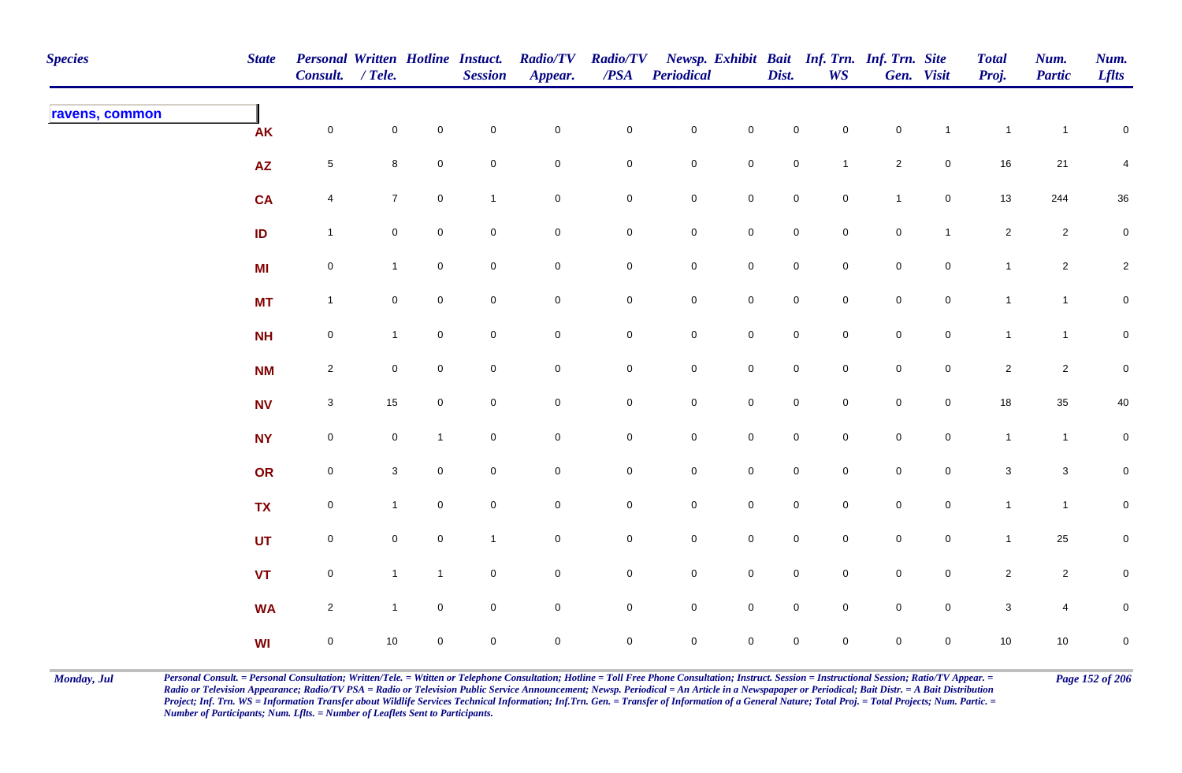| Species | State | Personal Consult. | Written / Tele. | Hotline | Instuct. Session | Radio/TV Appear. | Radio/TV /PSA | Newsp. Periodical | Exhibit | Bait Dist. | Inf. Trn. WS | Inf. Trn. Gen. | Site Visit | Total Proj. | Num. Partic | Num. Lflts |
|---|---|---|---|---|---|---|---|---|---|---|---|---|---|---|---|---|
| ravens, common | | | | | | | | | | | | | | | | |
| | AK | 0 | 0 | 0 | 0 | 0 | 0 | 0 | 0 | 0 | 0 | 0 | 1 | 1 | 1 | 0 |
| | AZ | 5 | 8 | 0 | 0 | 0 | 0 | 0 | 0 | 0 | 1 | 2 | 0 | 16 | 21 | 4 |
| | CA | 4 | 7 | 0 | 1 | 0 | 0 | 0 | 0 | 0 | 0 | 1 | 0 | 13 | 244 | 36 |
| | ID | 1 | 0 | 0 | 0 | 0 | 0 | 0 | 0 | 0 | 0 | 0 | 1 | 2 | 2 | 0 |
| | MI | 0 | 1 | 0 | 0 | 0 | 0 | 0 | 0 | 0 | 0 | 0 | 0 | 1 | 2 | 2 |
| | MT | 1 | 0 | 0 | 0 | 0 | 0 | 0 | 0 | 0 | 0 | 0 | 0 | 1 | 1 | 0 |
| | NH | 0 | 1 | 0 | 0 | 0 | 0 | 0 | 0 | 0 | 0 | 0 | 0 | 1 | 1 | 0 |
| | NM | 2 | 0 | 0 | 0 | 0 | 0 | 0 | 0 | 0 | 0 | 0 | 0 | 2 | 2 | 0 |
| | NV | 3 | 15 | 0 | 0 | 0 | 0 | 0 | 0 | 0 | 0 | 0 | 0 | 18 | 35 | 40 |
| | NY | 0 | 0 | 1 | 0 | 0 | 0 | 0 | 0 | 0 | 0 | 0 | 0 | 1 | 1 | 0 |
| | OR | 0 | 3 | 0 | 0 | 0 | 0 | 0 | 0 | 0 | 0 | 0 | 0 | 3 | 3 | 0 |
| | TX | 0 | 1 | 0 | 0 | 0 | 0 | 0 | 0 | 0 | 0 | 0 | 0 | 1 | 1 | 0 |
| | UT | 0 | 0 | 0 | 1 | 0 | 0 | 0 | 0 | 0 | 0 | 0 | 0 | 1 | 25 | 0 |
| | VT | 0 | 1 | 1 | 0 | 0 | 0 | 0 | 0 | 0 | 0 | 0 | 0 | 2 | 2 | 0 |
| | WA | 2 | 1 | 0 | 0 | 0 | 0 | 0 | 0 | 0 | 0 | 0 | 0 | 3 | 4 | 0 |
| | WI | 0 | 10 | 0 | 0 | 0 | 0 | 0 | 0 | 0 | 0 | 0 | 0 | 10 | 10 | 0 |

*Personal Consult. = Personal Consultation; Written/Tele. = Wtitten or Telephone Consultation; Hotline = Toll Free Phone Consultation; Instruct. Session = Instructional Session; Ratio/TV Appear. = Radio or Television Appearance; Radio/TV PSA = Radio or Television Public Service Announcement; Newsp. Periodical = An Article in a Newspapaper or Periodical; Bait Distr. = A Bait Distribution Project; Inf. Trn. WS = Information Transfer about Wildlife Services Technical Information; Inf.Trn. Gen. = Transfer of Information of a General Nature; Total Proj. = Total Projects; Num. Partic. = Number of Participants; Num. Lflts. = Number of Leaflets Sent to Participants.*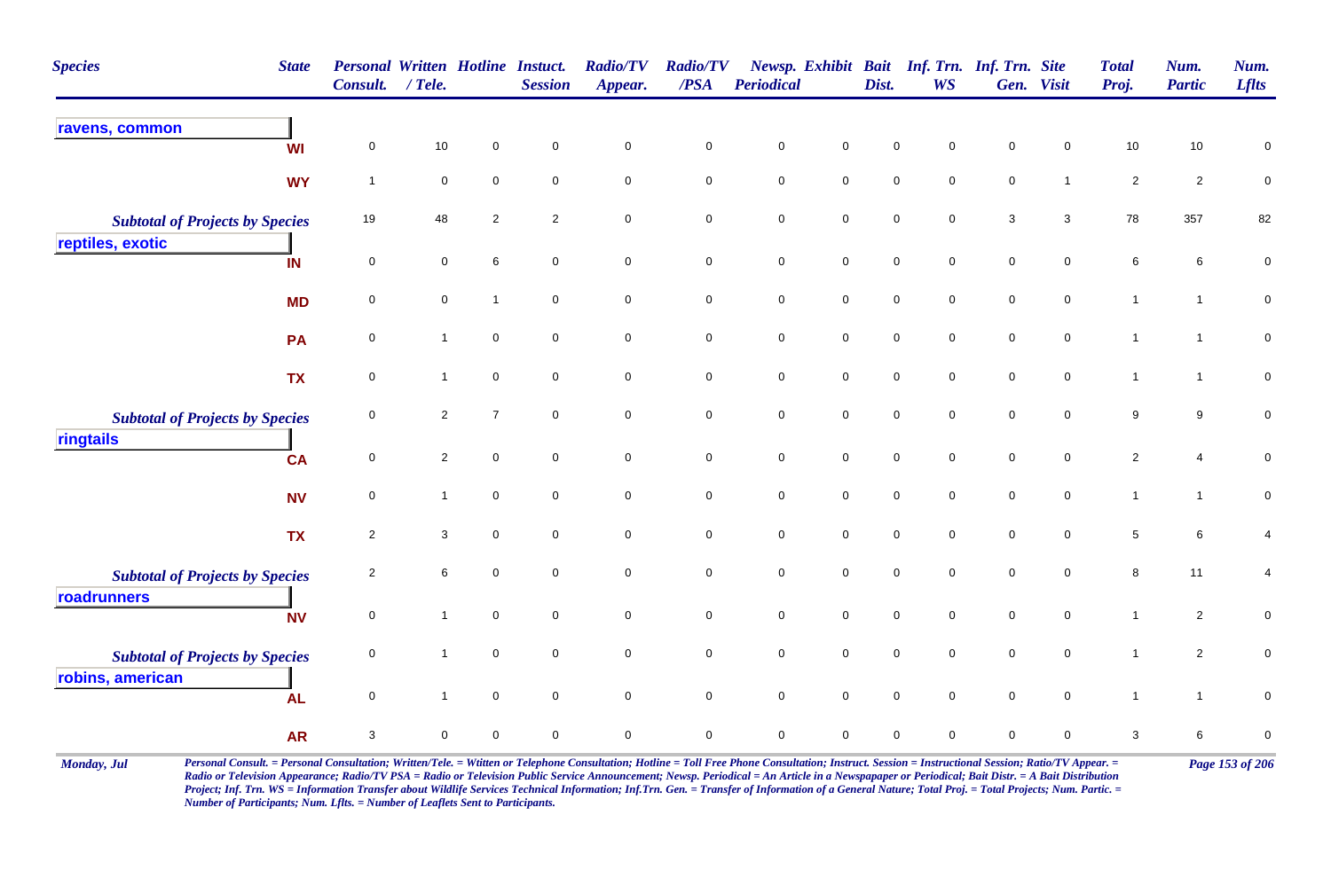| Species | State | Personal Consult. | Written / Tele. | Hotline | Instuct. Session | Radio/TV Appear. | Radio/TV /PSA | Newsp. Periodical | Exhibit | Bait Dist. | Inf. Trn. WS | Inf. Trn. Gen. | Site Visit | Total Proj. | Num. Partic | Num. Lflts |
|---|---|---|---|---|---|---|---|---|---|---|---|---|---|---|---|---|
| **ravens, common** | | | | | | | | | | | | | | | | |
| | WI | 0 | 10 | 0 | 0 | 0 | 0 | 0 | 0 | 0 | 0 | 0 | 0 | 10 | 10 | 0 |
| | WY | 1 | 0 | 0 | 0 | 0 | 0 | 0 | 0 | 0 | 0 | 0 | 1 | 2 | 2 | 0 |
| *Subtotal of Projects by Species* | | 19 | 48 | 2 | 2 | 0 | 0 | 0 | 0 | 0 | 0 | 3 | 3 | 78 | 357 | 82 |
| **reptiles, exotic** | | | | | | | | | | | | | | | | |
| | IN | 0 | 0 | 6 | 0 | 0 | 0 | 0 | 0 | 0 | 0 | 0 | 0 | 6 | 6 | 0 |
| | MD | 0 | 0 | 1 | 0 | 0 | 0 | 0 | 0 | 0 | 0 | 0 | 0 | 1 | 1 | 0 |
| | PA | 0 | 1 | 0 | 0 | 0 | 0 | 0 | 0 | 0 | 0 | 0 | 0 | 1 | 1 | 0 |
| | TX | 0 | 1 | 0 | 0 | 0 | 0 | 0 | 0 | 0 | 0 | 0 | 0 | 1 | 1 | 0 |
| *Subtotal of Projects by Species* | | 0 | 2 | 7 | 0 | 0 | 0 | 0 | 0 | 0 | 0 | 0 | 0 | 9 | 9 | 0 |
| **ringtails** | | | | | | | | | | | | | | | | |
| | CA | 0 | 2 | 0 | 0 | 0 | 0 | 0 | 0 | 0 | 0 | 0 | 0 | 2 | 4 | 0 |
| | NV | 0 | 1 | 0 | 0 | 0 | 0 | 0 | 0 | 0 | 0 | 0 | 0 | 1 | 1 | 0 |
| | TX | 2 | 3 | 0 | 0 | 0 | 0 | 0 | 0 | 0 | 0 | 0 | 0 | 5 | 6 | 4 |
| *Subtotal of Projects by Species* | | 2 | 6 | 0 | 0 | 0 | 0 | 0 | 0 | 0 | 0 | 0 | 0 | 8 | 11 | 4 |
| **roadrunners** | | | | | | | | | | | | | | | | |
| | NV | 0 | 1 | 0 | 0 | 0 | 0 | 0 | 0 | 0 | 0 | 0 | 0 | 1 | 2 | 0 |
| *Subtotal of Projects by Species* | | 0 | 1 | 0 | 0 | 0 | 0 | 0 | 0 | 0 | 0 | 0 | 0 | 1 | 2 | 0 |
| **robins, american** | | | | | | | | | | | | | | | | |
| | AL | 0 | 1 | 0 | 0 | 0 | 0 | 0 | 0 | 0 | 0 | 0 | 0 | 1 | 1 | 0 |
| | AR | 3 | 0 | 0 | 0 | 0 | 0 | 0 | 0 | 0 | 0 | 0 | 0 | 3 | 6 | 0 |

*Personal Consult. = Personal Consultation; Written/Tele. = Wtitten or Telephone Consultation; Hotline = Toll Free Phone Consultation; Instruct. Session = Instructional Session; Ratio/TV Appear. = Radio or Television Appearance; Radio/TV PSA = Radio or Television Public Service Announcement; Newsp. Periodical = An Article in a Newspapaper or Periodical; Bait Distr. = A Bait Distribution Project; Inf. Trn. WS = Information Transfer about Wildlife Services Technical Information; Inf.Trn. Gen. = Transfer of Information of a General Nature; Total Proj. = Total Projects; Num. Partic. = Number of Participants; Num. Lflts. = Number of Leaflets Sent to Participants.*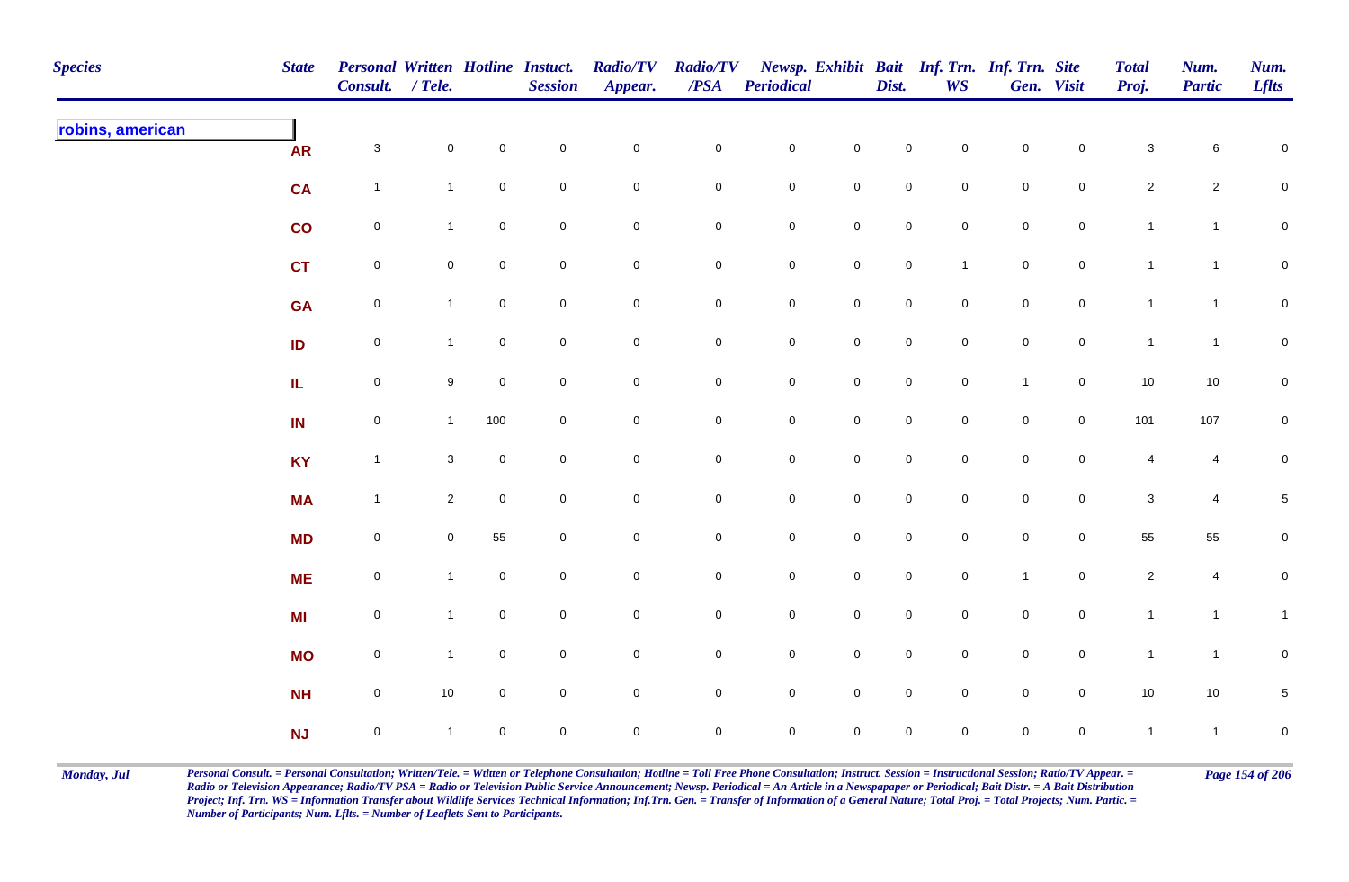| Species | State | Personal Consult. | Written / Tele. | Hotline | Instuct. Session | Radio/TV Appear. | Radio/TV /PSA | Newsp. Periodical | Exhibit | Bait Dist. | Inf. Trn. WS | Inf. Trn. Gen. | Site Visit | Total Proj. | Num. Partic | Num. Lflts |
|---|---|---|---|---|---|---|---|---|---|---|---|---|---|---|---|---|
| robins, american | AR | 3 | 0 | 0 | 0 | 0 | 0 | 0 | 0 | 0 | 0 | 0 | 0 | 3 | 6 | 0 |
| | CA | 1 | 1 | 0 | 0 | 0 | 0 | 0 | 0 | 0 | 0 | 0 | 0 | 2 | 2 | 0 |
| | CO | 0 | 1 | 0 | 0 | 0 | 0 | 0 | 0 | 0 | 0 | 0 | 0 | 1 | 1 | 0 |
| | CT | 0 | 0 | 0 | 0 | 0 | 0 | 0 | 0 | 0 | 1 | 0 | 0 | 1 | 1 | 0 |
| | GA | 0 | 1 | 0 | 0 | 0 | 0 | 0 | 0 | 0 | 0 | 0 | 0 | 1 | 1 | 0 |
| | ID | 0 | 1 | 0 | 0 | 0 | 0 | 0 | 0 | 0 | 0 | 0 | 0 | 1 | 1 | 0 |
| | IL | 0 | 9 | 0 | 0 | 0 | 0 | 0 | 0 | 0 | 0 | 1 | 0 | 10 | 10 | 0 |
| | IN | 0 | 1 | 100 | 0 | 0 | 0 | 0 | 0 | 0 | 0 | 0 | 0 | 101 | 107 | 0 |
| | KY | 1 | 3 | 0 | 0 | 0 | 0 | 0 | 0 | 0 | 0 | 0 | 0 | 4 | 4 | 0 |
| | MA | 1 | 2 | 0 | 0 | 0 | 0 | 0 | 0 | 0 | 0 | 0 | 0 | 3 | 4 | 5 |
| | MD | 0 | 0 | 55 | 0 | 0 | 0 | 0 | 0 | 0 | 0 | 0 | 0 | 55 | 55 | 0 |
| | ME | 0 | 1 | 0 | 0 | 0 | 0 | 0 | 0 | 0 | 0 | 1 | 0 | 2 | 4 | 0 |
| | MI | 0 | 1 | 0 | 0 | 0 | 0 | 0 | 0 | 0 | 0 | 0 | 0 | 1 | 1 | 1 |
| | MO | 0 | 1 | 0 | 0 | 0 | 0 | 0 | 0 | 0 | 0 | 0 | 0 | 1 | 1 | 0 |
| | NH | 0 | 10 | 0 | 0 | 0 | 0 | 0 | 0 | 0 | 0 | 0 | 0 | 10 | 10 | 5 |
| | NJ | 0 | 1 | 0 | 0 | 0 | 0 | 0 | 0 | 0 | 0 | 0 | 0 | 1 | 1 | 0 |

*Personal Consult. = Personal Consultation; Written/Tele. = Wtitten or Telephone Consultation; Hotline = Toll Free Phone Consultation; Instruct. Session = Instructional Session; Ratio/TV Appear. = Radio or Television Appearance; Radio/TV PSA = Radio or Television Public Service Announcement; Newsp. Periodical = An Article in a Newspapaper or Periodical; Bait Distr. = A Bait Distribution Project; Inf. Trn. WS = Information Transfer about Wildlife Services Technical Information; Inf.Trn. Gen. = Transfer of Information of a General Nature; Total Proj. = Total Projects; Num. Partic. = Number of Participants; Num. Lflts. = Number of Leaflets Sent to Participants.*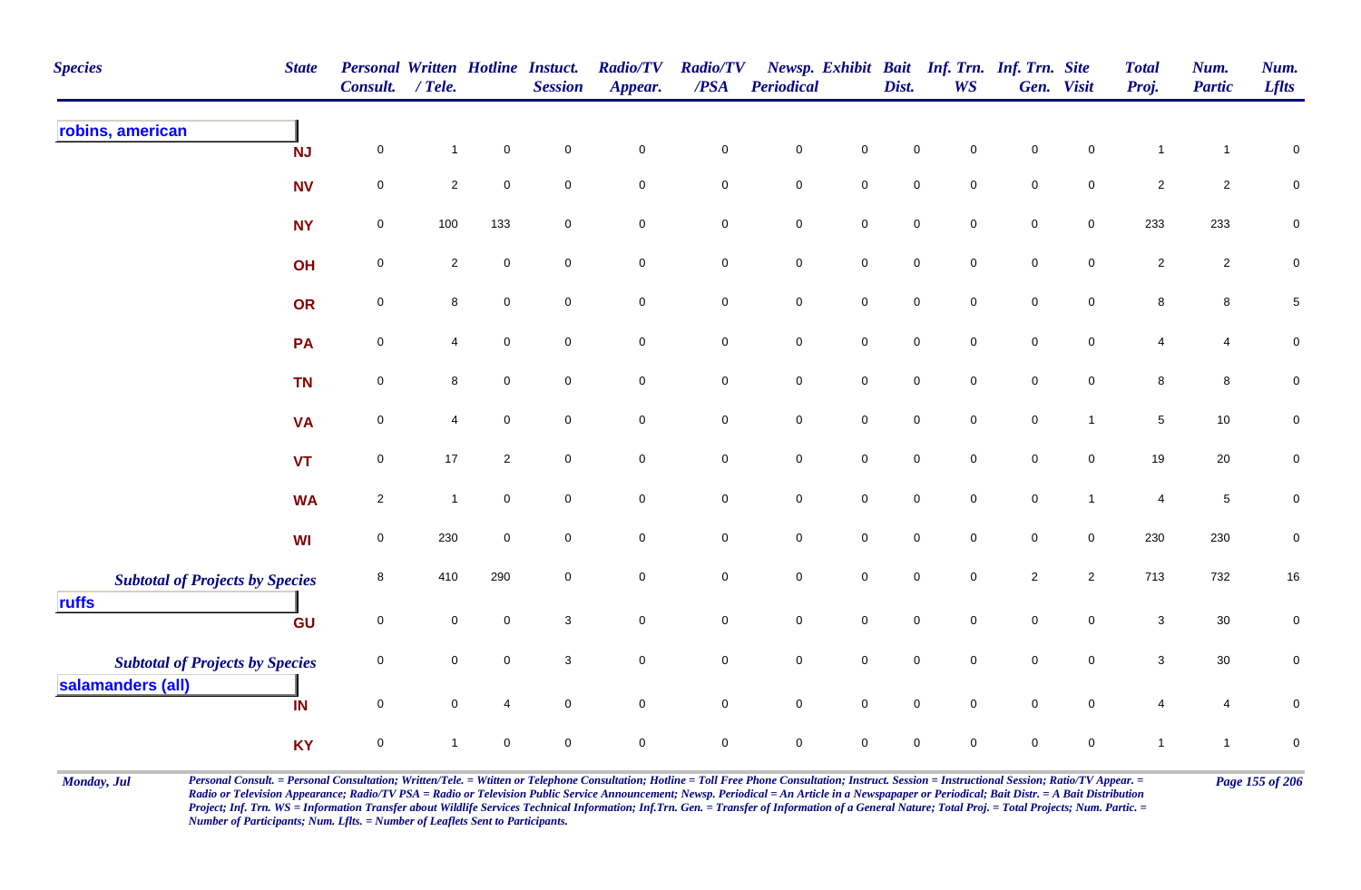| Species | State | Personal Consult. | Written / Tele. | Hotline | Instuct. Session | Radio/TV Appear. | Radio/TV /PSA | Newsp. Periodical | Exhibit | Bait Dist. | Inf. Trn. WS | Inf. Trn. Gen. | Site Visit | Total Proj. | Num. Partic | Num. Lflts |
|---|---|---|---|---|---|---|---|---|---|---|---|---|---|---|---|---|
| **robins, american** | | | | | | | | | | | | | | | | |
| | NJ | 0 | 1 | 0 | 0 | 0 | 0 | 0 | 0 | 0 | 0 | 0 | 0 | 1 | 1 | 0 |
| | NV | 0 | 2 | 0 | 0 | 0 | 0 | 0 | 0 | 0 | 0 | 0 | 0 | 2 | 2 | 0 |
| | NY | 0 | 100 | 133 | 0 | 0 | 0 | 0 | 0 | 0 | 0 | 0 | 0 | 233 | 233 | 0 |
| | OH | 0 | 2 | 0 | 0 | 0 | 0 | 0 | 0 | 0 | 0 | 0 | 0 | 2 | 2 | 0 |
| | OR | 0 | 8 | 0 | 0 | 0 | 0 | 0 | 0 | 0 | 0 | 0 | 0 | 8 | 8 | 5 |
| | PA | 0 | 4 | 0 | 0 | 0 | 0 | 0 | 0 | 0 | 0 | 0 | 0 | 4 | 4 | 0 |
| | TN | 0 | 8 | 0 | 0 | 0 | 0 | 0 | 0 | 0 | 0 | 0 | 0 | 8 | 8 | 0 |
| | VA | 0 | 4 | 0 | 0 | 0 | 0 | 0 | 0 | 0 | 0 | 0 | 1 | 5 | 10 | 0 |
| | VT | 0 | 17 | 2 | 0 | 0 | 0 | 0 | 0 | 0 | 0 | 0 | 0 | 19 | 20 | 0 |
| | WA | 2 | 1 | 0 | 0 | 0 | 0 | 0 | 0 | 0 | 0 | 0 | 1 | 4 | 5 | 0 |
| | WI | 0 | 230 | 0 | 0 | 0 | 0 | 0 | 0 | 0 | 0 | 0 | 0 | 230 | 230 | 0 |
| *Subtotal of Projects by Species* | | 8 | 410 | 290 | 0 | 0 | 0 | 0 | 0 | 0 | 0 | 2 | 2 | 713 | 732 | 16 |
| **ruffs** | | | | | | | | | | | | | | | | |
| | GU | 0 | 0 | 0 | 3 | 0 | 0 | 0 | 0 | 0 | 0 | 0 | 0 | 3 | 30 | 0 |
| *Subtotal of Projects by Species* | | 0 | 0 | 0 | 3 | 0 | 0 | 0 | 0 | 0 | 0 | 0 | 0 | 3 | 30 | 0 |
| **salamanders (all)** | | | | | | | | | | | | | | | | |
| | IN | 0 | 0 | 4 | 0 | 0 | 0 | 0 | 0 | 0 | 0 | 0 | 0 | 4 | 4 | 0 |
| | KY | 0 | 1 | 0 | 0 | 0 | 0 | 0 | 0 | 0 | 0 | 0 | 0 | 1 | 1 | 0 |

*Personal Consult. = Personal Consultation; Written/Tele. = Wtitten or Telephone Consultation; Hotline = Toll Free Phone Consultation; Instruct. Session = Instructional Session; Ratio/TV Appear. = Radio or Television Appearance; Radio/TV PSA = Radio or Television Public Service Announcement; Newsp. Periodical = An Article in a Newspapaper or Periodical; Bait Distr. = A Bait Distribution Project; Inf. Trn. WS = Information Transfer about Wildlife Services Technical Information; Inf.Trn. Gen. = Transfer of Information of a General Nature; Total Proj. = Total Projects; Num. Partic. = Number of Participants; Num. Lflts. = Number of Leaflets Sent to Participants.*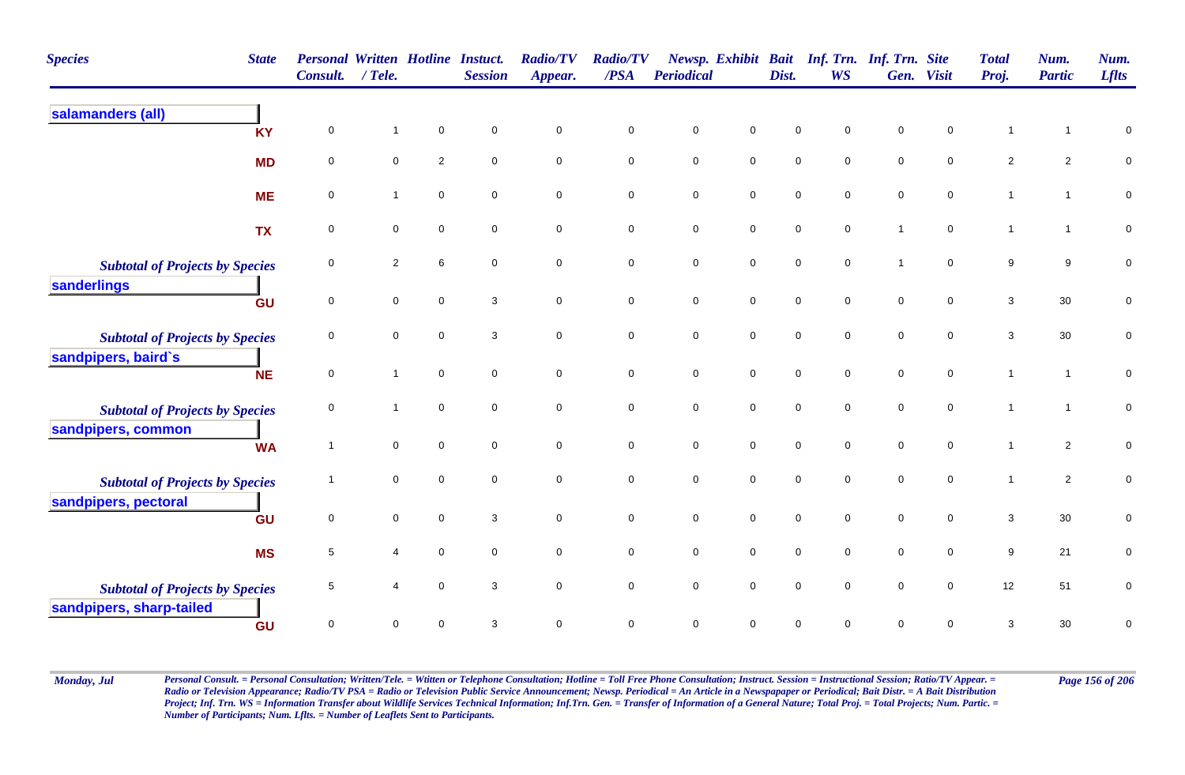| Species | State | Personal Consult. | Written / Tele. | Hotline | Instuct. Session | Radio/TV Appear. | Radio/TV /PSA | Newsp. Periodical | Exhibit | Bait Dist. | Inf. Trn. WS | Inf. Trn. Gen. | Site Visit | Total Proj. | Num. Partic | Num. Lflts |
|---|---|---|---|---|---|---|---|---|---|---|---|---|---|---|---|---|
| **salamanders (all)** | | | | | | | | | | | | | | | | |
| | KY | 0 | 1 | 0 | 0 | 0 | 0 | 0 | 0 | 0 | 0 | 0 | 0 | 1 | 1 | 0 |
| | MD | 0 | 0 | 2 | 0 | 0 | 0 | 0 | 0 | 0 | 0 | 0 | 0 | 2 | 2 | 0 |
| | ME | 0 | 1 | 0 | 0 | 0 | 0 | 0 | 0 | 0 | 0 | 0 | 0 | 1 | 1 | 0 |
| | TX | 0 | 0 | 0 | 0 | 0 | 0 | 0 | 0 | 0 | 0 | 1 | 0 | 1 | 1 | 0 |
| *Subtotal of Projects by Species* | | 0 | 2 | 6 | 0 | 0 | 0 | 0 | 0 | 0 | 0 | 1 | 0 | 9 | 9 | 0 |
| **sanderlings** | | | | | | | | | | | | | | | | |
| | GU | 0 | 0 | 0 | 3 | 0 | 0 | 0 | 0 | 0 | 0 | 0 | 0 | 3 | 30 | 0 |
| *Subtotal of Projects by Species* | | 0 | 0 | 0 | 3 | 0 | 0 | 0 | 0 | 0 | 0 | 0 | 0 | 3 | 30 | 0 |
| **sandpipers, baird`s** | | | | | | | | | | | | | | | | |
| | NE | 0 | 1 | 0 | 0 | 0 | 0 | 0 | 0 | 0 | 0 | 0 | 0 | 1 | 1 | 0 |
| *Subtotal of Projects by Species* | | 0 | 1 | 0 | 0 | 0 | 0 | 0 | 0 | 0 | 0 | 0 | 0 | 1 | 1 | 0 |
| **sandpipers, common** | | | | | | | | | | | | | | | | |
| | WA | 1 | 0 | 0 | 0 | 0 | 0 | 0 | 0 | 0 | 0 | 0 | 0 | 1 | 2 | 0 |
| *Subtotal of Projects by Species* | | 1 | 0 | 0 | 0 | 0 | 0 | 0 | 0 | 0 | 0 | 0 | 0 | 1 | 2 | 0 |
| **sandpipers, pectoral** | | | | | | | | | | | | | | | | |
| | GU | 0 | 0 | 0 | 3 | 0 | 0 | 0 | 0 | 0 | 0 | 0 | 0 | 3 | 30 | 0 |
| | MS | 5 | 4 | 0 | 0 | 0 | 0 | 0 | 0 | 0 | 0 | 0 | 0 | 9 | 21 | 0 |
| *Subtotal of Projects by Species* | | 5 | 4 | 0 | 3 | 0 | 0 | 0 | 0 | 0 | 0 | 0 | 0 | 12 | 51 | 0 |
| **sandpipers, sharp-tailed** | | | | | | | | | | | | | | | | |
| | GU | 0 | 0 | 0 | 3 | 0 | 0 | 0 | 0 | 0 | 0 | 0 | 0 | 3 | 30 | 0 |

*Personal Consult. = Personal Consultation; Written/Tele. = Wtitten or Telephone Consultation; Hotline = Toll Free Phone Consultation; Instruct. Session = Instructional Session; Ratio/TV Appear. = Radio or Television Appearance; Radio/TV PSA = Radio or Television Public Service Announcement; Newsp. Periodical = An Article in a Newspapaper or Periodical; Bait Distr. = A Bait Distribution Project; Inf. Trn. WS = Information Transfer about Wildlife Services Technical Information; Inf.Trn. Gen. = Transfer of Information of a General Nature; Total Proj. = Total Projects; Num. Partic. = Number of Participants; Num. Lflts. = Number of Leaflets Sent to Participants.*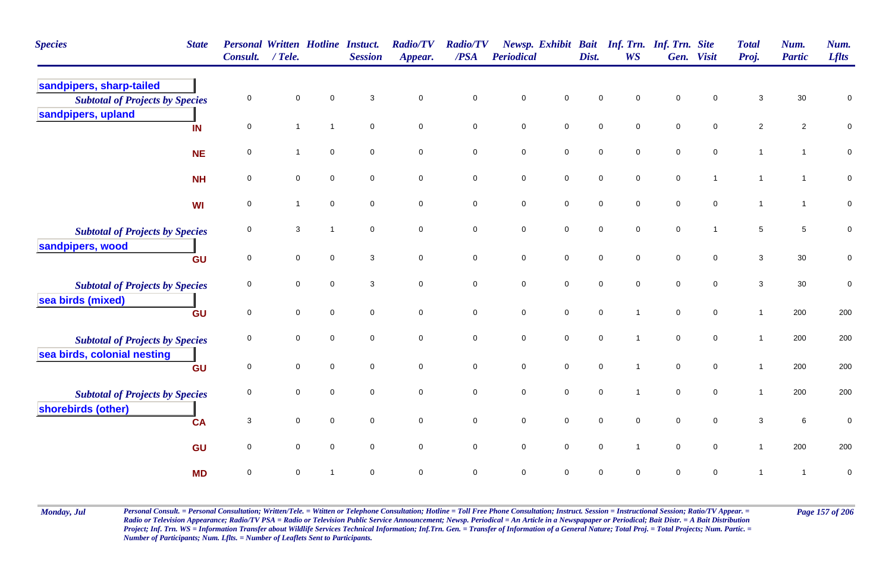| Species | State | Personal Consult. | Written / Tele. | Hotline | Instuct. Session | Radio/TV Appear. | Radio/TV /PSA | Newsp. Periodical | Exhibit | Bait Dist. | Inf. Trn. WS | Inf. Trn. Gen. | Site Visit | Total Proj. | Num. Partic | Num. Lflts |
|---|---|---|---|---|---|---|---|---|---|---|---|---|---|---|---|---|
| **sandpipers, sharp-tailed** | | | | | | | | | | | | | | | | |
| *Subtotal of Projects by Species* | | 0 | 0 | 0 | 3 | 0 | 0 | 0 | 0 | 0 | 0 | 0 | 0 | 3 | 30 | 0 |
| **sandpipers, upland** | | | | | | | | | | | | | | | | |
| | IN | 0 | 1 | 1 | 0 | 0 | 0 | 0 | 0 | 0 | 0 | 0 | 0 | 2 | 2 | 0 |
| | NE | 0 | 1 | 0 | 0 | 0 | 0 | 0 | 0 | 0 | 0 | 0 | 0 | 1 | 1 | 0 |
| | NH | 0 | 0 | 0 | 0 | 0 | 0 | 0 | 0 | 0 | 0 | 0 | 1 | 1 | 1 | 0 |
| | WI | 0 | 1 | 0 | 0 | 0 | 0 | 0 | 0 | 0 | 0 | 0 | 0 | 1 | 1 | 0 |
| *Subtotal of Projects by Species* | | 0 | 3 | 1 | 0 | 0 | 0 | 0 | 0 | 0 | 0 | 0 | 1 | 5 | 5 | 0 |
| **sandpipers, wood** | | | | | | | | | | | | | | | | |
| | GU | 0 | 0 | 0 | 3 | 0 | 0 | 0 | 0 | 0 | 0 | 0 | 0 | 3 | 30 | 0 |
| *Subtotal of Projects by Species* | | 0 | 0 | 0 | 3 | 0 | 0 | 0 | 0 | 0 | 0 | 0 | 0 | 3 | 30 | 0 |
| **sea birds (mixed)** | | | | | | | | | | | | | | | | |
| | GU | 0 | 0 | 0 | 0 | 0 | 0 | 0 | 0 | 0 | 1 | 0 | 0 | 1 | 200 | 200 |
| *Subtotal of Projects by Species* | | 0 | 0 | 0 | 0 | 0 | 0 | 0 | 0 | 0 | 1 | 0 | 0 | 1 | 200 | 200 |
| **sea birds, colonial nesting** | | | | | | | | | | | | | | | | |
| | GU | 0 | 0 | 0 | 0 | 0 | 0 | 0 | 0 | 0 | 1 | 0 | 0 | 1 | 200 | 200 |
| *Subtotal of Projects by Species* | | 0 | 0 | 0 | 0 | 0 | 0 | 0 | 0 | 0 | 1 | 0 | 0 | 1 | 200 | 200 |
| **shorebirds (other)** | | | | | | | | | | | | | | | | |
| | CA | 3 | 0 | 0 | 0 | 0 | 0 | 0 | 0 | 0 | 0 | 0 | 0 | 3 | 6 | 0 |
| | GU | 0 | 0 | 0 | 0 | 0 | 0 | 0 | 0 | 0 | 1 | 0 | 0 | 1 | 200 | 200 |
| | MD | 0 | 0 | 1 | 0 | 0 | 0 | 0 | 0 | 0 | 0 | 0 | 0 | 1 | 1 | 0 |

*Personal Consult. = Personal Consultation; Written/Tele. = Wtitten or Telephone Consultation; Hotline = Toll Free Phone Consultation; Instruct. Session = Instructional Session; Ratio/TV Appear. = Radio or Television Appearance; Radio/TV PSA = Radio or Television Public Service Announcement; Newsp. Periodical = An Article in a Newspapaper or Periodical; Bait Distr. = A Bait Distribution Project; Inf. Trn. WS = Information Transfer about Wildlife Services Technical Information; Inf.Trn. Gen. = Transfer of Information of a General Nature; Total Proj. = Total Projects; Num. Partic. = Number of Participants; Num. Lflts. = Number of Leaflets Sent to Participants.*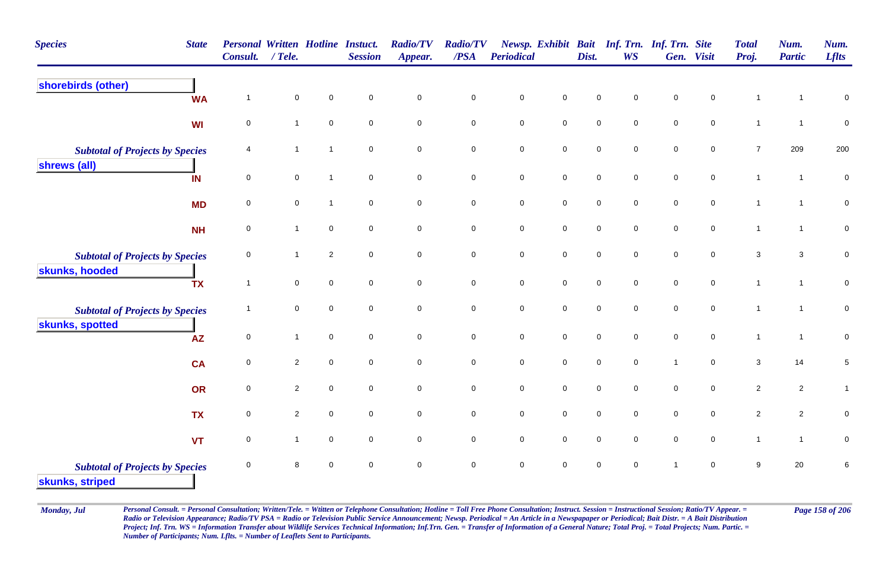| Species | State | Personal Consult. | Written / Tele. | Hotline | Instuct. Session | Radio/TV Appear. | Radio/TV /PSA | Newsp. Periodical | Exhibit | Bait Dist. | Inf. Trn. WS | Inf. Trn. Gen. | Site Visit | Total Proj. | Num. Partic | Num. Lflts |
|---|---|---|---|---|---|---|---|---|---|---|---|---|---|---|---|---|
| **shorebirds (other)** | | | | | | | | | | | | | | | | |
| | WA | 1 | 0 | 0 | 0 | 0 | 0 | 0 | 0 | 0 | 0 | 0 | 0 | 1 | 1 | 0 |
| | WI | 0 | 1 | 0 | 0 | 0 | 0 | 0 | 0 | 0 | 0 | 0 | 0 | 1 | 1 | 0 |
| *Subtotal of Projects by Species* | | 4 | 1 | 1 | 0 | 0 | 0 | 0 | 0 | 0 | 0 | 0 | 0 | 7 | 209 | 200 |
| **shrews (all)** | | | | | | | | | | | | | | | | |
| | IN | 0 | 0 | 1 | 0 | 0 | 0 | 0 | 0 | 0 | 0 | 0 | 0 | 1 | 1 | 0 |
| | MD | 0 | 0 | 1 | 0 | 0 | 0 | 0 | 0 | 0 | 0 | 0 | 0 | 1 | 1 | 0 |
| | NH | 0 | 1 | 0 | 0 | 0 | 0 | 0 | 0 | 0 | 0 | 0 | 0 | 1 | 1 | 0 |
| *Subtotal of Projects by Species* | | 0 | 1 | 2 | 0 | 0 | 0 | 0 | 0 | 0 | 0 | 0 | 0 | 3 | 3 | 0 |
| **skunks, hooded** | | | | | | | | | | | | | | | | |
| | TX | 1 | 0 | 0 | 0 | 0 | 0 | 0 | 0 | 0 | 0 | 0 | 0 | 1 | 1 | 0 |
| *Subtotal of Projects by Species* | | 1 | 0 | 0 | 0 | 0 | 0 | 0 | 0 | 0 | 0 | 0 | 0 | 1 | 1 | 0 |
| **skunks, spotted** | | | | | | | | | | | | | | | | |
| | AZ | 0 | 1 | 0 | 0 | 0 | 0 | 0 | 0 | 0 | 0 | 0 | 0 | 1 | 1 | 0 |
| | CA | 0 | 2 | 0 | 0 | 0 | 0 | 0 | 0 | 0 | 0 | 1 | 0 | 3 | 14 | 5 |
| | OR | 0 | 2 | 0 | 0 | 0 | 0 | 0 | 0 | 0 | 0 | 0 | 0 | 2 | 2 | 1 |
| | TX | 0 | 2 | 0 | 0 | 0 | 0 | 0 | 0 | 0 | 0 | 0 | 0 | 2 | 2 | 0 |
| | VT | 0 | 1 | 0 | 0 | 0 | 0 | 0 | 0 | 0 | 0 | 0 | 0 | 1 | 1 | 0 |
| *Subtotal of Projects by Species* | | 0 | 8 | 0 | 0 | 0 | 0 | 0 | 0 | 0 | 0 | 1 | 0 | 9 | 20 | 6 |
| **skunks, striped** | | | | | | | | | | | | | | | | |

*Personal Consult. = Personal Consultation; Written/Tele. = Wtitten or Telephone Consultation; Hotline = Toll Free Phone Consultation; Instruct. Session = Instructional Session; Ratio/TV Appear. = Radio or Television Appearance; Radio/TV PSA = Radio or Television Public Service Announcement; Newsp. Periodical = An Article in a Newspapaper or Periodical; Bait Distr. = A Bait Distribution Project; Inf. Trn. WS = Information Transfer about Wildlife Services Technical Information; Inf.Trn. Gen. = Transfer of Information of a General Nature; Total Proj. = Total Projects; Num. Partic. = Number of Participants; Num. Lflts. = Number of Leaflets Sent to Participants.*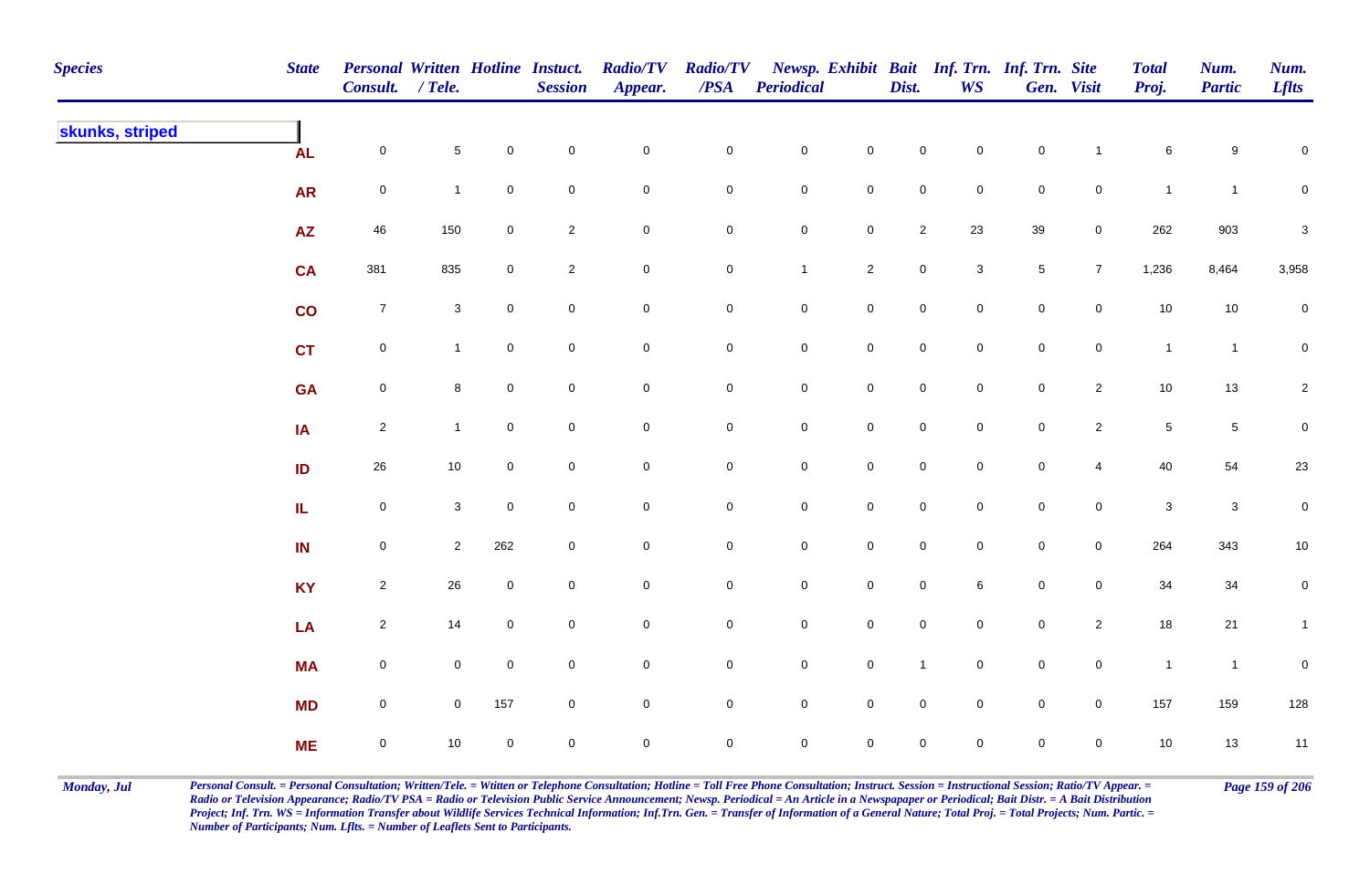| Species | State | Personal Consult. | Written / Tele. | Hotline | Instuct. Session | Radio/TV Appear. | Radio/TV /PSA | Newsp. Periodical | Exhibit | Bait Dist. | Inf. Trn. WS | Inf. Trn. Gen. | Site Visit | Total Proj. | Num. Partic | Num. Lflts |
|---|---|---|---|---|---|---|---|---|---|---|---|---|---|---|---|---|
| **skunks, striped** | | | | | | | | | | | | | | | | |
| | AL | 0 | 5 | 0 | 0 | 0 | 0 | 0 | 0 | 0 | 0 | 0 | 1 | 6 | 9 | 0 |
| | AR | 0 | 1 | 0 | 0 | 0 | 0 | 0 | 0 | 0 | 0 | 0 | 0 | 1 | 1 | 0 |
| | AZ | 46 | 150 | 0 | 2 | 0 | 0 | 0 | 0 | 2 | 23 | 39 | 0 | 262 | 903 | 3 |
| | CA | 381 | 835 | 0 | 2 | 0 | 0 | 1 | 2 | 0 | 3 | 5 | 7 | 1,236 | 8,464 | 3,958 |
| | CO | 7 | 3 | 0 | 0 | 0 | 0 | 0 | 0 | 0 | 0 | 0 | 0 | 10 | 10 | 0 |
| | CT | 0 | 1 | 0 | 0 | 0 | 0 | 0 | 0 | 0 | 0 | 0 | 0 | 1 | 1 | 0 |
| | GA | 0 | 8 | 0 | 0 | 0 | 0 | 0 | 0 | 0 | 0 | 0 | 2 | 10 | 13 | 2 |
| | IA | 2 | 1 | 0 | 0 | 0 | 0 | 0 | 0 | 0 | 0 | 0 | 2 | 5 | 5 | 0 |
| | ID | 26 | 10 | 0 | 0 | 0 | 0 | 0 | 0 | 0 | 0 | 0 | 4 | 40 | 54 | 23 |
| | IL | 0 | 3 | 0 | 0 | 0 | 0 | 0 | 0 | 0 | 0 | 0 | 0 | 3 | 3 | 0 |
| | IN | 0 | 2 | 262 | 0 | 0 | 0 | 0 | 0 | 0 | 0 | 0 | 0 | 264 | 343 | 10 |
| | KY | 2 | 26 | 0 | 0 | 0 | 0 | 0 | 0 | 0 | 6 | 0 | 0 | 34 | 34 | 0 |
| | LA | 2 | 14 | 0 | 0 | 0 | 0 | 0 | 0 | 0 | 0 | 0 | 2 | 18 | 21 | 1 |
| | MA | 0 | 0 | 0 | 0 | 0 | 0 | 0 | 0 | 1 | 0 | 0 | 0 | 1 | 1 | 0 |
| | MD | 0 | 0 | 157 | 0 | 0 | 0 | 0 | 0 | 0 | 0 | 0 | 0 | 157 | 159 | 128 |
| | ME | 0 | 10 | 0 | 0 | 0 | 0 | 0 | 0 | 0 | 0 | 0 | 0 | 10 | 13 | 11 |

*Personal Consult. = Personal Consultation; Written/Tele. = Wtitten or Telephone Consultation; Hotline = Toll Free Phone Consultation; Instruct. Session = Instructional Session; Ratio/TV Appear. = Radio or Television Appearance; Radio/TV PSA = Radio or Television Public Service Announcement; Newsp. Periodical = An Article in a Newspapaper or Periodical; Bait Distr. = A Bait Distribution Project; Inf. Trn. WS = Information Transfer about Wildlife Services Technical Information; Inf.Trn. Gen. = Transfer of Information of a General Nature; Total Proj. = Total Projects; Num. Partic. = Number of Participants; Num. Lflts. = Number of Leaflets Sent to Participants.*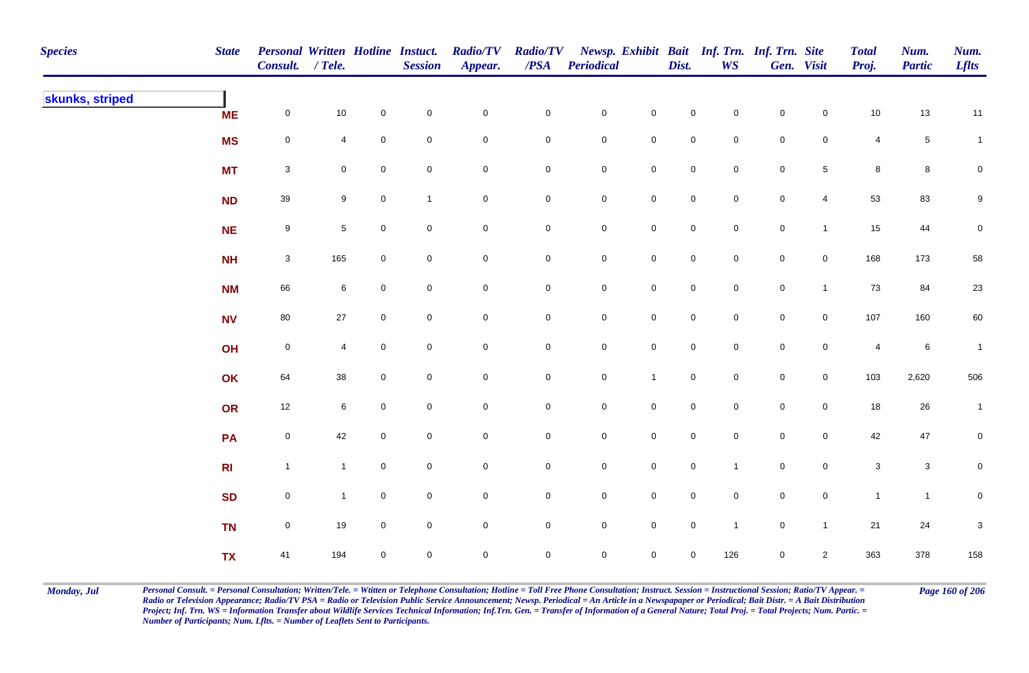| Species | State | Personal Consult. | Written / Tele. | Hotline | Instuct. Session | Radio/TV Appear. | Radio/TV /PSA | Newsp. Periodical | Exhibit | Bait Dist. | Inf. Trn. WS | Inf. Trn. Gen. | Site Visit | Total Proj. | Num. Partic | Num. Lflts |
|---|---|---|---|---|---|---|---|---|---|---|---|---|---|---|---|---|
| **skunks, striped** | | | | | | | | | | | | | | | | |
| | **ME** | 0 | 10 | 0 | 0 | 0 | 0 | 0 | 0 | 0 | 0 | 0 | 0 | 10 | 13 | 11 |
| | **MS** | 0 | 4 | 0 | 0 | 0 | 0 | 0 | 0 | 0 | 0 | 0 | 0 | 4 | 5 | 1 |
| | **MT** | 3 | 0 | 0 | 0 | 0 | 0 | 0 | 0 | 0 | 0 | 0 | 5 | 8 | 8 | 0 |
| | **ND** | 39 | 9 | 0 | 1 | 0 | 0 | 0 | 0 | 0 | 0 | 0 | 4 | 53 | 83 | 9 |
| | **NE** | 9 | 5 | 0 | 0 | 0 | 0 | 0 | 0 | 0 | 0 | 0 | 1 | 15 | 44 | 0 |
| | **NH** | 3 | 165 | 0 | 0 | 0 | 0 | 0 | 0 | 0 | 0 | 0 | 0 | 168 | 173 | 58 |
| | **NM** | 66 | 6 | 0 | 0 | 0 | 0 | 0 | 0 | 0 | 0 | 0 | 1 | 73 | 84 | 23 |
| | **NV** | 80 | 27 | 0 | 0 | 0 | 0 | 0 | 0 | 0 | 0 | 0 | 0 | 107 | 160 | 60 |
| | **OH** | 0 | 4 | 0 | 0 | 0 | 0 | 0 | 0 | 0 | 0 | 0 | 0 | 4 | 6 | 1 |
| | **OK** | 64 | 38 | 0 | 0 | 0 | 0 | 0 | 1 | 0 | 0 | 0 | 0 | 103 | 2,620 | 506 |
| | **OR** | 12 | 6 | 0 | 0 | 0 | 0 | 0 | 0 | 0 | 0 | 0 | 0 | 18 | 26 | 1 |
| | **PA** | 0 | 42 | 0 | 0 | 0 | 0 | 0 | 0 | 0 | 0 | 0 | 0 | 42 | 47 | 0 |
| | **RI** | 1 | 1 | 0 | 0 | 0 | 0 | 0 | 0 | 0 | 1 | 0 | 0 | 3 | 3 | 0 |
| | **SD** | 0 | 1 | 0 | 0 | 0 | 0 | 0 | 0 | 0 | 0 | 0 | 0 | 1 | 1 | 0 |
| | **TN** | 0 | 19 | 0 | 0 | 0 | 0 | 0 | 0 | 0 | 1 | 0 | 1 | 21 | 24 | 3 |
| | **TX** | 41 | 194 | 0 | 0 | 0 | 0 | 0 | 0 | 0 | 126 | 0 | 2 | 363 | 378 | 158 |

*Personal Consult. = Personal Consultation; Written/Tele. = Wtitten or Telephone Consultation; Hotline = Toll Free Phone Consultation; Instruct. Session = Instructional Session; Ratio/TV Appear. = Radio or Television Appearance; Radio/TV PSA = Radio or Television Public Service Announcement; Newsp. Periodical = An Article in a Newspapaper or Periodical; Bait Distr. = A Bait Distribution Project; Inf. Trn. WS = Information Transfer about Wildlife Services Technical Information; Inf.Trn. Gen. = Transfer of Information of a General Nature; Total Proj. = Total Projects; Num. Partic. = Number of Participants; Num. Lflts. = Number of Leaflets Sent to Participants.*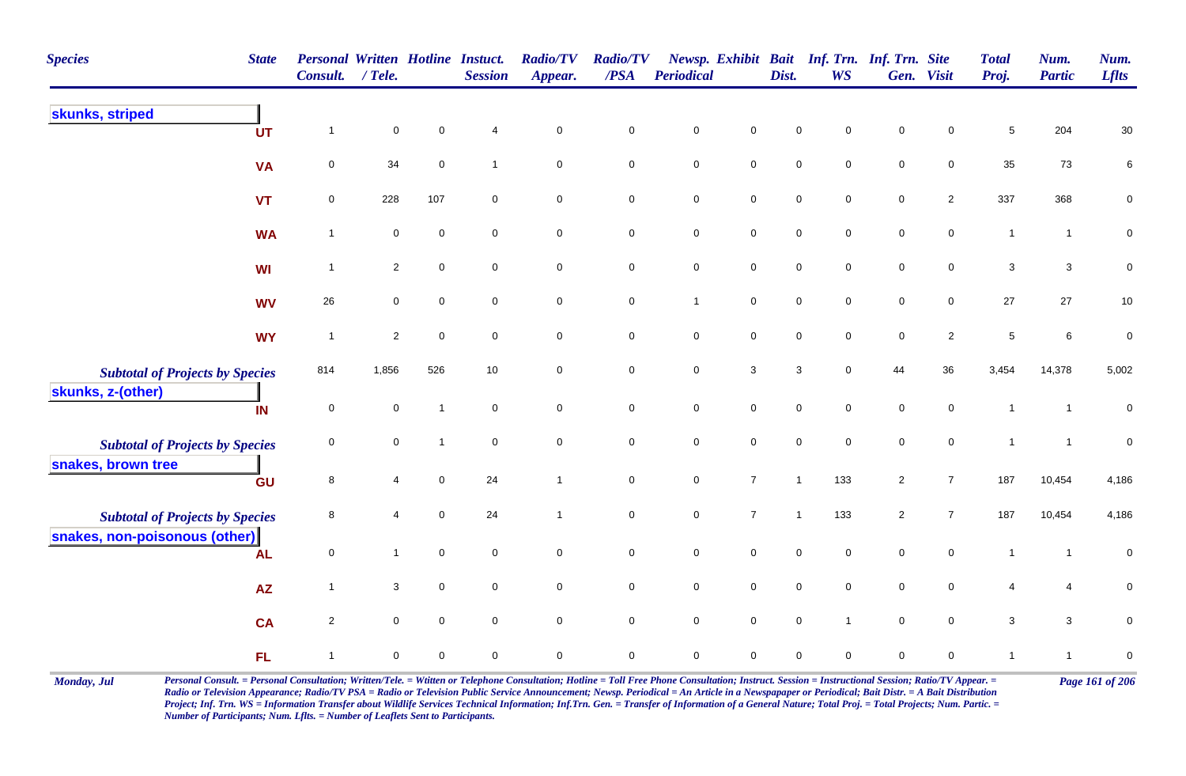| Species | State | Personal Consult. | Written / Tele. | Hotline | Instuct. Session | Radio/TV Appear. | Radio/TV /PSA | Newsp. Periodical | Exhibit | Bait Dist. | Inf. Trn. WS | Inf. Trn. Gen. | Site Visit | Total Proj. | Num. Partic | Num. Lflts |
|---|---|---|---|---|---|---|---|---|---|---|---|---|---|---|---|---|
| **skunks, striped** | | | | | | | | | | | | | | | | |
| | UT | 1 | 0 | 0 | 4 | 0 | 0 | 0 | 0 | 0 | 0 | 0 | 0 | 5 | 204 | 30 |
| | VA | 0 | 34 | 0 | 1 | 0 | 0 | 0 | 0 | 0 | 0 | 0 | 0 | 35 | 73 | 6 |
| | VT | 0 | 228 | 107 | 0 | 0 | 0 | 0 | 0 | 0 | 0 | 0 | 2 | 337 | 368 | 0 |
| | WA | 1 | 0 | 0 | 0 | 0 | 0 | 0 | 0 | 0 | 0 | 0 | 0 | 1 | 1 | 0 |
| | WI | 1 | 2 | 0 | 0 | 0 | 0 | 0 | 0 | 0 | 0 | 0 | 0 | 3 | 3 | 0 |
| | WV | 26 | 0 | 0 | 0 | 0 | 0 | 1 | 0 | 0 | 0 | 0 | 0 | 27 | 27 | 10 |
| | WY | 1 | 2 | 0 | 0 | 0 | 0 | 0 | 0 | 0 | 0 | 0 | 2 | 5 | 6 | 0 |
| *Subtotal of Projects by Species* | | 814 | 1,856 | 526 | 10 | 0 | 0 | 0 | 3 | 3 | 0 | 44 | 36 | 3,454 | 14,378 | 5,002 |
| **skunks, z-(other)** | | | | | | | | | | | | | | | | |
| | IN | 0 | 0 | 1 | 0 | 0 | 0 | 0 | 0 | 0 | 0 | 0 | 0 | 1 | 1 | 0 |
| *Subtotal of Projects by Species* | | 0 | 0 | 1 | 0 | 0 | 0 | 0 | 0 | 0 | 0 | 0 | 0 | 1 | 1 | 0 |
| **snakes, brown tree** | | | | | | | | | | | | | | | | |
| | GU | 8 | 4 | 0 | 24 | 1 | 0 | 0 | 7 | 1 | 133 | 2 | 7 | 187 | 10,454 | 4,186 |
| *Subtotal of Projects by Species* | | 8 | 4 | 0 | 24 | 1 | 0 | 0 | 7 | 1 | 133 | 2 | 7 | 187 | 10,454 | 4,186 |
| **snakes, non-poisonous (other)** | | | | | | | | | | | | | | | | |
| | AL | 0 | 1 | 0 | 0 | 0 | 0 | 0 | 0 | 0 | 0 | 0 | 0 | 1 | 1 | 0 |
| | AZ | 1 | 3 | 0 | 0 | 0 | 0 | 0 | 0 | 0 | 0 | 0 | 0 | 4 | 4 | 0 |
| | CA | 2 | 0 | 0 | 0 | 0 | 0 | 0 | 0 | 0 | 1 | 0 | 0 | 3 | 3 | 0 |
| | FL | 1 | 0 | 0 | 0 | 0 | 0 | 0 | 0 | 0 | 0 | 0 | 0 | 1 | 1 | 0 |

Monday, Jul

*Personal Consult. = Personal Consultation; Written/Tele. = Wtitten or Telephone Consultation; Hotline = Toll Free Phone Consultation; Instruct. Session = Instructional Session; Ratio/TV Appear. = Radio or Television Appearance; Radio/TV PSA = Radio or Television Public Service Announcement; Newsp. Periodical = An Article in a Newspaper or Periodical; Bait Distr. = A Bait Distribution Project; Inf. Trn. WS = Information Transfer about Wildlife Services Technical Information; Inf.Trn. Gen. = Transfer of Information of a General Nature; Total Proj. = Total Projects; Num. Partic. = Number of Participants; Num. Lflts. = Number of Leaflets Sent to Participants.*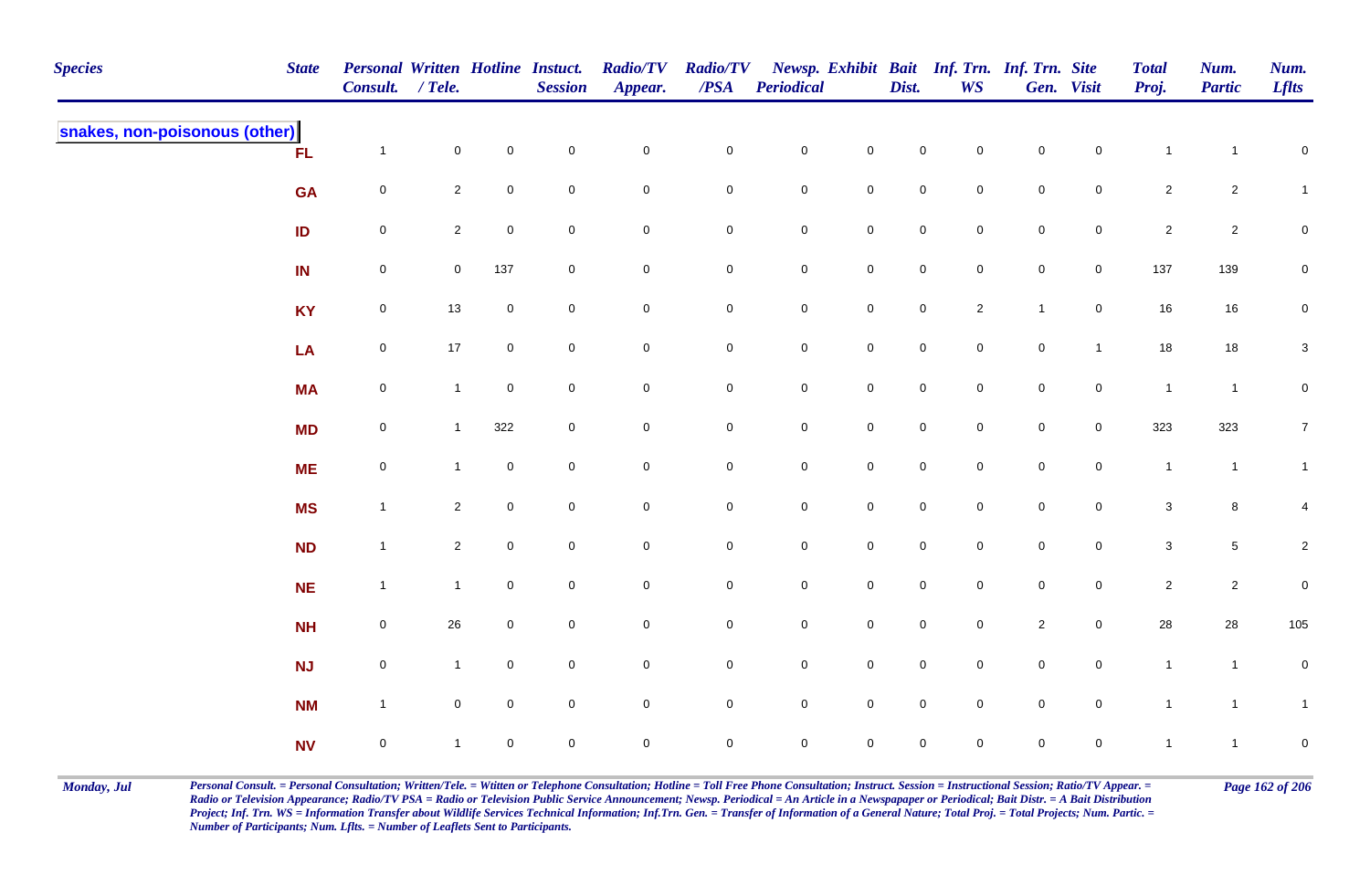| Species | State | Personal Consult. | Written / Tele. | Hotline | Instuct. Session | Radio/TV Appear. | Radio/TV /PSA | Newsp. Periodical | Exhibit | Bait Dist. | Inf. Trn. WS | Inf. Trn. Gen. | Site Visit | Total Proj. | Num. Partic | Num. Lflts |
|---|---|---|---|---|---|---|---|---|---|---|---|---|---|---|---|---|
| **snakes, non-poisonous (other)** | | | | | | | | | | | | | | | | |
| | FL | 1 | 0 | 0 | 0 | 0 | 0 | 0 | 0 | 0 | 0 | 0 | 0 | 1 | 1 | 0 |
| | GA | 0 | 2 | 0 | 0 | 0 | 0 | 0 | 0 | 0 | 0 | 0 | 0 | 2 | 2 | 1 |
| | ID | 0 | 2 | 0 | 0 | 0 | 0 | 0 | 0 | 0 | 0 | 0 | 0 | 2 | 2 | 0 |
| | IN | 0 | 0 | 137 | 0 | 0 | 0 | 0 | 0 | 0 | 0 | 0 | 0 | 137 | 139 | 0 |
| | KY | 0 | 13 | 0 | 0 | 0 | 0 | 0 | 0 | 0 | 2 | 1 | 0 | 16 | 16 | 0 |
| | LA | 0 | 17 | 0 | 0 | 0 | 0 | 0 | 0 | 0 | 0 | 0 | 1 | 18 | 18 | 3 |
| | MA | 0 | 1 | 0 | 0 | 0 | 0 | 0 | 0 | 0 | 0 | 0 | 0 | 1 | 1 | 0 |
| | MD | 0 | 1 | 322 | 0 | 0 | 0 | 0 | 0 | 0 | 0 | 0 | 0 | 323 | 323 | 7 |
| | ME | 0 | 1 | 0 | 0 | 0 | 0 | 0 | 0 | 0 | 0 | 0 | 0 | 1 | 1 | 1 |
| | MS | 1 | 2 | 0 | 0 | 0 | 0 | 0 | 0 | 0 | 0 | 0 | 0 | 3 | 8 | 4 |
| | ND | 1 | 2 | 0 | 0 | 0 | 0 | 0 | 0 | 0 | 0 | 0 | 0 | 3 | 5 | 2 |
| | NE | 1 | 1 | 0 | 0 | 0 | 0 | 0 | 0 | 0 | 0 | 0 | 0 | 2 | 2 | 0 |
| | NH | 0 | 26 | 0 | 0 | 0 | 0 | 0 | 0 | 0 | 0 | 2 | 0 | 28 | 28 | 105 |
| | NJ | 0 | 1 | 0 | 0 | 0 | 0 | 0 | 0 | 0 | 0 | 0 | 0 | 1 | 1 | 0 |
| | NM | 1 | 0 | 0 | 0 | 0 | 0 | 0 | 0 | 0 | 0 | 0 | 0 | 1 | 1 | 1 |
| | NV | 0 | 1 | 0 | 0 | 0 | 0 | 0 | 0 | 0 | 0 | 0 | 0 | 1 | 1 | 0 |

*Personal Consult. = Personal Consultation; Written/Tele. = Wtitten or Telephone Consultation; Hotline = Toll Free Phone Consultation; Instruct. Session = Instructional Session; Ratio/TV Appear. = Radio or Television Appearance; Radio/TV PSA = Radio or Television Public Service Announcement; Newsp. Periodical = An Article in a Newspapaper or Periodical; Bait Distr. = A Bait Distribution Project; Inf. Trn. WS = Information Transfer about Wildlife Services Technical Information; Inf.Trn. Gen. = Transfer of Information of a General Nature; Total Proj. = Total Projects; Num. Partic. = Number of Participants; Num. Lflts. = Number of Leaflets Sent to Participants.*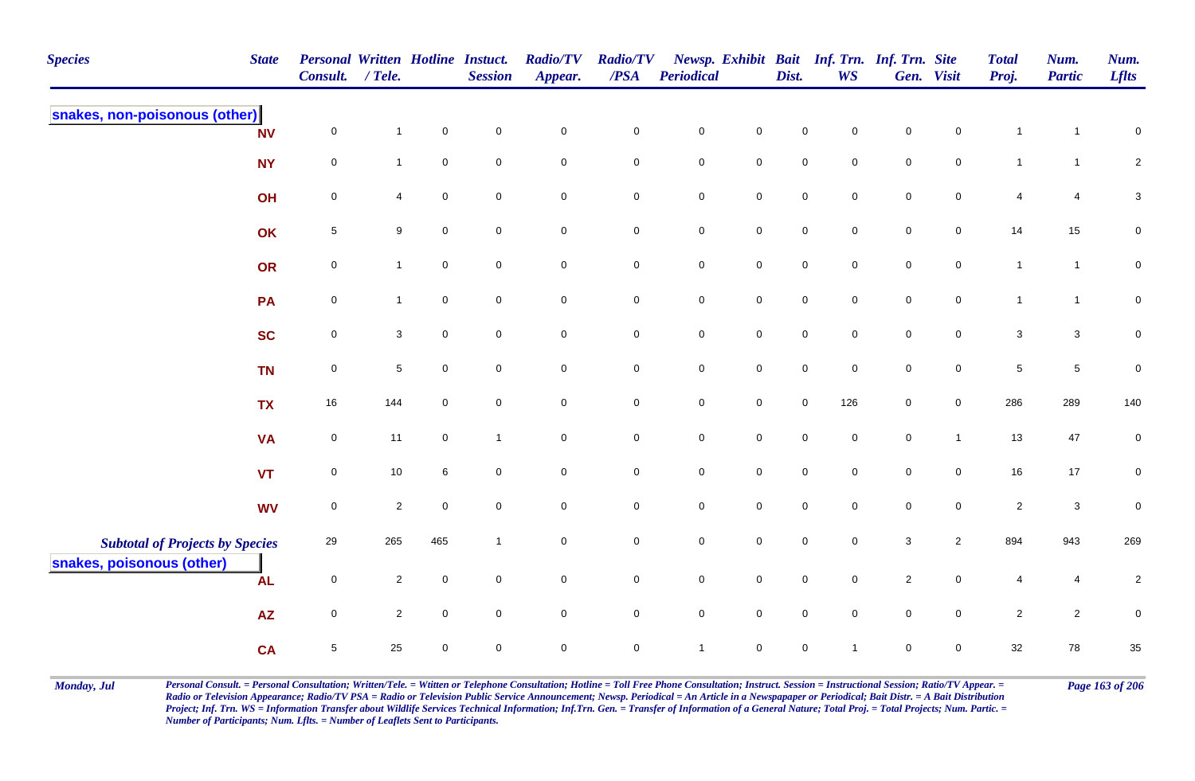| Species | State | Personal Consult. | Written / Tele. | Hotline | Instuct. Session | Radio/TV Appear. | Radio/TV /PSA | Newsp. Periodical | Exhibit | Bait Dist. | Inf. Trn. WS | Inf. Trn. Gen. | Site Visit | Total Proj. | Num. Partic | Num. Lflts |
|---|---|---|---|---|---|---|---|---|---|---|---|---|---|---|---|---|
| **snakes, non-poisonous (other)** | | | | | | | | | | | | | | | | |
| | NV | 0 | 1 | 0 | 0 | 0 | 0 | 0 | 0 | 0 | 0 | 0 | 0 | 1 | 1 | 0 |
| | NY | 0 | 1 | 0 | 0 | 0 | 0 | 0 | 0 | 0 | 0 | 0 | 0 | 1 | 1 | 2 |
| | OH | 0 | 4 | 0 | 0 | 0 | 0 | 0 | 0 | 0 | 0 | 0 | 0 | 4 | 4 | 3 |
| | OK | 5 | 9 | 0 | 0 | 0 | 0 | 0 | 0 | 0 | 0 | 0 | 0 | 14 | 15 | 0 |
| | OR | 0 | 1 | 0 | 0 | 0 | 0 | 0 | 0 | 0 | 0 | 0 | 0 | 1 | 1 | 0 |
| | PA | 0 | 1 | 0 | 0 | 0 | 0 | 0 | 0 | 0 | 0 | 0 | 0 | 1 | 1 | 0 |
| | SC | 0 | 3 | 0 | 0 | 0 | 0 | 0 | 0 | 0 | 0 | 0 | 0 | 3 | 3 | 0 |
| | TN | 0 | 5 | 0 | 0 | 0 | 0 | 0 | 0 | 0 | 0 | 0 | 0 | 5 | 5 | 0 |
| | TX | 16 | 144 | 0 | 0 | 0 | 0 | 0 | 0 | 0 | 126 | 0 | 0 | 286 | 289 | 140 |
| | VA | 0 | 11 | 0 | 1 | 0 | 0 | 0 | 0 | 0 | 0 | 0 | 1 | 13 | 47 | 0 |
| | VT | 0 | 10 | 6 | 0 | 0 | 0 | 0 | 0 | 0 | 0 | 0 | 0 | 16 | 17 | 0 |
| | WV | 0 | 2 | 0 | 0 | 0 | 0 | 0 | 0 | 0 | 0 | 0 | 0 | 2 | 3 | 0 |
| ***Subtotal of Projects by Species*** | | 29 | 265 | 465 | 1 | 0 | 0 | 0 | 0 | 0 | 0 | 3 | 2 | 894 | 943 | 269 |
| **snakes, poisonous (other)** | | | | | | | | | | | | | | | | |
| | AL | 0 | 2 | 0 | 0 | 0 | 0 | 0 | 0 | 0 | 0 | 2 | 0 | 4 | 4 | 2 |
| | AZ | 0 | 2 | 0 | 0 | 0 | 0 | 0 | 0 | 0 | 0 | 0 | 0 | 2 | 2 | 0 |
| | CA | 5 | 25 | 0 | 0 | 0 | 0 | 1 | 0 | 0 | 1 | 0 | 0 | 32 | 78 | 35 |

*Personal Consult. = Personal Consultation; Written/Tele. = Wtitten or Telephone Consultation; Hotline = Toll Free Phone Consultation; Instruct. Session = Instructional Session; Ratio/TV Appear. = Radio or Television Appearance; Radio/TV PSA = Radio or Television Public Service Announcement; Newsp. Periodical = An Article in a Newspapaper or Periodical; Bait Distr. = A Bait Distribution Project; Inf. Trn. WS = Information Transfer about Wildlife Services Technical Information; Inf.Trn. Gen. = Transfer of Information of a General Nature; Total Proj. = Total Projects; Num. Partic. = Number of Participants; Num. Lflts. = Number of Leaflets Sent to Participants.*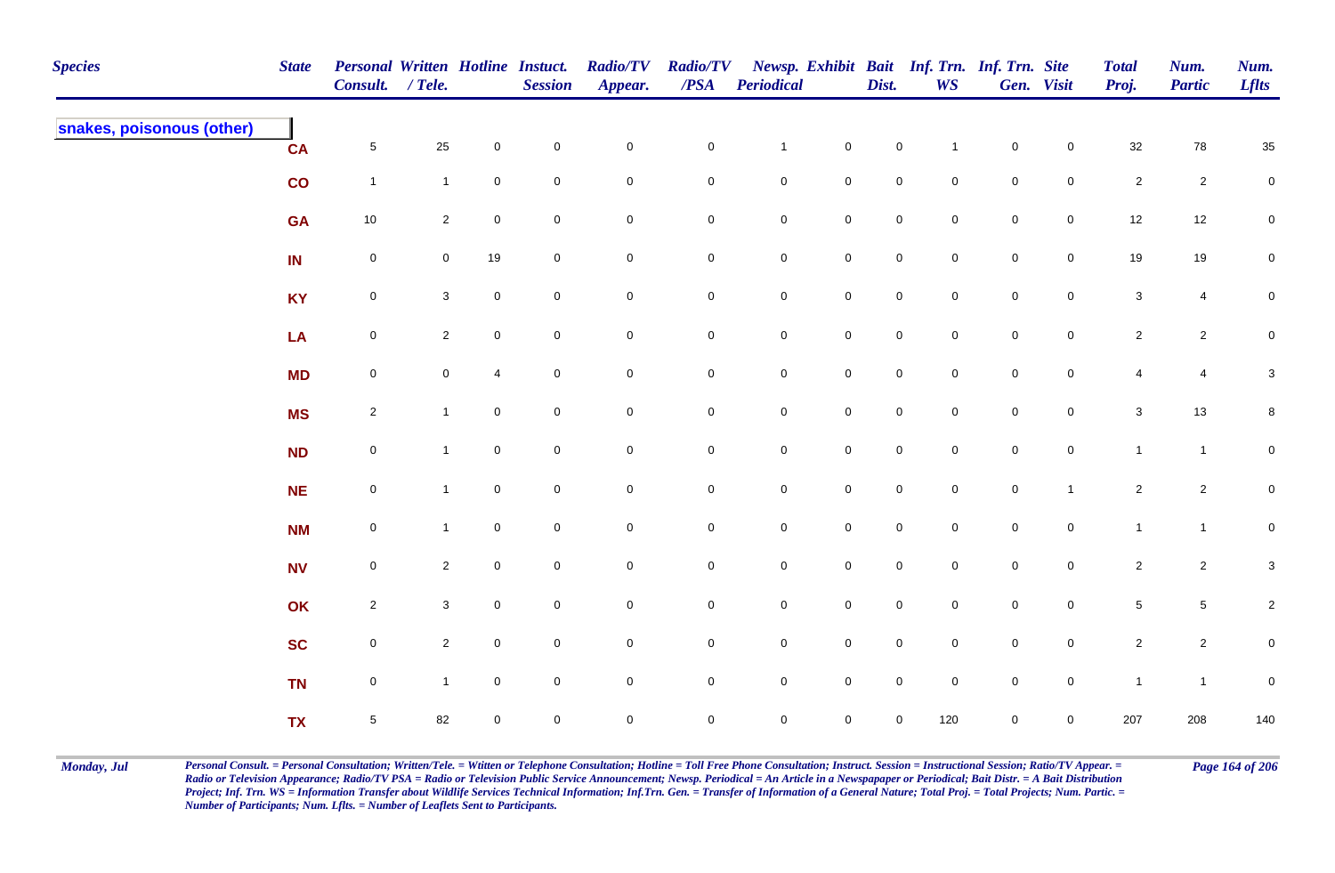| Species | State | Personal Consult. | Written / Tele. | Hotline | Instuct. Session | Radio/TV Appear. | Radio/TV /PSA | Newsp. Periodical | Exhibit | Bait Dist. | Inf. Trn. WS | Inf. Trn. Gen. | Site Visit | Total Proj. | Num. Partic | Num. Lflts |
|---|---|---|---|---|---|---|---|---|---|---|---|---|---|---|---|---|
| **snakes, poisonous (other)** | | | | | | | | | | | | | | | | |
| | CA | 5 | 25 | 0 | 0 | 0 | 0 | 1 | 0 | 0 | 1 | 0 | 0 | 32 | 78 | 35 |
| | CO | 1 | 1 | 0 | 0 | 0 | 0 | 0 | 0 | 0 | 0 | 0 | 0 | 2 | 2 | 0 |
| | GA | 10 | 2 | 0 | 0 | 0 | 0 | 0 | 0 | 0 | 0 | 0 | 0 | 12 | 12 | 0 |
| | IN | 0 | 0 | 19 | 0 | 0 | 0 | 0 | 0 | 0 | 0 | 0 | 0 | 19 | 19 | 0 |
| | KY | 0 | 3 | 0 | 0 | 0 | 0 | 0 | 0 | 0 | 0 | 0 | 0 | 3 | 4 | 0 |
| | LA | 0 | 2 | 0 | 0 | 0 | 0 | 0 | 0 | 0 | 0 | 0 | 0 | 2 | 2 | 0 |
| | MD | 0 | 0 | 4 | 0 | 0 | 0 | 0 | 0 | 0 | 0 | 0 | 0 | 4 | 4 | 3 |
| | MS | 2 | 1 | 0 | 0 | 0 | 0 | 0 | 0 | 0 | 0 | 0 | 0 | 3 | 13 | 8 |
| | ND | 0 | 1 | 0 | 0 | 0 | 0 | 0 | 0 | 0 | 0 | 0 | 0 | 1 | 1 | 0 |
| | NE | 0 | 1 | 0 | 0 | 0 | 0 | 0 | 0 | 0 | 0 | 0 | 1 | 2 | 2 | 0 |
| | NM | 0 | 1 | 0 | 0 | 0 | 0 | 0 | 0 | 0 | 0 | 0 | 0 | 1 | 1 | 0 |
| | NV | 0 | 2 | 0 | 0 | 0 | 0 | 0 | 0 | 0 | 0 | 0 | 0 | 2 | 2 | 3 |
| | OK | 2 | 3 | 0 | 0 | 0 | 0 | 0 | 0 | 0 | 0 | 0 | 0 | 5 | 5 | 2 |
| | SC | 0 | 2 | 0 | 0 | 0 | 0 | 0 | 0 | 0 | 0 | 0 | 0 | 2 | 2 | 0 |
| | TN | 0 | 1 | 0 | 0 | 0 | 0 | 0 | 0 | 0 | 0 | 0 | 0 | 1 | 1 | 0 |
| | TX | 5 | 82 | 0 | 0 | 0 | 0 | 0 | 0 | 0 | 120 | 0 | 0 | 207 | 208 | 140 |

*Personal Consult. = Personal Consultation; Written/Tele. = Wtitten or Telephone Consultation; Hotline = Toll Free Phone Consultation; Instruct. Session = Instructional Session; Ratio/TV Appear. = Radio or Television Appearance; Radio/TV PSA = Radio or Television Public Service Announcement; Newsp. Periodical = An Article in a Newspapaper or Periodical; Bait Distr. = A Bait Distribution Project; Inf. Trn. WS = Information Transfer about Wildlife Services Technical Information; Inf.Trn. Gen. = Transfer of Information of a General Nature; Total Proj. = Total Projects; Num. Partic. = Number of Participants; Num. Lflts. = Number of Leaflets Sent to Participants.*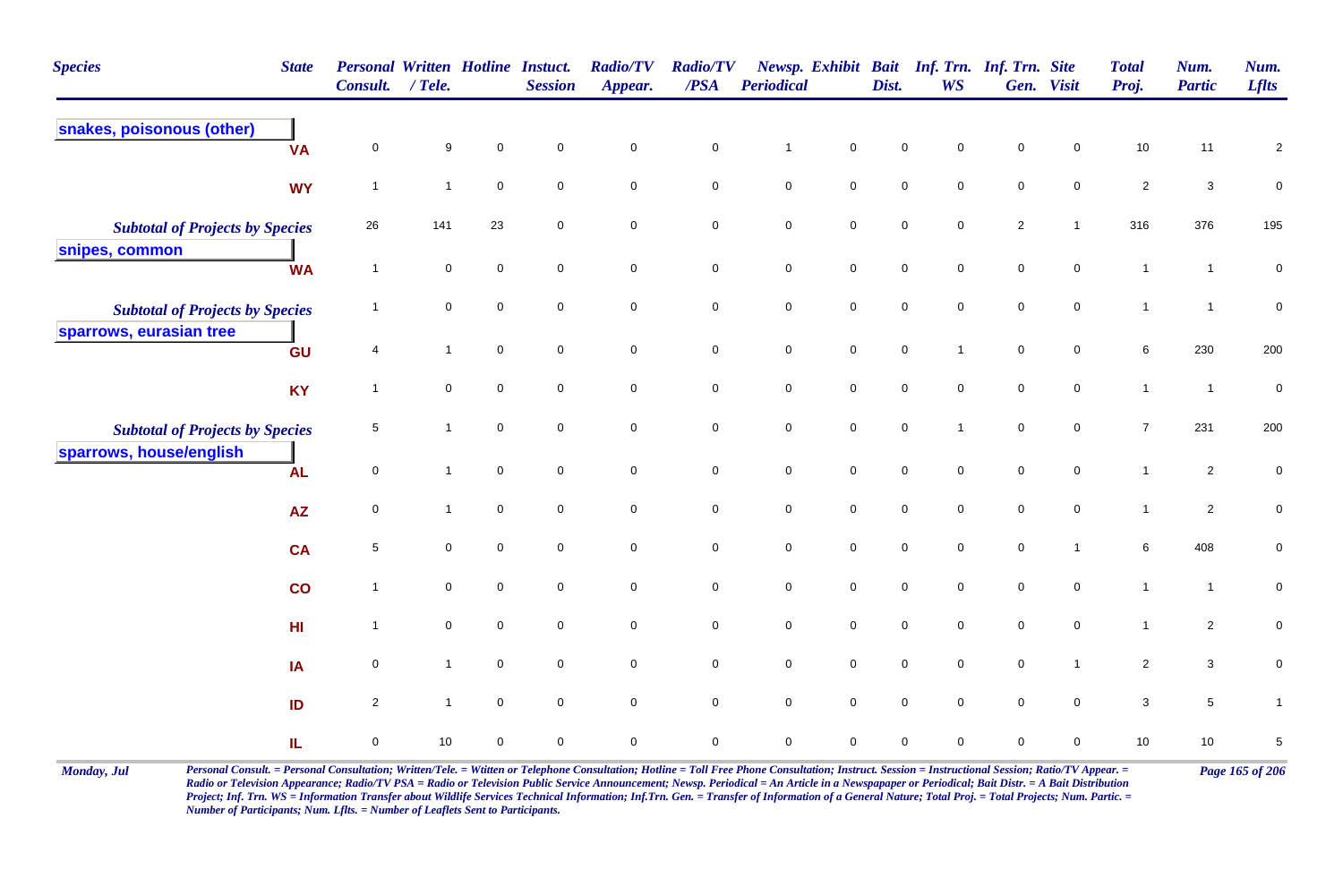| Species | State | Personal Consult. | Written / Tele. | Hotline | Instuct. Session | Radio/TV Appear. | Radio/TV /PSA | Newsp. Periodical | Exhibit | Bait Dist. | Inf. Trn. WS | Inf. Trn. Gen. | Site Visit | Total Proj. | Num. Partic | Num. Lflts |
|---|---|---|---|---|---|---|---|---|---|---|---|---|---|---|---|---|
| **snakes, poisonous (other)** | VA | 0 | 9 | 0 | 0 | 0 | 0 | 1 | 0 | 0 | 0 | 0 | 0 | 10 | 11 | 2 |
| | WY | 1 | 1 | 0 | 0 | 0 | 0 | 0 | 0 | 0 | 0 | 0 | 0 | 2 | 3 | 0 |
| *Subtotal of Projects by Species* | | 26 | 141 | 23 | 0 | 0 | 0 | 0 | 0 | 0 | 0 | 2 | 1 | 316 | 376 | 195 |
| **snipes, common** | WA | 1 | 0 | 0 | 0 | 0 | 0 | 0 | 0 | 0 | 0 | 0 | 0 | 1 | 1 | 0 |
| *Subtotal of Projects by Species* | | 1 | 0 | 0 | 0 | 0 | 0 | 0 | 0 | 0 | 0 | 0 | 0 | 1 | 1 | 0 |
| **sparrows, eurasian tree** | GU | 4 | 1 | 0 | 0 | 0 | 0 | 0 | 0 | 0 | 1 | 0 | 0 | 6 | 230 | 200 |
| | KY | 1 | 0 | 0 | 0 | 0 | 0 | 0 | 0 | 0 | 0 | 0 | 0 | 1 | 1 | 0 |
| *Subtotal of Projects by Species* | | 5 | 1 | 0 | 0 | 0 | 0 | 0 | 0 | 0 | 1 | 0 | 0 | 7 | 231 | 200 |
| **sparrows, house/english** | AL | 0 | 1 | 0 | 0 | 0 | 0 | 0 | 0 | 0 | 0 | 0 | 0 | 1 | 2 | 0 |
| | AZ | 0 | 1 | 0 | 0 | 0 | 0 | 0 | 0 | 0 | 0 | 0 | 0 | 1 | 2 | 0 |
| | CA | 5 | 0 | 0 | 0 | 0 | 0 | 0 | 0 | 0 | 0 | 0 | 1 | 6 | 408 | 0 |
| | CO | 1 | 0 | 0 | 0 | 0 | 0 | 0 | 0 | 0 | 0 | 0 | 0 | 1 | 1 | 0 |
| | HI | 1 | 0 | 0 | 0 | 0 | 0 | 0 | 0 | 0 | 0 | 0 | 0 | 1 | 2 | 0 |
| | IA | 0 | 1 | 0 | 0 | 0 | 0 | 0 | 0 | 0 | 0 | 0 | 1 | 2 | 3 | 0 |
| | ID | 2 | 1 | 0 | 0 | 0 | 0 | 0 | 0 | 0 | 0 | 0 | 0 | 3 | 5 | 1 |
| | IL | 0 | 10 | 0 | 0 | 0 | 0 | 0 | 0 | 0 | 0 | 0 | 0 | 10 | 10 | 5 |

*Personal Consult. = Personal Consultation; Written/Tele. = Wtitten or Telephone Consultation; Hotline = Toll Free Phone Consultation; Instruct. Session = Instructional Session; Ratio/TV Appear. = Radio or Television Appearance; Radio/TV PSA = Radio or Television Public Service Announcement; Newsp. Periodical = An Article in a Newspapaper or Periodical; Bait Distr. = A Bait Distribution Project; Inf. Trn. WS = Information Transfer about Wildlife Services Technical Information; Inf.Trn. Gen. = Transfer of Information of a General Nature; Total Proj. = Total Projects; Num. Partic. = Number of Participants; Num. Lflts. = Number of Leaflets Sent to Participants.*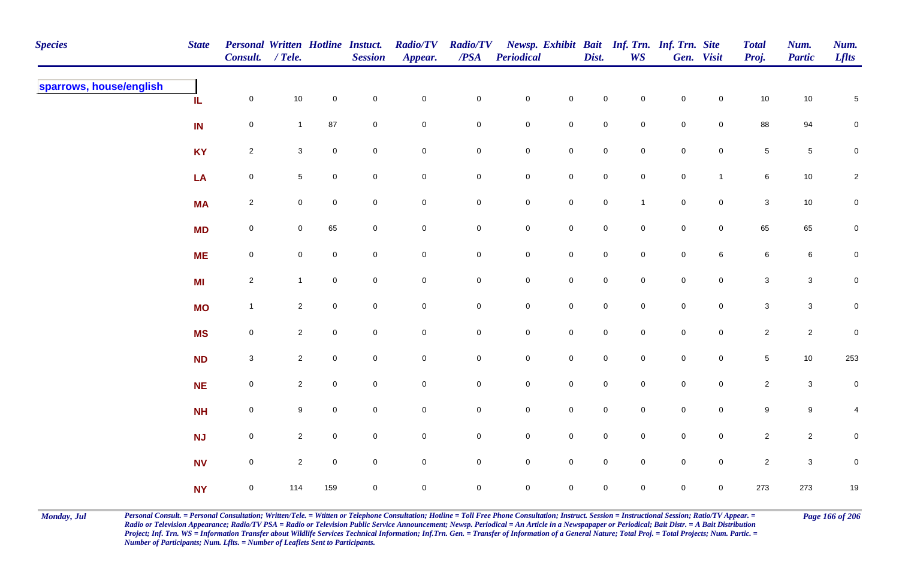| Species | State | Personal Consult. | Written / Tele. | Hotline | Instuct. Session | Radio/TV Appear. | Radio/TV /PSA | Newsp. Periodical | Exhibit | Bait Dist. | Inf. Trn. WS | Inf. Trn. Gen. | Site Visit | Total Proj. | Num. Partic | Num. Lflts |
|---|---|---|---|---|---|---|---|---|---|---|---|---|---|---|---|---|
| **sparrows, house/english** | | | | | | | | | | | | | | | | |
| | IL | 0 | 10 | 0 | 0 | 0 | 0 | 0 | 0 | 0 | 0 | 0 | 0 | 10 | 10 | 5 |
| | IN | 0 | 1 | 87 | 0 | 0 | 0 | 0 | 0 | 0 | 0 | 0 | 0 | 88 | 94 | 0 |
| | KY | 2 | 3 | 0 | 0 | 0 | 0 | 0 | 0 | 0 | 0 | 0 | 0 | 5 | 5 | 0 |
| | LA | 0 | 5 | 0 | 0 | 0 | 0 | 0 | 0 | 0 | 0 | 0 | 1 | 6 | 10 | 2 |
| | MA | 2 | 0 | 0 | 0 | 0 | 0 | 0 | 0 | 0 | 1 | 0 | 0 | 3 | 10 | 0 |
| | MD | 0 | 0 | 65 | 0 | 0 | 0 | 0 | 0 | 0 | 0 | 0 | 0 | 65 | 65 | 0 |
| | ME | 0 | 0 | 0 | 0 | 0 | 0 | 0 | 0 | 0 | 0 | 0 | 6 | 6 | 6 | 0 |
| | MI | 2 | 1 | 0 | 0 | 0 | 0 | 0 | 0 | 0 | 0 | 0 | 0 | 3 | 3 | 0 |
| | MO | 1 | 2 | 0 | 0 | 0 | 0 | 0 | 0 | 0 | 0 | 0 | 0 | 3 | 3 | 0 |
| | MS | 0 | 2 | 0 | 0 | 0 | 0 | 0 | 0 | 0 | 0 | 0 | 0 | 2 | 2 | 0 |
| | ND | 3 | 2 | 0 | 0 | 0 | 0 | 0 | 0 | 0 | 0 | 0 | 0 | 5 | 10 | 253 |
| | NE | 0 | 2 | 0 | 0 | 0 | 0 | 0 | 0 | 0 | 0 | 0 | 0 | 2 | 3 | 0 |
| | NH | 0 | 9 | 0 | 0 | 0 | 0 | 0 | 0 | 0 | 0 | 0 | 0 | 9 | 9 | 4 |
| | NJ | 0 | 2 | 0 | 0 | 0 | 0 | 0 | 0 | 0 | 0 | 0 | 0 | 2 | 2 | 0 |
| | NV | 0 | 2 | 0 | 0 | 0 | 0 | 0 | 0 | 0 | 0 | 0 | 0 | 2 | 3 | 0 |
| | NY | 0 | 114 | 159 | 0 | 0 | 0 | 0 | 0 | 0 | 0 | 0 | 0 | 273 | 273 | 19 |

*Personal Consult. = Personal Consultation; Written/Tele. = Wtitten or Telephone Consultation; Hotline = Toll Free Phone Consultation; Instruct. Session = Instructional Session; Ratio/TV Appear. = Radio or Television Appearance; Radio/TV PSA = Radio or Television Public Service Announcement; Newsp. Periodical = An Article in a Newspapaper or Periodical; Bait Distr. = A Bait Distribution Project; Inf. Trn. WS = Information Transfer about Wildlife Services Technical Information; Inf.Trn. Gen. = Transfer of Information of a General Nature; Total Proj. = Total Projects; Num. Partic. = Number of Participants; Num. Lflts. = Number of Leaflets Sent to Participants.*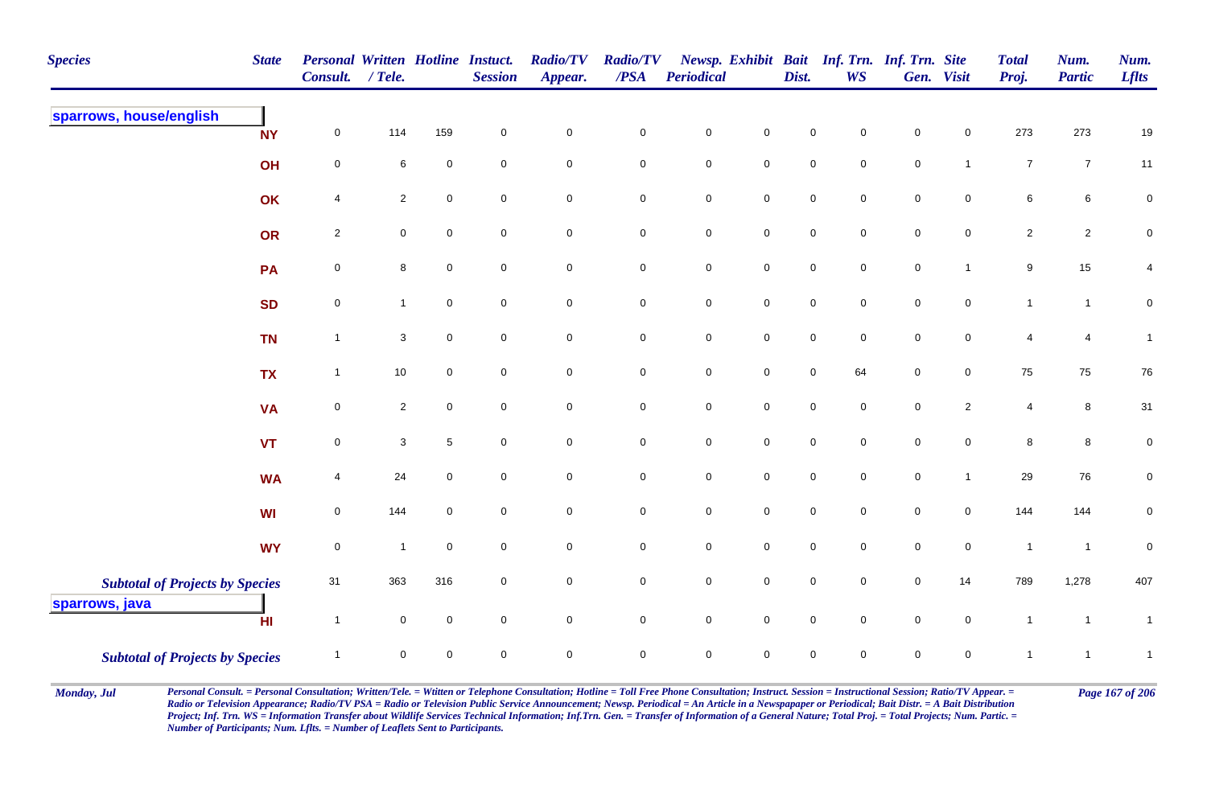| Species | State | Personal Consult. | Written / Tele. | Hotline | Instuct. Session | Radio/TV Appear. | Radio/TV /PSA | Newsp. Periodical | Exhibit | Bait Dist. | Inf. Trn. WS | Inf. Trn. Gen. | Site Visit | Total Proj. | Num. Partic | Num. Lflts |
|---|---|---|---|---|---|---|---|---|---|---|---|---|---|---|---|---|
| **sparrows, house/english** | | | | | | | | | | | | | | | | |
| | NY | 0 | 114 | 159 | 0 | 0 | 0 | 0 | 0 | 0 | 0 | 0 | 0 | 273 | 273 | 19 |
| | OH | 0 | 6 | 0 | 0 | 0 | 0 | 0 | 0 | 0 | 0 | 0 | 1 | 7 | 7 | 11 |
| | OK | 4 | 2 | 0 | 0 | 0 | 0 | 0 | 0 | 0 | 0 | 0 | 0 | 6 | 6 | 0 |
| | OR | 2 | 0 | 0 | 0 | 0 | 0 | 0 | 0 | 0 | 0 | 0 | 0 | 2 | 2 | 0 |
| | PA | 0 | 8 | 0 | 0 | 0 | 0 | 0 | 0 | 0 | 0 | 0 | 1 | 9 | 15 | 4 |
| | SD | 0 | 1 | 0 | 0 | 0 | 0 | 0 | 0 | 0 | 0 | 0 | 0 | 1 | 1 | 0 |
| | TN | 1 | 3 | 0 | 0 | 0 | 0 | 0 | 0 | 0 | 0 | 0 | 0 | 4 | 4 | 1 |
| | TX | 1 | 10 | 0 | 0 | 0 | 0 | 0 | 0 | 0 | 64 | 0 | 0 | 75 | 75 | 76 |
| | VA | 0 | 2 | 0 | 0 | 0 | 0 | 0 | 0 | 0 | 0 | 0 | 2 | 4 | 8 | 31 |
| | VT | 0 | 3 | 5 | 0 | 0 | 0 | 0 | 0 | 0 | 0 | 0 | 0 | 8 | 8 | 0 |
| | WA | 4 | 24 | 0 | 0 | 0 | 0 | 0 | 0 | 0 | 0 | 0 | 1 | 29 | 76 | 0 |
| | WI | 0 | 144 | 0 | 0 | 0 | 0 | 0 | 0 | 0 | 0 | 0 | 0 | 144 | 144 | 0 |
| | WY | 0 | 1 | 0 | 0 | 0 | 0 | 0 | 0 | 0 | 0 | 0 | 0 | 1 | 1 | 0 |
| *Subtotal of Projects by Species* | | 31 | 363 | 316 | 0 | 0 | 0 | 0 | 0 | 0 | 0 | 0 | 14 | 789 | 1,278 | 407 |
| **sparrows, java** | | | | | | | | | | | | | | | | |
| | HI | 1 | 0 | 0 | 0 | 0 | 0 | 0 | 0 | 0 | 0 | 0 | 0 | 1 | 1 | 1 |
| *Subtotal of Projects by Species* | | 1 | 0 | 0 | 0 | 0 | 0 | 0 | 0 | 0 | 0 | 0 | 0 | 1 | 1 | 1 |

*Personal Consult. = Personal Consultation; Written/Tele. = Wtitten or Telephone Consultation; Hotline = Toll Free Phone Consultation; Instruct. Session = Instructional Session; Ratio/TV Appear. = Radio or Television Appearance; Radio/TV PSA = Radio or Television Public Service Announcement; Newsp. Periodical = An Article in a Newspapaper or Periodical; Bait Distr. = A Bait Distribution Project; Inf. Trn. WS = Information Transfer about Wildlife Services Technical Information; Inf.Trn. Gen. = Transfer of Information of a General Nature; Total Proj. = Total Projects; Num. Partic. = Number of Participants; Num. Lflts. = Number of Leaflets Sent to Participants.*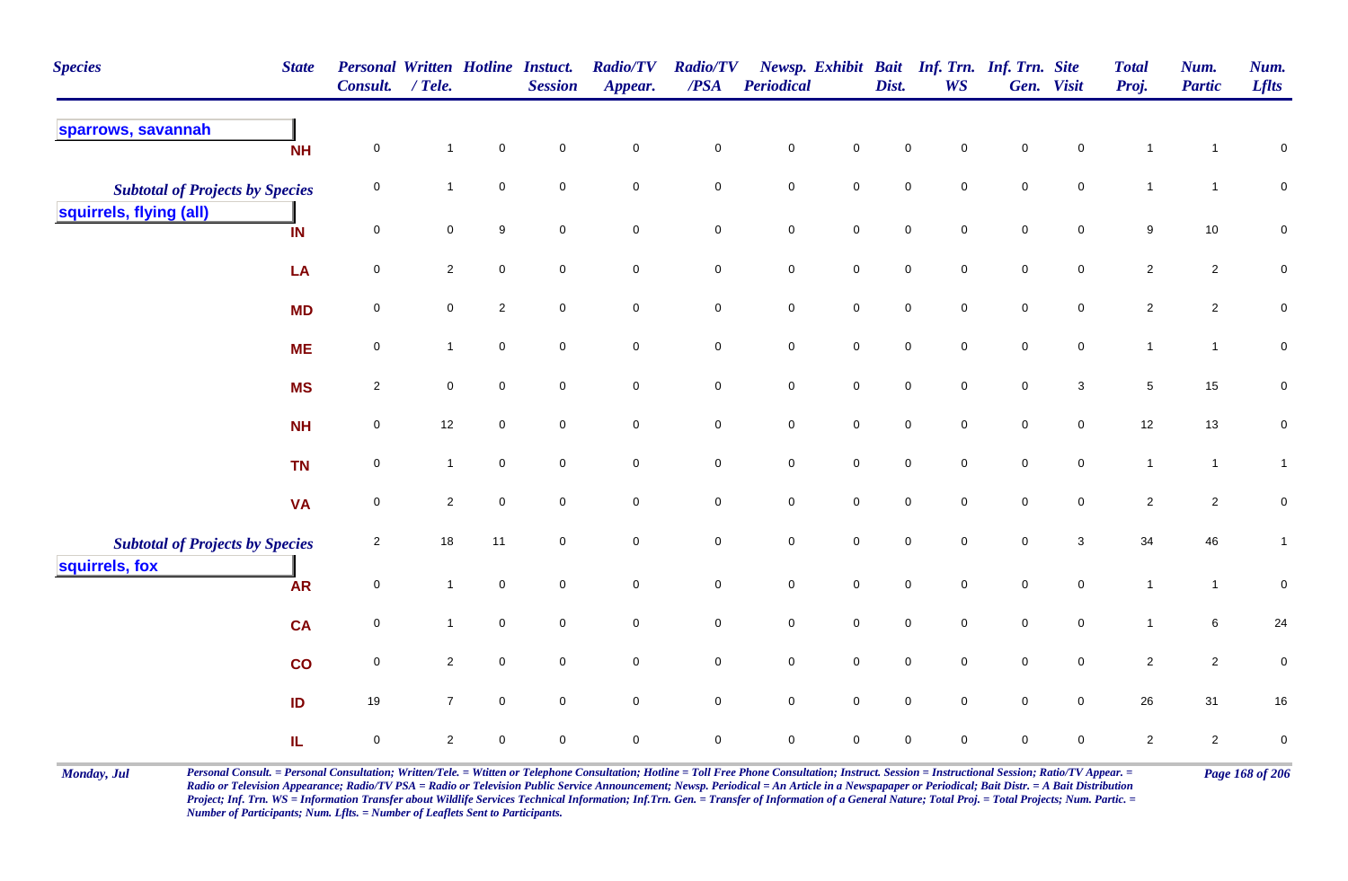| Species | State | Personal Consult. | Written / Tele. | Hotline | Instuct. Session | Radio/TV Appear. | Radio/TV /PSA | Newsp. Periodical | Exhibit | Bait Dist. | Inf. Trn. WS | Inf. Trn. Gen. | Site Visit | Total Proj. | Num. Partic | Num. Lflts |
|---|---|---|---|---|---|---|---|---|---|---|---|---|---|---|---|---|
| **sparrows, savannah** | | | | | | | | | | | | | | | | |
| | NH | 0 | 1 | 0 | 0 | 0 | 0 | 0 | 0 | 0 | 0 | 0 | 0 | 1 | 1 | 0 |
| *Subtotal of Projects by Species* | | 0 | 1 | 0 | 0 | 0 | 0 | 0 | 0 | 0 | 0 | 0 | 0 | 1 | 1 | 0 |
| **squirrels, flying (all)** | | | | | | | | | | | | | | | | |
| | IN | 0 | 0 | 9 | 0 | 0 | 0 | 0 | 0 | 0 | 0 | 0 | 0 | 9 | 10 | 0 |
| | LA | 0 | 2 | 0 | 0 | 0 | 0 | 0 | 0 | 0 | 0 | 0 | 0 | 2 | 2 | 0 |
| | MD | 0 | 0 | 2 | 0 | 0 | 0 | 0 | 0 | 0 | 0 | 0 | 0 | 2 | 2 | 0 |
| | ME | 0 | 1 | 0 | 0 | 0 | 0 | 0 | 0 | 0 | 0 | 0 | 0 | 1 | 1 | 0 |
| | MS | 2 | 0 | 0 | 0 | 0 | 0 | 0 | 0 | 0 | 0 | 0 | 3 | 5 | 15 | 0 |
| | NH | 0 | 12 | 0 | 0 | 0 | 0 | 0 | 0 | 0 | 0 | 0 | 0 | 12 | 13 | 0 |
| | TN | 0 | 1 | 0 | 0 | 0 | 0 | 0 | 0 | 0 | 0 | 0 | 0 | 1 | 1 | 1 |
| | VA | 0 | 2 | 0 | 0 | 0 | 0 | 0 | 0 | 0 | 0 | 0 | 0 | 2 | 2 | 0 |
| *Subtotal of Projects by Species* | | 2 | 18 | 11 | 0 | 0 | 0 | 0 | 0 | 0 | 0 | 0 | 3 | 34 | 46 | 1 |
| **squirrels, fox** | | | | | | | | | | | | | | | | |
| | AR | 0 | 1 | 0 | 0 | 0 | 0 | 0 | 0 | 0 | 0 | 0 | 0 | 1 | 1 | 0 |
| | CA | 0 | 1 | 0 | 0 | 0 | 0 | 0 | 0 | 0 | 0 | 0 | 0 | 1 | 6 | 24 |
| | CO | 0 | 2 | 0 | 0 | 0 | 0 | 0 | 0 | 0 | 0 | 0 | 0 | 2 | 2 | 0 |
| | ID | 19 | 7 | 0 | 0 | 0 | 0 | 0 | 0 | 0 | 0 | 0 | 0 | 26 | 31 | 16 |
| | IL | 0 | 2 | 0 | 0 | 0 | 0 | 0 | 0 | 0 | 0 | 0 | 0 | 2 | 2 | 0 |

*Personal Consult. = Personal Consultation; Written/Tele. = Wtitten or Telephone Consultation; Hotline = Toll Free Phone Consultation; Instruct. Session = Instructional Session; Ratio/TV Appear. = Radio or Television Appearance; Radio/TV PSA = Radio or Television Public Service Announcement; Newsp. Periodical = An Article in a Newspapaper or Periodical; Bait Distr. = A Bait Distribution Project; Inf. Trn. WS = Information Transfer about Wildlife Services Technical Information; Inf.Trn. Gen. = Transfer of Information of a General Nature; Total Proj. = Total Projects; Num. Partic. = Number of Participants; Num. Lflts. = Number of Leaflets Sent to Participants.*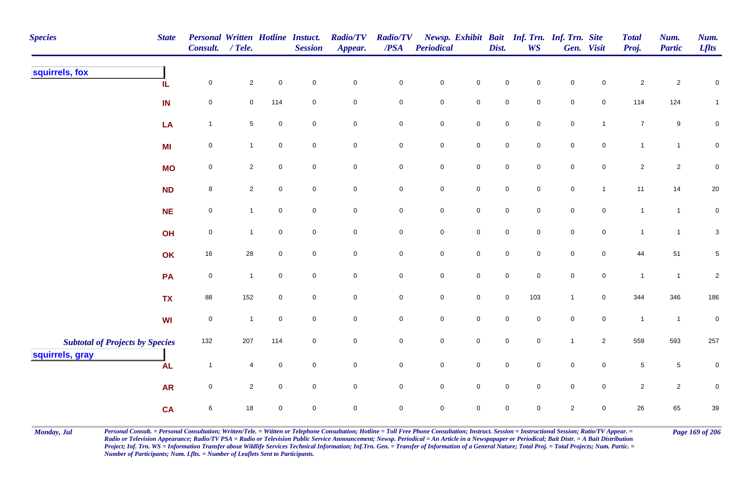| Species | State | Personal Consult. | Written / Tele. | Hotline | Instuct. Session | Radio/TV Appear. | Radio/TV /PSA | Newsp. Periodical | Exhibit | Bait Dist. | Inf. Trn. WS | Inf. Trn. Gen. | Site Visit | Total Proj. | Num. Partic | Num. Lflts |
|---|---|---|---|---|---|---|---|---|---|---|---|---|---|---|---|---|
| squirrels, fox | IL | 0 | 2 | 0 | 0 | 0 | 0 | 0 | 0 | 0 | 0 | 0 | 0 | 2 | 2 | 0 |
| | IN | 0 | 0 | 114 | 0 | 0 | 0 | 0 | 0 | 0 | 0 | 0 | 0 | 114 | 124 | 1 |
| | LA | 1 | 5 | 0 | 0 | 0 | 0 | 0 | 0 | 0 | 0 | 0 | 1 | 7 | 9 | 0 |
| | MI | 0 | 1 | 0 | 0 | 0 | 0 | 0 | 0 | 0 | 0 | 0 | 0 | 1 | 1 | 0 |
| | MO | 0 | 2 | 0 | 0 | 0 | 0 | 0 | 0 | 0 | 0 | 0 | 0 | 2 | 2 | 0 |
| | ND | 8 | 2 | 0 | 0 | 0 | 0 | 0 | 0 | 0 | 0 | 0 | 1 | 11 | 14 | 20 |
| | NE | 0 | 1 | 0 | 0 | 0 | 0 | 0 | 0 | 0 | 0 | 0 | 0 | 1 | 1 | 0 |
| | OH | 0 | 1 | 0 | 0 | 0 | 0 | 0 | 0 | 0 | 0 | 0 | 0 | 1 | 1 | 3 |
| | OK | 16 | 28 | 0 | 0 | 0 | 0 | 0 | 0 | 0 | 0 | 0 | 0 | 44 | 51 | 5 |
| | PA | 0 | 1 | 0 | 0 | 0 | 0 | 0 | 0 | 0 | 0 | 0 | 0 | 1 | 1 | 2 |
| | TX | 88 | 152 | 0 | 0 | 0 | 0 | 0 | 0 | 0 | 103 | 1 | 0 | 344 | 346 | 186 |
| | WI | 0 | 1 | 0 | 0 | 0 | 0 | 0 | 0 | 0 | 0 | 0 | 0 | 1 | 1 | 0 |
| *Subtotal of Projects by Species* | | 132 | 207 | 114 | 0 | 0 | 0 | 0 | 0 | 0 | 0 | 1 | 2 | 559 | 593 | 257 |
| squirrels, gray | AL | 1 | 4 | 0 | 0 | 0 | 0 | 0 | 0 | 0 | 0 | 0 | 0 | 5 | 5 | 0 |
| | AR | 0 | 2 | 0 | 0 | 0 | 0 | 0 | 0 | 0 | 0 | 0 | 0 | 2 | 2 | 0 |
| | CA | 6 | 18 | 0 | 0 | 0 | 0 | 0 | 0 | 0 | 0 | 2 | 0 | 26 | 65 | 39 |

*Personal Consult. = Personal Consultation; Written/Tele. = Wtitten or Telephone Consultation; Hotline = Toll Free Phone Consultation; Instruct. Session = Instructional Session; Ratio/TV Appear. = Radio or Television Appearance; Radio/TV PSA = Radio or Television Public Service Announcement; Newsp. Periodical = An Article in a Newspapaper or Periodical; Bait Distr. = A Bait Distribution Project; Inf. Trn. WS = Information Transfer about Wildlife Services Technical Information; Inf.Trn. Gen. = Transfer of Information of a General Nature; Total Proj. = Total Projects; Num. Partic. = Number of Participants; Num. Lflts. = Number of Leaflets Sent to Participants.*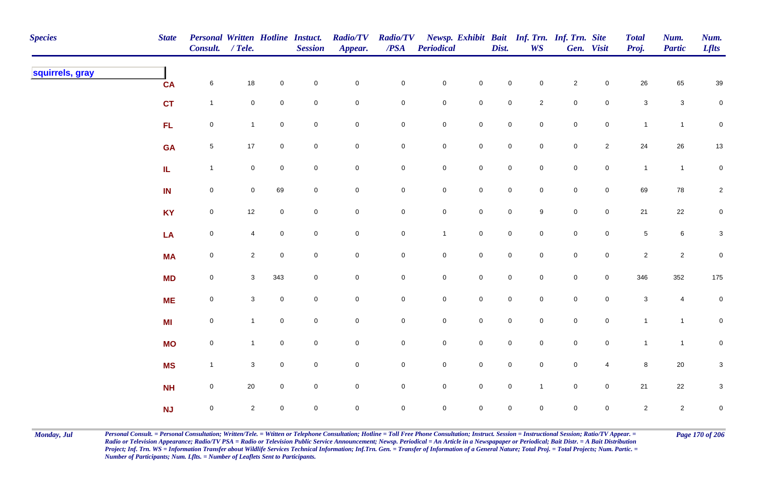| Species | State | Personal Consult. | Written / Tele. | Hotline | Instuct. Session | Radio/TV Appear. | Radio/TV /PSA | Newsp. Periodical | Exhibit | Bait Dist. | Inf. Trn. WS | Inf. Trn. Gen. | Site Visit | Total Proj. | Num. Partic | Num. Lflts |
|---|---|---|---|---|---|---|---|---|---|---|---|---|---|---|---|---|
| **squirrels, gray** | | | | | | | | | | | | | | | | |
| | CA | 6 | 18 | 0 | 0 | 0 | 0 | 0 | 0 | 0 | 0 | 2 | 0 | 26 | 65 | 39 |
| | CT | 1 | 0 | 0 | 0 | 0 | 0 | 0 | 0 | 0 | 2 | 0 | 0 | 3 | 3 | 0 |
| | FL | 0 | 1 | 0 | 0 | 0 | 0 | 0 | 0 | 0 | 0 | 0 | 0 | 1 | 1 | 0 |
| | GA | 5 | 17 | 0 | 0 | 0 | 0 | 0 | 0 | 0 | 0 | 0 | 2 | 24 | 26 | 13 |
| | IL | 1 | 0 | 0 | 0 | 0 | 0 | 0 | 0 | 0 | 0 | 0 | 0 | 1 | 1 | 0 |
| | IN | 0 | 0 | 69 | 0 | 0 | 0 | 0 | 0 | 0 | 0 | 0 | 0 | 69 | 78 | 2 |
| | KY | 0 | 12 | 0 | 0 | 0 | 0 | 0 | 0 | 0 | 9 | 0 | 0 | 21 | 22 | 0 |
| | LA | 0 | 4 | 0 | 0 | 0 | 0 | 1 | 0 | 0 | 0 | 0 | 0 | 5 | 6 | 3 |
| | MA | 0 | 2 | 0 | 0 | 0 | 0 | 0 | 0 | 0 | 0 | 0 | 0 | 2 | 2 | 0 |
| | MD | 0 | 3 | 343 | 0 | 0 | 0 | 0 | 0 | 0 | 0 | 0 | 0 | 346 | 352 | 175 |
| | ME | 0 | 3 | 0 | 0 | 0 | 0 | 0 | 0 | 0 | 0 | 0 | 0 | 3 | 4 | 0 |
| | MI | 0 | 1 | 0 | 0 | 0 | 0 | 0 | 0 | 0 | 0 | 0 | 0 | 1 | 1 | 0 |
| | MO | 0 | 1 | 0 | 0 | 0 | 0 | 0 | 0 | 0 | 0 | 0 | 0 | 1 | 1 | 0 |
| | MS | 1 | 3 | 0 | 0 | 0 | 0 | 0 | 0 | 0 | 0 | 0 | 4 | 8 | 20 | 3 |
| | NH | 0 | 20 | 0 | 0 | 0 | 0 | 0 | 0 | 0 | 1 | 0 | 0 | 21 | 22 | 3 |
| | NJ | 0 | 2 | 0 | 0 | 0 | 0 | 0 | 0 | 0 | 0 | 0 | 0 | 2 | 2 | 0 |

*Personal Consult. = Personal Consultation; Written/Tele. = Wtitten or Telephone Consultation; Hotline = Toll Free Phone Consultation; Instruct. Session = Instructional Session; Ratio/TV Appear. = Radio or Television Appearance; Radio/TV PSA = Radio or Television Public Service Announcement; Newsp. Periodical = An Article in a Newspapaper or Periodical; Bait Distr. = A Bait Distribution Project; Inf. Trn. WS = Information Transfer about Wildlife Services Technical Information; Inf.Trn. Gen. = Transfer of Information of a General Nature; Total Proj. = Total Projects; Num. Partic. = Number of Participants; Num. Lflts. = Number of Leaflets Sent to Participants.*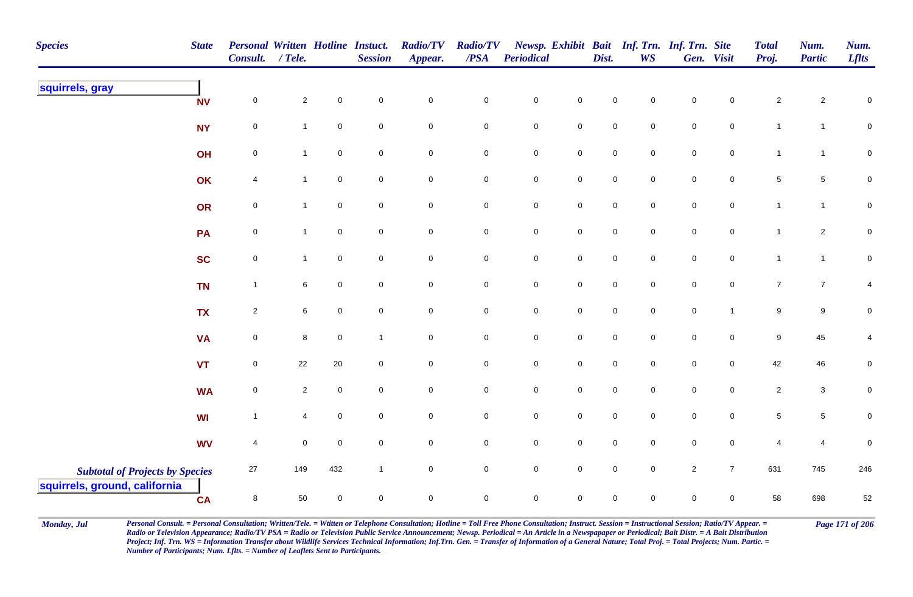| Species | State | Personal Consult. | Written / Tele. | Hotline | Instuct. Session | Radio/TV Appear. | Radio/TV /PSA | Newsp. Periodical | Exhibit | Bait Dist. | Inf. Trn. WS | Inf. Trn. Gen. | Site Visit | Total Proj. | Num. Partic | Num. Lflts |
|---|---|---|---|---|---|---|---|---|---|---|---|---|---|---|---|---|
| **squirrels, gray** | | | | | | | | | | | | | | | | |
| | NV | 0 | 2 | 0 | 0 | 0 | 0 | 0 | 0 | 0 | 0 | 0 | 0 | 2 | 2 | 0 |
| | NY | 0 | 1 | 0 | 0 | 0 | 0 | 0 | 0 | 0 | 0 | 0 | 0 | 1 | 1 | 0 |
| | OH | 0 | 1 | 0 | 0 | 0 | 0 | 0 | 0 | 0 | 0 | 0 | 0 | 1 | 1 | 0 |
| | OK | 4 | 1 | 0 | 0 | 0 | 0 | 0 | 0 | 0 | 0 | 0 | 0 | 5 | 5 | 0 |
| | OR | 0 | 1 | 0 | 0 | 0 | 0 | 0 | 0 | 0 | 0 | 0 | 0 | 1 | 1 | 0 |
| | PA | 0 | 1 | 0 | 0 | 0 | 0 | 0 | 0 | 0 | 0 | 0 | 0 | 1 | 2 | 0 |
| | SC | 0 | 1 | 0 | 0 | 0 | 0 | 0 | 0 | 0 | 0 | 0 | 0 | 1 | 1 | 0 |
| | TN | 1 | 6 | 0 | 0 | 0 | 0 | 0 | 0 | 0 | 0 | 0 | 0 | 7 | 7 | 4 |
| | TX | 2 | 6 | 0 | 0 | 0 | 0 | 0 | 0 | 0 | 0 | 0 | 1 | 9 | 9 | 0 |
| | VA | 0 | 8 | 0 | 1 | 0 | 0 | 0 | 0 | 0 | 0 | 0 | 0 | 9 | 45 | 4 |
| | VT | 0 | 22 | 20 | 0 | 0 | 0 | 0 | 0 | 0 | 0 | 0 | 0 | 42 | 46 | 0 |
| | WA | 0 | 2 | 0 | 0 | 0 | 0 | 0 | 0 | 0 | 0 | 0 | 0 | 2 | 3 | 0 |
| | WI | 1 | 4 | 0 | 0 | 0 | 0 | 0 | 0 | 0 | 0 | 0 | 0 | 5 | 5 | 0 |
| | WV | 4 | 0 | 0 | 0 | 0 | 0 | 0 | 0 | 0 | 0 | 0 | 0 | 4 | 4 | 0 |
| *Subtotal of Projects by Species* | | 27 | 149 | 432 | 1 | 0 | 0 | 0 | 0 | 0 | 0 | 2 | 7 | 631 | 745 | 246 |
| **squirrels, ground, california** | | | | | | | | | | | | | | | | |
| | CA | 8 | 50 | 0 | 0 | 0 | 0 | 0 | 0 | 0 | 0 | 0 | 0 | 58 | 698 | 52 |

*Monday, Jul*

*Personal Consult. = Personal Consultation; Written/Tele. = Wtitten or Telephone Consultation; Hotline = Toll Free Phone Consultation; Instruct. Session = Instructional Session; Ratio/TV Appear. = Radio or Television Appearance; Radio/TV PSA = Radio or Television Public Service Announcement; Newsp. Periodical = An Article in a Newspapaper or Periodical; Bait Distr. = A Bait Distribution Project; Inf. Trn. WS = Information Transfer about Wildlife Services Technical Information; Inf.Trn. Gen. = Transfer of Information of a General Nature; Total Proj. = Total Projects; Num. Partic. = Number of Participants; Num. Lflts. = Number of Leaflets Sent to Participants.*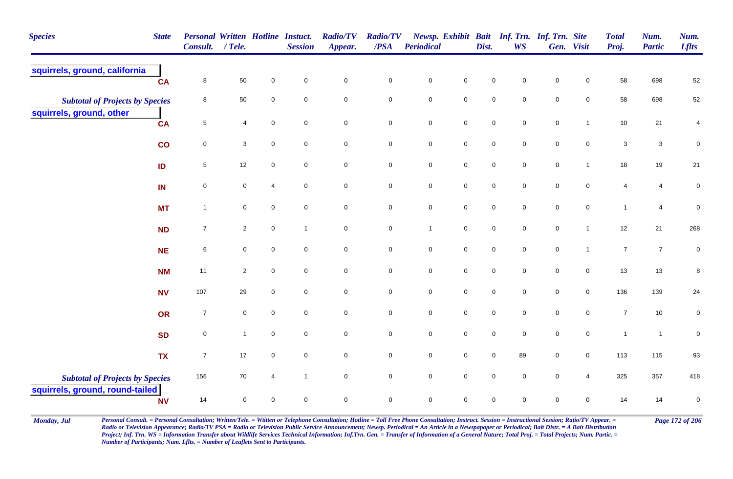| Species | State | Personal Consult. | Written / Tele. | Hotline | Instuct. Session | Radio/TV Appear. | Radio/TV /PSA | Newsp. Periodical | Exhibit | Bait Dist. | Inf. Trn. WS | Inf. Trn. Gen. | Site Visit | Total Proj. | Num. Partic | Num. Lflts |
|---|---|---|---|---|---|---|---|---|---|---|---|---|---|---|---|---|
| **squirrels, ground, california** | | | | | | | | | | | | | | | | |
| | CA | 8 | 50 | 0 | 0 | 0 | 0 | 0 | 0 | 0 | 0 | 0 | 0 | 58 | 698 | 52 |
| *Subtotal of Projects by Species* | | 8 | 50 | 0 | 0 | 0 | 0 | 0 | 0 | 0 | 0 | 0 | 0 | 58 | 698 | 52 |
| **squirrels, ground, other** | | | | | | | | | | | | | | | | |
| | CA | 5 | 4 | 0 | 0 | 0 | 0 | 0 | 0 | 0 | 0 | 0 | 1 | 10 | 21 | 4 |
| | CO | 0 | 3 | 0 | 0 | 0 | 0 | 0 | 0 | 0 | 0 | 0 | 0 | 3 | 3 | 0 |
| | ID | 5 | 12 | 0 | 0 | 0 | 0 | 0 | 0 | 0 | 0 | 0 | 1 | 18 | 19 | 21 |
| | IN | 0 | 0 | 4 | 0 | 0 | 0 | 0 | 0 | 0 | 0 | 0 | 0 | 4 | 4 | 0 |
| | MT | 1 | 0 | 0 | 0 | 0 | 0 | 0 | 0 | 0 | 0 | 0 | 0 | 1 | 4 | 0 |
| | ND | 7 | 2 | 0 | 1 | 0 | 0 | 1 | 0 | 0 | 0 | 0 | 1 | 12 | 21 | 268 |
| | NE | 6 | 0 | 0 | 0 | 0 | 0 | 0 | 0 | 0 | 0 | 0 | 1 | 7 | 7 | 0 |
| | NM | 11 | 2 | 0 | 0 | 0 | 0 | 0 | 0 | 0 | 0 | 0 | 0 | 13 | 13 | 8 |
| | NV | 107 | 29 | 0 | 0 | 0 | 0 | 0 | 0 | 0 | 0 | 0 | 0 | 136 | 139 | 24 |
| | OR | 7 | 0 | 0 | 0 | 0 | 0 | 0 | 0 | 0 | 0 | 0 | 0 | 7 | 10 | 0 |
| | SD | 0 | 1 | 0 | 0 | 0 | 0 | 0 | 0 | 0 | 0 | 0 | 0 | 1 | 1 | 0 |
| | TX | 7 | 17 | 0 | 0 | 0 | 0 | 0 | 0 | 0 | 89 | 0 | 0 | 113 | 115 | 93 |
| *Subtotal of Projects by Species* | | 156 | 70 | 4 | 1 | 0 | 0 | 0 | 0 | 0 | 0 | 0 | 4 | 325 | 357 | 418 |
| **squirrels, ground, round-tailed** | | | | | | | | | | | | | | | | |
| | NV | 14 | 0 | 0 | 0 | 0 | 0 | 0 | 0 | 0 | 0 | 0 | 0 | 14 | 14 | 0 |

*Personal Consult. = Personal Consultation; Written/Tele. = Wtitten or Telephone Consultation; Hotline = Toll Free Phone Consultation; Instruct. Session = Instructional Session; Ratio/TV Appear. = Radio or Television Appearance; Radio/TV PSA = Radio or Television Public Service Announcement; Newsp. Periodical = An Article in a Newspapager or Periodical; Bait Distr. = A Bait Distribution Project; Inf. Trn. WS = Information Transfer about Wildlife Services Technical Information; Inf.Trn. Gen. = Transfer of Information of a General Nature; Total Proj. = Total Projects; Num. Partic. = Number of Participants; Num. Lflts. = Number of Leaflets Sent to Participants.*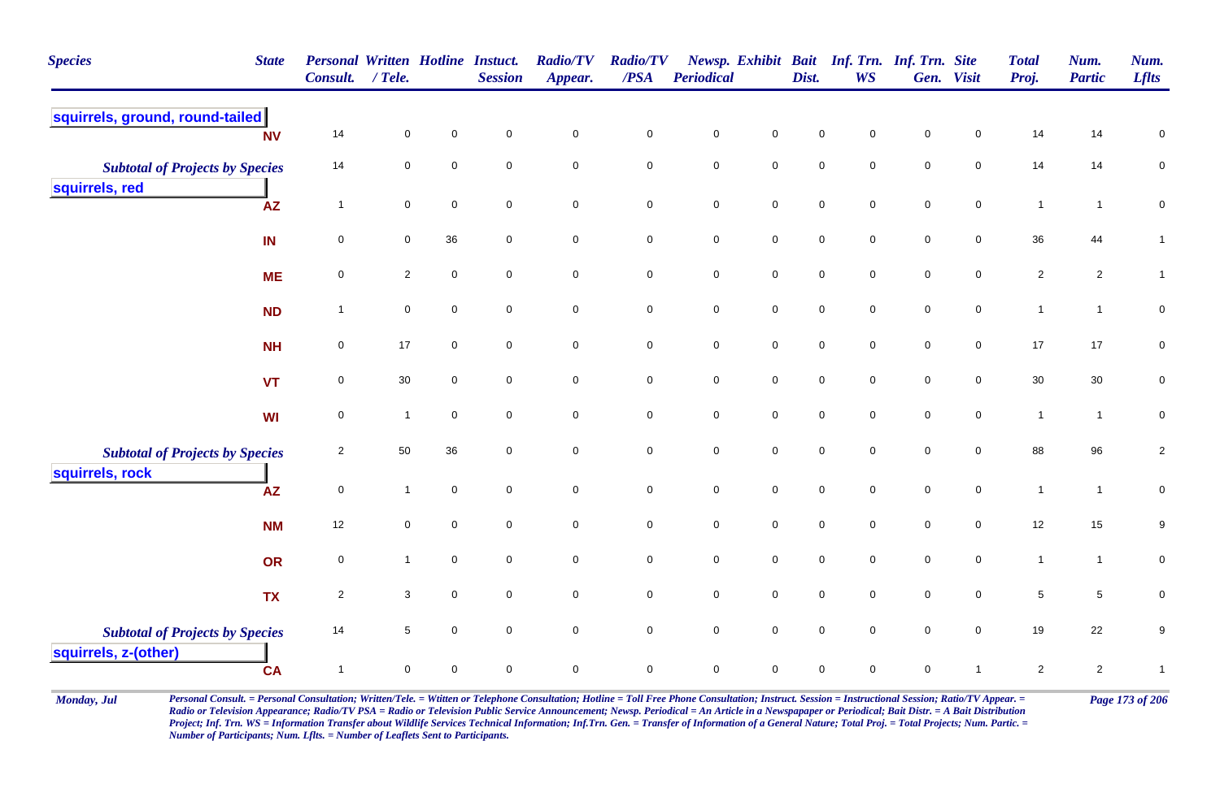| Species | State | Personal Consult. | Written / Tele. | Hotline | Instuct. Session | Radio/TV Appear. | Radio/TV /PSA | Newsp. Periodical | Exhibit | Bait Dist. | Inf. Trn. WS | Inf. Trn. Gen. | Site Visit | Total Proj. | Num. Partic | Num. Lflts |
|---|---|---|---|---|---|---|---|---|---|---|---|---|---|---|---|---|
| **squirrels, ground, round-tailed** | | | | | | | | | | | | | | | | |
| | NV | 14 | 0 | 0 | 0 | 0 | 0 | 0 | 0 | 0 | 0 | 0 | 0 | 14 | 14 | 0 |
| *Subtotal of Projects by Species* | | 14 | 0 | 0 | 0 | 0 | 0 | 0 | 0 | 0 | 0 | 0 | 0 | 14 | 14 | 0 |
| **squirrels, red** | | | | | | | | | | | | | | | | |
| | AZ | 1 | 0 | 0 | 0 | 0 | 0 | 0 | 0 | 0 | 0 | 0 | 0 | 1 | 1 | 0 |
| | IN | 0 | 0 | 36 | 0 | 0 | 0 | 0 | 0 | 0 | 0 | 0 | 0 | 36 | 44 | 1 |
| | ME | 0 | 2 | 0 | 0 | 0 | 0 | 0 | 0 | 0 | 0 | 0 | 0 | 2 | 2 | 1 |
| | ND | 1 | 0 | 0 | 0 | 0 | 0 | 0 | 0 | 0 | 0 | 0 | 0 | 1 | 1 | 0 |
| | NH | 0 | 17 | 0 | 0 | 0 | 0 | 0 | 0 | 0 | 0 | 0 | 0 | 17 | 17 | 0 |
| | VT | 0 | 30 | 0 | 0 | 0 | 0 | 0 | 0 | 0 | 0 | 0 | 0 | 30 | 30 | 0 |
| | WI | 0 | 1 | 0 | 0 | 0 | 0 | 0 | 0 | 0 | 0 | 0 | 0 | 1 | 1 | 0 |
| *Subtotal of Projects by Species* | | 2 | 50 | 36 | 0 | 0 | 0 | 0 | 0 | 0 | 0 | 0 | 0 | 88 | 96 | 2 |
| **squirrels, rock** | | | | | | | | | | | | | | | | |
| | AZ | 0 | 1 | 0 | 0 | 0 | 0 | 0 | 0 | 0 | 0 | 0 | 0 | 1 | 1 | 0 |
| | NM | 12 | 0 | 0 | 0 | 0 | 0 | 0 | 0 | 0 | 0 | 0 | 0 | 12 | 15 | 9 |
| | OR | 0 | 1 | 0 | 0 | 0 | 0 | 0 | 0 | 0 | 0 | 0 | 0 | 1 | 1 | 0 |
| | TX | 2 | 3 | 0 | 0 | 0 | 0 | 0 | 0 | 0 | 0 | 0 | 0 | 5 | 5 | 0 |
| *Subtotal of Projects by Species* | | 14 | 5 | 0 | 0 | 0 | 0 | 0 | 0 | 0 | 0 | 0 | 0 | 19 | 22 | 9 |
| **squirrels, z-(other)** | | | | | | | | | | | | | | | | |
| | CA | 1 | 0 | 0 | 0 | 0 | 0 | 0 | 0 | 0 | 0 | 0 | 1 | 2 | 2 | 1 |

*Personal Consult. = Personal Consultation; Written/Tele. = Wtitten or Telephone Consultation; Hotline = Toll Free Phone Consultation; Instruct. Session = Instructional Session; Ratio/TV Appear. = Radio or Television Appearance; Radio/TV PSA = Radio or Television Public Service Announcement; Newsp. Periodical = An Article in a Newspapaper or Periodical; Bait Distr. = A Bait Distribution Project; Inf. Trn. WS = Information Transfer about Wildlife Services Technical Information; Inf.Trn. Gen. = Transfer of Information of a General Nature; Total Proj. = Total Projects; Num. Partic. = Number of Participants; Num. Lflts. = Number of Leaflets Sent to Participants.*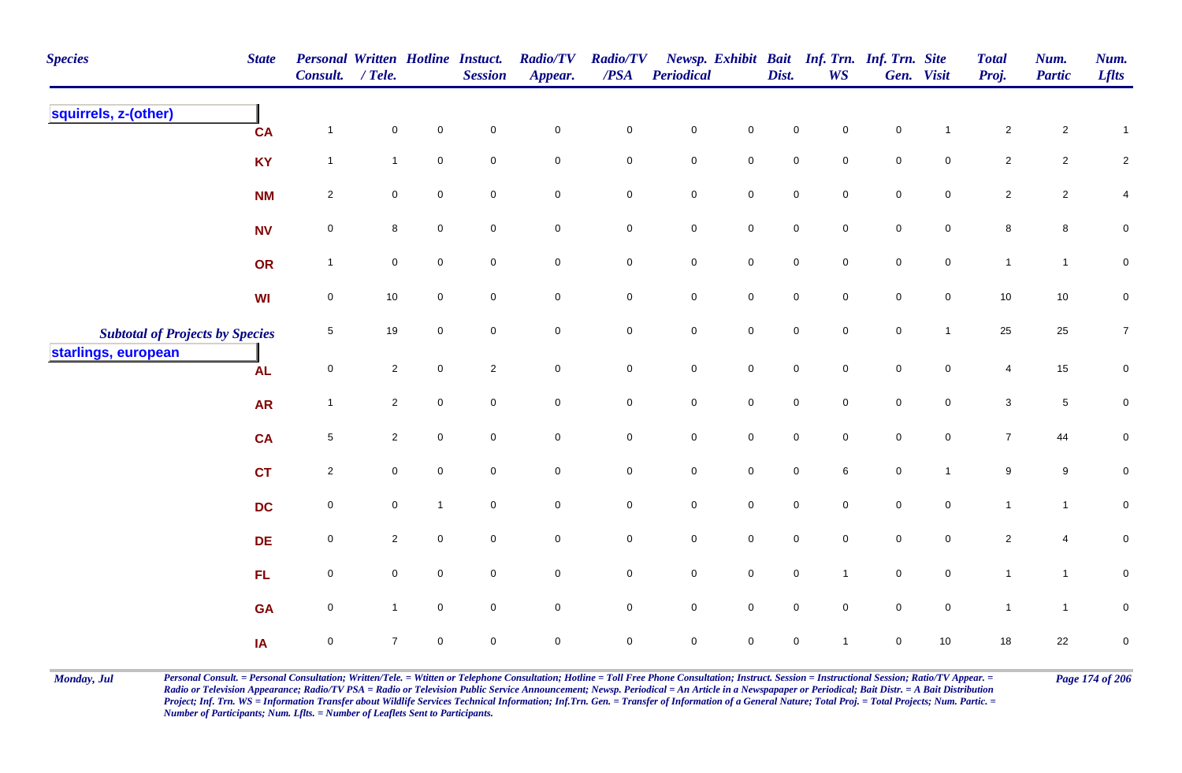| Species | State | Personal Consult. | Written / Tele. | Hotline | Instuct. Session | Radio/TV Appear. | Radio/TV /PSA | Newsp. Periodical | Exhibit | Bait Dist. | Inf. Trn. WS | Inf. Trn. Gen. | Site Visit | Total Proj. | Num. Partic | Num. Lflts |
|---|---|---|---|---|---|---|---|---|---|---|---|---|---|---|---|---|
| **squirrels, z-(other)** | | | | | | | | | | | | | | | | |
| | CA | 1 | 0 | 0 | 0 | 0 | 0 | 0 | 0 | 0 | 0 | 0 | 1 | 2 | 2 | 1 |
| | KY | 1 | 1 | 0 | 0 | 0 | 0 | 0 | 0 | 0 | 0 | 0 | 0 | 2 | 2 | 2 |
| | NM | 2 | 0 | 0 | 0 | 0 | 0 | 0 | 0 | 0 | 0 | 0 | 0 | 2 | 2 | 4 |
| | NV | 0 | 8 | 0 | 0 | 0 | 0 | 0 | 0 | 0 | 0 | 0 | 0 | 8 | 8 | 0 |
| | OR | 1 | 0 | 0 | 0 | 0 | 0 | 0 | 0 | 0 | 0 | 0 | 0 | 1 | 1 | 0 |
| | WI | 0 | 10 | 0 | 0 | 0 | 0 | 0 | 0 | 0 | 0 | 0 | 0 | 10 | 10 | 0 |
| *Subtotal of Projects by Species* | | 5 | 19 | 0 | 0 | 0 | 0 | 0 | 0 | 0 | 0 | 0 | 1 | 25 | 25 | 7 |
| **starlings, european** | | | | | | | | | | | | | | | | |
| | AL | 0 | 2 | 0 | 2 | 0 | 0 | 0 | 0 | 0 | 0 | 0 | 0 | 4 | 15 | 0 |
| | AR | 1 | 2 | 0 | 0 | 0 | 0 | 0 | 0 | 0 | 0 | 0 | 0 | 3 | 5 | 0 |
| | CA | 5 | 2 | 0 | 0 | 0 | 0 | 0 | 0 | 0 | 0 | 0 | 0 | 7 | 44 | 0 |
| | CT | 2 | 0 | 0 | 0 | 0 | 0 | 0 | 0 | 0 | 6 | 0 | 1 | 9 | 9 | 0 |
| | DC | 0 | 0 | 1 | 0 | 0 | 0 | 0 | 0 | 0 | 0 | 0 | 0 | 1 | 1 | 0 |
| | DE | 0 | 2 | 0 | 0 | 0 | 0 | 0 | 0 | 0 | 0 | 0 | 0 | 2 | 4 | 0 |
| | FL | 0 | 0 | 0 | 0 | 0 | 0 | 0 | 0 | 0 | 1 | 0 | 0 | 1 | 1 | 0 |
| | GA | 0 | 1 | 0 | 0 | 0 | 0 | 0 | 0 | 0 | 0 | 0 | 0 | 1 | 1 | 0 |
| | IA | 0 | 7 | 0 | 0 | 0 | 0 | 0 | 0 | 0 | 1 | 0 | 10 | 18 | 22 | 0 |

*Personal Consult. = Personal Consultation; Written/Tele. = Wtitten or Telephone Consultation; Hotline = Toll Free Phone Consultation; Instruct. Session = Instructional Session; Ratio/TV Appear. = Radio or Television Appearance; Radio/TV PSA = Radio or Television Public Service Announcement; Newsp. Periodical = An Article in a Newspapaper or Periodical; Bait Distr. = A Bait Distribution Project; Inf. Trn. WS = Information Transfer about Wildlife Services Technical Information; Inf.Trn. Gen. = Transfer of Information of a General Nature; Total Proj. = Total Projects; Num. Partic. = Number of Participants; Num. Lflts. = Number of Leaflets Sent to Participants.*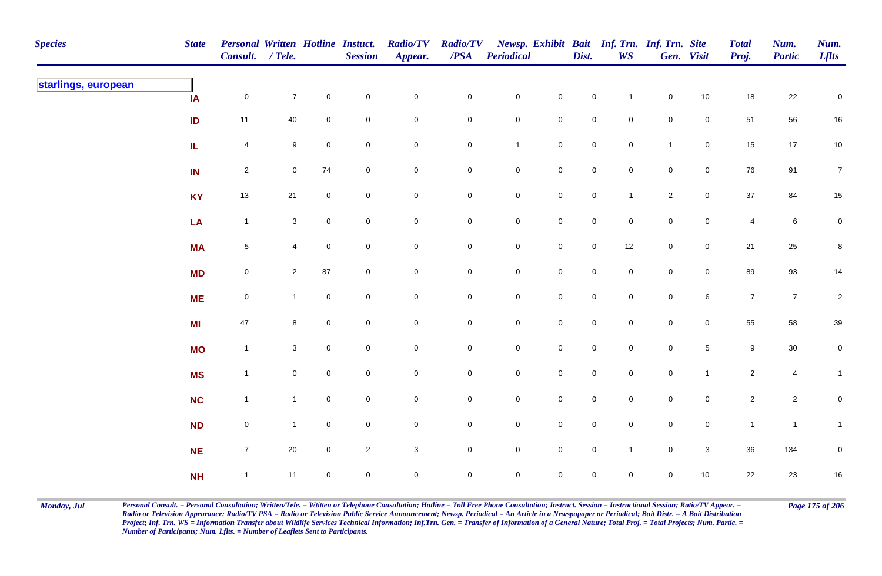| Species | State | Personal Consult. | Written / Tele. | Hotline | Instuct. Session | Radio/TV Appear. | Radio/TV /PSA | Newsp. Periodical | Exhibit | Bait Dist. | Inf. Trn. WS | Inf. Trn. Gen. | Site Visit | Total Proj. | Num. Partic | Num. Lflts |
|---|---|---|---|---|---|---|---|---|---|---|---|---|---|---|---|---|
| **starlings, european** | | | | | | | | | | | | | | | | |
| | IA | 0 | 7 | 0 | 0 | 0 | 0 | 0 | 0 | 0 | 1 | 0 | 10 | 18 | 22 | 0 |
| | ID | 11 | 40 | 0 | 0 | 0 | 0 | 0 | 0 | 0 | 0 | 0 | 0 | 51 | 56 | 16 |
| | IL | 4 | 9 | 0 | 0 | 0 | 0 | 1 | 0 | 0 | 0 | 1 | 0 | 15 | 17 | 10 |
| | IN | 2 | 0 | 74 | 0 | 0 | 0 | 0 | 0 | 0 | 0 | 0 | 0 | 76 | 91 | 7 |
| | KY | 13 | 21 | 0 | 0 | 0 | 0 | 0 | 0 | 0 | 1 | 2 | 0 | 37 | 84 | 15 |
| | LA | 1 | 3 | 0 | 0 | 0 | 0 | 0 | 0 | 0 | 0 | 0 | 0 | 4 | 6 | 0 |
| | MA | 5 | 4 | 0 | 0 | 0 | 0 | 0 | 0 | 0 | 12 | 0 | 0 | 21 | 25 | 8 |
| | MD | 0 | 2 | 87 | 0 | 0 | 0 | 0 | 0 | 0 | 0 | 0 | 0 | 89 | 93 | 14 |
| | ME | 0 | 1 | 0 | 0 | 0 | 0 | 0 | 0 | 0 | 0 | 0 | 6 | 7 | 7 | 2 |
| | MI | 47 | 8 | 0 | 0 | 0 | 0 | 0 | 0 | 0 | 0 | 0 | 0 | 55 | 58 | 39 |
| | MO | 1 | 3 | 0 | 0 | 0 | 0 | 0 | 0 | 0 | 0 | 0 | 5 | 9 | 30 | 0 |
| | MS | 1 | 0 | 0 | 0 | 0 | 0 | 0 | 0 | 0 | 0 | 0 | 1 | 2 | 4 | 1 |
| | NC | 1 | 1 | 0 | 0 | 0 | 0 | 0 | 0 | 0 | 0 | 0 | 0 | 2 | 2 | 0 |
| | ND | 0 | 1 | 0 | 0 | 0 | 0 | 0 | 0 | 0 | 0 | 0 | 0 | 1 | 1 | 1 |
| | NE | 7 | 20 | 0 | 2 | 3 | 0 | 0 | 0 | 0 | 1 | 0 | 3 | 36 | 134 | 0 |
| | NH | 1 | 11 | 0 | 0 | 0 | 0 | 0 | 0 | 0 | 0 | 0 | 10 | 22 | 23 | 16 |

*Personal Consult. = Personal Consultation; Written/Tele. = Wtitten or Telephone Consultation; Hotline = Toll Free Phone Consultation; Instruct. Session = Instructional Session; Ratio/TV Appear. = Radio or Television Appearance; Radio/TV PSA = Radio or Television Public Service Announcement; Newsp. Periodical = An Article in a Newspapaper or Periodical; Bait Distr. = A Bait Distribution Project; Inf. Trn. WS = Information Transfer about Wildlife Services Technical Information; Inf.Trn. Gen. = Transfer of Information of a General Nature; Total Proj. = Total Projects; Num. Partic. = Number of Participants; Num. Lflts. = Number of Leaflets Sent to Participants.*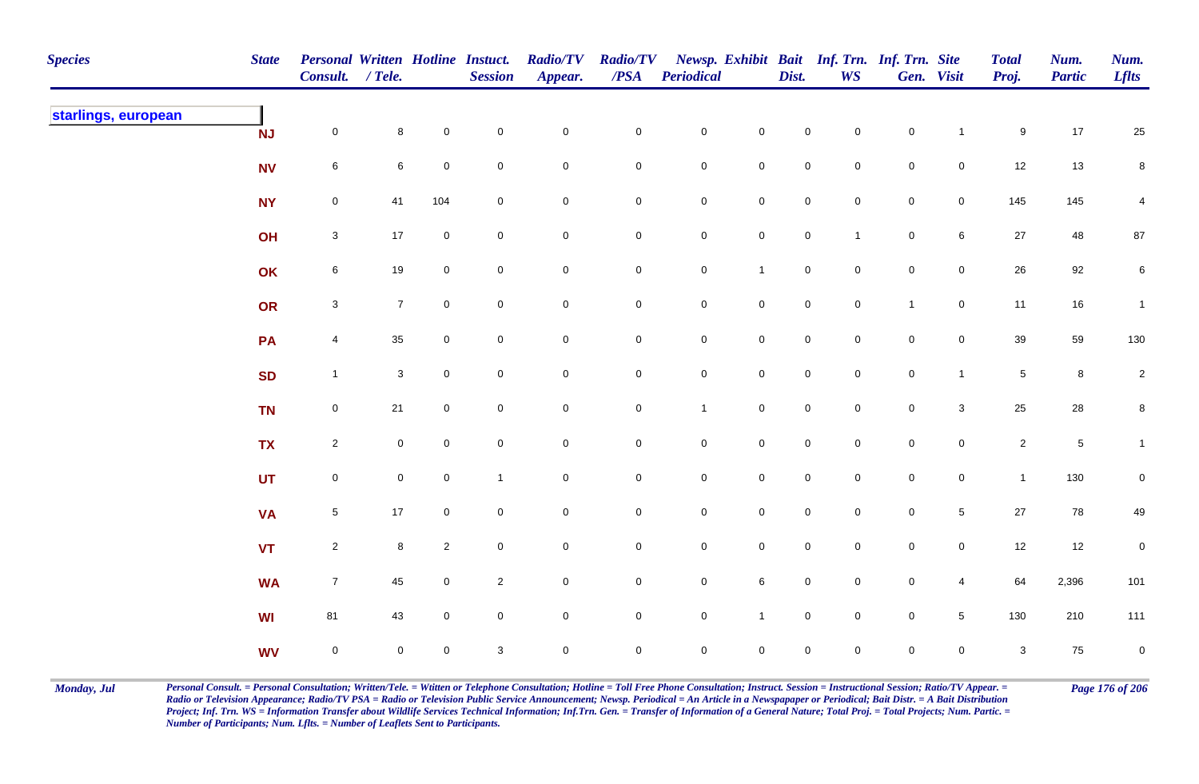| Species | State | Personal Consult. | Written / Tele. | Hotline | Instuct. Session | Radio/TV Appear. | Radio/TV /PSA | Newsp. Periodical | Exhibit | Bait Dist. | Inf. Trn. WS | Inf. Trn. Gen. | Site Visit | Total Proj. | Num. Partic | Num. Lflts |
|---|---|---|---|---|---|---|---|---|---|---|---|---|---|---|---|---|
| **starlings, european** | | | | | | | | | | | | | | | | |
| | NJ | 0 | 8 | 0 | 0 | 0 | 0 | 0 | 0 | 0 | 0 | 0 | 1 | 9 | 17 | 25 |
| | NV | 6 | 6 | 0 | 0 | 0 | 0 | 0 | 0 | 0 | 0 | 0 | 0 | 12 | 13 | 8 |
| | NY | 0 | 41 | 104 | 0 | 0 | 0 | 0 | 0 | 0 | 0 | 0 | 0 | 145 | 145 | 4 |
| | OH | 3 | 17 | 0 | 0 | 0 | 0 | 0 | 0 | 0 | 1 | 0 | 6 | 27 | 48 | 87 |
| | OK | 6 | 19 | 0 | 0 | 0 | 0 | 0 | 1 | 0 | 0 | 0 | 0 | 26 | 92 | 6 |
| | OR | 3 | 7 | 0 | 0 | 0 | 0 | 0 | 0 | 0 | 0 | 1 | 0 | 11 | 16 | 1 |
| | PA | 4 | 35 | 0 | 0 | 0 | 0 | 0 | 0 | 0 | 0 | 0 | 0 | 39 | 59 | 130 |
| | SD | 1 | 3 | 0 | 0 | 0 | 0 | 0 | 0 | 0 | 0 | 0 | 1 | 5 | 8 | 2 |
| | TN | 0 | 21 | 0 | 0 | 0 | 0 | 1 | 0 | 0 | 0 | 0 | 3 | 25 | 28 | 8 |
| | TX | 2 | 0 | 0 | 0 | 0 | 0 | 0 | 0 | 0 | 0 | 0 | 0 | 2 | 5 | 1 |
| | UT | 0 | 0 | 0 | 1 | 0 | 0 | 0 | 0 | 0 | 0 | 0 | 0 | 1 | 130 | 0 |
| | VA | 5 | 17 | 0 | 0 | 0 | 0 | 0 | 0 | 0 | 0 | 0 | 5 | 27 | 78 | 49 |
| | VT | 2 | 8 | 2 | 0 | 0 | 0 | 0 | 0 | 0 | 0 | 0 | 0 | 12 | 12 | 0 |
| | WA | 7 | 45 | 0 | 2 | 0 | 0 | 0 | 6 | 0 | 0 | 0 | 4 | 64 | 2,396 | 101 |
| | WI | 81 | 43 | 0 | 0 | 0 | 0 | 0 | 1 | 0 | 0 | 0 | 5 | 130 | 210 | 111 |
| | WV | 0 | 0 | 0 | 3 | 0 | 0 | 0 | 0 | 0 | 0 | 0 | 0 | 3 | 75 | 0 |

*Personal Consult. = Personal Consultation; Written/Tele. = Wtitten or Telephone Consultation; Hotline = Toll Free Phone Consultation; Instruct. Session = Instructional Session; Ratio/TV Appear. = Radio or Television Appearance; Radio/TV PSA = Radio or Television Public Service Announcement; Newsp. Periodical = An Article in a Newspapaper or Periodical; Bait Distr. = A Bait Distribution Project; Inf. Trn. WS = Information Transfer about Wildlife Services Technical Information; Inf.Trn. Gen. = Transfer of Information of a General Nature; Total Proj. = Total Projects; Num. Partic. = Number of Participants; Num. Lflts. = Number of Leaflets Sent to Participants.*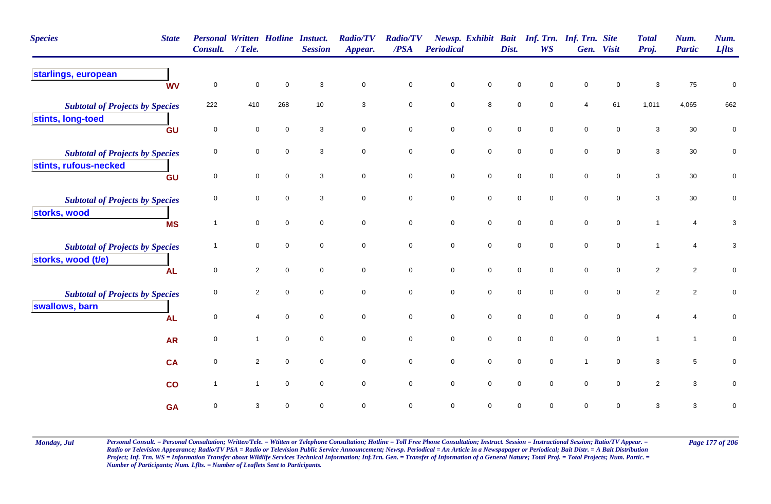| Species | State | Personal Consult. | Written / Tele. | Hotline | Instuct. Session | Radio/TV Appear. | Radio/TV /PSA | Newsp. Periodical | Exhibit | Bait Dist. | Inf. Trn. WS | Inf. Trn. Gen. | Site Visit | Total Proj. | Num. Partic | Num. Lflts |
|---|---|---|---|---|---|---|---|---|---|---|---|---|---|---|---|---|
| starlings, european | | | | | | | | | | | | | | | | |
| | WV | 0 | 0 | 0 | 3 | 0 | 0 | 0 | 0 | 0 | 0 | 0 | 0 | 3 | 75 | 0 |
| *Subtotal of Projects by Species* | | 222 | 410 | 268 | 10 | 3 | 0 | 0 | 8 | 0 | 0 | 4 | 61 | 1,011 | 4,065 | 662 |
| stints, long-toed | | | | | | | | | | | | | | | | |
| | GU | 0 | 0 | 0 | 3 | 0 | 0 | 0 | 0 | 0 | 0 | 0 | 0 | 3 | 30 | 0 |
| *Subtotal of Projects by Species* | | 0 | 0 | 0 | 3 | 0 | 0 | 0 | 0 | 0 | 0 | 0 | 0 | 3 | 30 | 0 |
| stints, rufous-necked | | | | | | | | | | | | | | | | |
| | GU | 0 | 0 | 0 | 3 | 0 | 0 | 0 | 0 | 0 | 0 | 0 | 0 | 3 | 30 | 0 |
| *Subtotal of Projects by Species* | | 0 | 0 | 0 | 3 | 0 | 0 | 0 | 0 | 0 | 0 | 0 | 0 | 3 | 30 | 0 |
| storks, wood | | | | | | | | | | | | | | | | |
| | MS | 1 | 0 | 0 | 0 | 0 | 0 | 0 | 0 | 0 | 0 | 0 | 0 | 1 | 4 | 3 |
| *Subtotal of Projects by Species* | | 1 | 0 | 0 | 0 | 0 | 0 | 0 | 0 | 0 | 0 | 0 | 0 | 1 | 4 | 3 |
| storks, wood (t/e) | | | | | | | | | | | | | | | | |
| | AL | 0 | 2 | 0 | 0 | 0 | 0 | 0 | 0 | 0 | 0 | 0 | 0 | 2 | 2 | 0 |
| *Subtotal of Projects by Species* | | 0 | 2 | 0 | 0 | 0 | 0 | 0 | 0 | 0 | 0 | 0 | 0 | 2 | 2 | 0 |
| swallows, barn | | | | | | | | | | | | | | | | |
| | AL | 0 | 4 | 0 | 0 | 0 | 0 | 0 | 0 | 0 | 0 | 0 | 0 | 4 | 4 | 0 |
| | AR | 0 | 1 | 0 | 0 | 0 | 0 | 0 | 0 | 0 | 0 | 0 | 0 | 1 | 1 | 0 |
| | CA | 0 | 2 | 0 | 0 | 0 | 0 | 0 | 0 | 0 | 0 | 1 | 0 | 3 | 5 | 0 |
| | CO | 1 | 1 | 0 | 0 | 0 | 0 | 0 | 0 | 0 | 0 | 0 | 0 | 2 | 3 | 0 |
| | GA | 0 | 3 | 0 | 0 | 0 | 0 | 0 | 0 | 0 | 0 | 0 | 0 | 3 | 3 | 0 |

*Personal Consult. = Personal Consultation; Written/Tele. = Wtitten or Telephone Consultation; Hotline = Toll Free Phone Consultation; Instruct. Session = Instructional Session; Ratio/TV Appear. = Radio or Television Appearance; Radio/TV PSA = Radio or Television Public Service Announcement; Newsp. Periodical = An Article in a Newspapaper or Periodical; Bait Distr. = A Bait Distribution Project; Inf. Trn. WS = Information Transfer about Wildlife Services Technical Information; Inf.Trn. Gen. = Transfer of Information of a General Nature; Total Proj. = Total Projects; Num. Partic. = Number of Participants; Num. Lflts. = Number of Leaflets Sent to Participants.*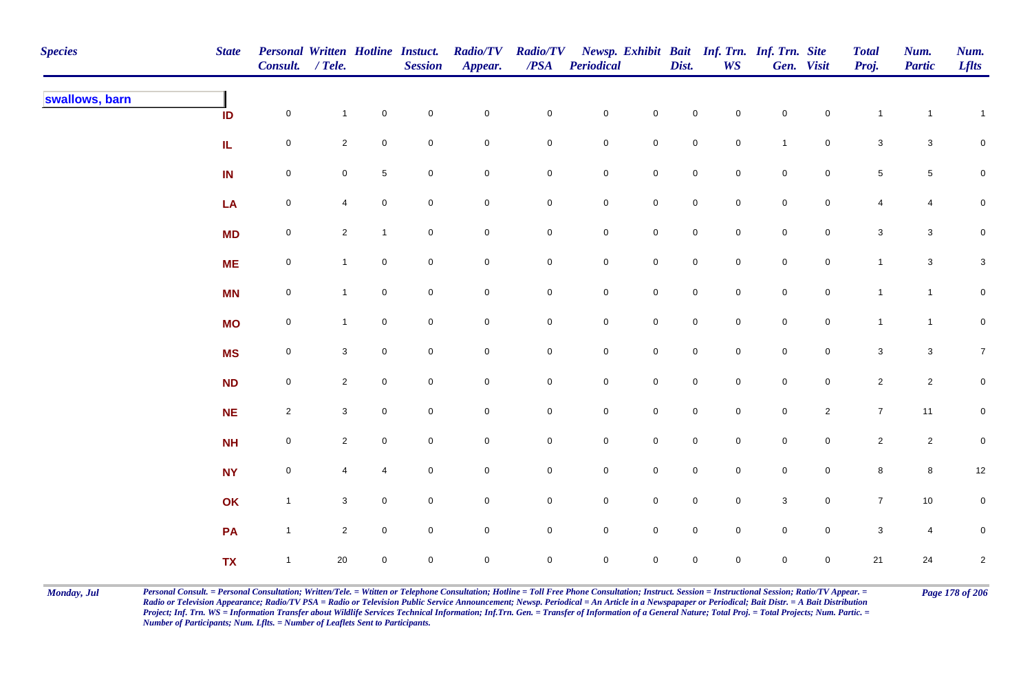| Species | State | Personal Consult. | Written / Tele. | Hotline | Instuct. Session | Radio/TV Appear. | Radio/TV /PSA | Newsp. Periodical | Exhibit | Bait Dist. | Inf. Trn. WS | Inf. Trn. Gen. | Site Visit | Total Proj. | Num. Partic | Num. Lflts |
|---|---|---|---|---|---|---|---|---|---|---|---|---|---|---|---|---|
| swallows, barn | ID | 0 | 1 | 0 | 0 | 0 | 0 | 0 | 0 | 0 | 0 | 0 | 0 | 1 | 1 | 1 |
| | IL | 0 | 2 | 0 | 0 | 0 | 0 | 0 | 0 | 0 | 0 | 1 | 0 | 3 | 3 | 0 |
| | IN | 0 | 0 | 5 | 0 | 0 | 0 | 0 | 0 | 0 | 0 | 0 | 0 | 5 | 5 | 0 |
| | LA | 0 | 4 | 0 | 0 | 0 | 0 | 0 | 0 | 0 | 0 | 0 | 0 | 4 | 4 | 0 |
| | MD | 0 | 2 | 1 | 0 | 0 | 0 | 0 | 0 | 0 | 0 | 0 | 0 | 3 | 3 | 0 |
| | ME | 0 | 1 | 0 | 0 | 0 | 0 | 0 | 0 | 0 | 0 | 0 | 0 | 1 | 3 | 3 |
| | MN | 0 | 1 | 0 | 0 | 0 | 0 | 0 | 0 | 0 | 0 | 0 | 0 | 1 | 1 | 0 |
| | MO | 0 | 1 | 0 | 0 | 0 | 0 | 0 | 0 | 0 | 0 | 0 | 0 | 1 | 1 | 0 |
| | MS | 0 | 3 | 0 | 0 | 0 | 0 | 0 | 0 | 0 | 0 | 0 | 0 | 3 | 3 | 7 |
| | ND | 0 | 2 | 0 | 0 | 0 | 0 | 0 | 0 | 0 | 0 | 0 | 0 | 2 | 2 | 0 |
| | NE | 2 | 3 | 0 | 0 | 0 | 0 | 0 | 0 | 0 | 0 | 0 | 2 | 7 | 11 | 0 |
| | NH | 0 | 2 | 0 | 0 | 0 | 0 | 0 | 0 | 0 | 0 | 0 | 0 | 2 | 2 | 0 |
| | NY | 0 | 4 | 4 | 0 | 0 | 0 | 0 | 0 | 0 | 0 | 0 | 0 | 8 | 8 | 12 |
| | OK | 1 | 3 | 0 | 0 | 0 | 0 | 0 | 0 | 0 | 0 | 3 | 0 | 7 | 10 | 0 |
| | PA | 1 | 2 | 0 | 0 | 0 | 0 | 0 | 0 | 0 | 0 | 0 | 0 | 3 | 4 | 0 |
| | TX | 1 | 20 | 0 | 0 | 0 | 0 | 0 | 0 | 0 | 0 | 0 | 0 | 21 | 24 | 2 |

*Personal Consult. = Personal Consultation; Written/Tele. = Wtitten or Telephone Consultation; Hotline = Toll Free Phone Consultation; Instruct. Session = Instructional Session; Ratio/TV Appear. = Radio or Television Appearance; Radio/TV PSA = Radio or Television Public Service Announcement; Newsp. Periodical = An Article in a Newspapaper or Periodical; Bait Distr. = A Bait Distribution Project; Inf. Trn. WS = Information Transfer about Wildlife Services Technical Information; Inf.Trn. Gen. = Transfer of Information of a General Nature; Total Proj. = Total Projects; Num. Partic. = Number of Participants; Num. Lflts. = Number of Leaflets Sent to Participants.*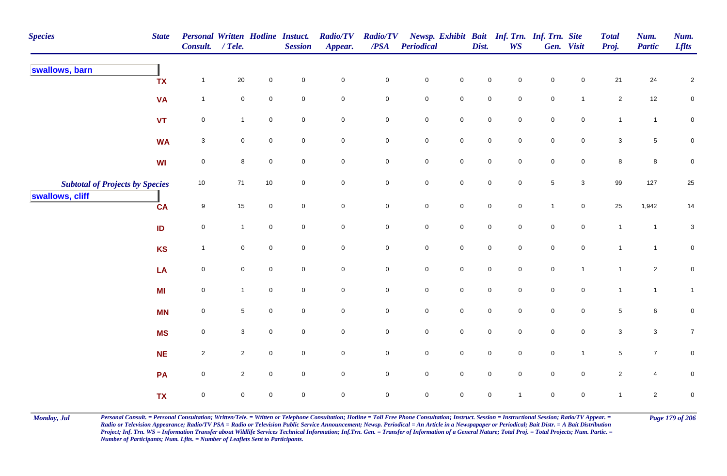| Species | State | Personal Consult. | Written / Tele. | Hotline | Instuct. Session | Radio/TV Appear. | Radio/TV /PSA | Newsp. Periodical | Exhibit | Bait Dist. | Inf. Trn. WS | Inf. Trn. Gen. | Site Visit | Total Proj. | Num. Partic | Num. Lflts |
|---|---|---|---|---|---|---|---|---|---|---|---|---|---|---|---|---|
| **swallows, barn** | TX | 1 | 20 | 0 | 0 | 0 | 0 | 0 | 0 | 0 | 0 | 0 | 0 | 21 | 24 | 2 |
| | VA | 1 | 0 | 0 | 0 | 0 | 0 | 0 | 0 | 0 | 0 | 0 | 1 | 2 | 12 | 0 |
| | VT | 0 | 1 | 0 | 0 | 0 | 0 | 0 | 0 | 0 | 0 | 0 | 0 | 1 | 1 | 0 |
| | WA | 3 | 0 | 0 | 0 | 0 | 0 | 0 | 0 | 0 | 0 | 0 | 0 | 3 | 5 | 0 |
| | WI | 0 | 8 | 0 | 0 | 0 | 0 | 0 | 0 | 0 | 0 | 0 | 0 | 8 | 8 | 0 |
| ***Subtotal of Projects by Species*** | | 10 | 71 | 10 | 0 | 0 | 0 | 0 | 0 | 0 | 0 | 5 | 3 | 99 | 127 | 25 |
| **swallows, cliff** | CA | 9 | 15 | 0 | 0 | 0 | 0 | 0 | 0 | 0 | 0 | 1 | 0 | 25 | 1,942 | 14 |
| | ID | 0 | 1 | 0 | 0 | 0 | 0 | 0 | 0 | 0 | 0 | 0 | 0 | 1 | 1 | 3 |
| | KS | 1 | 0 | 0 | 0 | 0 | 0 | 0 | 0 | 0 | 0 | 0 | 0 | 1 | 1 | 0 |
| | LA | 0 | 0 | 0 | 0 | 0 | 0 | 0 | 0 | 0 | 0 | 0 | 1 | 1 | 2 | 0 |
| | MI | 0 | 1 | 0 | 0 | 0 | 0 | 0 | 0 | 0 | 0 | 0 | 0 | 1 | 1 | 1 |
| | MN | 0 | 5 | 0 | 0 | 0 | 0 | 0 | 0 | 0 | 0 | 0 | 0 | 5 | 6 | 0 |
| | MS | 0 | 3 | 0 | 0 | 0 | 0 | 0 | 0 | 0 | 0 | 0 | 0 | 3 | 3 | 7 |
| | NE | 2 | 2 | 0 | 0 | 0 | 0 | 0 | 0 | 0 | 0 | 0 | 1 | 5 | 7 | 0 |
| | PA | 0 | 2 | 0 | 0 | 0 | 0 | 0 | 0 | 0 | 0 | 0 | 0 | 2 | 4 | 0 |
| | TX | 0 | 0 | 0 | 0 | 0 | 0 | 0 | 0 | 0 | 1 | 0 | 0 | 1 | 2 | 0 |

*Personal Consult. = Personal Consultation; Written/Tele. = Wtitten or Telephone Consultation; Hotline = Toll Free Phone Consultation; Instruct. Session = Instructional Session; Ratio/TV Appear. = Radio or Television Appearance; Radio/TV PSA = Radio or Television Public Service Announcement; Newsp. Periodical = An Article in a Newspapaper or Periodical; Bait Distr. = A Bait Distribution Project; Inf. Trn. WS = Information Transfer about Wildlife Services Technical Information; Inf.Trn. Gen. = Transfer of Information of a General Nature; Total Proj. = Total Projects; Num. Partic. = Number of Participants; Num. Lflts. = Number of Leaflets Sent to Participants.*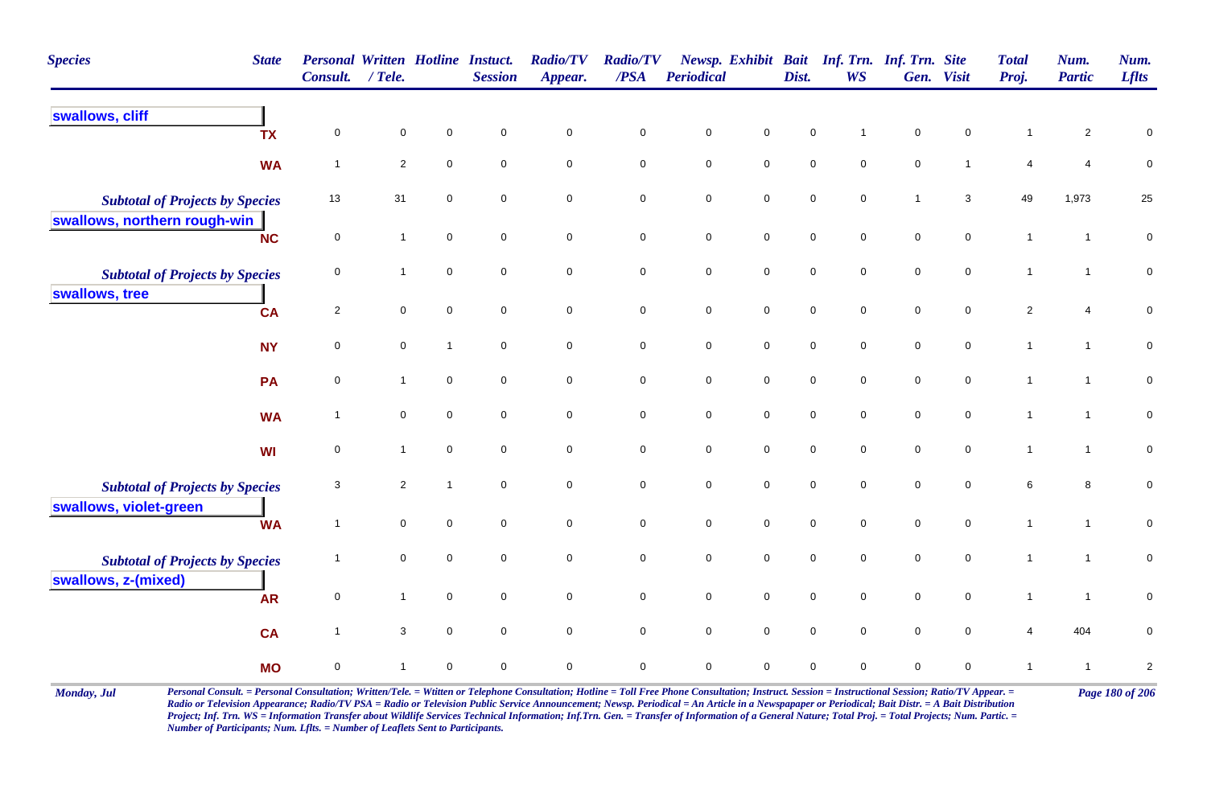| Species | State | Personal Consult. | Written / Tele. | Hotline | Instuct. Session | Radio/TV Appear. | Radio/TV /PSA | Newsp. Periodical | Exhibit | Bait Dist. | Inf. Trn. WS | Inf. Trn. Gen. | Site Visit | Total Proj. | Num. Partic | Num. Lflts |
|---|---|---|---|---|---|---|---|---|---|---|---|---|---|---|---|---|
| **swallows, cliff** | | | | | | | | | | | | | | | | |
| | TX | 0 | 0 | 0 | 0 | 0 | 0 | 0 | 0 | 0 | 1 | 0 | 0 | 1 | 2 | 0 |
| | WA | 1 | 2 | 0 | 0 | 0 | 0 | 0 | 0 | 0 | 0 | 0 | 1 | 4 | 4 | 0 |
| *Subtotal of Projects by Species* | | 13 | 31 | 0 | 0 | 0 | 0 | 0 | 0 | 0 | 0 | 1 | 3 | 49 | 1,973 | 25 |
| **swallows, northern rough-win** | | | | | | | | | | | | | | | | |
| | NC | 0 | 1 | 0 | 0 | 0 | 0 | 0 | 0 | 0 | 0 | 0 | 0 | 1 | 1 | 0 |
| *Subtotal of Projects by Species* | | 0 | 1 | 0 | 0 | 0 | 0 | 0 | 0 | 0 | 0 | 0 | 0 | 1 | 1 | 0 |
| **swallows, tree** | | | | | | | | | | | | | | | | |
| | CA | 2 | 0 | 0 | 0 | 0 | 0 | 0 | 0 | 0 | 0 | 0 | 0 | 2 | 4 | 0 |
| | NY | 0 | 0 | 1 | 0 | 0 | 0 | 0 | 0 | 0 | 0 | 0 | 0 | 1 | 1 | 0 |
| | PA | 0 | 1 | 0 | 0 | 0 | 0 | 0 | 0 | 0 | 0 | 0 | 0 | 1 | 1 | 0 |
| | WA | 1 | 0 | 0 | 0 | 0 | 0 | 0 | 0 | 0 | 0 | 0 | 0 | 1 | 1 | 0 |
| | WI | 0 | 1 | 0 | 0 | 0 | 0 | 0 | 0 | 0 | 0 | 0 | 0 | 1 | 1 | 0 |
| *Subtotal of Projects by Species* | | 3 | 2 | 1 | 0 | 0 | 0 | 0 | 0 | 0 | 0 | 0 | 0 | 6 | 8 | 0 |
| **swallows, violet-green** | | | | | | | | | | | | | | | | |
| | WA | 1 | 0 | 0 | 0 | 0 | 0 | 0 | 0 | 0 | 0 | 0 | 0 | 1 | 1 | 0 |
| *Subtotal of Projects by Species* | | 1 | 0 | 0 | 0 | 0 | 0 | 0 | 0 | 0 | 0 | 0 | 0 | 1 | 1 | 0 |
| **swallows, z-(mixed)** | | | | | | | | | | | | | | | | |
| | AR | 0 | 1 | 0 | 0 | 0 | 0 | 0 | 0 | 0 | 0 | 0 | 0 | 1 | 1 | 0 |
| | CA | 1 | 3 | 0 | 0 | 0 | 0 | 0 | 0 | 0 | 0 | 0 | 0 | 4 | 404 | 0 |
| | MO | 0 | 1 | 0 | 0 | 0 | 0 | 0 | 0 | 0 | 0 | 0 | 0 | 1 | 1 | 2 |

*Personal Consult. = Personal Consultation; Written/Tele. = Wtitten or Telephone Consultation; Hotline = Toll Free Phone Consultation; Instruct. Session = Instructional Session; Ratio/TV Appear. = Radio or Television Appearance; Radio/TV PSA = Radio or Television Public Service Announcement; Newsp. Periodical = An Article in a Newspaper or Periodical; Bait Distr. = A Bait Distribution Project; Inf. Trn. WS = Information Transfer about Wildlife Services Technical Information; Inf.Trn. Gen. = Transfer of Information of a General Nature; Total Proj. = Total Projects; Num. Partic. = Number of Participants; Num. Lflts. = Number of Leaflets Sent to Participants.*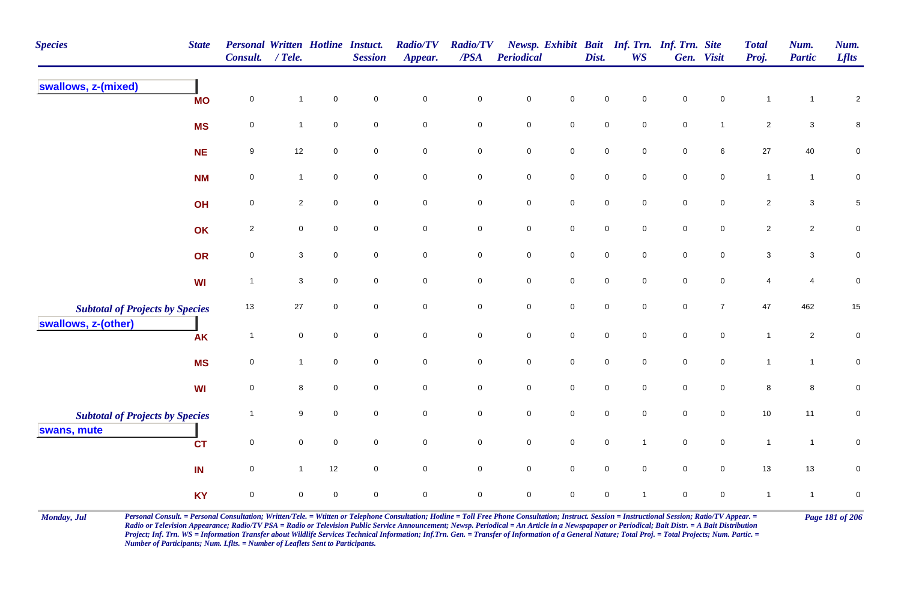| Species | State | Personal Consult. | Written / Tele. | Hotline | Instuct. Session | Radio/TV Appear. | Radio/TV /PSA | Newsp. Periodical | Exhibit | Bait Dist. | Inf. Trn. WS | Inf. Trn. Gen. | Site Visit | Total Proj. | Num. Partic | Num. Lflts |
|---|---|---|---|---|---|---|---|---|---|---|---|---|---|---|---|---|
| **swallows, z-(mixed)** | | | | | | | | | | | | | | | | |
| | MO | 0 | 1 | 0 | 0 | 0 | 0 | 0 | 0 | 0 | 0 | 0 | 0 | 1 | 1 | 2 |
| | MS | 0 | 1 | 0 | 0 | 0 | 0 | 0 | 0 | 0 | 0 | 0 | 1 | 2 | 3 | 8 |
| | NE | 9 | 12 | 0 | 0 | 0 | 0 | 0 | 0 | 0 | 0 | 0 | 6 | 27 | 40 | 0 |
| | NM | 0 | 1 | 0 | 0 | 0 | 0 | 0 | 0 | 0 | 0 | 0 | 0 | 1 | 1 | 0 |
| | OH | 0 | 2 | 0 | 0 | 0 | 0 | 0 | 0 | 0 | 0 | 0 | 0 | 2 | 3 | 5 |
| | OK | 2 | 0 | 0 | 0 | 0 | 0 | 0 | 0 | 0 | 0 | 0 | 0 | 2 | 2 | 0 |
| | OR | 0 | 3 | 0 | 0 | 0 | 0 | 0 | 0 | 0 | 0 | 0 | 0 | 3 | 3 | 0 |
| | WI | 1 | 3 | 0 | 0 | 0 | 0 | 0 | 0 | 0 | 0 | 0 | 0 | 4 | 4 | 0 |
| *Subtotal of Projects by Species* | | 13 | 27 | 0 | 0 | 0 | 0 | 0 | 0 | 0 | 0 | 0 | 7 | 47 | 462 | 15 |
| **swallows, z-(other)** | | | | | | | | | | | | | | | | |
| | AK | 1 | 0 | 0 | 0 | 0 | 0 | 0 | 0 | 0 | 0 | 0 | 0 | 1 | 2 | 0 |
| | MS | 0 | 1 | 0 | 0 | 0 | 0 | 0 | 0 | 0 | 0 | 0 | 0 | 1 | 1 | 0 |
| | WI | 0 | 8 | 0 | 0 | 0 | 0 | 0 | 0 | 0 | 0 | 0 | 0 | 8 | 8 | 0 |
| *Subtotal of Projects by Species* | | 1 | 9 | 0 | 0 | 0 | 0 | 0 | 0 | 0 | 0 | 0 | 0 | 10 | 11 | 0 |
| **swans, mute** | | | | | | | | | | | | | | | | |
| | CT | 0 | 0 | 0 | 0 | 0 | 0 | 0 | 0 | 0 | 1 | 0 | 0 | 1 | 1 | 0 |
| | IN | 0 | 1 | 12 | 0 | 0 | 0 | 0 | 0 | 0 | 0 | 0 | 0 | 13 | 13 | 0 |
| | KY | 0 | 0 | 0 | 0 | 0 | 0 | 0 | 0 | 0 | 1 | 0 | 0 | 1 | 1 | 0 |

*Personal Consult. = Personal Consultation; Written/Tele. = Wtitten or Telephone Consultation; Hotline = Toll Free Phone Consultation; Instruct. Session = Instructional Session; Ratio/TV Appear. = Radio or Television Appearance; Radio/TV PSA = Radio or Television Public Service Announcement; Newsp. Periodical = An Article in a Newspapaper or Periodical; Bait Distr. = A Bait Distribution Project; Inf. Trn. WS = Information Transfer about Wildlife Services Technical Information; Inf.Trn. Gen. = Transfer of Information of a General Nature; Total Proj. = Total Projects; Num. Partic. = Number of Participants; Num. Lflts. = Number of Leaflets Sent to Participants.*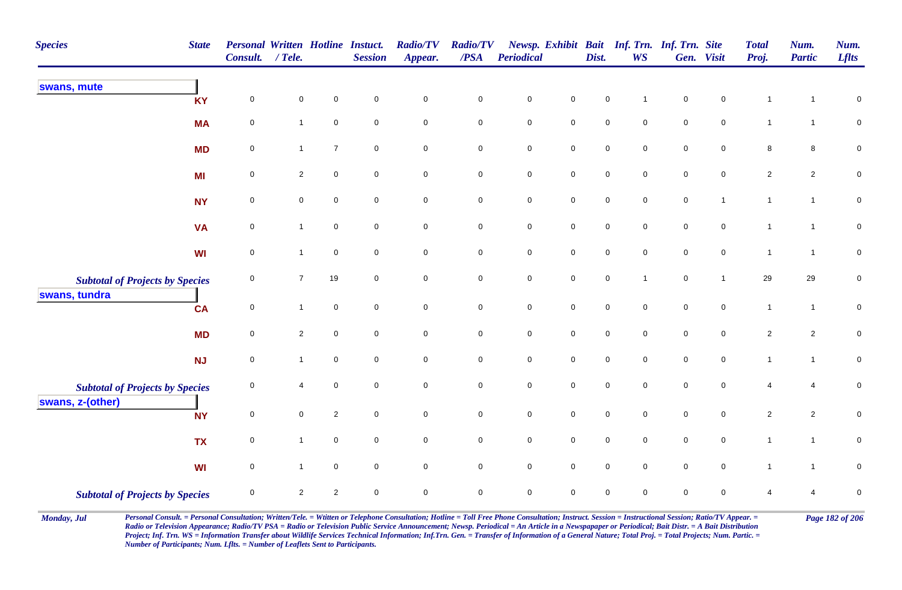| Species | State | Personal Consult. | Written / Tele. | Hotline | Instuct. Session | Radio/TV Appear. | Radio/TV /PSA | Newsp. Periodical | Exhibit | Bait Dist. | Inf. Trn. WS | Inf. Trn. Gen. | Site Visit | Total Proj. | Num. Partic | Num. Lflts |
|---|---|---|---|---|---|---|---|---|---|---|---|---|---|---|---|---|
| **swans, mute** | | | | | | | | | | | | | | | | |
| | KY | 0 | 0 | 0 | 0 | 0 | 0 | 0 | 0 | 0 | 1 | 0 | 0 | 1 | 1 | 0 |
| | MA | 0 | 1 | 0 | 0 | 0 | 0 | 0 | 0 | 0 | 0 | 0 | 0 | 1 | 1 | 0 |
| | MD | 0 | 1 | 7 | 0 | 0 | 0 | 0 | 0 | 0 | 0 | 0 | 0 | 8 | 8 | 0 |
| | MI | 0 | 2 | 0 | 0 | 0 | 0 | 0 | 0 | 0 | 0 | 0 | 0 | 2 | 2 | 0 |
| | NY | 0 | 0 | 0 | 0 | 0 | 0 | 0 | 0 | 0 | 0 | 0 | 1 | 1 | 1 | 0 |
| | VA | 0 | 1 | 0 | 0 | 0 | 0 | 0 | 0 | 0 | 0 | 0 | 0 | 1 | 1 | 0 |
| | WI | 0 | 1 | 0 | 0 | 0 | 0 | 0 | 0 | 0 | 0 | 0 | 0 | 1 | 1 | 0 |
| *Subtotal of Projects by Species* | | 0 | 7 | 19 | 0 | 0 | 0 | 0 | 0 | 0 | 1 | 0 | 1 | 29 | 29 | 0 |
| **swans, tundra** | | | | | | | | | | | | | | | | |
| | CA | 0 | 1 | 0 | 0 | 0 | 0 | 0 | 0 | 0 | 0 | 0 | 0 | 1 | 1 | 0 |
| | MD | 0 | 2 | 0 | 0 | 0 | 0 | 0 | 0 | 0 | 0 | 0 | 0 | 2 | 2 | 0 |
| | NJ | 0 | 1 | 0 | 0 | 0 | 0 | 0 | 0 | 0 | 0 | 0 | 0 | 1 | 1 | 0 |
| *Subtotal of Projects by Species* | | 0 | 4 | 0 | 0 | 0 | 0 | 0 | 0 | 0 | 0 | 0 | 0 | 4 | 4 | 0 |
| **swans, z-(other)** | | | | | | | | | | | | | | | | |
| | NY | 0 | 0 | 2 | 0 | 0 | 0 | 0 | 0 | 0 | 0 | 0 | 0 | 2 | 2 | 0 |
| | TX | 0 | 1 | 0 | 0 | 0 | 0 | 0 | 0 | 0 | 0 | 0 | 0 | 1 | 1 | 0 |
| | WI | 0 | 1 | 0 | 0 | 0 | 0 | 0 | 0 | 0 | 0 | 0 | 0 | 1 | 1 | 0 |
| *Subtotal of Projects by Species* | | 0 | 2 | 2 | 0 | 0 | 0 | 0 | 0 | 0 | 0 | 0 | 0 | 4 | 4 | 0 |

*Personal Consult. = Personal Consultation; Written/Tele. = Wtitten or Telephone Consultation; Hotline = Toll Free Phone Consultation; Instruct. Session = Instructional Session; Ratio/TV Appear. = Radio or Television Appearance; Radio/TV PSA = Radio or Television Public Service Announcement; Newsp. Periodical = An Article in a Newspaper or Periodical; Bait Distr. = A Bait Distribution Project; Inf. Trn. WS = Information Transfer about Wildlife Services Technical Information; Inf.Trn. Gen. = Transfer of Information of a General Nature; Total Proj. = Total Projects; Num. Partic. = Number of Participants; Num. Lflts. = Number of Leaflets Sent to Participants.*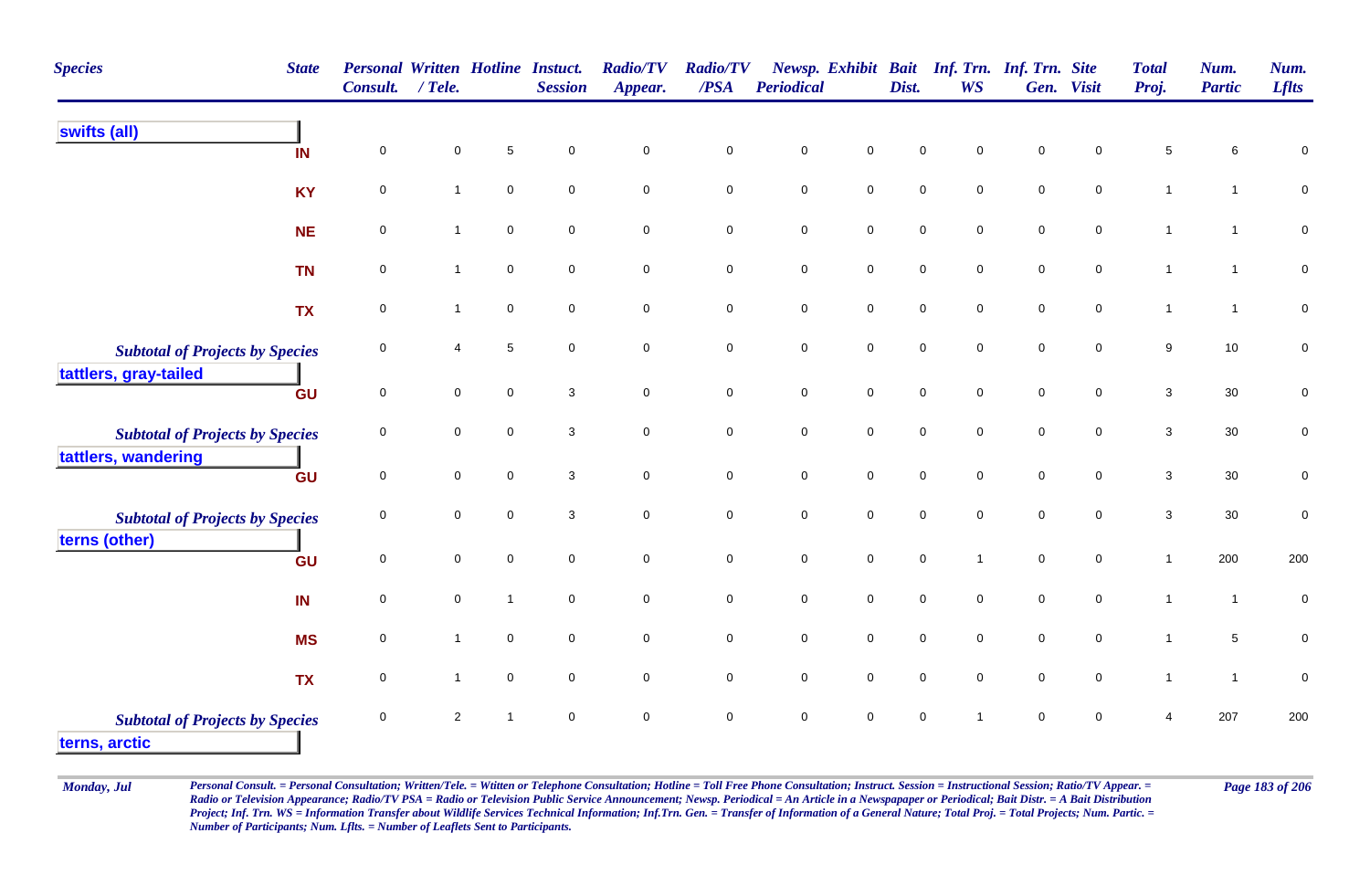| Species | State | Personal Consult. | Written / Tele. | Hotline | Instuct. Session | Radio/TV Appear. | Radio/TV /PSA | Newsp. Periodical | Exhibit | Bait Dist. | Inf. Trn. WS | Inf. Trn. Gen. | Site Visit | Total Proj. | Num. Partic | Num. Lflts |
|---|---|---|---|---|---|---|---|---|---|---|---|---|---|---|---|---|
| **swifts (all)** | | | | | | | | | | | | | | | | |
| | IN | 0 | 0 | 5 | 0 | 0 | 0 | 0 | 0 | 0 | 0 | 0 | 0 | 5 | 6 | 0 |
| | KY | 0 | 1 | 0 | 0 | 0 | 0 | 0 | 0 | 0 | 0 | 0 | 0 | 1 | 1 | 0 |
| | NE | 0 | 1 | 0 | 0 | 0 | 0 | 0 | 0 | 0 | 0 | 0 | 0 | 1 | 1 | 0 |
| | TN | 0 | 1 | 0 | 0 | 0 | 0 | 0 | 0 | 0 | 0 | 0 | 0 | 1 | 1 | 0 |
| | TX | 0 | 1 | 0 | 0 | 0 | 0 | 0 | 0 | 0 | 0 | 0 | 0 | 1 | 1 | 0 |
| *Subtotal of Projects by Species* | | 0 | 4 | 5 | 0 | 0 | 0 | 0 | 0 | 0 | 0 | 0 | 0 | 9 | 10 | 0 |
| **tattlers, gray-tailed** | | | | | | | | | | | | | | | | |
| | GU | 0 | 0 | 0 | 3 | 0 | 0 | 0 | 0 | 0 | 0 | 0 | 0 | 3 | 30 | 0 |
| *Subtotal of Projects by Species* | | 0 | 0 | 0 | 3 | 0 | 0 | 0 | 0 | 0 | 0 | 0 | 0 | 3 | 30 | 0 |
| **tattlers, wandering** | | | | | | | | | | | | | | | | |
| | GU | 0 | 0 | 0 | 3 | 0 | 0 | 0 | 0 | 0 | 0 | 0 | 0 | 3 | 30 | 0 |
| *Subtotal of Projects by Species* | | 0 | 0 | 0 | 3 | 0 | 0 | 0 | 0 | 0 | 0 | 0 | 0 | 3 | 30 | 0 |
| **terns (other)** | | | | | | | | | | | | | | | | |
| | GU | 0 | 0 | 0 | 0 | 0 | 0 | 0 | 0 | 0 | 1 | 0 | 0 | 1 | 200 | 200 |
| | IN | 0 | 0 | 1 | 0 | 0 | 0 | 0 | 0 | 0 | 0 | 0 | 0 | 1 | 1 | 0 |
| | MS | 0 | 1 | 0 | 0 | 0 | 0 | 0 | 0 | 0 | 0 | 0 | 0 | 1 | 5 | 0 |
| | TX | 0 | 1 | 0 | 0 | 0 | 0 | 0 | 0 | 0 | 0 | 0 | 0 | 1 | 1 | 0 |
| *Subtotal of Projects by Species* | | 0 | 2 | 1 | 0 | 0 | 0 | 0 | 0 | 0 | 1 | 0 | 0 | 4 | 207 | 200 |
| **terns, arctic** | | | | | | | | | | | | | | | | |

*Personal Consult. = Personal Consultation; Written/Tele. = Wtitten or Telephone Consultation; Hotline = Toll Free Phone Consultation; Instruct. Session = Instructional Session; Ratio/TV Appear. = Radio or Television Appearance; Radio/TV PSA = Radio or Television Public Service Announcement; Newsp. Periodical = An Article in a Newspapaper or Periodical; Bait Distr. = A Bait Distribution Project; Inf. Trn. WS = Information Transfer about Wildlife Services Technical Information; Inf.Trn. Gen. = Transfer of Information of a General Nature; Total Proj. = Total Projects; Num. Partic. = Number of Participants; Num. Lflts. = Number of Leaflets Sent to Participants.*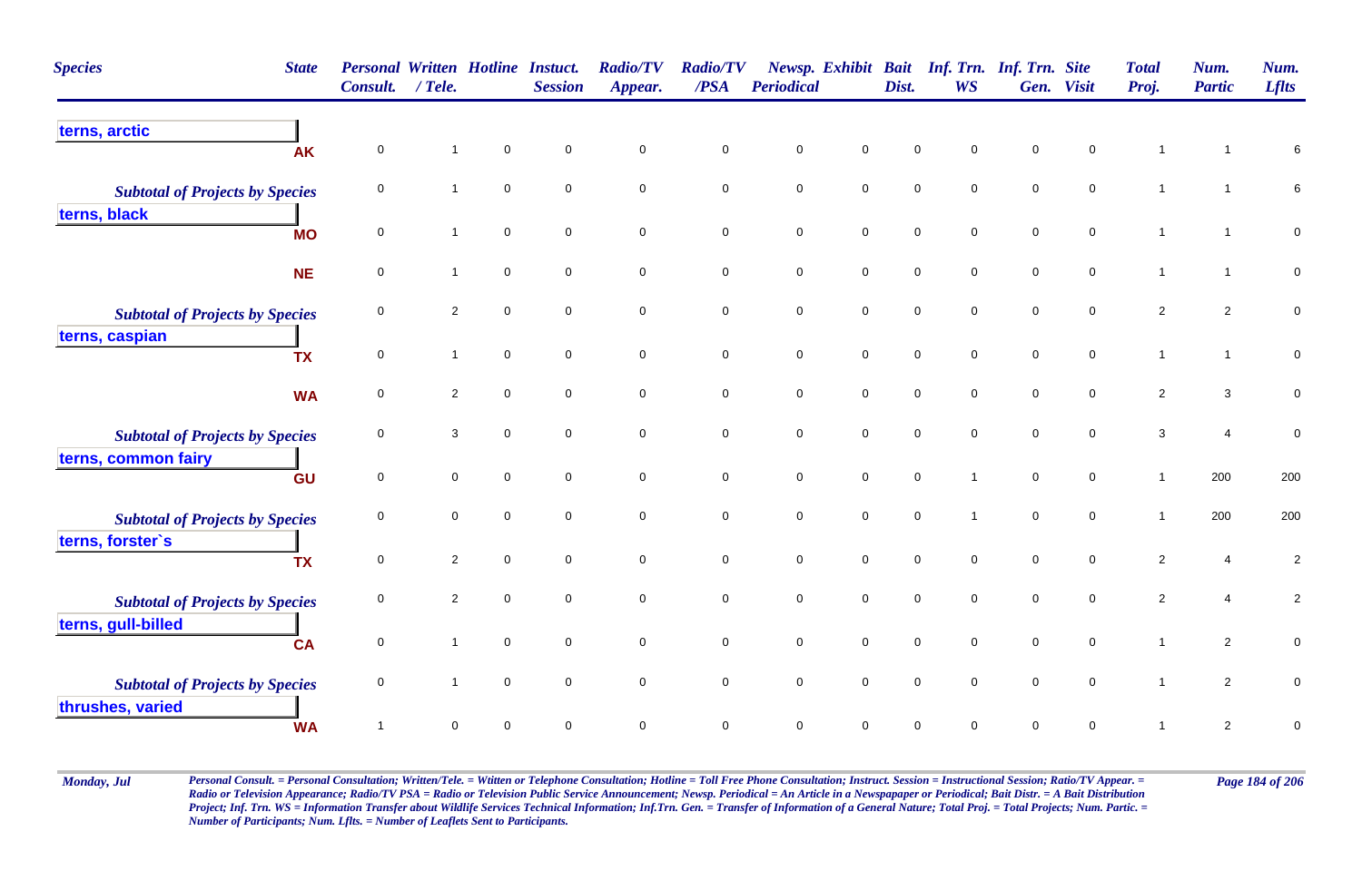| Species | State | Personal Consult. | Written / Tele. | Hotline | Instuct. Session | Radio/TV Appear. | Radio/TV /PSA | Newsp. Periodical | Exhibit | Bait Dist. | Inf. Trn. WS | Inf. Trn. Gen. | Site Visit | Total Proj. | Num. Partic | Num. Lflts |
|---|---|---|---|---|---|---|---|---|---|---|---|---|---|---|---|---|
| **terns, arctic** | | | | | | | | | | | | | | | | |
| | AK | 0 | 1 | 0 | 0 | 0 | 0 | 0 | 0 | 0 | 0 | 0 | 0 | 1 | 1 | 6 |
| ***Subtotal of Projects by Species*** | | 0 | 1 | 0 | 0 | 0 | 0 | 0 | 0 | 0 | 0 | 0 | 0 | 1 | 1 | 6 |
| **terns, black** | | | | | | | | | | | | | | | | |
| | MO | 0 | 1 | 0 | 0 | 0 | 0 | 0 | 0 | 0 | 0 | 0 | 0 | 1 | 1 | 0 |
| | NE | 0 | 1 | 0 | 0 | 0 | 0 | 0 | 0 | 0 | 0 | 0 | 0 | 1 | 1 | 0 |
| ***Subtotal of Projects by Species*** | | 0 | 2 | 0 | 0 | 0 | 0 | 0 | 0 | 0 | 0 | 0 | 0 | 2 | 2 | 0 |
| **terns, caspian** | | | | | | | | | | | | | | | | |
| | TX | 0 | 1 | 0 | 0 | 0 | 0 | 0 | 0 | 0 | 0 | 0 | 0 | 1 | 1 | 0 |
| | WA | 0 | 2 | 0 | 0 | 0 | 0 | 0 | 0 | 0 | 0 | 0 | 0 | 2 | 3 | 0 |
| ***Subtotal of Projects by Species*** | | 0 | 3 | 0 | 0 | 0 | 0 | 0 | 0 | 0 | 0 | 0 | 0 | 3 | 4 | 0 |
| **terns, common fairy** | | | | | | | | | | | | | | | | |
| | GU | 0 | 0 | 0 | 0 | 0 | 0 | 0 | 0 | 0 | 1 | 0 | 0 | 1 | 200 | 200 |
| ***Subtotal of Projects by Species*** | | 0 | 0 | 0 | 0 | 0 | 0 | 0 | 0 | 0 | 1 | 0 | 0 | 1 | 200 | 200 |
| **terns, forster`s** | | | | | | | | | | | | | | | | |
| | TX | 0 | 2 | 0 | 0 | 0 | 0 | 0 | 0 | 0 | 0 | 0 | 0 | 2 | 4 | 2 |
| ***Subtotal of Projects by Species*** | | 0 | 2 | 0 | 0 | 0 | 0 | 0 | 0 | 0 | 0 | 0 | 0 | 2 | 4 | 2 |
| **terns, gull-billed** | | | | | | | | | | | | | | | | |
| | CA | 0 | 1 | 0 | 0 | 0 | 0 | 0 | 0 | 0 | 0 | 0 | 0 | 1 | 2 | 0 |
| ***Subtotal of Projects by Species*** | | 0 | 1 | 0 | 0 | 0 | 0 | 0 | 0 | 0 | 0 | 0 | 0 | 1 | 2 | 0 |
| **thrushes, varied** | | | | | | | | | | | | | | | | |
| | WA | 1 | 0 | 0 | 0 | 0 | 0 | 0 | 0 | 0 | 0 | 0 | 0 | 1 | 2 | 0 |

*Personal Consult. = Personal Consultation; Written/Tele. = Wtitten or Telephone Consultation; Hotline = Toll Free Phone Consultation; Instruct. Session = Instructional Session; Ratio/TV Appear. = Radio or Television Appearance; Radio/TV PSA = Radio or Television Public Service Announcement; Newsp. Periodical = An Article in a Newspapaper or Periodical; Bait Distr. = A Bait Distribution Project; Inf. Trn. WS = Information Transfer about Wildlife Services Technical Information; Inf.Trn. Gen. = Transfer of Information of a General Nature; Total Proj. = Total Projects; Num. Partic. = Number of Participants; Num. Lflts. = Number of Leaflets Sent to Participants.*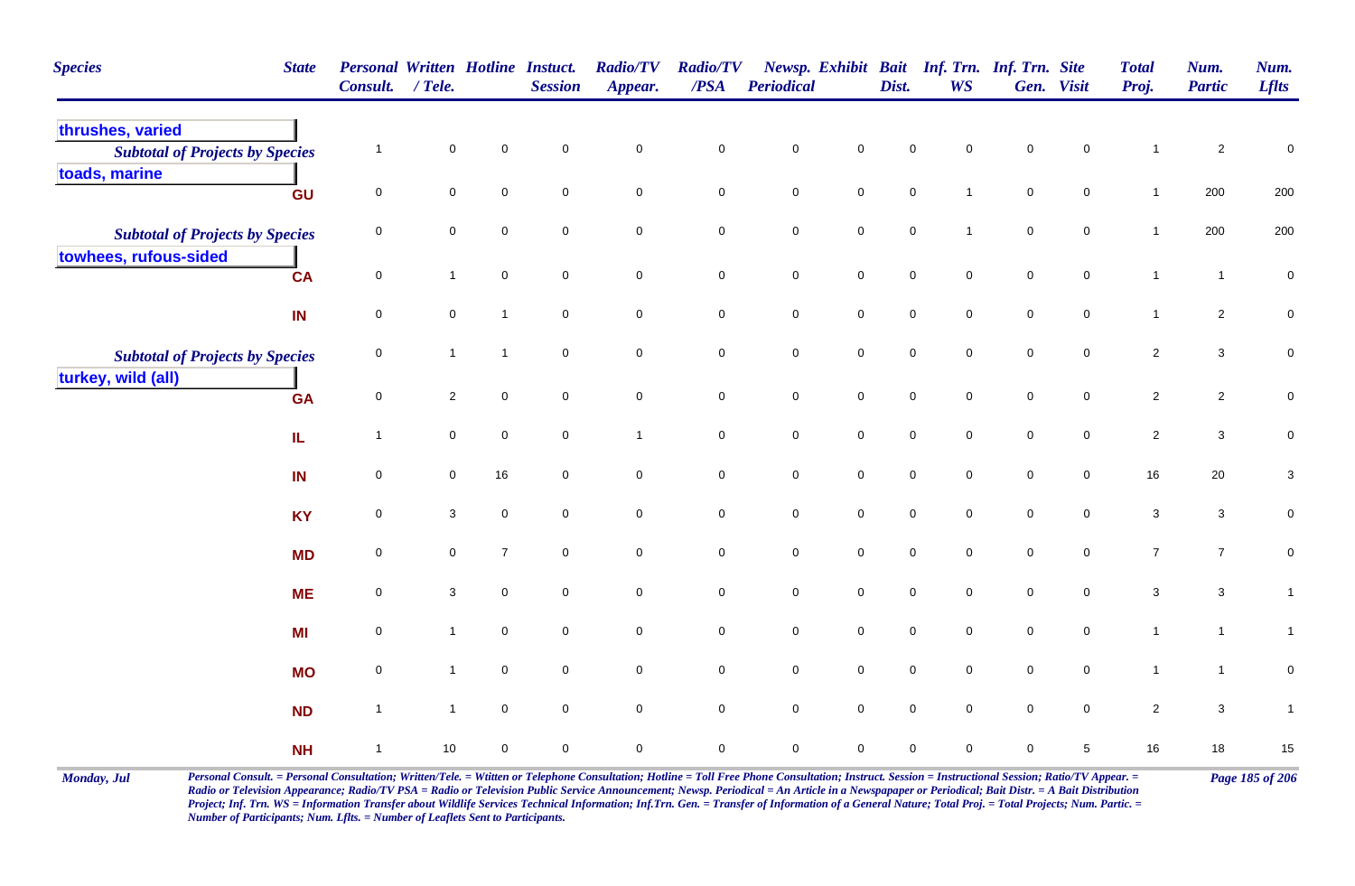| Species | State | Personal Consult. | Written / Tele. | Hotline | Instuct. Session | Radio/TV Appear. | Radio/TV /PSA | Newsp. Periodical | Exhibit | Bait Dist. | Inf. Trn. WS | Inf. Trn. Gen. | Site Visit | Total Proj. | Num. Partic | Num. Lflts |
|---|---|---|---|---|---|---|---|---|---|---|---|---|---|---|---|---|
| **thrushes, varied** | | | | | | | | | | | | | | | | |
| ***Subtotal of Projects by Species*** | | 1 | 0 | 0 | 0 | 0 | 0 | 0 | 0 | 0 | 0 | 0 | 0 | 1 | 2 | 0 |
| **toads, marine** | | | | | | | | | | | | | | | | |
| | GU | 0 | 0 | 0 | 0 | 0 | 0 | 0 | 0 | 0 | 1 | 0 | 0 | 1 | 200 | 200 |
| ***Subtotal of Projects by Species*** | | 0 | 0 | 0 | 0 | 0 | 0 | 0 | 0 | 0 | 1 | 0 | 0 | 1 | 200 | 200 |
| **towhees, rufous-sided** | | | | | | | | | | | | | | | | |
| | CA | 0 | 1 | 0 | 0 | 0 | 0 | 0 | 0 | 0 | 0 | 0 | 0 | 1 | 1 | 0 |
| | IN | 0 | 0 | 1 | 0 | 0 | 0 | 0 | 0 | 0 | 0 | 0 | 0 | 1 | 2 | 0 |
| ***Subtotal of Projects by Species*** | | 0 | 1 | 1 | 0 | 0 | 0 | 0 | 0 | 0 | 0 | 0 | 0 | 2 | 3 | 0 |
| **turkey, wild (all)** | | | | | | | | | | | | | | | | |
| | GA | 0 | 2 | 0 | 0 | 0 | 0 | 0 | 0 | 0 | 0 | 0 | 0 | 2 | 2 | 0 |
| | IL | 1 | 0 | 0 | 0 | 1 | 0 | 0 | 0 | 0 | 0 | 0 | 0 | 2 | 3 | 0 |
| | IN | 0 | 0 | 16 | 0 | 0 | 0 | 0 | 0 | 0 | 0 | 0 | 0 | 16 | 20 | 3 |
| | KY | 0 | 3 | 0 | 0 | 0 | 0 | 0 | 0 | 0 | 0 | 0 | 0 | 3 | 3 | 0 |
| | MD | 0 | 0 | 7 | 0 | 0 | 0 | 0 | 0 | 0 | 0 | 0 | 0 | 7 | 7 | 0 |
| | ME | 0 | 3 | 0 | 0 | 0 | 0 | 0 | 0 | 0 | 0 | 0 | 0 | 3 | 3 | 1 |
| | MI | 0 | 1 | 0 | 0 | 0 | 0 | 0 | 0 | 0 | 0 | 0 | 0 | 1 | 1 | 1 |
| | MO | 0 | 1 | 0 | 0 | 0 | 0 | 0 | 0 | 0 | 0 | 0 | 0 | 1 | 1 | 0 |
| | ND | 1 | 1 | 0 | 0 | 0 | 0 | 0 | 0 | 0 | 0 | 0 | 0 | 2 | 3 | 1 |
| | NH | 1 | 10 | 0 | 0 | 0 | 0 | 0 | 0 | 0 | 0 | 0 | 5 | 16 | 18 | 15 |

*Personal Consult. = Personal Consultation; Written/Tele. = Wtitten or Telephone Consultation; Hotline = Toll Free Phone Consultation; Instruct. Session = Instructional Session; Ratio/TV Appear. = Radio or Television Appearance; Radio/TV PSA = Radio or Television Public Service Announcement; Newsp. Periodical = An Article in a Newspaper or Periodical; Bait Distr. = A Bait Distribution Project; Inf. Trn. WS = Information Transfer about Wildlife Services Technical Information; Inf.Trn. Gen. = Transfer of Information of a General Nature; Total Proj. = Total Projects; Num. Partic. = Number of Participants; Num. Lflts. = Number of Leaflets Sent to Participants.*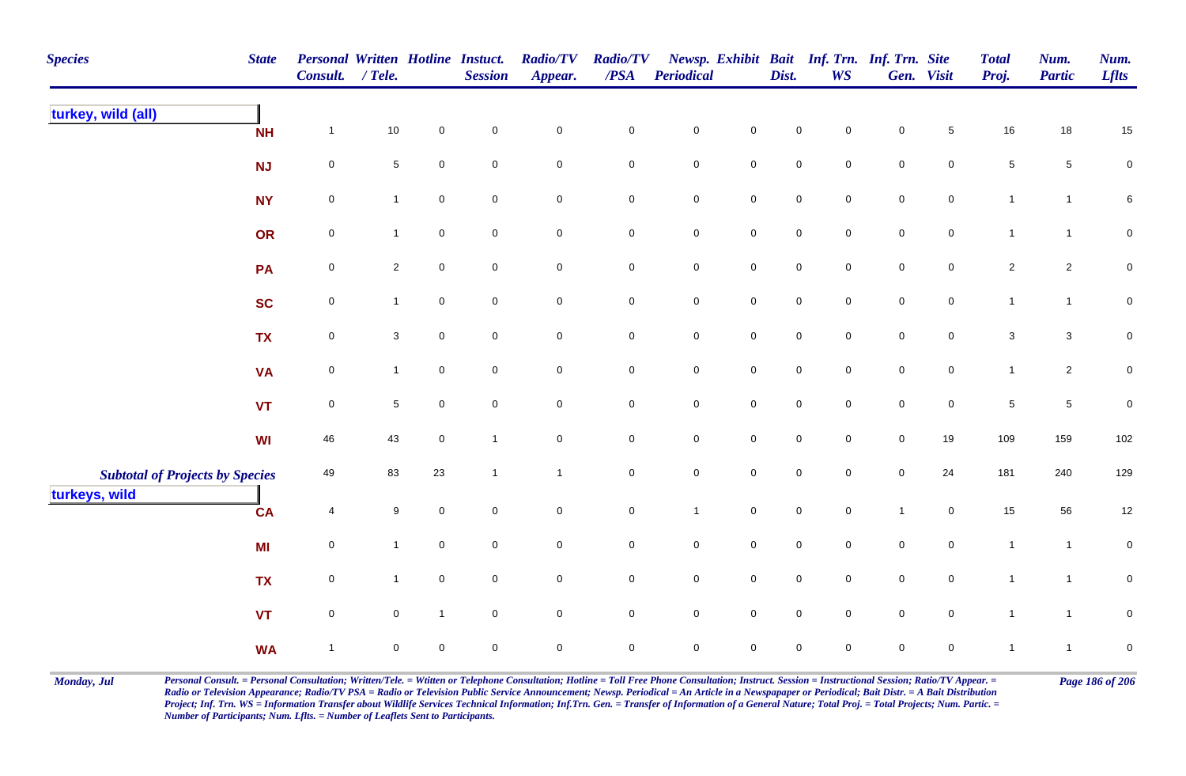| Species | State | Personal Consult. | Written / Tele. | Hotline | Instuct. Session | Radio/TV Appear. | Radio/TV /PSA | Newsp. Periodical | Exhibit | Bait Dist. | Inf. Trn. WS | Inf. Trn. Gen. | Site Visit | Total Proj. | Num. Partic | Num. Lflts |
|---|---|---|---|---|---|---|---|---|---|---|---|---|---|---|---|---|
| turkey, wild (all) | NH | 1 | 10 | 0 | 0 | 0 | 0 | 0 | 0 | 0 | 0 | 0 | 5 | 16 | 18 | 15 |
| | NJ | 0 | 5 | 0 | 0 | 0 | 0 | 0 | 0 | 0 | 0 | 0 | 0 | 5 | 5 | 0 |
| | NY | 0 | 1 | 0 | 0 | 0 | 0 | 0 | 0 | 0 | 0 | 0 | 0 | 1 | 1 | 6 |
| | OR | 0 | 1 | 0 | 0 | 0 | 0 | 0 | 0 | 0 | 0 | 0 | 0 | 1 | 1 | 0 |
| | PA | 0 | 2 | 0 | 0 | 0 | 0 | 0 | 0 | 0 | 0 | 0 | 0 | 2 | 2 | 0 |
| | SC | 0 | 1 | 0 | 0 | 0 | 0 | 0 | 0 | 0 | 0 | 0 | 0 | 1 | 1 | 0 |
| | TX | 0 | 3 | 0 | 0 | 0 | 0 | 0 | 0 | 0 | 0 | 0 | 0 | 3 | 3 | 0 |
| | VA | 0 | 1 | 0 | 0 | 0 | 0 | 0 | 0 | 0 | 0 | 0 | 0 | 1 | 2 | 0 |
| | VT | 0 | 5 | 0 | 0 | 0 | 0 | 0 | 0 | 0 | 0 | 0 | 0 | 5 | 5 | 0 |
| | WI | 46 | 43 | 0 | 1 | 0 | 0 | 0 | 0 | 0 | 0 | 0 | 19 | 109 | 159 | 102 |
| *Subtotal of Projects by Species* | | 49 | 83 | 23 | 1 | 1 | 0 | 0 | 0 | 0 | 0 | 0 | 24 | 181 | 240 | 129 |
| turkeys, wild | CA | 4 | 9 | 0 | 0 | 0 | 0 | 1 | 0 | 0 | 0 | 1 | 0 | 15 | 56 | 12 |
| | MI | 0 | 1 | 0 | 0 | 0 | 0 | 0 | 0 | 0 | 0 | 0 | 0 | 1 | 1 | 0 |
| | TX | 0 | 1 | 0 | 0 | 0 | 0 | 0 | 0 | 0 | 0 | 0 | 0 | 1 | 1 | 0 |
| | VT | 0 | 0 | 1 | 0 | 0 | 0 | 0 | 0 | 0 | 0 | 0 | 0 | 1 | 1 | 0 |
| | WA | 1 | 0 | 0 | 0 | 0 | 0 | 0 | 0 | 0 | 0 | 0 | 0 | 1 | 1 | 0 |

*Personal Consult. = Personal Consultation; Written/Tele. = Wtitten or Telephone Consultation; Hotline = Toll Free Phone Consultation; Instruct. Session = Instructional Session; Ratio/TV Appear. = Radio or Television Appearance; Radio/TV PSA = Radio or Television Public Service Announcement; Newsp. Periodical = An Article in a Newspaper or Periodical; Bait Distr. = A Bait Distribution Project; Inf. Trn. WS = Information Transfer about Wildlife Services Technical Information; Inf.Trn. Gen. = Transfer of Information of a General Nature; Total Proj. = Total Projects; Num. Partic. = Number of Participants; Num. Lflts. = Number of Leaflets Sent to Participants.*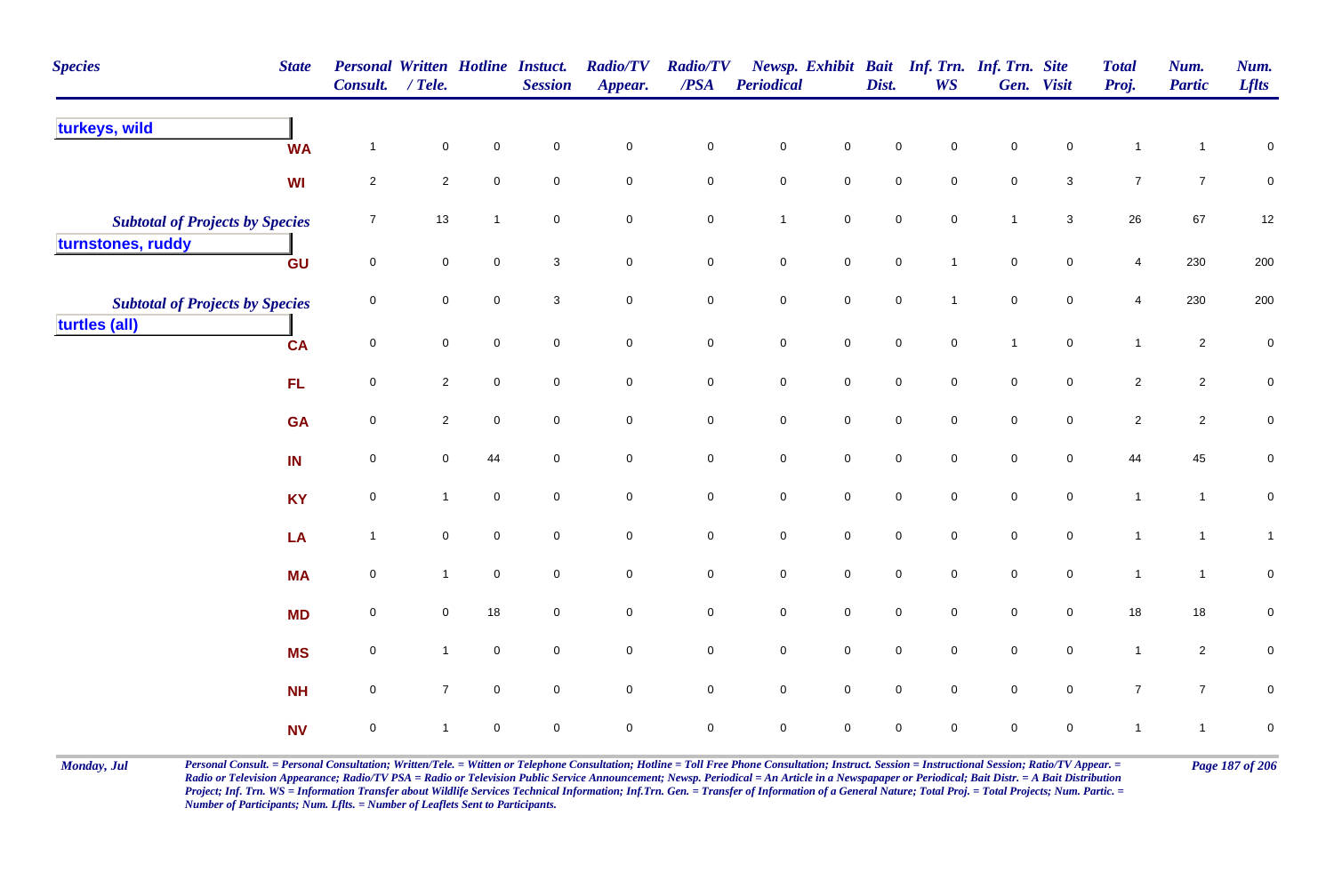| Species | State | Personal Consult. | Written / Tele. | Hotline | Instuct. Session | Radio/TV Appear. | Radio/TV /PSA | Newsp. Periodical | Exhibit | Bait Dist. | Inf. Trn. WS | Inf. Trn. Gen. | Site Visit | Total Proj. | Num. Partic | Num. Lflts |
|---|---|---|---|---|---|---|---|---|---|---|---|---|---|---|---|---|
| **turkeys, wild** | | | | | | | | | | | | | | | | |
| | WA | 1 | 0 | 0 | 0 | 0 | 0 | 0 | 0 | 0 | 0 | 0 | 0 | 1 | 1 | 0 |
| | WI | 2 | 2 | 0 | 0 | 0 | 0 | 0 | 0 | 0 | 0 | 0 | 3 | 7 | 7 | 0 |
| *Subtotal of Projects by Species* | | 7 | 13 | 1 | 0 | 0 | 0 | 1 | 0 | 0 | 0 | 1 | 3 | 26 | 67 | 12 |
| **turnstones, ruddy** | | | | | | | | | | | | | | | | |
| | GU | 0 | 0 | 0 | 3 | 0 | 0 | 0 | 0 | 0 | 1 | 0 | 0 | 4 | 230 | 200 |
| *Subtotal of Projects by Species* | | 0 | 0 | 0 | 3 | 0 | 0 | 0 | 0 | 0 | 1 | 0 | 0 | 4 | 230 | 200 |
| **turtles (all)** | | | | | | | | | | | | | | | | |
| | CA | 0 | 0 | 0 | 0 | 0 | 0 | 0 | 0 | 0 | 0 | 1 | 0 | 1 | 2 | 0 |
| | FL | 0 | 2 | 0 | 0 | 0 | 0 | 0 | 0 | 0 | 0 | 0 | 0 | 2 | 2 | 0 |
| | GA | 0 | 2 | 0 | 0 | 0 | 0 | 0 | 0 | 0 | 0 | 0 | 0 | 2 | 2 | 0 |
| | IN | 0 | 0 | 44 | 0 | 0 | 0 | 0 | 0 | 0 | 0 | 0 | 0 | 44 | 45 | 0 |
| | KY | 0 | 1 | 0 | 0 | 0 | 0 | 0 | 0 | 0 | 0 | 0 | 0 | 1 | 1 | 0 |
| | LA | 1 | 0 | 0 | 0 | 0 | 0 | 0 | 0 | 0 | 0 | 0 | 0 | 1 | 1 | 1 |
| | MA | 0 | 1 | 0 | 0 | 0 | 0 | 0 | 0 | 0 | 0 | 0 | 0 | 1 | 1 | 0 |
| | MD | 0 | 0 | 18 | 0 | 0 | 0 | 0 | 0 | 0 | 0 | 0 | 0 | 18 | 18 | 0 |
| | MS | 0 | 1 | 0 | 0 | 0 | 0 | 0 | 0 | 0 | 0 | 0 | 0 | 1 | 2 | 0 |
| | NH | 0 | 7 | 0 | 0 | 0 | 0 | 0 | 0 | 0 | 0 | 0 | 0 | 7 | 7 | 0 |
| | NV | 0 | 1 | 0 | 0 | 0 | 0 | 0 | 0 | 0 | 0 | 0 | 0 | 1 | 1 | 0 |

*Personal Consult. = Personal Consultation; Written/Tele. = Wtitten or Telephone Consultation; Hotline = Toll Free Phone Consultation; Instruct. Session = Instructional Session; Ratio/TV Appear. = Radio or Television Appearance; Radio/TV PSA = Radio or Television Public Service Announcement; Newsp. Periodical = An Article in a Newspapaper or Periodical; Bait Distr. = A Bait Distribution Project; Inf. Trn. WS = Information Transfer about Wildlife Services Technical Information; Inf.Trn. Gen. = Transfer of Information of a General Nature; Total Proj. = Total Projects; Num. Partic. = Number of Participants; Num. Lflts. = Number of Leaflets Sent to Participants.*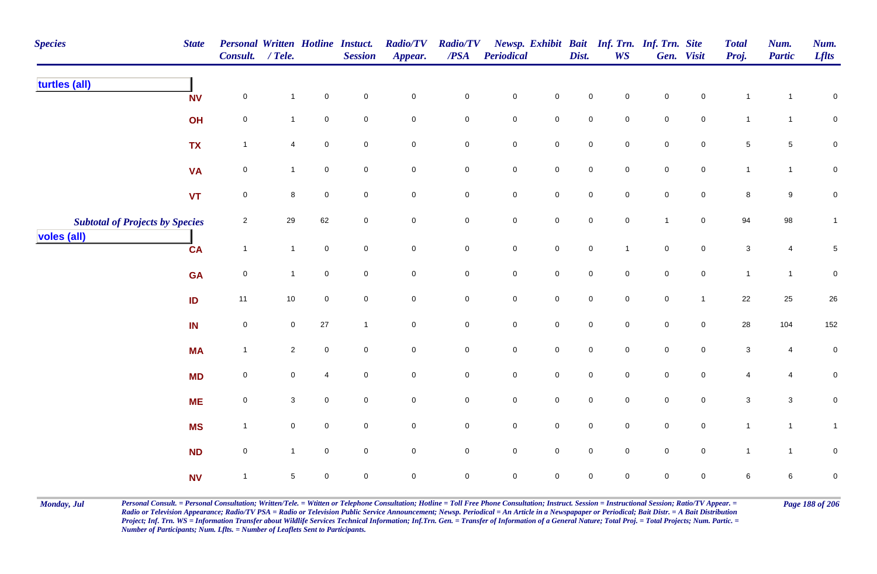| Species | State | Personal Consult. | Written / Tele. | Hotline | Instuct. Session | Radio/TV Appear. | Radio/TV /PSA | Newsp. Periodical | Exhibit | Bait Dist. | Inf. Trn. WS | Inf. Trn. Gen. | Site Visit | Total Proj. | Num. Partic | Num. Lflts |
|---|---|---|---|---|---|---|---|---|---|---|---|---|---|---|---|---|
| **turtles (all)** | | | | | | | | | | | | | | | | |
| | NV | 0 | 1 | 0 | 0 | 0 | 0 | 0 | 0 | 0 | 0 | 0 | 0 | 1 | 1 | 0 |
| | OH | 0 | 1 | 0 | 0 | 0 | 0 | 0 | 0 | 0 | 0 | 0 | 0 | 1 | 1 | 0 |
| | TX | 1 | 4 | 0 | 0 | 0 | 0 | 0 | 0 | 0 | 0 | 0 | 0 | 5 | 5 | 0 |
| | VA | 0 | 1 | 0 | 0 | 0 | 0 | 0 | 0 | 0 | 0 | 0 | 0 | 1 | 1 | 0 |
| | VT | 0 | 8 | 0 | 0 | 0 | 0 | 0 | 0 | 0 | 0 | 0 | 0 | 8 | 9 | 0 |
| ***Subtotal of Projects by Species*** | | 2 | 29 | 62 | 0 | 0 | 0 | 0 | 0 | 0 | 0 | 1 | 0 | 94 | 98 | 1 |
| **voles (all)** | | | | | | | | | | | | | | | | |
| | CA | 1 | 1 | 0 | 0 | 0 | 0 | 0 | 0 | 0 | 1 | 0 | 0 | 3 | 4 | 5 |
| | GA | 0 | 1 | 0 | 0 | 0 | 0 | 0 | 0 | 0 | 0 | 0 | 0 | 1 | 1 | 0 |
| | ID | 11 | 10 | 0 | 0 | 0 | 0 | 0 | 0 | 0 | 0 | 0 | 1 | 22 | 25 | 26 |
| | IN | 0 | 0 | 27 | 1 | 0 | 0 | 0 | 0 | 0 | 0 | 0 | 0 | 28 | 104 | 152 |
| | MA | 1 | 2 | 0 | 0 | 0 | 0 | 0 | 0 | 0 | 0 | 0 | 0 | 3 | 4 | 0 |
| | MD | 0 | 0 | 4 | 0 | 0 | 0 | 0 | 0 | 0 | 0 | 0 | 0 | 4 | 4 | 0 |
| | ME | 0 | 3 | 0 | 0 | 0 | 0 | 0 | 0 | 0 | 0 | 0 | 0 | 3 | 3 | 0 |
| | MS | 1 | 0 | 0 | 0 | 0 | 0 | 0 | 0 | 0 | 0 | 0 | 0 | 1 | 1 | 1 |
| | ND | 0 | 1 | 0 | 0 | 0 | 0 | 0 | 0 | 0 | 0 | 0 | 0 | 1 | 1 | 0 |
| | NV | 1 | 5 | 0 | 0 | 0 | 0 | 0 | 0 | 0 | 0 | 0 | 0 | 6 | 6 | 0 |

*Personal Consult. = Personal Consultation; Written/Tele. = Wtitten or Telephone Consultation; Hotline = Toll Free Phone Consultation; Instruct. Session = Instructional Session; Ratio/TV Appear. = Radio or Television Appearance; Radio/TV PSA = Radio or Television Public Service Announcement; Newsp. Periodical = An Article in a Newspapaper or Periodical; Bait Distr. = A Bait Distribution Project; Inf. Trn. WS = Information Transfer about Wildlife Services Technical Information; Inf.Trn. Gen. = Transfer of Information of a General Nature; Total Proj. = Total Projects; Num. Partic. = Number of Participants; Num. Lflts. = Number of Leaflets Sent to Participants.*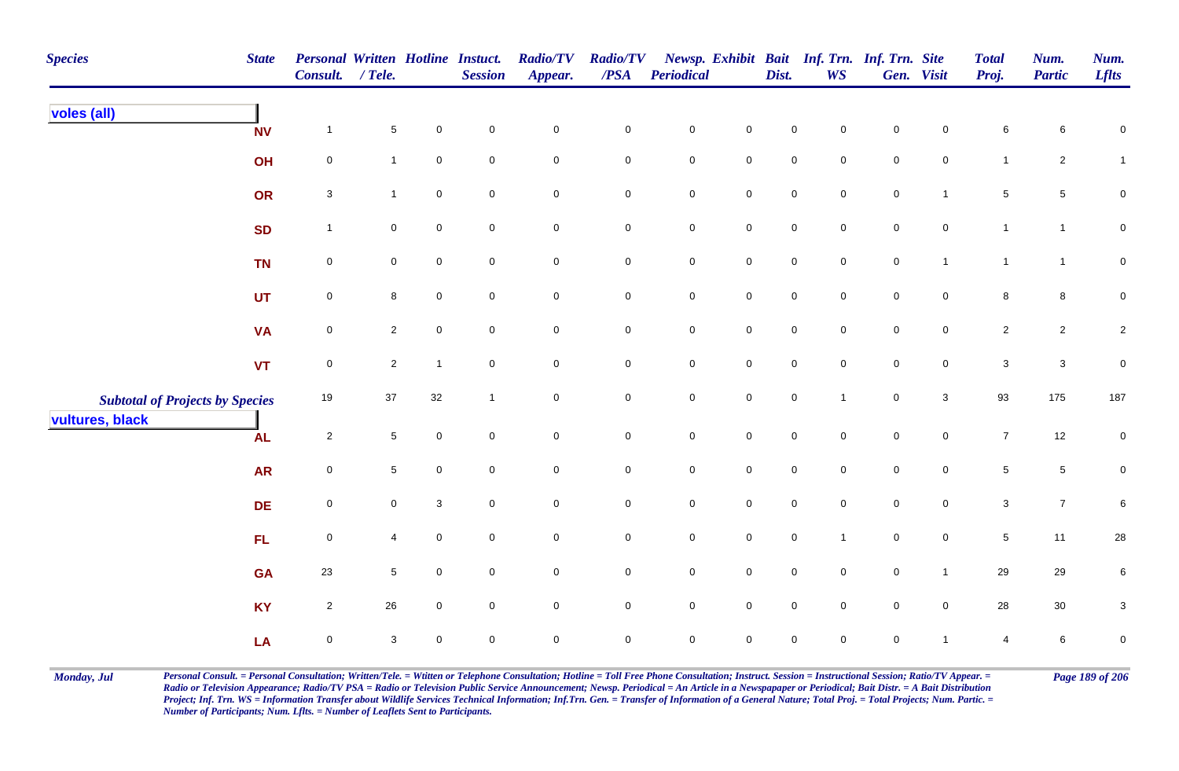| Species | State | Personal Consult. | Written / Tele. | Hotline | Instuct. Session | Radio/TV Appear. | Radio/TV /PSA | Newsp. Periodical | Exhibit | Bait Dist. | Inf. Trn. WS | Inf. Trn. Gen. | Site Visit | Total Proj. | Num. Partic | Num. Lflts |
|---|---|---|---|---|---|---|---|---|---|---|---|---|---|---|---|---|
| **voles (all)** | | | | | | | | | | | | | | | | |
| | NV | 1 | 5 | 0 | 0 | 0 | 0 | 0 | 0 | 0 | 0 | 0 | 0 | 6 | 6 | 0 |
| | OH | 0 | 1 | 0 | 0 | 0 | 0 | 0 | 0 | 0 | 0 | 0 | 0 | 1 | 2 | 1 |
| | OR | 3 | 1 | 0 | 0 | 0 | 0 | 0 | 0 | 0 | 0 | 0 | 1 | 5 | 5 | 0 |
| | SD | 1 | 0 | 0 | 0 | 0 | 0 | 0 | 0 | 0 | 0 | 0 | 0 | 1 | 1 | 0 |
| | TN | 0 | 0 | 0 | 0 | 0 | 0 | 0 | 0 | 0 | 0 | 0 | 1 | 1 | 1 | 0 |
| | UT | 0 | 8 | 0 | 0 | 0 | 0 | 0 | 0 | 0 | 0 | 0 | 0 | 8 | 8 | 0 |
| | VA | 0 | 2 | 0 | 0 | 0 | 0 | 0 | 0 | 0 | 0 | 0 | 0 | 2 | 2 | 2 |
| | VT | 0 | 2 | 1 | 0 | 0 | 0 | 0 | 0 | 0 | 0 | 0 | 0 | 3 | 3 | 0 |
| *Subtotal of Projects by Species* | | 19 | 37 | 32 | 1 | 0 | 0 | 0 | 0 | 0 | 1 | 0 | 3 | 93 | 175 | 187 |
| **vultures, black** | | | | | | | | | | | | | | | | |
| | AL | 2 | 5 | 0 | 0 | 0 | 0 | 0 | 0 | 0 | 0 | 0 | 0 | 7 | 12 | 0 |
| | AR | 0 | 5 | 0 | 0 | 0 | 0 | 0 | 0 | 0 | 0 | 0 | 0 | 5 | 5 | 0 |
| | DE | 0 | 0 | 3 | 0 | 0 | 0 | 0 | 0 | 0 | 0 | 0 | 0 | 3 | 7 | 6 |
| | FL | 0 | 4 | 0 | 0 | 0 | 0 | 0 | 0 | 0 | 1 | 0 | 0 | 5 | 11 | 28 |
| | GA | 23 | 5 | 0 | 0 | 0 | 0 | 0 | 0 | 0 | 0 | 0 | 1 | 29 | 29 | 6 |
| | KY | 2 | 26 | 0 | 0 | 0 | 0 | 0 | 0 | 0 | 0 | 0 | 0 | 28 | 30 | 3 |
| | LA | 0 | 3 | 0 | 0 | 0 | 0 | 0 | 0 | 0 | 0 | 0 | 1 | 4 | 6 | 0 |

*Personal Consult. = Personal Consultation; Written/Tele. = Wtitten or Telephone Consultation; Hotline = Toll Free Phone Consultation; Instruct. Session = Instructional Session; Ratio/TV Appear. = Radio or Television Appearance; Radio/TV PSA = Radio or Television Public Service Announcement; Newsp. Periodical = An Article in a Newspapaper or Periodical; Bait Distr. = A Bait Distribution Project; Inf. Trn. WS = Information Transfer about Wildlife Services Technical Information; Inf.Trn. Gen. = Transfer of Information of a General Nature; Total Proj. = Total Projects; Num. Partic. = Number of Participants; Num. Lflts. = Number of Leaflets Sent to Participants.*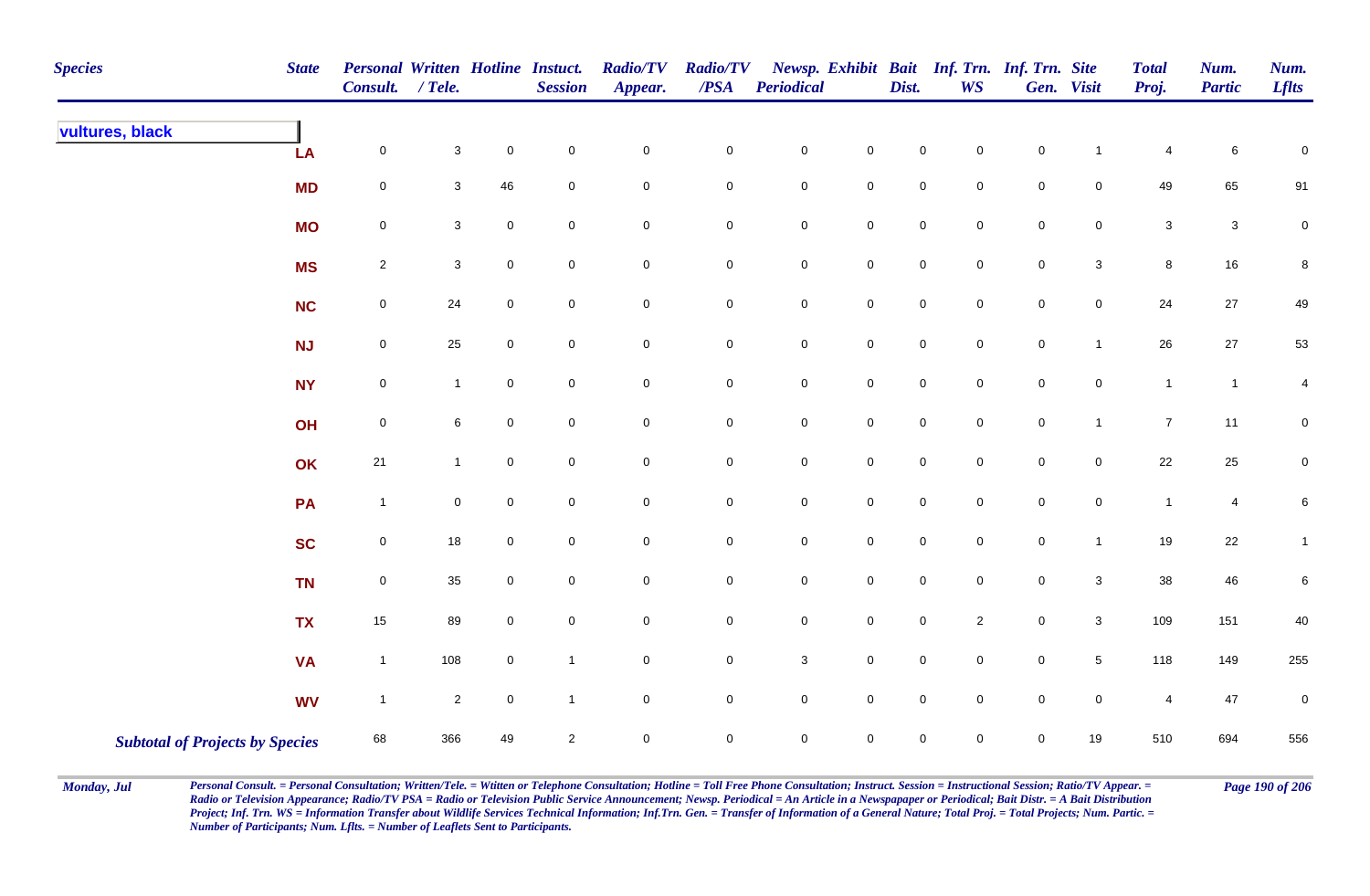| Species | State | Personal Consult. | Written / Tele. | Hotline | Instuct. Session | Radio/TV Appear. | Radio/TV /PSA | Newsp. Periodical | Exhibit | Bait Dist. | Inf. Trn. WS | Inf. Trn. Gen. | Site Visit | Total Proj. | Num. Partic | Num. Lflts |
|---|---|---|---|---|---|---|---|---|---|---|---|---|---|---|---|---|
| **vultures, black** | | | | | | | | | | | | | | | | |
| | LA | 0 | 3 | 0 | 0 | 0 | 0 | 0 | 0 | 0 | 0 | 0 | 1 | 4 | 6 | 0 |
| | MD | 0 | 3 | 46 | 0 | 0 | 0 | 0 | 0 | 0 | 0 | 0 | 0 | 49 | 65 | 91 |
| | MO | 0 | 3 | 0 | 0 | 0 | 0 | 0 | 0 | 0 | 0 | 0 | 0 | 3 | 3 | 0 |
| | MS | 2 | 3 | 0 | 0 | 0 | 0 | 0 | 0 | 0 | 0 | 0 | 3 | 8 | 16 | 8 |
| | NC | 0 | 24 | 0 | 0 | 0 | 0 | 0 | 0 | 0 | 0 | 0 | 0 | 24 | 27 | 49 |
| | NJ | 0 | 25 | 0 | 0 | 0 | 0 | 0 | 0 | 0 | 0 | 0 | 1 | 26 | 27 | 53 |
| | NY | 0 | 1 | 0 | 0 | 0 | 0 | 0 | 0 | 0 | 0 | 0 | 0 | 1 | 1 | 4 |
| | OH | 0 | 6 | 0 | 0 | 0 | 0 | 0 | 0 | 0 | 0 | 0 | 1 | 7 | 11 | 0 |
| | OK | 21 | 1 | 0 | 0 | 0 | 0 | 0 | 0 | 0 | 0 | 0 | 0 | 22 | 25 | 0 |
| | PA | 1 | 0 | 0 | 0 | 0 | 0 | 0 | 0 | 0 | 0 | 0 | 0 | 1 | 4 | 6 |
| | SC | 0 | 18 | 0 | 0 | 0 | 0 | 0 | 0 | 0 | 0 | 0 | 1 | 19 | 22 | 1 |
| | TN | 0 | 35 | 0 | 0 | 0 | 0 | 0 | 0 | 0 | 0 | 0 | 3 | 38 | 46 | 6 |
| | TX | 15 | 89 | 0 | 0 | 0 | 0 | 0 | 0 | 0 | 2 | 0 | 3 | 109 | 151 | 40 |
| | VA | 1 | 108 | 0 | 1 | 0 | 0 | 3 | 0 | 0 | 0 | 0 | 5 | 118 | 149 | 255 |
| | WV | 1 | 2 | 0 | 1 | 0 | 0 | 0 | 0 | 0 | 0 | 0 | 0 | 4 | 47 | 0 |
| ***Subtotal of Projects by Species*** | | 68 | 366 | 49 | 2 | 0 | 0 | 0 | 0 | 0 | 0 | 0 | 19 | 510 | 694 | 556 |

*Personal Consult. = Personal Consultation; Written/Tele. = Wtitten or Telephone Consultation; Hotline = Toll Free Phone Consultation; Instruct. Session = Instructional Session; Ratio/TV Appear. = Radio or Television Appearance; Radio/TV PSA = Radio or Television Public Service Announcement; Newsp. Periodical = An Article in a Newspapaper or Periodical; Bait Distr. = A Bait Distribution Project; Inf. Trn. WS = Information Transfer about Wildlife Services Technical Information; Inf.Trn. Gen. = Transfer of Information of a General Nature; Total Proj. = Total Projects; Num. Partic. = Number of Participants; Num. Lflts. = Number of Leaflets Sent to Participants.*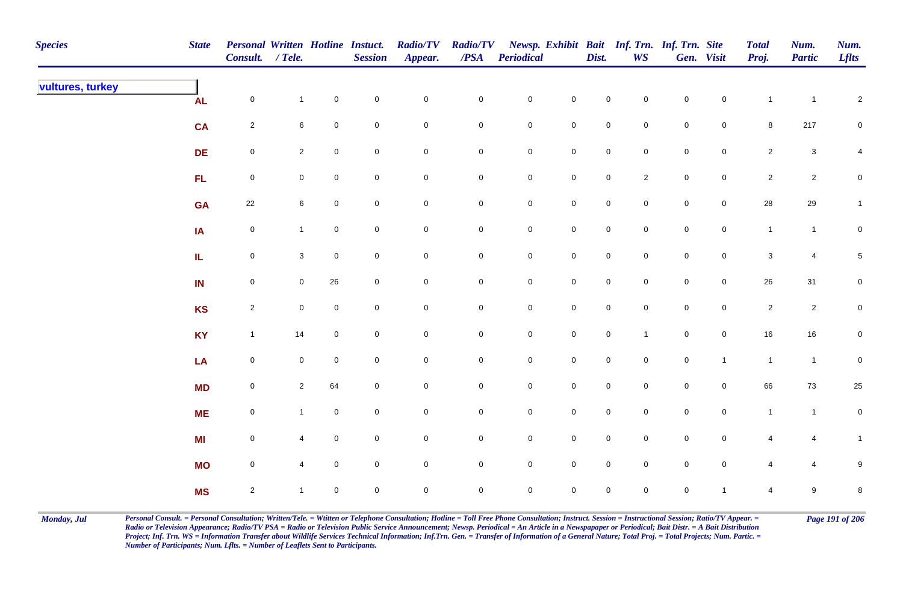| Species | State | Personal Consult. | Written / Tele. | Hotline | Instuct. Session | Radio/TV Appear. | Radio/TV /PSA | Newsp. Periodical | Exhibit | Bait Dist. | Inf. Trn. WS | Inf. Trn. Gen. | Site Visit | Total Proj. | Num. Partic | Num. Lflts |
|---|---|---|---|---|---|---|---|---|---|---|---|---|---|---|---|---|
| vultures, turkey | AL | 0 | 1 | 0 | 0 | 0 | 0 | 0 | 0 | 0 | 0 | 0 | 0 | 1 | 1 | 2 |
| | CA | 2 | 6 | 0 | 0 | 0 | 0 | 0 | 0 | 0 | 0 | 0 | 0 | 8 | 217 | 0 |
| | DE | 0 | 2 | 0 | 0 | 0 | 0 | 0 | 0 | 0 | 0 | 0 | 0 | 2 | 3 | 4 |
| | FL | 0 | 0 | 0 | 0 | 0 | 0 | 0 | 0 | 0 | 2 | 0 | 0 | 2 | 2 | 0 |
| | GA | 22 | 6 | 0 | 0 | 0 | 0 | 0 | 0 | 0 | 0 | 0 | 0 | 28 | 29 | 1 |
| | IA | 0 | 1 | 0 | 0 | 0 | 0 | 0 | 0 | 0 | 0 | 0 | 0 | 1 | 1 | 0 |
| | IL | 0 | 3 | 0 | 0 | 0 | 0 | 0 | 0 | 0 | 0 | 0 | 0 | 3 | 4 | 5 |
| | IN | 0 | 0 | 26 | 0 | 0 | 0 | 0 | 0 | 0 | 0 | 0 | 0 | 26 | 31 | 0 |
| | KS | 2 | 0 | 0 | 0 | 0 | 0 | 0 | 0 | 0 | 0 | 0 | 0 | 2 | 2 | 0 |
| | KY | 1 | 14 | 0 | 0 | 0 | 0 | 0 | 0 | 0 | 1 | 0 | 0 | 16 | 16 | 0 |
| | LA | 0 | 0 | 0 | 0 | 0 | 0 | 0 | 0 | 0 | 0 | 0 | 1 | 1 | 1 | 0 |
| | MD | 0 | 2 | 64 | 0 | 0 | 0 | 0 | 0 | 0 | 0 | 0 | 0 | 66 | 73 | 25 |
| | ME | 0 | 1 | 0 | 0 | 0 | 0 | 0 | 0 | 0 | 0 | 0 | 0 | 1 | 1 | 0 |
| | MI | 0 | 4 | 0 | 0 | 0 | 0 | 0 | 0 | 0 | 0 | 0 | 0 | 4 | 4 | 1 |
| | MO | 0 | 4 | 0 | 0 | 0 | 0 | 0 | 0 | 0 | 0 | 0 | 0 | 4 | 4 | 9 |
| | MS | 2 | 1 | 0 | 0 | 0 | 0 | 0 | 0 | 0 | 0 | 0 | 1 | 4 | 9 | 8 |

*Personal Consult. = Personal Consultation; Written/Tele. = Wtitten or Telephone Consultation; Hotline = Toll Free Phone Consultation; Instruct. Session = Instructional Session; Ratio/TV Appear. = Radio or Television Appearance; Radio/TV PSA = Radio or Television Public Service Announcement; Newsp. Periodical = An Article in a Newspapaper or Periodical; Bait Distr. = A Bait Distribution Project; Inf. Trn. WS = Information Transfer about Wildlife Services Technical Information; Inf.Trn. Gen. = Transfer of Information of a General Nature; Total Proj. = Total Projects; Num. Partic. = Number of Participants; Num. Lflts. = Number of Leaflets Sent to Participants.*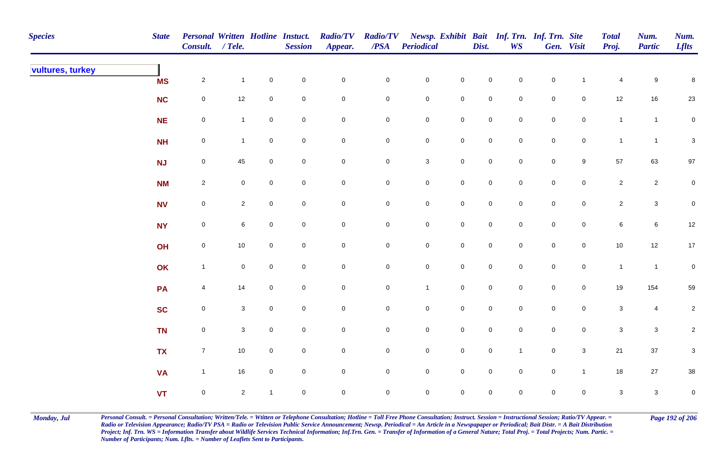| Species | State | Personal Consult. | Written / Tele. | Hotline | Instuct. Session | Radio/TV Appear. | Radio/TV /PSA | Newsp. Periodical | Exhibit | Bait Dist. | Inf. Trn. WS | Inf. Trn. Gen. | Site Visit | Total Proj. | Num. Partic | Num. Lflts |
|---|---|---|---|---|---|---|---|---|---|---|---|---|---|---|---|---|
| vultures, turkey | | | | | | | | | | | | | | | | |
| | MS | 2 | 1 | 0 | 0 | 0 | 0 | 0 | 0 | 0 | 0 | 0 | 1 | 4 | 9 | 8 |
| | NC | 0 | 12 | 0 | 0 | 0 | 0 | 0 | 0 | 0 | 0 | 0 | 0 | 12 | 16 | 23 |
| | NE | 0 | 1 | 0 | 0 | 0 | 0 | 0 | 0 | 0 | 0 | 0 | 0 | 1 | 1 | 0 |
| | NH | 0 | 1 | 0 | 0 | 0 | 0 | 0 | 0 | 0 | 0 | 0 | 0 | 1 | 1 | 3 |
| | NJ | 0 | 45 | 0 | 0 | 0 | 0 | 3 | 0 | 0 | 0 | 0 | 9 | 57 | 63 | 97 |
| | NM | 2 | 0 | 0 | 0 | 0 | 0 | 0 | 0 | 0 | 0 | 0 | 0 | 2 | 2 | 0 |
| | NV | 0 | 2 | 0 | 0 | 0 | 0 | 0 | 0 | 0 | 0 | 0 | 0 | 2 | 3 | 0 |
| | NY | 0 | 6 | 0 | 0 | 0 | 0 | 0 | 0 | 0 | 0 | 0 | 0 | 6 | 6 | 12 |
| | OH | 0 | 10 | 0 | 0 | 0 | 0 | 0 | 0 | 0 | 0 | 0 | 0 | 10 | 12 | 17 |
| | OK | 1 | 0 | 0 | 0 | 0 | 0 | 0 | 0 | 0 | 0 | 0 | 0 | 1 | 1 | 0 |
| | PA | 4 | 14 | 0 | 0 | 0 | 0 | 1 | 0 | 0 | 0 | 0 | 0 | 19 | 154 | 59 |
| | SC | 0 | 3 | 0 | 0 | 0 | 0 | 0 | 0 | 0 | 0 | 0 | 0 | 3 | 4 | 2 |
| | TN | 0 | 3 | 0 | 0 | 0 | 0 | 0 | 0 | 0 | 0 | 0 | 0 | 3 | 3 | 2 |
| | TX | 7 | 10 | 0 | 0 | 0 | 0 | 0 | 0 | 0 | 1 | 0 | 3 | 21 | 37 | 3 |
| | VA | 1 | 16 | 0 | 0 | 0 | 0 | 0 | 0 | 0 | 0 | 0 | 1 | 18 | 27 | 38 |
| | VT | 0 | 2 | 1 | 0 | 0 | 0 | 0 | 0 | 0 | 0 | 0 | 0 | 3 | 3 | 0 |

*Personal Consult. = Personal Consultation; Written/Tele. = Wtitten or Telephone Consultation; Hotline = Toll Free Phone Consultation; Instruct. Session = Instructional Session; Ratio/TV Appear. = Radio or Television Appearance; Radio/TV PSA = Radio or Television Public Service Announcement; Newsp. Periodical = An Article in a Newspapaper or Periodical; Bait Distr. = A Bait Distribution Project; Inf. Trn. WS = Information Transfer about Wildlife Services Technical Information; Inf.Trn. Gen. = Transfer of Information of a General Nature; Total Proj. = Total Projects; Num. Partic. = Number of Participants; Num. Lflts. = Number of Leaflets Sent to Participants.*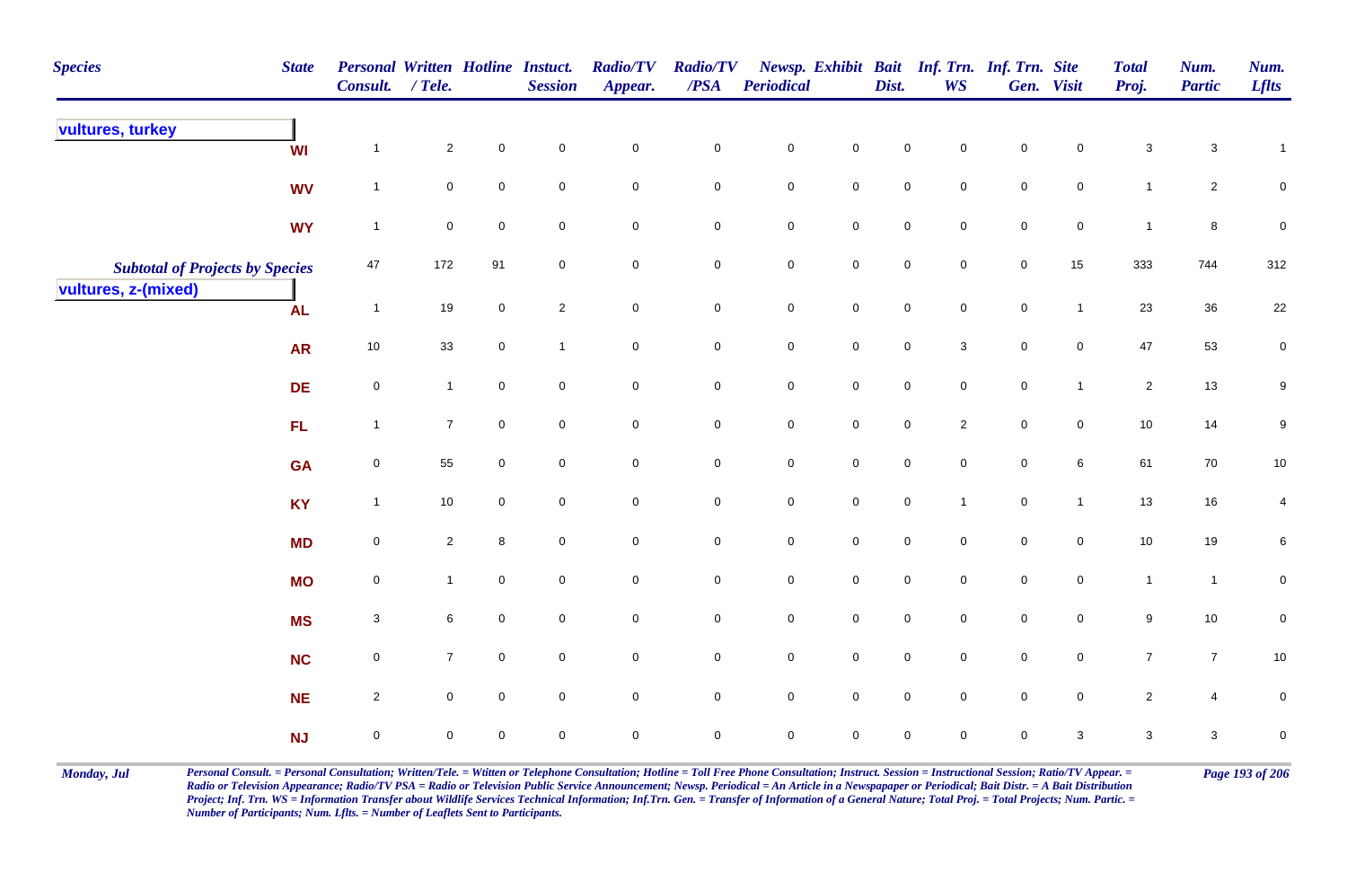| Species | State | Personal Consult. | Written / Tele. | Hotline | Instuct. Session | Radio/TV Appear. | Radio/TV /PSA | Newsp. Periodical | Exhibit | Bait Dist. | Inf. Trn. WS | Inf. Trn. Gen. | Site Visit | Total Proj. | Num. Partic | Num. Lflts |
|---|---|---|---|---|---|---|---|---|---|---|---|---|---|---|---|---|
| **vultures, turkey** | | | | | | | | | | | | | | | | |
| | WI | 1 | 2 | 0 | 0 | 0 | 0 | 0 | 0 | 0 | 0 | 0 | 0 | 3 | 3 | 1 |
| | WV | 1 | 0 | 0 | 0 | 0 | 0 | 0 | 0 | 0 | 0 | 0 | 0 | 1 | 2 | 0 |
| | WY | 1 | 0 | 0 | 0 | 0 | 0 | 0 | 0 | 0 | 0 | 0 | 0 | 1 | 8 | 0 |
| *Subtotal of Projects by Species* | | 47 | 172 | 91 | 0 | 0 | 0 | 0 | 0 | 0 | 0 | 0 | 15 | 333 | 744 | 312 |
| **vultures, z-(mixed)** | | | | | | | | | | | | | | | | |
| | AL | 1 | 19 | 0 | 2 | 0 | 0 | 0 | 0 | 0 | 0 | 0 | 1 | 23 | 36 | 22 |
| | AR | 10 | 33 | 0 | 1 | 0 | 0 | 0 | 0 | 0 | 3 | 0 | 0 | 47 | 53 | 0 |
| | DE | 0 | 1 | 0 | 0 | 0 | 0 | 0 | 0 | 0 | 0 | 0 | 1 | 2 | 13 | 9 |
| | FL | 1 | 7 | 0 | 0 | 0 | 0 | 0 | 0 | 0 | 2 | 0 | 0 | 10 | 14 | 9 |
| | GA | 0 | 55 | 0 | 0 | 0 | 0 | 0 | 0 | 0 | 0 | 0 | 6 | 61 | 70 | 10 |
| | KY | 1 | 10 | 0 | 0 | 0 | 0 | 0 | 0 | 0 | 1 | 0 | 1 | 13 | 16 | 4 |
| | MD | 0 | 2 | 8 | 0 | 0 | 0 | 0 | 0 | 0 | 0 | 0 | 0 | 10 | 19 | 6 |
| | MO | 0 | 1 | 0 | 0 | 0 | 0 | 0 | 0 | 0 | 0 | 0 | 0 | 1 | 1 | 0 |
| | MS | 3 | 6 | 0 | 0 | 0 | 0 | 0 | 0 | 0 | 0 | 0 | 0 | 9 | 10 | 0 |
| | NC | 0 | 7 | 0 | 0 | 0 | 0 | 0 | 0 | 0 | 0 | 0 | 0 | 7 | 7 | 10 |
| | NE | 2 | 0 | 0 | 0 | 0 | 0 | 0 | 0 | 0 | 0 | 0 | 0 | 2 | 4 | 0 |
| | NJ | 0 | 0 | 0 | 0 | 0 | 0 | 0 | 0 | 0 | 0 | 0 | 3 | 3 | 3 | 0 |

*Personal Consult. = Personal Consultation; Written/Tele. = Wtitten or Telephone Consultation; Hotline = Toll Free Phone Consultation; Instruct. Session = Instructional Session; Ratio/TV Appear. = Radio or Television Appearance; Radio/TV PSA = Radio or Television Public Service Announcement; Newsp. Periodical = An Article in a Newspapaper or Periodical; Bait Distr. = A Bait Distribution Project; Inf. Trn. WS = Information Transfer about Wildlife Services Technical Information; Inf.Trn. Gen. = Transfer of Information of a General Nature; Total Proj. = Total Projects; Num. Partic. = Number of Participants; Num. Lflts. = Number of Leaflets Sent to Participants.*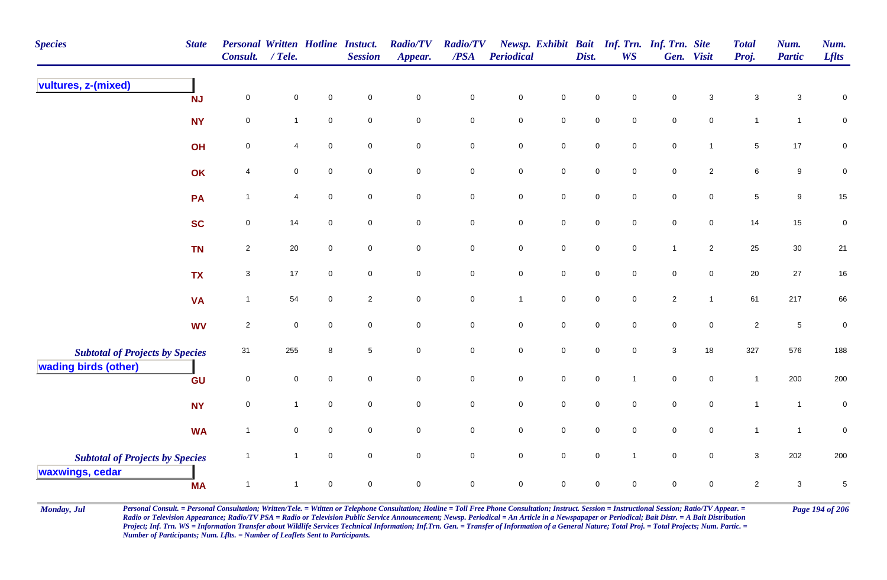| Species | State | Personal Consult. | Written / Tele. | Hotline | Instuct. Session | Radio/TV Appear. | Radio/TV /PSA | Newsp. Periodical | Exhibit | Bait Dist. | Inf. Trn. WS | Inf. Trn. Gen. | Site Visit | Total Proj. | Num. Partic | Num. Lflts |
|---|---|---|---|---|---|---|---|---|---|---|---|---|---|---|---|---|
| **vultures, z-(mixed)** | | | | | | | | | | | | | | | | |
| | NJ | 0 | 0 | 0 | 0 | 0 | 0 | 0 | 0 | 0 | 0 | 0 | 3 | 3 | 3 | 0 |
| | NY | 0 | 1 | 0 | 0 | 0 | 0 | 0 | 0 | 0 | 0 | 0 | 0 | 1 | 1 | 0 |
| | OH | 0 | 4 | 0 | 0 | 0 | 0 | 0 | 0 | 0 | 0 | 0 | 1 | 5 | 17 | 0 |
| | OK | 4 | 0 | 0 | 0 | 0 | 0 | 0 | 0 | 0 | 0 | 0 | 2 | 6 | 9 | 0 |
| | PA | 1 | 4 | 0 | 0 | 0 | 0 | 0 | 0 | 0 | 0 | 0 | 0 | 5 | 9 | 15 |
| | SC | 0 | 14 | 0 | 0 | 0 | 0 | 0 | 0 | 0 | 0 | 0 | 0 | 14 | 15 | 0 |
| | TN | 2 | 20 | 0 | 0 | 0 | 0 | 0 | 0 | 0 | 0 | 1 | 2 | 25 | 30 | 21 |
| | TX | 3 | 17 | 0 | 0 | 0 | 0 | 0 | 0 | 0 | 0 | 0 | 0 | 20 | 27 | 16 |
| | VA | 1 | 54 | 0 | 2 | 0 | 0 | 1 | 0 | 0 | 0 | 2 | 1 | 61 | 217 | 66 |
| | WV | 2 | 0 | 0 | 0 | 0 | 0 | 0 | 0 | 0 | 0 | 0 | 0 | 2 | 5 | 0 |
| *Subtotal of Projects by Species* | | 31 | 255 | 8 | 5 | 0 | 0 | 0 | 0 | 0 | 0 | 3 | 18 | 327 | 576 | 188 |
| **wading birds (other)** | | | | | | | | | | | | | | | | |
| | GU | 0 | 0 | 0 | 0 | 0 | 0 | 0 | 0 | 0 | 1 | 0 | 0 | 1 | 200 | 200 |
| | NY | 0 | 1 | 0 | 0 | 0 | 0 | 0 | 0 | 0 | 0 | 0 | 0 | 1 | 1 | 0 |
| | WA | 1 | 0 | 0 | 0 | 0 | 0 | 0 | 0 | 0 | 0 | 0 | 0 | 1 | 1 | 0 |
| *Subtotal of Projects by Species* | | 1 | 1 | 0 | 0 | 0 | 0 | 0 | 0 | 0 | 1 | 0 | 0 | 3 | 202 | 200 |
| **waxwings, cedar** | | | | | | | | | | | | | | | | |
| | MA | 1 | 1 | 0 | 0 | 0 | 0 | 0 | 0 | 0 | 0 | 0 | 0 | 2 | 3 | 5 |

*Personal Consult. = Personal Consultation; Written/Tele. = Wtitten or Telephone Consultation; Hotline = Toll Free Phone Consultation; Instruct. Session = Instructional Session; Ratio/TV Appear. = Radio or Television Appearance; Radio/TV PSA = Radio or Television Public Service Announcement; Newsp. Periodical = An Article in a Newspapaper or Periodical; Bait Distr. = A Bait Distribution Project; Inf. Trn. WS = Information Transfer about Wildlife Services Technical Information; Inf.Trn. Gen. = Transfer of Information of a General Nature; Total Proj. = Total Projects; Num. Partic. = Number of Participants; Num. Lflts. = Number of Leaflets Sent to Participants.*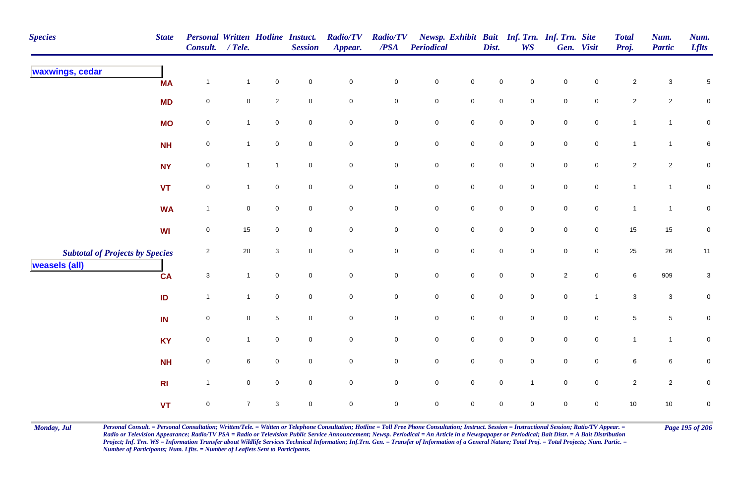| Species | State | Personal Consult. | Written / Tele. | Hotline | Instuct. Session | Radio/TV Appear. | Radio/TV /PSA | Newsp. Periodical | Exhibit | Bait Dist. | Inf. Trn. WS | Inf. Trn. Gen. | Site Visit | Total Proj. | Num. Partic | Num. Lflts |
|---|---|---|---|---|---|---|---|---|---|---|---|---|---|---|---|---|
| **waxwings, cedar** | | | | | | | | | | | | | | | | |
| | MA | 1 | 1 | 0 | 0 | 0 | 0 | 0 | 0 | 0 | 0 | 0 | 0 | 2 | 3 | 5 |
| | MD | 0 | 0 | 2 | 0 | 0 | 0 | 0 | 0 | 0 | 0 | 0 | 0 | 2 | 2 | 0 |
| | MO | 0 | 1 | 0 | 0 | 0 | 0 | 0 | 0 | 0 | 0 | 0 | 0 | 1 | 1 | 0 |
| | NH | 0 | 1 | 0 | 0 | 0 | 0 | 0 | 0 | 0 | 0 | 0 | 0 | 1 | 1 | 6 |
| | NY | 0 | 1 | 1 | 0 | 0 | 0 | 0 | 0 | 0 | 0 | 0 | 0 | 2 | 2 | 0 |
| | VT | 0 | 1 | 0 | 0 | 0 | 0 | 0 | 0 | 0 | 0 | 0 | 0 | 1 | 1 | 0 |
| | WA | 1 | 0 | 0 | 0 | 0 | 0 | 0 | 0 | 0 | 0 | 0 | 0 | 1 | 1 | 0 |
| | WI | 0 | 15 | 0 | 0 | 0 | 0 | 0 | 0 | 0 | 0 | 0 | 0 | 15 | 15 | 0 |
| *Subtotal of Projects by Species* | | 2 | 20 | 3 | 0 | 0 | 0 | 0 | 0 | 0 | 0 | 0 | 0 | 25 | 26 | 11 |
| **weasels (all)** | | | | | | | | | | | | | | | | |
| | CA | 3 | 1 | 0 | 0 | 0 | 0 | 0 | 0 | 0 | 0 | 2 | 0 | 6 | 909 | 3 |
| | ID | 1 | 1 | 0 | 0 | 0 | 0 | 0 | 0 | 0 | 0 | 0 | 1 | 3 | 3 | 0 |
| | IN | 0 | 0 | 5 | 0 | 0 | 0 | 0 | 0 | 0 | 0 | 0 | 0 | 5 | 5 | 0 |
| | KY | 0 | 1 | 0 | 0 | 0 | 0 | 0 | 0 | 0 | 0 | 0 | 0 | 1 | 1 | 0 |
| | NH | 0 | 6 | 0 | 0 | 0 | 0 | 0 | 0 | 0 | 0 | 0 | 0 | 6 | 6 | 0 |
| | RI | 1 | 0 | 0 | 0 | 0 | 0 | 0 | 0 | 0 | 1 | 0 | 0 | 2 | 2 | 0 |
| | VT | 0 | 7 | 3 | 0 | 0 | 0 | 0 | 0 | 0 | 0 | 0 | 0 | 10 | 10 | 0 |

*Personal Consult. = Personal Consultation; Written/Tele. = Wtitten or Telephone Consultation; Hotline = Toll Free Phone Consultation; Instruct. Session = Instructional Session; Ratio/TV Appear. = Radio or Television Appearance; Radio/TV PSA = Radio or Television Public Service Announcement; Newsp. Periodical = An Article in a Newspapaper or Periodical; Bait Distr. = A Bait Distribution Project; Inf. Trn. WS = Information Transfer about Wildlife Services Technical Information; Inf.Trn. Gen. = Transfer of Information of a General Nature; Total Proj. = Total Projects; Num. Partic. = Number of Participants; Num. Lflts. = Number of Leaflets Sent to Participants.*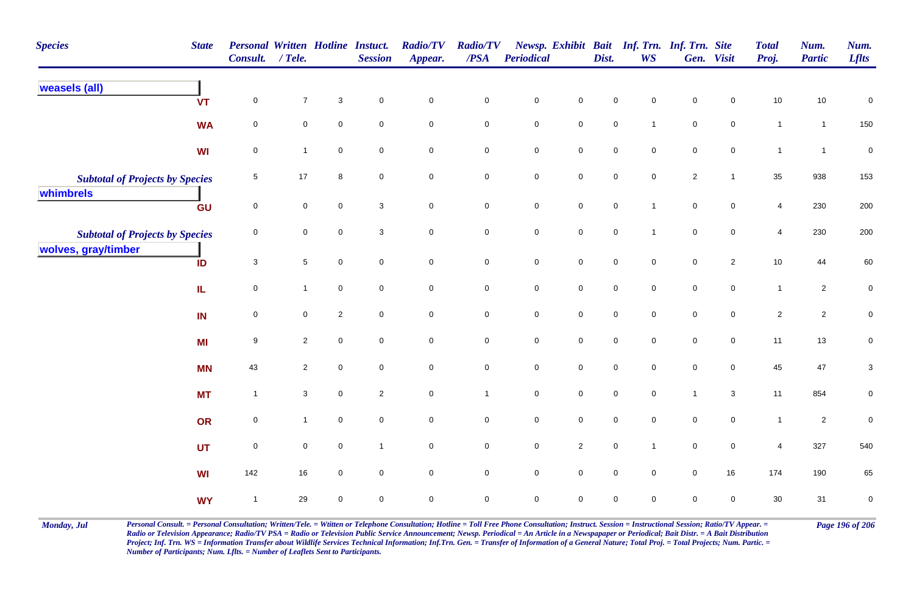| Species | State | Personal Consult. | Written / Tele. | Hotline | Instuct. Session | Radio/TV Appear. | Radio/TV /PSA | Newsp. Periodical | Exhibit | Bait Dist. | Inf. Trn. WS | Inf. Trn. Gen. | Site Visit | Total Proj. | Num. Partic | Num. Lflts |
|---|---|---|---|---|---|---|---|---|---|---|---|---|---|---|---|---|
| **weasels (all)** | | | | | | | | | | | | | | | | |
| | VT | 0 | 7 | 3 | 0 | 0 | 0 | 0 | 0 | 0 | 0 | 0 | 0 | 10 | 10 | 0 |
| | WA | 0 | 0 | 0 | 0 | 0 | 0 | 0 | 0 | 0 | 1 | 0 | 0 | 1 | 1 | 150 |
| | WI | 0 | 1 | 0 | 0 | 0 | 0 | 0 | 0 | 0 | 0 | 0 | 0 | 1 | 1 | 0 |
| *Subtotal of Projects by Species* | | 5 | 17 | 8 | 0 | 0 | 0 | 0 | 0 | 0 | 0 | 2 | 1 | 35 | 938 | 153 |
| **whimbrels** | | | | | | | | | | | | | | | | |
| | GU | 0 | 0 | 0 | 3 | 0 | 0 | 0 | 0 | 0 | 1 | 0 | 0 | 4 | 230 | 200 |
| *Subtotal of Projects by Species* | | 0 | 0 | 0 | 3 | 0 | 0 | 0 | 0 | 0 | 1 | 0 | 0 | 4 | 230 | 200 |
| **wolves, gray/timber** | | | | | | | | | | | | | | | | |
| | ID | 3 | 5 | 0 | 0 | 0 | 0 | 0 | 0 | 0 | 0 | 0 | 2 | 10 | 44 | 60 |
| | IL | 0 | 1 | 0 | 0 | 0 | 0 | 0 | 0 | 0 | 0 | 0 | 0 | 1 | 2 | 0 |
| | IN | 0 | 0 | 2 | 0 | 0 | 0 | 0 | 0 | 0 | 0 | 0 | 0 | 2 | 2 | 0 |
| | MI | 9 | 2 | 0 | 0 | 0 | 0 | 0 | 0 | 0 | 0 | 0 | 0 | 11 | 13 | 0 |
| | MN | 43 | 2 | 0 | 0 | 0 | 0 | 0 | 0 | 0 | 0 | 0 | 0 | 45 | 47 | 3 |
| | MT | 1 | 3 | 0 | 2 | 0 | 1 | 0 | 0 | 0 | 0 | 1 | 3 | 11 | 854 | 0 |
| | OR | 0 | 1 | 0 | 0 | 0 | 0 | 0 | 0 | 0 | 0 | 0 | 0 | 1 | 2 | 0 |
| | UT | 0 | 0 | 0 | 1 | 0 | 0 | 0 | 2 | 0 | 1 | 0 | 0 | 4 | 327 | 540 |
| | WI | 142 | 16 | 0 | 0 | 0 | 0 | 0 | 0 | 0 | 0 | 0 | 16 | 174 | 190 | 65 |
| | WY | 1 | 29 | 0 | 0 | 0 | 0 | 0 | 0 | 0 | 0 | 0 | 0 | 30 | 31 | 0 |

*Personal Consult. = Personal Consultation; Written/Tele. = Wtitten or Telephone Consultation; Hotline = Toll Free Phone Consultation; Instruct. Session = Instructional Session; Ratio/TV Appear. = Radio or Television Appearance; Radio/TV PSA = Radio or Television Public Service Announcement; Newsp. Periodical = An Article in a Newspapaper or Periodical; Bait Distr. = A Bait Distribution Project; Inf. Trn. WS = Information Transfer about Wildlife Services Technical Information; Inf.Trn. Gen. = Transfer of Information of a General Nature; Total Proj. = Total Projects; Num. Partic. = Number of Participants; Num. Lflts. = Number of Leaflets Sent to Participants.*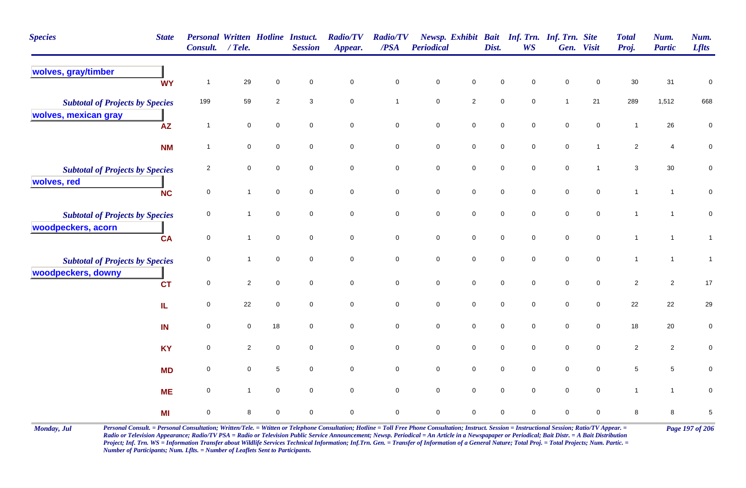| Species | State | Personal Consult. | Written / Tele. | Hotline | Instuct. Session | Radio/TV Appear. | Radio/TV /PSA | Newsp. Periodical | Exhibit | Bait Dist. | Inf. Trn. WS | Inf. Trn. Gen. | Site Visit | Total Proj. | Num. Partic | Num. Lflts |
|---|---|---|---|---|---|---|---|---|---|---|---|---|---|---|---|---|
| **wolves, gray/timber** | | | | | | | | | | | | | | | | |
| | WY | 1 | 29 | 0 | 0 | 0 | 0 | 0 | 0 | 0 | 0 | 0 | 0 | 30 | 31 | 0 |
| *Subtotal of Projects by Species* | | 199 | 59 | 2 | 3 | 0 | 1 | 0 | 2 | 0 | 0 | 1 | 21 | 289 | 1,512 | 668 |
| **wolves, mexican gray** | | | | | | | | | | | | | | | | |
| | AZ | 1 | 0 | 0 | 0 | 0 | 0 | 0 | 0 | 0 | 0 | 0 | 0 | 1 | 26 | 0 |
| | NM | 1 | 0 | 0 | 0 | 0 | 0 | 0 | 0 | 0 | 0 | 0 | 1 | 2 | 4 | 0 |
| *Subtotal of Projects by Species* | | 2 | 0 | 0 | 0 | 0 | 0 | 0 | 0 | 0 | 0 | 0 | 1 | 3 | 30 | 0 |
| **wolves, red** | | | | | | | | | | | | | | | | |
| | NC | 0 | 1 | 0 | 0 | 0 | 0 | 0 | 0 | 0 | 0 | 0 | 0 | 1 | 1 | 0 |
| *Subtotal of Projects by Species* | | 0 | 1 | 0 | 0 | 0 | 0 | 0 | 0 | 0 | 0 | 0 | 0 | 1 | 1 | 0 |
| **woodpeckers, acorn** | | | | | | | | | | | | | | | | |
| | CA | 0 | 1 | 0 | 0 | 0 | 0 | 0 | 0 | 0 | 0 | 0 | 0 | 1 | 1 | 1 |
| *Subtotal of Projects by Species* | | 0 | 1 | 0 | 0 | 0 | 0 | 0 | 0 | 0 | 0 | 0 | 0 | 1 | 1 | 1 |
| **woodpeckers, downy** | | | | | | | | | | | | | | | | |
| | CT | 0 | 2 | 0 | 0 | 0 | 0 | 0 | 0 | 0 | 0 | 0 | 0 | 2 | 2 | 17 |
| | IL | 0 | 22 | 0 | 0 | 0 | 0 | 0 | 0 | 0 | 0 | 0 | 0 | 22 | 22 | 29 |
| | IN | 0 | 0 | 18 | 0 | 0 | 0 | 0 | 0 | 0 | 0 | 0 | 0 | 18 | 20 | 0 |
| | KY | 0 | 2 | 0 | 0 | 0 | 0 | 0 | 0 | 0 | 0 | 0 | 0 | 2 | 2 | 0 |
| | MD | 0 | 0 | 5 | 0 | 0 | 0 | 0 | 0 | 0 | 0 | 0 | 0 | 5 | 5 | 0 |
| | ME | 0 | 1 | 0 | 0 | 0 | 0 | 0 | 0 | 0 | 0 | 0 | 0 | 1 | 1 | 0 |
| | MI | 0 | 8 | 0 | 0 | 0 | 0 | 0 | 0 | 0 | 0 | 0 | 0 | 8 | 8 | 5 |

*Personal Consult. = Personal Consultation; Written/Tele. = Wtitten or Telephone Consultation; Hotline = Toll Free Phone Consultation; Instruct. Session = Instructional Session; Ratio/TV Appear. = Radio or Television Appearance; Radio/TV PSA = Radio or Television Public Service Announcement; Newsp. Periodical = An Article in a Newspapaper or Periodical; Bait Distr. = A Bait Distribution Project; Inf. Trn. WS = Information Transfer about Wildlife Services Technical Information; Inf.Trn. Gen. = Transfer of Information of a General Nature; Total Proj. = Total Projects; Num. Partic. = Number of Participants; Num. Lflts. = Number of Leaflets Sent to Participants.*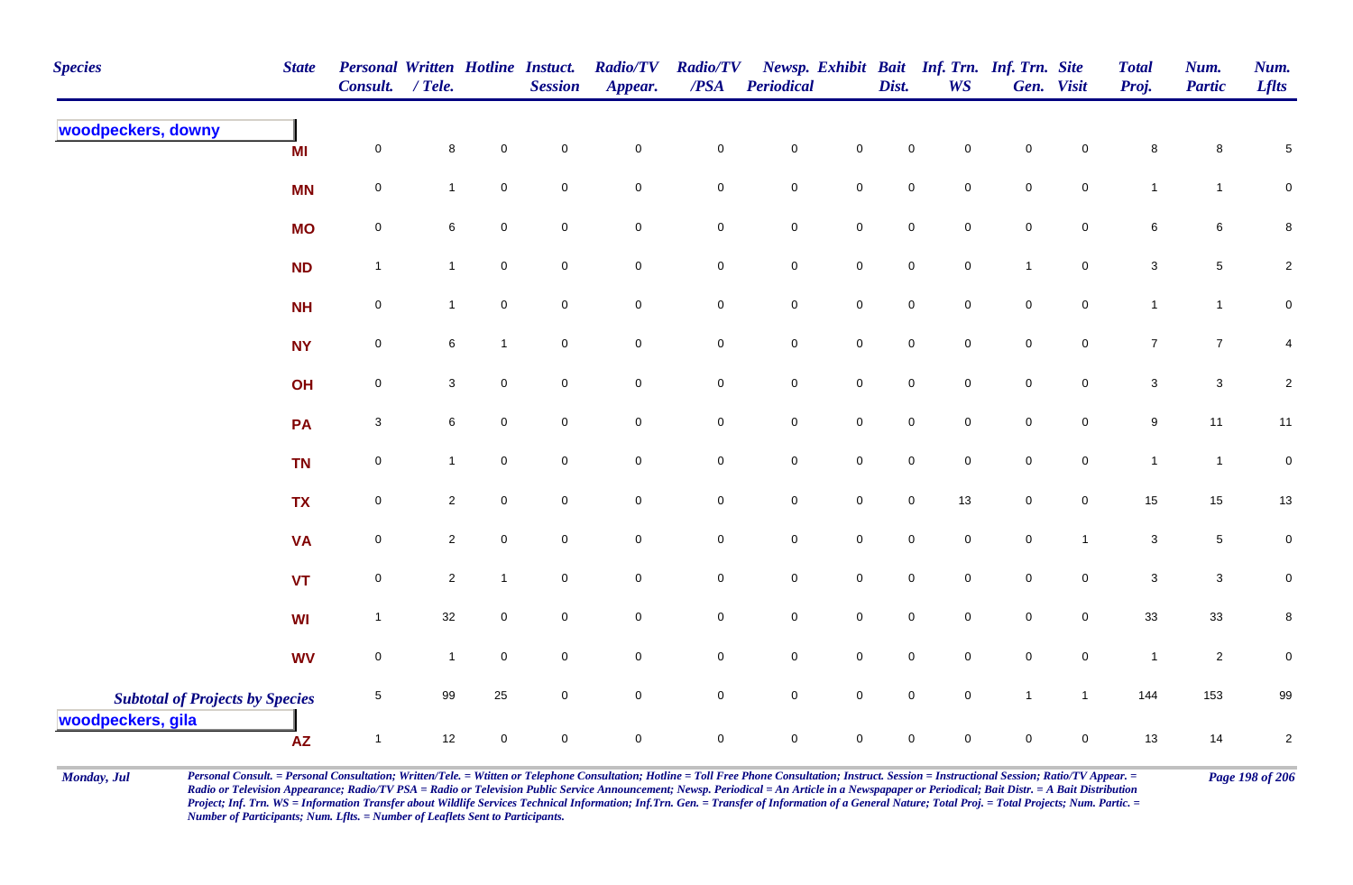| Species | State | Personal Consult. | Written / Tele. | Hotline | Instuct. Session | Radio/TV Appear. | Radio/TV /PSA | Newsp. Periodical | Exhibit | Bait Dist. | Inf. Trn. WS | Inf. Trn. Gen. | Site Visit | Total Proj. | Num. Partic | Num. Lflts |
|---|---|---|---|---|---|---|---|---|---|---|---|---|---|---|---|---|
| **woodpeckers, downy** | MI | 0 | 8 | 0 | 0 | 0 | 0 | 0 | 0 | 0 | 0 | 0 | 0 | 8 | 8 | 5 |
| | MN | 0 | 1 | 0 | 0 | 0 | 0 | 0 | 0 | 0 | 0 | 0 | 0 | 1 | 1 | 0 |
| | MO | 0 | 6 | 0 | 0 | 0 | 0 | 0 | 0 | 0 | 0 | 0 | 0 | 6 | 6 | 8 |
| | ND | 1 | 1 | 0 | 0 | 0 | 0 | 0 | 0 | 0 | 0 | 1 | 0 | 3 | 5 | 2 |
| | NH | 0 | 1 | 0 | 0 | 0 | 0 | 0 | 0 | 0 | 0 | 0 | 0 | 1 | 1 | 0 |
| | NY | 0 | 6 | 1 | 0 | 0 | 0 | 0 | 0 | 0 | 0 | 0 | 0 | 7 | 7 | 4 |
| | OH | 0 | 3 | 0 | 0 | 0 | 0 | 0 | 0 | 0 | 0 | 0 | 0 | 3 | 3 | 2 |
| | PA | 3 | 6 | 0 | 0 | 0 | 0 | 0 | 0 | 0 | 0 | 0 | 0 | 9 | 11 | 11 |
| | TN | 0 | 1 | 0 | 0 | 0 | 0 | 0 | 0 | 0 | 0 | 0 | 0 | 1 | 1 | 0 |
| | TX | 0 | 2 | 0 | 0 | 0 | 0 | 0 | 0 | 0 | 13 | 0 | 0 | 15 | 15 | 13 |
| | VA | 0 | 2 | 0 | 0 | 0 | 0 | 0 | 0 | 0 | 0 | 0 | 1 | 3 | 5 | 0 |
| | VT | 0 | 2 | 1 | 0 | 0 | 0 | 0 | 0 | 0 | 0 | 0 | 0 | 3 | 3 | 0 |
| | WI | 1 | 32 | 0 | 0 | 0 | 0 | 0 | 0 | 0 | 0 | 0 | 0 | 33 | 33 | 8 |
| | WV | 0 | 1 | 0 | 0 | 0 | 0 | 0 | 0 | 0 | 0 | 0 | 0 | 1 | 2 | 0 |
| ***Subtotal of Projects by Species*** | | 5 | 99 | 25 | 0 | 0 | 0 | 0 | 0 | 0 | 0 | 1 | 1 | 144 | 153 | 99 |
| **woodpeckers, gila** | AZ | 1 | 12 | 0 | 0 | 0 | 0 | 0 | 0 | 0 | 0 | 0 | 0 | 13 | 14 | 2 |

*Personal Consult. = Personal Consultation; Written/Tele. = Wtitten or Telephone Consultation; Hotline = Toll Free Phone Consultation; Instruct. Session = Instructional Session; Ratio/TV Appear. = Radio or Television Appearance; Radio/TV PSA = Radio or Television Public Service Announcement; Newsp. Periodical = An Article in a Newspapaper or Periodical; Bait Distr. = A Bait Distribution Project; Inf. Trn. WS = Information Transfer about Wildlife Services Technical Information; Inf.Trn. Gen. = Transfer of Information of a General Nature; Total Proj. = Total Projects; Num. Partic. = Number of Participants; Num. Lflts. = Number of Leaflets Sent to Participants.*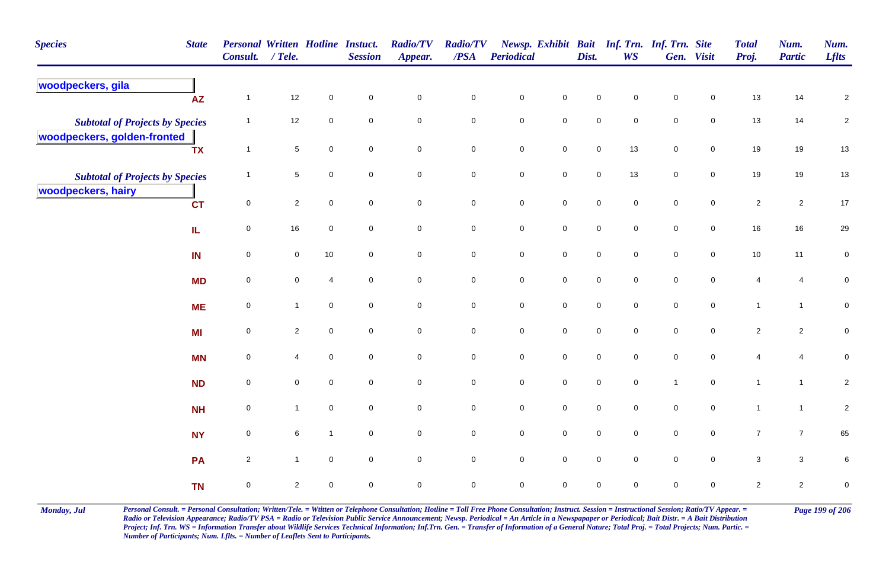| Species | State | Personal Consult. | Written / Tele. | Hotline | Instuct. Session | Radio/TV Appear. | Radio/TV /PSA | Newsp. Periodical | Exhibit | Bait Dist. | Inf. Trn. WS | Inf. Trn. Gen. | Site Visit | Total Proj. | Num. Partic | Num. Lflts |
|---|---|---|---|---|---|---|---|---|---|---|---|---|---|---|---|---|
| **woodpeckers, gila** | | | | | | | | | | | | | | | | |
| | AZ | 1 | 12 | 0 | 0 | 0 | 0 | 0 | 0 | 0 | 0 | 0 | 0 | 13 | 14 | 2 |
| *Subtotal of Projects by Species* | | 1 | 12 | 0 | 0 | 0 | 0 | 0 | 0 | 0 | 0 | 0 | 0 | 13 | 14 | 2 |
| **woodpeckers, golden-fronted** | | | | | | | | | | | | | | | | |
| | TX | 1 | 5 | 0 | 0 | 0 | 0 | 0 | 0 | 0 | 13 | 0 | 0 | 19 | 19 | 13 |
| *Subtotal of Projects by Species* | | 1 | 5 | 0 | 0 | 0 | 0 | 0 | 0 | 0 | 13 | 0 | 0 | 19 | 19 | 13 |
| **woodpeckers, hairy** | | | | | | | | | | | | | | | | |
| | CT | 0 | 2 | 0 | 0 | 0 | 0 | 0 | 0 | 0 | 0 | 0 | 0 | 2 | 2 | 17 |
| | IL | 0 | 16 | 0 | 0 | 0 | 0 | 0 | 0 | 0 | 0 | 0 | 0 | 16 | 16 | 29 |
| | IN | 0 | 0 | 10 | 0 | 0 | 0 | 0 | 0 | 0 | 0 | 0 | 0 | 10 | 11 | 0 |
| | MD | 0 | 0 | 4 | 0 | 0 | 0 | 0 | 0 | 0 | 0 | 0 | 0 | 4 | 4 | 0 |
| | ME | 0 | 1 | 0 | 0 | 0 | 0 | 0 | 0 | 0 | 0 | 0 | 0 | 1 | 1 | 0 |
| | MI | 0 | 2 | 0 | 0 | 0 | 0 | 0 | 0 | 0 | 0 | 0 | 0 | 2 | 2 | 0 |
| | MN | 0 | 4 | 0 | 0 | 0 | 0 | 0 | 0 | 0 | 0 | 0 | 0 | 4 | 4 | 0 |
| | ND | 0 | 0 | 0 | 0 | 0 | 0 | 0 | 0 | 0 | 0 | 1 | 0 | 1 | 1 | 2 |
| | NH | 0 | 1 | 0 | 0 | 0 | 0 | 0 | 0 | 0 | 0 | 0 | 0 | 1 | 1 | 2 |
| | NY | 0 | 6 | 1 | 0 | 0 | 0 | 0 | 0 | 0 | 0 | 0 | 0 | 7 | 7 | 65 |
| | PA | 2 | 1 | 0 | 0 | 0 | 0 | 0 | 0 | 0 | 0 | 0 | 0 | 3 | 3 | 6 |
| | TN | 0 | 2 | 0 | 0 | 0 | 0 | 0 | 0 | 0 | 0 | 0 | 0 | 2 | 2 | 0 |

*Personal Consult. = Personal Consultation; Written/Tele. = Wtitten or Telephone Consultation; Hotline = Toll Free Phone Consultation; Instruct. Session = Instructional Session; Ratio/TV Appear. = Radio or Television Appearance; Radio/TV PSA = Radio or Television Public Service Announcement; Newsp. Periodical = An Article in a Newspapaper or Periodical; Bait Distr. = A Bait Distribution Project; Inf. Trn. WS = Information Transfer about Wildlife Services Technical Information; Inf.Trn. Gen. = Transfer of Information of a General Nature; Total Proj. = Total Projects; Num. Partic. = Number of Participants; Num. Lflts. = Number of Leaflets Sent to Participants.*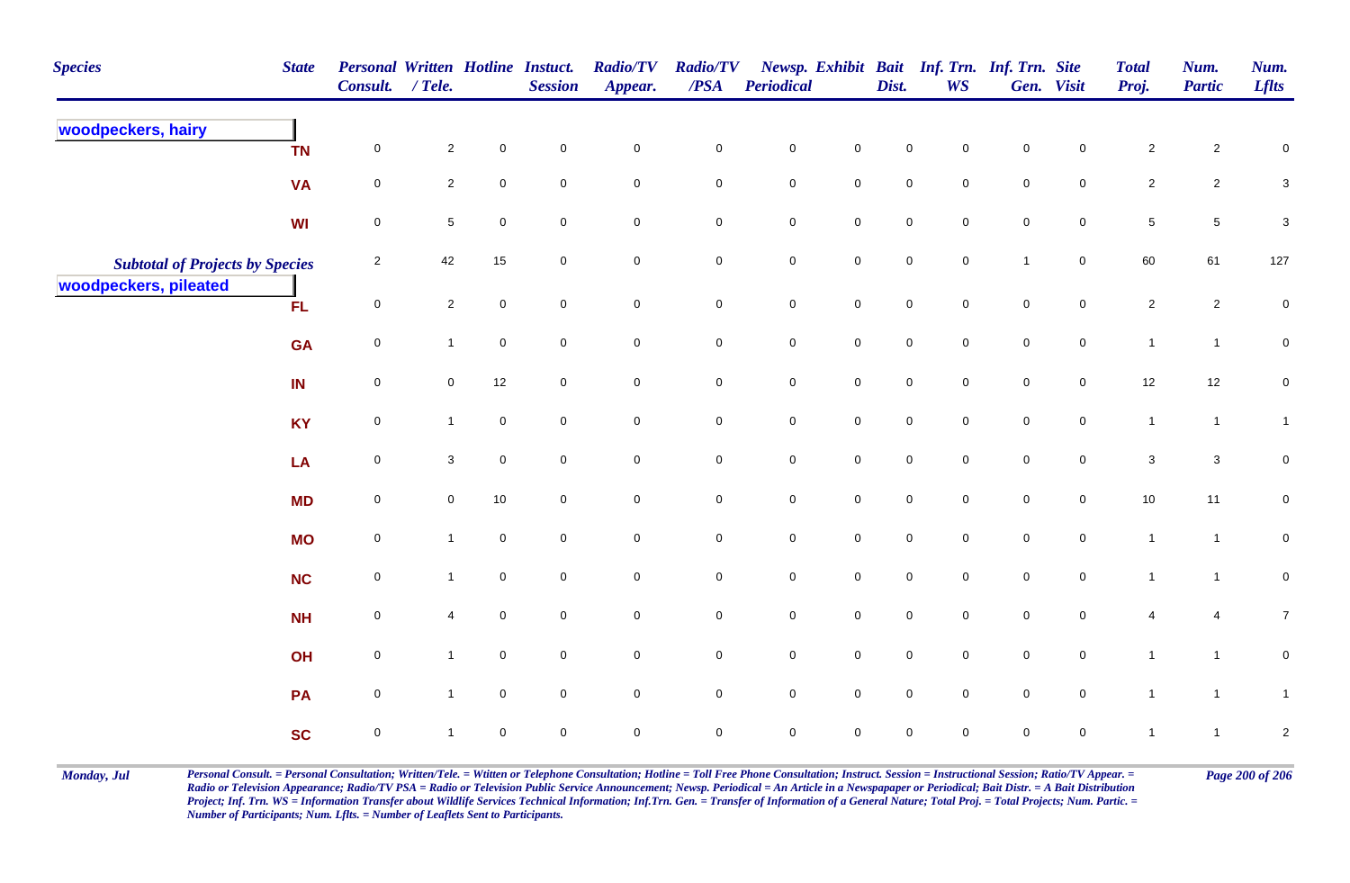| Species | State | Personal Consult. | Written / Tele. | Hotline | Instuct. Session | Radio/TV Appear. | Radio/TV /PSA | Newsp. Periodical | Exhibit | Bait Dist. | Inf. Trn. WS | Inf. Trn. Gen. | Site Visit | Total Proj. | Num. Partic | Num. Lflts |
|---|---|---|---|---|---|---|---|---|---|---|---|---|---|---|---|---|
| **woodpeckers, hairy** | TN | 0 | 2 | 0 | 0 | 0 | 0 | 0 | 0 | 0 | 0 | 0 | 0 | 2 | 2 | 0 |
| | VA | 0 | 2 | 0 | 0 | 0 | 0 | 0 | 0 | 0 | 0 | 0 | 0 | 2 | 2 | 3 |
| | WI | 0 | 5 | 0 | 0 | 0 | 0 | 0 | 0 | 0 | 0 | 0 | 0 | 5 | 5 | 3 |
| ***Subtotal of Projects by Species*** | | 2 | 42 | 15 | 0 | 0 | 0 | 0 | 0 | 0 | 0 | 1 | 0 | 60 | 61 | 127 |
| **woodpeckers, pileated** | FL | 0 | 2 | 0 | 0 | 0 | 0 | 0 | 0 | 0 | 0 | 0 | 0 | 2 | 2 | 0 |
| | GA | 0 | 1 | 0 | 0 | 0 | 0 | 0 | 0 | 0 | 0 | 0 | 0 | 1 | 1 | 0 |
| | IN | 0 | 0 | 12 | 0 | 0 | 0 | 0 | 0 | 0 | 0 | 0 | 0 | 12 | 12 | 0 |
| | KY | 0 | 1 | 0 | 0 | 0 | 0 | 0 | 0 | 0 | 0 | 0 | 0 | 1 | 1 | 1 |
| | LA | 0 | 3 | 0 | 0 | 0 | 0 | 0 | 0 | 0 | 0 | 0 | 0 | 3 | 3 | 0 |
| | MD | 0 | 0 | 10 | 0 | 0 | 0 | 0 | 0 | 0 | 0 | 0 | 0 | 10 | 11 | 0 |
| | MO | 0 | 1 | 0 | 0 | 0 | 0 | 0 | 0 | 0 | 0 | 0 | 0 | 1 | 1 | 0 |
| | NC | 0 | 1 | 0 | 0 | 0 | 0 | 0 | 0 | 0 | 0 | 0 | 0 | 1 | 1 | 0 |
| | NH | 0 | 4 | 0 | 0 | 0 | 0 | 0 | 0 | 0 | 0 | 0 | 0 | 4 | 4 | 7 |
| | OH | 0 | 1 | 0 | 0 | 0 | 0 | 0 | 0 | 0 | 0 | 0 | 0 | 1 | 1 | 0 |
| | PA | 0 | 1 | 0 | 0 | 0 | 0 | 0 | 0 | 0 | 0 | 0 | 0 | 1 | 1 | 1 |
| | SC | 0 | 1 | 0 | 0 | 0 | 0 | 0 | 0 | 0 | 0 | 0 | 0 | 1 | 1 | 2 |

*Personal Consult. = Personal Consultation; Written/Tele. = Wtitten or Telephone Consultation; Hotline = Toll Free Phone Consultation; Instruct. Session = Instructional Session; Ratio/TV Appear. = Radio or Television Appearance; Radio/TV PSA = Radio or Television Public Service Announcement; Newsp. Periodical = An Article in a Newspapaper or Periodical; Bait Distr. = A Bait Distribution Project; Inf. Trn. WS = Information Transfer about Wildlife Services Technical Information; Inf.Trn. Gen. = Transfer of Information of a General Nature; Total Proj. = Total Projects; Num. Partic. = Number of Participants; Num. Lflts. = Number of Leaflets Sent to Participants.*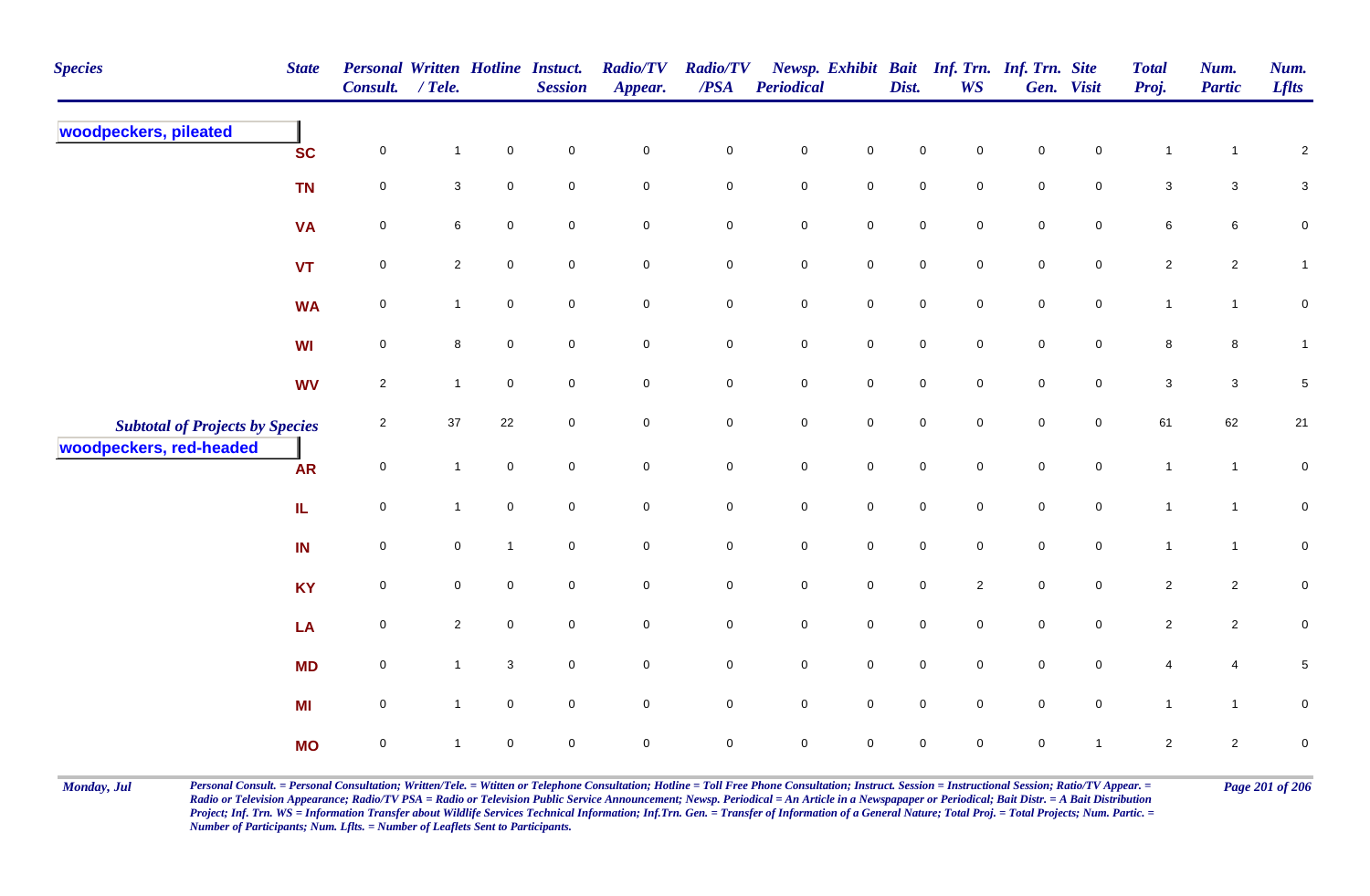| Species | State | Personal Consult. | Written / Tele. | Hotline | Instuct. Session | Radio/TV Appear. | Radio/TV /PSA | Newsp. Periodical | Exhibit | Bait Dist. | Inf. Trn. WS | Inf. Trn. Gen. | Site Visit | Total Proj. | Num. Partic | Num. Lflts |
|---|---|---|---|---|---|---|---|---|---|---|---|---|---|---|---|---|
| **woodpeckers, pileated** | | | | | | | | | | | | | | | | |
| | SC | 0 | 1 | 0 | 0 | 0 | 0 | 0 | 0 | 0 | 0 | 0 | 0 | 1 | 1 | 2 |
| | TN | 0 | 3 | 0 | 0 | 0 | 0 | 0 | 0 | 0 | 0 | 0 | 0 | 3 | 3 | 3 |
| | VA | 0 | 6 | 0 | 0 | 0 | 0 | 0 | 0 | 0 | 0 | 0 | 0 | 6 | 6 | 0 |
| | VT | 0 | 2 | 0 | 0 | 0 | 0 | 0 | 0 | 0 | 0 | 0 | 0 | 2 | 2 | 1 |
| | WA | 0 | 1 | 0 | 0 | 0 | 0 | 0 | 0 | 0 | 0 | 0 | 0 | 1 | 1 | 0 |
| | WI | 0 | 8 | 0 | 0 | 0 | 0 | 0 | 0 | 0 | 0 | 0 | 0 | 8 | 8 | 1 |
| | WV | 2 | 1 | 0 | 0 | 0 | 0 | 0 | 0 | 0 | 0 | 0 | 0 | 3 | 3 | 5 |
| *Subtotal of Projects by Species* | | 2 | 37 | 22 | 0 | 0 | 0 | 0 | 0 | 0 | 0 | 0 | 0 | 61 | 62 | 21 |
| **woodpeckers, red-headed** | | | | | | | | | | | | | | | | |
| | AR | 0 | 1 | 0 | 0 | 0 | 0 | 0 | 0 | 0 | 0 | 0 | 0 | 1 | 1 | 0 |
| | IL | 0 | 1 | 0 | 0 | 0 | 0 | 0 | 0 | 0 | 0 | 0 | 0 | 1 | 1 | 0 |
| | IN | 0 | 0 | 1 | 0 | 0 | 0 | 0 | 0 | 0 | 0 | 0 | 0 | 1 | 1 | 0 |
| | KY | 0 | 0 | 0 | 0 | 0 | 0 | 0 | 0 | 0 | 2 | 0 | 0 | 2 | 2 | 0 |
| | LA | 0 | 2 | 0 | 0 | 0 | 0 | 0 | 0 | 0 | 0 | 0 | 0 | 2 | 2 | 0 |
| | MD | 0 | 1 | 3 | 0 | 0 | 0 | 0 | 0 | 0 | 0 | 0 | 0 | 4 | 4 | 5 |
| | MI | 0 | 1 | 0 | 0 | 0 | 0 | 0 | 0 | 0 | 0 | 0 | 0 | 1 | 1 | 0 |
| | MO | 0 | 1 | 0 | 0 | 0 | 0 | 0 | 0 | 0 | 0 | 0 | 1 | 2 | 2 | 0 |

*Personal Consult. = Personal Consultation; Written/Tele. = Wtitten or Telephone Consultation; Hotline = Toll Free Phone Consultation; Instruct. Session = Instructional Session; Ratio/TV Appear. = Radio or Television Appearance; Radio/TV PSA = Radio or Television Public Service Announcement; Newsp. Periodical = An Article in a Newspapaper or Periodical; Bait Distr. = A Bait Distribution Project; Inf. Trn. WS = Information Transfer about Wildlife Services Technical Information; Inf.Trn. Gen. = Transfer of Information of a General Nature; Total Proj. = Total Projects; Num. Partic. = Number of Participants; Num. Lflts. = Number of Leaflets Sent to Participants.*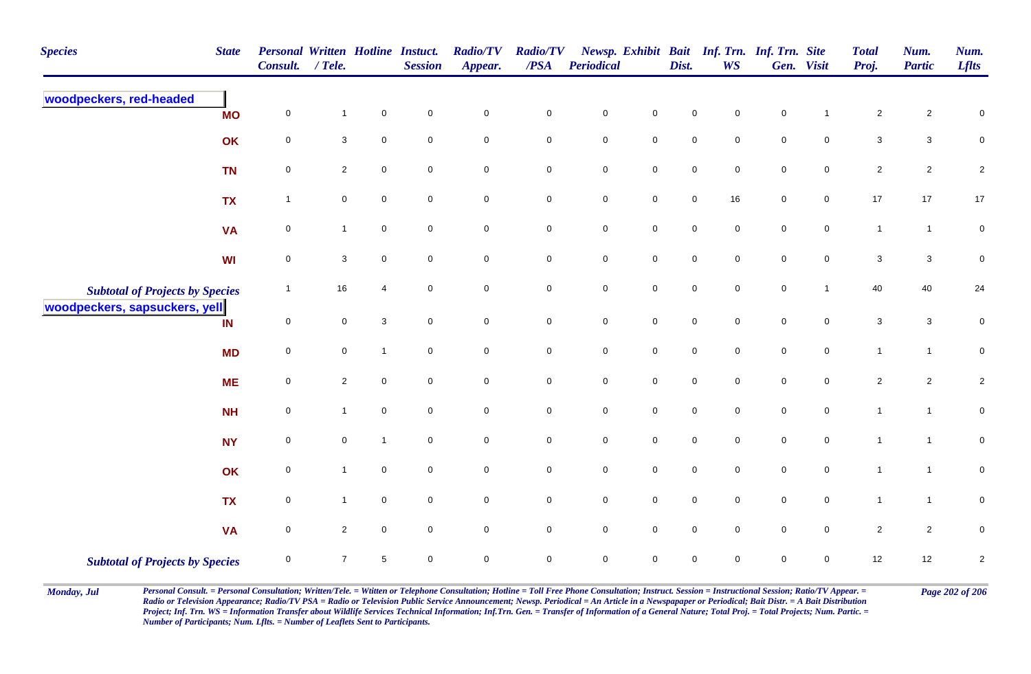| Species | State | Personal Consult. | Written / Tele. | Hotline | Instuct. Session | Radio/TV Appear. | Radio/TV /PSA | Newsp. Periodical | Exhibit | Bait Dist. | Inf. Trn. WS | Inf. Trn. Gen. | Site Visit | Total Proj. | Num. Partic | Num. Lflts |
|---|---|---|---|---|---|---|---|---|---|---|---|---|---|---|---|---|
| **woodpeckers, red-headed** | | | | | | | | | | | | | | | | |
| | MO | 0 | 1 | 0 | 0 | 0 | 0 | 0 | 0 | 0 | 0 | 0 | 1 | 2 | 2 | 0 |
| | OK | 0 | 3 | 0 | 0 | 0 | 0 | 0 | 0 | 0 | 0 | 0 | 0 | 3 | 3 | 0 |
| | TN | 0 | 2 | 0 | 0 | 0 | 0 | 0 | 0 | 0 | 0 | 0 | 0 | 2 | 2 | 2 |
| | TX | 1 | 0 | 0 | 0 | 0 | 0 | 0 | 0 | 0 | 16 | 0 | 0 | 17 | 17 | 17 |
| | VA | 0 | 1 | 0 | 0 | 0 | 0 | 0 | 0 | 0 | 0 | 0 | 0 | 1 | 1 | 0 |
| | WI | 0 | 3 | 0 | 0 | 0 | 0 | 0 | 0 | 0 | 0 | 0 | 0 | 3 | 3 | 0 |
| *Subtotal of Projects by Species* | | 1 | 16 | 4 | 0 | 0 | 0 | 0 | 0 | 0 | 0 | 0 | 1 | 40 | 40 | 24 |
| **woodpeckers, sapsuckers, yell** | | | | | | | | | | | | | | | | |
| | IN | 0 | 0 | 3 | 0 | 0 | 0 | 0 | 0 | 0 | 0 | 0 | 0 | 3 | 3 | 0 |
| | MD | 0 | 0 | 1 | 0 | 0 | 0 | 0 | 0 | 0 | 0 | 0 | 0 | 1 | 1 | 0 |
| | ME | 0 | 2 | 0 | 0 | 0 | 0 | 0 | 0 | 0 | 0 | 0 | 0 | 2 | 2 | 2 |
| | NH | 0 | 1 | 0 | 0 | 0 | 0 | 0 | 0 | 0 | 0 | 0 | 0 | 1 | 1 | 0 |
| | NY | 0 | 0 | 1 | 0 | 0 | 0 | 0 | 0 | 0 | 0 | 0 | 0 | 1 | 1 | 0 |
| | OK | 0 | 1 | 0 | 0 | 0 | 0 | 0 | 0 | 0 | 0 | 0 | 0 | 1 | 1 | 0 |
| | TX | 0 | 1 | 0 | 0 | 0 | 0 | 0 | 0 | 0 | 0 | 0 | 0 | 1 | 1 | 0 |
| | VA | 0 | 2 | 0 | 0 | 0 | 0 | 0 | 0 | 0 | 0 | 0 | 0 | 2 | 2 | 0 |
| *Subtotal of Projects by Species* | | 0 | 7 | 5 | 0 | 0 | 0 | 0 | 0 | 0 | 0 | 0 | 0 | 12 | 12 | 2 |

*Personal Consult. = Personal Consultation; Written/Tele. = Wtitten or Telephone Consultation; Hotline = Toll Free Phone Consultation; Instruct. Session = Instructional Session; Ratio/TV Appear. = Radio or Television Appearance; Radio/TV PSA = Radio or Television Public Service Announcement; Newsp. Periodical = An Article in a Newspapaper or Periodical; Bait Distr. = A Bait Distribution Project; Inf. Trn. WS = Information Transfer about Wildlife Services Technical Information; Inf.Trn. Gen. = Transfer of Information of a General Nature; Total Proj. = Total Projects; Num. Partic. = Number of Participants; Num. Lflts. = Number of Leaflets Sent to Participants.*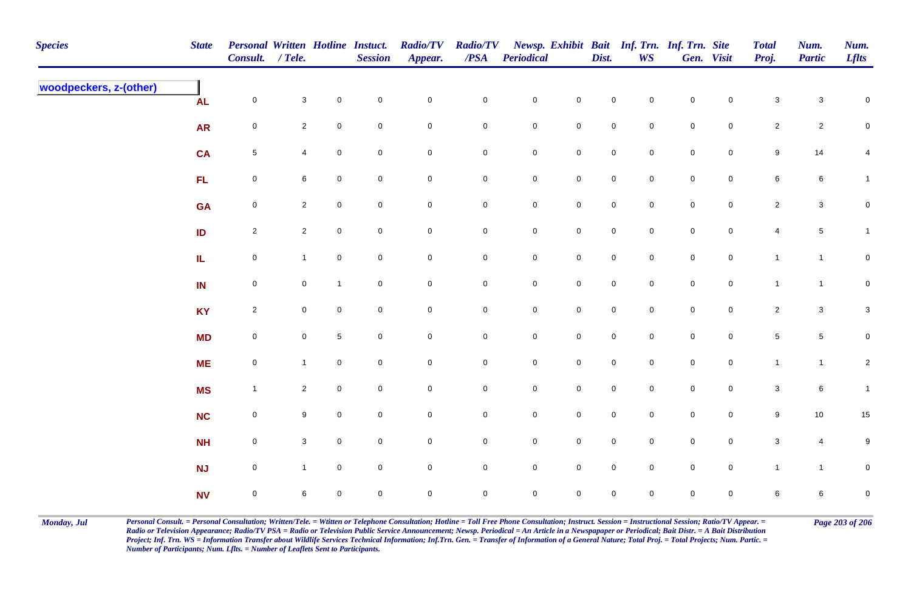| Species | State | Personal Consult. | Written / Tele. | Hotline | Instuct. Session | Radio/TV Appear. | Radio/TV /PSA | Newsp. Periodical | Exhibit | Bait Dist. | Inf. Trn. WS | Inf. Trn. Gen. | Site Visit | Total Proj. | Num. Partic | Num. Lflts |
|---|---|---|---|---|---|---|---|---|---|---|---|---|---|---|---|---|
| woodpeckers, z-(other) | | | | | | | | | | | | | | | | |
| | AL | 0 | 3 | 0 | 0 | 0 | 0 | 0 | 0 | 0 | 0 | 0 | 0 | 3 | 3 | 0 |
| | AR | 0 | 2 | 0 | 0 | 0 | 0 | 0 | 0 | 0 | 0 | 0 | 0 | 2 | 2 | 0 |
| | CA | 5 | 4 | 0 | 0 | 0 | 0 | 0 | 0 | 0 | 0 | 0 | 0 | 9 | 14 | 4 |
| | FL | 0 | 6 | 0 | 0 | 0 | 0 | 0 | 0 | 0 | 0 | 0 | 0 | 6 | 6 | 1 |
| | GA | 0 | 2 | 0 | 0 | 0 | 0 | 0 | 0 | 0 | 0 | 0 | 0 | 2 | 3 | 0 |
| | ID | 2 | 2 | 0 | 0 | 0 | 0 | 0 | 0 | 0 | 0 | 0 | 0 | 4 | 5 | 1 |
| | IL | 0 | 1 | 0 | 0 | 0 | 0 | 0 | 0 | 0 | 0 | 0 | 0 | 1 | 1 | 0 |
| | IN | 0 | 0 | 1 | 0 | 0 | 0 | 0 | 0 | 0 | 0 | 0 | 0 | 1 | 1 | 0 |
| | KY | 2 | 0 | 0 | 0 | 0 | 0 | 0 | 0 | 0 | 0 | 0 | 0 | 2 | 3 | 3 |
| | MD | 0 | 0 | 5 | 0 | 0 | 0 | 0 | 0 | 0 | 0 | 0 | 0 | 5 | 5 | 0 |
| | ME | 0 | 1 | 0 | 0 | 0 | 0 | 0 | 0 | 0 | 0 | 0 | 0 | 1 | 1 | 2 |
| | MS | 1 | 2 | 0 | 0 | 0 | 0 | 0 | 0 | 0 | 0 | 0 | 0 | 3 | 6 | 1 |
| | NC | 0 | 9 | 0 | 0 | 0 | 0 | 0 | 0 | 0 | 0 | 0 | 0 | 9 | 10 | 15 |
| | NH | 0 | 3 | 0 | 0 | 0 | 0 | 0 | 0 | 0 | 0 | 0 | 0 | 3 | 4 | 9 |
| | NJ | 0 | 1 | 0 | 0 | 0 | 0 | 0 | 0 | 0 | 0 | 0 | 0 | 1 | 1 | 0 |
| | NV | 0 | 6 | 0 | 0 | 0 | 0 | 0 | 0 | 0 | 0 | 0 | 0 | 6 | 6 | 0 |

*Personal Consult. = Personal Consultation; Written/Tele. = Wtitten or Telephone Consultation; Hotline = Toll Free Phone Consultation; Instruct. Session = Instructional Session; Ratio/TV Appear. = Radio or Television Appearance; Radio/TV PSA = Radio or Television Public Service Announcement; Newsp. Periodical = An Article in a Newspapaper or Periodical; Bait Distr. = A Bait Distribution Project; Inf. Trn. WS = Information Transfer about Wildlife Services Technical Information; Inf.Trn. Gen. = Transfer of Information of a General Nature; Total Proj. = Total Projects; Num. Partic. = Number of Participants; Num. Lflts. = Number of Leaflets Sent to Participants.*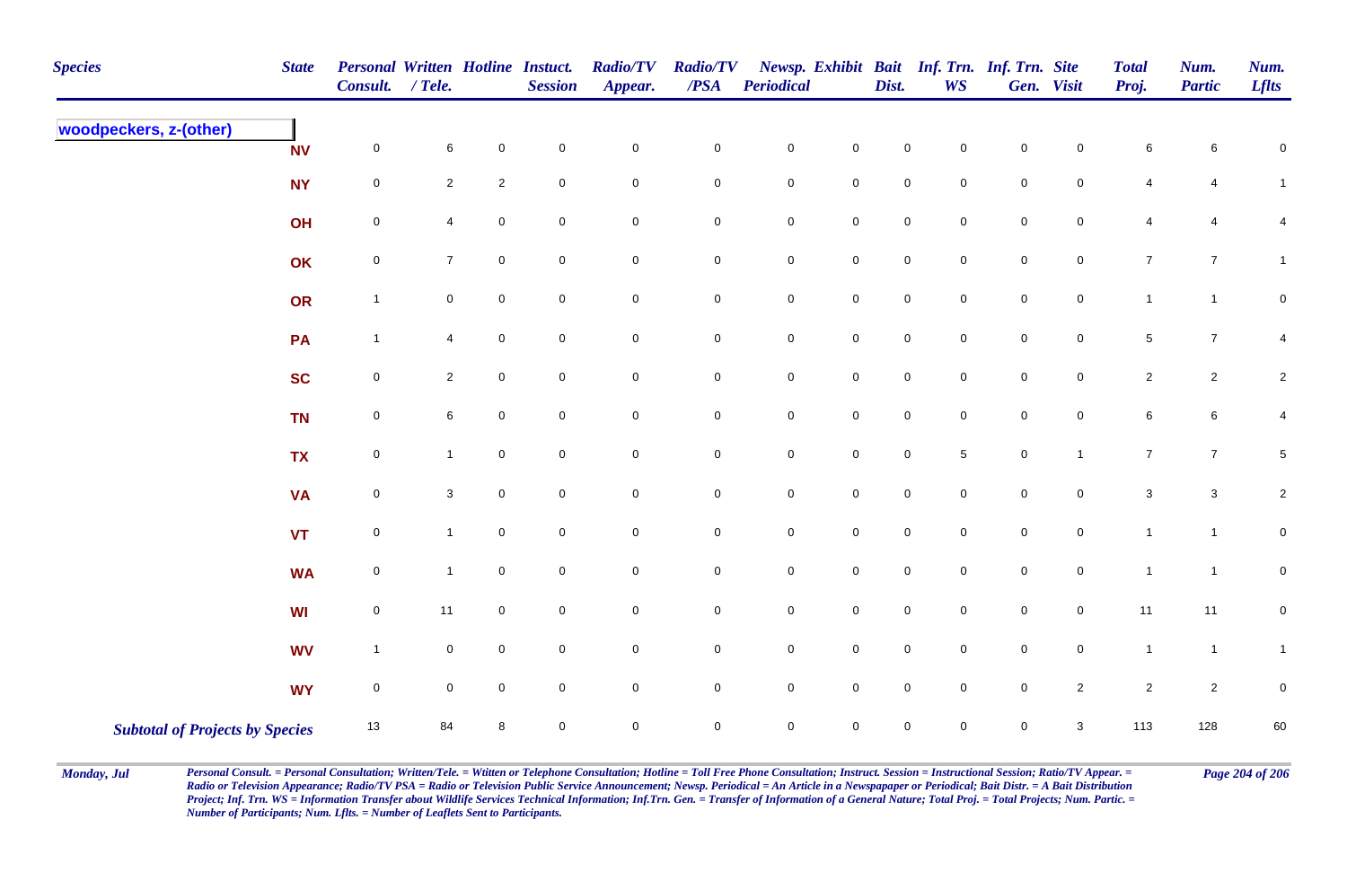| Species | State | Personal Consult. | Written / Tele. | Hotline | Instuct. Session | Radio/TV Appear. | Radio/TV /PSA | Newsp. Periodical | Exhibit | Bait Dist. | Inf. Trn. WS | Inf. Trn. Gen. | Site Visit | Total Proj. | Num. Partic | Num. Lflts |
|---|---|---|---|---|---|---|---|---|---|---|---|---|---|---|---|---|
| **woodpeckers, z-(other)** | | | | | | | | | | | | | | | | |
| | NV | 0 | 6 | 0 | 0 | 0 | 0 | 0 | 0 | 0 | 0 | 0 | 0 | 6 | 6 | 0 |
| | NY | 0 | 2 | 2 | 0 | 0 | 0 | 0 | 0 | 0 | 0 | 0 | 0 | 4 | 4 | 1 |
| | OH | 0 | 4 | 0 | 0 | 0 | 0 | 0 | 0 | 0 | 0 | 0 | 0 | 4 | 4 | 4 |
| | OK | 0 | 7 | 0 | 0 | 0 | 0 | 0 | 0 | 0 | 0 | 0 | 0 | 7 | 7 | 1 |
| | OR | 1 | 0 | 0 | 0 | 0 | 0 | 0 | 0 | 0 | 0 | 0 | 0 | 1 | 1 | 0 |
| | PA | 1 | 4 | 0 | 0 | 0 | 0 | 0 | 0 | 0 | 0 | 0 | 0 | 5 | 7 | 4 |
| | SC | 0 | 2 | 0 | 0 | 0 | 0 | 0 | 0 | 0 | 0 | 0 | 0 | 2 | 2 | 2 |
| | TN | 0 | 6 | 0 | 0 | 0 | 0 | 0 | 0 | 0 | 0 | 0 | 0 | 6 | 6 | 4 |
| | TX | 0 | 1 | 0 | 0 | 0 | 0 | 0 | 0 | 0 | 5 | 0 | 1 | 7 | 7 | 5 |
| | VA | 0 | 3 | 0 | 0 | 0 | 0 | 0 | 0 | 0 | 0 | 0 | 0 | 3 | 3 | 2 |
| | VT | 0 | 1 | 0 | 0 | 0 | 0 | 0 | 0 | 0 | 0 | 0 | 0 | 1 | 1 | 0 |
| | WA | 0 | 1 | 0 | 0 | 0 | 0 | 0 | 0 | 0 | 0 | 0 | 0 | 1 | 1 | 0 |
| | WI | 0 | 11 | 0 | 0 | 0 | 0 | 0 | 0 | 0 | 0 | 0 | 0 | 11 | 11 | 0 |
| | WV | 1 | 0 | 0 | 0 | 0 | 0 | 0 | 0 | 0 | 0 | 0 | 0 | 1 | 1 | 1 |
| | WY | 0 | 0 | 0 | 0 | 0 | 0 | 0 | 0 | 0 | 0 | 0 | 2 | 2 | 2 | 0 |
| **Subtotal of Projects by Species** | | 13 | 84 | 8 | 0 | 0 | 0 | 0 | 0 | 0 | 0 | 0 | 3 | 113 | 128 | 60 |

*Monday, Jul*

*Personal Consult. = Personal Consultation; Written/Tele. = Wtitten or Telephone Consultation; Hotline = Toll Free Phone Consultation; Instruct. Session = Instructional Session; Ratio/TV Appear. = Radio or Television Appearance; Radio/TV PSA = Radio or Television Public Service Announcement; Newsp. Periodical = An Article in a Newspapaper or Periodical; Bait Distr. = A Bait Distribution Project; Inf. Trn. WS = Information Transfer about Wildlife Services Technical Information; Inf.Trn. Gen. = Transfer of Information of a General Nature; Total Proj. = Total Projects; Num. Partic. = Number of Participants; Num. Lflts. = Number of Leaflets Sent to Participants.*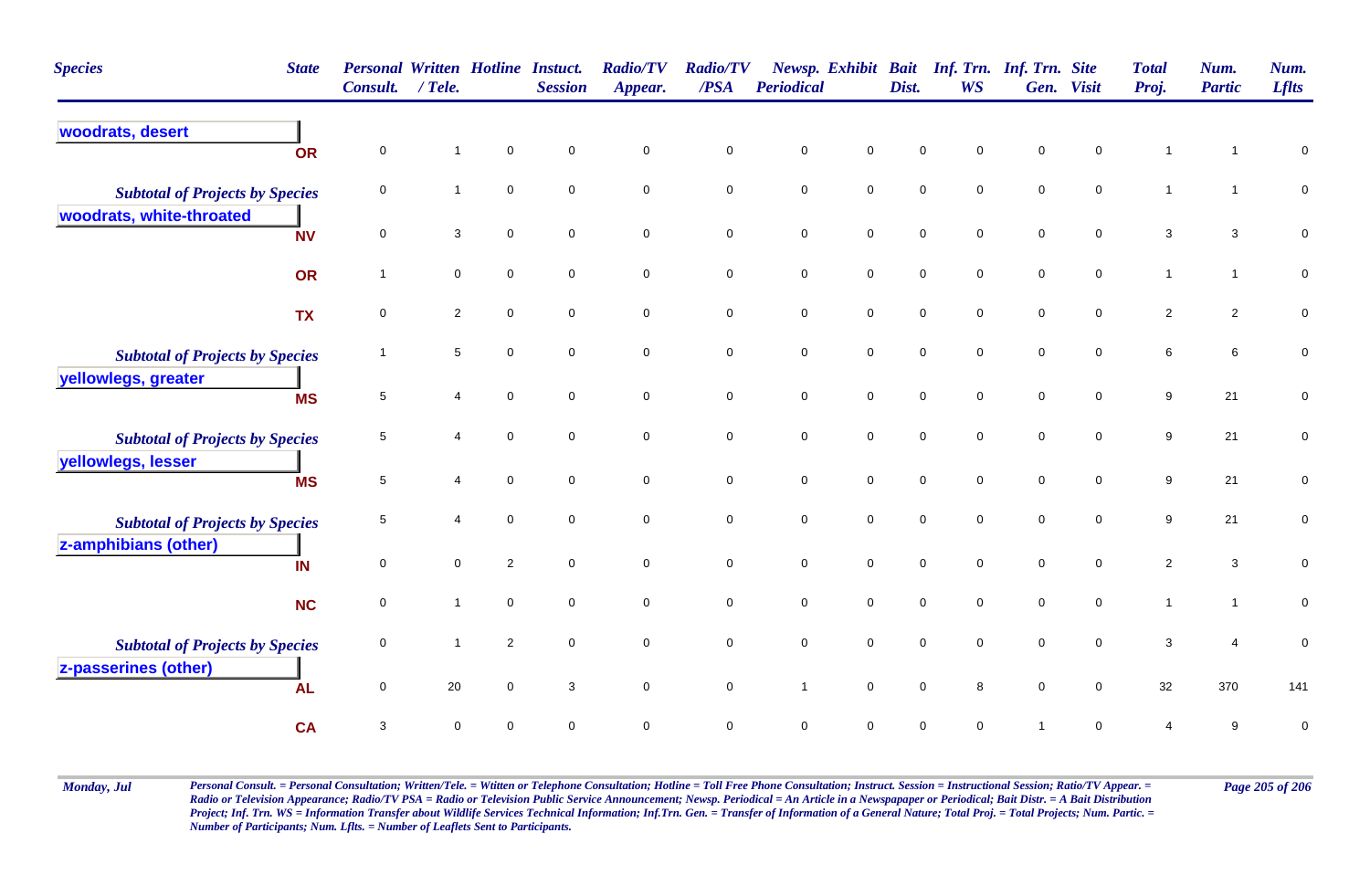| Species | State | Personal Consult. | Written / Tele. | Hotline | Instuct. Session | Radio/TV Appear. | Radio/TV /PSA | Newsp. Periodical | Exhibit | Bait Dist. | Inf. Trn. WS | Inf. Trn. Gen. | Site Visit | Total Proj. | Num. Partic | Num. Lflts |
|---|---|---|---|---|---|---|---|---|---|---|---|---|---|---|---|---|
| **woodrats, desert** | | | | | | | | | | | | | | | | |
| | OR | 0 | 1 | 0 | 0 | 0 | 0 | 0 | 0 | 0 | 0 | 0 | 0 | 1 | 1 | 0 |
| *Subtotal of Projects by Species* | | 0 | 1 | 0 | 0 | 0 | 0 | 0 | 0 | 0 | 0 | 0 | 0 | 1 | 1 | 0 |
| **woodrats, white-throated** | | | | | | | | | | | | | | | | |
| | NV | 0 | 3 | 0 | 0 | 0 | 0 | 0 | 0 | 0 | 0 | 0 | 0 | 3 | 3 | 0 |
| | OR | 1 | 0 | 0 | 0 | 0 | 0 | 0 | 0 | 0 | 0 | 0 | 0 | 1 | 1 | 0 |
| | TX | 0 | 2 | 0 | 0 | 0 | 0 | 0 | 0 | 0 | 0 | 0 | 0 | 2 | 2 | 0 |
| *Subtotal of Projects by Species* | | 1 | 5 | 0 | 0 | 0 | 0 | 0 | 0 | 0 | 0 | 0 | 0 | 6 | 6 | 0 |
| **yellowlegs, greater** | | | | | | | | | | | | | | | | |
| | MS | 5 | 4 | 0 | 0 | 0 | 0 | 0 | 0 | 0 | 0 | 0 | 0 | 9 | 21 | 0 |
| *Subtotal of Projects by Species* | | 5 | 4 | 0 | 0 | 0 | 0 | 0 | 0 | 0 | 0 | 0 | 0 | 9 | 21 | 0 |
| **yellowlegs, lesser** | | | | | | | | | | | | | | | | |
| | MS | 5 | 4 | 0 | 0 | 0 | 0 | 0 | 0 | 0 | 0 | 0 | 0 | 9 | 21 | 0 |
| *Subtotal of Projects by Species* | | 5 | 4 | 0 | 0 | 0 | 0 | 0 | 0 | 0 | 0 | 0 | 0 | 9 | 21 | 0 |
| **z-amphibians (other)** | | | | | | | | | | | | | | | | |
| | IN | 0 | 0 | 2 | 0 | 0 | 0 | 0 | 0 | 0 | 0 | 0 | 0 | 2 | 3 | 0 |
| | NC | 0 | 1 | 0 | 0 | 0 | 0 | 0 | 0 | 0 | 0 | 0 | 0 | 1 | 1 | 0 |
| *Subtotal of Projects by Species* | | 0 | 1 | 2 | 0 | 0 | 0 | 0 | 0 | 0 | 0 | 0 | 0 | 3 | 4 | 0 |
| **z-passerines (other)** | | | | | | | | | | | | | | | | |
| | AL | 0 | 20 | 0 | 3 | 0 | 0 | 1 | 0 | 0 | 8 | 0 | 0 | 32 | 370 | 141 |
| | CA | 3 | 0 | 0 | 0 | 0 | 0 | 0 | 0 | 0 | 0 | 1 | 0 | 4 | 9 | 0 |

*Personal Consult. = Personal Consultation; Written/Tele. = Wtitten or Telephone Consultation; Hotline = Toll Free Phone Consultation; Instruct. Session = Instructional Session; Ratio/TV Appear. = Radio or Television Appearance; Radio/TV PSA = Radio or Television Public Service Announcement; Newsp. Periodical = An Article in a Newspapaper or Periodical; Bait Distr. = A Bait Distribution Project; Inf. Trn. WS = Information Transfer about Wildlife Services Technical Information; Inf.Trn. Gen. = Transfer of Information of a General Nature; Total Proj. = Total Projects; Num. Partic. = Number of Participants; Num. Lflts. = Number of Leaflets Sent to Participants.*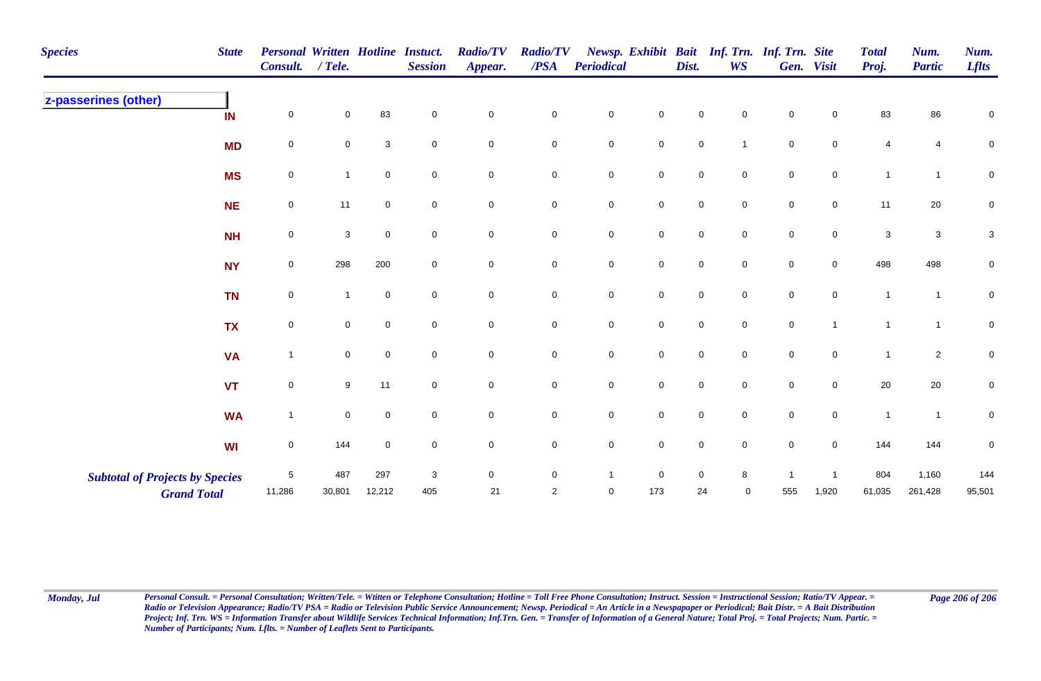| Species | State | Personal Consult. | Written / Tele. | Hotline | Instuct. Session | Radio/TV Appear. | Radio/TV /PSA | Newsp. Periodical | Exhibit | Bait Dist. | Inf. Trn. WS | Inf. Trn. Gen. | Site Visit | Total Proj. | Num. Partic | Num. Lflts |
|---|---|---|---|---|---|---|---|---|---|---|---|---|---|---|---|---|
| **z-passerines (other)** | IN | 0 | 0 | 83 | 0 | 0 | 0 | 0 | 0 | 0 | 0 | 0 | 0 | 83 | 86 | 0 |
| | MD | 0 | 0 | 3 | 0 | 0 | 0 | 0 | 0 | 0 | 1 | 0 | 0 | 4 | 4 | 0 |
| | MS | 0 | 1 | 0 | 0 | 0 | 0 | 0 | 0 | 0 | 0 | 0 | 0 | 1 | 1 | 0 |
| | NE | 0 | 11 | 0 | 0 | 0 | 0 | 0 | 0 | 0 | 0 | 0 | 0 | 11 | 20 | 0 |
| | NH | 0 | 3 | 0 | 0 | 0 | 0 | 0 | 0 | 0 | 0 | 0 | 0 | 3 | 3 | 3 |
| | NY | 0 | 298 | 200 | 0 | 0 | 0 | 0 | 0 | 0 | 0 | 0 | 0 | 498 | 498 | 0 |
| | TN | 0 | 1 | 0 | 0 | 0 | 0 | 0 | 0 | 0 | 0 | 0 | 0 | 1 | 1 | 0 |
| | TX | 0 | 0 | 0 | 0 | 0 | 0 | 0 | 0 | 0 | 0 | 0 | 1 | 1 | 1 | 0 |
| | VA | 1 | 0 | 0 | 0 | 0 | 0 | 0 | 0 | 0 | 0 | 0 | 0 | 1 | 2 | 0 |
| | VT | 0 | 9 | 11 | 0 | 0 | 0 | 0 | 0 | 0 | 0 | 0 | 0 | 20 | 20 | 0 |
| | WA | 1 | 0 | 0 | 0 | 0 | 0 | 0 | 0 | 0 | 0 | 0 | 0 | 1 | 1 | 0 |
| | WI | 0 | 144 | 0 | 0 | 0 | 0 | 0 | 0 | 0 | 0 | 0 | 0 | 144 | 144 | 0 |
| **Subtotal of Projects by Species** | | 5 | 487 | 297 | 3 | 0 | 0 | 1 | 0 | 0 | 8 | 1 | 1 | 804 | 1,160 | 144 |
| **Grand Total** | | 11,286 | 30,801 | 12,212 | 405 | 21 | 2 | 0 | 173 | 24 | 0 | 555 | 1,920 | 61,035 | 261,428 | 95,501 |

*Personal Consult. = Personal Consultation; Written/Tele. = Wtitten or Telephone Consultation; Hotline = Toll Free Phone Consultation; Instruct. Session = Instructional Session; Ratio/TV Appear. = Radio or Television Appearance; Radio/TV PSA = Radio or Television Public Service Announcement; Newsp. Periodical = An Article in a Newspapaper or Periodical; Bait Distr. = A Bait Distribution Project; Inf. Trn. WS = Information Transfer about Wildlife Services Technical Information; Inf.Trn. Gen. = Transfer of Information of a General Nature; Total Proj. = Total Projects; Num. Partic. = Number of Participants; Num. Lflts. = Number of Leaflets Sent to Participants.*